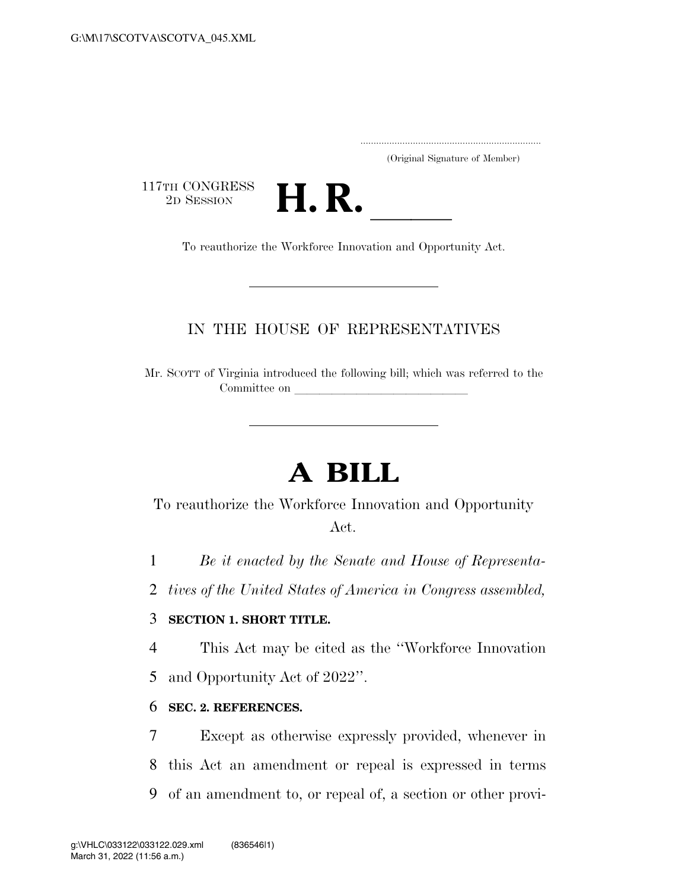G:\M\17\SCOTVA\SCOTVA_045.XML

..................................................................

(Original Signature of Member)

117TH CONGRESS
2D SESSION

# H. R. \_\_\_\_\_

To reauthorize the Workforce Innovation and Opportunity Act.

---

IN THE HOUSE OF REPRESENTATIVES

Mr. SCOTT of Virginia introduced the following bill; which was referred to the Committee on \_\_\_\_\_\_\_\_\_\_\_\_\_\_\_\_\_\_\_\_\_\_\_\_\_\_\_\_

---

# A BILL

To reauthorize the Workforce Innovation and Opportunity Act.

1 *Be it enacted by the Senate and House of Representa-*
2 *tives of the United States of America in Congress assembled,*

3 **SECTION 1. SHORT TITLE.**

4 This Act may be cited as the ''Workforce Innovation
5 and Opportunity Act of 2022''.

6 **SEC. 2. REFERENCES.**

7 Except as otherwise expressly provided, whenever in
8 this Act an amendment or repeal is expressed in terms
9 of an amendment to, or repeal of, a section or other provi-

g:\VHLC\033122\033122.029.xml (836546|1)
March 31, 2022 (11:56 a.m.)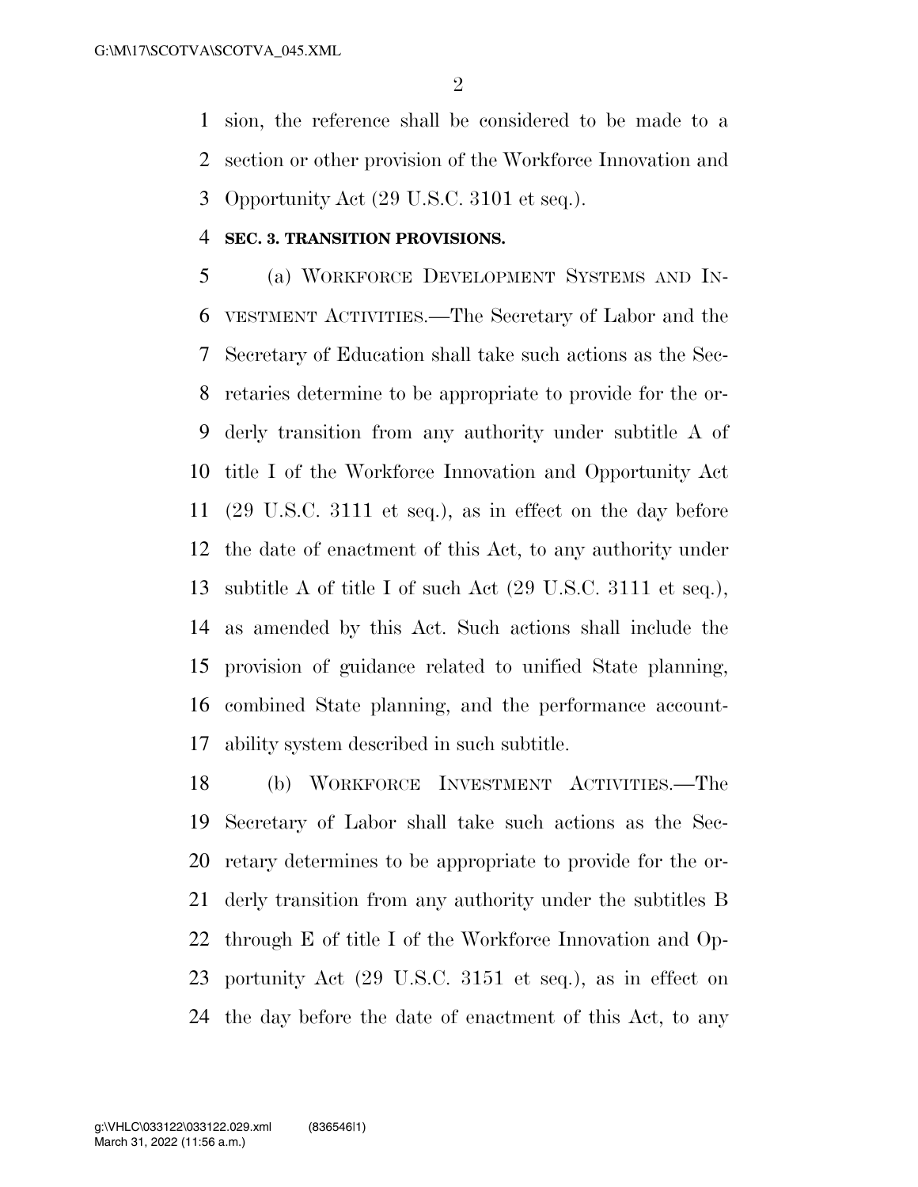sion, the reference shall be considered to be made to a section or other provision of the Workforce Innovation and Opportunity Act (29 U.S.C. 3101 et seq.).

**SEC. 3. TRANSITION PROVISIONS.**

(a) WORKFORCE DEVELOPMENT SYSTEMS AND INVESTMENT ACTIVITIES.—The Secretary of Labor and the Secretary of Education shall take such actions as the Secretaries determine to be appropriate to provide for the orderly transition from any authority under subtitle A of title I of the Workforce Innovation and Opportunity Act (29 U.S.C. 3111 et seq.), as in effect on the day before the date of enactment of this Act, to any authority under subtitle A of title I of such Act (29 U.S.C. 3111 et seq.), as amended by this Act. Such actions shall include the provision of guidance related to unified State planning, combined State planning, and the performance accountability system described in such subtitle.

(b) WORKFORCE INVESTMENT ACTIVITIES.—The Secretary of Labor shall take such actions as the Secretary determines to be appropriate to provide for the orderly transition from any authority under the subtitles B through E of title I of the Workforce Innovation and Opportunity Act (29 U.S.C. 3151 et seq.), as in effect on the day before the date of enactment of this Act, to any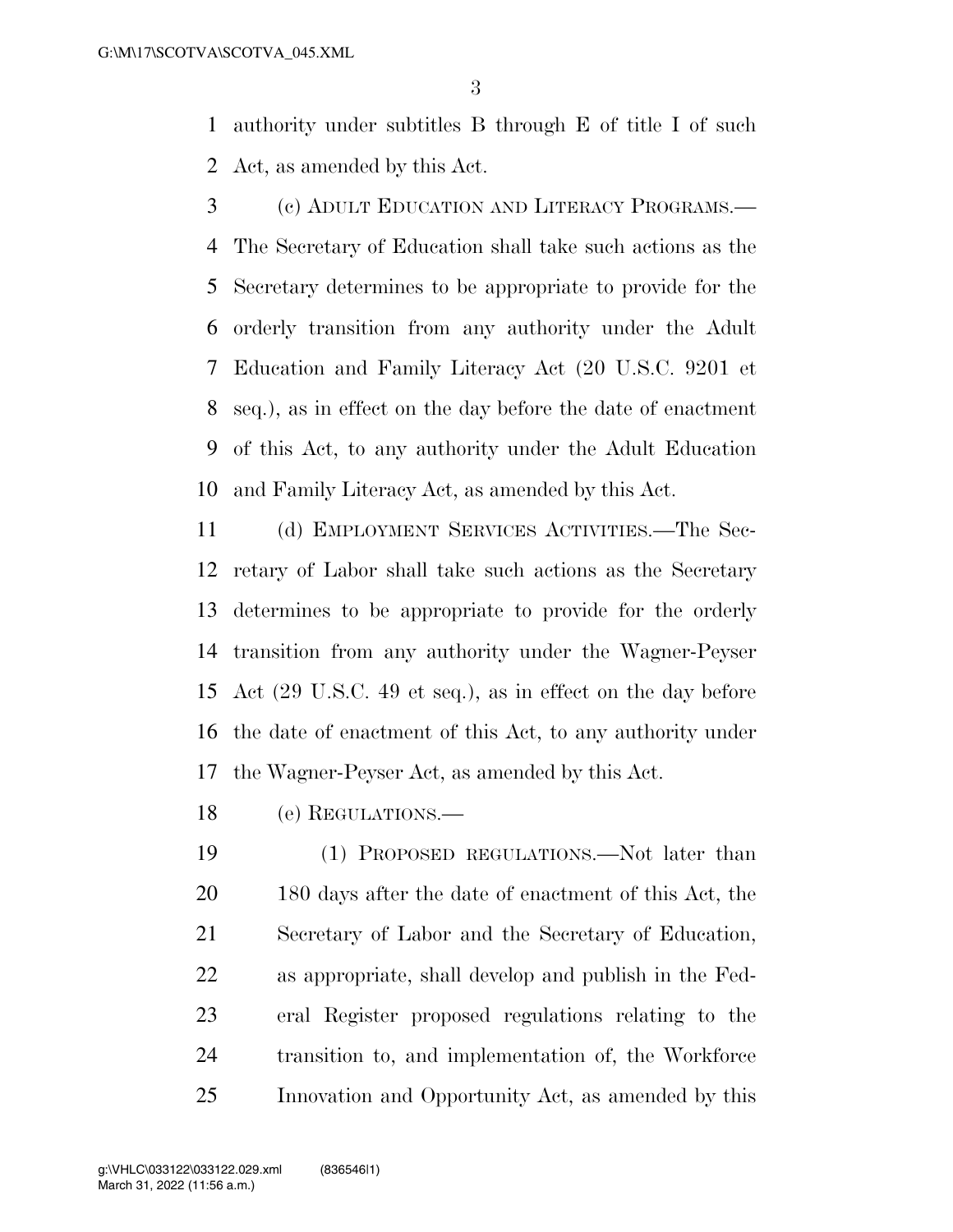authority under subtitles B through E of title I of such Act, as amended by this Act.

(c) Adult Education and Literacy Programs.—The Secretary of Education shall take such actions as the Secretary determines to be appropriate to provide for the orderly transition from any authority under the Adult Education and Family Literacy Act (20 U.S.C. 9201 et seq.), as in effect on the day before the date of enactment of this Act, to any authority under the Adult Education and Family Literacy Act, as amended by this Act.

(d) Employment Services Activities.—The Secretary of Labor shall take such actions as the Secretary determines to be appropriate to provide for the orderly transition from any authority under the Wagner-Peyser Act (29 U.S.C. 49 et seq.), as in effect on the day before the date of enactment of this Act, to any authority under the Wagner-Peyser Act, as amended by this Act.

(e) Regulations.—

(1) Proposed regulations.—Not later than 180 days after the date of enactment of this Act, the Secretary of Labor and the Secretary of Education, as appropriate, shall develop and publish in the Federal Register proposed regulations relating to the transition to, and implementation of, the Workforce Innovation and Opportunity Act, as amended by this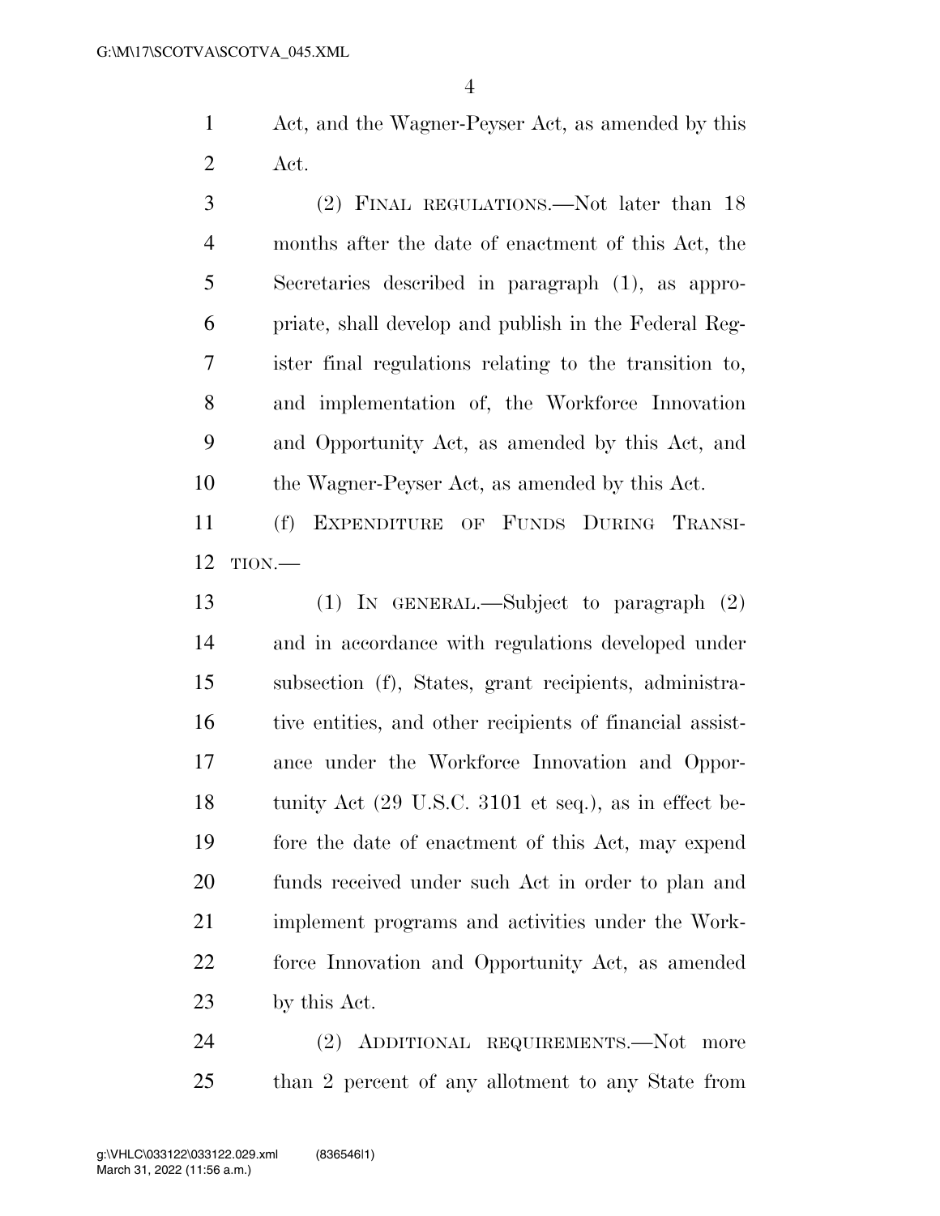Act, and the Wagner-Peyser Act, as amended by this Act.

(2) FINAL REGULATIONS.—Not later than 18 months after the date of enactment of this Act, the Secretaries described in paragraph (1), as appropriate, shall develop and publish in the Federal Register final regulations relating to the transition to, and implementation of, the Workforce Innovation and Opportunity Act, as amended by this Act, and the Wagner-Peyser Act, as amended by this Act.

(f) EXPENDITURE OF FUNDS DURING TRANSITION.—

(1) IN GENERAL.—Subject to paragraph (2) and in accordance with regulations developed under subsection (f), States, grant recipients, administrative entities, and other recipients of financial assistance under the Workforce Innovation and Opportunity Act (29 U.S.C. 3101 et seq.), as in effect before the date of enactment of this Act, may expend funds received under such Act in order to plan and implement programs and activities under the Workforce Innovation and Opportunity Act, as amended by this Act.

(2) ADDITIONAL REQUIREMENTS.—Not more than 2 percent of any allotment to any State from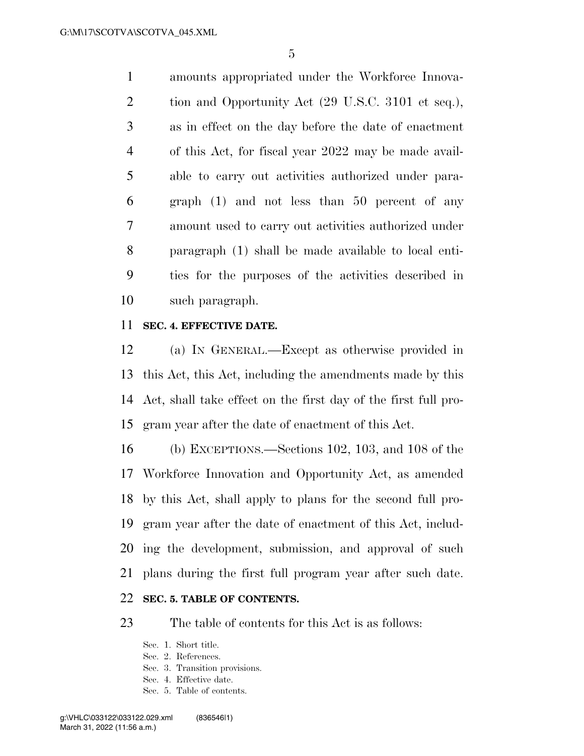amounts appropriated under the Workforce Innovation and Opportunity Act (29 U.S.C. 3101 et seq.), as in effect on the day before the date of enactment of this Act, for fiscal year 2022 may be made available to carry out activities authorized under paragraph (1) and not less than 50 percent of any amount used to carry out activities authorized under paragraph (1) shall be made available to local entities for the purposes of the activities described in such paragraph.

**SEC. 4. EFFECTIVE DATE.**

(a) IN GENERAL.—Except as otherwise provided in this Act, this Act, including the amendments made by this Act, shall take effect on the first day of the first full program year after the date of enactment of this Act.

(b) EXCEPTIONS.—Sections 102, 103, and 108 of the Workforce Innovation and Opportunity Act, as amended by this Act, shall apply to plans for the second full program year after the date of enactment of this Act, including the development, submission, and approval of such plans during the first full program year after such date.

**SEC. 5. TABLE OF CONTENTS.**

The table of contents for this Act is as follows:

Sec. 1. Short title.
Sec. 2. References.
Sec. 3. Transition provisions.
Sec. 4. Effective date.
Sec. 5. Table of contents.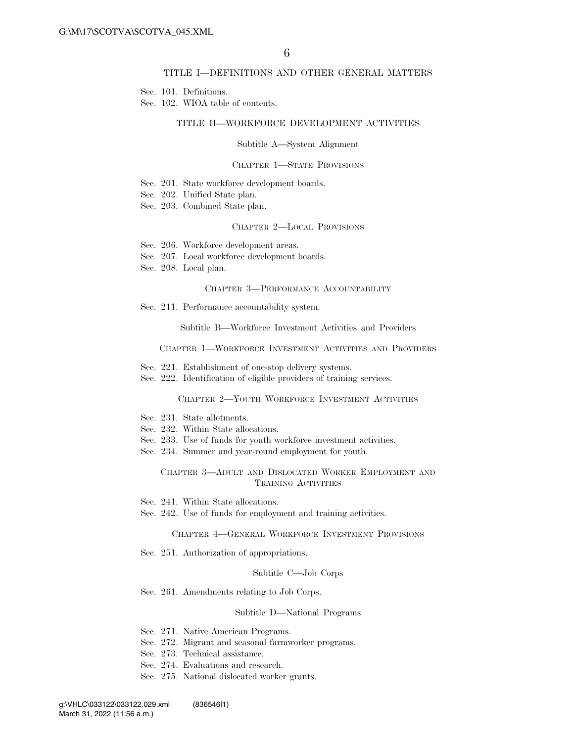## TITLE I—DEFINITIONS AND OTHER GENERAL MATTERS

Sec. 101. Definitions.
Sec. 102. WIOA table of contents.

## TITLE II—WORKFORCE DEVELOPMENT ACTIVITIES

### Subtitle A—System Alignment

#### Chapter 1—State Provisions

Sec. 201. State workforce development boards.
Sec. 202. Unified State plan.
Sec. 203. Combined State plan.

#### Chapter 2—Local Provisions

Sec. 206. Workforce development areas.
Sec. 207. Local workforce development boards.
Sec. 208. Local plan.

#### Chapter 3—Performance Accountability

Sec. 211. Performance accountability system.

### Subtitle B—Workforce Investment Activities and Providers

#### Chapter 1—Workforce Investment Activities and Providers

Sec. 221. Establishment of one-stop delivery systems.
Sec. 222. Identification of eligible providers of training services.

#### Chapter 2—Youth Workforce Investment Activities

Sec. 231. State allotments.
Sec. 232. Within State allocations.
Sec. 233. Use of funds for youth workforce investment activities.
Sec. 234. Summer and year-round employment for youth.

#### Chapter 3—Adult and Dislocated Worker Employment and Training Activities

Sec. 241. Within State allocations.
Sec. 242. Use of funds for employment and training activities.

#### Chapter 4—General Workforce Investment Provisions

Sec. 251. Authorization of appropriations.

### Subtitle C—Job Corps

Sec. 261. Amendments relating to Job Corps.

### Subtitle D—National Programs

Sec. 271. Native American Programs.
Sec. 272. Migrant and seasonal farmworker programs.
Sec. 273. Technical assistance.
Sec. 274. Evaluations and research.
Sec. 275. National dislocated worker grants.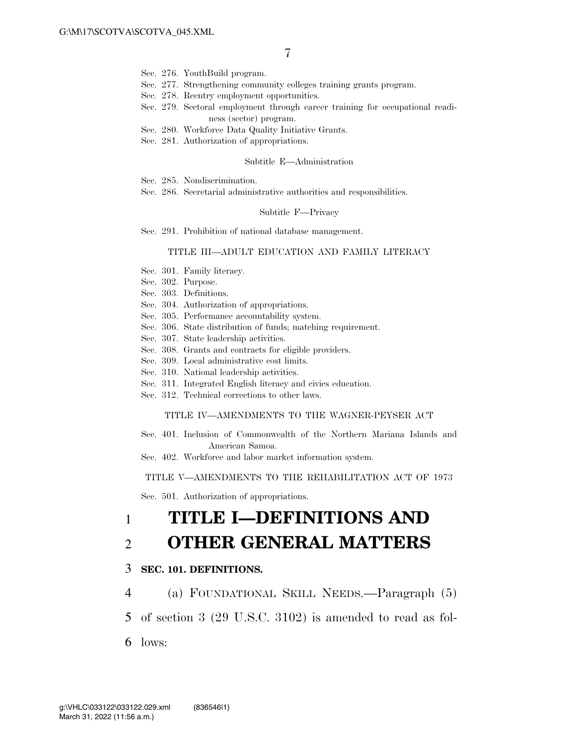Sec. 276. YouthBuild program.
Sec. 277. Strengthening community colleges training grants program.
Sec. 278. Reentry employment opportunities.
Sec. 279. Sectoral employment through career training for occupational readiness (sector) program.
Sec. 280. Workforce Data Quality Initiative Grants.
Sec. 281. Authorization of appropriations.

Subtitle E—Administration

Sec. 285. Nondiscrimination.
Sec. 286. Secretarial administrative authorities and responsibilities.

Subtitle F—Privacy

Sec. 291. Prohibition of national database management.

TITLE III—ADULT EDUCATION AND FAMILY LITERACY

Sec. 301. Family literacy.
Sec. 302. Purpose.
Sec. 303. Definitions.
Sec. 304. Authorization of appropriations.
Sec. 305. Performance accountability system.
Sec. 306. State distribution of funds; matching requirement.
Sec. 307. State leadership activities.
Sec. 308. Grants and contracts for eligible providers.
Sec. 309. Local administrative cost limits.
Sec. 310. National leadership activities.
Sec. 311. Integrated English literacy and civics education.
Sec. 312. Technical corrections to other laws.

TITLE IV—AMENDMENTS TO THE WAGNER-PEYSER ACT

Sec. 401. Inclusion of Commonwealth of the Northern Mariana Islands and American Samoa.
Sec. 402. Workforce and labor market information system.

TITLE V—AMENDMENTS TO THE REHABILITATION ACT OF 1973

Sec. 501. Authorization of appropriations.

# TITLE I—DEFINITIONS AND OTHER GENERAL MATTERS

## SEC. 101. DEFINITIONS.

(a) FOUNDATIONAL SKILL NEEDS.—Paragraph (5) of section 3 (29 U.S.C. 3102) is amended to read as follows: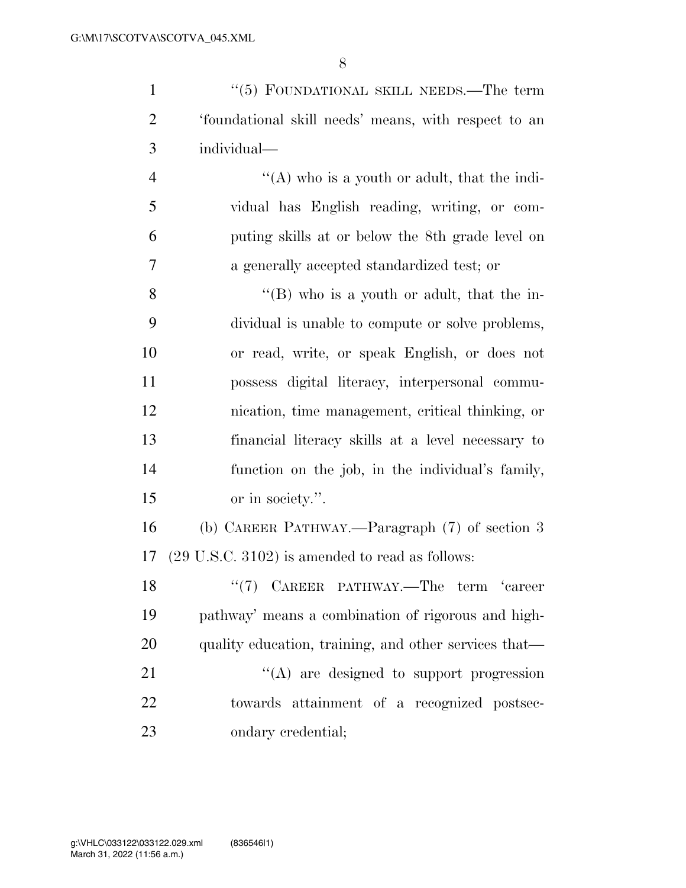"(5) FOUNDATIONAL SKILL NEEDS.—The term 'foundational skill needs' means, with respect to an individual—

"(A) who is a youth or adult, that the individual has English reading, writing, or computing skills at or below the 8th grade level on a generally accepted standardized test; or

"(B) who is a youth or adult, that the individual is unable to compute or solve problems, or read, write, or speak English, or does not possess digital literacy, interpersonal communication, time management, critical thinking, or financial literacy skills at a level necessary to function on the job, in the individual's family, or in society.".

(b) CAREER PATHWAY.—Paragraph (7) of section 3 (29 U.S.C. 3102) is amended to read as follows:

"(7) CAREER PATHWAY.—The term 'career pathway' means a combination of rigorous and high-quality education, training, and other services that—

"(A) are designed to support progression towards attainment of a recognized postsecondary credential;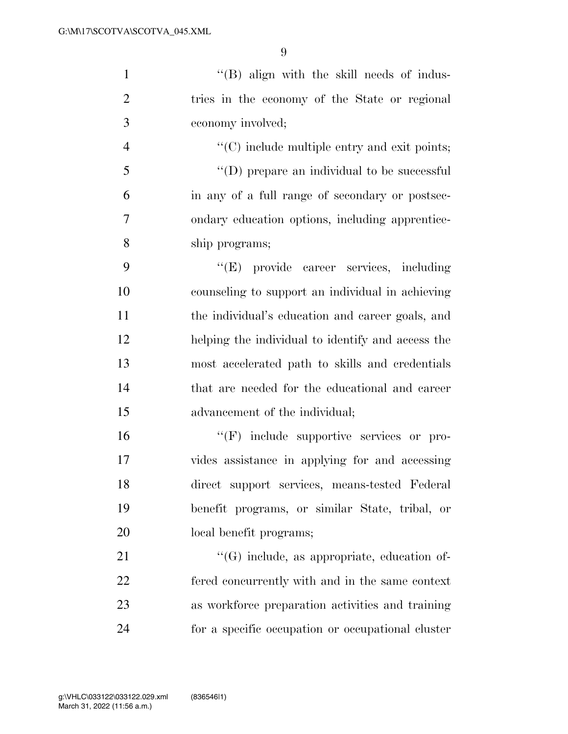''(B) align with the skill needs of industries in the economy of the State or regional economy involved;

''(C) include multiple entry and exit points;

''(D) prepare an individual to be successful in any of a full range of secondary or postsecondary education options, including apprenticeship programs;

''(E) provide career services, including counseling to support an individual in achieving the individual's education and career goals, and helping the individual to identify and access the most accelerated path to skills and credentials that are needed for the educational and career advancement of the individual;

''(F) include supportive services or provides assistance in applying for and accessing direct support services, means-tested Federal benefit programs, or similar State, tribal, or local benefit programs;

''(G) include, as appropriate, education offered concurrently with and in the same context as workforce preparation activities and training for a specific occupation or occupational cluster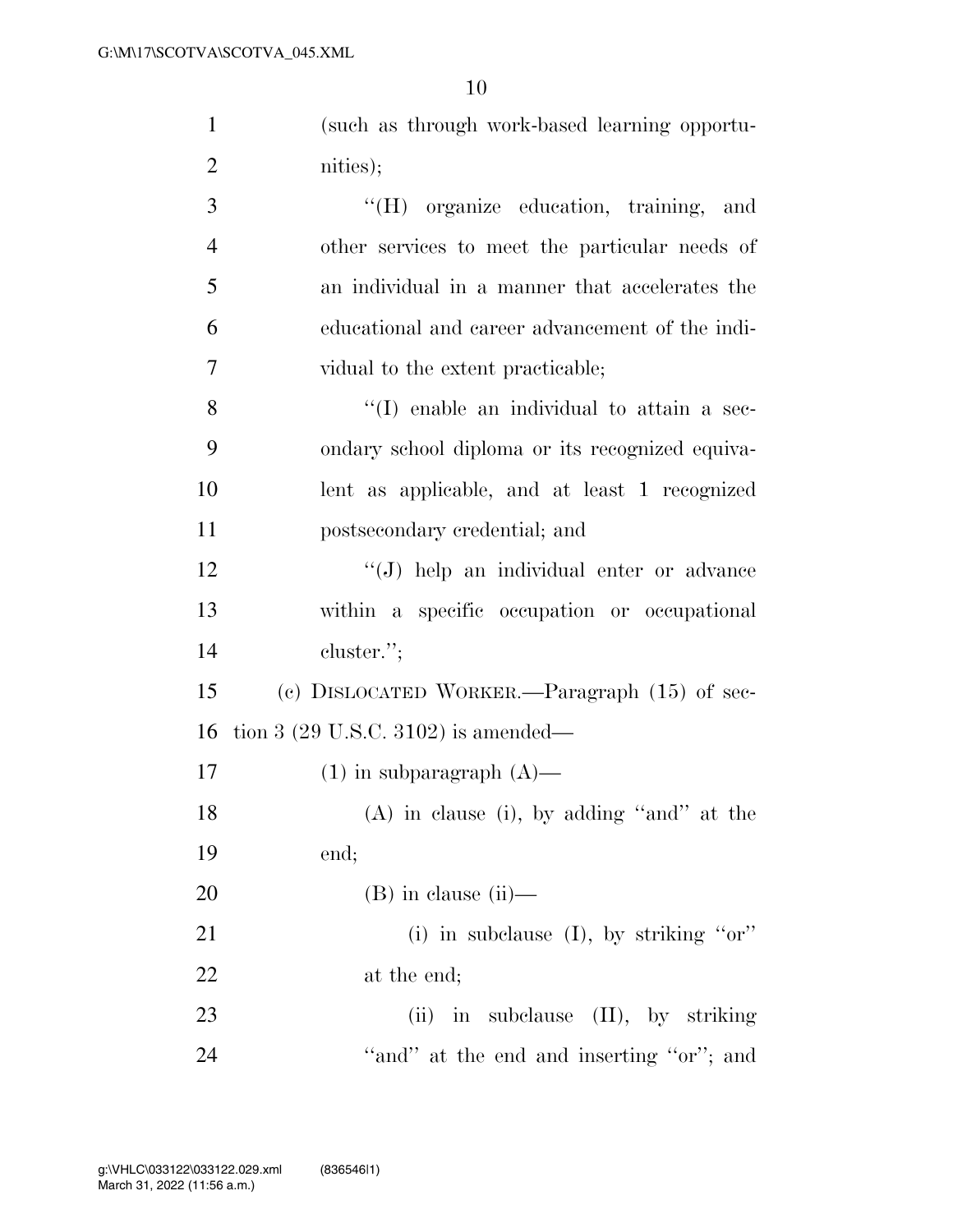(such as through work-based learning opportunities);

"(H) organize education, training, and other services to meet the particular needs of an individual in a manner that accelerates the educational and career advancement of the individual to the extent practicable;

"(I) enable an individual to attain a secondary school diploma or its recognized equivalent as applicable, and at least 1 recognized postsecondary credential; and

"(J) help an individual enter or advance within a specific occupation or occupational cluster.";

(c) DISLOCATED WORKER.—Paragraph (15) of section 3 (29 U.S.C. 3102) is amended—

(1) in subparagraph (A)—

(A) in clause (i), by adding "and" at the end;

(B) in clause (ii)—

(i) in subclause (I), by striking "or" at the end;

(ii) in subclause (II), by striking "and" at the end and inserting "or"; and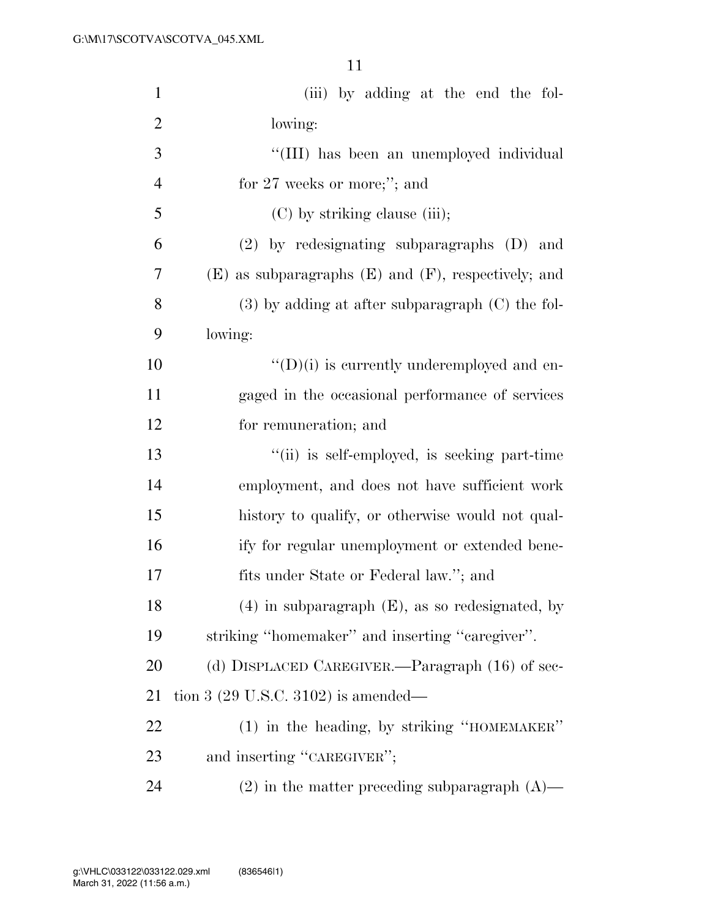(iii) by adding at the end the following:

''(III) has been an unemployed individual for 27 weeks or more;''; and

(C) by striking clause (iii);

(2) by redesignating subparagraphs (D) and (E) as subparagraphs (E) and (F), respectively; and

(3) by adding at after subparagraph (C) the following:

''(D)(i) is currently underemployed and engaged in the occasional performance of services for remuneration; and

''(ii) is self-employed, is seeking part-time employment, and does not have sufficient work history to qualify, or otherwise would not qualify for regular unemployment or extended benefits under State or Federal law.''; and

(4) in subparagraph (E), as so redesignated, by striking ''homemaker'' and inserting ''caregiver''.

(d) DISPLACED CAREGIVER.—Paragraph (16) of section 3 (29 U.S.C. 3102) is amended—

(1) in the heading, by striking ''HOMEMAKER'' and inserting ''CAREGIVER'';

(2) in the matter preceding subparagraph (A)—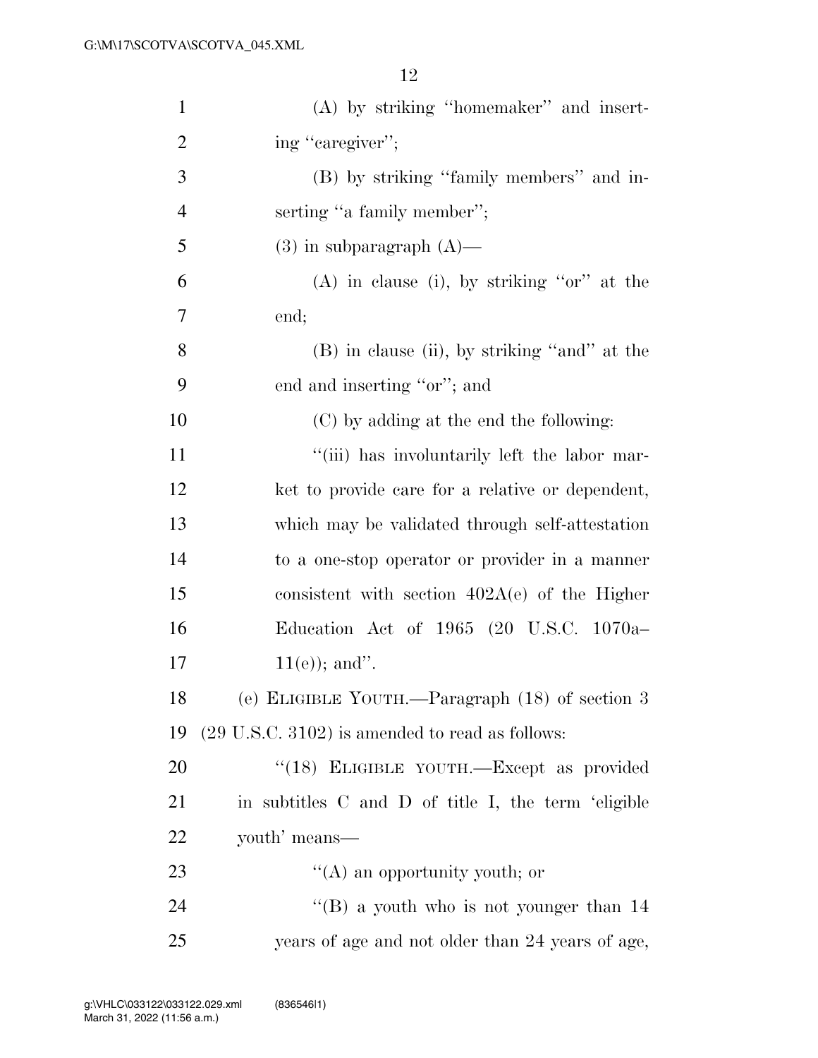(A) by striking ''homemaker'' and inserting ''caregiver'';

(B) by striking ''family members'' and inserting ''a family member'';

(3) in subparagraph (A)—

(A) in clause (i), by striking ''or'' at the end;

(B) in clause (ii), by striking ''and'' at the end and inserting ''or''; and

(C) by adding at the end the following:

''(iii) has involuntarily left the labor market to provide care for a relative or dependent, which may be validated through self-attestation to a one-stop operator or provider in a manner consistent with section 402A(e) of the Higher Education Act of 1965 (20 U.S.C. 1070a–11(e)); and''.

(e) ELIGIBLE YOUTH.—Paragraph (18) of section 3 (29 U.S.C. 3102) is amended to read as follows:

''(18) ELIGIBLE YOUTH.—Except as provided in subtitles C and D of title I, the term 'eligible youth' means—

''(A) an opportunity youth; or

''(B) a youth who is not younger than 14 years of age and not older than 24 years of age,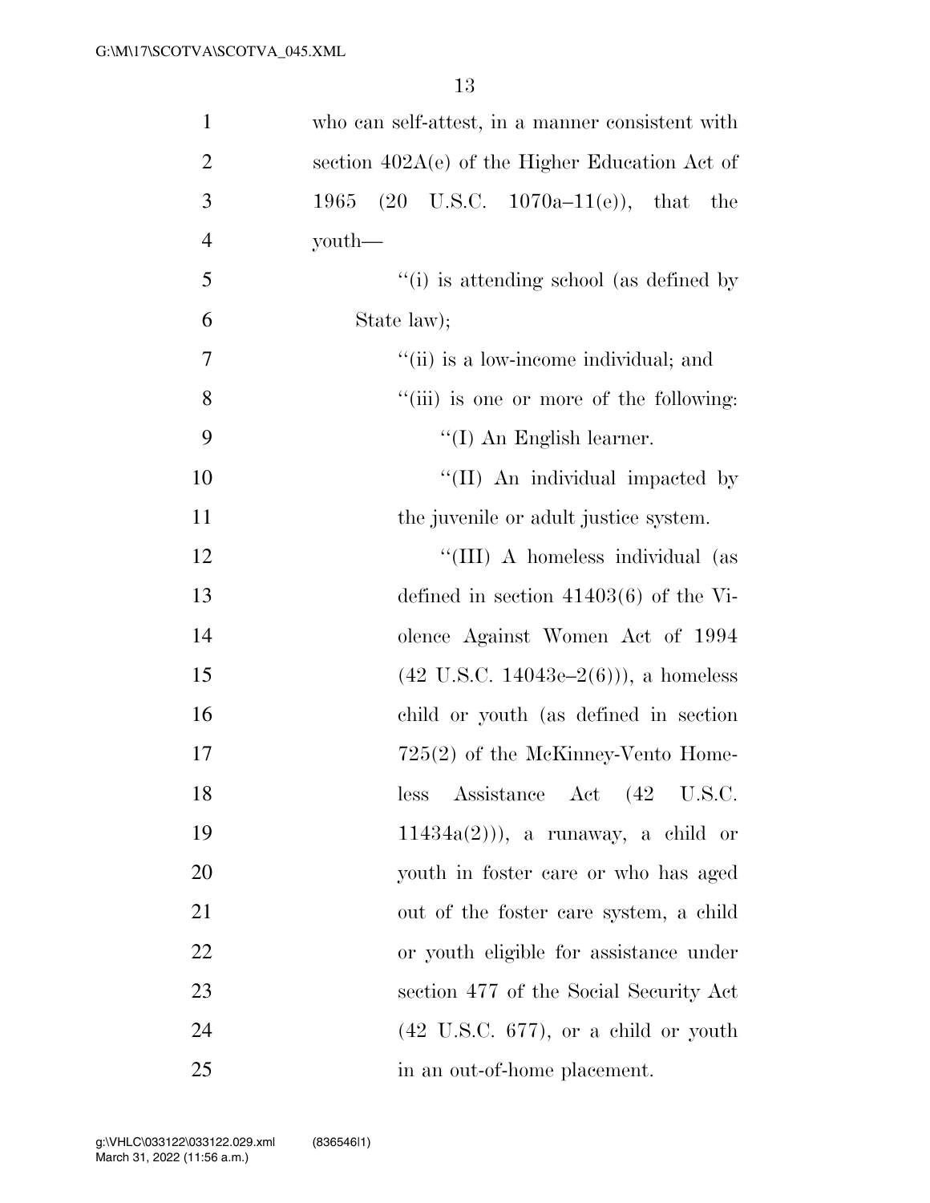who can self-attest, in a manner consistent with section 402A(e) of the Higher Education Act of 1965 (20 U.S.C. 1070a–11(e)), that the youth—

''(i) is attending school (as defined by State law);

''(ii) is a low-income individual; and

''(iii) is one or more of the following:

''(I) An English learner.

''(II) An individual impacted by the juvenile or adult justice system.

''(III) A homeless individual (as defined in section 41403(6) of the Violence Against Women Act of 1994 (42 U.S.C. 14043e–2(6))), a homeless child or youth (as defined in section 725(2) of the McKinney-Vento Homeless Assistance Act (42 U.S.C. 11434a(2))), a runaway, a child or youth in foster care or who has aged out of the foster care system, a child or youth eligible for assistance under section 477 of the Social Security Act (42 U.S.C. 677), or a child or youth in an out-of-home placement.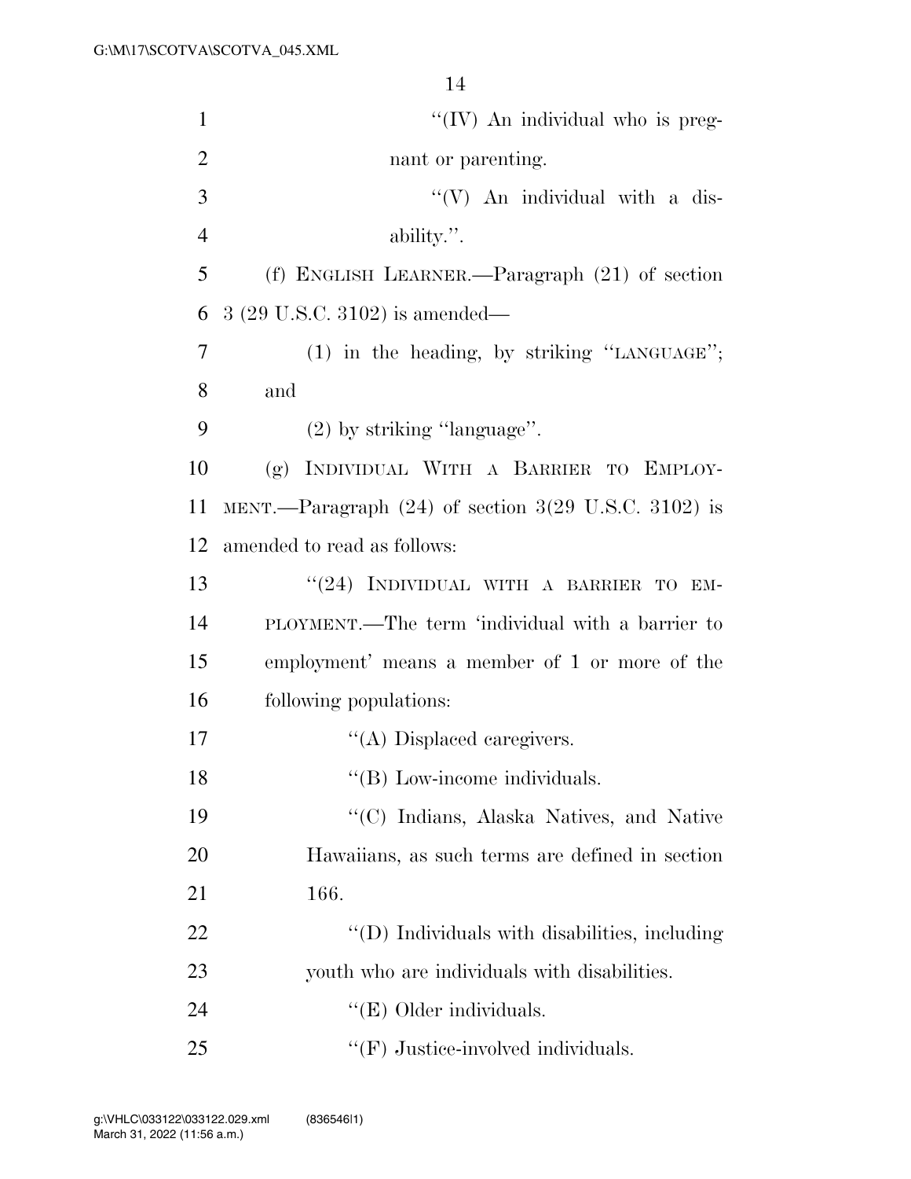"(IV) An individual who is pregnant or parenting.

"(V) An individual with a disability.".

(f) English Learner.—Paragraph (21) of section 3 (29 U.S.C. 3102) is amended—

(1) in the heading, by striking "LANGUAGE"; and

(2) by striking "language".

(g) Individual With a Barrier to Employment.—Paragraph (24) of section 3(29 U.S.C. 3102) is amended to read as follows:

"(24) Individual with a barrier to employment.—The term 'individual with a barrier to employment' means a member of 1 or more of the following populations:

"(A) Displaced caregivers.

"(B) Low-income individuals.

"(C) Indians, Alaska Natives, and Native Hawaiians, as such terms are defined in section 166.

"(D) Individuals with disabilities, including youth who are individuals with disabilities.

"(E) Older individuals.

"(F) Justice-involved individuals.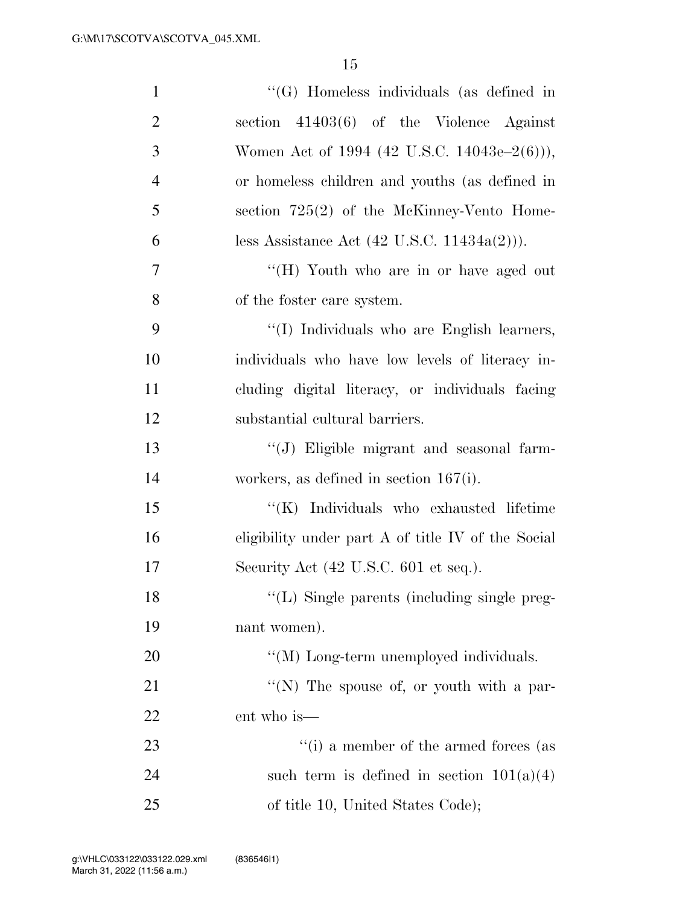''(G) Homeless individuals (as defined in section 41403(6) of the Violence Against Women Act of 1994 (42 U.S.C. 14043e–2(6))), or homeless children and youths (as defined in section 725(2) of the McKinney-Vento Homeless Assistance Act (42 U.S.C. 11434a(2))).

''(H) Youth who are in or have aged out of the foster care system.

''(I) Individuals who are English learners, individuals who have low levels of literacy including digital literacy, or individuals facing substantial cultural barriers.

''(J) Eligible migrant and seasonal farmworkers, as defined in section 167(i).

''(K) Individuals who exhausted lifetime eligibility under part A of title IV of the Social Security Act (42 U.S.C. 601 et seq.).

''(L) Single parents (including single pregnant women).

''(M) Long-term unemployed individuals.

''(N) The spouse of, or youth with a parent who is—

''(i) a member of the armed forces (as such term is defined in section 101(a)(4) of title 10, United States Code);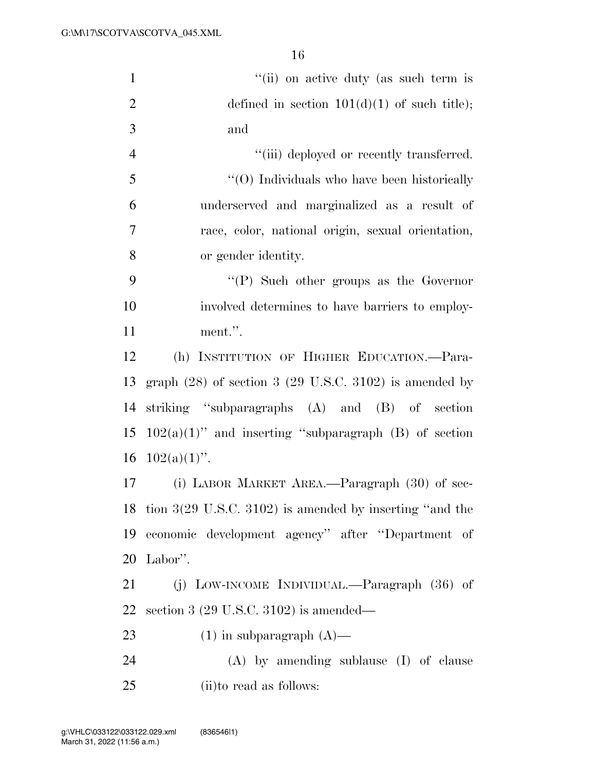''(ii) on active duty (as such term is defined in section 101(d)(1) of such title); and

''(iii) deployed or recently transferred.

''(O) Individuals who have been historically underserved and marginalized as a result of race, color, national origin, sexual orientation, or gender identity.

''(P) Such other groups as the Governor involved determines to have barriers to employment.''.

(h) INSTITUTION OF HIGHER EDUCATION.—Paragraph (28) of section 3 (29 U.S.C. 3102) is amended by striking ''subparagraphs (A) and (B) of section 102(a)(1)'' and inserting ''subparagraph (B) of section 102(a)(1)''.

(i) LABOR MARKET AREA.—Paragraph (30) of section 3(29 U.S.C. 3102) is amended by inserting ''and the economic development agency'' after ''Department of Labor''.

(j) LOW-INCOME INDIVIDUAL.—Paragraph (36) of section 3 (29 U.S.C. 3102) is amended—

(1) in subparagraph (A)—

(A) by amending sublause (I) of clause (ii)to read as follows: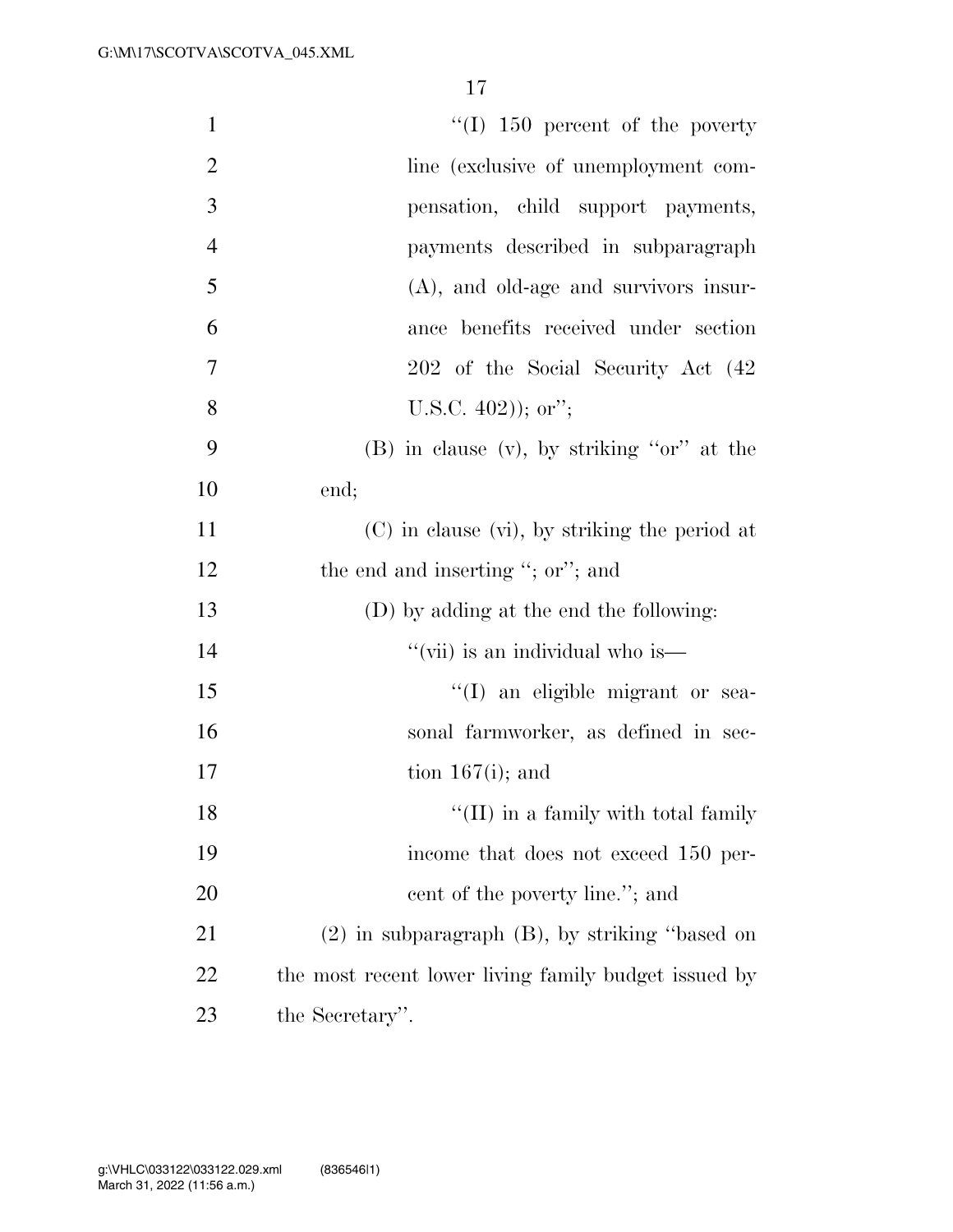"(I) 150 percent of the poverty line (exclusive of unemployment compensation, child support payments, payments described in subparagraph (A), and old-age and survivors insurance benefits received under section 202 of the Social Security Act (42 U.S.C. 402)); or";

(B) in clause (v), by striking "or" at the end;

(C) in clause (vi), by striking the period at the end and inserting "; or"; and

(D) by adding at the end the following:

"(vii) is an individual who is—

"(I) an eligible migrant or seasonal farmworker, as defined in section 167(i); and

"(II) in a family with total family income that does not exceed 150 percent of the poverty line."; and

(2) in subparagraph (B), by striking "based on the most recent lower living family budget issued by the Secretary".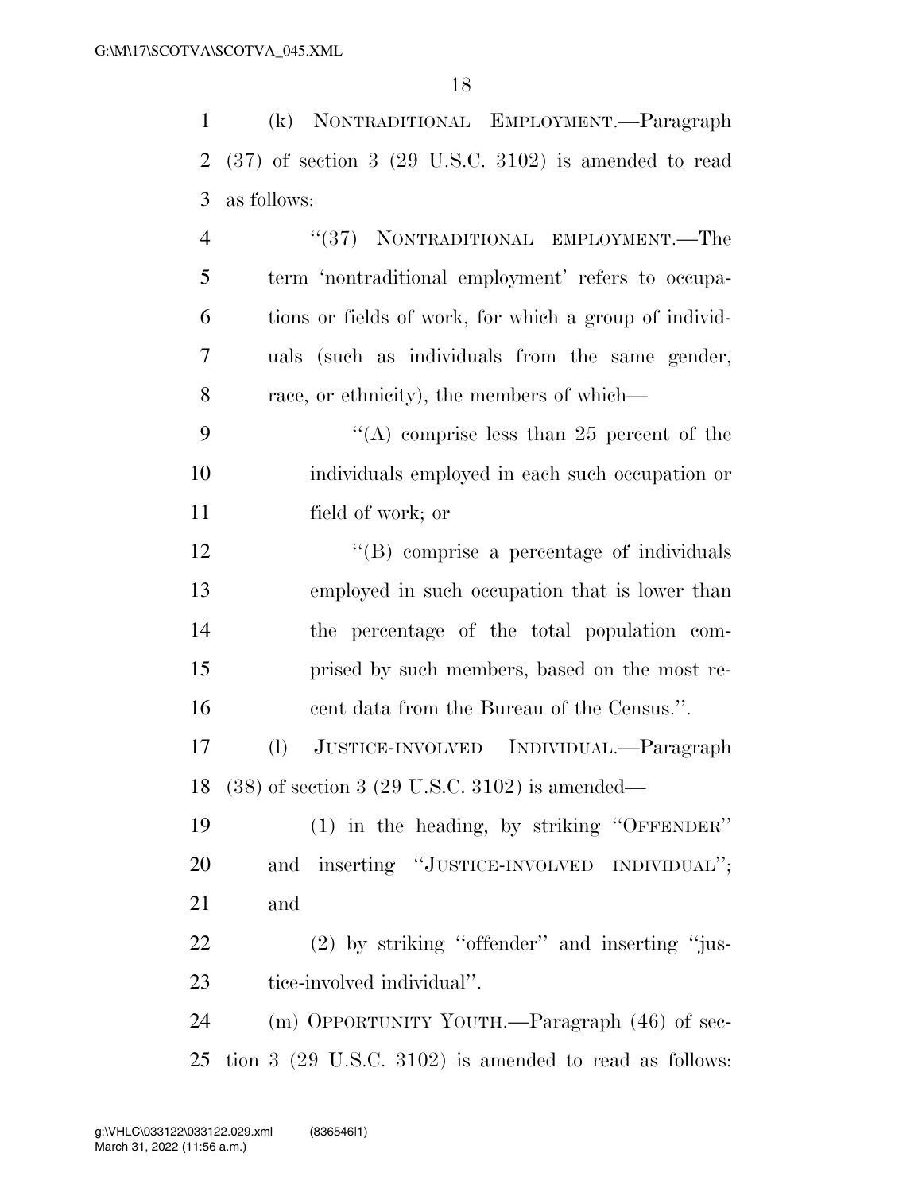(k) NONTRADITIONAL EMPLOYMENT.—Paragraph (37) of section 3 (29 U.S.C. 3102) is amended to read as follows:

"(37) NONTRADITIONAL EMPLOYMENT.—The term 'nontraditional employment' refers to occupations or fields of work, for which a group of individuals (such as individuals from the same gender, race, or ethnicity), the members of which—

"(A) comprise less than 25 percent of the individuals employed in each such occupation or field of work; or

"(B) comprise a percentage of individuals employed in such occupation that is lower than the percentage of the total population comprised by such members, based on the most recent data from the Bureau of the Census.".

(l) JUSTICE-INVOLVED INDIVIDUAL.—Paragraph (38) of section 3 (29 U.S.C. 3102) is amended—

(1) in the heading, by striking "OFFENDER" and inserting "JUSTICE-INVOLVED INDIVIDUAL"; and

(2) by striking "offender" and inserting "justice-involved individual".

(m) OPPORTUNITY YOUTH.—Paragraph (46) of section 3 (29 U.S.C. 3102) is amended to read as follows: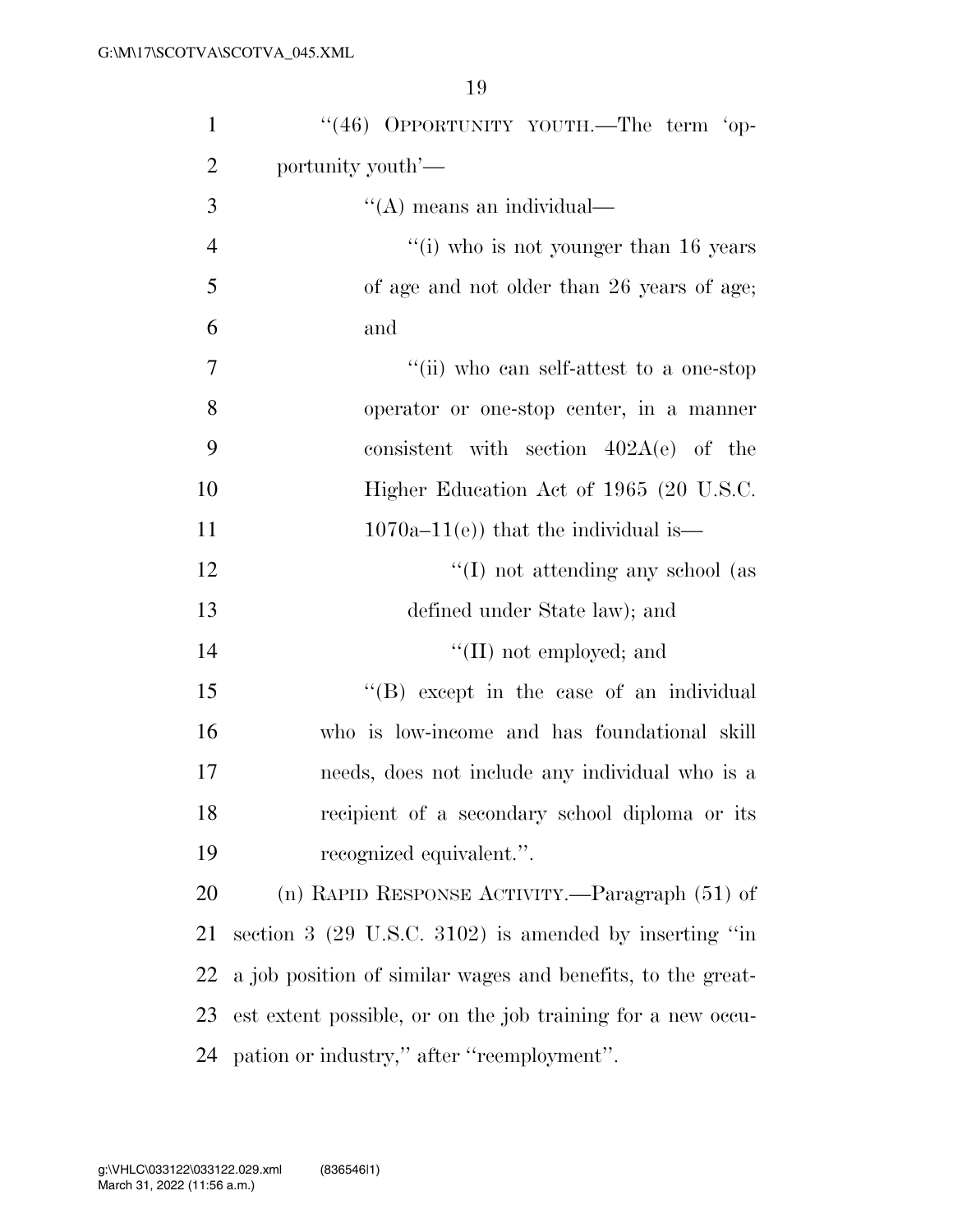"(46) OPPORTUNITY YOUTH.—The term 'opportunity youth'—

"(A) means an individual—

"(i) who is not younger than 16 years of age and not older than 26 years of age; and

"(ii) who can self-attest to a one-stop operator or one-stop center, in a manner consistent with section 402A(e) of the Higher Education Act of 1965 (20 U.S.C. 1070a–11(e)) that the individual is—

"(I) not attending any school (as defined under State law); and

"(II) not employed; and

"(B) except in the case of an individual who is low-income and has foundational skill needs, does not include any individual who is a recipient of a secondary school diploma or its recognized equivalent.".

(n) RAPID RESPONSE ACTIVITY.—Paragraph (51) of section 3 (29 U.S.C. 3102) is amended by inserting "in a job position of similar wages and benefits, to the greatest extent possible, or on the job training for a new occupation or industry," after "reemployment".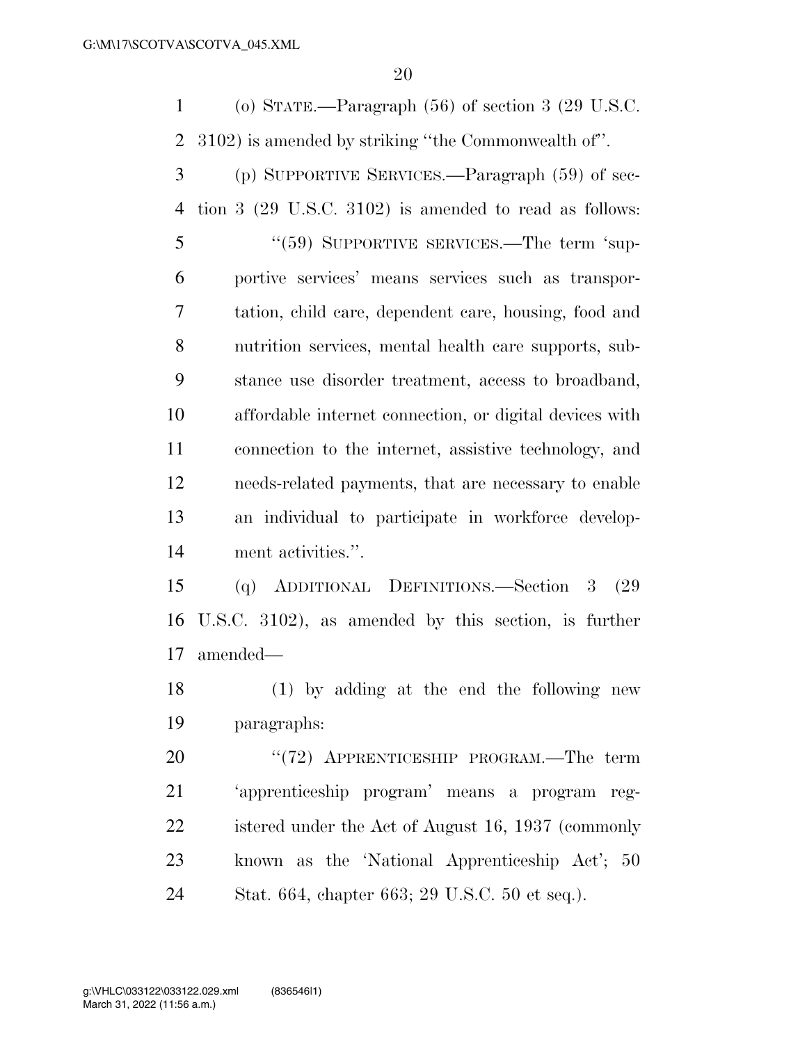(o) STATE.—Paragraph (56) of section 3 (29 U.S.C. 3102) is amended by striking ''the Commonwealth of''.

(p) SUPPORTIVE SERVICES.—Paragraph (59) of section 3 (29 U.S.C. 3102) is amended to read as follows:

> ''(59) SUPPORTIVE SERVICES.—The term 'supportive services' means services such as transportation, child care, dependent care, housing, food and nutrition services, mental health care supports, substance use disorder treatment, access to broadband, affordable internet connection, or digital devices with connection to the internet, assistive technology, and needs-related payments, that are necessary to enable an individual to participate in workforce development activities.''.

(q) ADDITIONAL DEFINITIONS.—Section 3 (29 U.S.C. 3102), as amended by this section, is further amended—

> (1) by adding at the end the following new paragraphs:
>
> ''(72) APPRENTICESHIP PROGRAM.—The term 'apprenticeship program' means a program registered under the Act of August 16, 1937 (commonly known as the 'National Apprenticeship Act'; 50 Stat. 664, chapter 663; 29 U.S.C. 50 et seq.).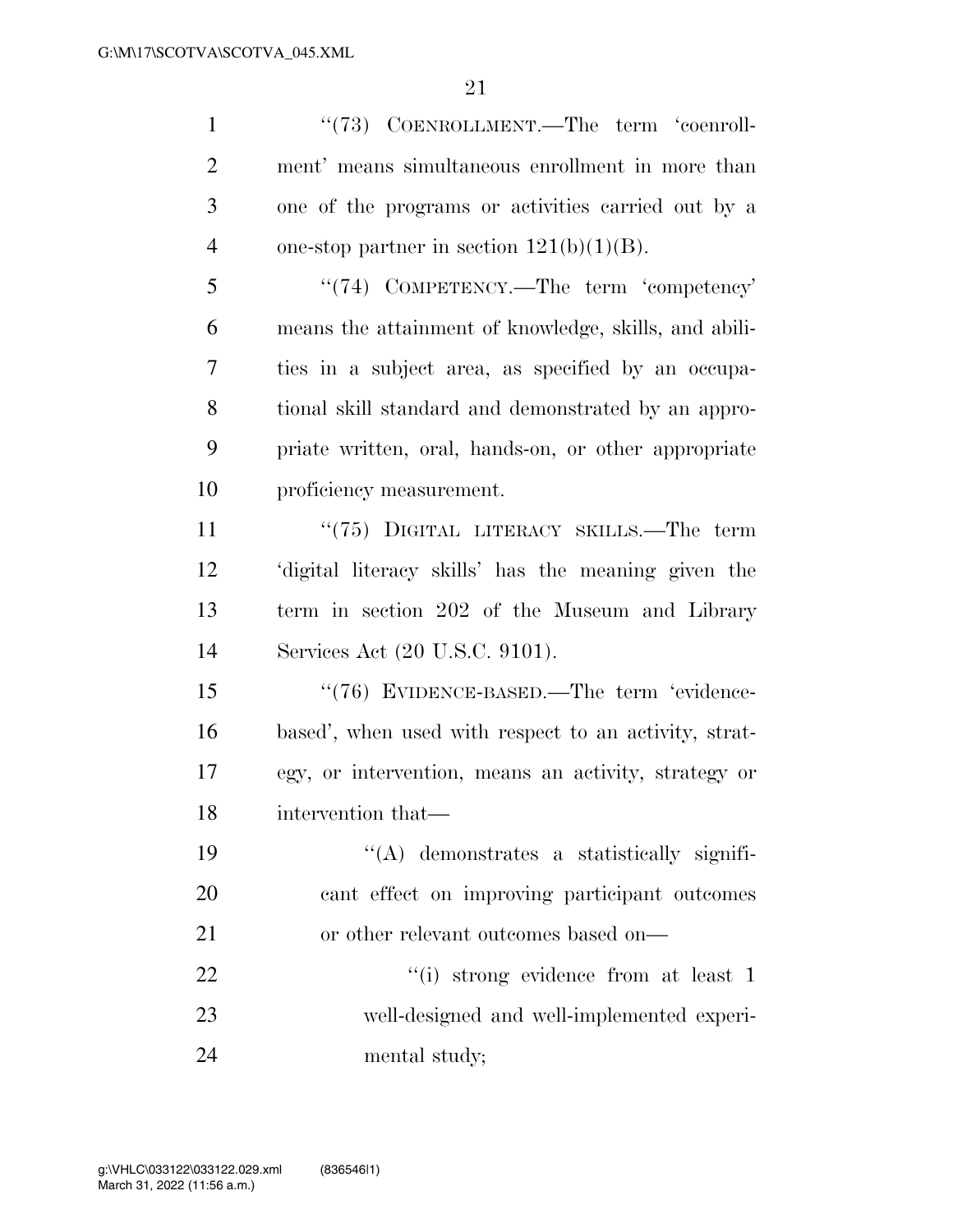"(73) COENROLLMENT.—The term 'coenrollment' means simultaneous enrollment in more than one of the programs or activities carried out by a one-stop partner in section 121(b)(1)(B).

"(74) COMPETENCY.—The term 'competency' means the attainment of knowledge, skills, and abilities in a subject area, as specified by an occupational skill standard and demonstrated by an appropriate written, oral, hands-on, or other appropriate proficiency measurement.

"(75) DIGITAL LITERACY SKILLS.—The term 'digital literacy skills' has the meaning given the term in section 202 of the Museum and Library Services Act (20 U.S.C. 9101).

"(76) EVIDENCE-BASED.—The term 'evidence-based', when used with respect to an activity, strategy, or intervention, means an activity, strategy or intervention that—

"(A) demonstrates a statistically significant effect on improving participant outcomes or other relevant outcomes based on—

"(i) strong evidence from at least 1 well-designed and well-implemented experimental study;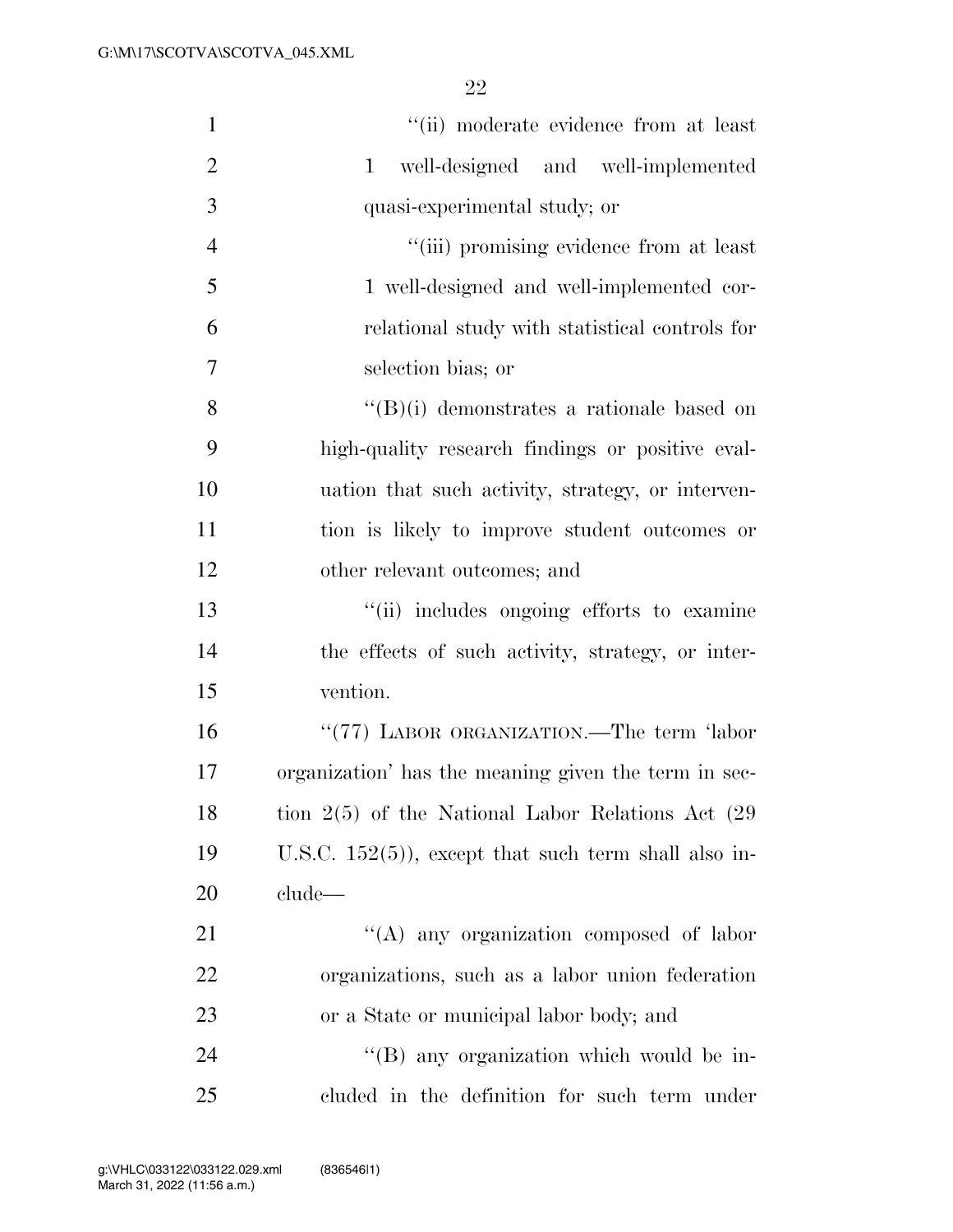''(ii) moderate evidence from at least 1 well-designed and well-implemented quasi-experimental study; or

''(iii) promising evidence from at least 1 well-designed and well-implemented correlational study with statistical controls for selection bias; or

''(B)(i) demonstrates a rationale based on high-quality research findings or positive evaluation that such activity, strategy, or intervention is likely to improve student outcomes or other relevant outcomes; and

''(ii) includes ongoing efforts to examine the effects of such activity, strategy, or intervention.

''(77) LABOR ORGANIZATION.—The term 'labor organization' has the meaning given the term in section 2(5) of the National Labor Relations Act (29 U.S.C. 152(5)), except that such term shall also include—

''(A) any organization composed of labor organizations, such as a labor union federation or a State or municipal labor body; and

''(B) any organization which would be included in the definition for such term under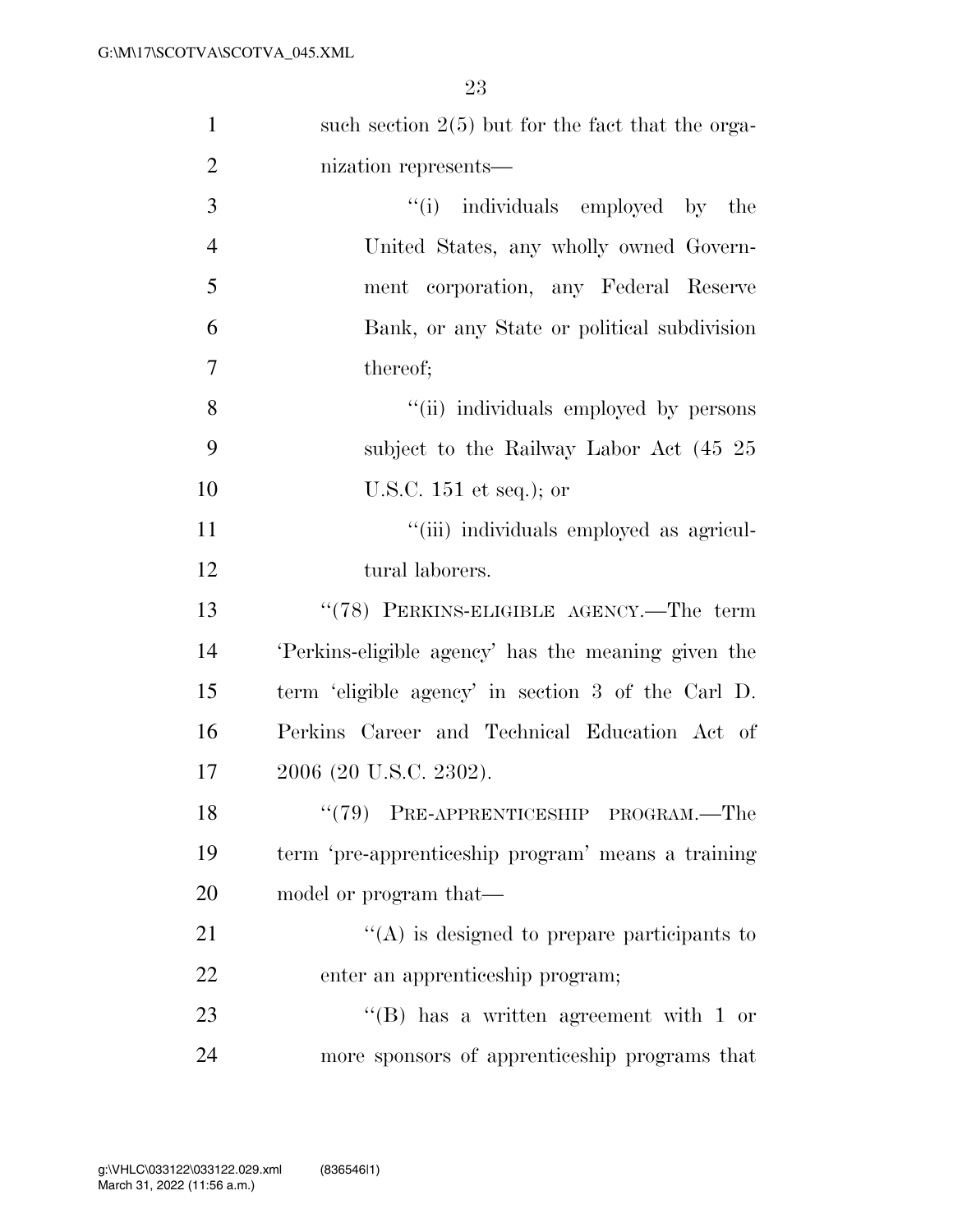such section 2(5) but for the fact that the organization represents—

"(i) individuals employed by the United States, any wholly owned Government corporation, any Federal Reserve Bank, or any State or political subdivision thereof;

"(ii) individuals employed by persons subject to the Railway Labor Act (45 25 U.S.C. 151 et seq.); or

"(iii) individuals employed as agricultural laborers.

"(78) PERKINS-ELIGIBLE AGENCY.—The term 'Perkins-eligible agency' has the meaning given the term 'eligible agency' in section 3 of the Carl D. Perkins Career and Technical Education Act of 2006 (20 U.S.C. 2302).

"(79) PRE-APPRENTICESHIP PROGRAM.—The term 'pre-apprenticeship program' means a training model or program that—

"(A) is designed to prepare participants to enter an apprenticeship program;

"(B) has a written agreement with 1 or more sponsors of apprenticeship programs that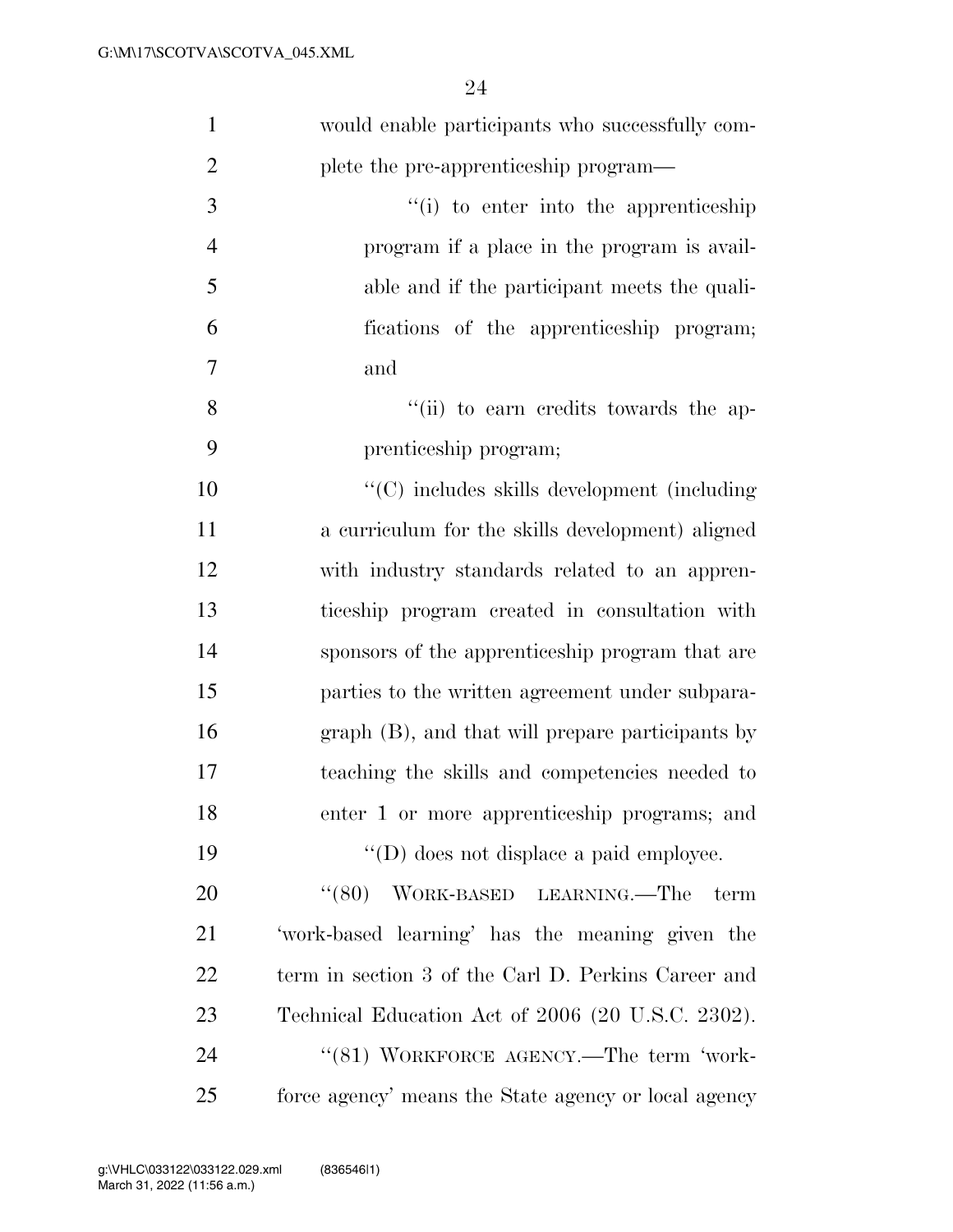would enable participants who successfully complete the pre-apprenticeship program—

''(i) to enter into the apprenticeship program if a place in the program is available and if the participant meets the qualifications of the apprenticeship program; and

''(ii) to earn credits towards the apprenticeship program;

''(C) includes skills development (including a curriculum for the skills development) aligned with industry standards related to an apprenticeship program created in consultation with sponsors of the apprenticeship program that are parties to the written agreement under subparagraph (B), and that will prepare participants by teaching the skills and competencies needed to enter 1 or more apprenticeship programs; and

''(D) does not displace a paid employee.

''(80) WORK-BASED LEARNING.—The term 'work-based learning' has the meaning given the term in section 3 of the Carl D. Perkins Career and Technical Education Act of 2006 (20 U.S.C. 2302).

''(81) WORKFORCE AGENCY.—The term 'workforce agency' means the State agency or local agency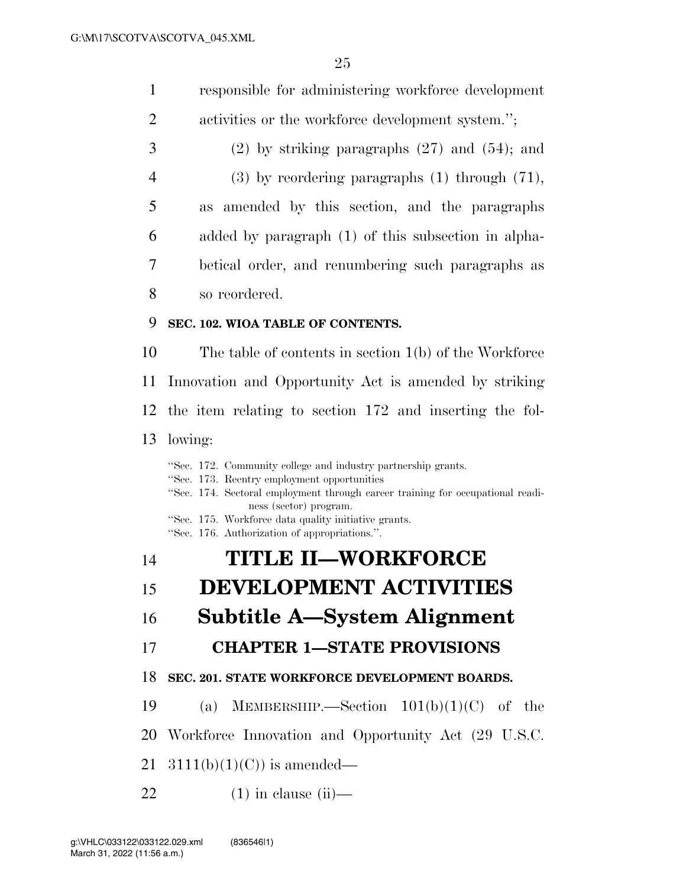responsible for administering workforce development activities or the workforce development system.'';

(2) by striking paragraphs (27) and (54); and

(3) by reordering paragraphs (1) through (71), as amended by this section, and the paragraphs added by paragraph (1) of this subsection in alphabetical order, and renumbering such paragraphs as so reordered.

**SEC. 102. WIOA TABLE OF CONTENTS.**

The table of contents in section 1(b) of the Workforce Innovation and Opportunity Act is amended by striking the item relating to section 172 and inserting the following:

''Sec. 172. Community college and industry partnership grants.
''Sec. 173. Reentry employment opportunities
''Sec. 174. Sectoral employment through career training for occupational readiness (sector) program.
''Sec. 175. Workforce data quality initiative grants.
''Sec. 176. Authorization of appropriations.''.

# TITLE II—WORKFORCE DEVELOPMENT ACTIVITIES

## Subtitle A—System Alignment

### CHAPTER 1—STATE PROVISIONS

**SEC. 201. STATE WORKFORCE DEVELOPMENT BOARDS.**

(a) MEMBERSHIP.—Section 101(b)(1)(C) of the Workforce Innovation and Opportunity Act (29 U.S.C. 3111(b)(1)(C)) is amended—

(1) in clause (ii)—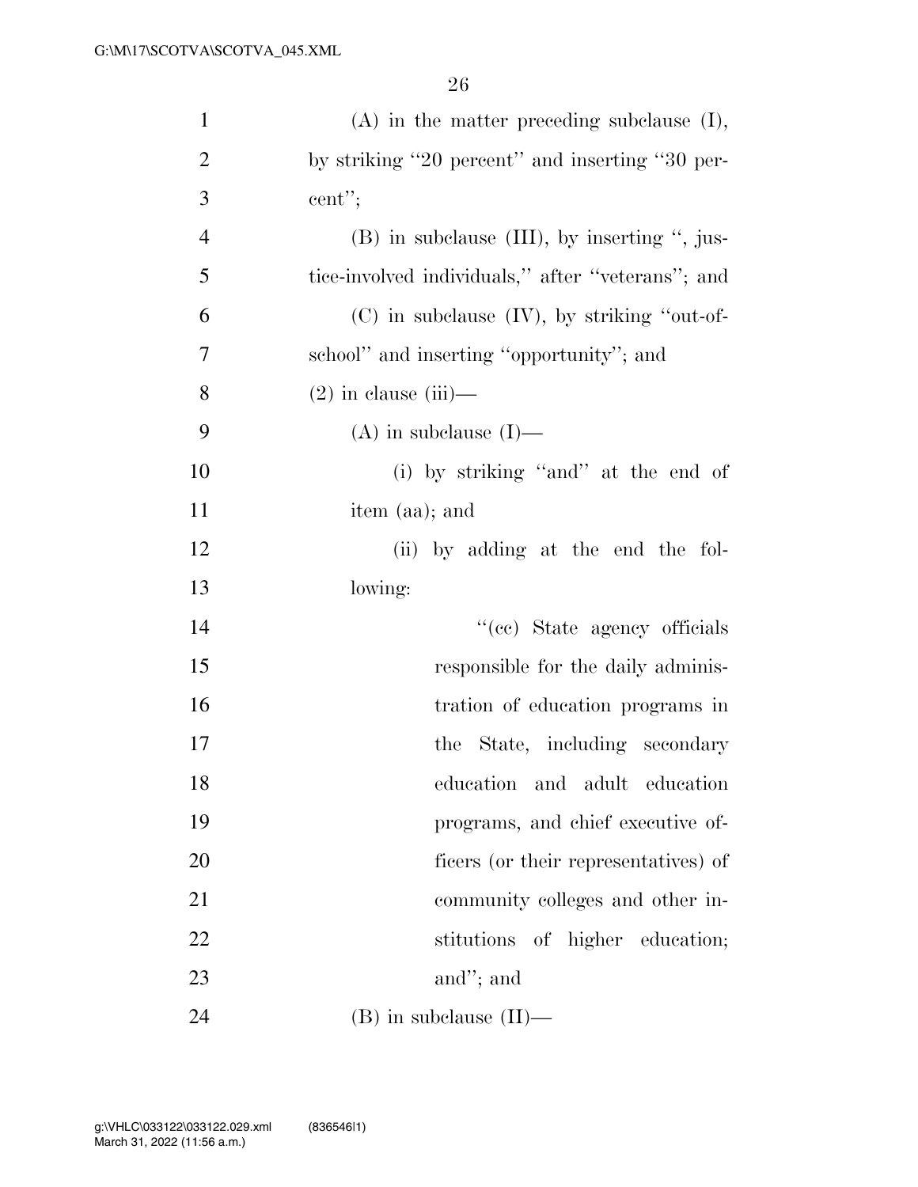(A) in the matter preceding subclause (I), by striking "20 percent" and inserting "30 percent";

(B) in subclause (III), by inserting ", justice-involved individuals," after "veterans"; and

(C) in subclause (IV), by striking "out-of-school" and inserting "opportunity"; and

(2) in clause (iii)—

(A) in subclause (I)—

(i) by striking "and" at the end of item (aa); and

(ii) by adding at the end the following:

"(cc) State agency officials responsible for the daily administration of education programs in the State, including secondary education and adult education programs, and chief executive officers (or their representatives) of community colleges and other institutions of higher education; and"; and

(B) in subclause (II)—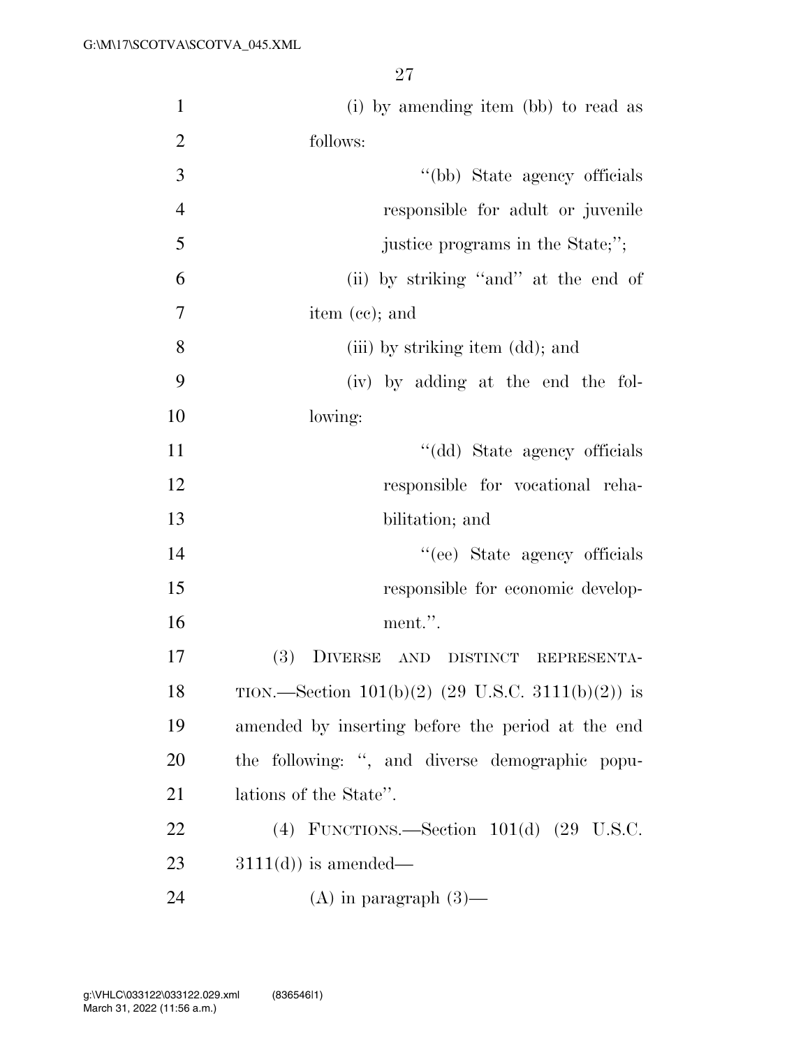(i) by amending item (bb) to read as follows:

"(bb) State agency officials responsible for adult or juvenile justice programs in the State;";

(ii) by striking "and" at the end of item (cc); and

(iii) by striking item (dd); and

(iv) by adding at the end the following:

"(dd) State agency officials responsible for vocational rehabilitation; and

"(ee) State agency officials responsible for economic development.".

(3) DIVERSE AND DISTINCT REPRESENTATION.—Section 101(b)(2) (29 U.S.C. 3111(b)(2)) is amended by inserting before the period at the end the following: ", and diverse demographic populations of the State".

(4) FUNCTIONS.—Section 101(d) (29 U.S.C. 3111(d)) is amended—

(A) in paragraph (3)—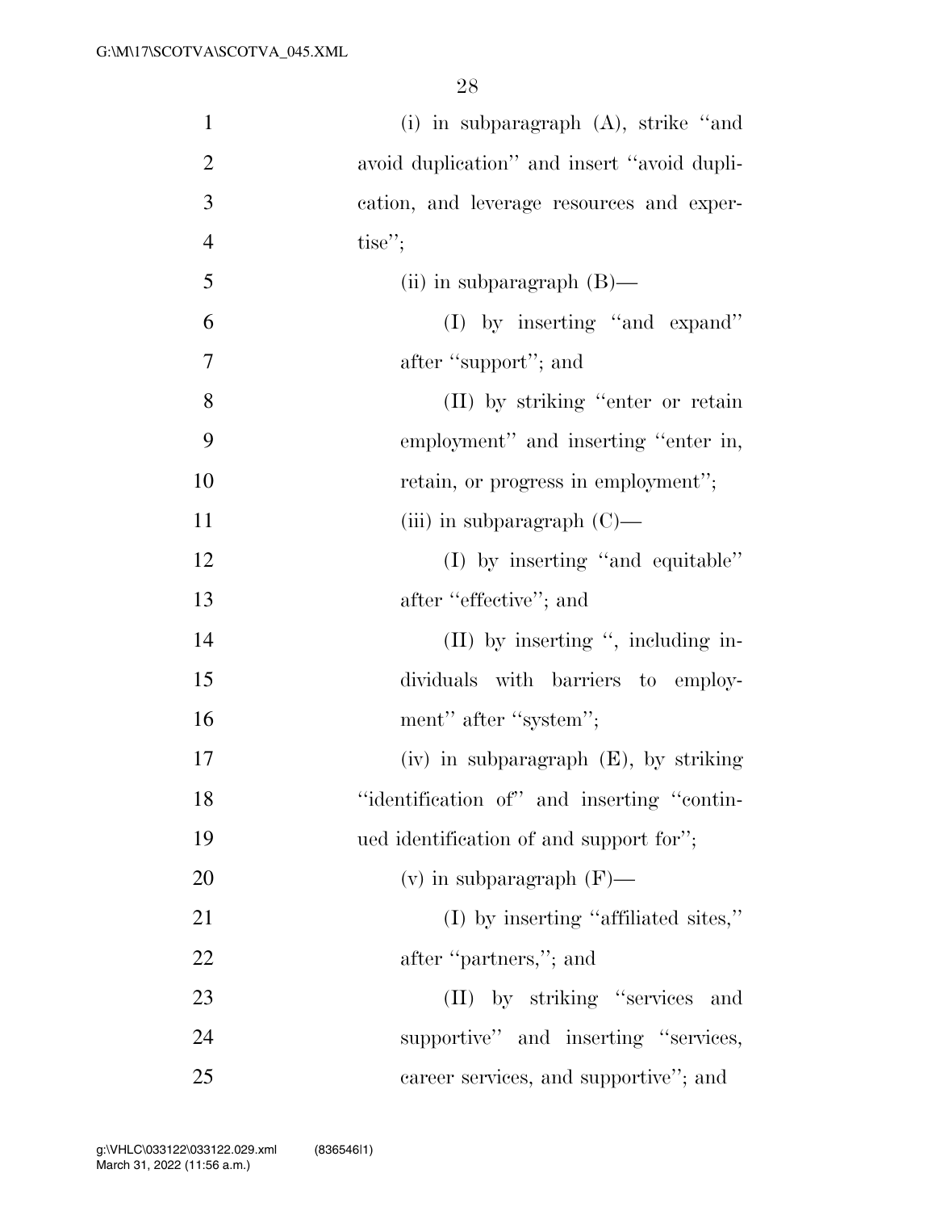(i) in subparagraph (A), strike ''and avoid duplication'' and insert ''avoid duplication, and leverage resources and expertise'';

(ii) in subparagraph (B)—

(I) by inserting ''and expand'' after ''support''; and

(II) by striking ''enter or retain employment'' and inserting ''enter in, retain, or progress in employment'';

(iii) in subparagraph (C)—

(I) by inserting ''and equitable'' after ''effective''; and

(II) by inserting '', including individuals with barriers to employment'' after ''system'';

(iv) in subparagraph (E), by striking ''identification of'' and inserting ''continued identification of and support for'';

(v) in subparagraph (F)—

(I) by inserting ''affiliated sites,'' after ''partners,''; and

(II) by striking ''services and supportive'' and inserting ''services, career services, and supportive''; and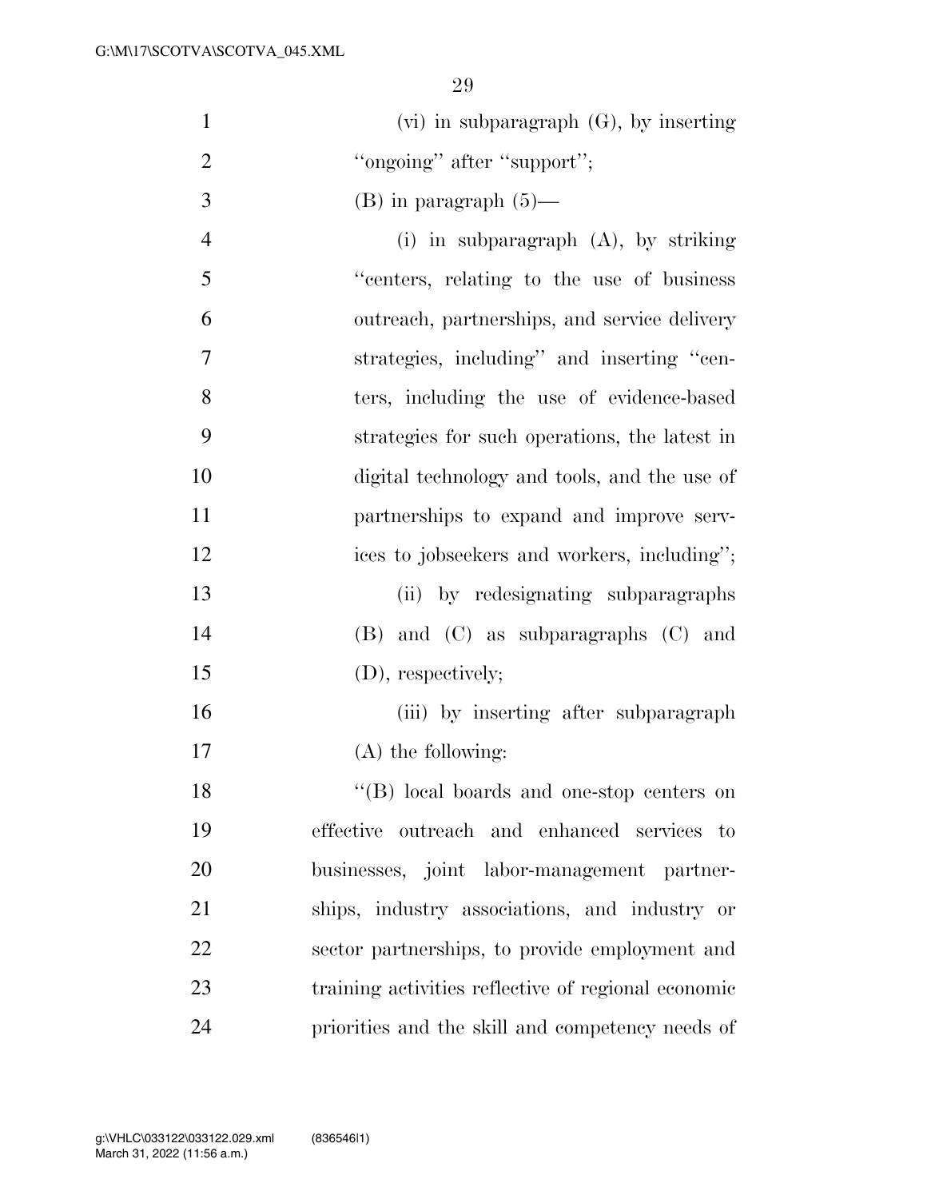(vi) in subparagraph (G), by inserting ''ongoing'' after ''support'';

(B) in paragraph (5)—

(i) in subparagraph (A), by striking ''centers, relating to the use of business outreach, partnerships, and service delivery strategies, including'' and inserting ''centers, including the use of evidence-based strategies for such operations, the latest in digital technology and tools, and the use of partnerships to expand and improve services to jobseekers and workers, including'';

(ii) by redesignating subparagraphs (B) and (C) as subparagraphs (C) and (D), respectively;

(iii) by inserting after subparagraph (A) the following:

''(B) local boards and one-stop centers on effective outreach and enhanced services to businesses, joint labor-management partnerships, industry associations, and industry or sector partnerships, to provide employment and training activities reflective of regional economic priorities and the skill and competency needs of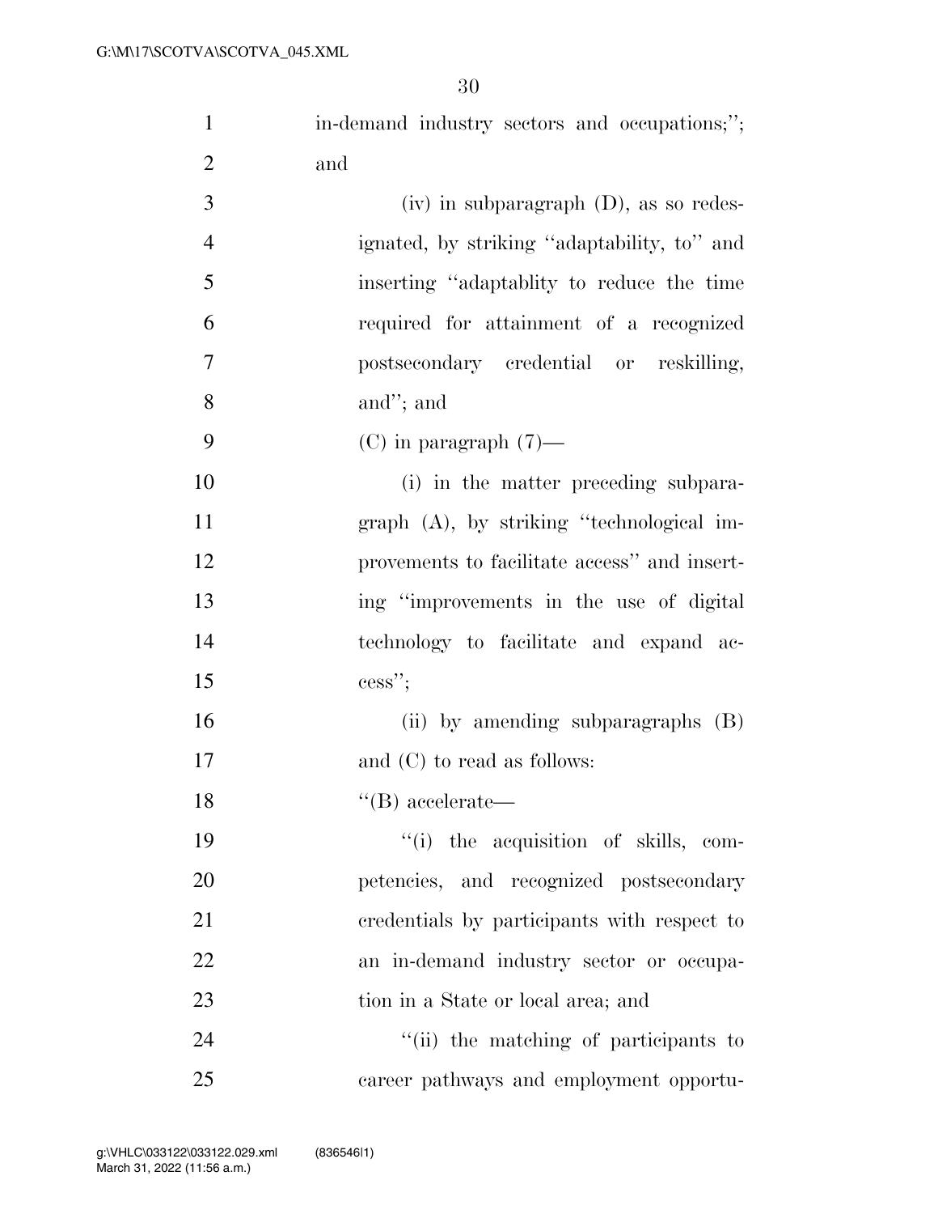in-demand industry sectors and occupations;''; and

(iv) in subparagraph (D), as so redesignated, by striking ''adaptability, to'' and inserting ''adaptablity to reduce the time required for attainment of a recognized postsecondary credential or reskilling, and''; and

(C) in paragraph (7)—

(i) in the matter preceding subparagraph (A), by striking ''technological improvements to facilitate access'' and inserting ''improvements in the use of digital technology to facilitate and expand access'';

(ii) by amending subparagraphs (B) and (C) to read as follows:

''(B) accelerate—

''(i) the acquisition of skills, competencies, and recognized postsecondary credentials by participants with respect to an in-demand industry sector or occupation in a State or local area; and

''(ii) the matching of participants to career pathways and employment opportu-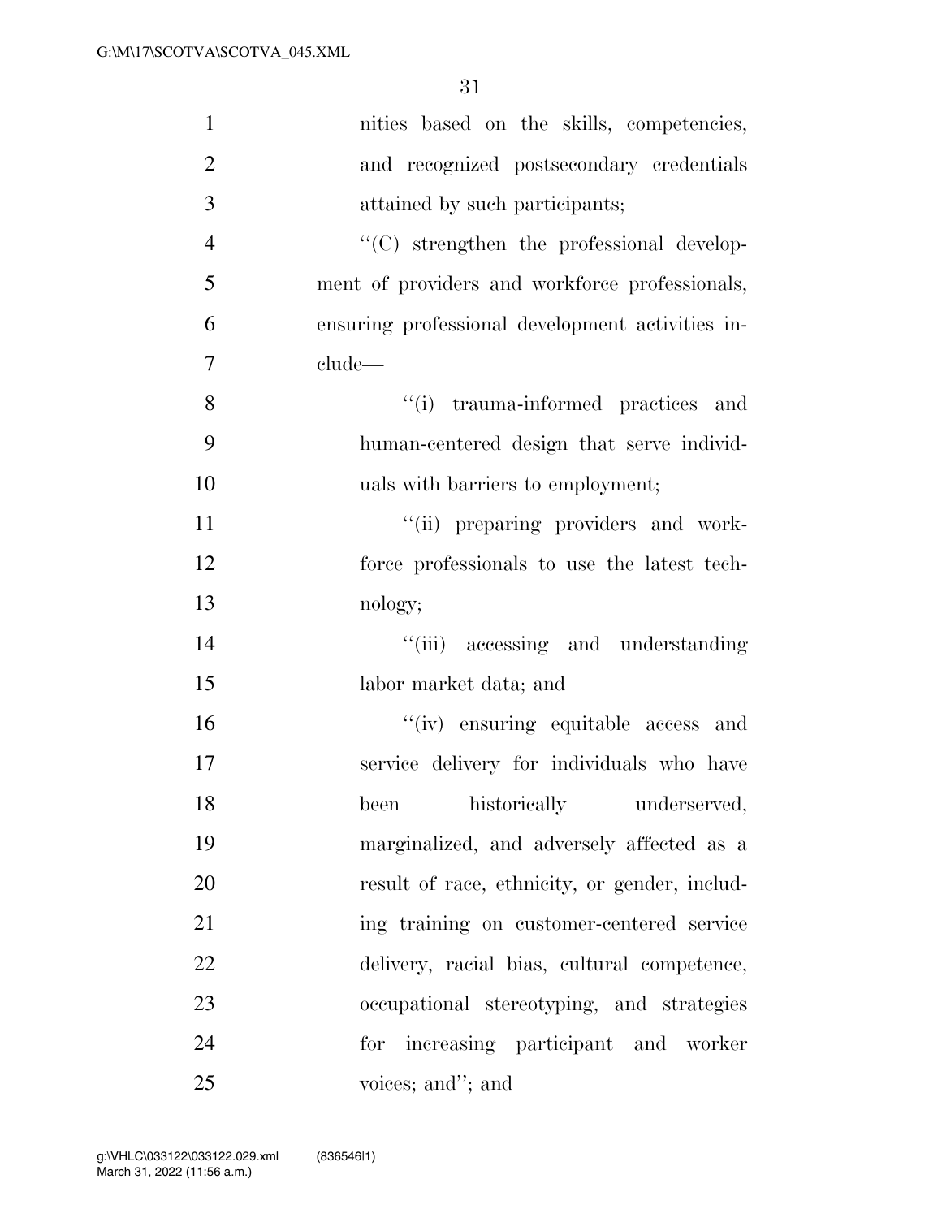nities based on the skills, competencies, and recognized postsecondary credentials attained by such participants;

"(C) strengthen the professional development of providers and workforce professionals, ensuring professional development activities include—

"(i) trauma-informed practices and human-centered design that serve individuals with barriers to employment;

"(ii) preparing providers and workforce professionals to use the latest technology;

"(iii) accessing and understanding labor market data; and

"(iv) ensuring equitable access and service delivery for individuals who have been historically underserved, marginalized, and adversely affected as a result of race, ethnicity, or gender, including training on customer-centered service delivery, racial bias, cultural competence, occupational stereotyping, and strategies for increasing participant and worker voices; and"; and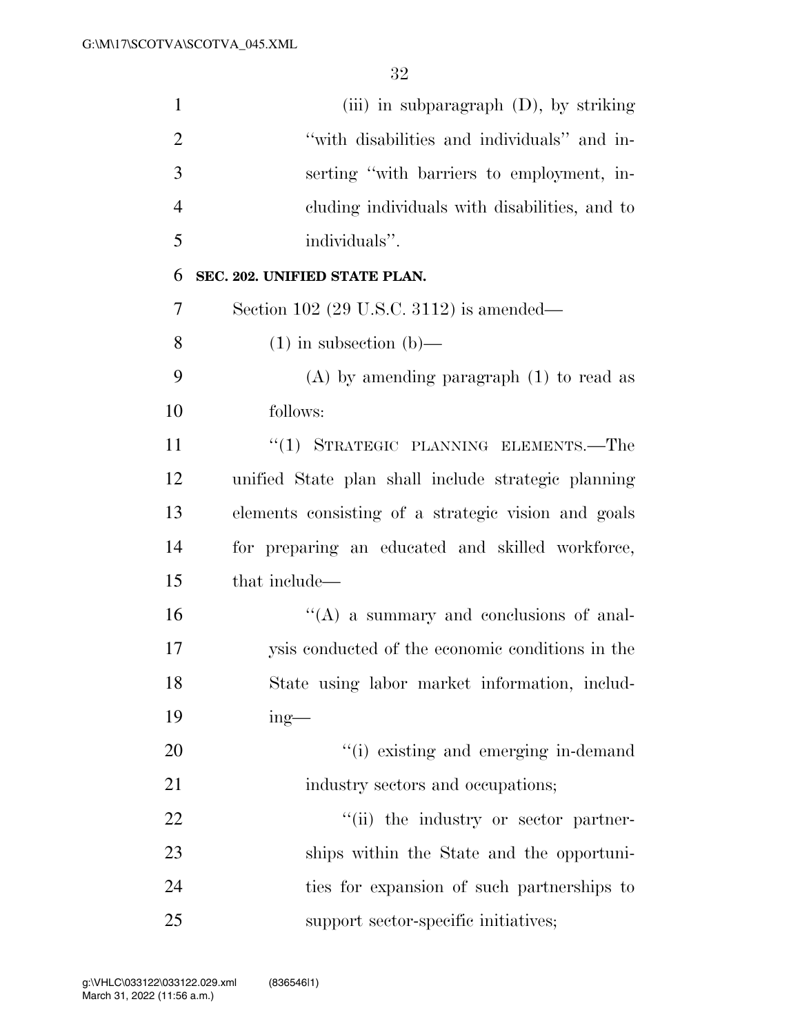(iii) in subparagraph (D), by striking "with disabilities and individuals" and inserting "with barriers to employment, including individuals with disabilities, and to individuals".

**SEC. 202. UNIFIED STATE PLAN.**

Section 102 (29 U.S.C. 3112) is amended—

(1) in subsection (b)—

(A) by amending paragraph (1) to read as follows:

"(1) STRATEGIC PLANNING ELEMENTS.—The unified State plan shall include strategic planning elements consisting of a strategic vision and goals for preparing an educated and skilled workforce, that include—

"(A) a summary and conclusions of analysis conducted of the economic conditions in the State using labor market information, including—

"(i) existing and emerging in-demand industry sectors and occupations;

"(ii) the industry or sector partnerships within the State and the opportunities for expansion of such partnerships to support sector-specific initiatives;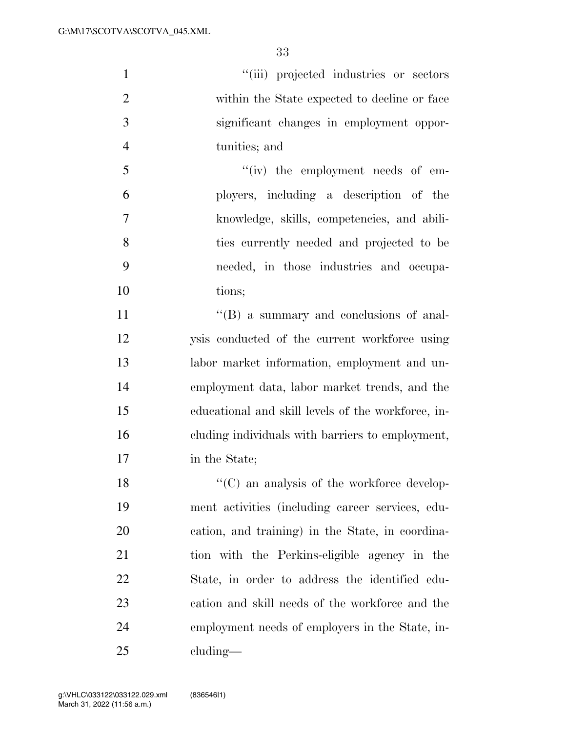"(iii) projected industries or sectors within the State expected to decline or face significant changes in employment opportunities; and

"(iv) the employment needs of employers, including a description of the knowledge, skills, competencies, and abilities currently needed and projected to be needed, in those industries and occupations;

"(B) a summary and conclusions of analysis conducted of the current workforce using labor market information, employment and unemployment data, labor market trends, and the educational and skill levels of the workforce, including individuals with barriers to employment, in the State;

"(C) an analysis of the workforce development activities (including career services, education, and training) in the State, in coordination with the Perkins-eligible agency in the State, in order to address the identified education and skill needs of the workforce and the employment needs of employers in the State, including—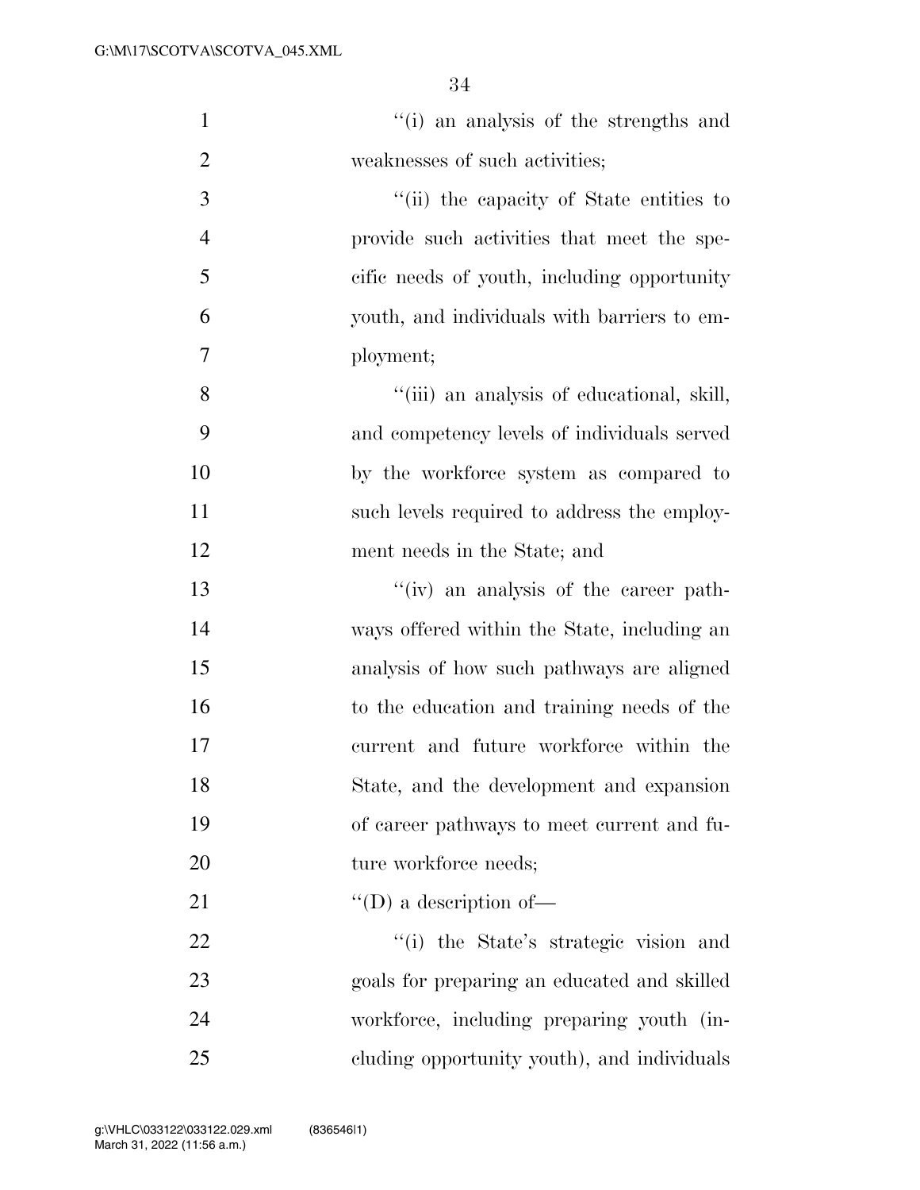''(i) an analysis of the strengths and weaknesses of such activities;

''(ii) the capacity of State entities to provide such activities that meet the specific needs of youth, including opportunity youth, and individuals with barriers to employment;

''(iii) an analysis of educational, skill, and competency levels of individuals served by the workforce system as compared to such levels required to address the employment needs in the State; and

''(iv) an analysis of the career pathways offered within the State, including an analysis of how such pathways are aligned to the education and training needs of the current and future workforce within the State, and the development and expansion of career pathways to meet current and future workforce needs;

''(D) a description of—

''(i) the State's strategic vision and goals for preparing an educated and skilled workforce, including preparing youth (including opportunity youth), and individuals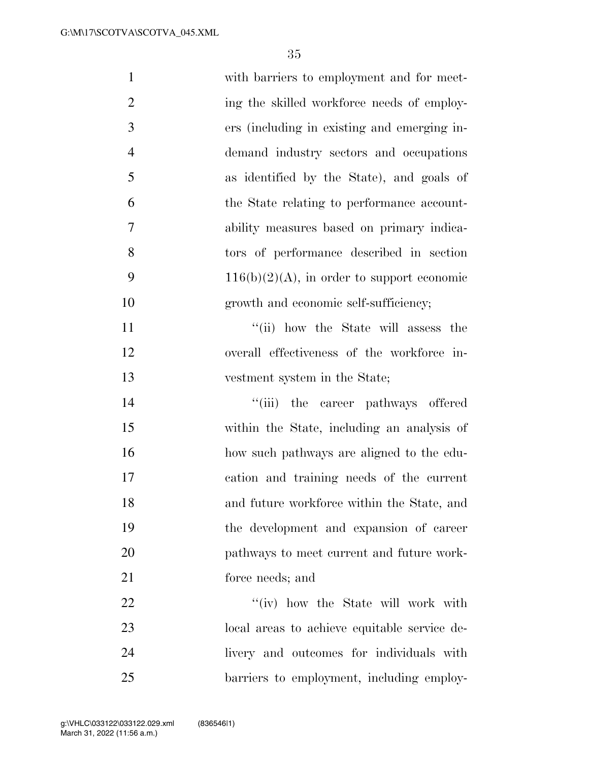with barriers to employment and for meeting the skilled workforce needs of employers (including in existing and emerging in-demand industry sectors and occupations as identified by the State), and goals of the State relating to performance accountability measures based on primary indicators of performance described in section 116(b)(2)(A), in order to support economic growth and economic self-sufficiency;

"(ii) how the State will assess the overall effectiveness of the workforce investment system in the State;

"(iii) the career pathways offered within the State, including an analysis of how such pathways are aligned to the education and training needs of the current and future workforce within the State, and the development and expansion of career pathways to meet current and future workforce needs; and

"(iv) how the State will work with local areas to achieve equitable service delivery and outcomes for individuals with barriers to employment, including employ-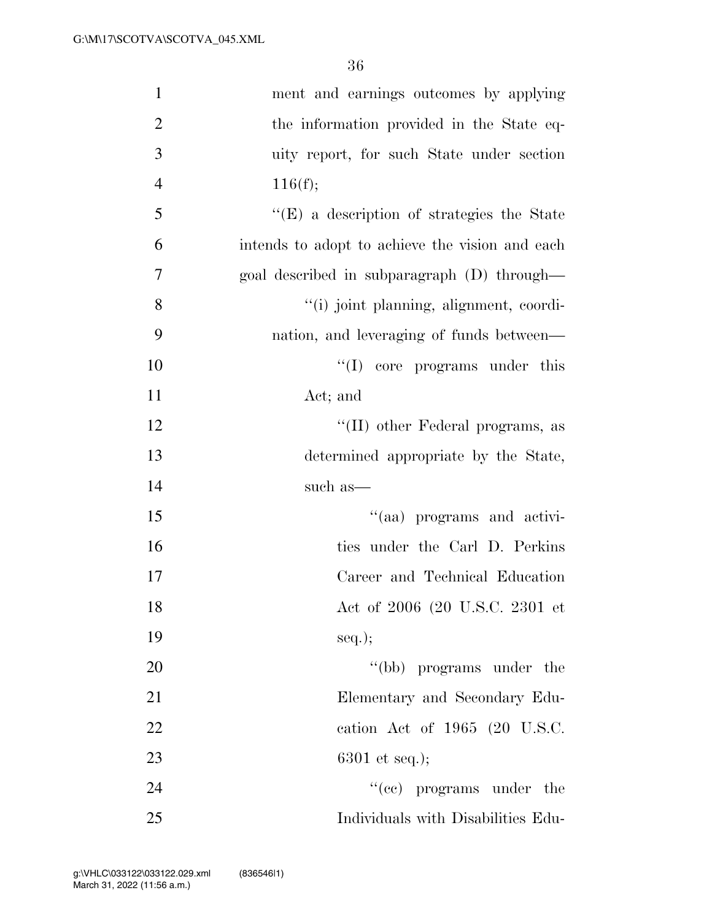ment and earnings outcomes by applying the information provided in the State equity report, for such State under section 116(f);

''(E) a description of strategies the State intends to adopt to achieve the vision and each goal described in subparagraph (D) through—

''(i) joint planning, alignment, coordination, and leveraging of funds between—

''(I) core programs under this Act; and

''(II) other Federal programs, as determined appropriate by the State, such as—

''(aa) programs and activities under the Carl D. Perkins Career and Technical Education Act of 2006 (20 U.S.C. 2301 et seq.);

''(bb) programs under the Elementary and Secondary Education Act of 1965 (20 U.S.C. 6301 et seq.);

''(cc) programs under the Individuals with Disabilities Edu-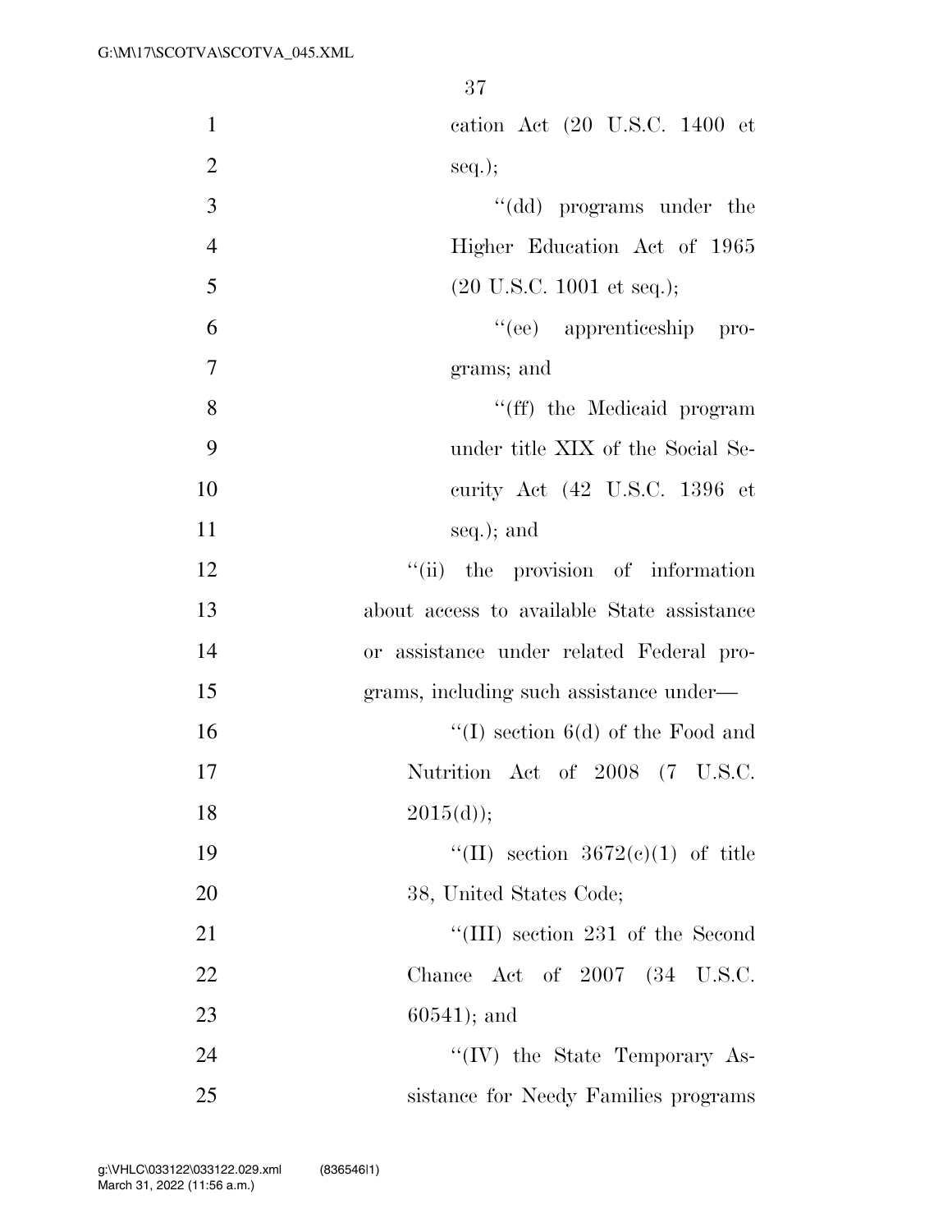cation Act (20 U.S.C. 1400 et seq.);

''(dd) programs under the Higher Education Act of 1965 (20 U.S.C. 1001 et seq.);

''(ee) apprenticeship programs; and

''(ff) the Medicaid program under title XIX of the Social Security Act (42 U.S.C. 1396 et seq.); and

''(ii) the provision of information about access to available State assistance or assistance under related Federal programs, including such assistance under—

''(I) section 6(d) of the Food and Nutrition Act of 2008 (7 U.S.C. 2015(d));

''(II) section 3672(c)(1) of title 38, United States Code;

''(III) section 231 of the Second Chance Act of 2007 (34 U.S.C. 60541); and

''(IV) the State Temporary Assistance for Needy Families programs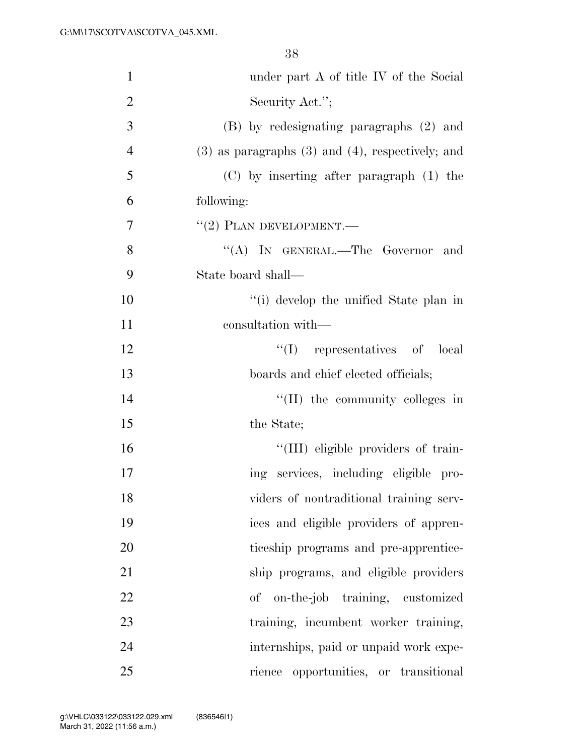under part A of title IV of the Social Security Act.'';

(B) by redesignating paragraphs (2) and (3) as paragraphs (3) and (4), respectively; and

(C) by inserting after paragraph (1) the following:

''(2) PLAN DEVELOPMENT.—

''(A) IN GENERAL.—The Governor and State board shall—

''(i) develop the unified State plan in consultation with—

''(I) representatives of local boards and chief elected officials;

''(II) the community colleges in the State;

''(III) eligible providers of training services, including eligible providers of nontraditional training services and eligible providers of apprenticeship programs and pre-apprenticeship programs, and eligible providers of on-the-job training, customized training, incumbent worker training, internships, paid or unpaid work experience opportunities, or transitional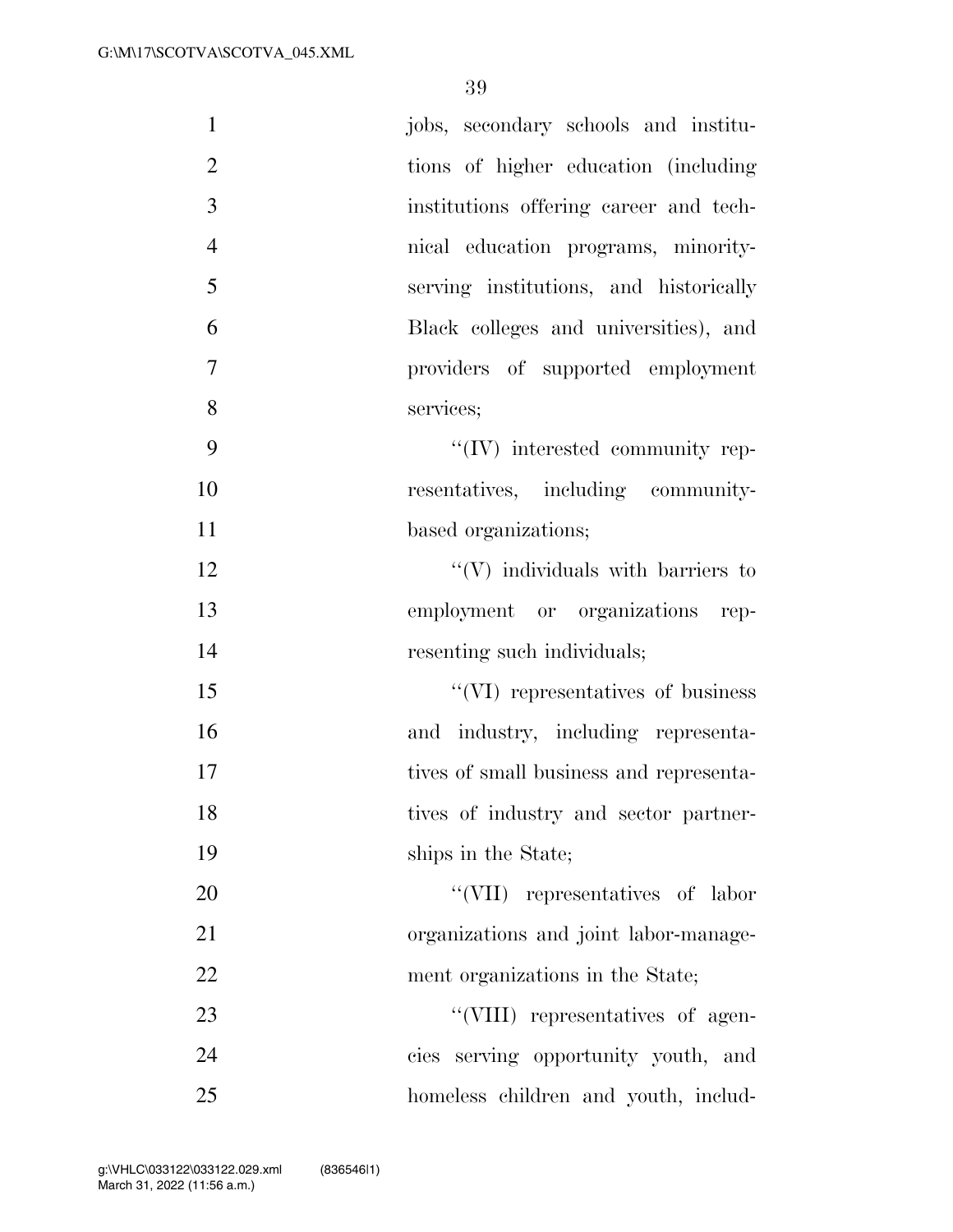jobs, secondary schools and institutions of higher education (including institutions offering career and technical education programs, minority-serving institutions, and historically Black colleges and universities), and providers of supported employment services;

''(IV) interested community representatives, including community-based organizations;

''(V) individuals with barriers to employment or organizations representing such individuals;

''(VI) representatives of business and industry, including representatives of small business and representatives of industry and sector partnerships in the State;

''(VII) representatives of labor organizations and joint labor-management organizations in the State;

''(VIII) representatives of agencies serving opportunity youth, and homeless children and youth, includ-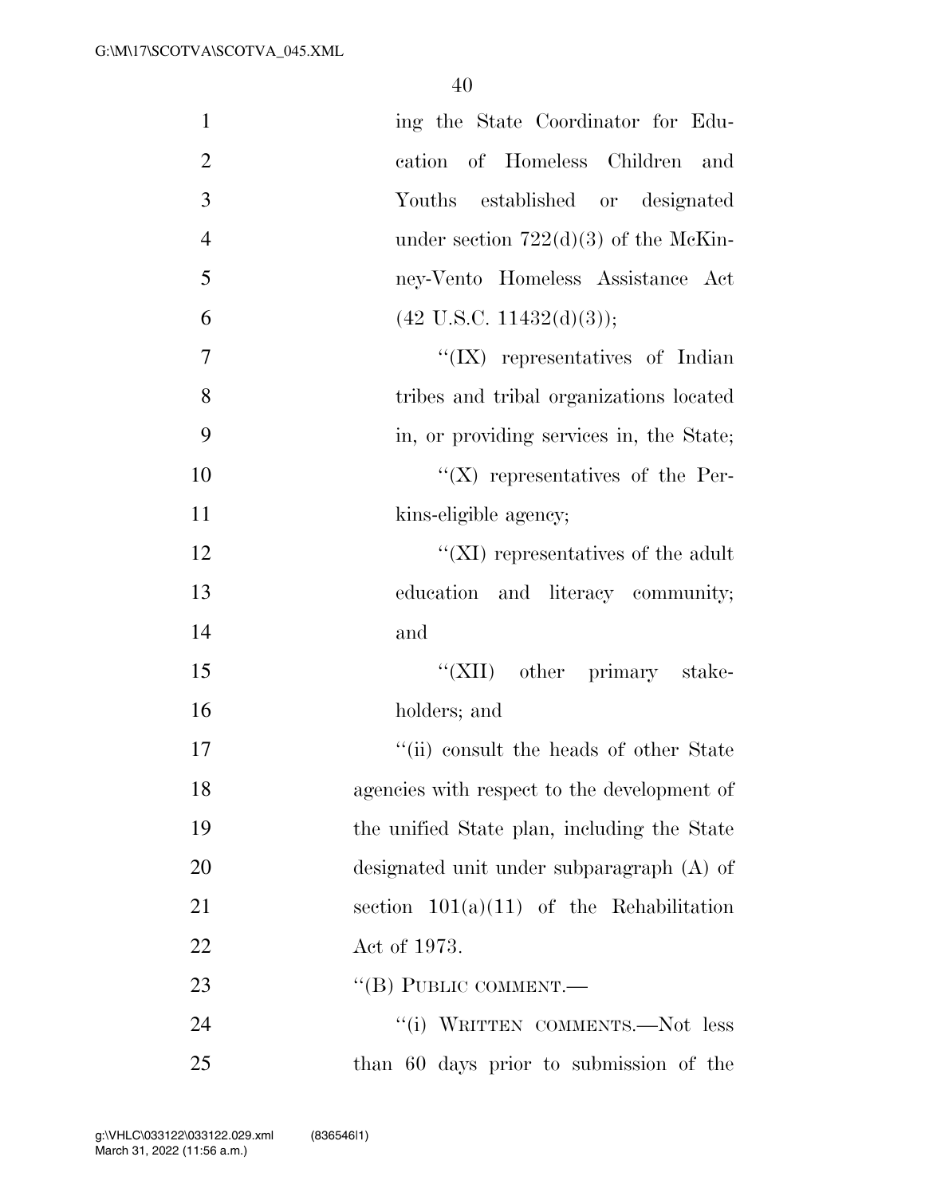ing the State Coordinator for Education of Homeless Children and Youths established or designated under section 722(d)(3) of the McKinney-Vento Homeless Assistance Act (42 U.S.C. 11432(d)(3));

''(IX) representatives of Indian tribes and tribal organizations located in, or providing services in, the State;

''(X) representatives of the Perkins-eligible agency;

''(XI) representatives of the adult education and literacy community; and

''(XII) other primary stakeholders; and

''(ii) consult the heads of other State agencies with respect to the development of the unified State plan, including the State designated unit under subparagraph (A) of section 101(a)(11) of the Rehabilitation Act of 1973.

''(B) PUBLIC COMMENT.—

''(i) WRITTEN COMMENTS.—Not less than 60 days prior to submission of the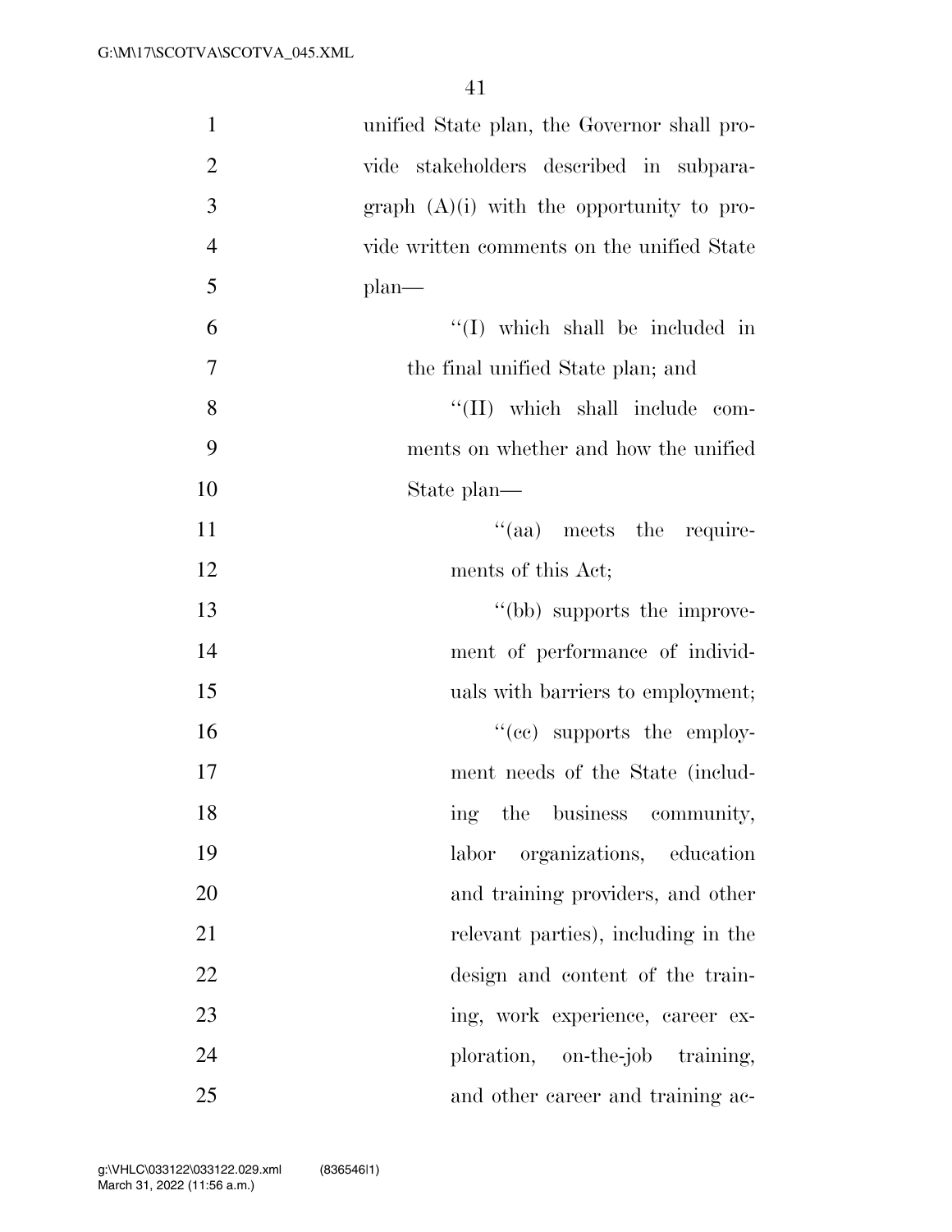unified State plan, the Governor shall provide stakeholders described in subparagraph (A)(i) with the opportunity to provide written comments on the unified State plan—

“(I) which shall be included in the final unified State plan; and

“(II) which shall include comments on whether and how the unified State plan—

“(aa) meets the requirements of this Act;

“(bb) supports the improvement of performance of individuals with barriers to employment;

“(cc) supports the employment needs of the State (including the business community, labor organizations, education and training providers, and other relevant parties), including in the design and content of the training, work experience, career exploration, on-the-job training, and other career and training ac-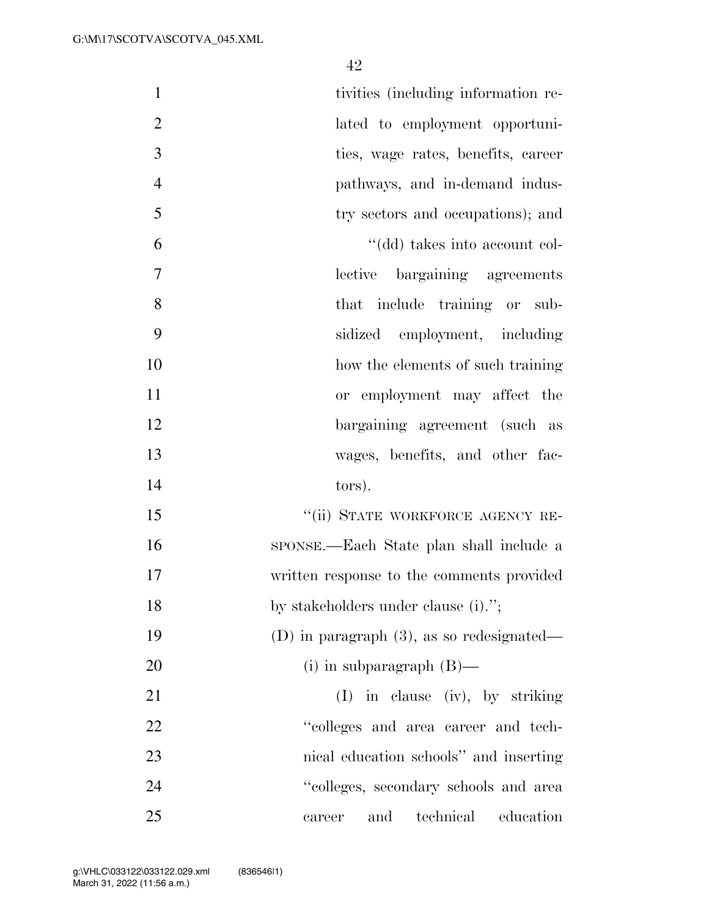tivities (including information related to employment opportunities, wage rates, benefits, career pathways, and in-demand industry sectors and occupations); and

"(dd) takes into account collective bargaining agreements that include training or subsidized employment, including how the elements of such training or employment may affect the bargaining agreement (such as wages, benefits, and other factors).

"(ii) STATE WORKFORCE AGENCY RESPONSE.—Each State plan shall include a written response to the comments provided by stakeholders under clause (i).";

(D) in paragraph (3), as so redesignated—

(i) in subparagraph (B)—

(I) in clause (iv), by striking "colleges and area career and technical education schools" and inserting "colleges, secondary schools and area career and technical education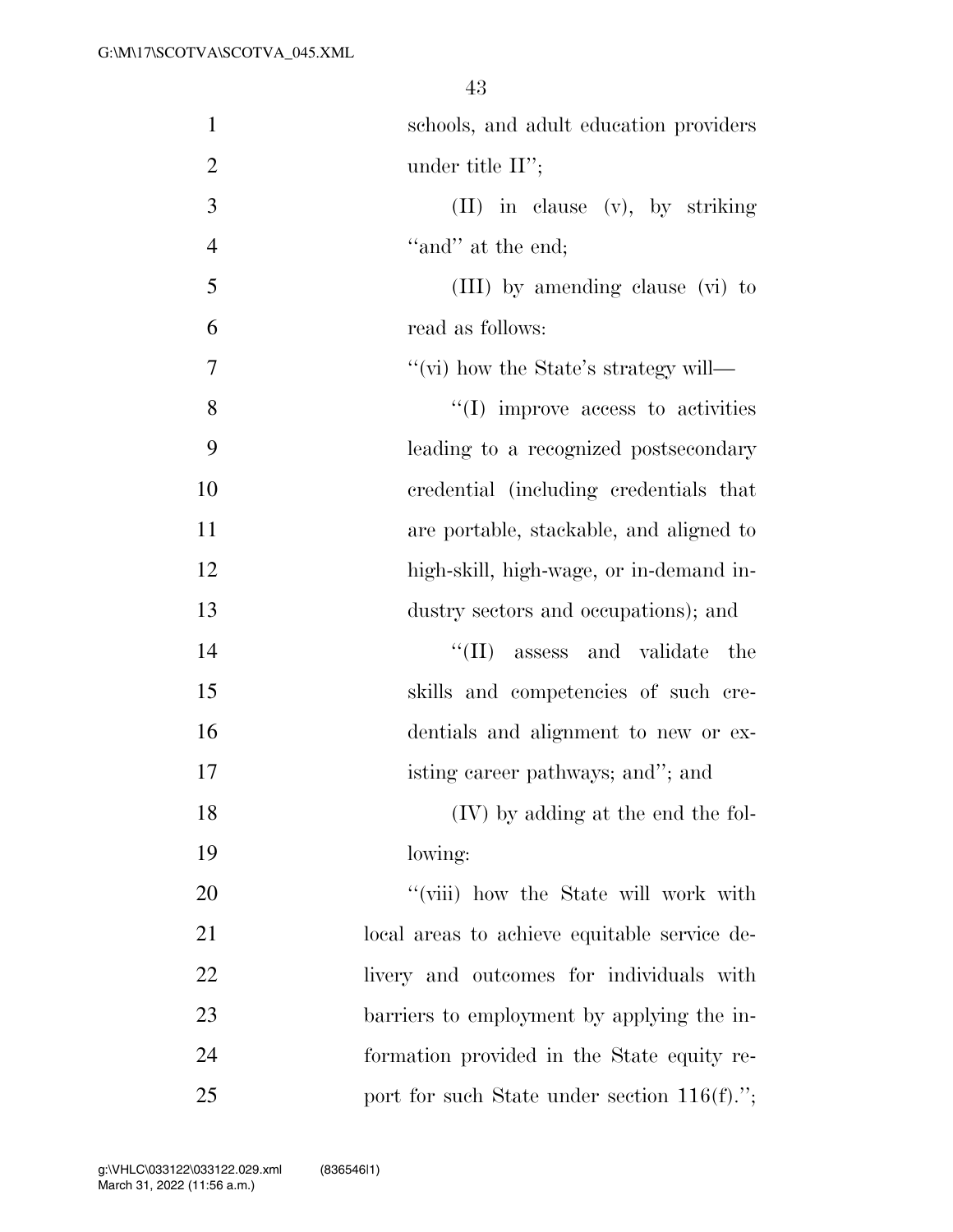schools, and adult education providers under title II'';

(II) in clause (v), by striking ''and'' at the end;

(III) by amending clause (vi) to read as follows:

''(vi) how the State's strategy will—

''(I) improve access to activities leading to a recognized postsecondary credential (including credentials that are portable, stackable, and aligned to high-skill, high-wage, or in-demand industry sectors and occupations); and

''(II) assess and validate the skills and competencies of such credentials and alignment to new or existing career pathways; and''; and

(IV) by adding at the end the following:

''(viii) how the State will work with local areas to achieve equitable service delivery and outcomes for individuals with barriers to employment by applying the information provided in the State equity report for such State under section 116(f).'';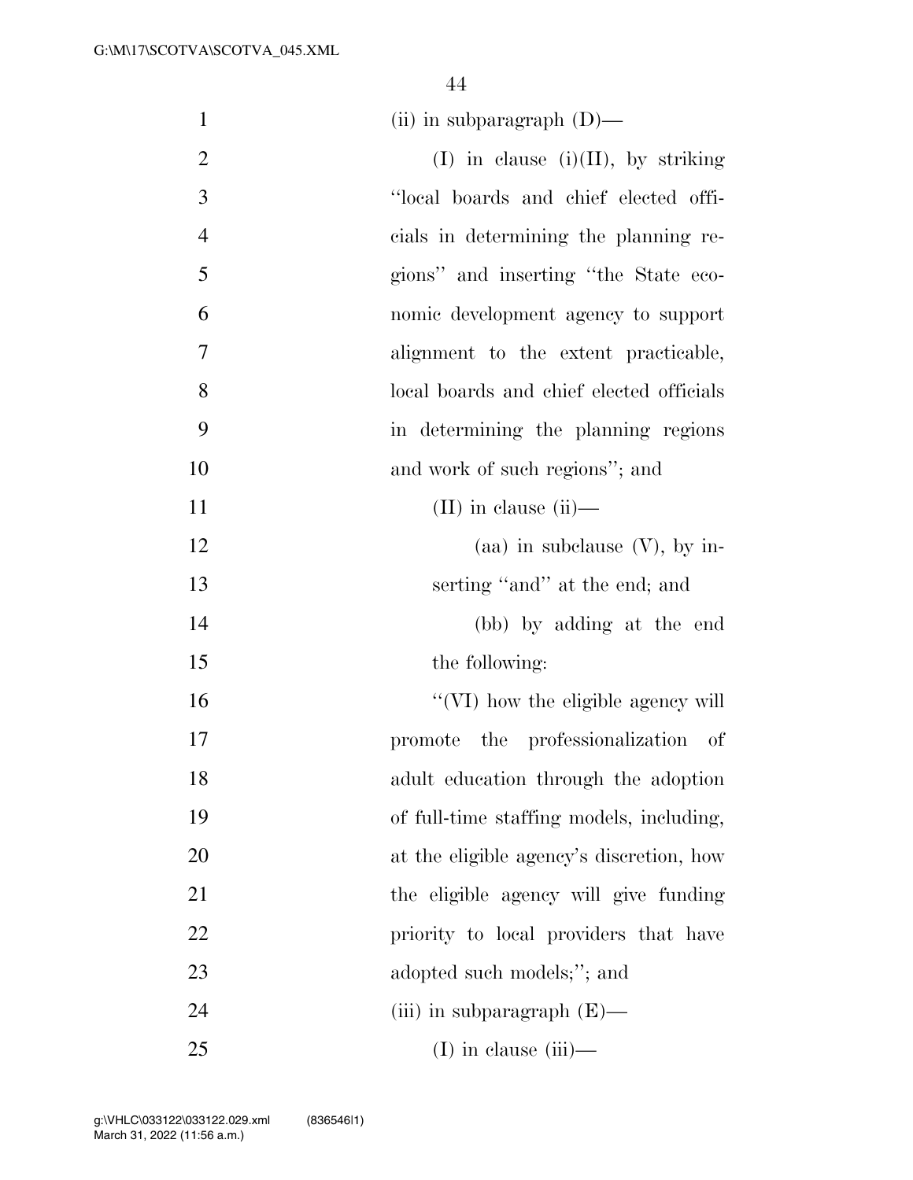(ii) in subparagraph (D)—

(I) in clause (i)(II), by striking "local boards and chief elected officials in determining the planning regions" and inserting "the State economic development agency to support alignment to the extent practicable, local boards and chief elected officials in determining the planning regions and work of such regions"; and

(II) in clause (ii)—

(aa) in subclause (V), by inserting "and" at the end; and

(bb) by adding at the end the following:

"(VI) how the eligible agency will promote the professionalization of adult education through the adoption of full-time staffing models, including, at the eligible agency's discretion, how the eligible agency will give funding priority to local providers that have adopted such models;"; and

(iii) in subparagraph (E)—

(I) in clause (iii)—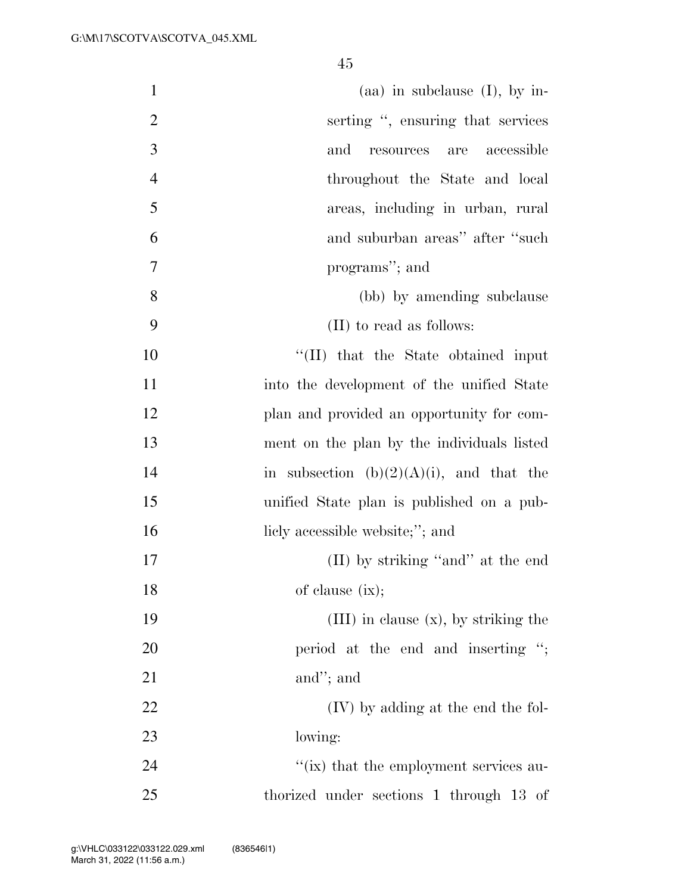(aa) in subclause (I), by inserting ", ensuring that services and resources are accessible throughout the State and local areas, including in urban, rural and suburban areas" after "such programs"; and

(bb) by amending subclause (II) to read as follows:

"(II) that the State obtained input into the development of the unified State plan and provided an opportunity for comment on the plan by the individuals listed in subsection (b)(2)(A)(i), and that the unified State plan is published on a publicly accessible website;"; and

(II) by striking "and" at the end of clause (ix);

(III) in clause (x), by striking the period at the end and inserting "; and"; and

(IV) by adding at the end the following:

"(ix) that the employment services authorized under sections 1 through 13 of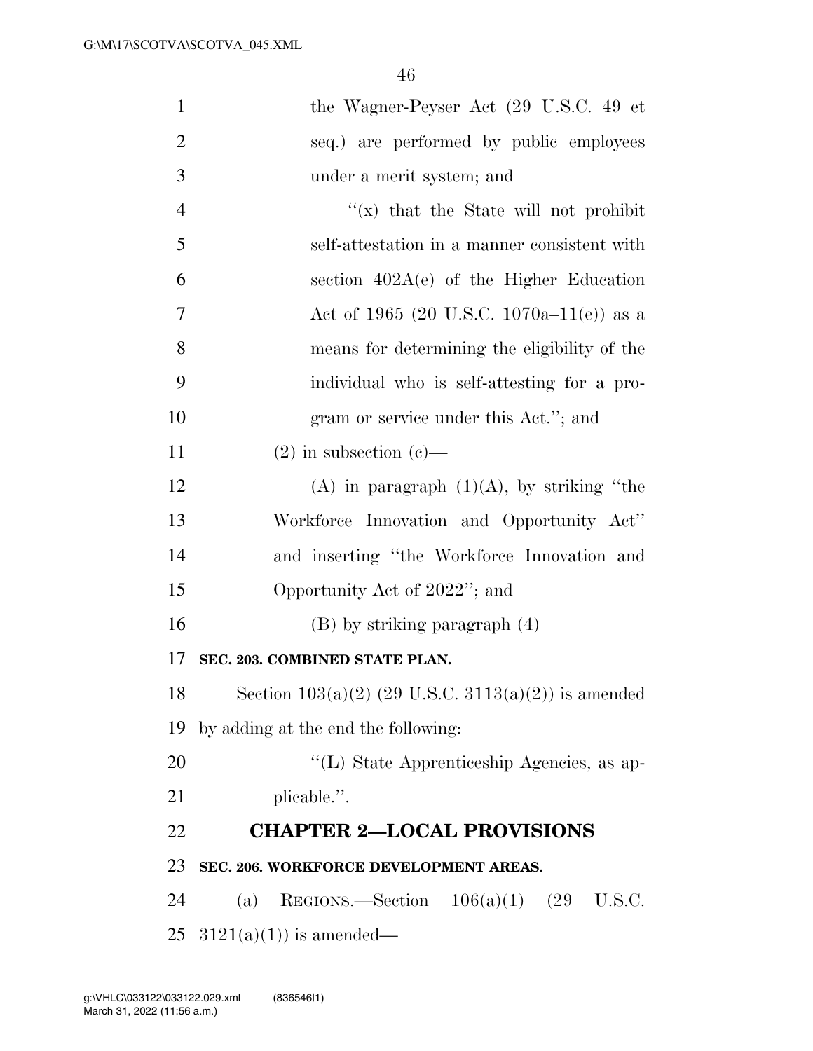the Wagner-Peyser Act (29 U.S.C. 49 et seq.) are performed by public employees under a merit system; and

"(x) that the State will not prohibit self-attestation in a manner consistent with section 402A(e) of the Higher Education Act of 1965 (20 U.S.C. 1070a–11(e)) as a means for determining the eligibility of the individual who is self-attesting for a program or service under this Act."; and

(2) in subsection (c)—

(A) in paragraph (1)(A), by striking "the Workforce Innovation and Opportunity Act" and inserting "the Workforce Innovation and Opportunity Act of 2022"; and

(B) by striking paragraph (4)

**SEC. 203. COMBINED STATE PLAN.**

Section 103(a)(2) (29 U.S.C. 3113(a)(2)) is amended by adding at the end the following:

"(L) State Apprenticeship Agencies, as applicable.".

## CHAPTER 2—LOCAL PROVISIONS

**SEC. 206. WORKFORCE DEVELOPMENT AREAS.**

(a) REGIONS.—Section 106(a)(1) (29 U.S.C. 3121(a)(1)) is amended—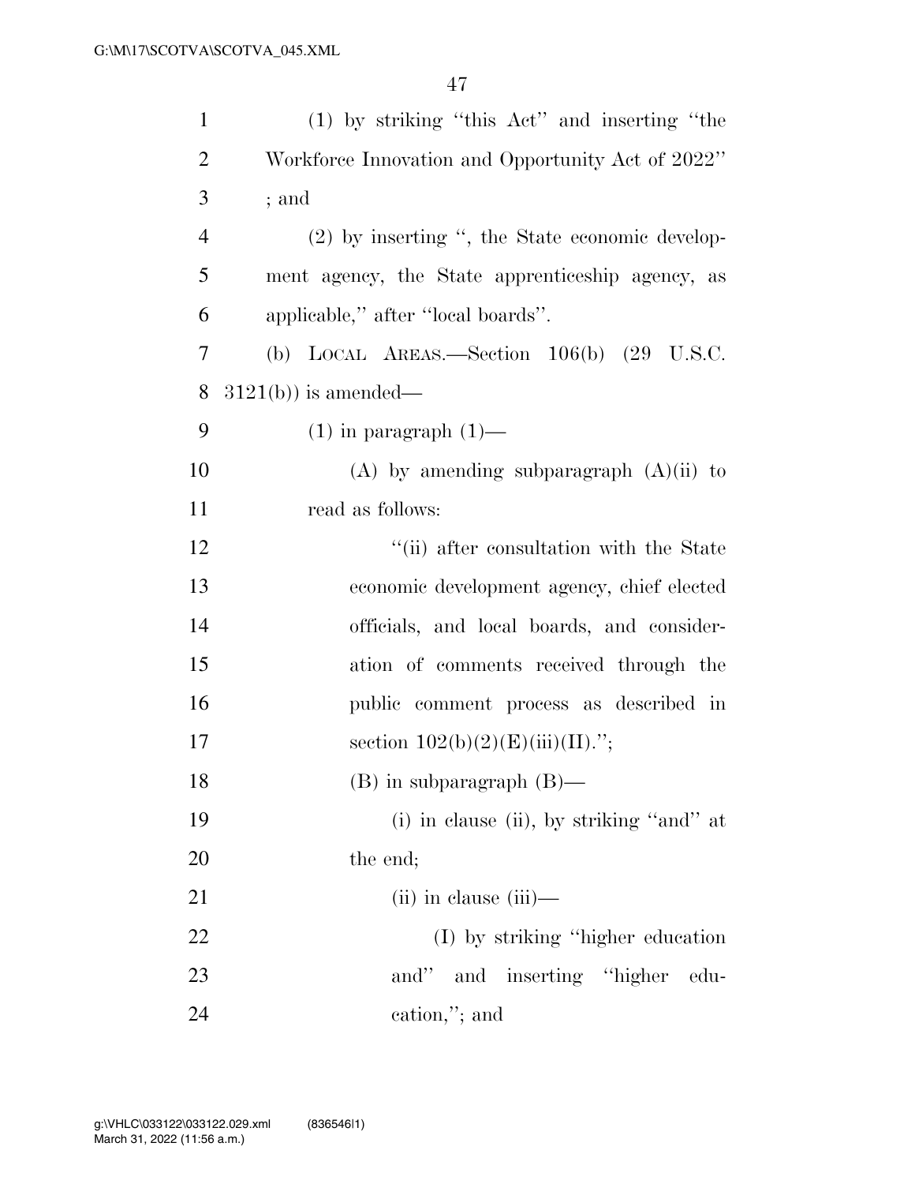(1) by striking ''this Act'' and inserting ''the Workforce Innovation and Opportunity Act of 2022'' ; and

(2) by inserting '', the State economic development agency, the State apprenticeship agency, as applicable,'' after ''local boards''.

(b) LOCAL AREAS.—Section 106(b) (29 U.S.C. 3121(b)) is amended—

(1) in paragraph (1)—

(A) by amending subparagraph (A)(ii) to read as follows:

''(ii) after consultation with the State economic development agency, chief elected officials, and local boards, and consideration of comments received through the public comment process as described in section 102(b)(2)(E)(iii)(II).'';

(B) in subparagraph (B)—

(i) in clause (ii), by striking ''and'' at the end;

(ii) in clause (iii)—

(I) by striking ''higher education and'' and inserting ''higher education,''; and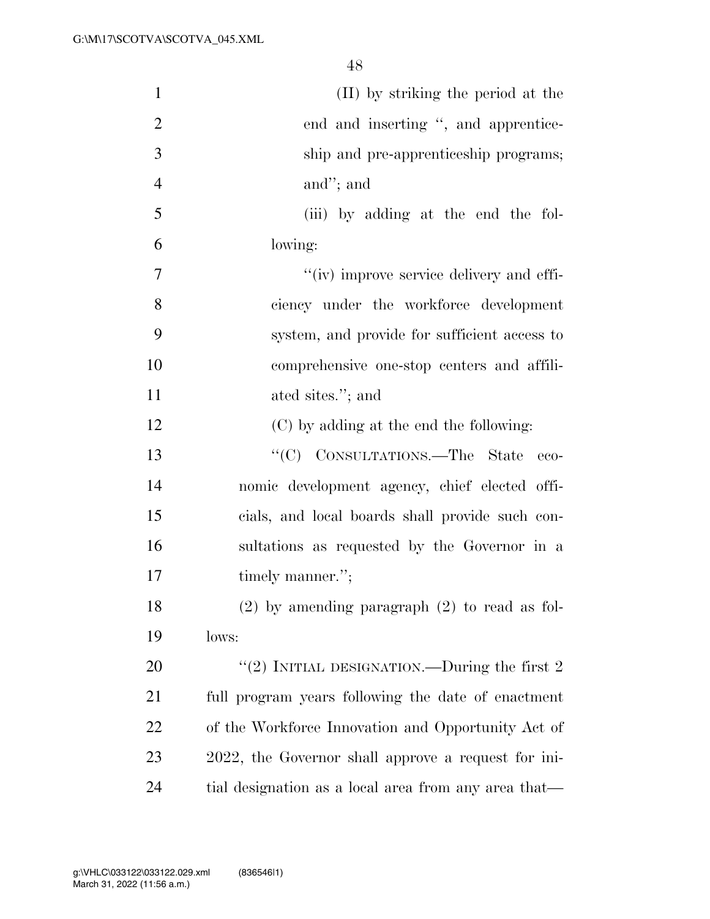(II) by striking the period at the end and inserting ", and apprenticeship and pre-apprenticeship programs; and"; and

(iii) by adding at the end the following:

"(iv) improve service delivery and efficiency under the workforce development system, and provide for sufficient access to comprehensive one-stop centers and affiliated sites."; and

(C) by adding at the end the following:

"(C) CONSULTATIONS.—The State economic development agency, chief elected officials, and local boards shall provide such consultations as requested by the Governor in a timely manner.";

(2) by amending paragraph (2) to read as follows:

"(2) INITIAL DESIGNATION.—During the first 2 full program years following the date of enactment of the Workforce Innovation and Opportunity Act of 2022, the Governor shall approve a request for initial designation as a local area from any area that—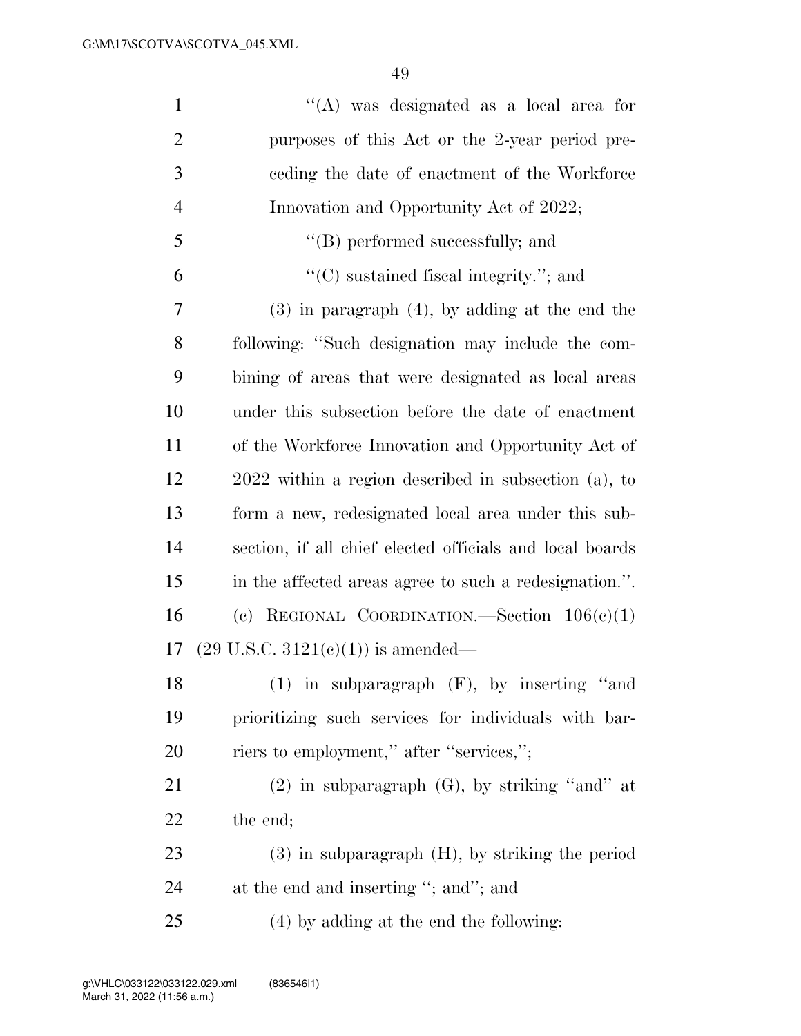"(A) was designated as a local area for purposes of this Act or the 2-year period preceding the date of enactment of the Workforce Innovation and Opportunity Act of 2022;

"(B) performed successfully; and

"(C) sustained fiscal integrity."; and

(3) in paragraph (4), by adding at the end the following: "Such designation may include the combining of areas that were designated as local areas under this subsection before the date of enactment of the Workforce Innovation and Opportunity Act of 2022 within a region described in subsection (a), to form a new, redesignated local area under this subsection, if all chief elected officials and local boards in the affected areas agree to such a redesignation.".

(c) REGIONAL COORDINATION.—Section 106(c)(1) (29 U.S.C. 3121(c)(1)) is amended—

(1) in subparagraph (F), by inserting "and prioritizing such services for individuals with barriers to employment," after "services,";

(2) in subparagraph (G), by striking "and" at the end;

(3) in subparagraph (H), by striking the period at the end and inserting "; and"; and

(4) by adding at the end the following: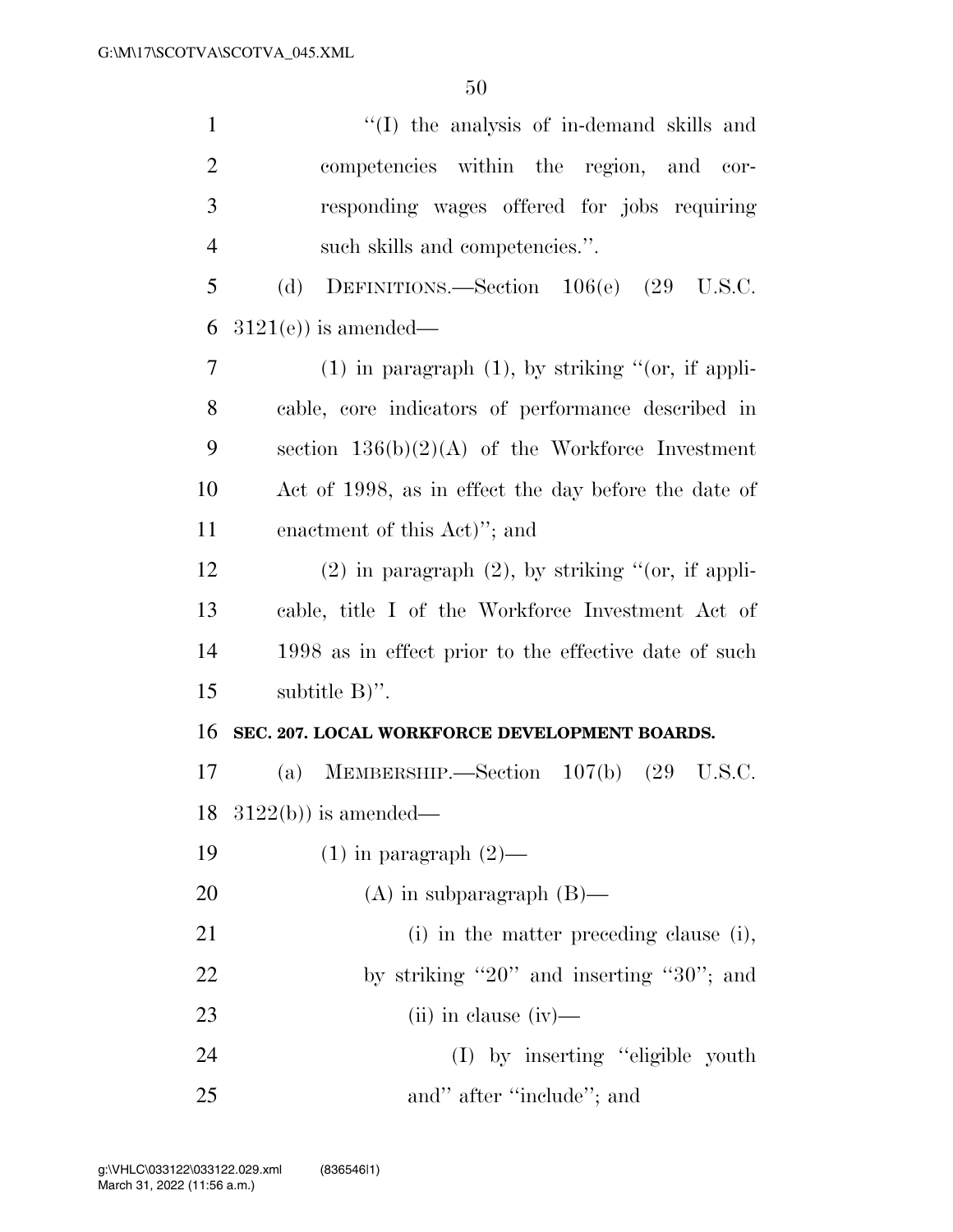"(I) the analysis of in-demand skills and competencies within the region, and corresponding wages offered for jobs requiring such skills and competencies.".

(d) DEFINITIONS.—Section 106(e) (29 U.S.C. 3121(e)) is amended—

(1) in paragraph (1), by striking "(or, if applicable, core indicators of performance described in section 136(b)(2)(A) of the Workforce Investment Act of 1998, as in effect the day before the date of enactment of this Act)"; and

(2) in paragraph (2), by striking "(or, if applicable, title I of the Workforce Investment Act of 1998 as in effect prior to the effective date of such subtitle B)".

**SEC. 207. LOCAL WORKFORCE DEVELOPMENT BOARDS.**

(a) MEMBERSHIP.—Section 107(b) (29 U.S.C. 3122(b)) is amended—

(1) in paragraph (2)—

(A) in subparagraph (B)—

(i) in the matter preceding clause (i), by striking "20" and inserting "30"; and

(ii) in clause (iv)—

(I) by inserting "eligible youth and" after "include"; and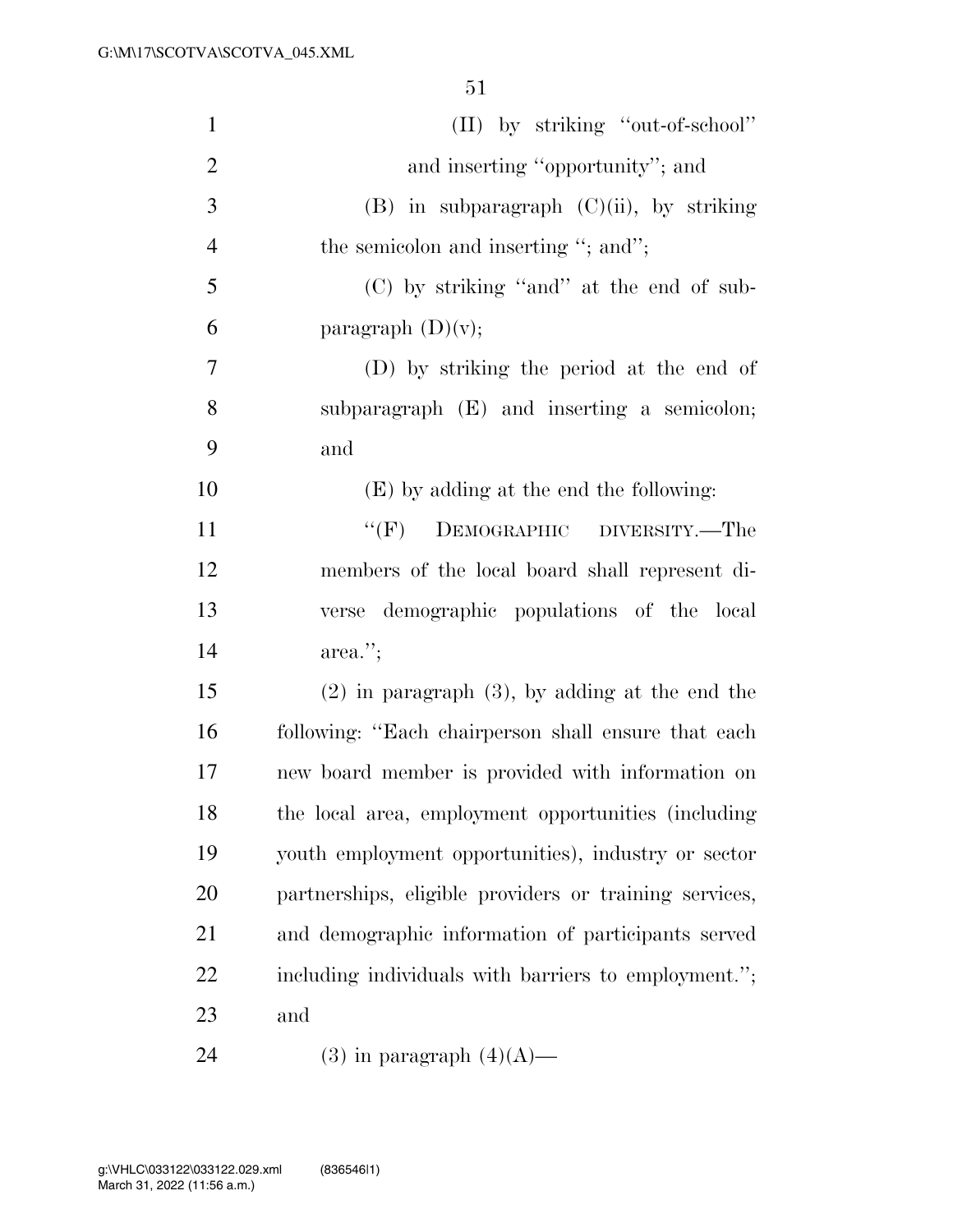(II) by striking ''out-of-school'' and inserting ''opportunity''; and

(B) in subparagraph (C)(ii), by striking the semicolon and inserting ''; and'';

(C) by striking ''and'' at the end of subparagraph (D)(v);

(D) by striking the period at the end of subparagraph (E) and inserting a semicolon; and

(E) by adding at the end the following:

''(F) DEMOGRAPHIC DIVERSITY.—The members of the local board shall represent diverse demographic populations of the local area.'';

(2) in paragraph (3), by adding at the end the following: ''Each chairperson shall ensure that each new board member is provided with information on the local area, employment opportunities (including youth employment opportunities), industry or sector partnerships, eligible providers or training services, and demographic information of participants served including individuals with barriers to employment.''; and

(3) in paragraph (4)(A)—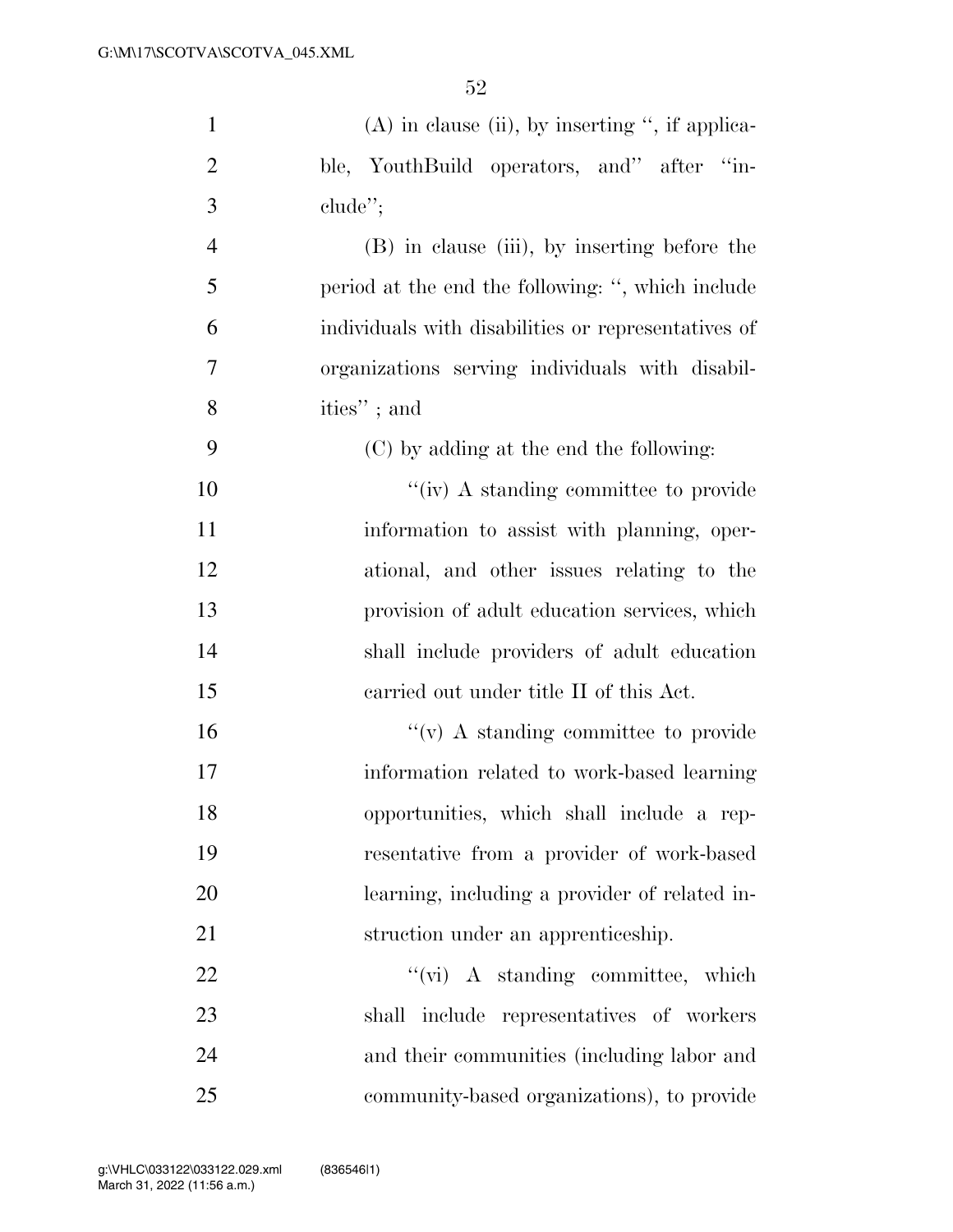(A) in clause (ii), by inserting ", if applicable, YouthBuild operators, and" after "include";

(B) in clause (iii), by inserting before the period at the end the following: ", which include individuals with disabilities or representatives of organizations serving individuals with disabilities" ; and

(C) by adding at the end the following:

"(iv) A standing committee to provide information to assist with planning, operational, and other issues relating to the provision of adult education services, which shall include providers of adult education carried out under title II of this Act.

"(v) A standing committee to provide information related to work-based learning opportunities, which shall include a representative from a provider of work-based learning, including a provider of related instruction under an apprenticeship.

"(vi) A standing committee, which shall include representatives of workers and their communities (including labor and community-based organizations), to provide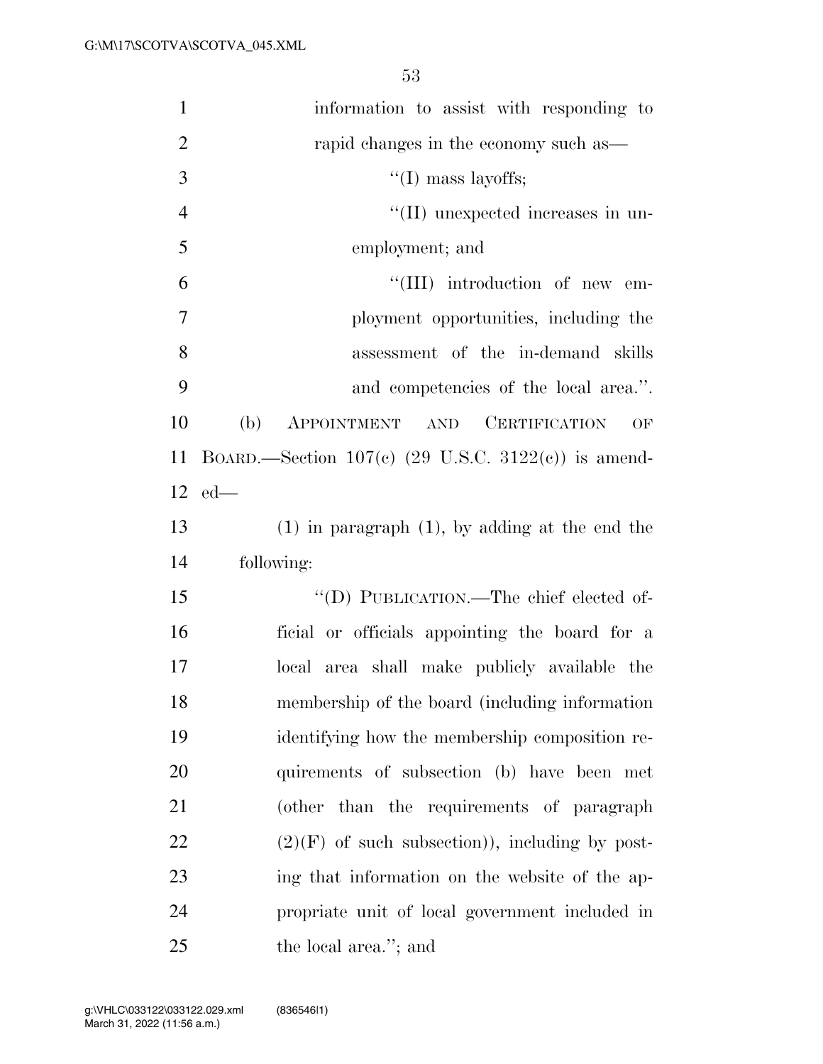information to assist with responding to rapid changes in the economy such as—

''(I) mass layoffs;

''(II) unexpected increases in unemployment; and

''(III) introduction of new employment opportunities, including the assessment of the in-demand skills and competencies of the local area.''.

(b) APPOINTMENT AND CERTIFICATION OF BOARD.—Section 107(c) (29 U.S.C. 3122(c)) is amended—

(1) in paragraph (1), by adding at the end the following:

''(D) PUBLICATION.—The chief elected official or officials appointing the board for a local area shall make publicly available the membership of the board (including information identifying how the membership composition requirements of subsection (b) have been met (other than the requirements of paragraph (2)(F) of such subsection)), including by posting that information on the website of the appropriate unit of local government included in the local area.''; and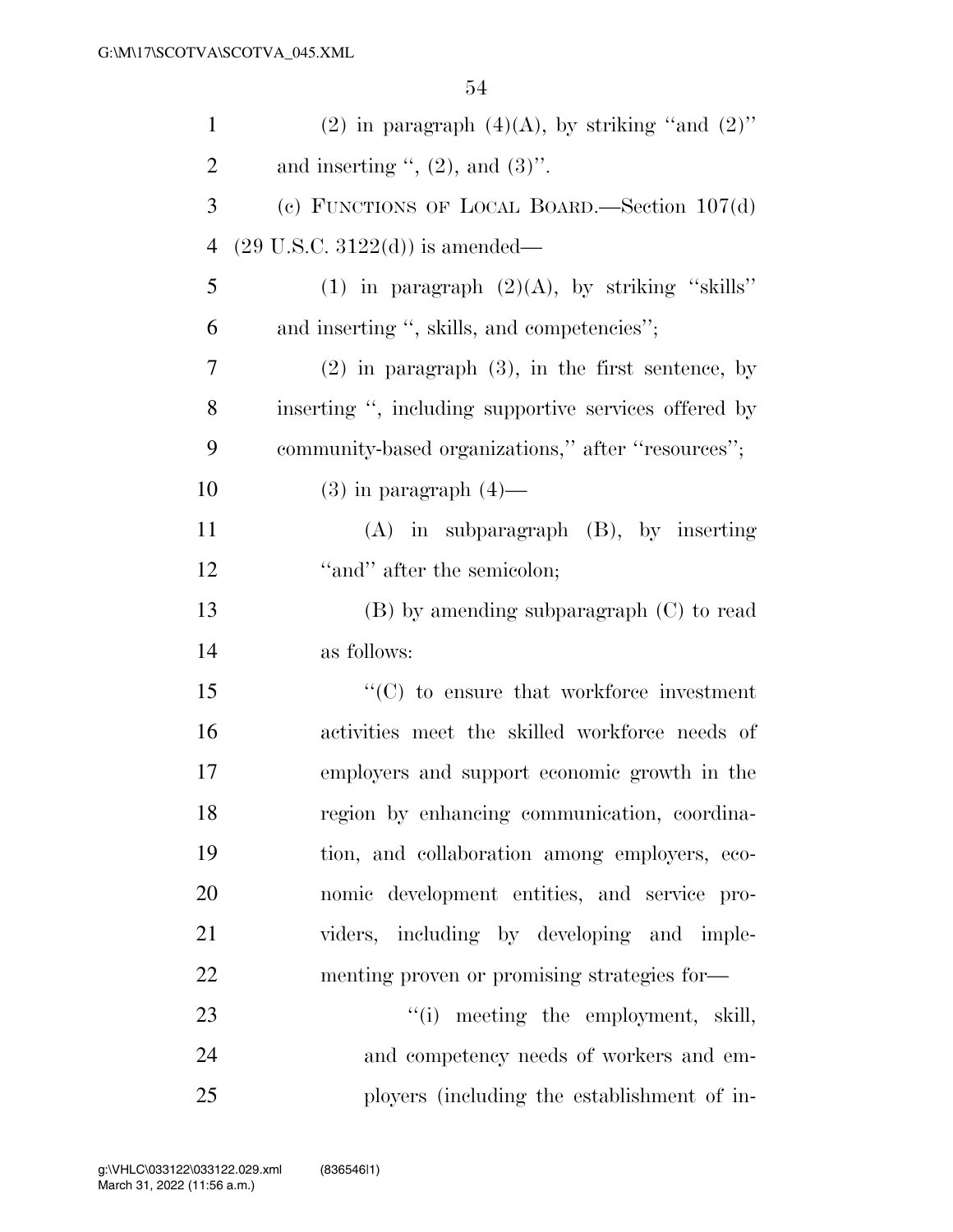(2) in paragraph (4)(A), by striking "and (2)" and inserting ", (2), and (3)".

(c) FUNCTIONS OF LOCAL BOARD.—Section 107(d) (29 U.S.C. 3122(d)) is amended—

(1) in paragraph (2)(A), by striking "skills" and inserting ", skills, and competencies";

(2) in paragraph (3), in the first sentence, by inserting ", including supportive services offered by community-based organizations," after "resources";

(3) in paragraph (4)—

(A) in subparagraph (B), by inserting "and" after the semicolon;

(B) by amending subparagraph (C) to read as follows:

"(C) to ensure that workforce investment activities meet the skilled workforce needs of employers and support economic growth in the region by enhancing communication, coordination, and collaboration among employers, economic development entities, and service providers, including by developing and implementing proven or promising strategies for—

"(i) meeting the employment, skill, and competency needs of workers and employers (including the establishment of in-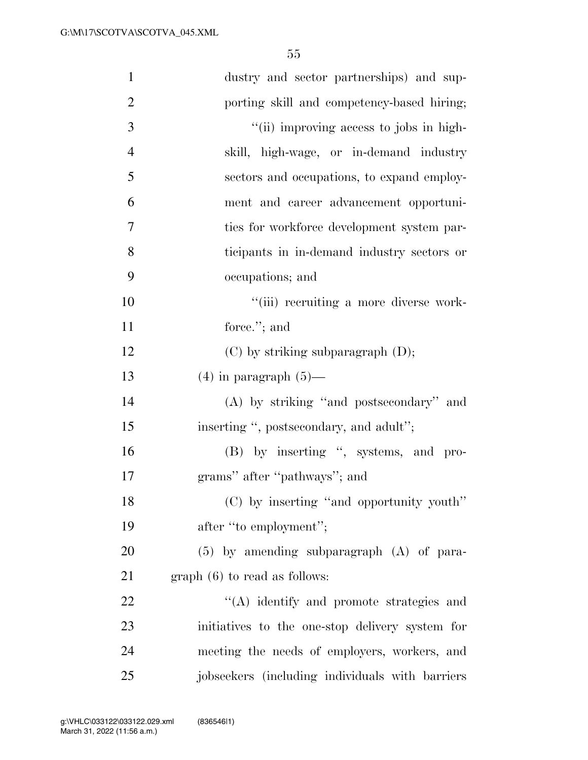dustry and sector partnerships) and supporting skill and competency-based hiring;

''(ii) improving access to jobs in high-skill, high-wage, or in-demand industry sectors and occupations, to expand employment and career advancement opportunities for workforce development system participants in in-demand industry sectors or occupations; and

''(iii) recruiting a more diverse workforce.''; and

(C) by striking subparagraph (D);

(4) in paragraph (5)—

(A) by striking ''and postsecondary'' and inserting '', postsecondary, and adult'';

(B) by inserting '', systems, and programs'' after ''pathways''; and

(C) by inserting ''and opportunity youth'' after ''to employment'';

(5) by amending subparagraph (A) of paragraph (6) to read as follows:

''(A) identify and promote strategies and initiatives to the one-stop delivery system for meeting the needs of employers, workers, and jobseekers (including individuals with barriers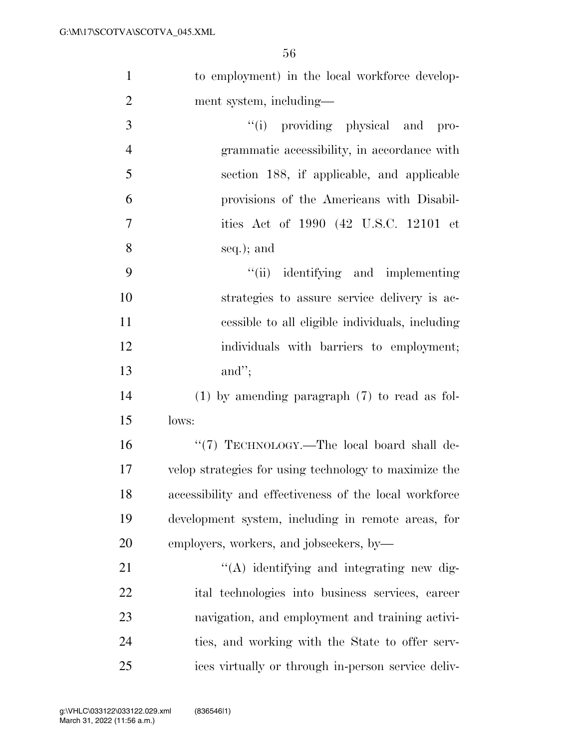to employment) in the local workforce development system, including—

"(i) providing physical and programmatic accessibility, in accordance with section 188, if applicable, and applicable provisions of the Americans with Disabilities Act of 1990 (42 U.S.C. 12101 et seq.); and

"(ii) identifying and implementing strategies to assure service delivery is accessible to all eligible individuals, including individuals with barriers to employment; and";

(1) by amending paragraph (7) to read as follows:

"(7) TECHNOLOGY.—The local board shall develop strategies for using technology to maximize the accessibility and effectiveness of the local workforce development system, including in remote areas, for employers, workers, and jobseekers, by—

"(A) identifying and integrating new digital technologies into business services, career navigation, and employment and training activities, and working with the State to offer services virtually or through in-person service deliv-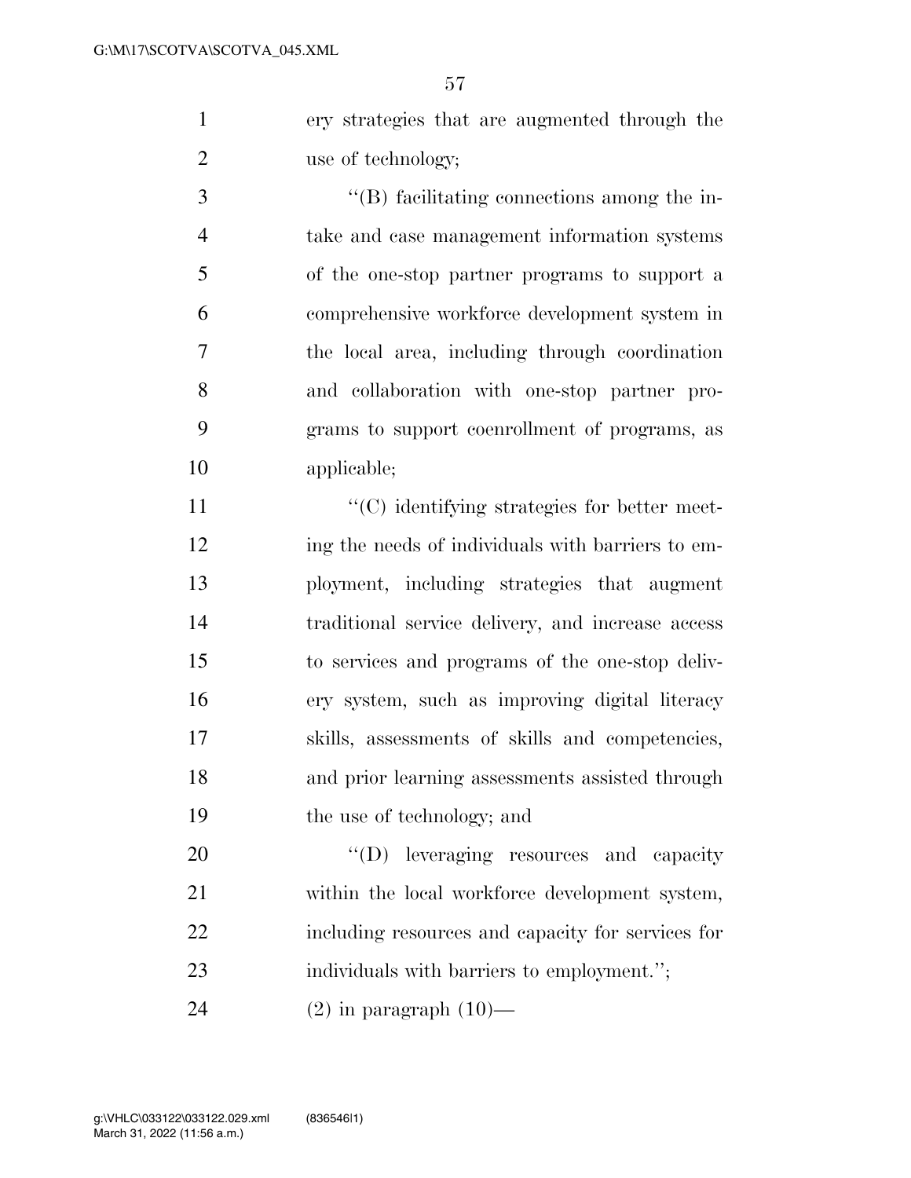ery strategies that are augmented through the use of technology;

"(B) facilitating connections among the intake and case management information systems of the one-stop partner programs to support a comprehensive workforce development system in the local area, including through coordination and collaboration with one-stop partner programs to support coenrollment of programs, as applicable;

"(C) identifying strategies for better meeting the needs of individuals with barriers to employment, including strategies that augment traditional service delivery, and increase access to services and programs of the one-stop delivery system, such as improving digital literacy skills, assessments of skills and competencies, and prior learning assessments assisted through the use of technology; and

"(D) leveraging resources and capacity within the local workforce development system, including resources and capacity for services for individuals with barriers to employment.";

(2) in paragraph (10)—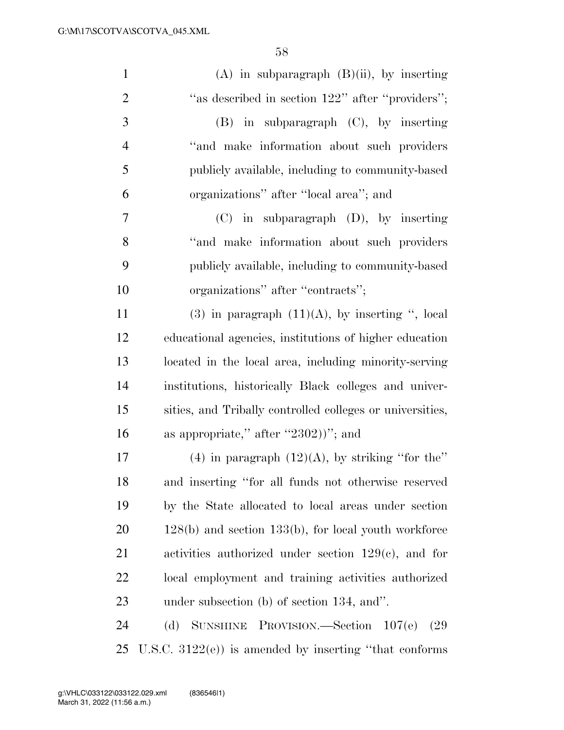(A) in subparagraph (B)(ii), by inserting "as described in section 122" after "providers";

(B) in subparagraph (C), by inserting "and make information about such providers publicly available, including to community-based organizations" after "local area"; and

(C) in subparagraph (D), by inserting "and make information about such providers publicly available, including to community-based organizations" after "contracts";

(3) in paragraph (11)(A), by inserting ", local educational agencies, institutions of higher education located in the local area, including minority-serving institutions, historically Black colleges and universities, and Tribally controlled colleges or universities, as appropriate," after "2302))"; and

(4) in paragraph (12)(A), by striking "for the" and inserting "for all funds not otherwise reserved by the State allocated to local areas under section 128(b) and section 133(b), for local youth workforce activities authorized under section 129(c), and for local employment and training activities authorized under subsection (b) of section 134, and".

(d) SUNSHINE PROVISION.—Section 107(e) (29 U.S.C. 3122(e)) is amended by inserting "that conforms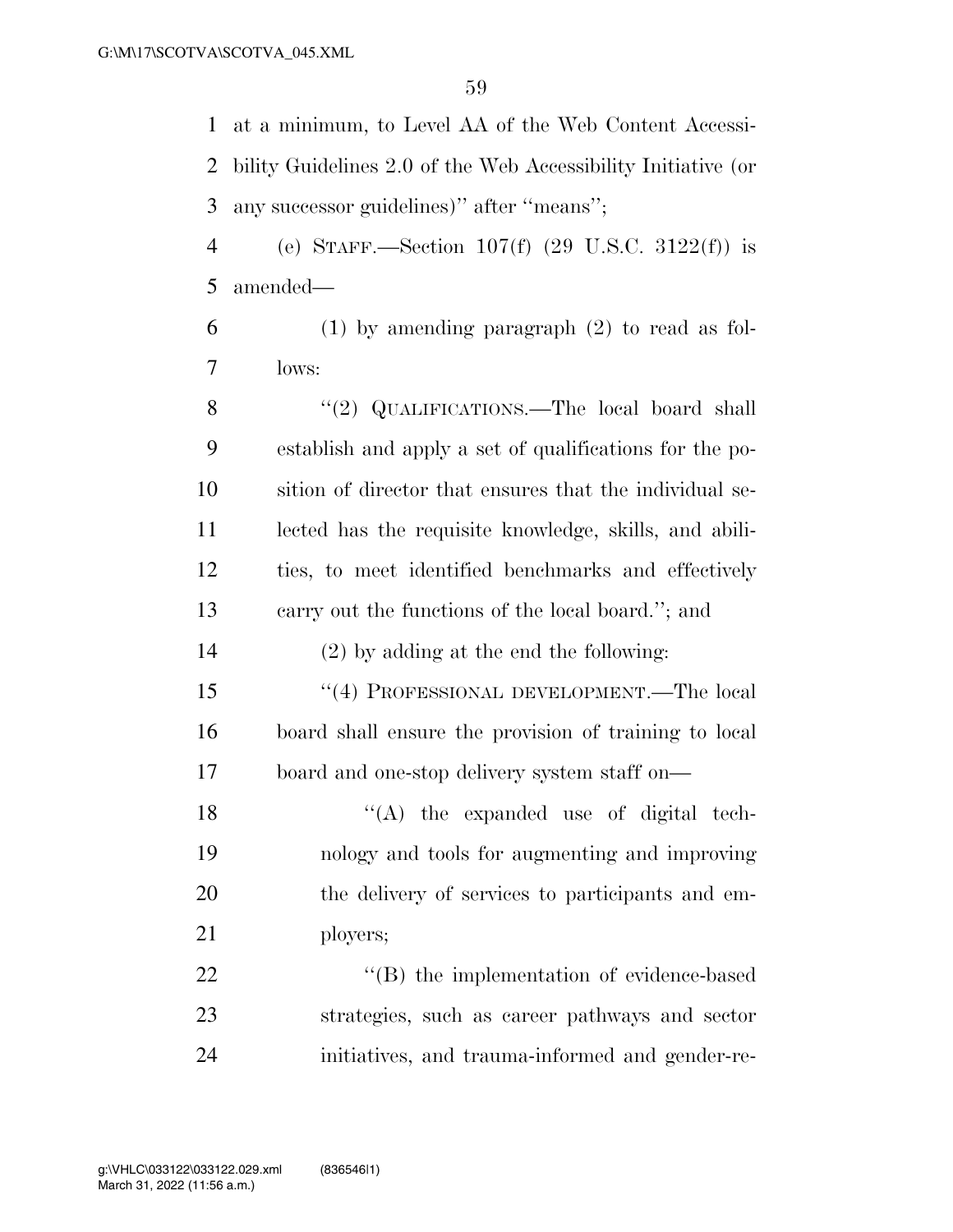at a minimum, to Level AA of the Web Content Accessibility Guidelines 2.0 of the Web Accessibility Initiative (or any successor guidelines)'' after ''means'';

(e) STAFF.—Section 107(f) (29 U.S.C. 3122(f)) is amended—

(1) by amending paragraph (2) to read as follows:

''(2) QUALIFICATIONS.—The local board shall establish and apply a set of qualifications for the position of director that ensures that the individual selected has the requisite knowledge, skills, and abilities, to meet identified benchmarks and effectively carry out the functions of the local board.''; and

(2) by adding at the end the following:

''(4) PROFESSIONAL DEVELOPMENT.—The local board shall ensure the provision of training to local board and one-stop delivery system staff on—

''(A) the expanded use of digital technology and tools for augmenting and improving the delivery of services to participants and employers;

''(B) the implementation of evidence-based strategies, such as career pathways and sector initiatives, and trauma-informed and gender-re-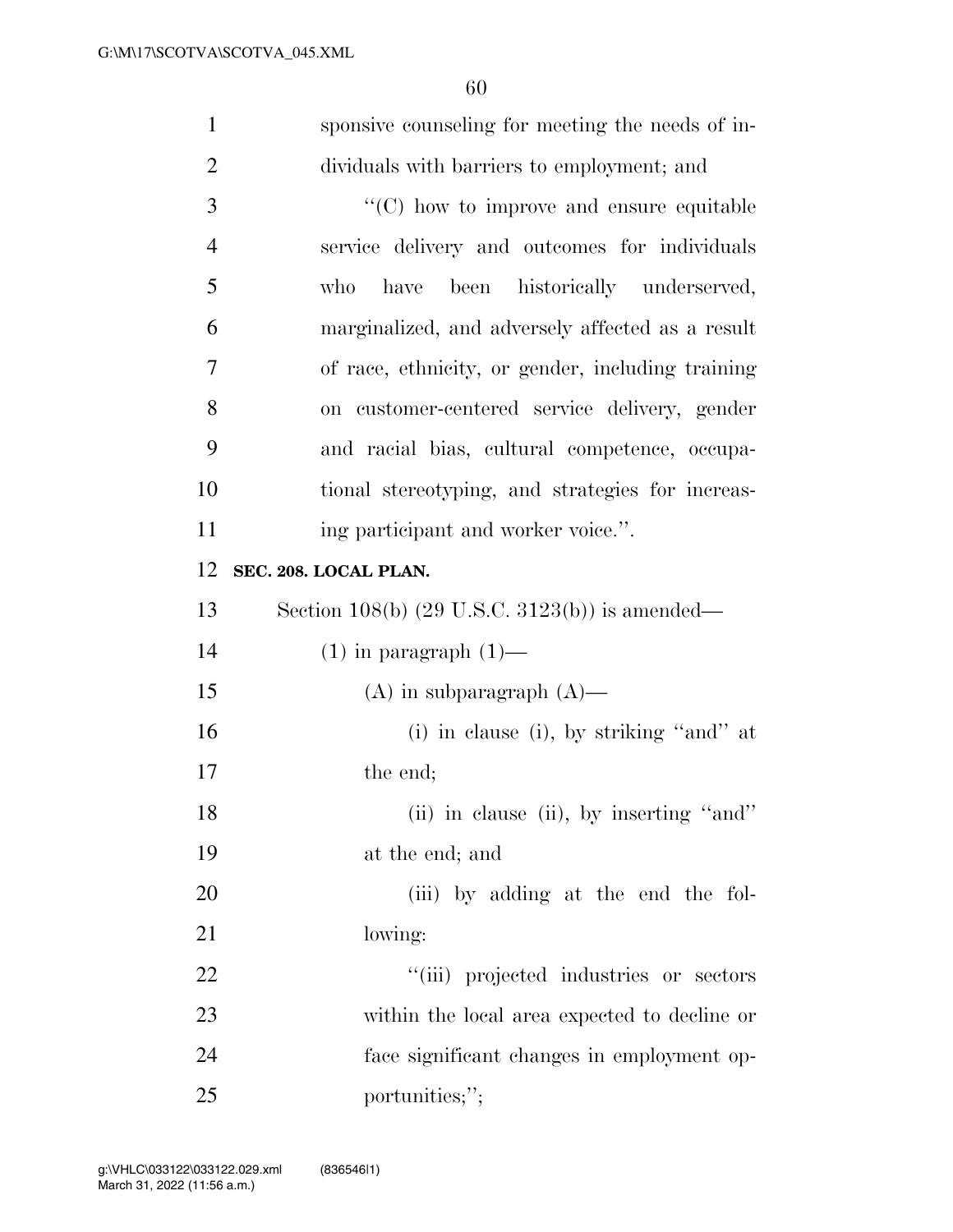sponsive counseling for meeting the needs of individuals with barriers to employment; and

"(C) how to improve and ensure equitable service delivery and outcomes for individuals who have been historically underserved, marginalized, and adversely affected as a result of race, ethnicity, or gender, including training on customer-centered service delivery, gender and racial bias, cultural competence, occupational stereotyping, and strategies for increasing participant and worker voice.".

**SEC. 208. LOCAL PLAN.**

Section 108(b) (29 U.S.C. 3123(b)) is amended—

(1) in paragraph (1)—

(A) in subparagraph (A)—

(i) in clause (i), by striking "and" at the end;

(ii) in clause (ii), by inserting "and" at the end; and

(iii) by adding at the end the following:

"(iii) projected industries or sectors within the local area expected to decline or face significant changes in employment opportunities;";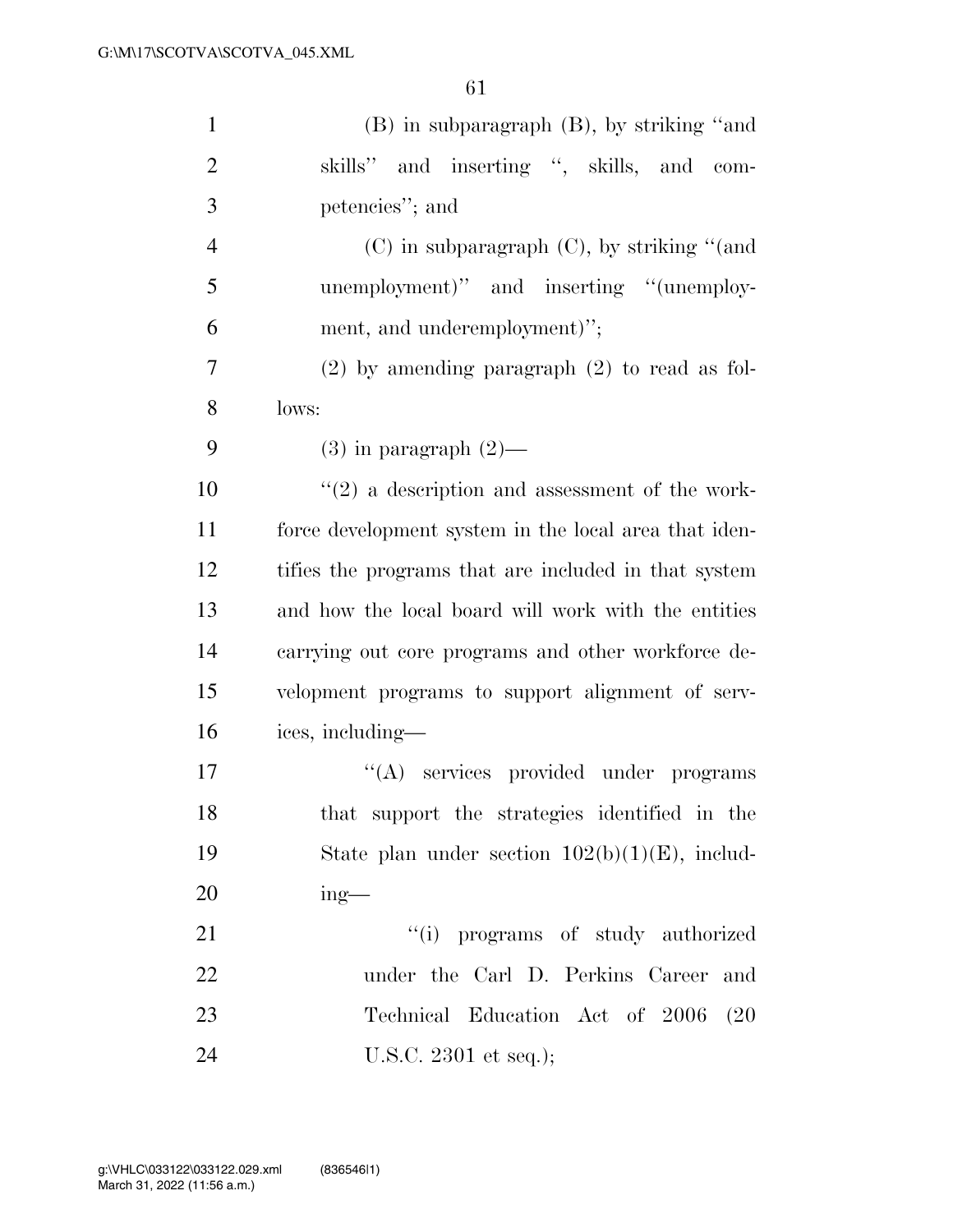(B) in subparagraph (B), by striking "and skills" and inserting ", skills, and competencies"; and

(C) in subparagraph (C), by striking "(and unemployment)" and inserting "(unemployment, and underemployment)";

(2) by amending paragraph (2) to read as follows:

(3) in paragraph (2)—

"(2) a description and assessment of the workforce development system in the local area that identifies the programs that are included in that system and how the local board will work with the entities carrying out core programs and other workforce development programs to support alignment of services, including—

"(A) services provided under programs that support the strategies identified in the State plan under section 102(b)(1)(E), including—

"(i) programs of study authorized under the Carl D. Perkins Career and Technical Education Act of 2006 (20 U.S.C. 2301 et seq.);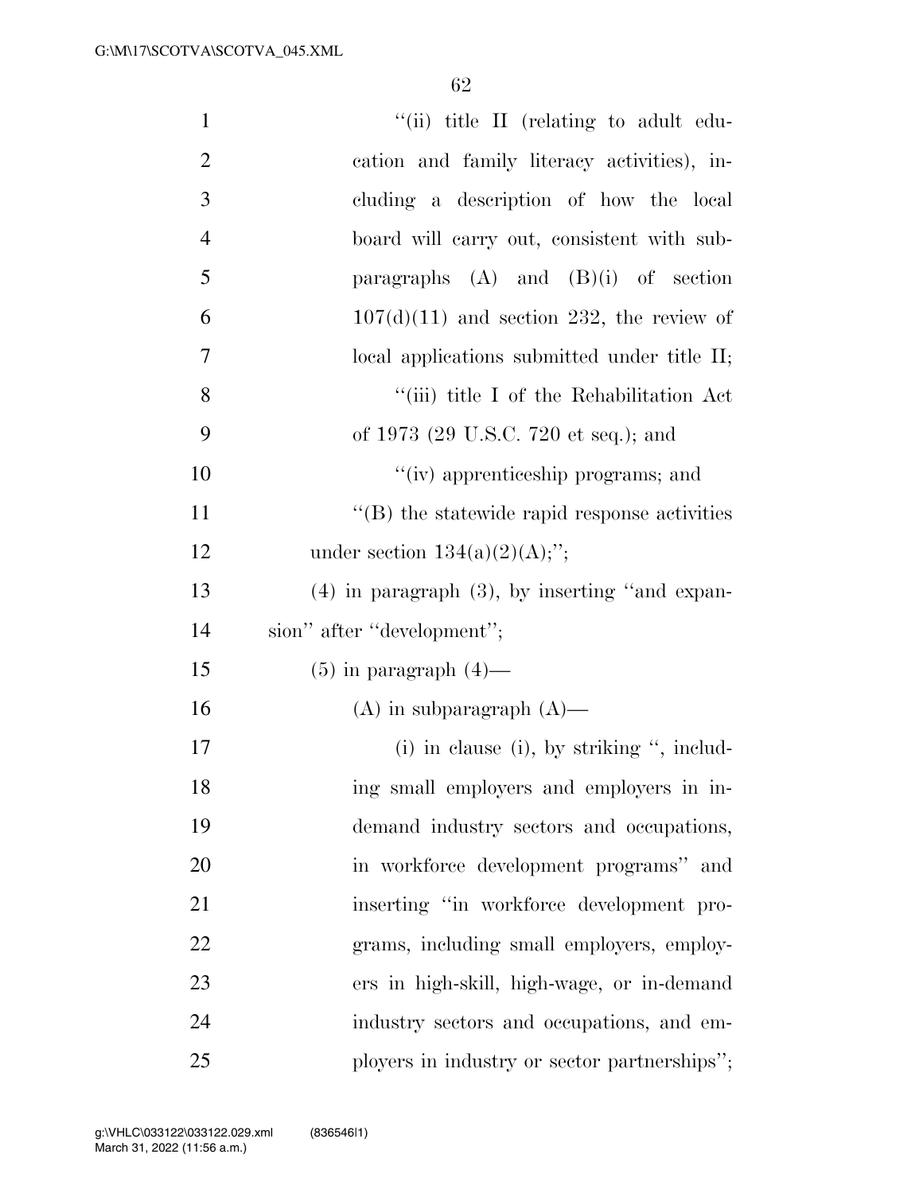"(ii) title II (relating to adult education and family literacy activities), including a description of how the local board will carry out, consistent with subparagraphs (A) and (B)(i) of section 107(d)(11) and section 232, the review of local applications submitted under title II;

"(iii) title I of the Rehabilitation Act of 1973 (29 U.S.C. 720 et seq.); and

"(iv) apprenticeship programs; and

"(B) the statewide rapid response activities under section 134(a)(2)(A);";

(4) in paragraph (3), by inserting "and expansion" after "development";

(5) in paragraph (4)—

(A) in subparagraph (A)—

(i) in clause (i), by striking ", including small employers and employers in in-demand industry sectors and occupations, in workforce development programs" and inserting "in workforce development programs, including small employers, employers in high-skill, high-wage, or in-demand industry sectors and occupations, and employers in industry or sector partnerships";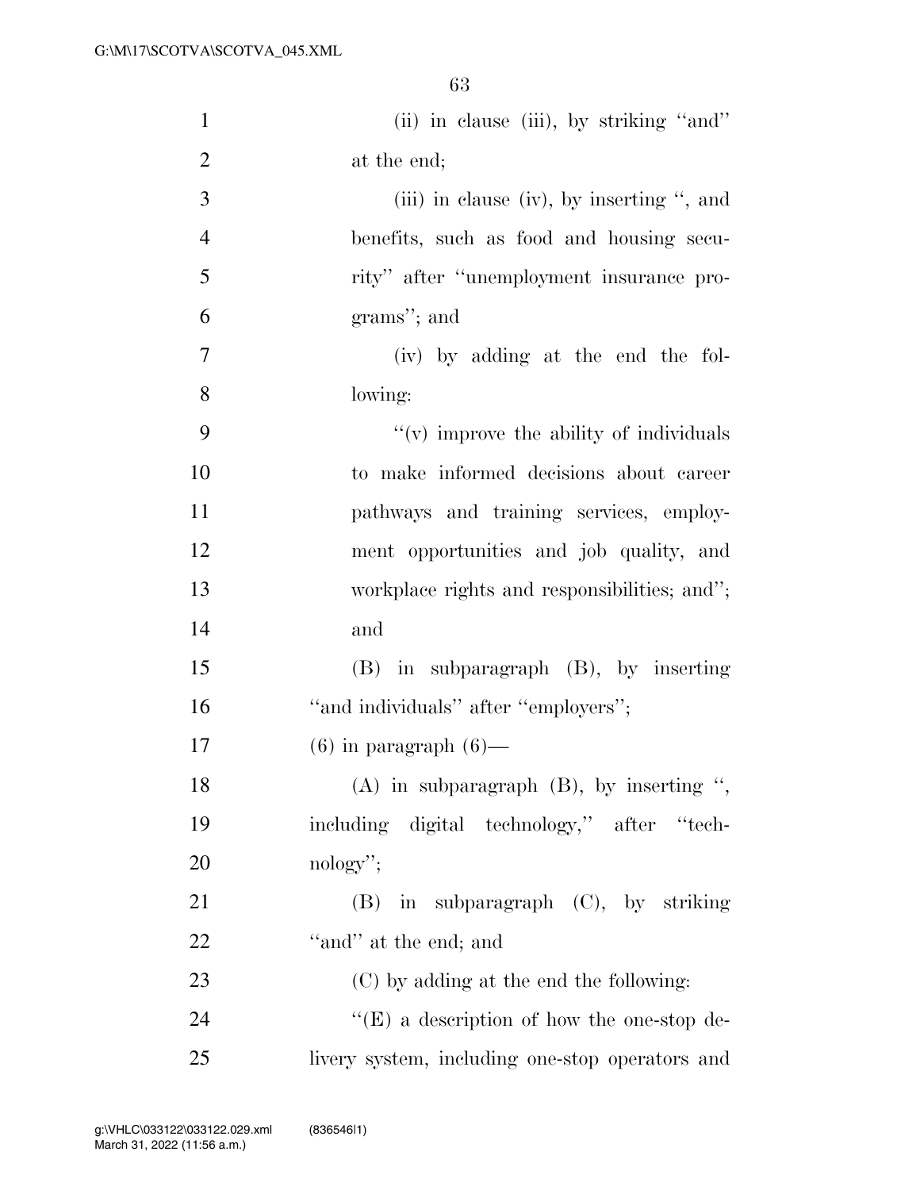(ii) in clause (iii), by striking ''and'' at the end;

(iii) in clause (iv), by inserting '', and benefits, such as food and housing security'' after ''unemployment insurance programs''; and

(iv) by adding at the end the following:

''(v) improve the ability of individuals to make informed decisions about career pathways and training services, employment opportunities and job quality, and workplace rights and responsibilities; and''; and

(B) in subparagraph (B), by inserting ''and individuals'' after ''employers'';

(6) in paragraph (6)—

(A) in subparagraph (B), by inserting '', including digital technology,'' after ''technology'';

(B) in subparagraph (C), by striking ''and'' at the end; and

(C) by adding at the end the following:

''(E) a description of how the one-stop delivery system, including one-stop operators and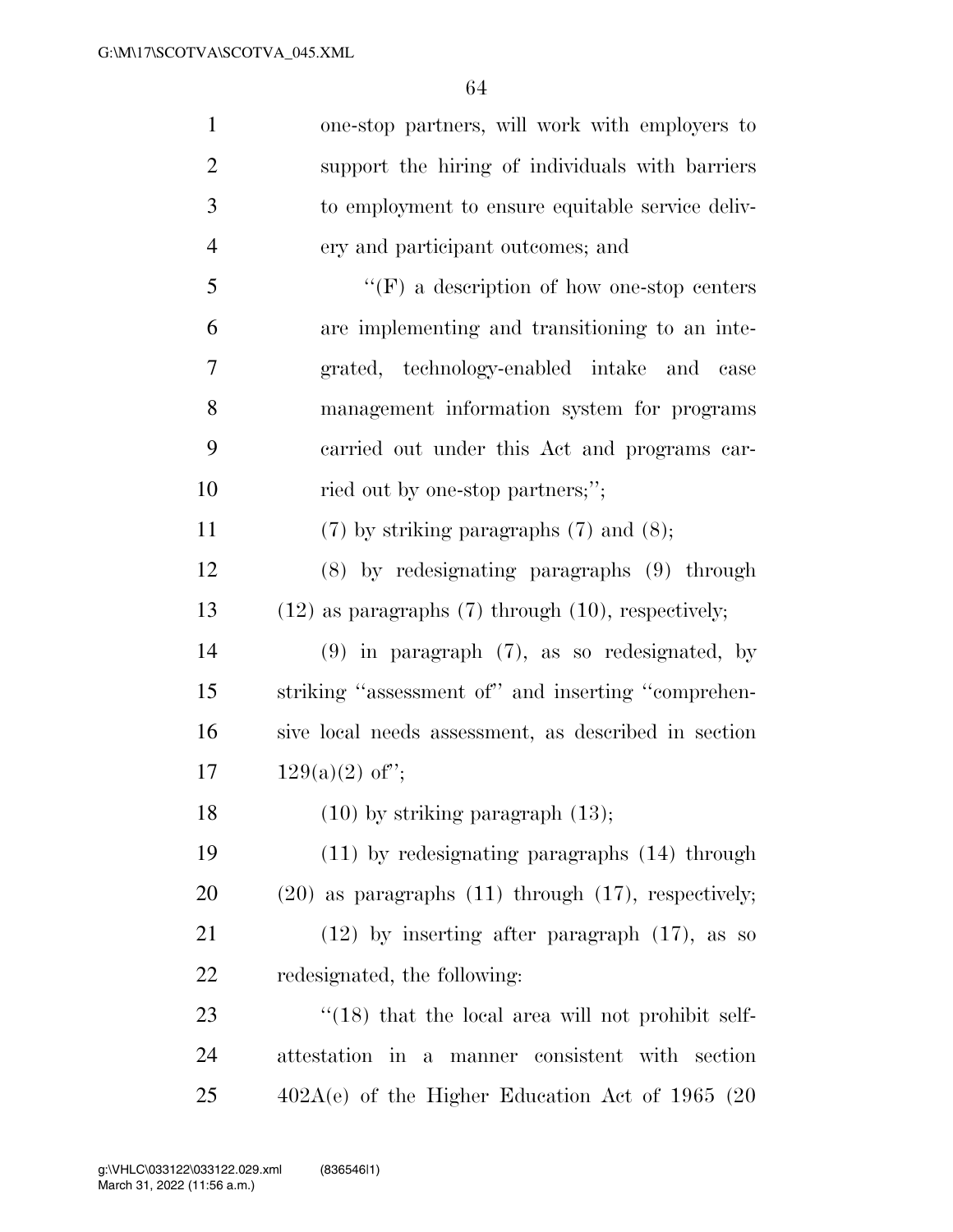one-stop partners, will work with employers to support the hiring of individuals with barriers to employment to ensure equitable service delivery and participant outcomes; and

''(F) a description of how one-stop centers are implementing and transitioning to an integrated, technology-enabled intake and case management information system for programs carried out under this Act and programs carried out by one-stop partners;'';

(7) by striking paragraphs (7) and (8);

(8) by redesignating paragraphs (9) through (12) as paragraphs (7) through (10), respectively;

(9) in paragraph (7), as so redesignated, by striking ''assessment of'' and inserting ''comprehensive local needs assessment, as described in section 129(a)(2) of'';

(10) by striking paragraph (13);

(11) by redesignating paragraphs (14) through (20) as paragraphs (11) through (17), respectively;

(12) by inserting after paragraph (17), as so redesignated, the following:

''(18) that the local area will not prohibit self-attestation in a manner consistent with section 402A(e) of the Higher Education Act of 1965 (20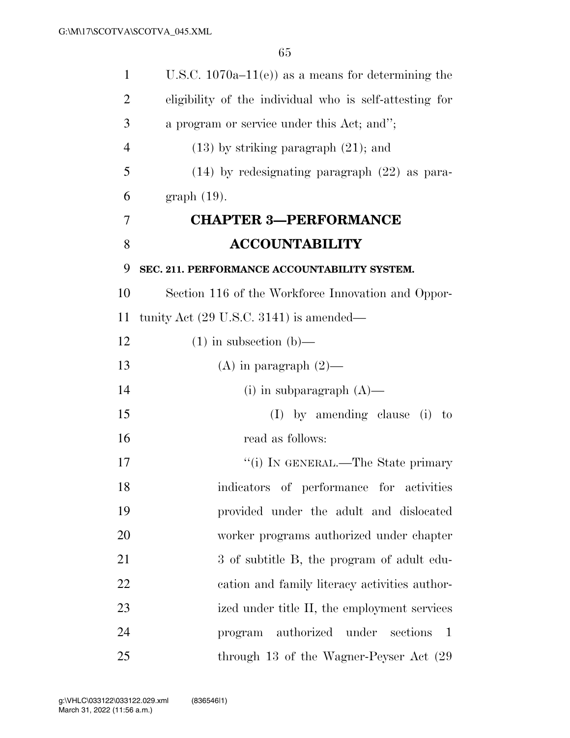U.S.C. 1070a–11(e)) as a means for determining the eligibility of the individual who is self-attesting for a program or service under this Act; and'';

(13) by striking paragraph (21); and

(14) by redesignating paragraph (22) as paragraph (19).

## CHAPTER 3—PERFORMANCE ACCOUNTABILITY

### SEC. 211. PERFORMANCE ACCOUNTABILITY SYSTEM.

Section 116 of the Workforce Innovation and Opportunity Act (29 U.S.C. 3141) is amended—

(1) in subsection (b)—

(A) in paragraph (2)—

(i) in subparagraph (A)—

(I) by amending clause (i) to read as follows:

''(i) IN GENERAL.—The State primary indicators of performance for activities provided under the adult and dislocated worker programs authorized under chapter 3 of subtitle B, the program of adult education and family literacy activities authorized under title II, the employment services program authorized under sections 1 through 13 of the Wagner-Peyser Act (29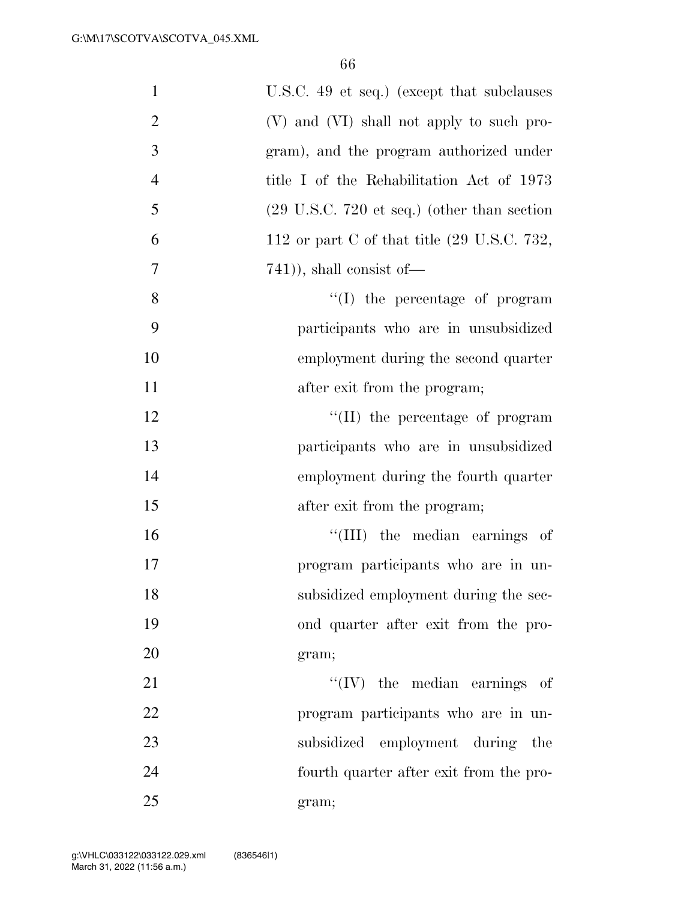U.S.C. 49 et seq.) (except that subclauses (V) and (VI) shall not apply to such program), and the program authorized under title I of the Rehabilitation Act of 1973 (29 U.S.C. 720 et seq.) (other than section 112 or part C of that title (29 U.S.C. 732, 741)), shall consist of—

''(I) the percentage of program participants who are in unsubsidized employment during the second quarter after exit from the program;

''(II) the percentage of program participants who are in unsubsidized employment during the fourth quarter after exit from the program;

''(III) the median earnings of program participants who are in unsubsidized employment during the second quarter after exit from the program;

''(IV) the median earnings of program participants who are in unsubsidized employment during the fourth quarter after exit from the program;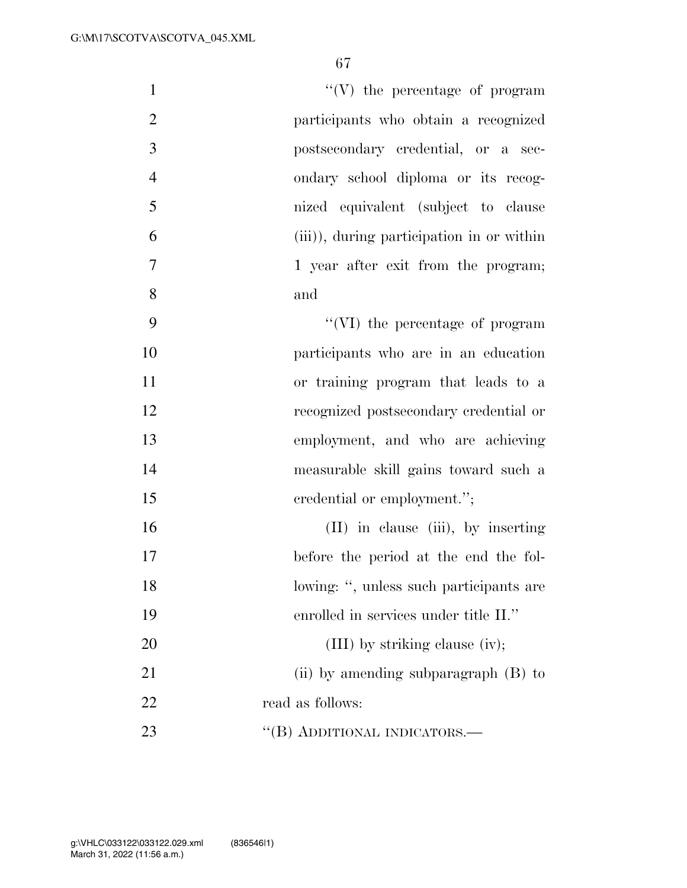"(V) the percentage of program participants who obtain a recognized postsecondary credential, or a secondary school diploma or its recognized equivalent (subject to clause (iii)), during participation in or within 1 year after exit from the program; and

"(VI) the percentage of program participants who are in an education or training program that leads to a recognized postsecondary credential or employment, and who are achieving measurable skill gains toward such a credential or employment.";

(II) in clause (iii), by inserting before the period at the end the following: ", unless such participants are enrolled in services under title II."

(III) by striking clause (iv);

(ii) by amending subparagraph (B) to read as follows:

"(B) ADDITIONAL INDICATORS.—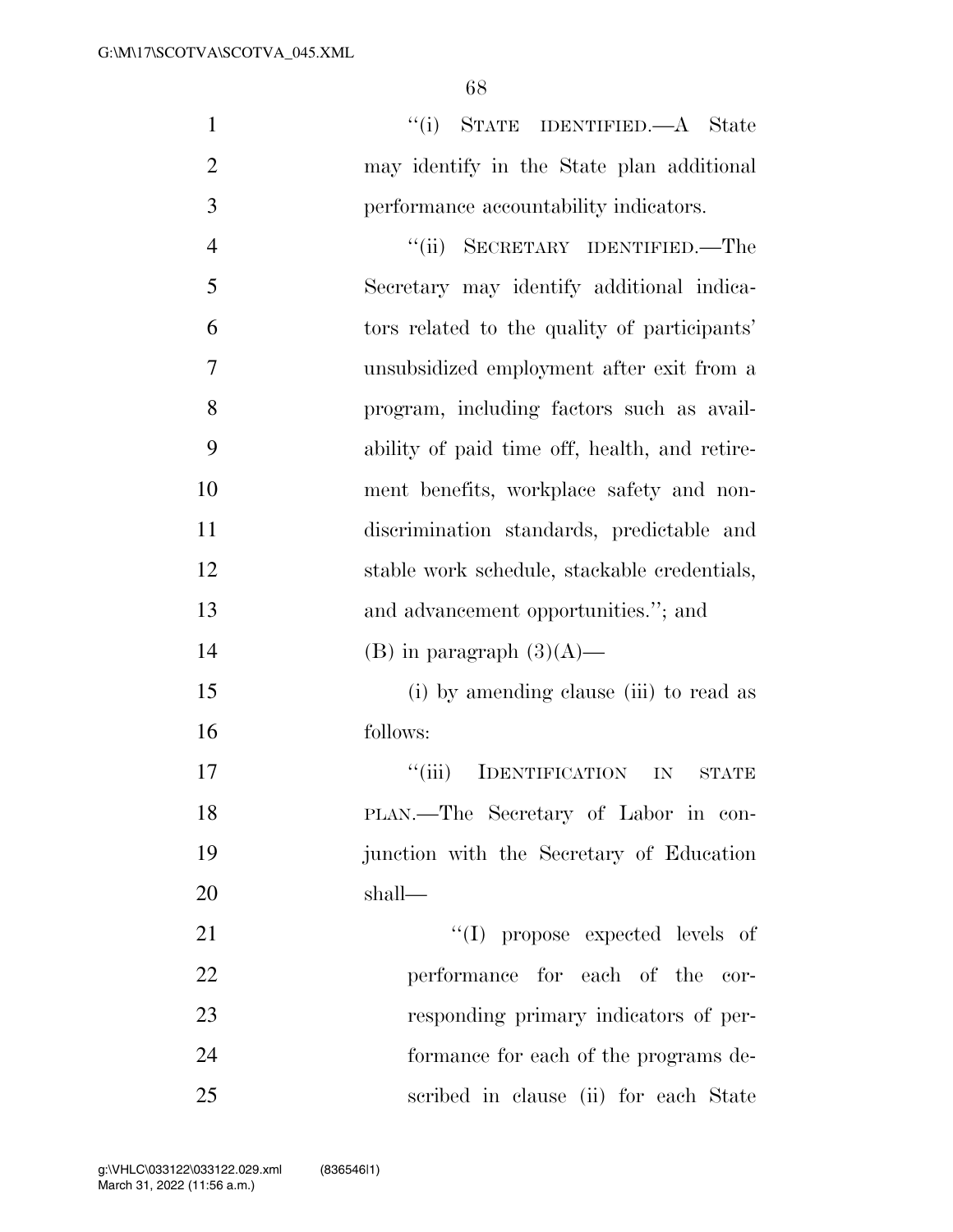"(i) STATE IDENTIFIED.—A State may identify in the State plan additional performance accountability indicators.

"(ii) SECRETARY IDENTIFIED.—The Secretary may identify additional indicators related to the quality of participants' unsubsidized employment after exit from a program, including factors such as availability of paid time off, health, and retirement benefits, workplace safety and nondiscrimination standards, predictable and stable work schedule, stackable credentials, and advancement opportunities."; and

(B) in paragraph (3)(A)—

(i) by amending clause (iii) to read as follows:

"(iii) IDENTIFICATION IN STATE PLAN.—The Secretary of Labor in conjunction with the Secretary of Education shall—

"(I) propose expected levels of performance for each of the corresponding primary indicators of performance for each of the programs described in clause (ii) for each State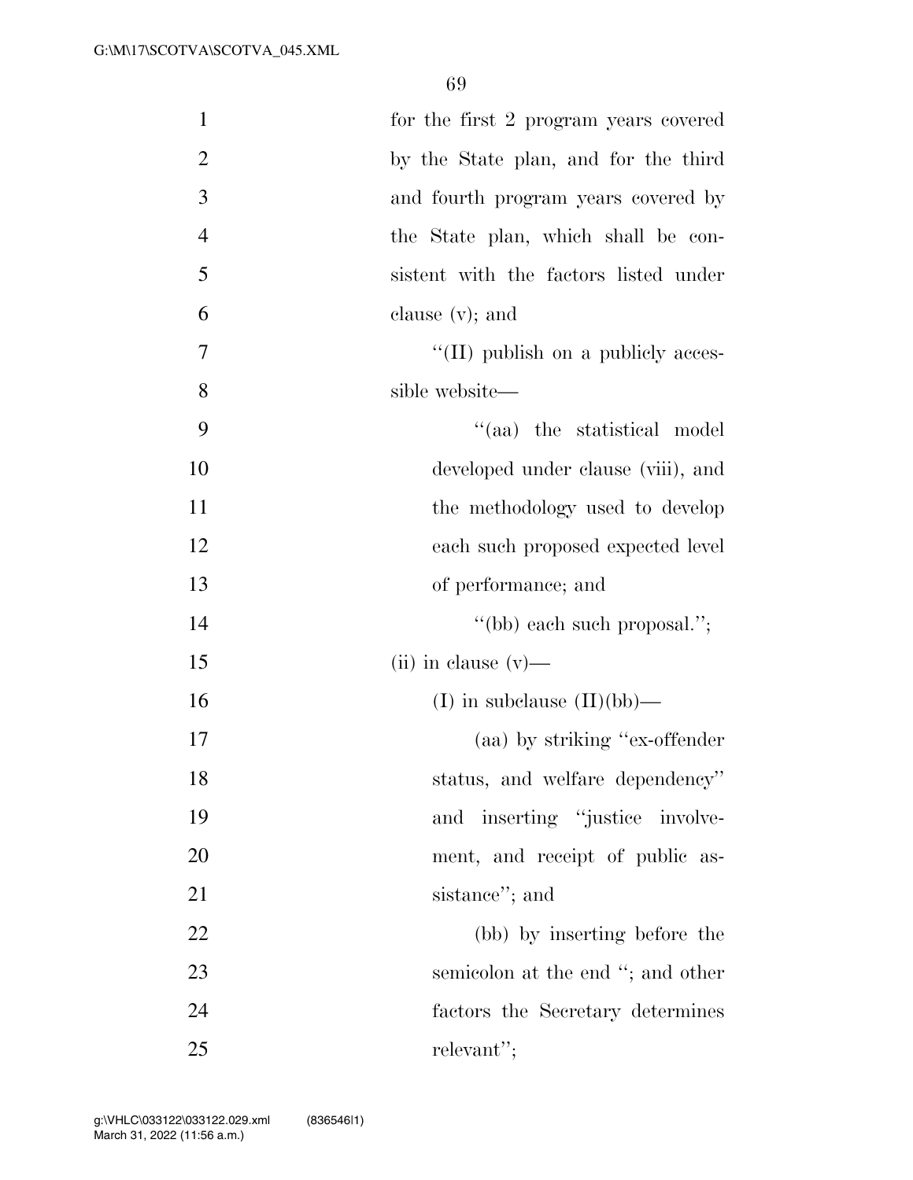for the first 2 program years covered by the State plan, and for the third and fourth program years covered by the State plan, which shall be consistent with the factors listed under clause (v); and

''(II) publish on a publicly accessible website—

''(aa) the statistical model developed under clause (viii), and the methodology used to develop each such proposed expected level of performance; and

''(bb) each such proposal.'';

(ii) in clause (v)—

(I) in subclause (II)(bb)—

(aa) by striking ''ex-offender status, and welfare dependency'' and inserting ''justice involvement, and receipt of public assistance''; and

(bb) by inserting before the semicolon at the end ''; and other factors the Secretary determines relevant'';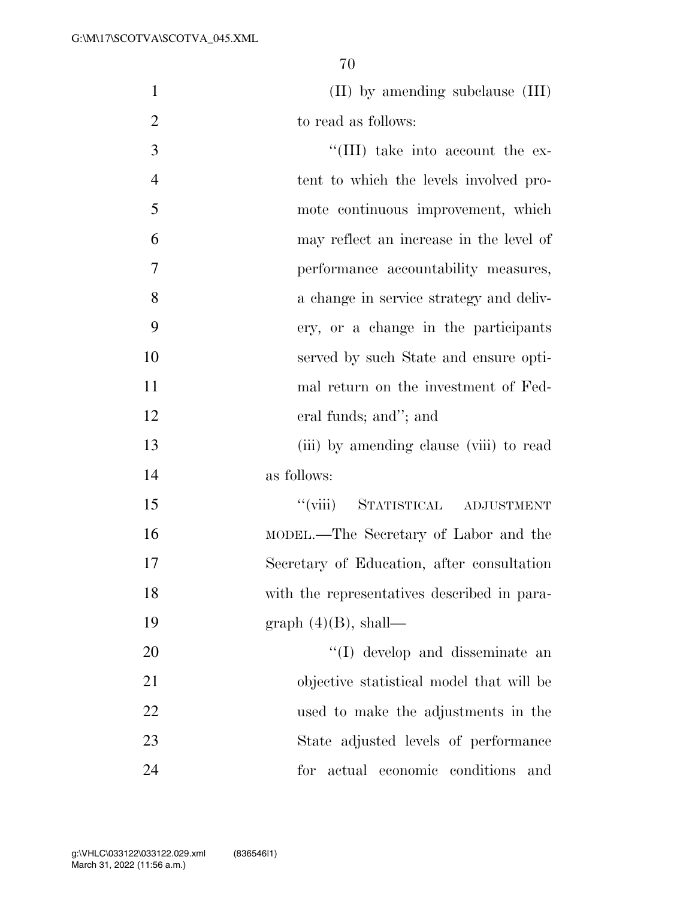(II) by amending subclause (III) to read as follows:

''(III) take into account the extent to which the levels involved promote continuous improvement, which may reflect an increase in the level of performance accountability measures, a change in service strategy and delivery, or a change in the participants served by such State and ensure optimal return on the investment of Federal funds; and''; and

(iii) by amending clause (viii) to read as follows:

''(viii) STATISTICAL ADJUSTMENT MODEL.—The Secretary of Labor and the Secretary of Education, after consultation with the representatives described in paragraph (4)(B), shall—

''(I) develop and disseminate an objective statistical model that will be used to make the adjustments in the State adjusted levels of performance for actual economic conditions and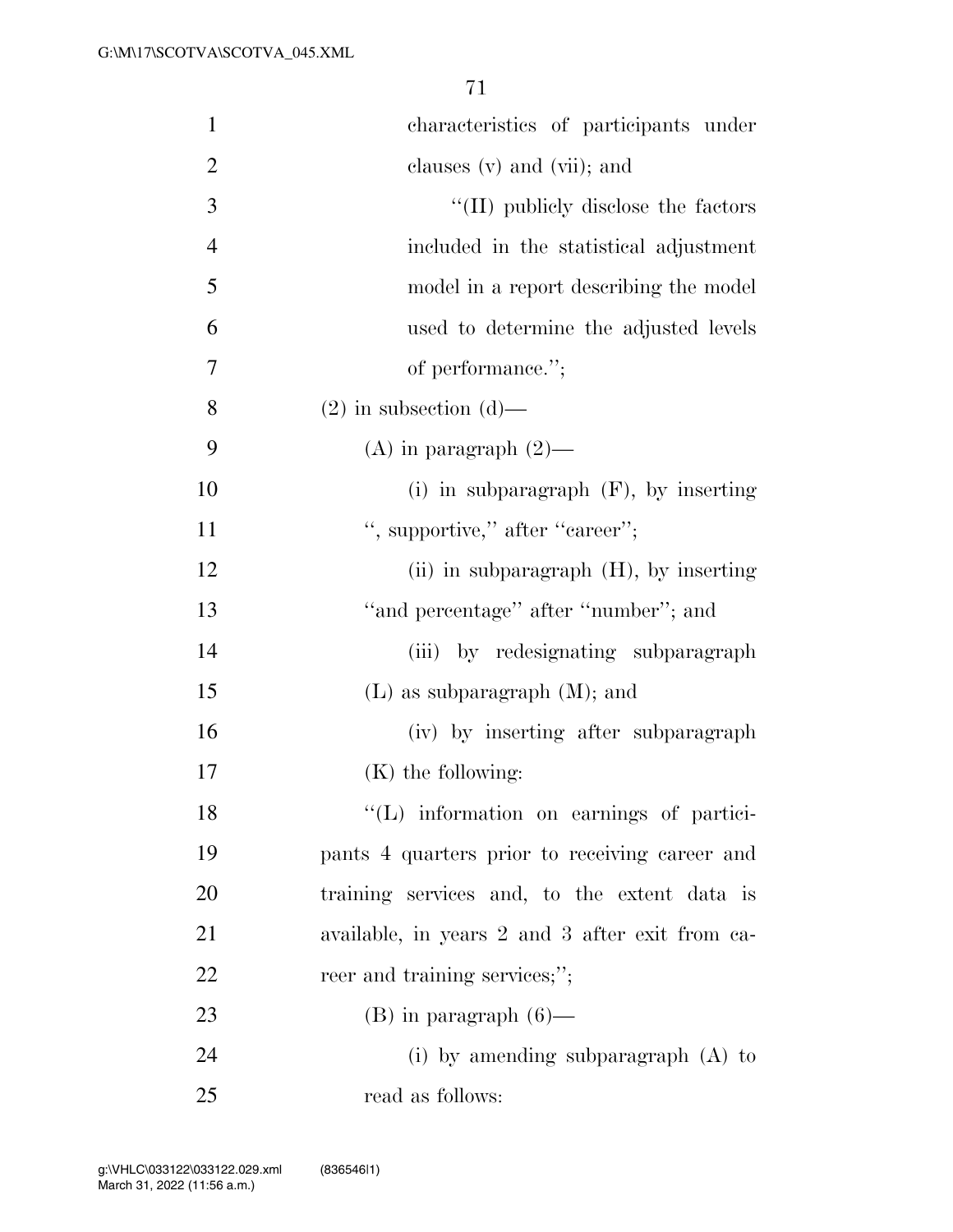characteristics of participants under clauses (v) and (vii); and

''(II) publicly disclose the factors included in the statistical adjustment model in a report describing the model used to determine the adjusted levels of performance.'';

(2) in subsection (d)—

(A) in paragraph (2)—

(i) in subparagraph (F), by inserting '', supportive,'' after ''career'';

(ii) in subparagraph (H), by inserting ''and percentage'' after ''number''; and

(iii) by redesignating subparagraph (L) as subparagraph (M); and

(iv) by inserting after subparagraph (K) the following:

''(L) information on earnings of participants 4 quarters prior to receiving career and training services and, to the extent data is available, in years 2 and 3 after exit from career and training services;'';

(B) in paragraph (6)—

(i) by amending subparagraph (A) to read as follows: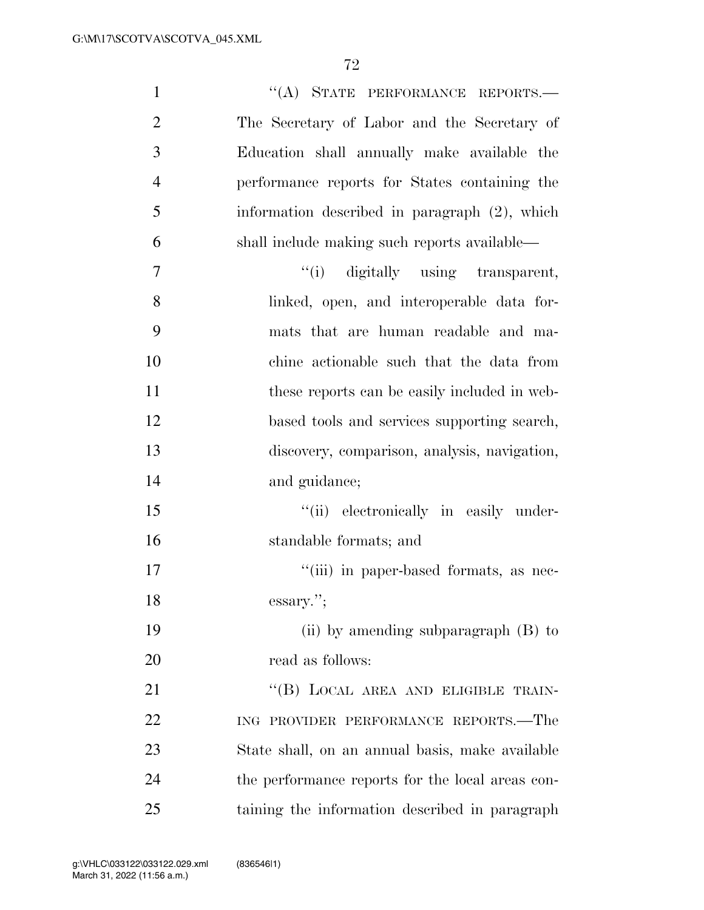"(A) STATE PERFORMANCE REPORTS.—The Secretary of Labor and the Secretary of Education shall annually make available the performance reports for States containing the information described in paragraph (2), which shall include making such reports available—

"(i) digitally using transparent, linked, open, and interoperable data formats that are human readable and machine actionable such that the data from these reports can be easily included in web-based tools and services supporting search, discovery, comparison, analysis, navigation, and guidance;

"(ii) electronically in easily understandable formats; and

"(iii) in paper-based formats, as necessary.";

(ii) by amending subparagraph (B) to read as follows:

"(B) LOCAL AREA AND ELIGIBLE TRAINING PROVIDER PERFORMANCE REPORTS.—The State shall, on an annual basis, make available the performance reports for the local areas containing the information described in paragraph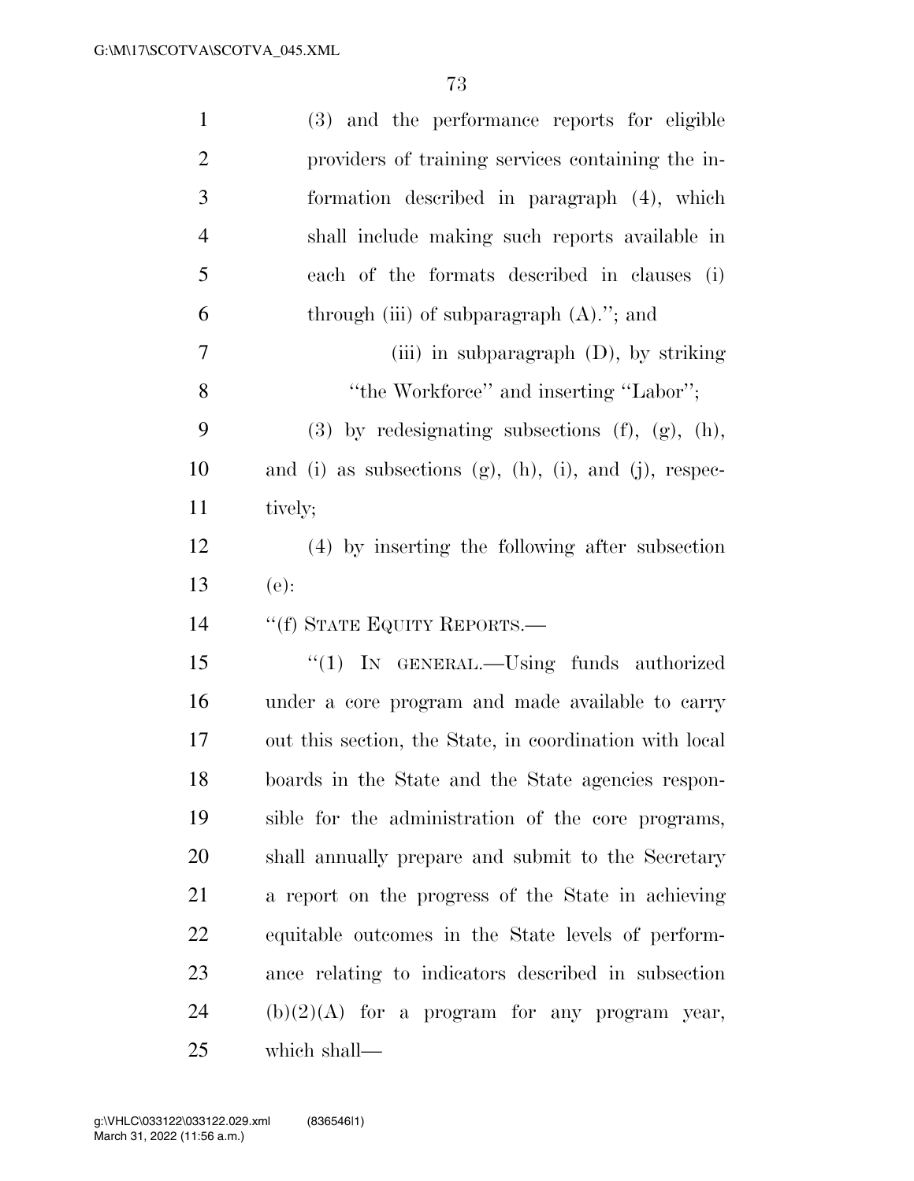(3) and the performance reports for eligible providers of training services containing the information described in paragraph (4), which shall include making such reports available in each of the formats described in clauses (i) through (iii) of subparagraph (A).''; and

(iii) in subparagraph (D), by striking ''the Workforce'' and inserting ''Labor'';

(3) by redesignating subsections (f), (g), (h), and (i) as subsections (g), (h), (i), and (j), respectively;

(4) by inserting the following after subsection (e):

''(f) STATE EQUITY REPORTS.—

''(1) IN GENERAL.—Using funds authorized under a core program and made available to carry out this section, the State, in coordination with local boards in the State and the State agencies responsible for the administration of the core programs, shall annually prepare and submit to the Secretary a report on the progress of the State in achieving equitable outcomes in the State levels of performance relating to indicators described in subsection (b)(2)(A) for a program for any program year, which shall—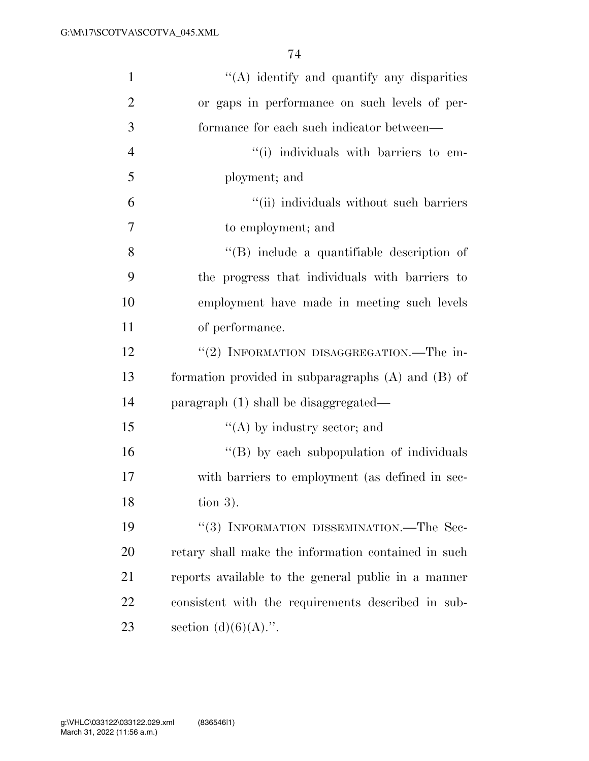''(A) identify and quantify any disparities or gaps in performance on such levels of performance for each such indicator between—

''(i) individuals with barriers to employment; and

''(ii) individuals without such barriers to employment; and

''(B) include a quantifiable description of the progress that individuals with barriers to employment have made in meeting such levels of performance.

''(2) INFORMATION DISAGGREGATION.—The information provided in subparagraphs (A) and (B) of paragraph (1) shall be disaggregated—

''(A) by industry sector; and

''(B) by each subpopulation of individuals with barriers to employment (as defined in section 3).

''(3) INFORMATION DISSEMINATION.—The Secretary shall make the information contained in such reports available to the general public in a manner consistent with the requirements described in subsection (d)(6)(A).''.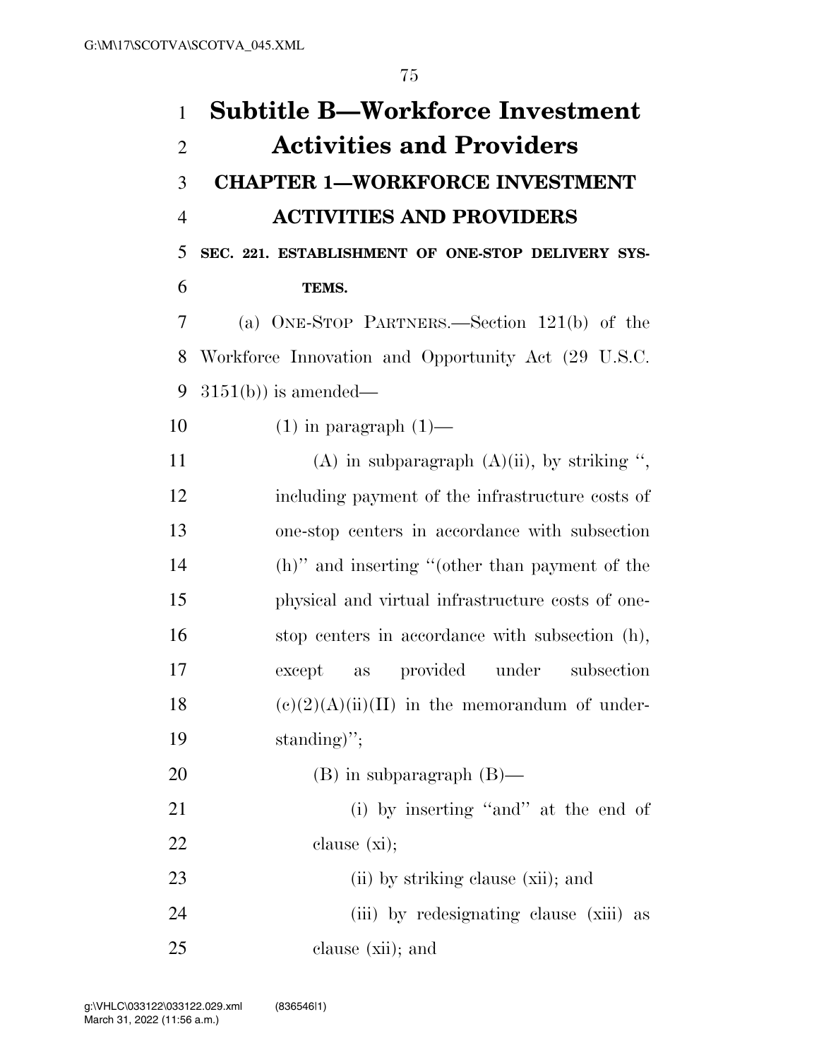# Subtitle B—Workforce Investment Activities and Providers

## CHAPTER 1—WORKFORCE INVESTMENT ACTIVITIES AND PROVIDERS

### SEC. 221. ESTABLISHMENT OF ONE-STOP DELIVERY SYSTEMS.

(a) ONE-STOP PARTNERS.—Section 121(b) of the Workforce Innovation and Opportunity Act (29 U.S.C. 3151(b)) is amended—

(1) in paragraph (1)—

(A) in subparagraph (A)(ii), by striking ", including payment of the infrastructure costs of one-stop centers in accordance with subsection (h)" and inserting "(other than payment of the physical and virtual infrastructure costs of one-stop centers in accordance with subsection (h), except as provided under subsection (c)(2)(A)(ii)(II) in the memorandum of understanding)";

(B) in subparagraph (B)—

(i) by inserting "and" at the end of clause (xi);

(ii) by striking clause (xii); and

(iii) by redesignating clause (xiii) as clause (xii); and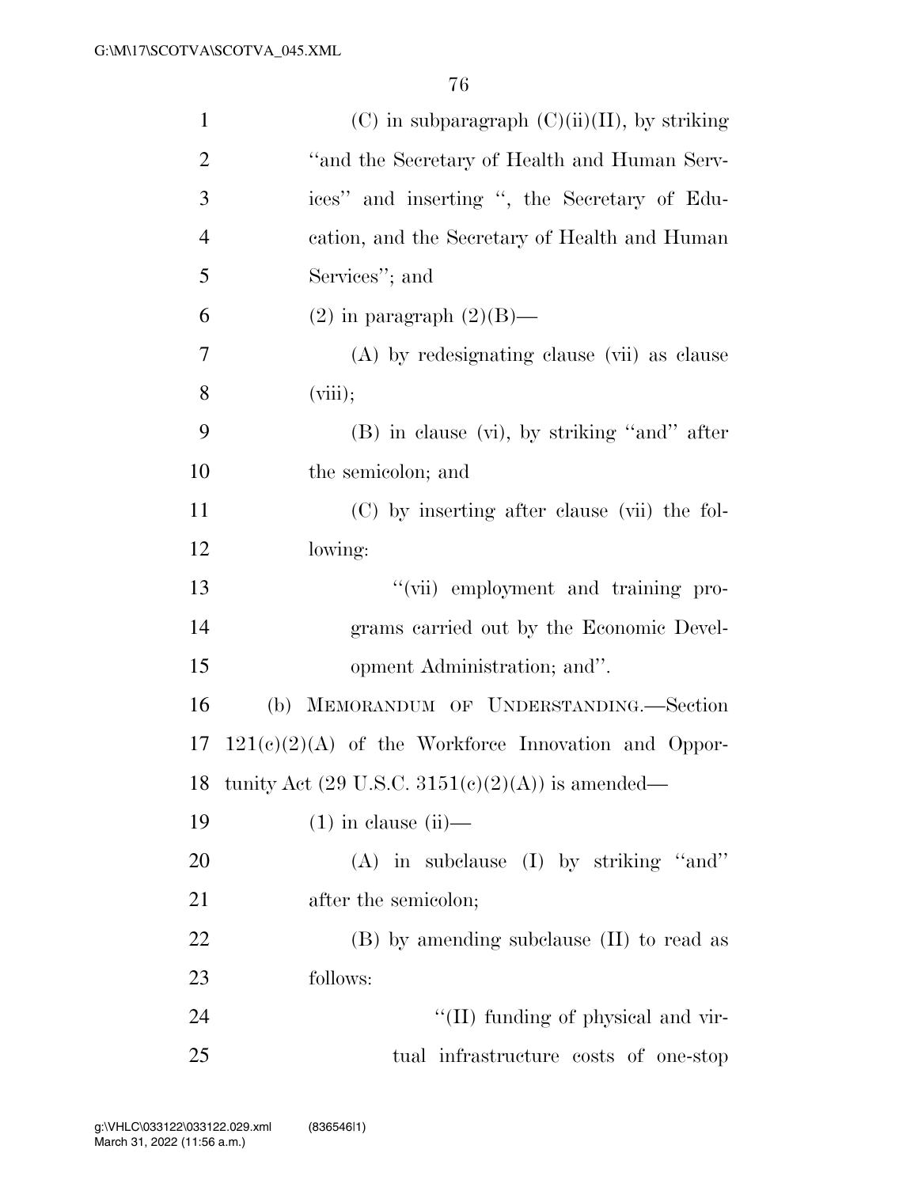(C) in subparagraph (C)(ii)(II), by striking "and the Secretary of Health and Human Services" and inserting ", the Secretary of Education, and the Secretary of Health and Human Services"; and

(2) in paragraph (2)(B)—

(A) by redesignating clause (vii) as clause (viii);

(B) in clause (vi), by striking "and" after the semicolon; and

(C) by inserting after clause (vii) the following:

"(vii) employment and training programs carried out by the Economic Development Administration; and".

(b) MEMORANDUM OF UNDERSTANDING.—Section 121(c)(2)(A) of the Workforce Innovation and Opportunity Act (29 U.S.C. 3151(c)(2)(A)) is amended—

(1) in clause (ii)—

(A) in subclause (I) by striking "and" after the semicolon;

(B) by amending subclause (II) to read as follows:

"(II) funding of physical and virtual infrastructure costs of one-stop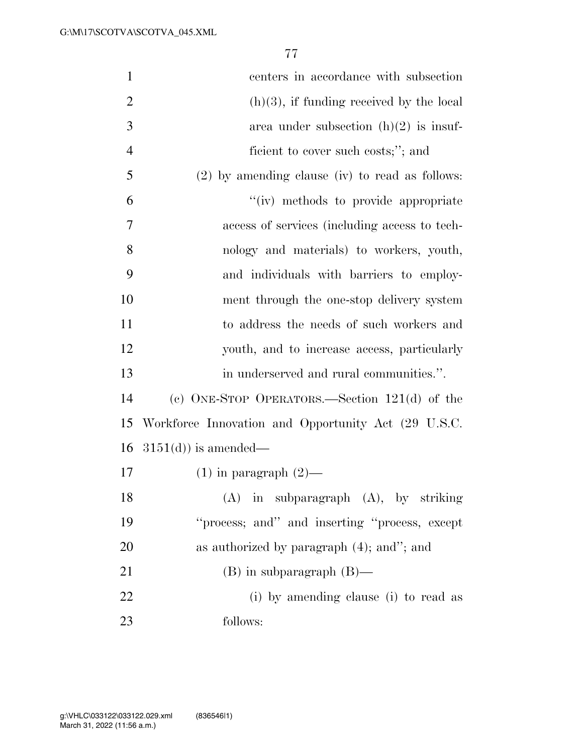centers in accordance with subsection (h)(3), if funding received by the local area under subsection (h)(2) is insufficient to cover such costs;''; and

(2) by amending clause (iv) to read as follows:

''(iv) methods to provide appropriate access of services (including access to technology and materials) to workers, youth, and individuals with barriers to employment through the one-stop delivery system to address the needs of such workers and youth, and to increase access, particularly in underserved and rural communities.''.

(c) ONE-STOP OPERATORS.—Section 121(d) of the Workforce Innovation and Opportunity Act (29 U.S.C. 3151(d)) is amended—

(1) in paragraph (2)—

(A) in subparagraph (A), by striking ''process; and'' and inserting ''process, except as authorized by paragraph (4); and''; and

(B) in subparagraph (B)—

(i) by amending clause (i) to read as follows: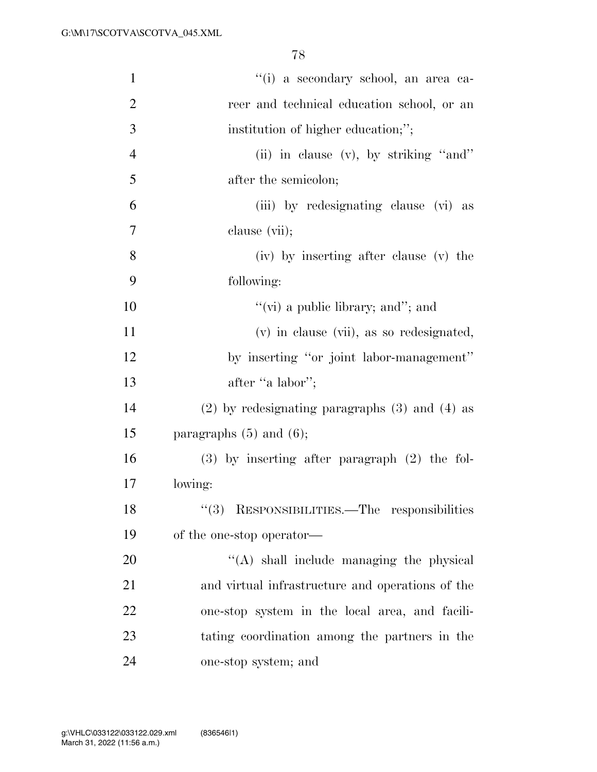"(i) a secondary school, an area career and technical education school, or an institution of higher education;";

(ii) in clause (v), by striking "and" after the semicolon;

(iii) by redesignating clause (vi) as clause (vii);

(iv) by inserting after clause (v) the following:

"(vi) a public library; and"; and

(v) in clause (vii), as so redesignated, by inserting "or joint labor-management" after "a labor";

(2) by redesignating paragraphs (3) and (4) as paragraphs (5) and (6);

(3) by inserting after paragraph (2) the following:

"(3) RESPONSIBILITIES.—The responsibilities of the one-stop operator—

"(A) shall include managing the physical and virtual infrastructure and operations of the one-stop system in the local area, and facilitating coordination among the partners in the one-stop system; and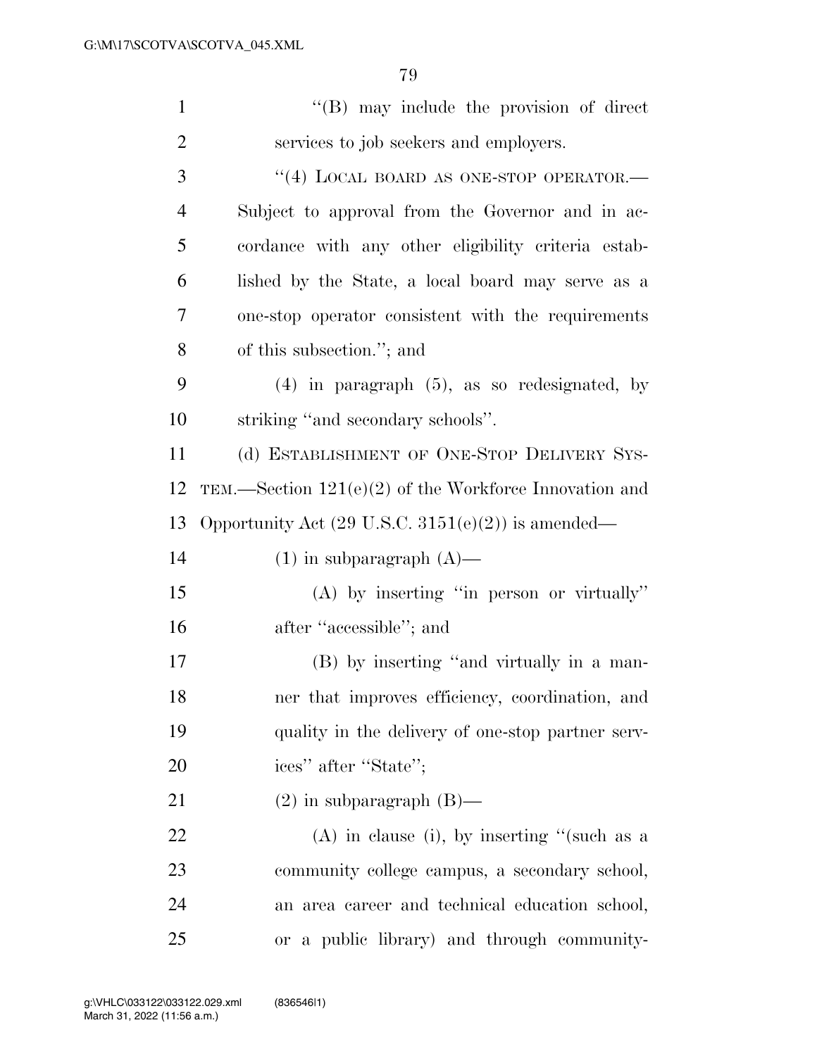"(B) may include the provision of direct services to job seekers and employers.

"(4) LOCAL BOARD AS ONE-STOP OPERATOR.— Subject to approval from the Governor and in accordance with any other eligibility criteria established by the State, a local board may serve as a one-stop operator consistent with the requirements of this subsection."; and

(4) in paragraph (5), as so redesignated, by striking "and secondary schools".

(d) ESTABLISHMENT OF ONE-STOP DELIVERY SYSTEM.—Section 121(e)(2) of the Workforce Innovation and Opportunity Act (29 U.S.C. 3151(e)(2)) is amended—

(1) in subparagraph (A)—

(A) by inserting "in person or virtually" after "accessible"; and

(B) by inserting "and virtually in a manner that improves efficiency, coordination, and quality in the delivery of one-stop partner services" after "State";

(2) in subparagraph (B)—

(A) in clause (i), by inserting "(such as a community college campus, a secondary school, an area career and technical education school, or a public library) and through community-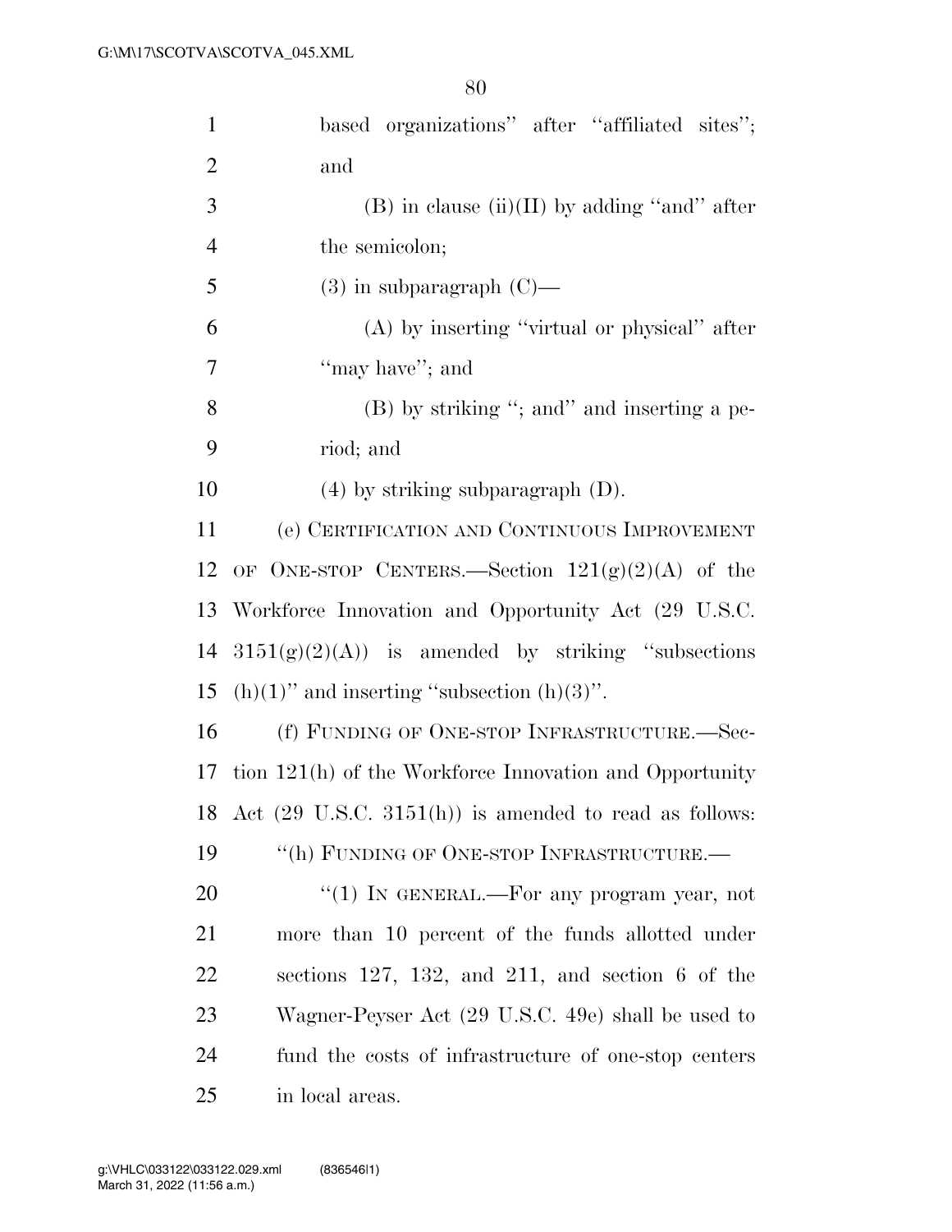based organizations'' after ''affiliated sites''; and

(B) in clause (ii)(II) by adding ''and'' after the semicolon;

(3) in subparagraph (C)—

(A) by inserting ''virtual or physical'' after ''may have''; and

(B) by striking ''; and'' and inserting a period; and

(4) by striking subparagraph (D).

(e) CERTIFICATION AND CONTINUOUS IMPROVEMENT OF ONE-STOP CENTERS.—Section 121(g)(2)(A) of the Workforce Innovation and Opportunity Act (29 U.S.C. 3151(g)(2)(A)) is amended by striking ''subsections (h)(1)'' and inserting ''subsection (h)(3)''.

(f) FUNDING OF ONE-STOP INFRASTRUCTURE.—Section 121(h) of the Workforce Innovation and Opportunity Act (29 U.S.C. 3151(h)) is amended to read as follows:

''(h) FUNDING OF ONE-STOP INFRASTRUCTURE.—

''(1) IN GENERAL.—For any program year, not more than 10 percent of the funds allotted under sections 127, 132, and 211, and section 6 of the Wagner-Peyser Act (29 U.S.C. 49e) shall be used to fund the costs of infrastructure of one-stop centers in local areas.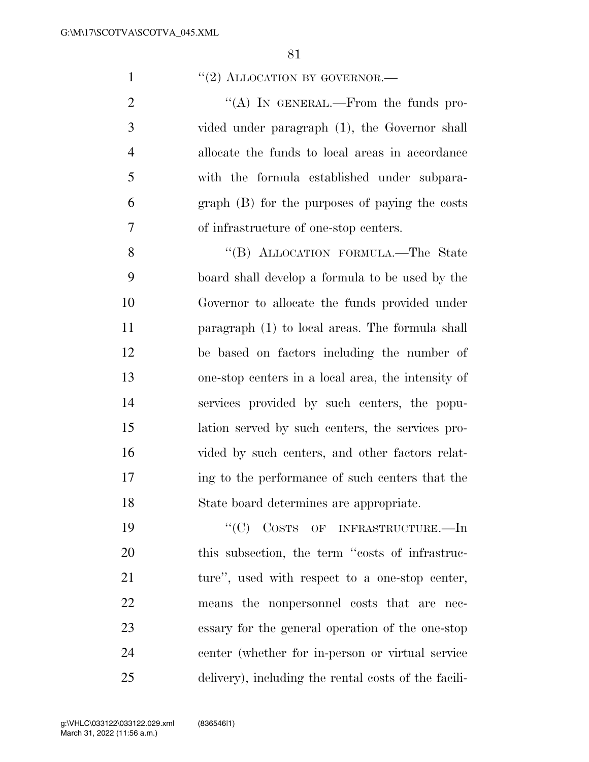''(2) ALLOCATION BY GOVERNOR.—

''(A) IN GENERAL.—From the funds provided under paragraph (1), the Governor shall allocate the funds to local areas in accordance with the formula established under subparagraph (B) for the purposes of paying the costs of infrastructure of one-stop centers.

''(B) ALLOCATION FORMULA.—The State board shall develop a formula to be used by the Governor to allocate the funds provided under paragraph (1) to local areas. The formula shall be based on factors including the number of one-stop centers in a local area, the intensity of services provided by such centers, the population served by such centers, the services provided by such centers, and other factors relating to the performance of such centers that the State board determines are appropriate.

''(C) COSTS OF INFRASTRUCTURE.—In this subsection, the term ''costs of infrastructure'', used with respect to a one-stop center, means the nonpersonnel costs that are necessary for the general operation of the one-stop center (whether for in-person or virtual service delivery), including the rental costs of the facili-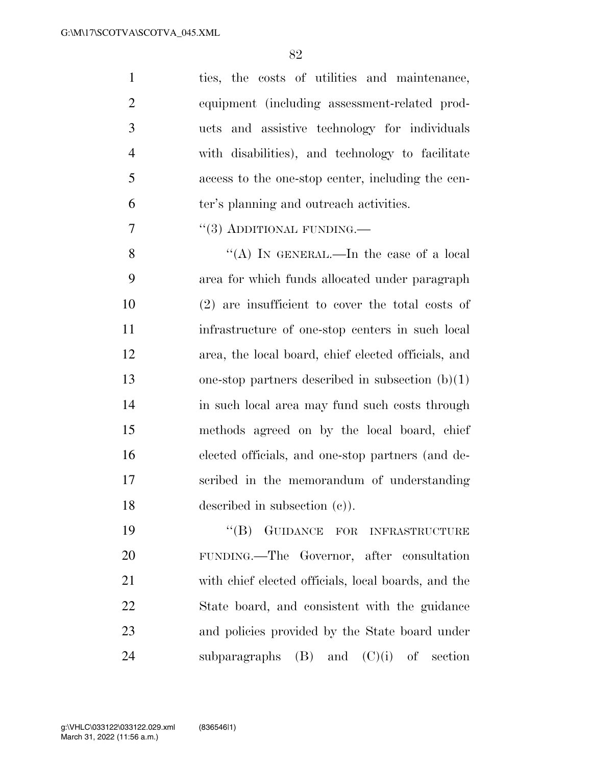ties, the costs of utilities and maintenance, equipment (including assessment-related products and assistive technology for individuals with disabilities), and technology to facilitate access to the one-stop center, including the center's planning and outreach activities.

"(3) ADDITIONAL FUNDING.—

"(A) IN GENERAL.—In the case of a local area for which funds allocated under paragraph (2) are insufficient to cover the total costs of infrastructure of one-stop centers in such local area, the local board, chief elected officials, and one-stop partners described in subsection (b)(1) in such local area may fund such costs through methods agreed on by the local board, chief elected officials, and one-stop partners (and described in the memorandum of understanding described in subsection (c)).

"(B) GUIDANCE FOR INFRASTRUCTURE FUNDING.—The Governor, after consultation with chief elected officials, local boards, and the State board, and consistent with the guidance and policies provided by the State board under subparagraphs (B) and (C)(i) of section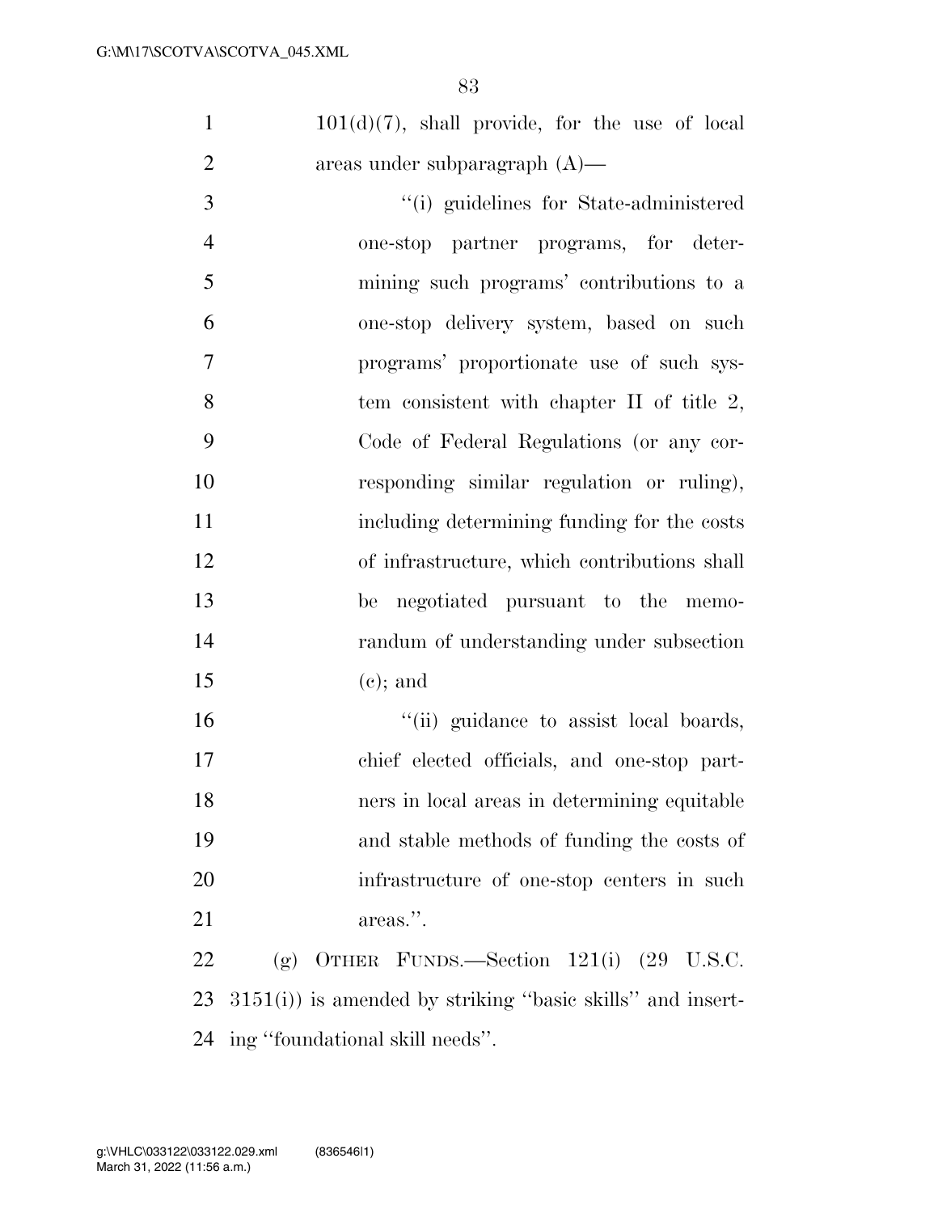101(d)(7), shall provide, for the use of local areas under subparagraph (A)—

''(i) guidelines for State-administered one-stop partner programs, for determining such programs' contributions to a one-stop delivery system, based on such programs' proportionate use of such system consistent with chapter II of title 2, Code of Federal Regulations (or any corresponding similar regulation or ruling), including determining funding for the costs of infrastructure, which contributions shall be negotiated pursuant to the memorandum of understanding under subsection (c); and

''(ii) guidance to assist local boards, chief elected officials, and one-stop partners in local areas in determining equitable and stable methods of funding the costs of infrastructure of one-stop centers in such areas.''.

(g) OTHER FUNDS.—Section 121(i) (29 U.S.C. 3151(i)) is amended by striking ''basic skills'' and inserting ''foundational skill needs''.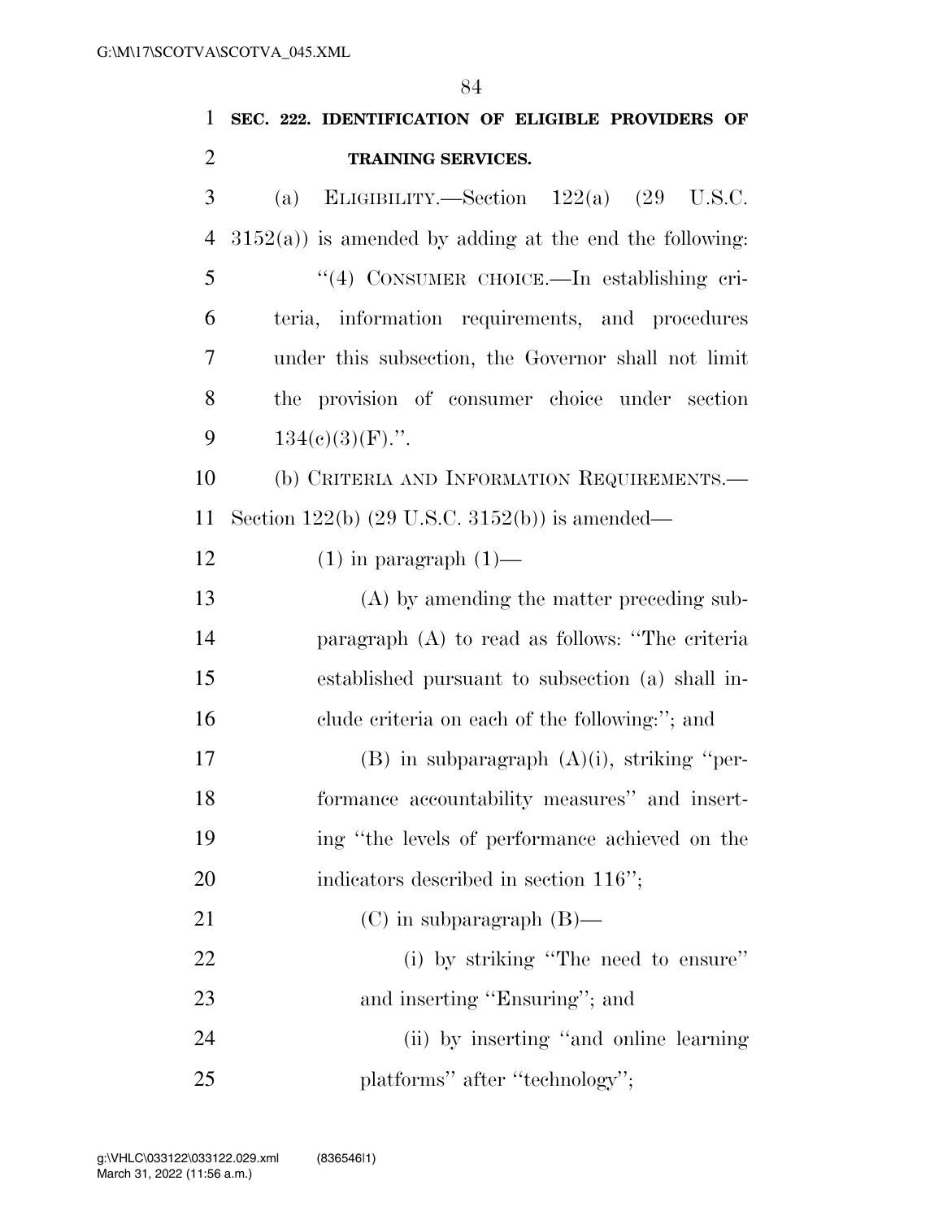**SEC. 222. IDENTIFICATION OF ELIGIBLE PROVIDERS OF TRAINING SERVICES.**

(a) ELIGIBILITY.—Section 122(a) (29 U.S.C. 3152(a)) is amended by adding at the end the following:

"(4) CONSUMER CHOICE.—In establishing criteria, information requirements, and procedures under this subsection, the Governor shall not limit the provision of consumer choice under section 134(c)(3)(F).".

(b) CRITERIA AND INFORMATION REQUIREMENTS.—Section 122(b) (29 U.S.C. 3152(b)) is amended—

(1) in paragraph (1)—

(A) by amending the matter preceding subparagraph (A) to read as follows: "The criteria established pursuant to subsection (a) shall include criteria on each of the following:"; and

(B) in subparagraph (A)(i), striking "performance accountability measures" and inserting "the levels of performance achieved on the indicators described in section 116";

(C) in subparagraph (B)—

(i) by striking "The need to ensure" and inserting "Ensuring"; and

(ii) by inserting "and online learning platforms" after "technology";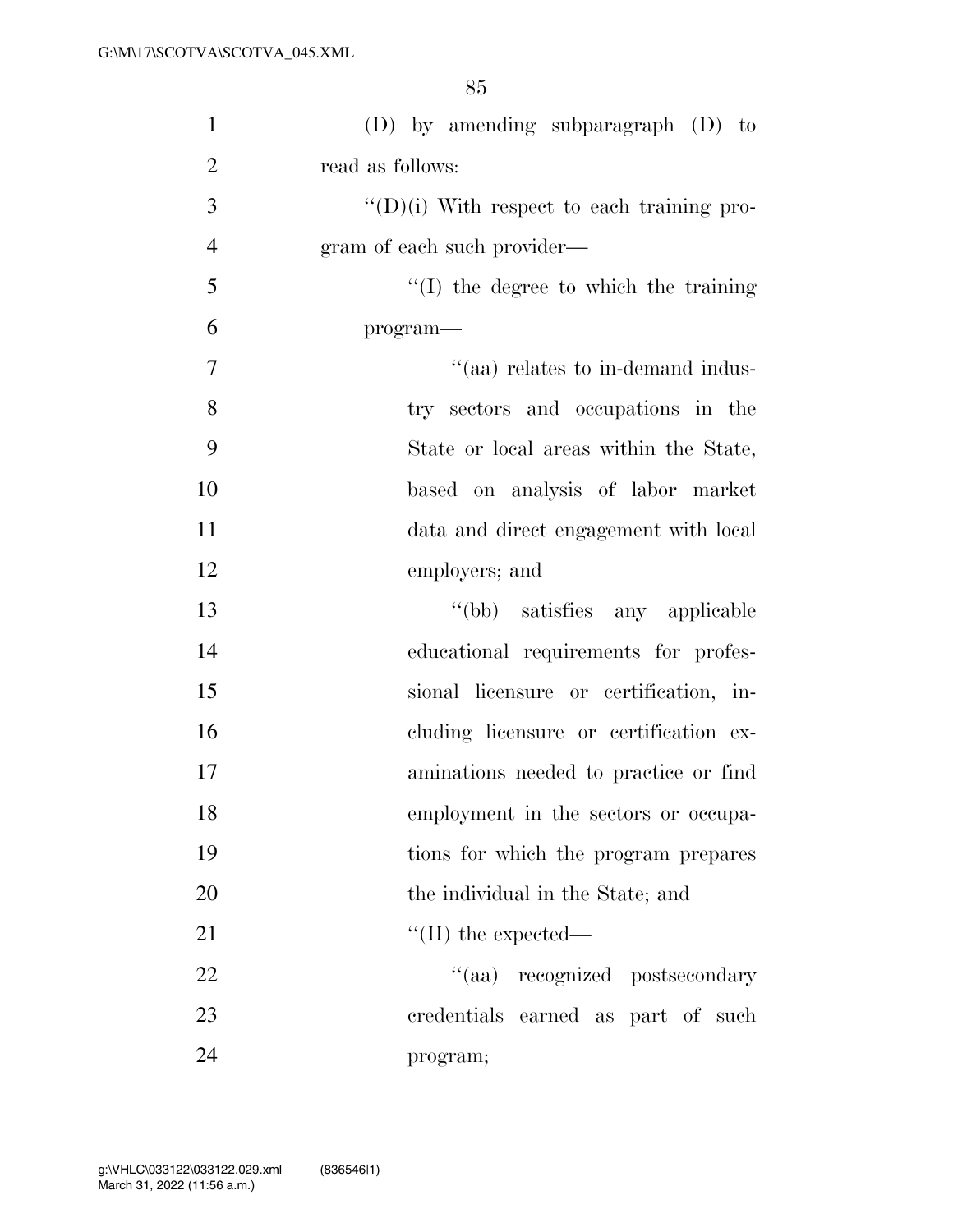(D) by amending subparagraph (D) to read as follows:

"(D)(i) With respect to each training program of each such provider—

"(I) the degree to which the training program—

"(aa) relates to in-demand industry sectors and occupations in the State or local areas within the State, based on analysis of labor market data and direct engagement with local employers; and

"(bb) satisfies any applicable educational requirements for professional licensure or certification, including licensure or certification examinations needed to practice or find employment in the sectors or occupations for which the program prepares the individual in the State; and

"(II) the expected—

"(aa) recognized postsecondary credentials earned as part of such program;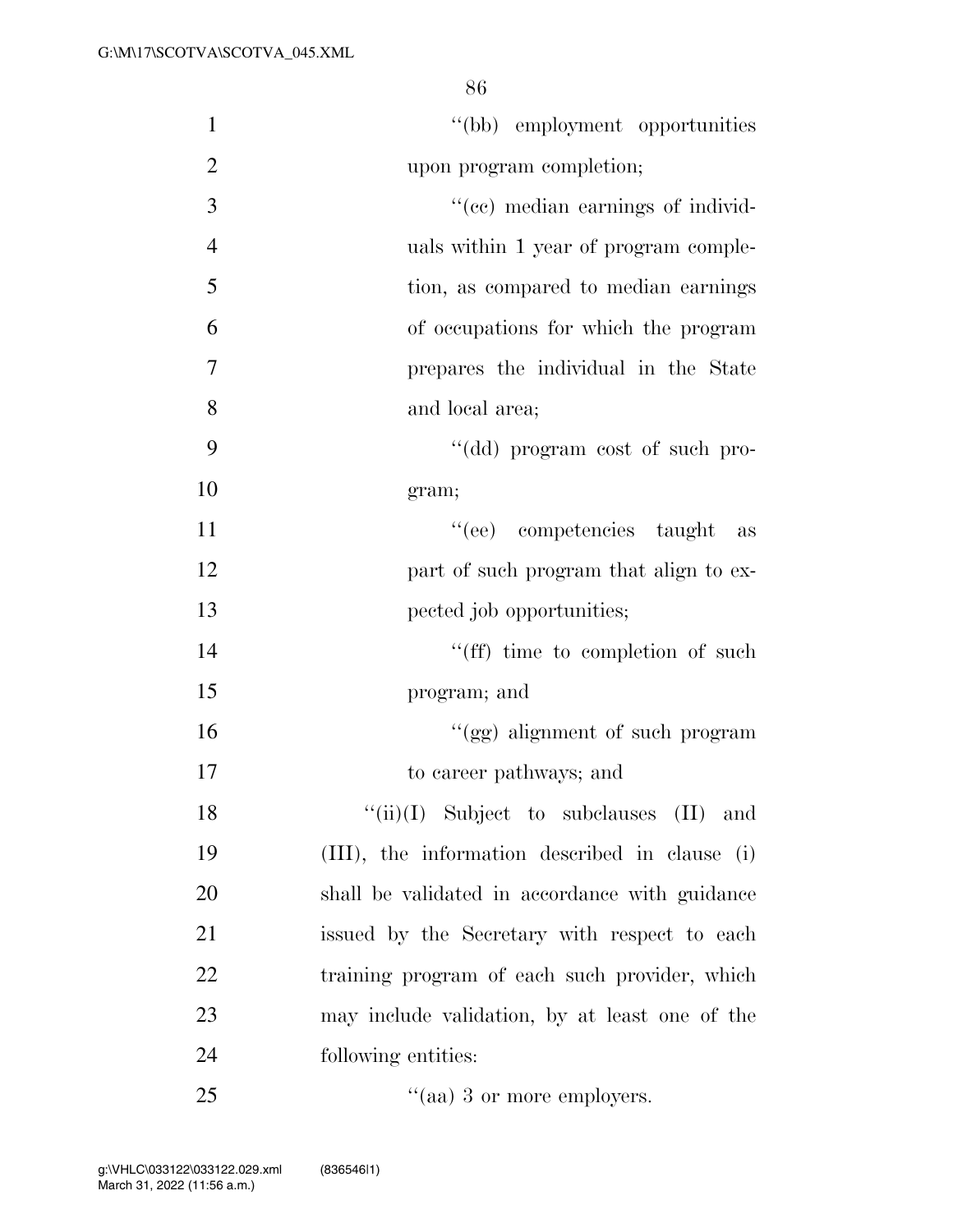"(bb) employment opportunities upon program completion;

"(cc) median earnings of individuals within 1 year of program completion, as compared to median earnings of occupations for which the program prepares the individual in the State and local area;

"(dd) program cost of such program;

"(ee) competencies taught as part of such program that align to expected job opportunities;

"(ff) time to completion of such program; and

"(gg) alignment of such program to career pathways; and

"(ii)(I) Subject to subclauses (II) and (III), the information described in clause (i) shall be validated in accordance with guidance issued by the Secretary with respect to each training program of each such provider, which may include validation, by at least one of the following entities:

"(aa) 3 or more employers.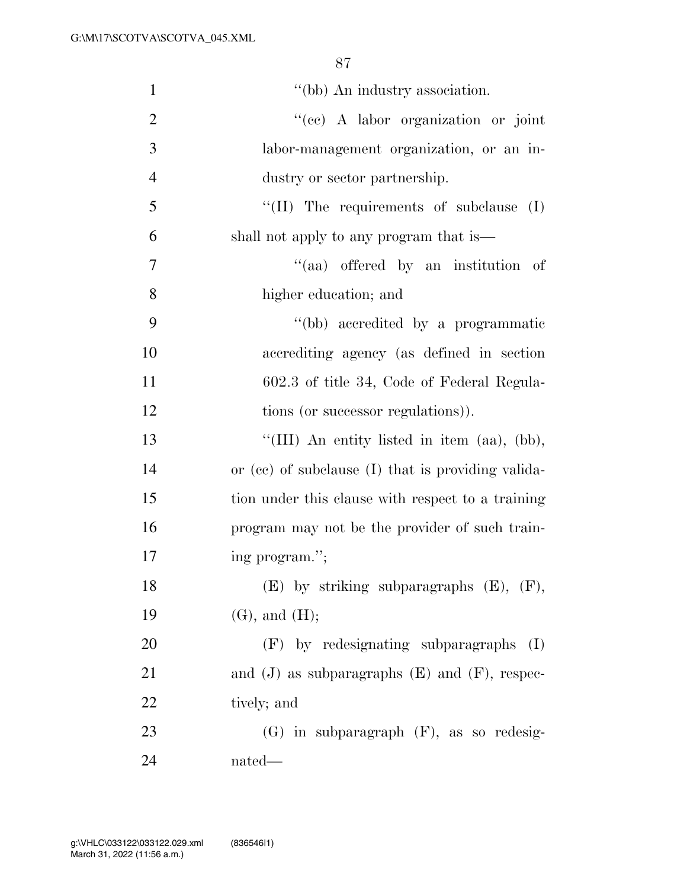''(bb) An industry association.

''(cc) A labor organization or joint labor-management organization, or an industry or sector partnership.

''(II) The requirements of subclause (I) shall not apply to any program that is—

''(aa) offered by an institution of higher education; and

''(bb) accredited by a programmatic accrediting agency (as defined in section 602.3 of title 34, Code of Federal Regulations (or successor regulations)).

''(III) An entity listed in item (aa), (bb), or (cc) of subclause (I) that is providing validation under this clause with respect to a training program may not be the provider of such training program.'';

(E) by striking subparagraphs (E), (F), (G), and (H);

(F) by redesignating subparagraphs (I) and (J) as subparagraphs (E) and (F), respectively; and

(G) in subparagraph (F), as so redesignated—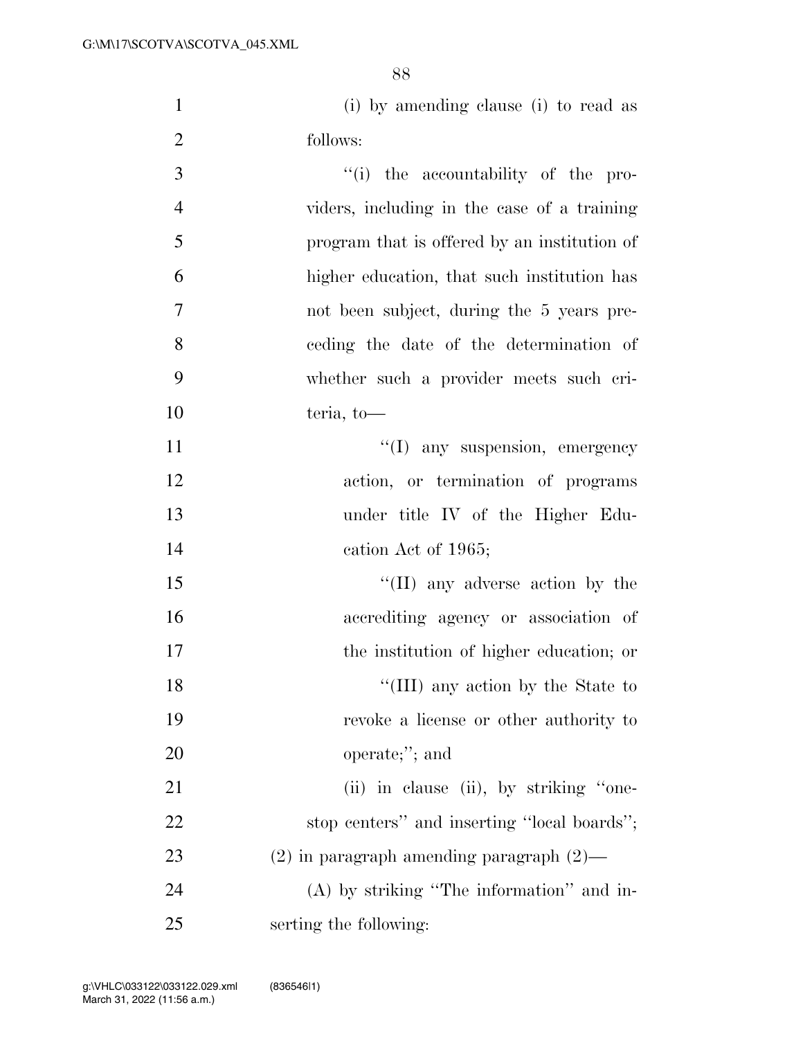(i) by amending clause (i) to read as follows:

"(i) the accountability of the providers, including in the case of a training program that is offered by an institution of higher education, that such institution has not been subject, during the 5 years preceding the date of the determination of whether such a provider meets such criteria, to—

"(I) any suspension, emergency action, or termination of programs under title IV of the Higher Education Act of 1965;

"(II) any adverse action by the accrediting agency or association of the institution of higher education; or

"(III) any action by the State to revoke a license or other authority to operate;"; and

(ii) in clause (ii), by striking "one-stop centers" and inserting "local boards";

(2) in paragraph amending paragraph (2)—

(A) by striking "The information" and inserting the following: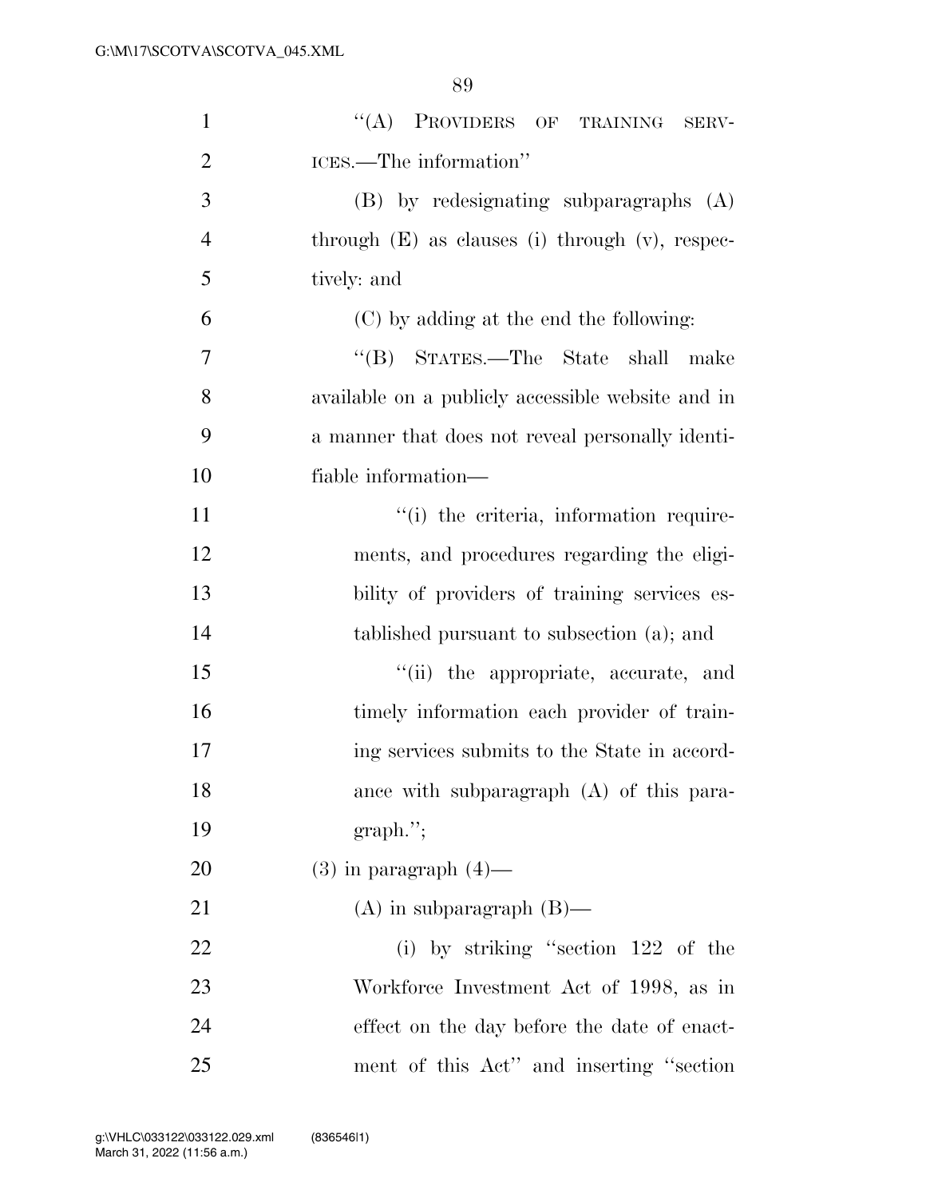"(A) PROVIDERS OF TRAINING SERVICES.—The information"

(B) by redesignating subparagraphs (A) through (E) as clauses (i) through (v), respectively: and

(C) by adding at the end the following:

"(B) STATES.—The State shall make available on a publicly accessible website and in a manner that does not reveal personally identifiable information—

"(i) the criteria, information requirements, and procedures regarding the eligibility of providers of training services established pursuant to subsection (a); and

"(ii) the appropriate, accurate, and timely information each provider of training services submits to the State in accordance with subparagraph (A) of this paragraph.";

(3) in paragraph (4)—

(A) in subparagraph (B)—

(i) by striking "section 122 of the Workforce Investment Act of 1998, as in effect on the day before the date of enactment of this Act" and inserting "section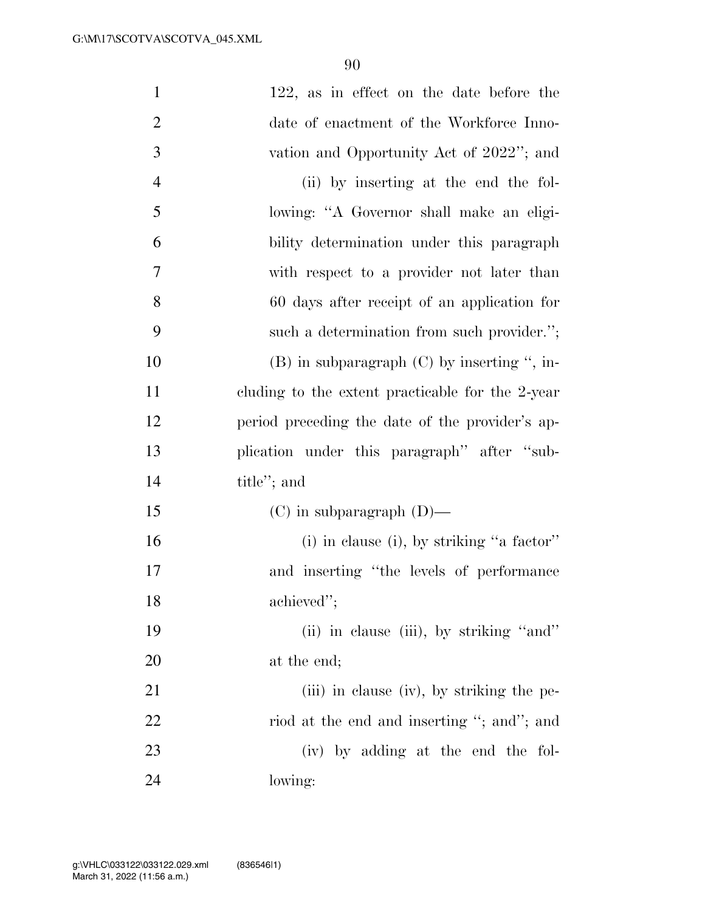122, as in effect on the date before the date of enactment of the Workforce Innovation and Opportunity Act of 2022''; and

(ii) by inserting at the end the following: ''A Governor shall make an eligibility determination under this paragraph with respect to a provider not later than 60 days after receipt of an application for such a determination from such provider.'';

(B) in subparagraph (C) by inserting '', including to the extent practicable for the 2-year period preceding the date of the provider's application under this paragraph'' after ''subtitle''; and

(C) in subparagraph (D)—

(i) in clause (i), by striking ''a factor'' and inserting ''the levels of performance achieved'';

(ii) in clause (iii), by striking ''and'' at the end;

(iii) in clause (iv), by striking the period at the end and inserting ''; and''; and

(iv) by adding at the end the following: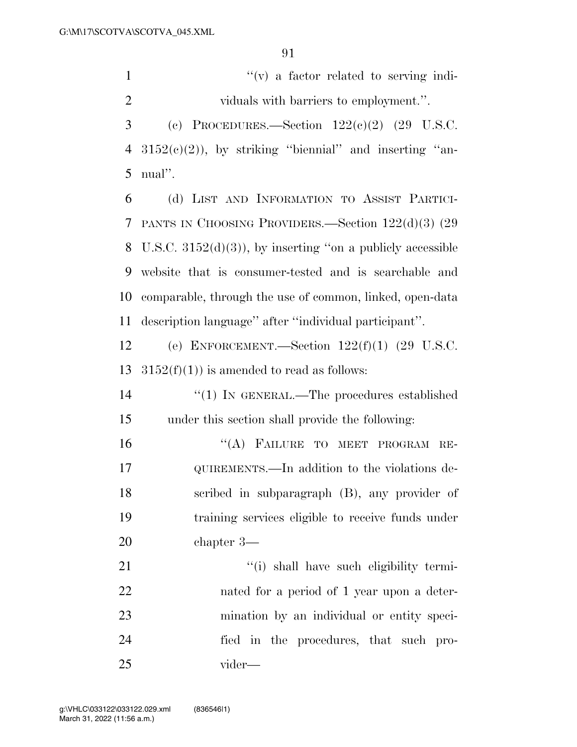''(v) a factor related to serving individuals with barriers to employment.''.

(c) PROCEDURES.—Section 122(c)(2) (29 U.S.C. 3152(c)(2)), by striking ''biennial'' and inserting ''annual''.

(d) LIST AND INFORMATION TO ASSIST PARTICIPANTS IN CHOOSING PROVIDERS.—Section 122(d)(3) (29 U.S.C. 3152(d)(3)), by inserting ''on a publicly accessible website that is consumer-tested and is searchable and comparable, through the use of common, linked, open-data description language'' after ''individual participant''.

(e) ENFORCEMENT.—Section 122(f)(1) (29 U.S.C. 3152(f)(1)) is amended to read as follows:

''(1) IN GENERAL.—The procedures established under this section shall provide the following:

''(A) FAILURE TO MEET PROGRAM REQUIREMENTS.—In addition to the violations described in subparagraph (B), any provider of training services eligible to receive funds under chapter 3—

''(i) shall have such eligibility terminated for a period of 1 year upon a determination by an individual or entity specified in the procedures, that such provider—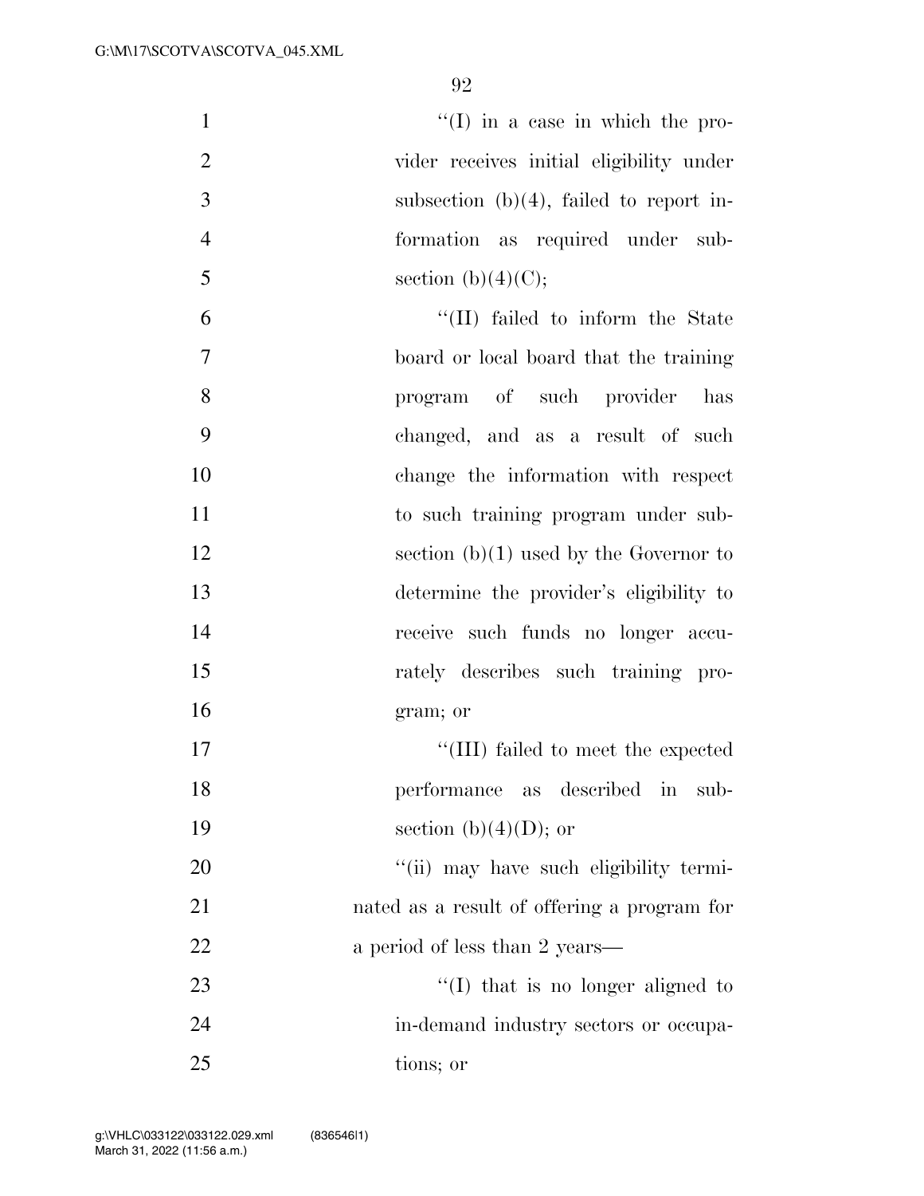"(I) in a case in which the provider receives initial eligibility under subsection (b)(4), failed to report information as required under subsection (b)(4)(C);

"(II) failed to inform the State board or local board that the training program of such provider has changed, and as a result of such change the information with respect to such training program under subsection (b)(1) used by the Governor to determine the provider's eligibility to receive such funds no longer accurately describes such training program; or

"(III) failed to meet the expected performance as described in subsection (b)(4)(D); or

"(ii) may have such eligibility terminated as a result of offering a program for a period of less than 2 years—

"(I) that is no longer aligned to in-demand industry sectors or occupations; or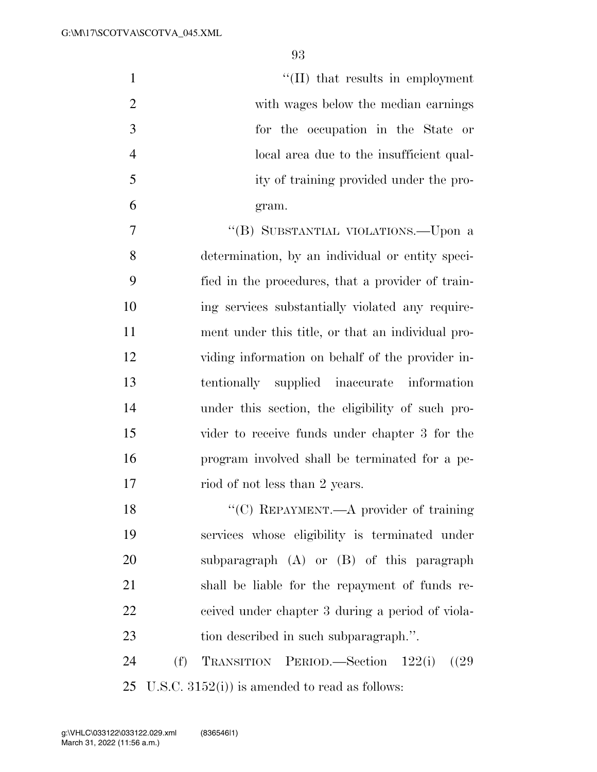"(II) that results in employment with wages below the median earnings for the occupation in the State or local area due to the insufficient quality of training provided under the program.

"(B) SUBSTANTIAL VIOLATIONS.—Upon a determination, by an individual or entity specified in the procedures, that a provider of training services substantially violated any requirement under this title, or that an individual providing information on behalf of the provider intentionally supplied inaccurate information under this section, the eligibility of such provider to receive funds under chapter 3 for the program involved shall be terminated for a period of not less than 2 years.

"(C) REPAYMENT.—A provider of training services whose eligibility is terminated under subparagraph (A) or (B) of this paragraph shall be liable for the repayment of funds received under chapter 3 during a period of violation described in such subparagraph.".

(f) TRANSITION PERIOD.—Section 122(i) ((29 U.S.C. 3152(i)) is amended to read as follows: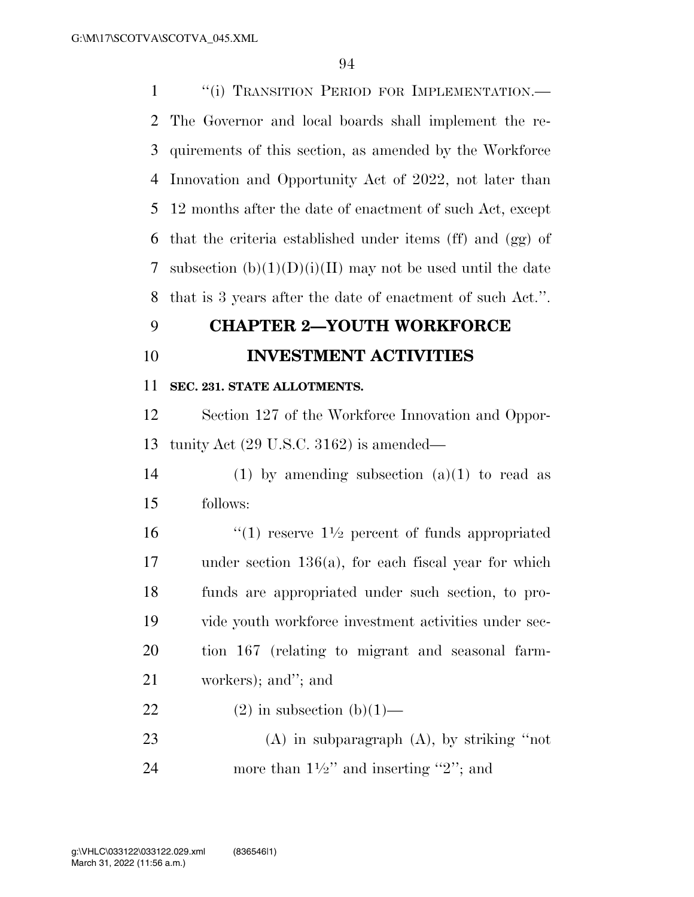''(i) TRANSITION PERIOD FOR IMPLEMENTATION.— The Governor and local boards shall implement the requirements of this section, as amended by the Workforce Innovation and Opportunity Act of 2022, not later than 12 months after the date of enactment of such Act, except that the criteria established under items (ff) and (gg) of subsection (b)(1)(D)(i)(II) may not be used until the date that is 3 years after the date of enactment of such Act.''.

## CHAPTER 2—YOUTH WORKFORCE INVESTMENT ACTIVITIES

### SEC. 231. STATE ALLOTMENTS.

Section 127 of the Workforce Innovation and Opportunity Act (29 U.S.C. 3162) is amended—

(1) by amending subsection (a)(1) to read as follows:

''(1) reserve 1½ percent of funds appropriated under section 136(a), for each fiscal year for which funds are appropriated under such section, to provide youth workforce investment activities under section 167 (relating to migrant and seasonal farmworkers); and''; and

(2) in subsection (b)(1)—

(A) in subparagraph (A), by striking ''not more than 1½'' and inserting ''2''; and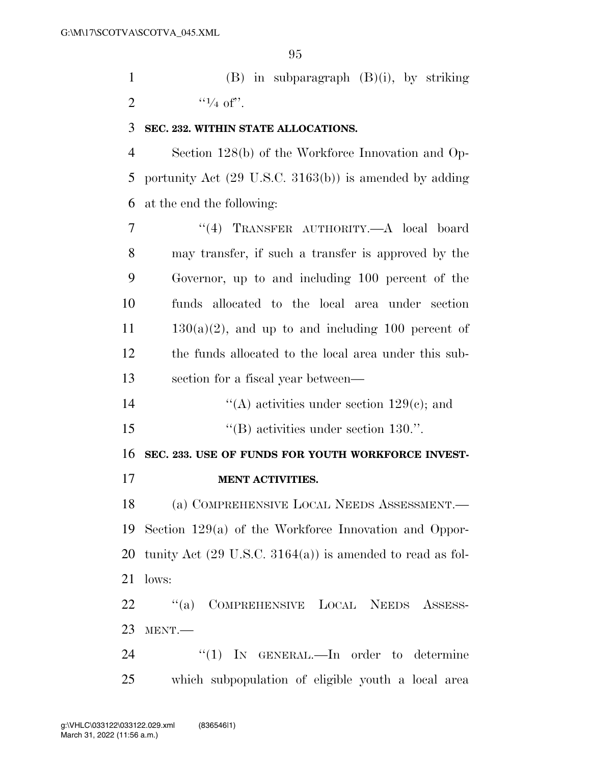(B) in subparagraph (B)(i), by striking "¼ of".

**SEC. 232. WITHIN STATE ALLOCATIONS.**

Section 128(b) of the Workforce Innovation and Opportunity Act (29 U.S.C. 3163(b)) is amended by adding at the end the following:

"(4) TRANSFER AUTHORITY.—A local board may transfer, if such a transfer is approved by the Governor, up to and including 100 percent of the funds allocated to the local area under section 130(a)(2), and up to and including 100 percent of the funds allocated to the local area under this subsection for a fiscal year between—

"(A) activities under section 129(c); and

"(B) activities under section 130.".

**SEC. 233. USE OF FUNDS FOR YOUTH WORKFORCE INVESTMENT ACTIVITIES.**

(a) COMPREHENSIVE LOCAL NEEDS ASSESSMENT.—Section 129(a) of the Workforce Innovation and Opportunity Act (29 U.S.C. 3164(a)) is amended to read as follows:

"(a) COMPREHENSIVE LOCAL NEEDS ASSESSMENT.—

"(1) IN GENERAL.—In order to determine which subpopulation of eligible youth a local area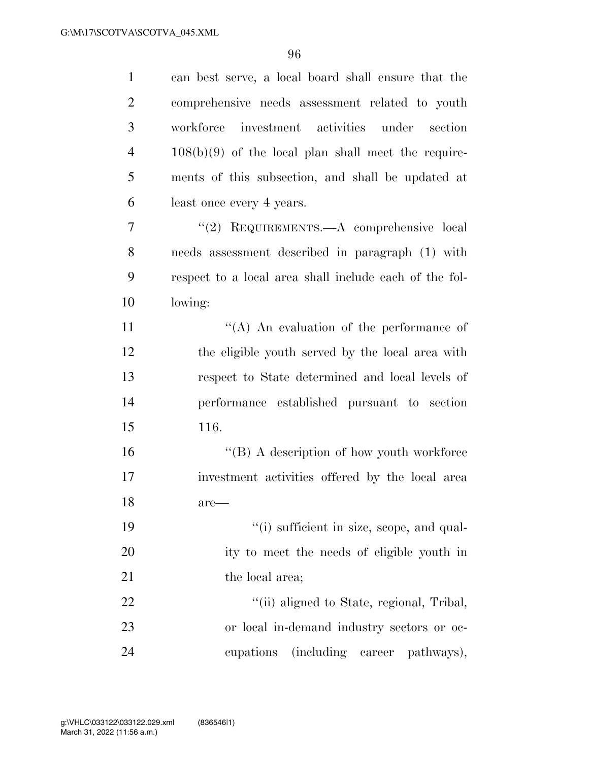can best serve, a local board shall ensure that the comprehensive needs assessment related to youth workforce investment activities under section 108(b)(9) of the local plan shall meet the requirements of this subsection, and shall be updated at least once every 4 years.

"(2) REQUIREMENTS.—A comprehensive local needs assessment described in paragraph (1) with respect to a local area shall include each of the following:

"(A) An evaluation of the performance of the eligible youth served by the local area with respect to State determined and local levels of performance established pursuant to section 116.

"(B) A description of how youth workforce investment activities offered by the local area are—

"(i) sufficient in size, scope, and quality to meet the needs of eligible youth in the local area;

"(ii) aligned to State, regional, Tribal, or local in-demand industry sectors or occupations (including career pathways),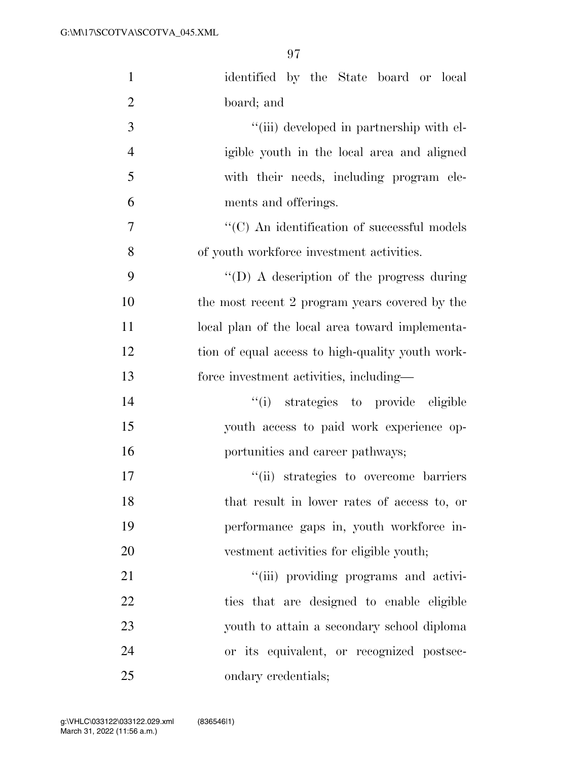identified by the State board or local board; and

''(iii) developed in partnership with eligible youth in the local area and aligned with their needs, including program elements and offerings.

''(C) An identification of successful models of youth workforce investment activities.

''(D) A description of the progress during the most recent 2 program years covered by the local plan of the local area toward implementation of equal access to high-quality youth workforce investment activities, including—

''(i) strategies to provide eligible youth access to paid work experience opportunities and career pathways;

''(ii) strategies to overcome barriers that result in lower rates of access to, or performance gaps in, youth workforce investment activities for eligible youth;

''(iii) providing programs and activities that are designed to enable eligible youth to attain a secondary school diploma or its equivalent, or recognized postsecondary credentials;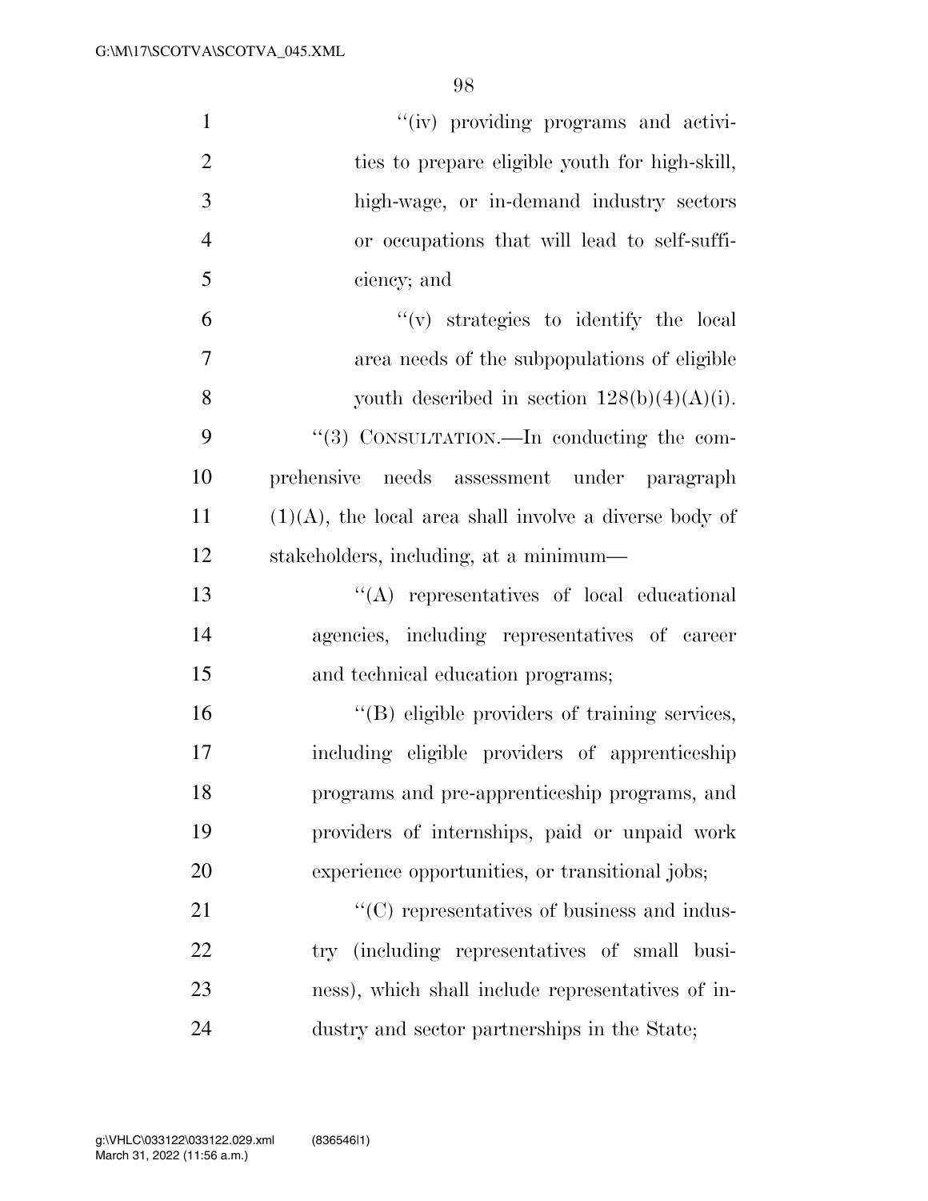"(iv) providing programs and activities to prepare eligible youth for high-skill, high-wage, or in-demand industry sectors or occupations that will lead to self-sufficiency; and

"(v) strategies to identify the local area needs of the subpopulations of eligible youth described in section 128(b)(4)(A)(i).

"(3) CONSULTATION.—In conducting the comprehensive needs assessment under paragraph (1)(A), the local area shall involve a diverse body of stakeholders, including, at a minimum—

"(A) representatives of local educational agencies, including representatives of career and technical education programs;

"(B) eligible providers of training services, including eligible providers of apprenticeship programs and pre-apprenticeship programs, and providers of internships, paid or unpaid work experience opportunities, or transitional jobs;

"(C) representatives of business and industry (including representatives of small business), which shall include representatives of industry and sector partnerships in the State;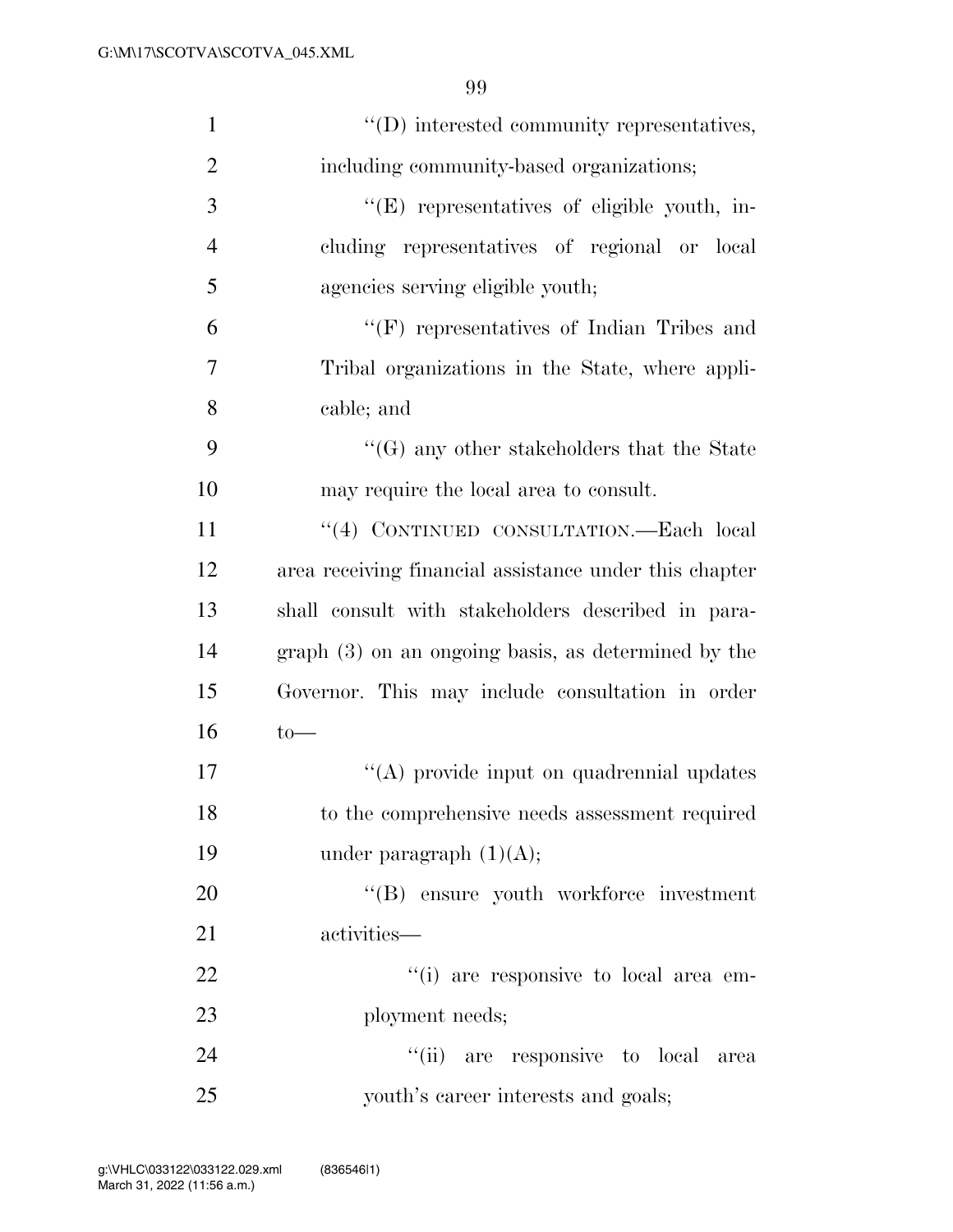''(D) interested community representatives, including community-based organizations;

''(E) representatives of eligible youth, including representatives of regional or local agencies serving eligible youth;

''(F) representatives of Indian Tribes and Tribal organizations in the State, where applicable; and

''(G) any other stakeholders that the State may require the local area to consult.

''(4) CONTINUED CONSULTATION.—Each local area receiving financial assistance under this chapter shall consult with stakeholders described in paragraph (3) on an ongoing basis, as determined by the Governor. This may include consultation in order to—

''(A) provide input on quadrennial updates to the comprehensive needs assessment required under paragraph (1)(A);

''(B) ensure youth workforce investment activities—

''(i) are responsive to local area employment needs;

''(ii) are responsive to local area youth's career interests and goals;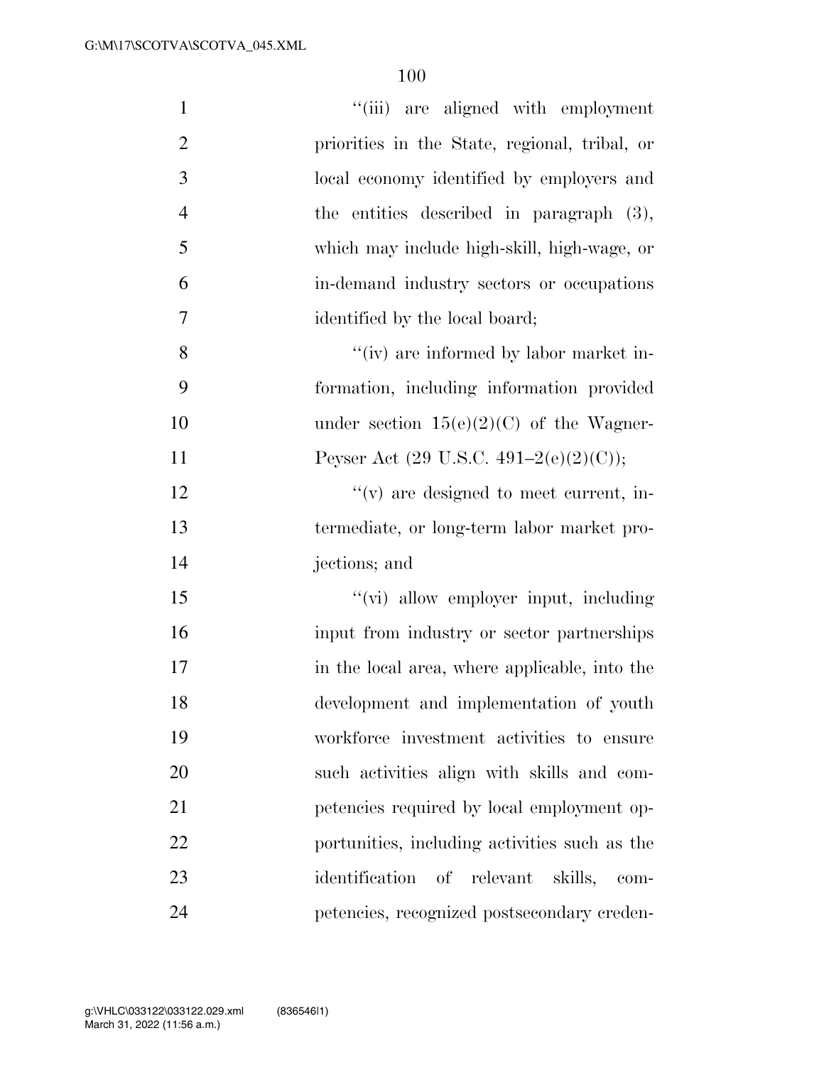''(iii) are aligned with employment priorities in the State, regional, tribal, or local economy identified by employers and the entities described in paragraph (3), which may include high-skill, high-wage, or in-demand industry sectors or occupations identified by the local board;

''(iv) are informed by labor market information, including information provided under section 15(e)(2)(C) of the Wagner-Peyser Act (29 U.S.C. 491–2(e)(2)(C));

''(v) are designed to meet current, intermediate, or long-term labor market projections; and

''(vi) allow employer input, including input from industry or sector partnerships in the local area, where applicable, into the development and implementation of youth workforce investment activities to ensure such activities align with skills and competencies required by local employment opportunities, including activities such as the identification of relevant skills, competencies, recognized postsecondary creden-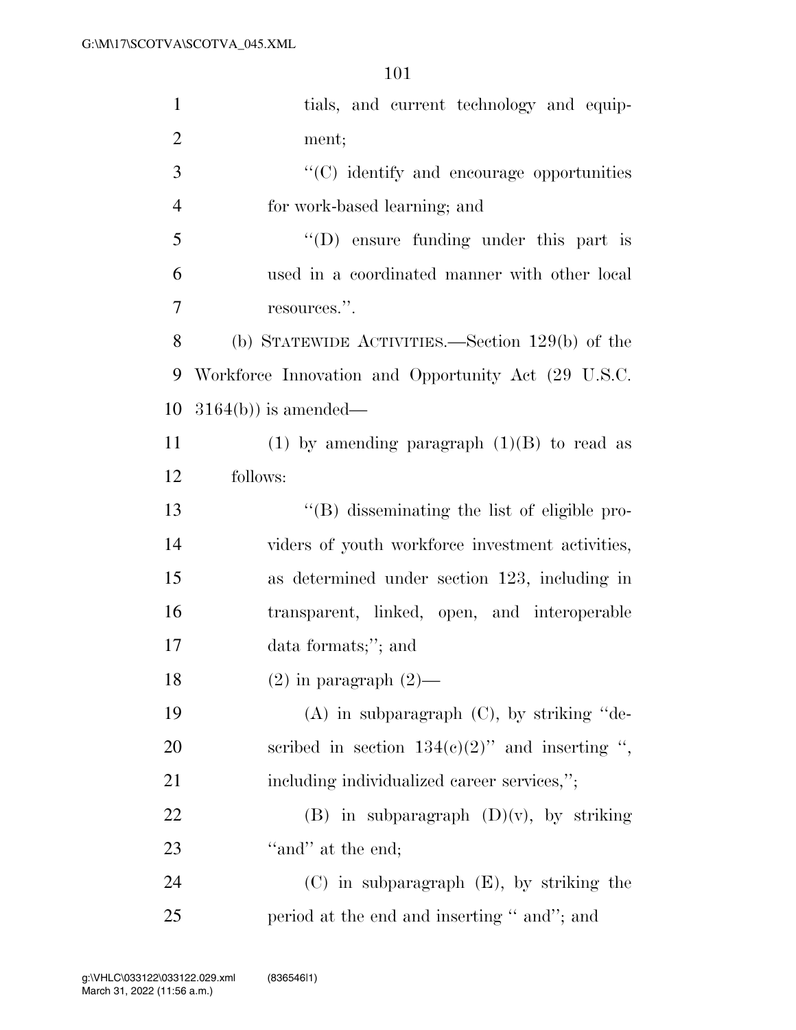tials, and current technology and equipment;

"(C) identify and encourage opportunities for work-based learning; and

"(D) ensure funding under this part is used in a coordinated manner with other local resources.".

(b) STATEWIDE ACTIVITIES.—Section 129(b) of the Workforce Innovation and Opportunity Act (29 U.S.C. 3164(b)) is amended—

(1) by amending paragraph (1)(B) to read as follows:

"(B) disseminating the list of eligible providers of youth workforce investment activities, as determined under section 123, including in transparent, linked, open, and interoperable data formats;"; and

(2) in paragraph (2)—

(A) in subparagraph (C), by striking "described in section 134(c)(2)" and inserting ", including individualized career services,";

(B) in subparagraph (D)(v), by striking "and" at the end;

(C) in subparagraph (E), by striking the period at the end and inserting " and"; and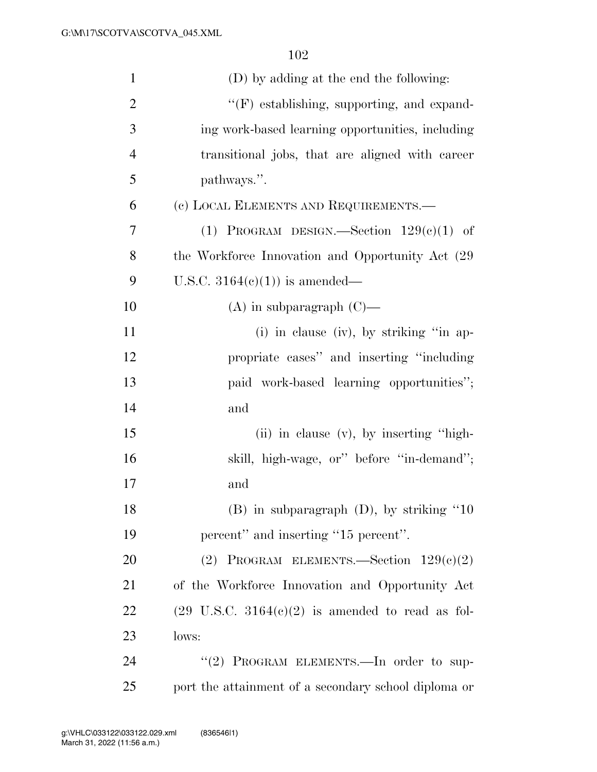(D) by adding at the end the following:

''(F) establishing, supporting, and expanding work-based learning opportunities, including transitional jobs, that are aligned with career pathways.''.

(c) LOCAL ELEMENTS AND REQUIREMENTS.—

(1) PROGRAM DESIGN.—Section 129(c)(1) of the Workforce Innovation and Opportunity Act (29 U.S.C. 3164(c)(1)) is amended—

(A) in subparagraph (C)—

(i) in clause (iv), by striking ''in appropriate cases'' and inserting ''including paid work-based learning opportunities''; and

(ii) in clause (v), by inserting ''high-skill, high-wage, or'' before ''in-demand''; and

(B) in subparagraph (D), by striking ''10 percent'' and inserting ''15 percent''.

(2) PROGRAM ELEMENTS.—Section 129(c)(2) of the Workforce Innovation and Opportunity Act (29 U.S.C. 3164(c)(2) is amended to read as follows:

''(2) PROGRAM ELEMENTS.—In order to support the attainment of a secondary school diploma or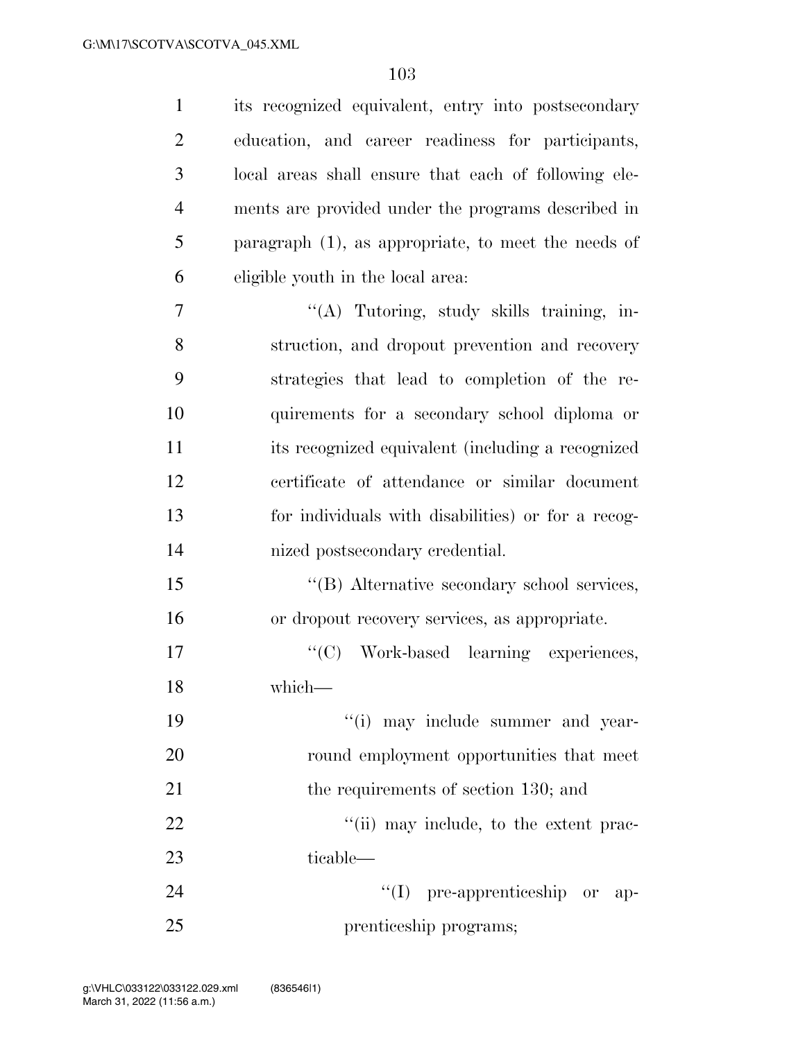its recognized equivalent, entry into postsecondary education, and career readiness for participants, local areas shall ensure that each of following elements are provided under the programs described in paragraph (1), as appropriate, to meet the needs of eligible youth in the local area:

"(A) Tutoring, study skills training, instruction, and dropout prevention and recovery strategies that lead to completion of the requirements for a secondary school diploma or its recognized equivalent (including a recognized certificate of attendance or similar document for individuals with disabilities) or for a recognized postsecondary credential.

"(B) Alternative secondary school services, or dropout recovery services, as appropriate.

"(C) Work-based learning experiences, which—

"(i) may include summer and year-round employment opportunities that meet the requirements of section 130; and

"(ii) may include, to the extent practicable—

"(I) pre-apprenticeship or apprenticeship programs;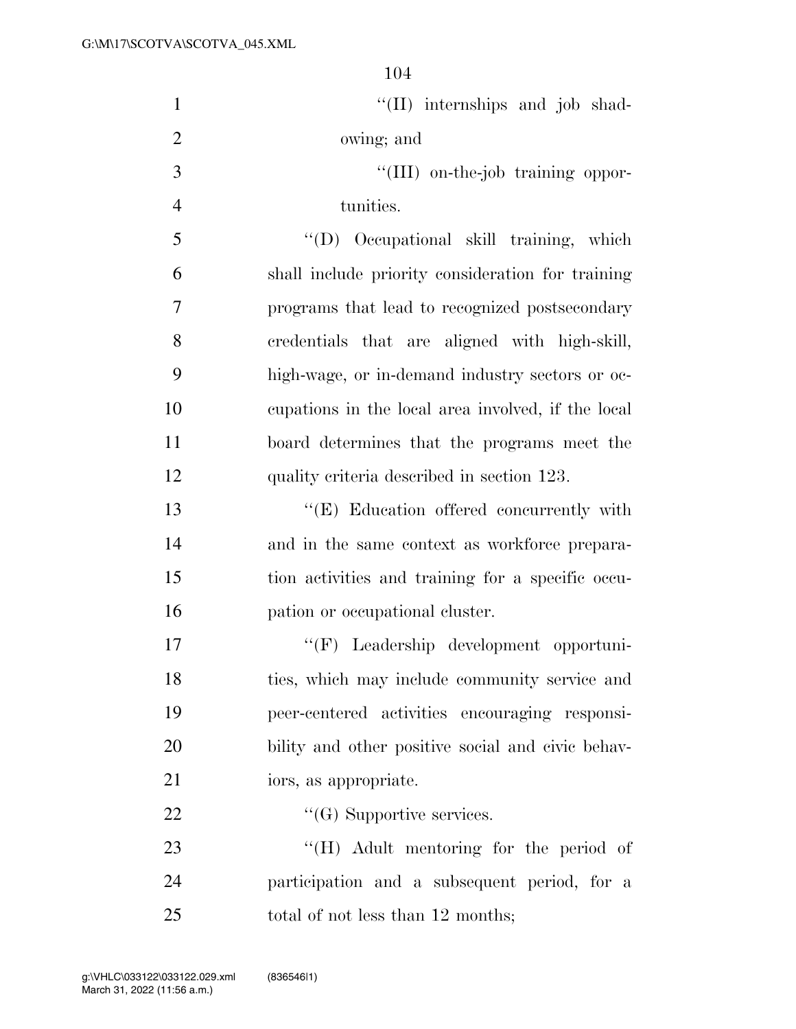''(II) internships and job shadowing; and

''(III) on-the-job training opportunities.

''(D) Occupational skill training, which shall include priority consideration for training programs that lead to recognized postsecondary credentials that are aligned with high-skill, high-wage, or in-demand industry sectors or occupations in the local area involved, if the local board determines that the programs meet the quality criteria described in section 123.

''(E) Education offered concurrently with and in the same context as workforce preparation activities and training for a specific occupation or occupational cluster.

''(F) Leadership development opportunities, which may include community service and peer-centered activities encouraging responsibility and other positive social and civic behaviors, as appropriate.

''(G) Supportive services.

''(H) Adult mentoring for the period of participation and a subsequent period, for a total of not less than 12 months;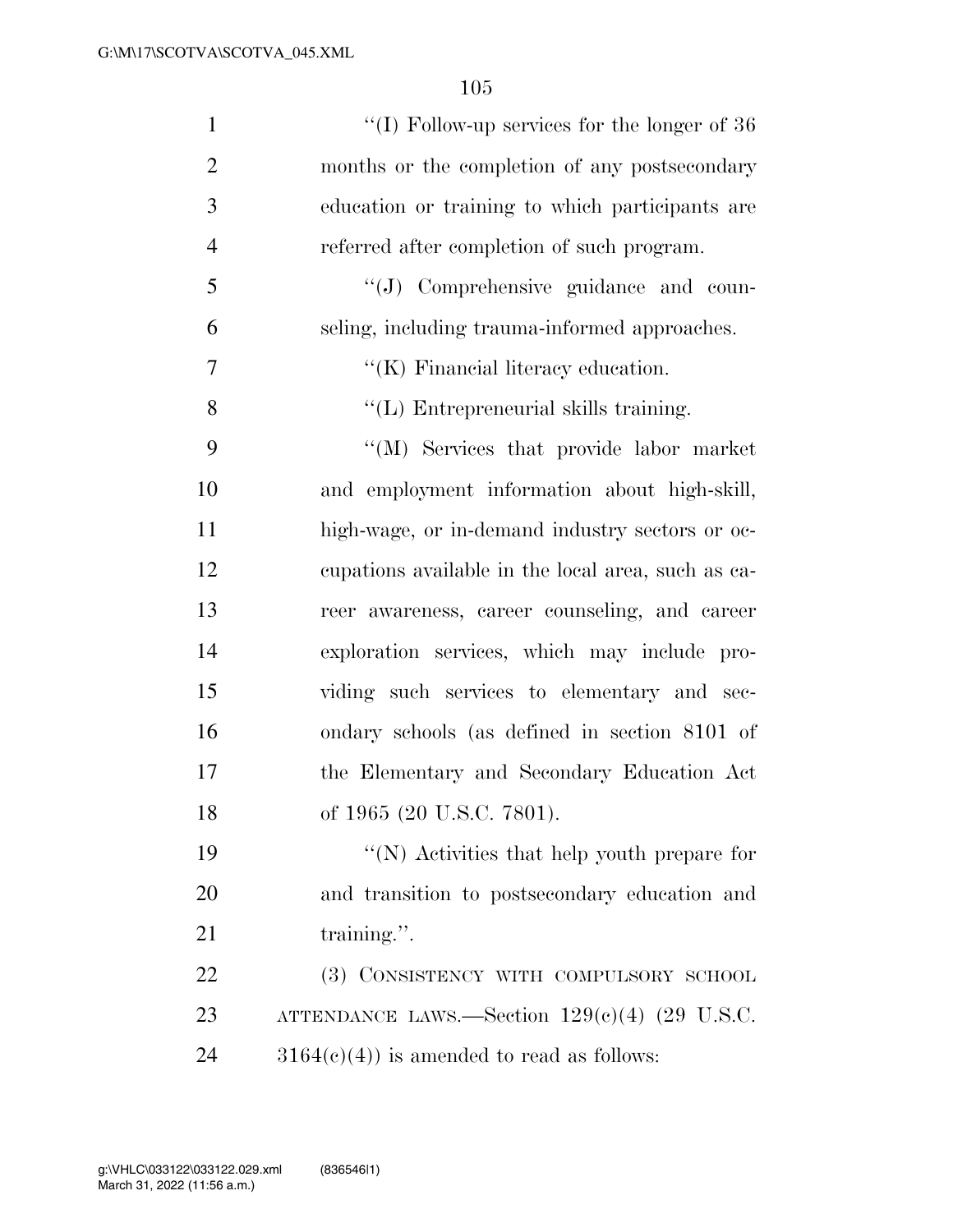''(I) Follow-up services for the longer of 36 months or the completion of any postsecondary education or training to which participants are referred after completion of such program.

''(J) Comprehensive guidance and counseling, including trauma-informed approaches.

''(K) Financial literacy education.

''(L) Entrepreneurial skills training.

''(M) Services that provide labor market and employment information about high-skill, high-wage, or in-demand industry sectors or occupations available in the local area, such as career awareness, career counseling, and career exploration services, which may include providing such services to elementary and secondary schools (as defined in section 8101 of the Elementary and Secondary Education Act of 1965 (20 U.S.C. 7801).

''(N) Activities that help youth prepare for and transition to postsecondary education and training.''.

(3) CONSISTENCY WITH COMPULSORY SCHOOL ATTENDANCE LAWS.—Section 129(c)(4) (29 U.S.C. 3164(c)(4)) is amended to read as follows: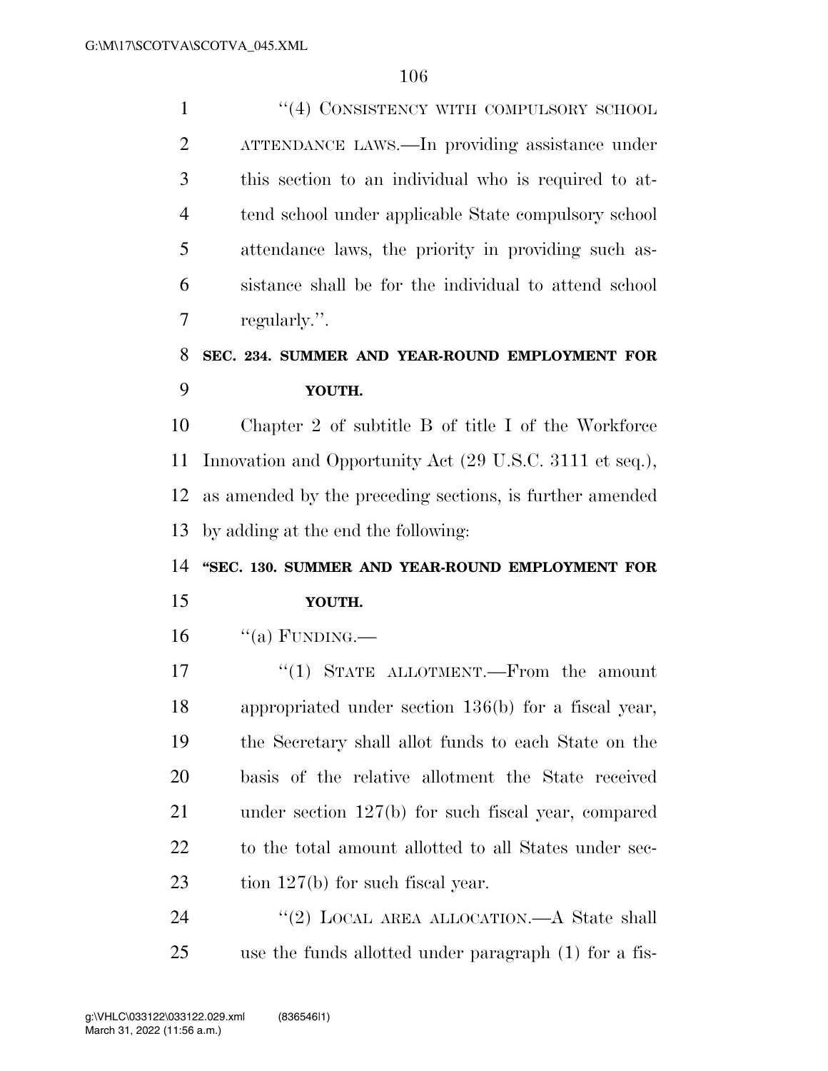"(4) CONSISTENCY WITH COMPULSORY SCHOOL ATTENDANCE LAWS.—In providing assistance under this section to an individual who is required to attend school under applicable State compulsory school attendance laws, the priority in providing such assistance shall be for the individual to attend school regularly.".

**SEC. 234. SUMMER AND YEAR-ROUND EMPLOYMENT FOR YOUTH.**

Chapter 2 of subtitle B of title I of the Workforce Innovation and Opportunity Act (29 U.S.C. 3111 et seq.), as amended by the preceding sections, is further amended by adding at the end the following:

**"SEC. 130. SUMMER AND YEAR-ROUND EMPLOYMENT FOR YOUTH.**

"(a) FUNDING.—

"(1) STATE ALLOTMENT.—From the amount appropriated under section 136(b) for a fiscal year, the Secretary shall allot funds to each State on the basis of the relative allotment the State received under section 127(b) for such fiscal year, compared to the total amount allotted to all States under section 127(b) for such fiscal year.

"(2) LOCAL AREA ALLOCATION.—A State shall use the funds allotted under paragraph (1) for a fis-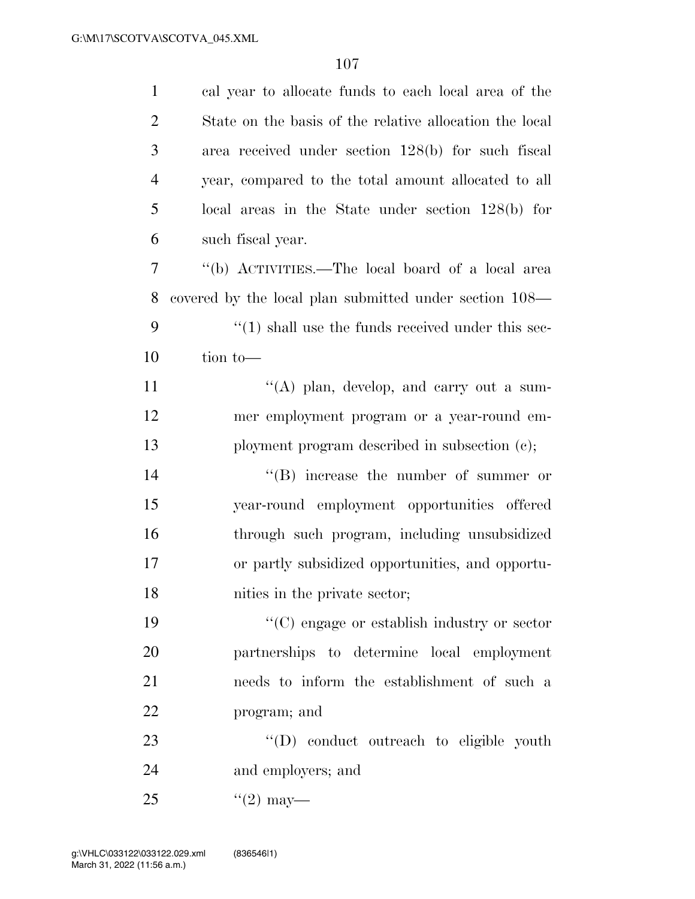cal year to allocate funds to each local area of the State on the basis of the relative allocation the local area received under section 128(b) for such fiscal year, compared to the total amount allocated to all local areas in the State under section 128(b) for such fiscal year.

''(b) ACTIVITIES.—The local board of a local area covered by the local plan submitted under section 108—

''(1) shall use the funds received under this section to—

''(A) plan, develop, and carry out a summer employment program or a year-round employment program described in subsection (c);

''(B) increase the number of summer or year-round employment opportunities offered through such program, including unsubsidized or partly subsidized opportunities, and opportunities in the private sector;

''(C) engage or establish industry or sector partnerships to determine local employment needs to inform the establishment of such a program; and

''(D) conduct outreach to eligible youth and employers; and

''(2) may—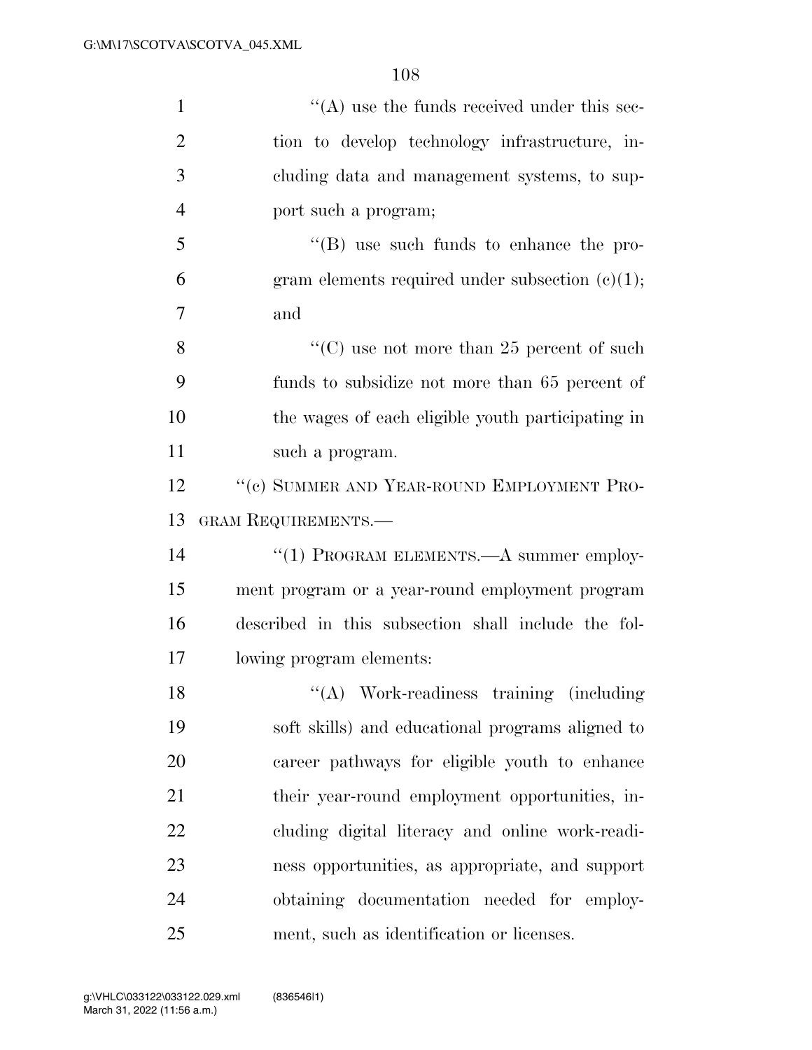''(A) use the funds received under this section to develop technology infrastructure, including data and management systems, to support such a program;

''(B) use such funds to enhance the program elements required under subsection (c)(1); and

''(C) use not more than 25 percent of such funds to subsidize not more than 65 percent of the wages of each eligible youth participating in such a program.

''(c) SUMMER AND YEAR-ROUND EMPLOYMENT PROGRAM REQUIREMENTS.—

''(1) PROGRAM ELEMENTS.—A summer employment program or a year-round employment program described in this subsection shall include the following program elements:

''(A) Work-readiness training (including soft skills) and educational programs aligned to career pathways for eligible youth to enhance their year-round employment opportunities, including digital literacy and online work-readiness opportunities, as appropriate, and support obtaining documentation needed for employment, such as identification or licenses.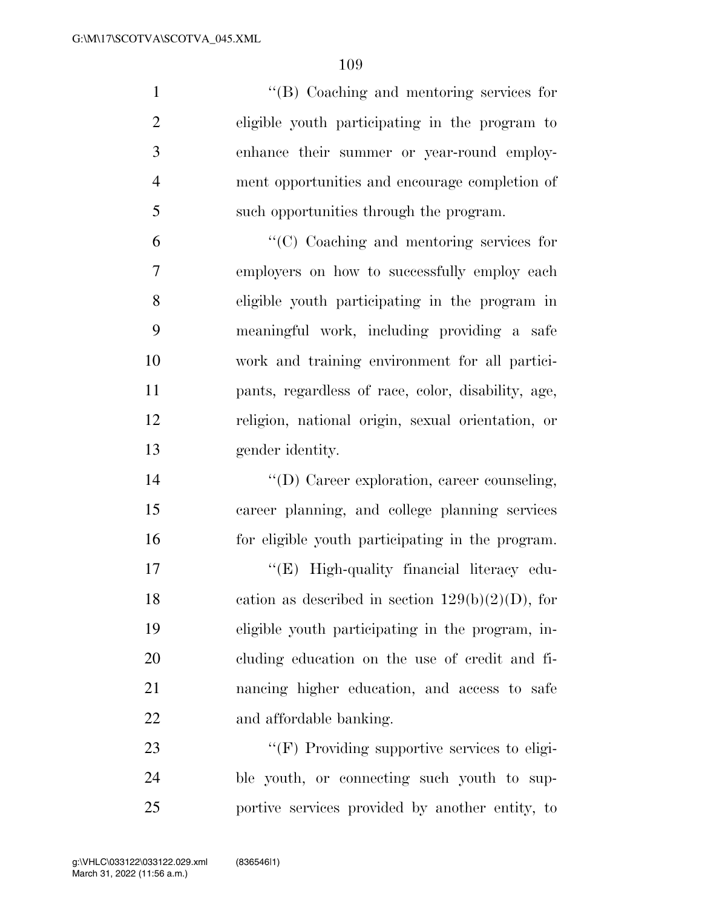''(B) Coaching and mentoring services for eligible youth participating in the program to enhance their summer or year-round employment opportunities and encourage completion of such opportunities through the program.

''(C) Coaching and mentoring services for employers on how to successfully employ each eligible youth participating in the program in meaningful work, including providing a safe work and training environment for all participants, regardless of race, color, disability, age, religion, national origin, sexual orientation, or gender identity.

''(D) Career exploration, career counseling, career planning, and college planning services for eligible youth participating in the program.

''(E) High-quality financial literacy education as described in section 129(b)(2)(D), for eligible youth participating in the program, including education on the use of credit and financing higher education, and access to safe and affordable banking.

''(F) Providing supportive services to eligible youth, or connecting such youth to supportive services provided by another entity, to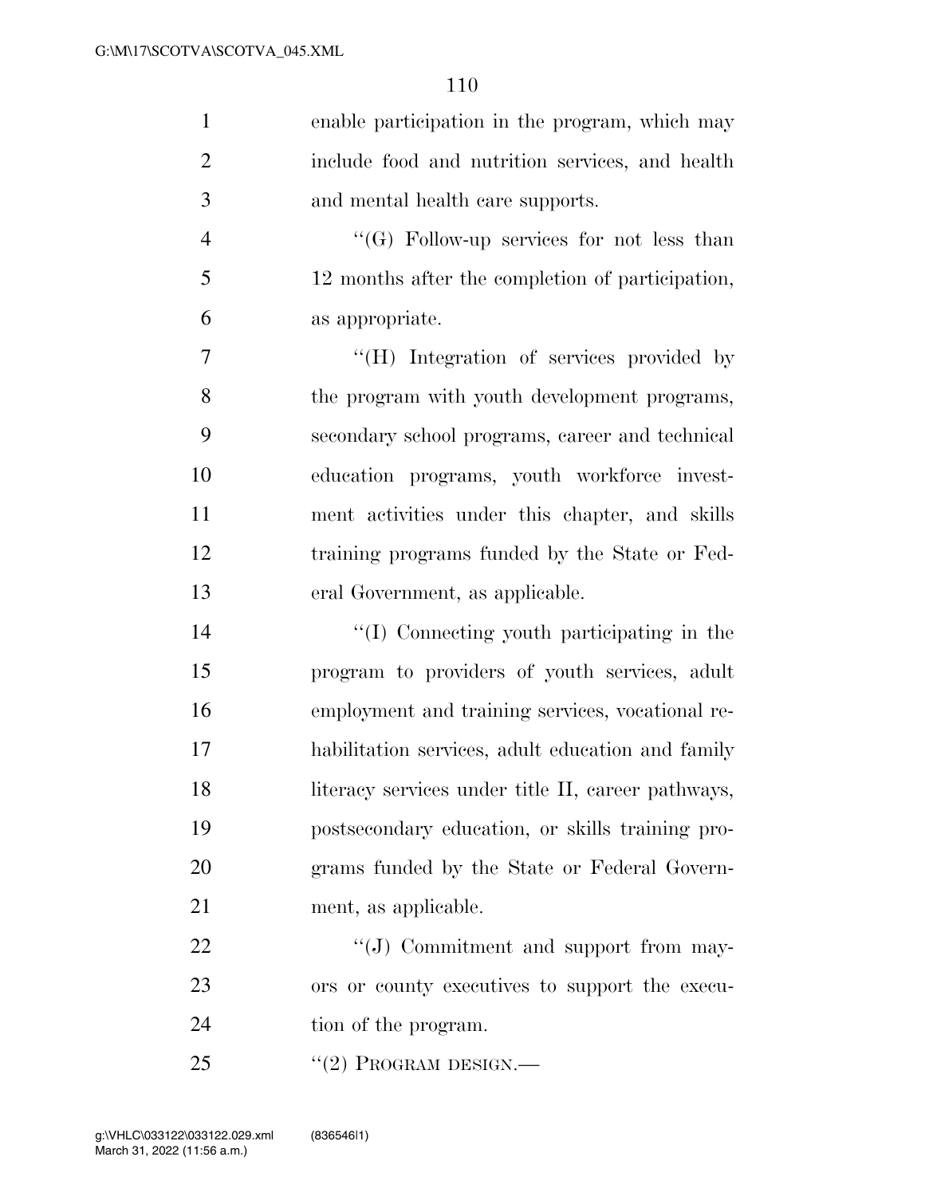enable participation in the program, which may include food and nutrition services, and health and mental health care supports.

"(G) Follow-up services for not less than 12 months after the completion of participation, as appropriate.

"(H) Integration of services provided by the program with youth development programs, secondary school programs, career and technical education programs, youth workforce investment activities under this chapter, and skills training programs funded by the State or Federal Government, as applicable.

"(I) Connecting youth participating in the program to providers of youth services, adult employment and training services, vocational rehabilitation services, adult education and family literacy services under title II, career pathways, postsecondary education, or skills training programs funded by the State or Federal Government, as applicable.

"(J) Commitment and support from mayors or county executives to support the execution of the program.

"(2) PROGRAM DESIGN.—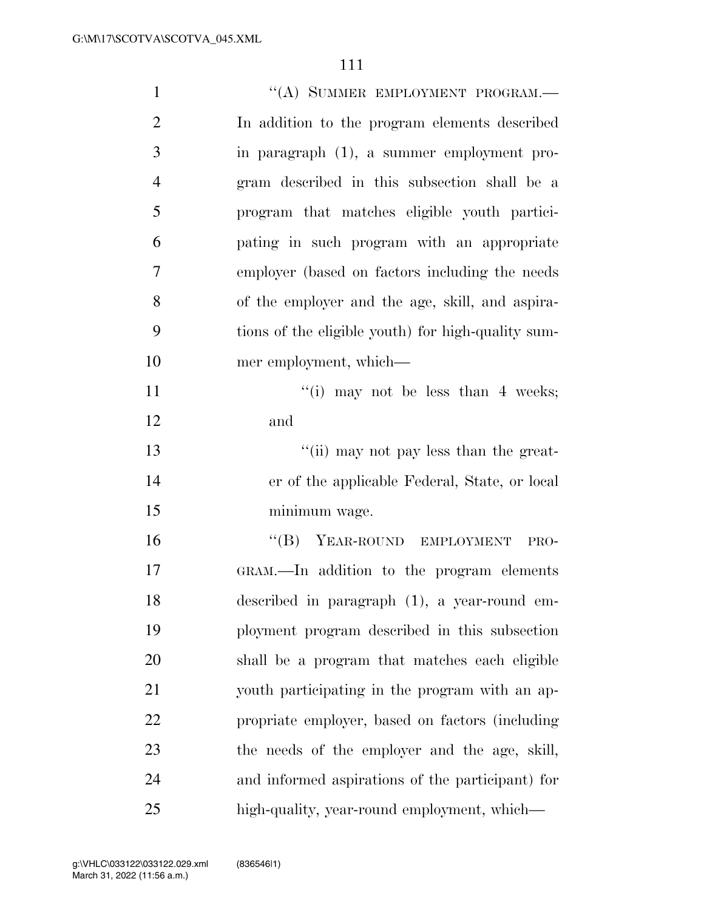"(A) SUMMER EMPLOYMENT PROGRAM.— In addition to the program elements described in paragraph (1), a summer employment program described in this subsection shall be a program that matches eligible youth participating in such program with an appropriate employer (based on factors including the needs of the employer and the age, skill, and aspirations of the eligible youth) for high-quality summer employment, which—

"(i) may not be less than 4 weeks; and

"(ii) may not pay less than the greater of the applicable Federal, State, or local minimum wage.

"(B) YEAR-ROUND EMPLOYMENT PROGRAM.—In addition to the program elements described in paragraph (1), a year-round employment program described in this subsection shall be a program that matches each eligible youth participating in the program with an appropriate employer, based on factors (including the needs of the employer and the age, skill, and informed aspirations of the participant) for high-quality, year-round employment, which—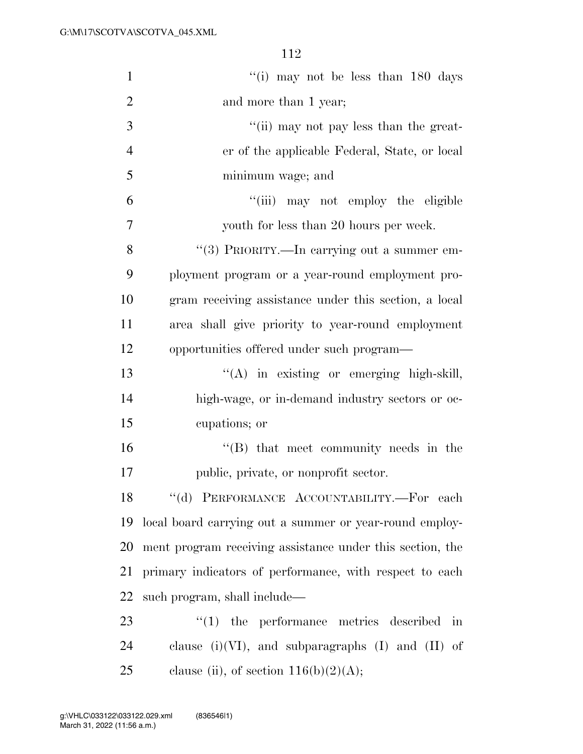''(i) may not be less than 180 days and more than 1 year;

''(ii) may not pay less than the greater of the applicable Federal, State, or local minimum wage; and

''(iii) may not employ the eligible youth for less than 20 hours per week.

''(3) PRIORITY.—In carrying out a summer employment program or a year-round employment program receiving assistance under this section, a local area shall give priority to year-round employment opportunities offered under such program—

''(A) in existing or emerging high-skill, high-wage, or in-demand industry sectors or occupations; or

''(B) that meet community needs in the public, private, or nonprofit sector.

''(d) PERFORMANCE ACCOUNTABILITY.—For each local board carrying out a summer or year-round employment program receiving assistance under this section, the primary indicators of performance, with respect to each such program, shall include—

''(1) the performance metrics described in clause (i)(VI), and subparagraphs (I) and (II) of clause (ii), of section 116(b)(2)(A);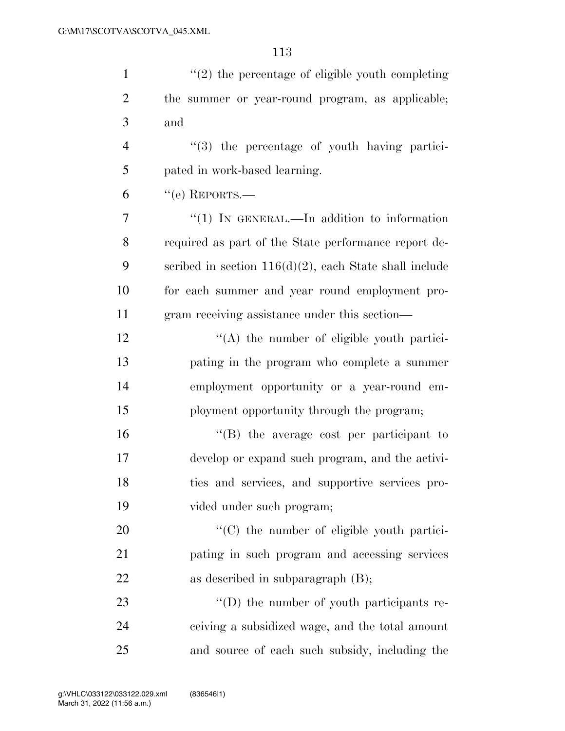''(2) the percentage of eligible youth completing the summer or year-round program, as applicable; and

''(3) the percentage of youth having participated in work-based learning.

''(e) REPORTS.—

''(1) IN GENERAL.—In addition to information required as part of the State performance report described in section 116(d)(2), each State shall include for each summer and year round employment program receiving assistance under this section—

''(A) the number of eligible youth participating in the program who complete a summer employment opportunity or a year-round employment opportunity through the program;

''(B) the average cost per participant to develop or expand such program, and the activities and services, and supportive services provided under such program;

''(C) the number of eligible youth participating in such program and accessing services as described in subparagraph (B);

''(D) the number of youth participants receiving a subsidized wage, and the total amount and source of each such subsidy, including the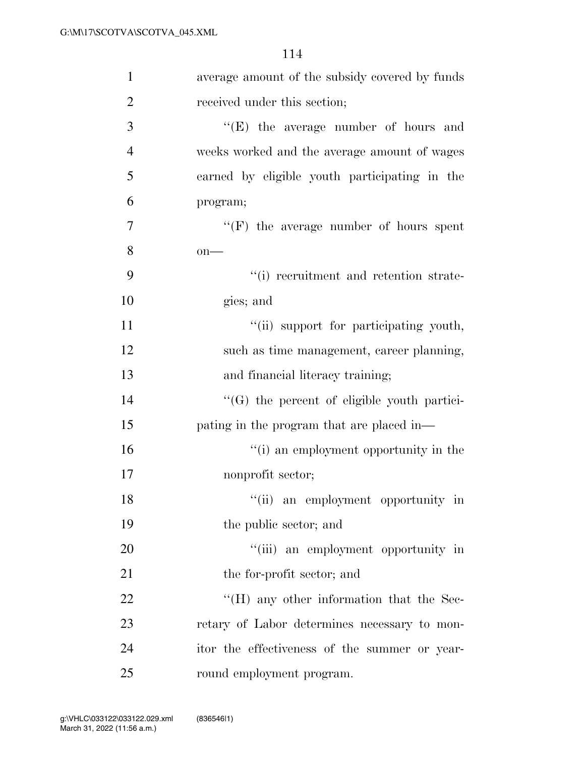average amount of the subsidy covered by funds received under this section;

"(E) the average number of hours and weeks worked and the average amount of wages earned by eligible youth participating in the program;

"(F) the average number of hours spent on—

"(i) recruitment and retention strategies; and

"(ii) support for participating youth, such as time management, career planning, and financial literacy training;

"(G) the percent of eligible youth participating in the program that are placed in—

"(i) an employment opportunity in the nonprofit sector;

"(ii) an employment opportunity in the public sector; and

"(iii) an employment opportunity in the for-profit sector; and

"(H) any other information that the Secretary of Labor determines necessary to monitor the effectiveness of the summer or year-round employment program.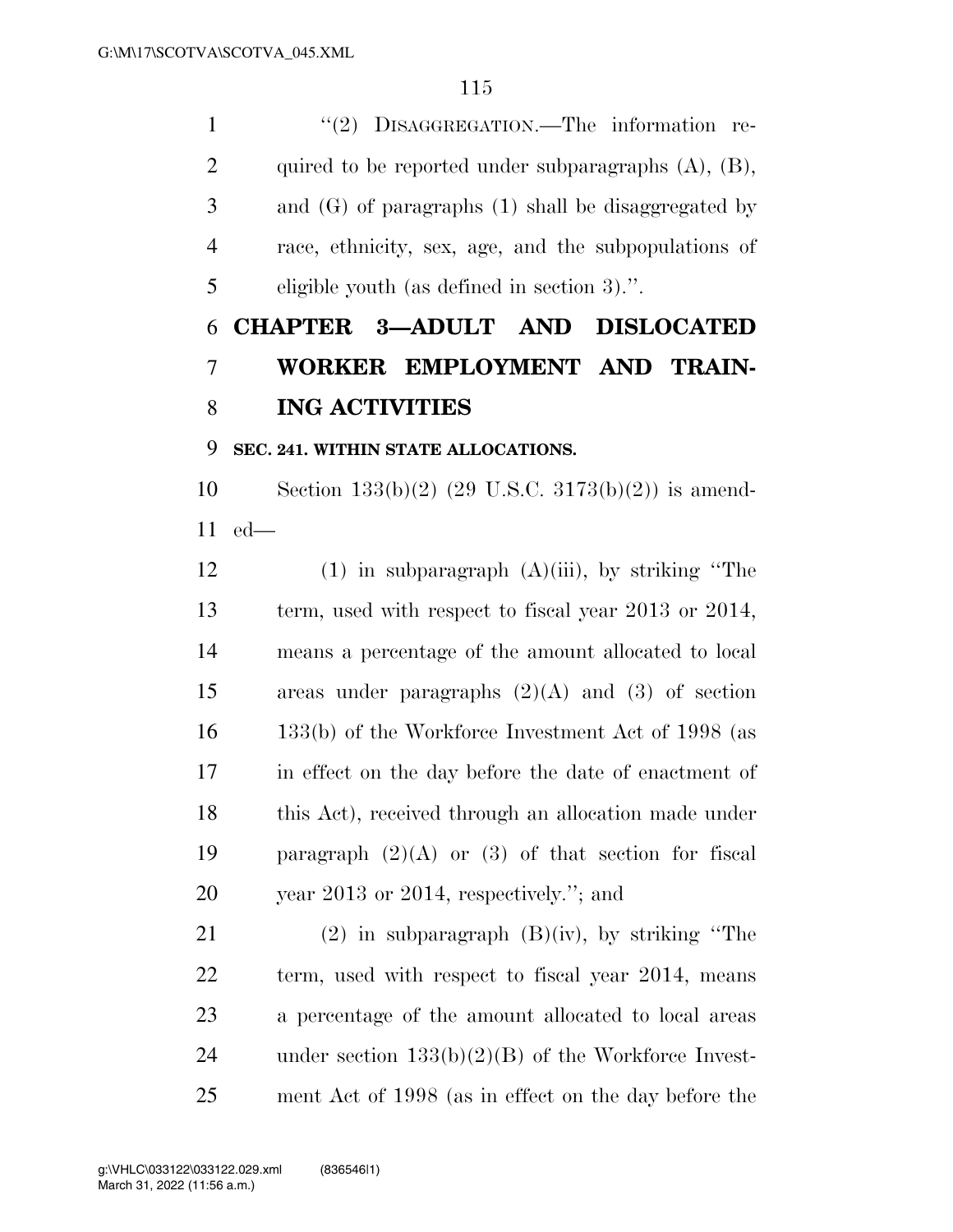"(2) DISAGGREGATION.—The information required to be reported under subparagraphs (A), (B), and (G) of paragraphs (1) shall be disaggregated by race, ethnicity, sex, age, and the subpopulations of eligible youth (as defined in section 3).".

## CHAPTER 3—ADULT AND DISLOCATED WORKER EMPLOYMENT AND TRAINING ACTIVITIES

### SEC. 241. WITHIN STATE ALLOCATIONS.

Section 133(b)(2) (29 U.S.C. 3173(b)(2)) is amended—

(1) in subparagraph (A)(iii), by striking "The term, used with respect to fiscal year 2013 or 2014, means a percentage of the amount allocated to local areas under paragraphs (2)(A) and (3) of section 133(b) of the Workforce Investment Act of 1998 (as in effect on the day before the date of enactment of this Act), received through an allocation made under paragraph (2)(A) or (3) of that section for fiscal year 2013 or 2014, respectively."; and

(2) in subparagraph (B)(iv), by striking "The term, used with respect to fiscal year 2014, means a percentage of the amount allocated to local areas under section 133(b)(2)(B) of the Workforce Investment Act of 1998 (as in effect on the day before the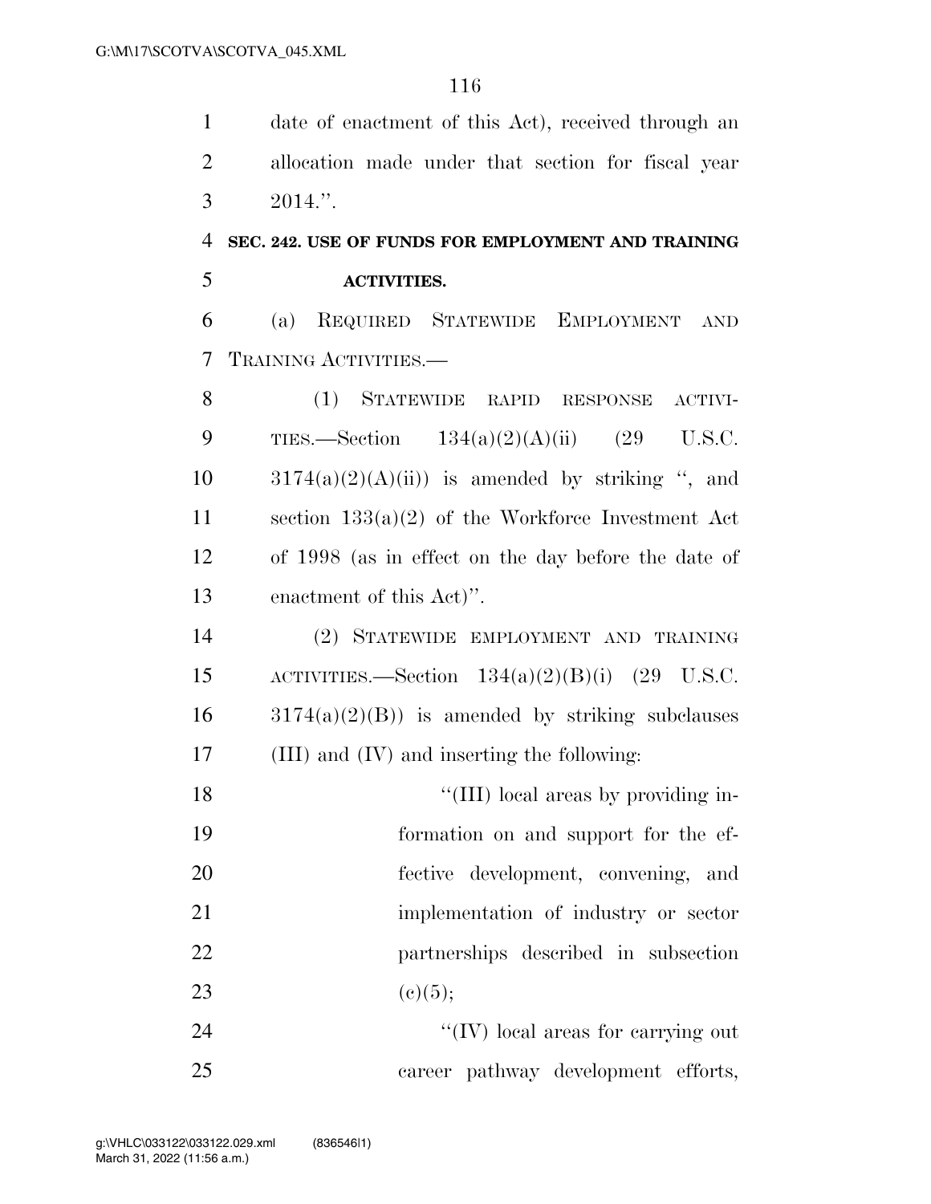date of enactment of this Act), received through an allocation made under that section for fiscal year 2014.''.

**SEC. 242. USE OF FUNDS FOR EMPLOYMENT AND TRAINING ACTIVITIES.**

(a) REQUIRED STATEWIDE EMPLOYMENT AND TRAINING ACTIVITIES.—

(1) STATEWIDE RAPID RESPONSE ACTIVITIES.—Section 134(a)(2)(A)(ii) (29 U.S.C. 3174(a)(2)(A)(ii)) is amended by striking '', and section 133(a)(2) of the Workforce Investment Act of 1998 (as in effect on the day before the date of enactment of this Act)''.

(2) STATEWIDE EMPLOYMENT AND TRAINING ACTIVITIES.—Section 134(a)(2)(B)(i) (29 U.S.C. 3174(a)(2)(B)) is amended by striking subclauses (III) and (IV) and inserting the following:

''(III) local areas by providing information on and support for the effective development, convening, and implementation of industry or sector partnerships described in subsection (c)(5);

''(IV) local areas for carrying out career pathway development efforts,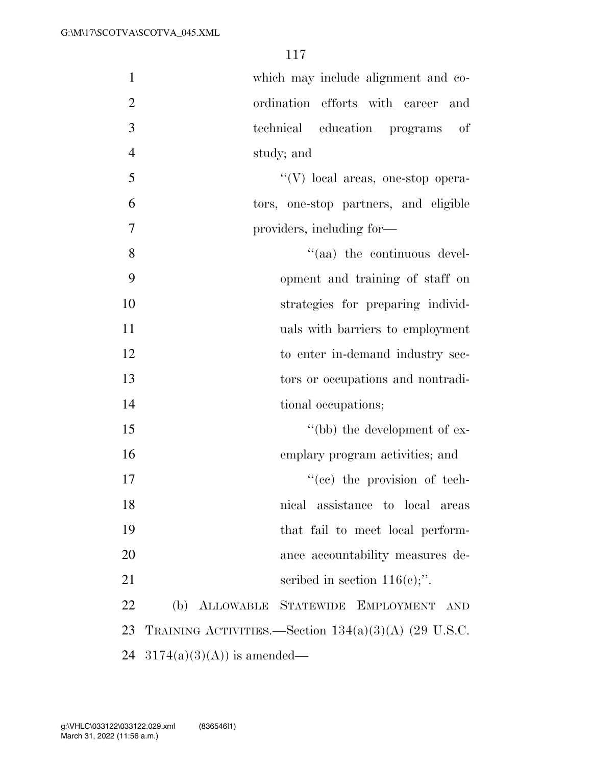which may include alignment and coordination efforts with career and technical education programs of study; and

''(V) local areas, one-stop operators, one-stop partners, and eligible providers, including for—

''(aa) the continuous development and training of staff on strategies for preparing individuals with barriers to employment to enter in-demand industry sectors or occupations and nontraditional occupations;

''(bb) the development of exemplary program activities; and

''(cc) the provision of technical assistance to local areas that fail to meet local performance accountability measures described in section 116(c);''.

(b) ALLOWABLE STATEWIDE EMPLOYMENT AND TRAINING ACTIVITIES.—Section 134(a)(3)(A) (29 U.S.C. 3174(a)(3)(A)) is amended—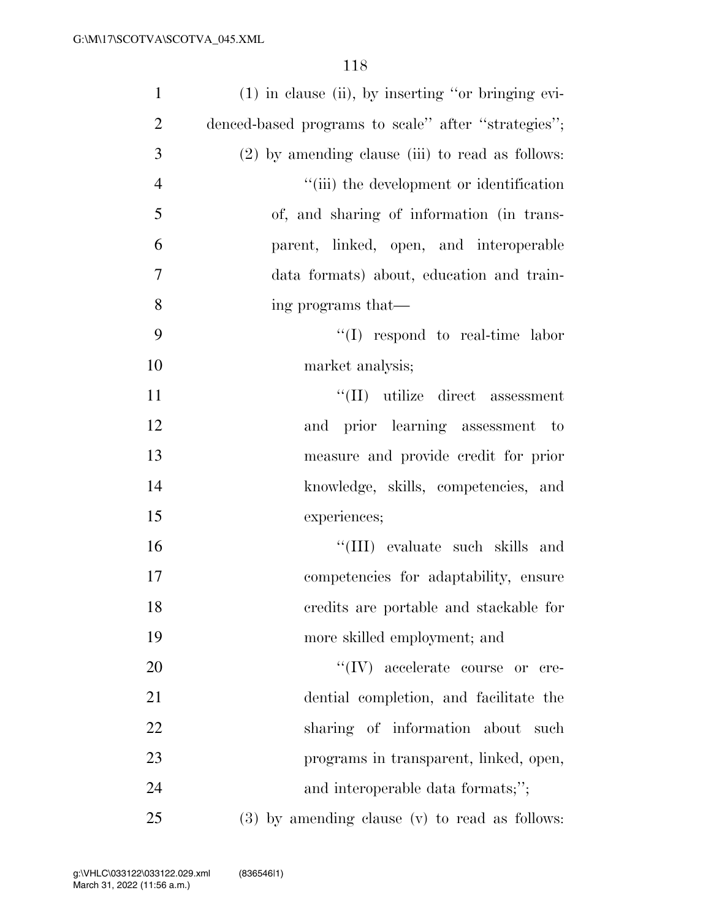(1) in clause (ii), by inserting ''or bringing evidenced-based programs to scale'' after ''strategies'';

(2) by amending clause (iii) to read as follows:

''(iii) the development or identification of, and sharing of information (in transparent, linked, open, and interoperable data formats) about, education and training programs that—

''(I) respond to real-time labor market analysis;

''(II) utilize direct assessment and prior learning assessment to measure and provide credit for prior knowledge, skills, competencies, and experiences;

''(III) evaluate such skills and competencies for adaptability, ensure credits are portable and stackable for more skilled employment; and

''(IV) accelerate course or credential completion, and facilitate the sharing of information about such programs in transparent, linked, open, and interoperable data formats;'';

(3) by amending clause (v) to read as follows: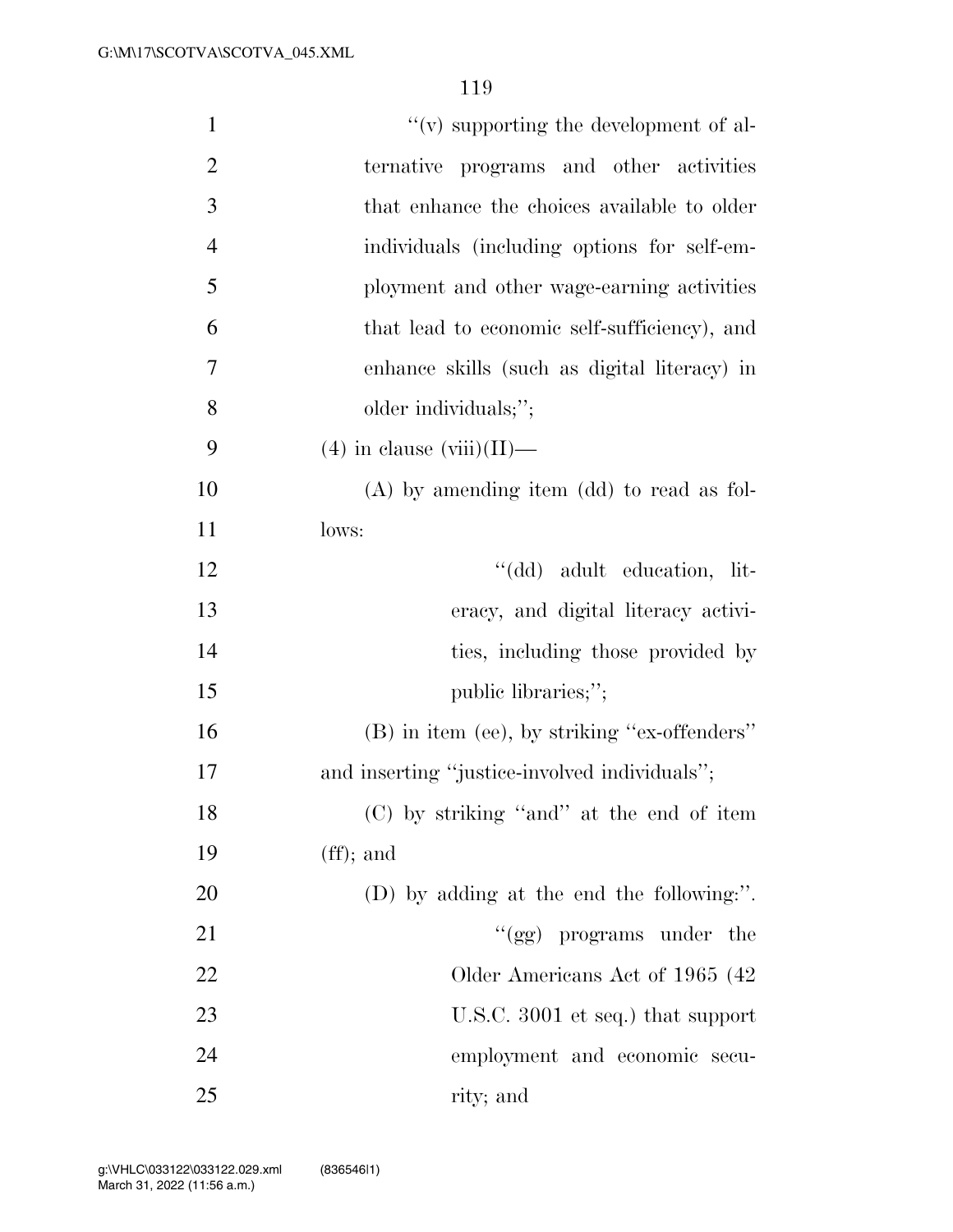"(v) supporting the development of alternative programs and other activities that enhance the choices available to older individuals (including options for self-employment and other wage-earning activities that lead to economic self-sufficiency), and enhance skills (such as digital literacy) in older individuals;";

(4) in clause (viii)(II)—

(A) by amending item (dd) to read as follows:

"(dd) adult education, literacy, and digital literacy activities, including those provided by public libraries;";

(B) in item (ee), by striking "ex-offenders" and inserting "justice-involved individuals";

(C) by striking "and" at the end of item (ff); and

(D) by adding at the end the following:".

"(gg) programs under the Older Americans Act of 1965 (42 U.S.C. 3001 et seq.) that support employment and economic security; and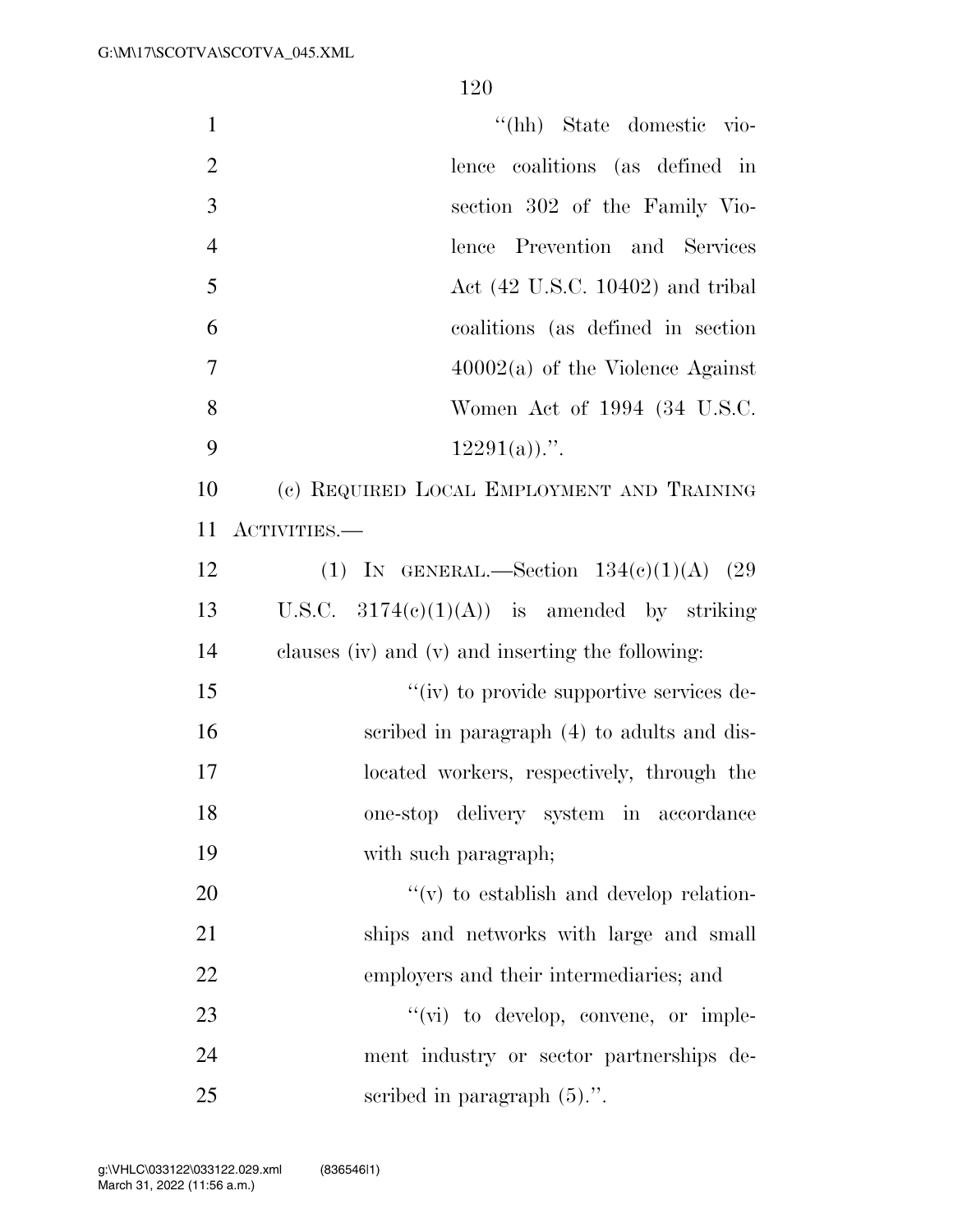"(hh) State domestic violence coalitions (as defined in section 302 of the Family Violence Prevention and Services Act (42 U.S.C. 10402) and tribal coalitions (as defined in section 40002(a) of the Violence Against Women Act of 1994 (34 U.S.C. 12291(a)).".

(c) REQUIRED LOCAL EMPLOYMENT AND TRAINING ACTIVITIES.—

(1) IN GENERAL.—Section 134(c)(1)(A) (29 U.S.C. 3174(c)(1)(A)) is amended by striking clauses (iv) and (v) and inserting the following:

"(iv) to provide supportive services described in paragraph (4) to adults and dislocated workers, respectively, through the one-stop delivery system in accordance with such paragraph;

"(v) to establish and develop relationships and networks with large and small employers and their intermediaries; and

"(vi) to develop, convene, or implement industry or sector partnerships described in paragraph (5).".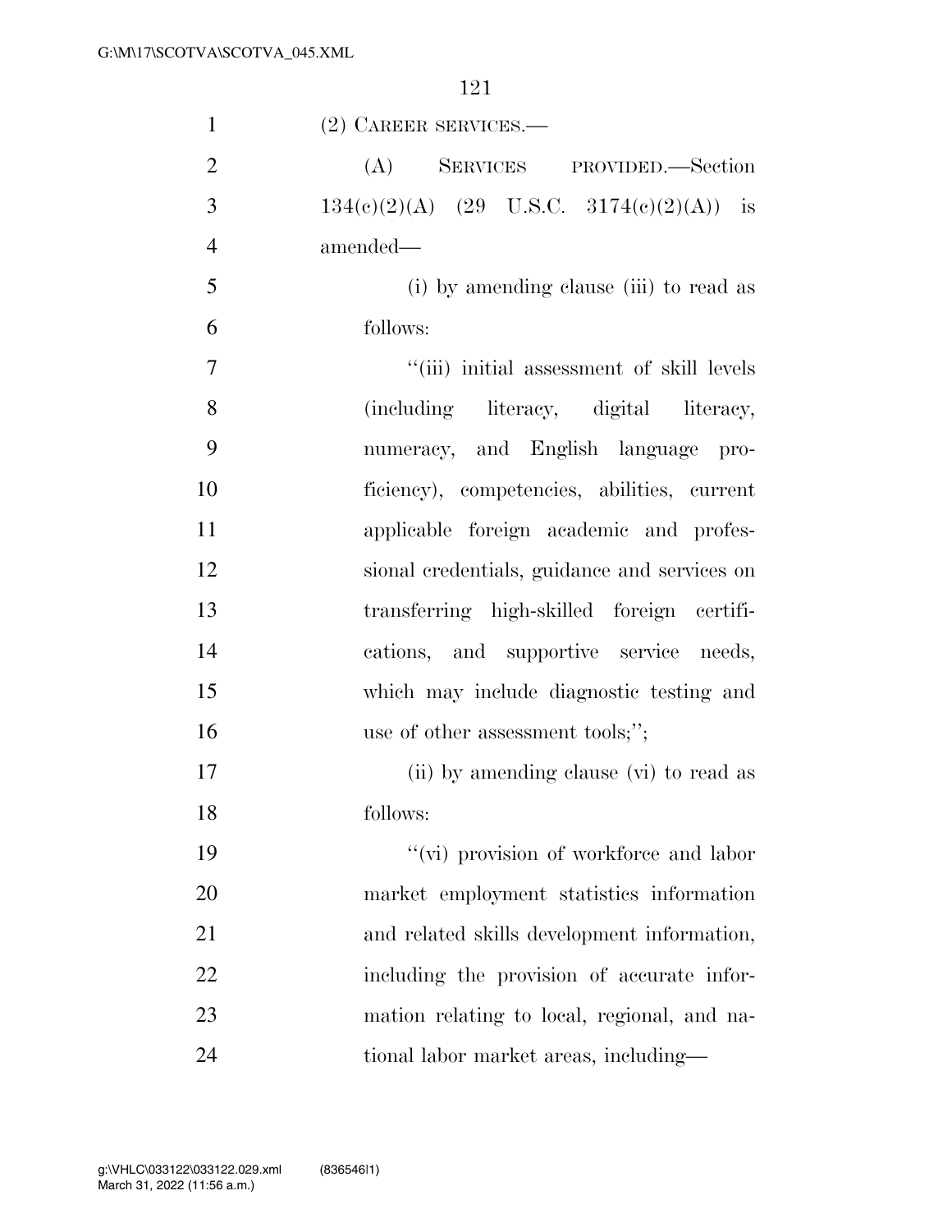(2) CAREER SERVICES.—

(A) SERVICES PROVIDED.—Section 134(c)(2)(A) (29 U.S.C. 3174(c)(2)(A)) is amended—

(i) by amending clause (iii) to read as follows:

''(iii) initial assessment of skill levels (including literacy, digital literacy, numeracy, and English language proficiency), competencies, abilities, current applicable foreign academic and professional credentials, guidance and services on transferring high-skilled foreign certifications, and supportive service needs, which may include diagnostic testing and use of other assessment tools;'';

(ii) by amending clause (vi) to read as follows:

''(vi) provision of workforce and labor market employment statistics information and related skills development information, including the provision of accurate information relating to local, regional, and national labor market areas, including—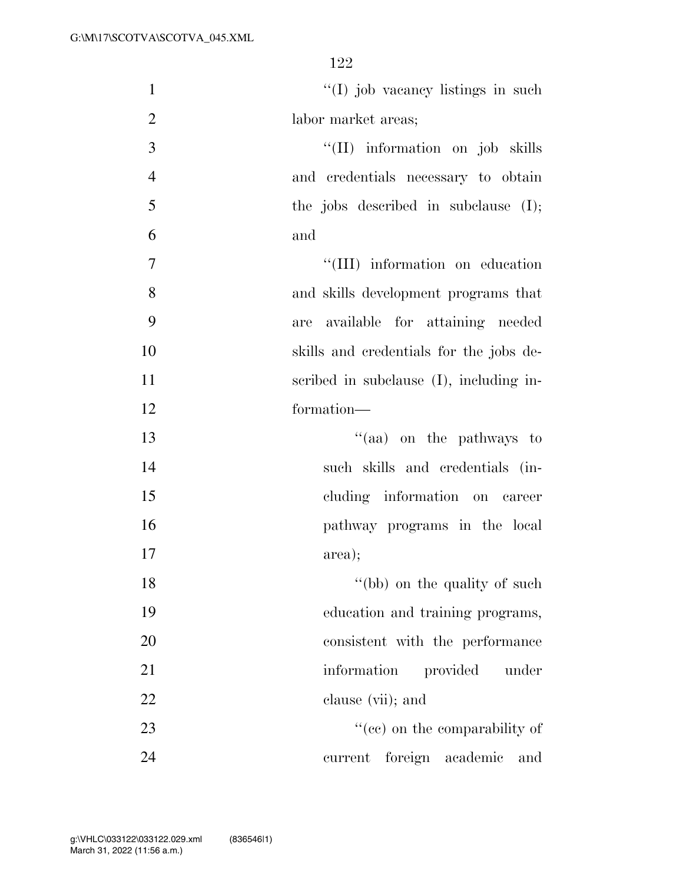''(I) job vacancy listings in such labor market areas;

''(II) information on job skills and credentials necessary to obtain the jobs described in subclause (I); and

''(III) information on education and skills development programs that are available for attaining needed skills and credentials for the jobs described in subclause (I), including information—

''(aa) on the pathways to such skills and credentials (including information on career pathway programs in the local area);

''(bb) on the quality of such education and training programs, consistent with the performance information provided under clause (vii); and

''(cc) on the comparability of current foreign academic and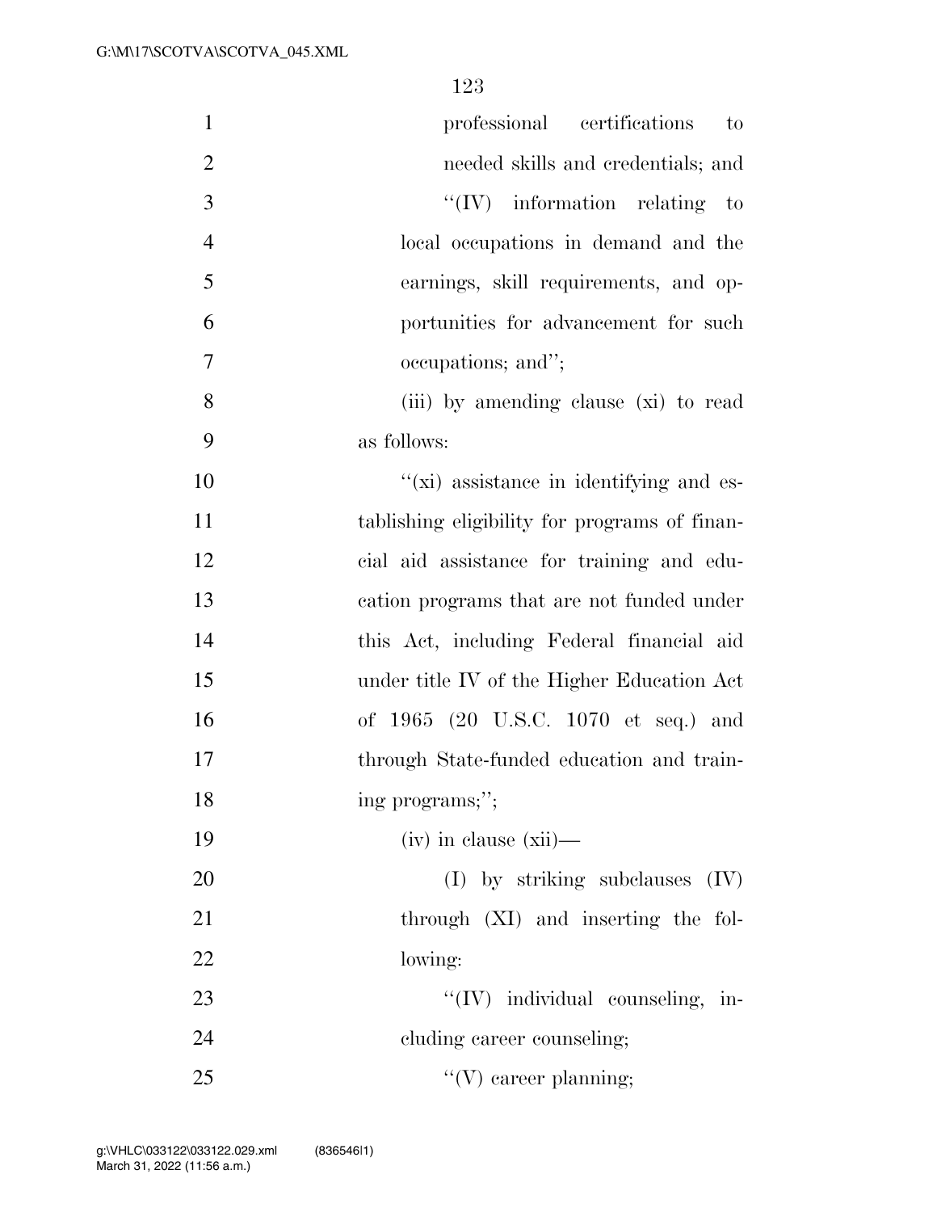professional certifications to needed skills and credentials; and

"(IV) information relating to local occupations in demand and the earnings, skill requirements, and opportunities for advancement for such occupations; and";

(iii) by amending clause (xi) to read as follows:

"(xi) assistance in identifying and establishing eligibility for programs of financial aid assistance for training and education programs that are not funded under this Act, including Federal financial aid under title IV of the Higher Education Act of 1965 (20 U.S.C. 1070 et seq.) and through State-funded education and training programs;";

(iv) in clause (xii)—

(I) by striking subclauses (IV) through (XI) and inserting the following:

"(IV) individual counseling, including career counseling;

"(V) career planning;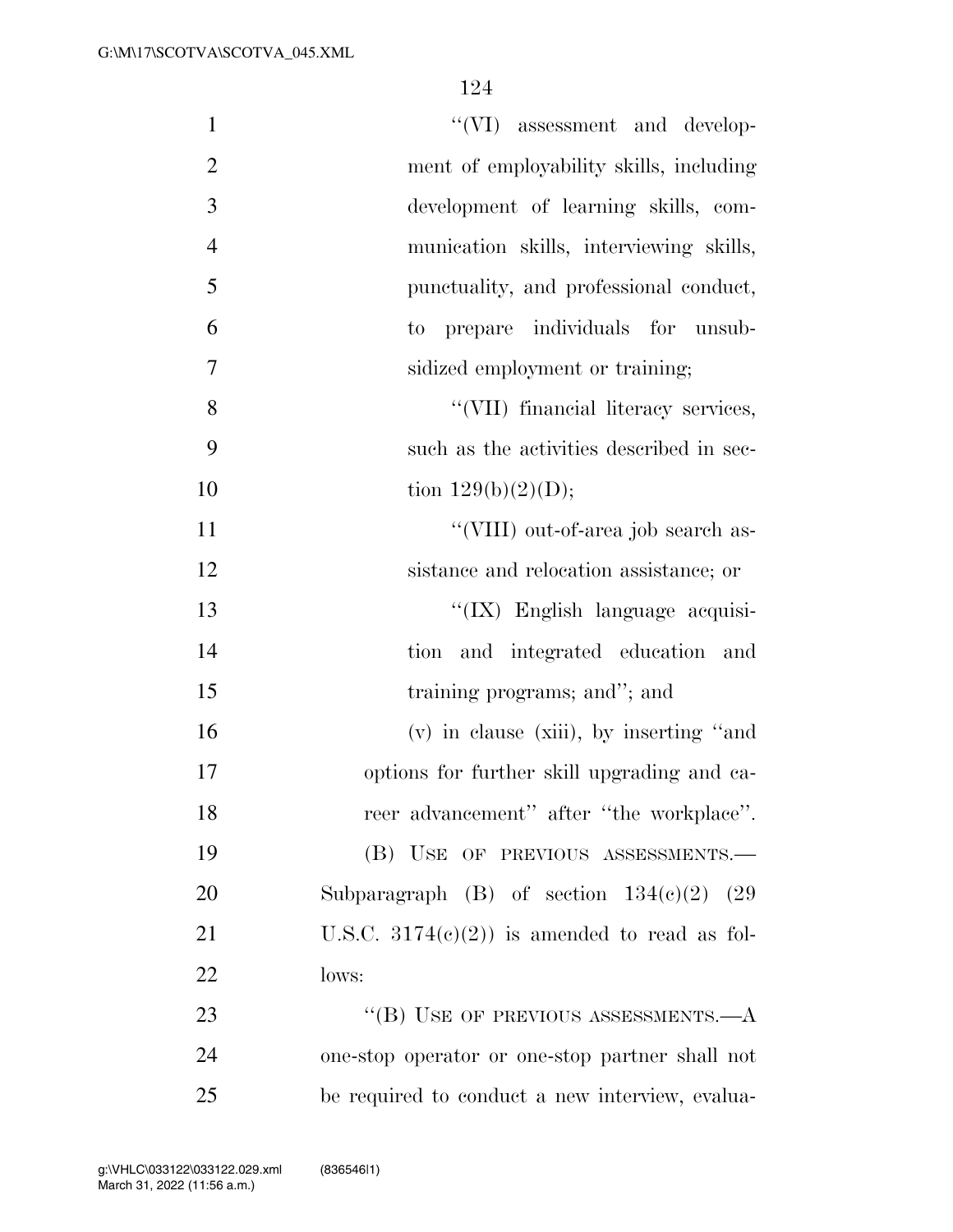"(VI) assessment and development of employability skills, including development of learning skills, communication skills, interviewing skills, punctuality, and professional conduct, to prepare individuals for unsubsidized employment or training;

"(VII) financial literacy services, such as the activities described in section 129(b)(2)(D);

"(VIII) out-of-area job search assistance and relocation assistance; or

"(IX) English language acquisition and integrated education and training programs; and"; and

(v) in clause (xiii), by inserting "and options for further skill upgrading and career advancement" after "the workplace".

(B) USE OF PREVIOUS ASSESSMENTS.—Subparagraph (B) of section 134(c)(2) (29 U.S.C. 3174(c)(2)) is amended to read as follows:

"(B) USE OF PREVIOUS ASSESSMENTS.—A one-stop operator or one-stop partner shall not be required to conduct a new interview, evalua-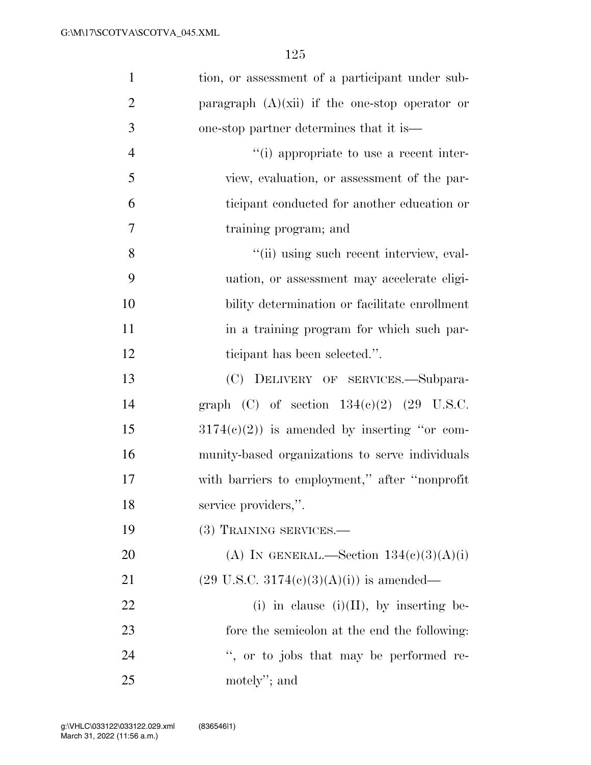tion, or assessment of a participant under subparagraph (A)(xii) if the one-stop operator or one-stop partner determines that it is—

"(i) appropriate to use a recent interview, evaluation, or assessment of the participant conducted for another education or training program; and

"(ii) using such recent interview, evaluation, or assessment may accelerate eligibility determination or facilitate enrollment in a training program for which such participant has been selected.".

(C) DELIVERY OF SERVICES.—Subparagraph (C) of section 134(c)(2) (29 U.S.C. 3174(c)(2)) is amended by inserting "or community-based organizations to serve individuals with barriers to employment," after "nonprofit service providers,".

(3) TRAINING SERVICES.—

(A) IN GENERAL.—Section 134(c)(3)(A)(i) (29 U.S.C. 3174(c)(3)(A)(i)) is amended—

(i) in clause (i)(II), by inserting before the semicolon at the end the following: ", or to jobs that may be performed remotely"; and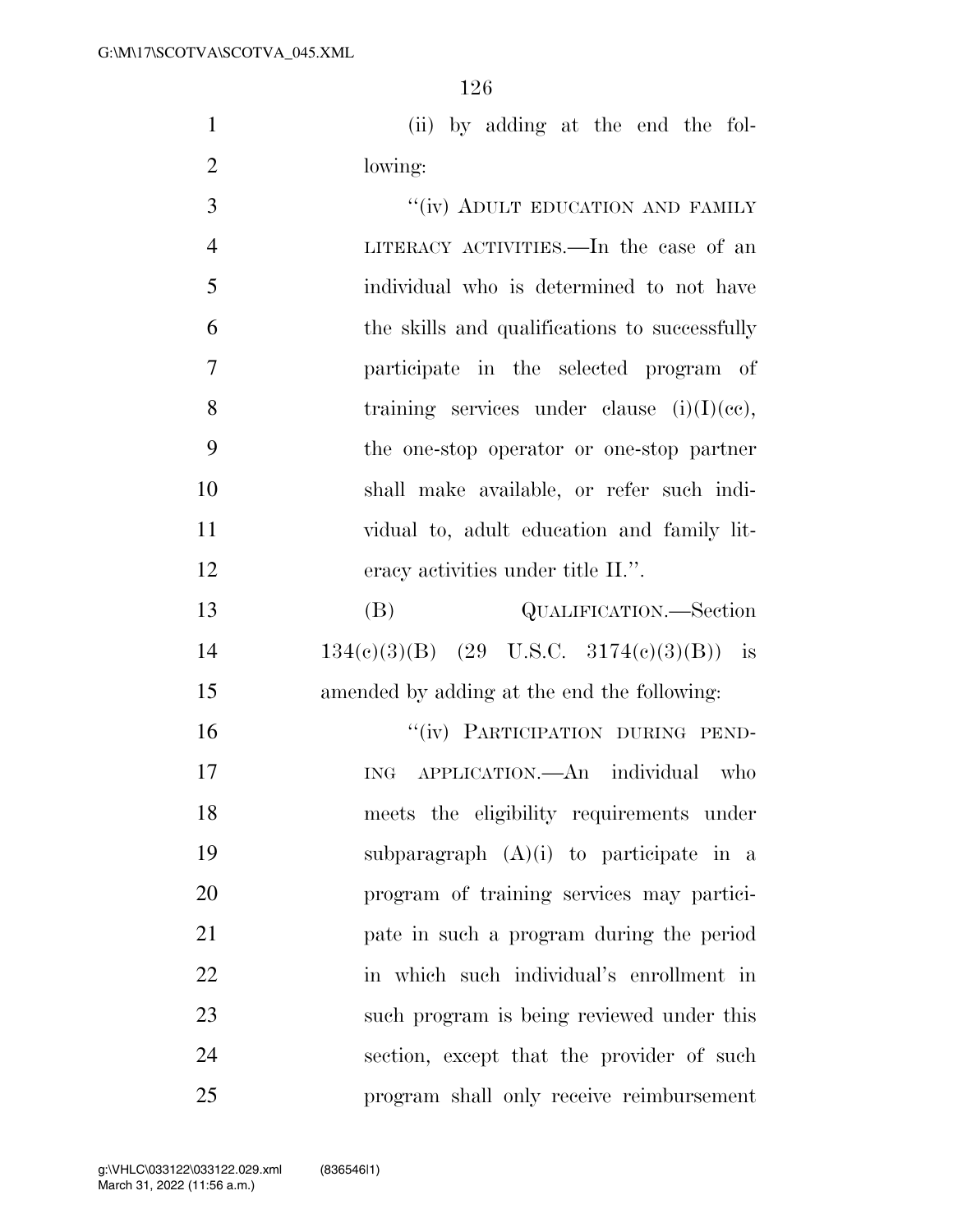(ii) by adding at the end the following:

"(iv) ADULT EDUCATION AND FAMILY LITERACY ACTIVITIES.—In the case of an individual who is determined to not have the skills and qualifications to successfully participate in the selected program of training services under clause (i)(I)(cc), the one-stop operator or one-stop partner shall make available, or refer such individual to, adult education and family literacy activities under title II.".

(B) QUALIFICATION.—Section 134(c)(3)(B) (29 U.S.C. 3174(c)(3)(B)) is amended by adding at the end the following:

"(iv) PARTICIPATION DURING PENDING APPLICATION.—An individual who meets the eligibility requirements under subparagraph (A)(i) to participate in a program of training services may participate in such a program during the period in which such individual's enrollment in such program is being reviewed under this section, except that the provider of such program shall only receive reimbursement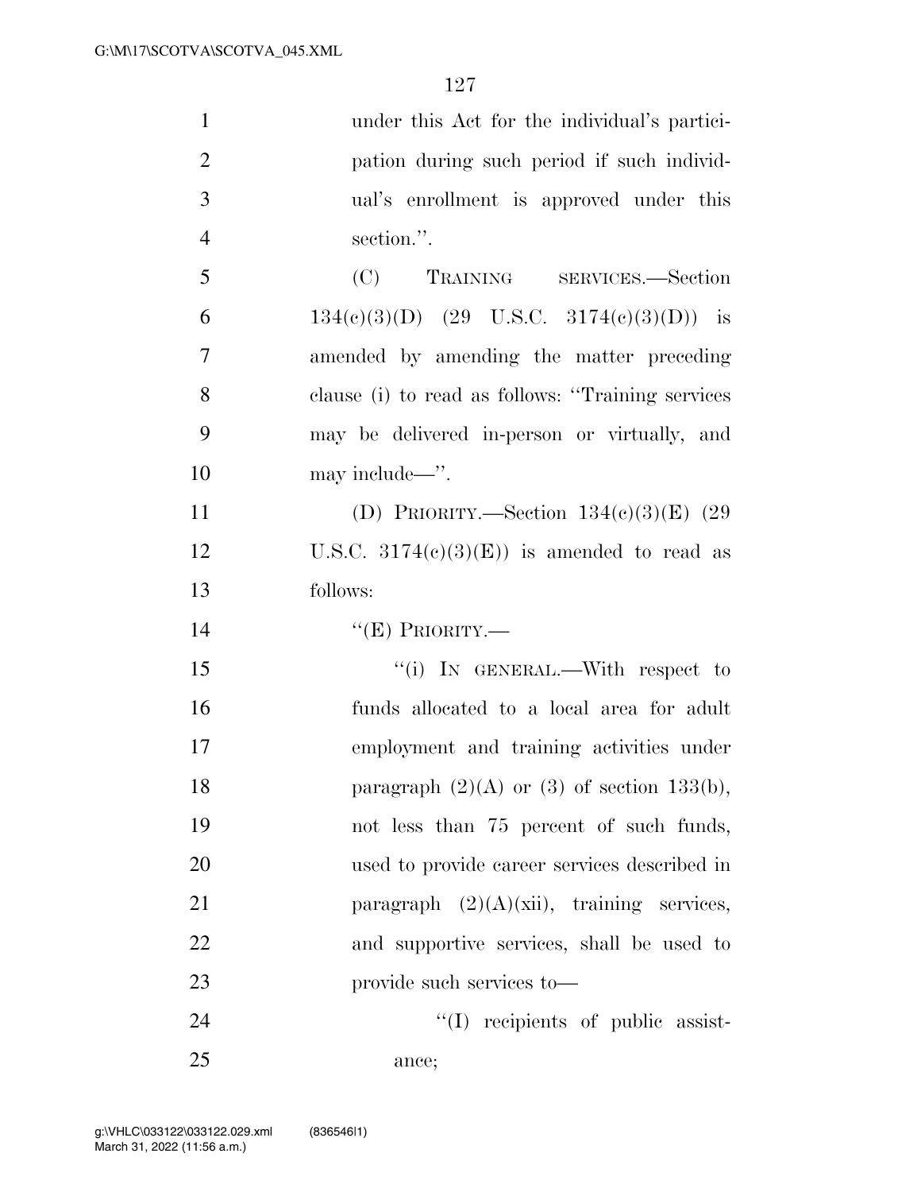under this Act for the individual's participation during such period if such individual's enrollment is approved under this section.''.

(C) TRAINING SERVICES.—Section 134(c)(3)(D) (29 U.S.C. 3174(c)(3)(D)) is amended by amending the matter preceding clause (i) to read as follows: ''Training services may be delivered in-person or virtually, and may include—''.

(D) PRIORITY.—Section 134(c)(3)(E) (29 U.S.C. 3174(c)(3)(E)) is amended to read as follows:

''(E) PRIORITY.—

''(i) IN GENERAL.—With respect to funds allocated to a local area for adult employment and training activities under paragraph (2)(A) or (3) of section 133(b), not less than 75 percent of such funds, used to provide career services described in paragraph (2)(A)(xii), training services, and supportive services, shall be used to provide such services to—

''(I) recipients of public assistance;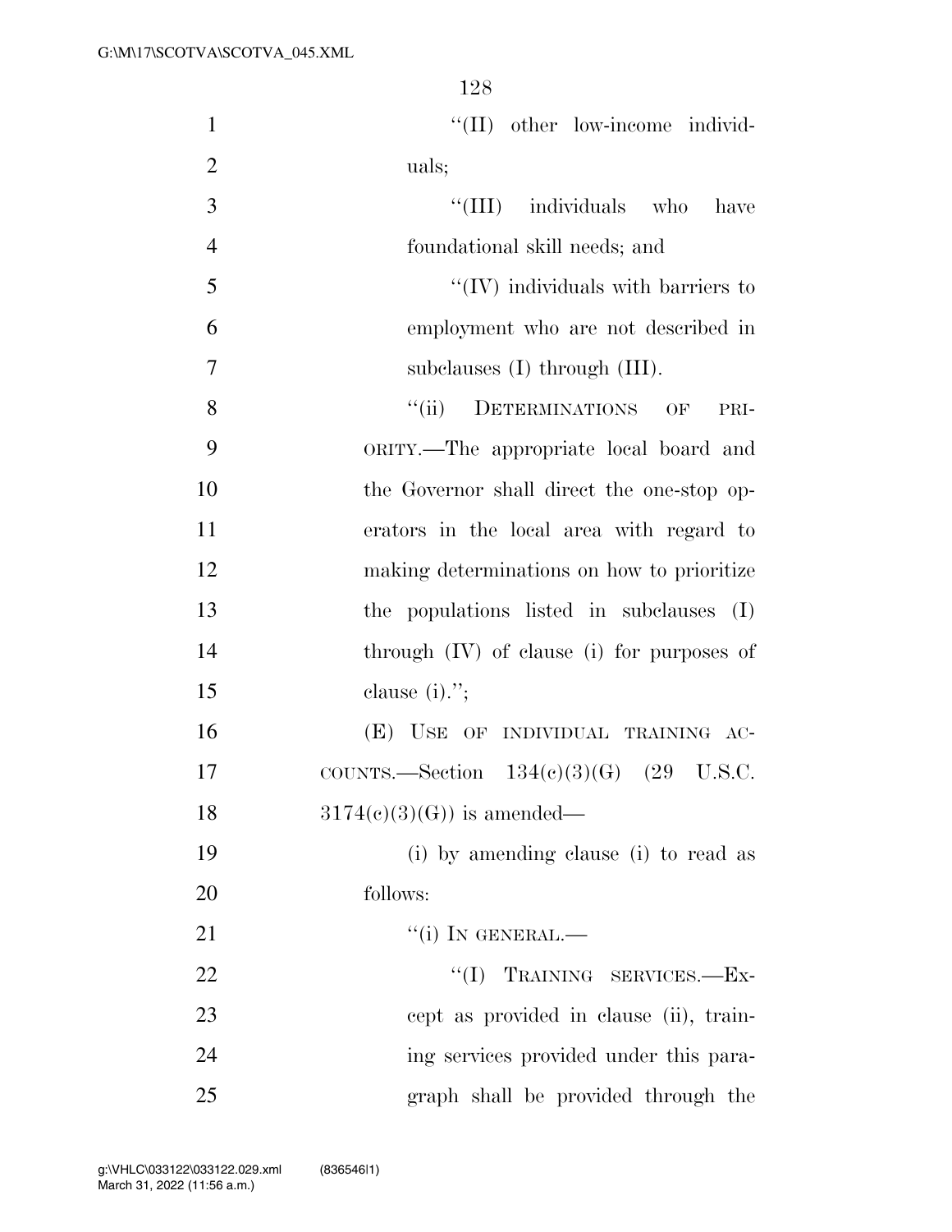"(II) other low-income individuals;

"(III) individuals who have foundational skill needs; and

"(IV) individuals with barriers to employment who are not described in subclauses (I) through (III).

"(ii) DETERMINATIONS OF PRIORITY.—The appropriate local board and the Governor shall direct the one-stop operators in the local area with regard to making determinations on how to prioritize the populations listed in subclauses (I) through (IV) of clause (i) for purposes of clause (i).";

(E) USE OF INDIVIDUAL TRAINING ACCOUNTS.—Section 134(c)(3)(G) (29 U.S.C. 3174(c)(3)(G)) is amended—

(i) by amending clause (i) to read as follows:

"(i) IN GENERAL.—

"(I) TRAINING SERVICES.—Except as provided in clause (ii), training services provided under this paragraph shall be provided through the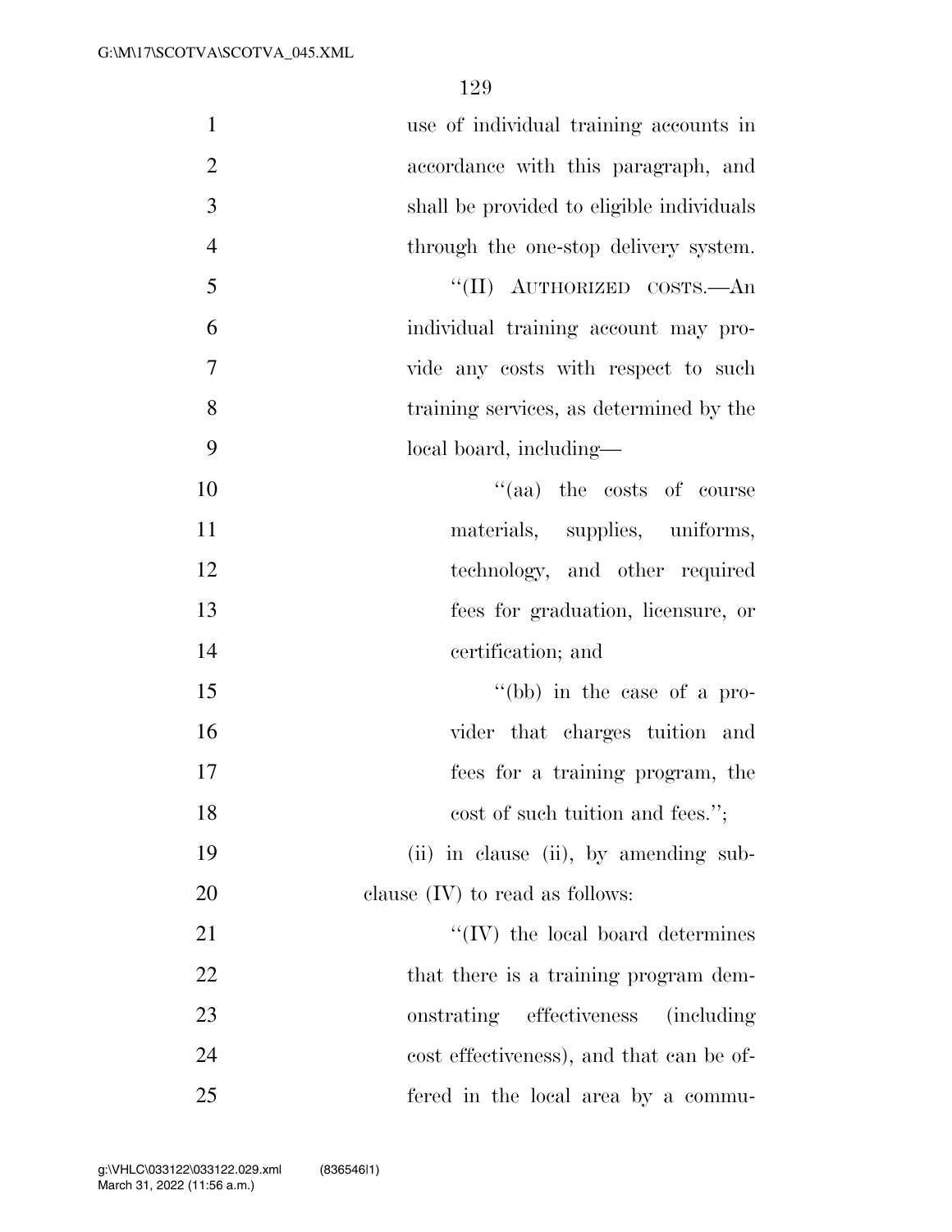use of individual training accounts in accordance with this paragraph, and shall be provided to eligible individuals through the one-stop delivery system.

"(II) AUTHORIZED COSTS.—An individual training account may provide any costs with respect to such training services, as determined by the local board, including—

"(aa) the costs of course materials, supplies, uniforms, technology, and other required fees for graduation, licensure, or certification; and

"(bb) in the case of a provider that charges tuition and fees for a training program, the cost of such tuition and fees.";

(ii) in clause (ii), by amending subclause (IV) to read as follows:

"(IV) the local board determines that there is a training program demonstrating effectiveness (including cost effectiveness), and that can be offered in the local area by a commu-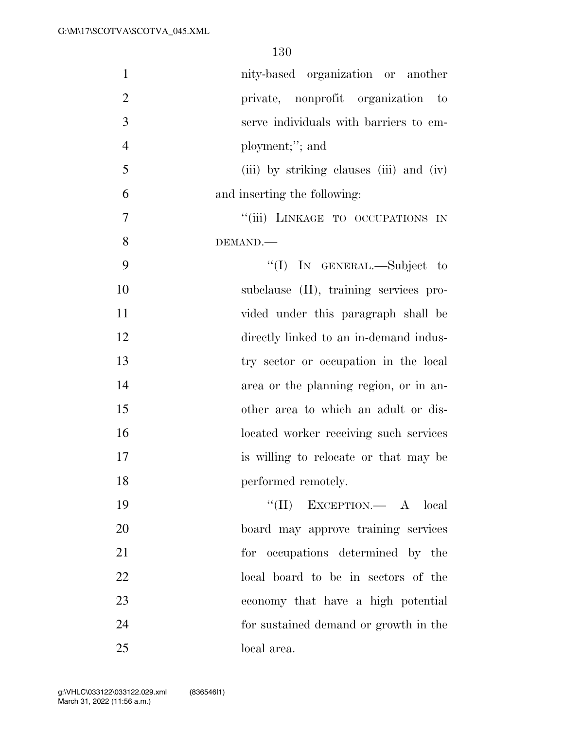nity-based organization or another private, nonprofit organization to serve individuals with barriers to employment;''; and

(iii) by striking clauses (iii) and (iv) and inserting the following:

''(iii) LINKAGE TO OCCUPATIONS IN DEMAND.—

''(I) IN GENERAL.—Subject to subclause (II), training services provided under this paragraph shall be directly linked to an in-demand industry sector or occupation in the local area or the planning region, or in another area to which an adult or dislocated worker receiving such services is willing to relocate or that may be performed remotely.

''(II) EXCEPTION.— A local board may approve training services for occupations determined by the local board to be in sectors of the economy that have a high potential for sustained demand or growth in the local area.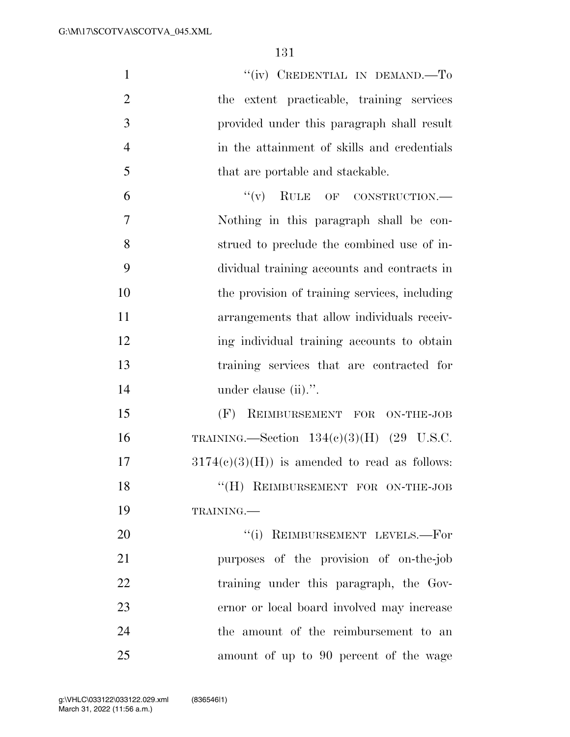"(iv) CREDENTIAL IN DEMAND.—To the extent practicable, training services provided under this paragraph shall result in the attainment of skills and credentials that are portable and stackable.

"(v) RULE OF CONSTRUCTION.—Nothing in this paragraph shall be construed to preclude the combined use of individual training accounts and contracts in the provision of training services, including arrangements that allow individuals receiving individual training accounts to obtain training services that are contracted for under clause (ii).".

(F) REIMBURSEMENT FOR ON-THE-JOB TRAINING.—Section 134(c)(3)(H) (29 U.S.C. 3174(c)(3)(H)) is amended to read as follows:

"(H) REIMBURSEMENT FOR ON-THE-JOB TRAINING.—

"(i) REIMBURSEMENT LEVELS.—For purposes of the provision of on-the-job training under this paragraph, the Governor or local board involved may increase the amount of the reimbursement to an amount of up to 90 percent of the wage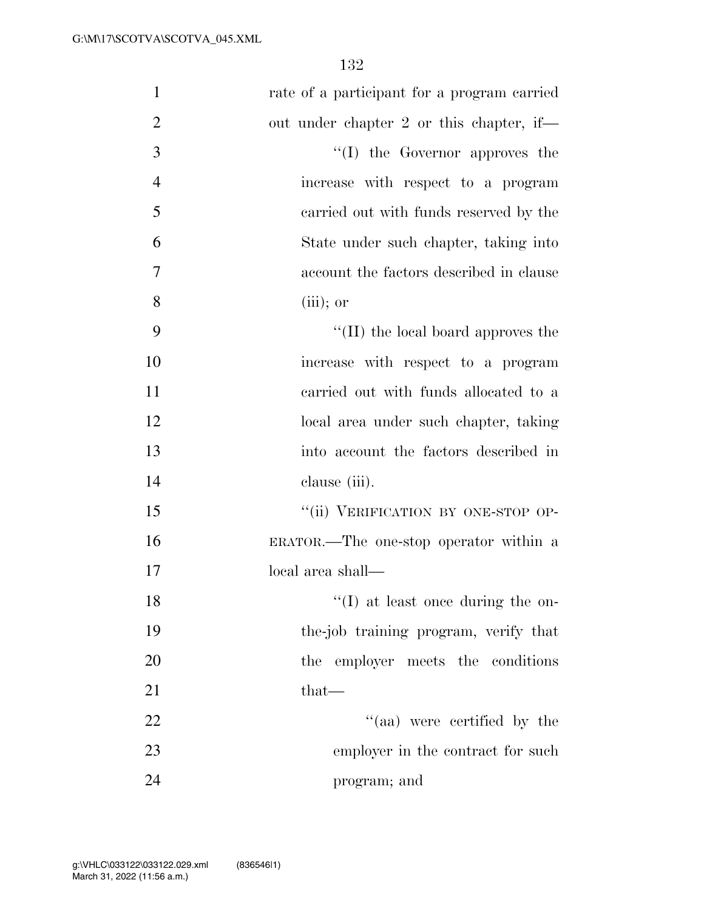rate of a participant for a program carried out under chapter 2 or this chapter, if—

''(I) the Governor approves the increase with respect to a program carried out with funds reserved by the State under such chapter, taking into account the factors described in clause (iii); or

''(II) the local board approves the increase with respect to a program carried out with funds allocated to a local area under such chapter, taking into account the factors described in clause (iii).

''(ii) VERIFICATION BY ONE-STOP OPERATOR.—The one-stop operator within a local area shall—

''(I) at least once during the on-the-job training program, verify that the employer meets the conditions that—

''(aa) were certified by the employer in the contract for such program; and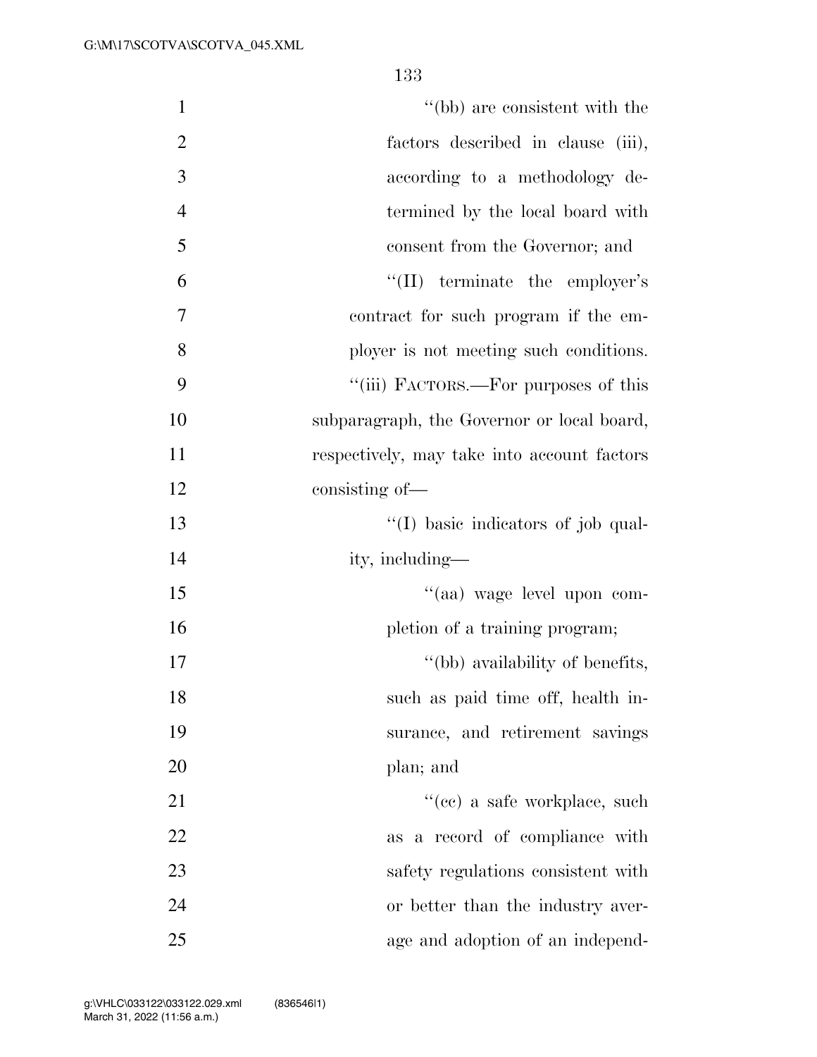''(bb) are consistent with the factors described in clause (iii), according to a methodology determined by the local board with consent from the Governor; and

''(II) terminate the employer's contract for such program if the employer is not meeting such conditions.

''(iii) FACTORS.—For purposes of this subparagraph, the Governor or local board, respectively, may take into account factors consisting of—

''(I) basic indicators of job quality, including—

''(aa) wage level upon completion of a training program;

''(bb) availability of benefits, such as paid time off, health insurance, and retirement savings plan; and

''(cc) a safe workplace, such as a record of compliance with safety regulations consistent with or better than the industry average and adoption of an independ-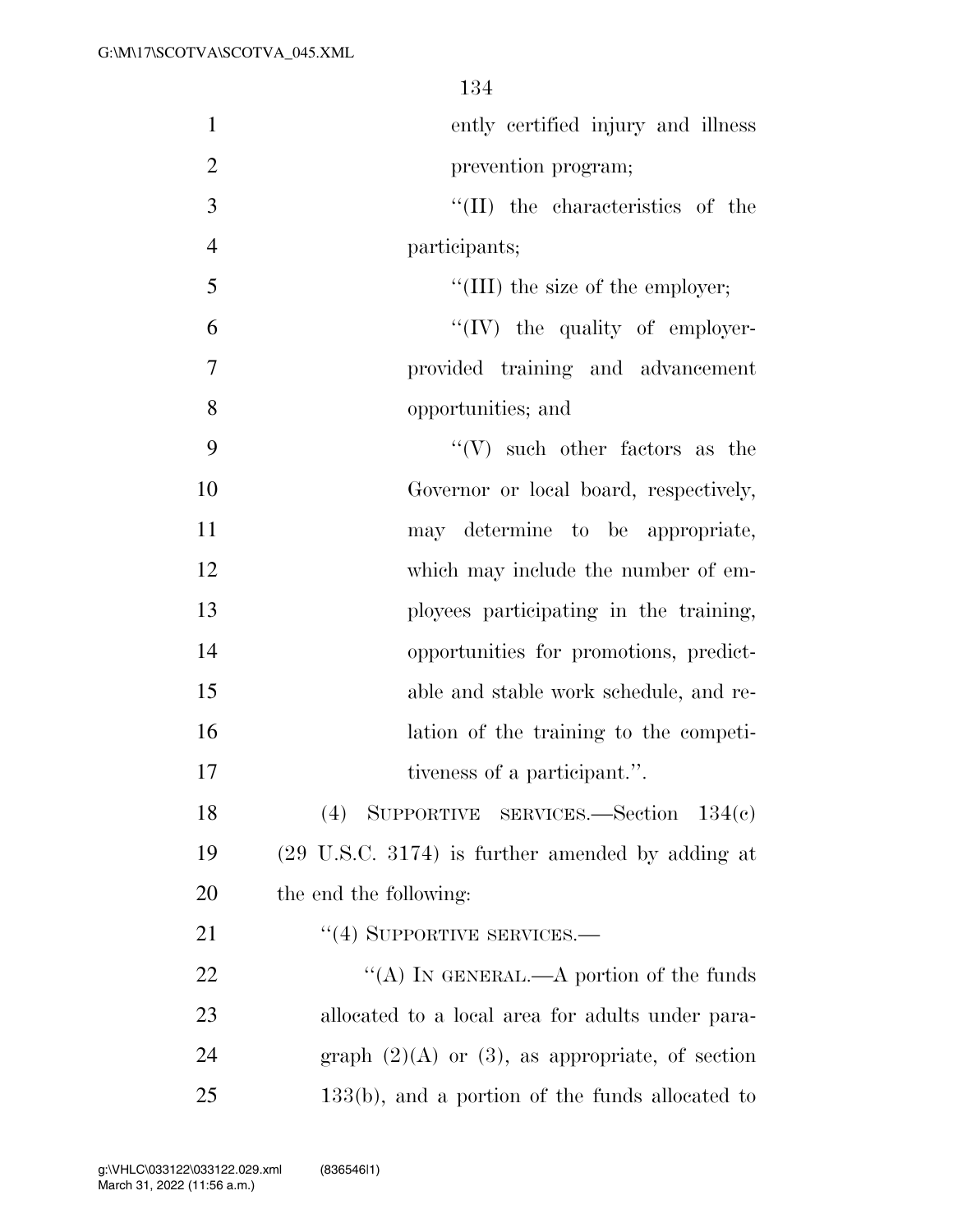ently certified injury and illness prevention program;

''(II) the characteristics of the participants;

''(III) the size of the employer;

''(IV) the quality of employer-provided training and advancement opportunities; and

''(V) such other factors as the Governor or local board, respectively, may determine to be appropriate, which may include the number of employees participating in the training, opportunities for promotions, predictable and stable work schedule, and relation of the training to the competitiveness of a participant.''.

(4) SUPPORTIVE SERVICES.—Section 134(c) (29 U.S.C. 3174) is further amended by adding at the end the following:

''(4) SUPPORTIVE SERVICES.—

''(A) IN GENERAL.—A portion of the funds allocated to a local area for adults under paragraph (2)(A) or (3), as appropriate, of section 133(b), and a portion of the funds allocated to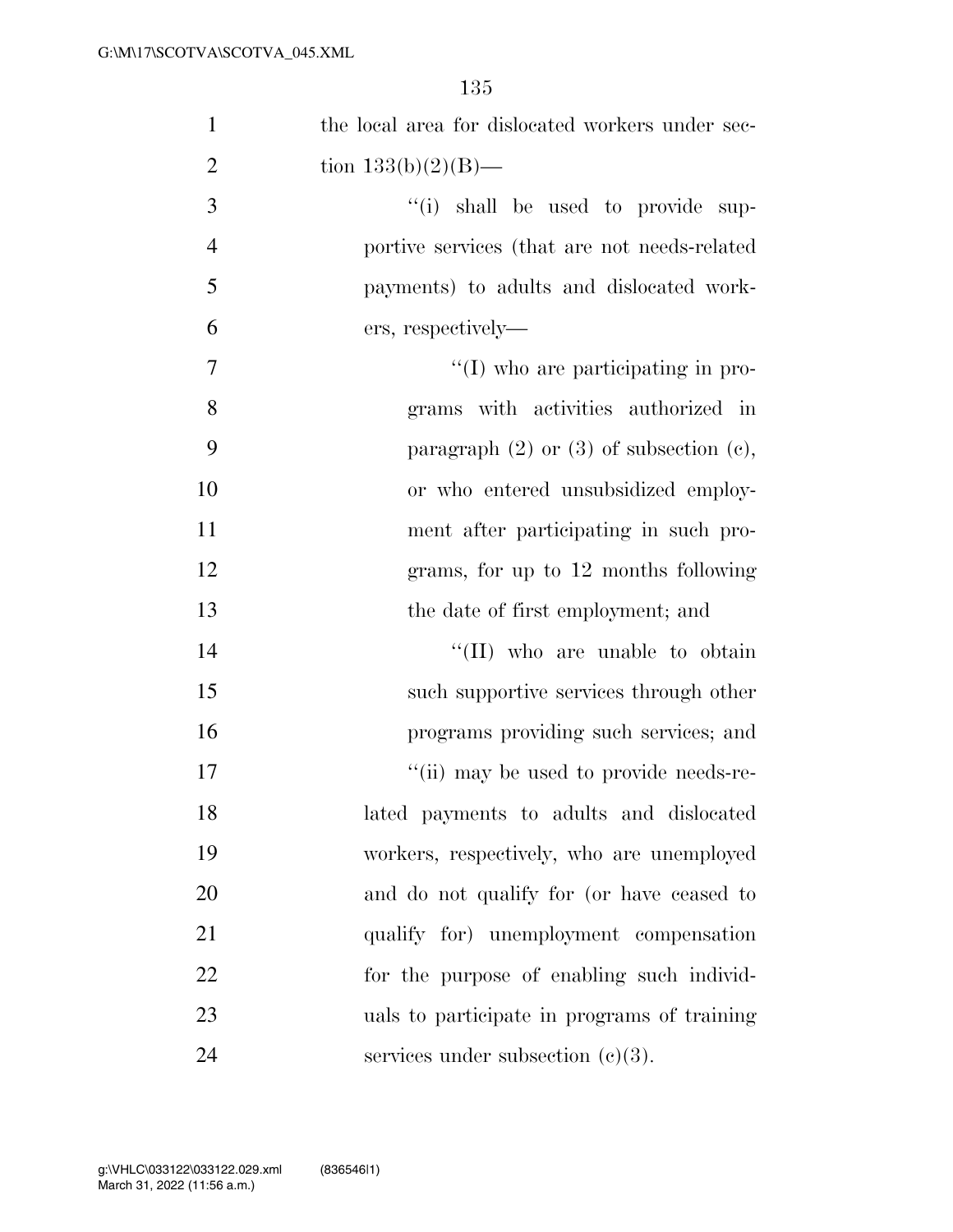the local area for dislocated workers under section 133(b)(2)(B)—

''(i) shall be used to provide supportive services (that are not needs-related payments) to adults and dislocated workers, respectively—

''(I) who are participating in programs with activities authorized in paragraph (2) or (3) of subsection (c), or who entered unsubsidized employment after participating in such programs, for up to 12 months following the date of first employment; and

''(II) who are unable to obtain such supportive services through other programs providing such services; and

''(ii) may be used to provide needs-related payments to adults and dislocated workers, respectively, who are unemployed and do not qualify for (or have ceased to qualify for) unemployment compensation for the purpose of enabling such individuals to participate in programs of training services under subsection (c)(3).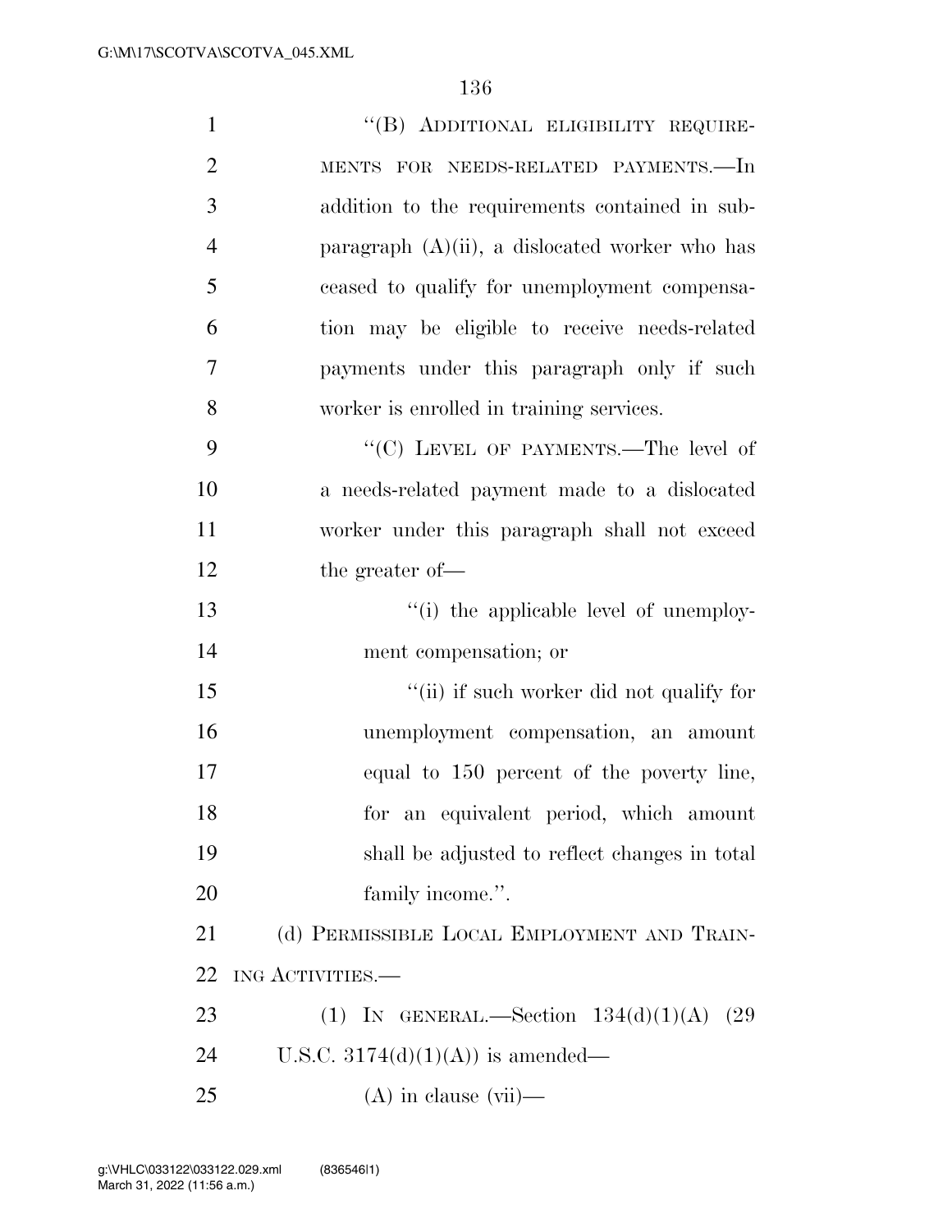"(B) ADDITIONAL ELIGIBILITY REQUIREMENTS FOR NEEDS-RELATED PAYMENTS.—In addition to the requirements contained in subparagraph (A)(ii), a dislocated worker who has ceased to qualify for unemployment compensation may be eligible to receive needs-related payments under this paragraph only if such worker is enrolled in training services.

"(C) LEVEL OF PAYMENTS.—The level of a needs-related payment made to a dislocated worker under this paragraph shall not exceed the greater of—

"(i) the applicable level of unemployment compensation; or

"(ii) if such worker did not qualify for unemployment compensation, an amount equal to 150 percent of the poverty line, for an equivalent period, which amount shall be adjusted to reflect changes in total family income.".

(d) PERMISSIBLE LOCAL EMPLOYMENT AND TRAINING ACTIVITIES.—

(1) IN GENERAL.—Section 134(d)(1)(A) (29 U.S.C. 3174(d)(1)(A)) is amended—

(A) in clause (vii)—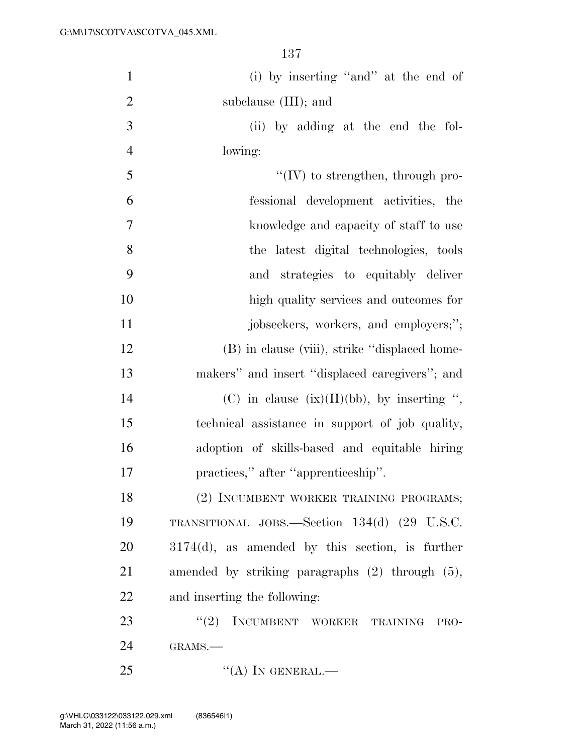(i) by inserting "and" at the end of subclause (III); and

(ii) by adding at the end the following:

"(IV) to strengthen, through professional development activities, the knowledge and capacity of staff to use the latest digital technologies, tools and strategies to equitably deliver high quality services and outcomes for jobseekers, workers, and employers;";

(B) in clause (viii), strike "displaced homemakers" and insert "displaced caregivers"; and

(C) in clause (ix)(II)(bb), by inserting ", technical assistance in support of job quality, adoption of skills-based and equitable hiring practices," after "apprenticeship".

(2) INCUMBENT WORKER TRAINING PROGRAMS; TRANSITIONAL JOBS.—Section 134(d) (29 U.S.C. 3174(d), as amended by this section, is further amended by striking paragraphs (2) through (5), and inserting the following:

"(2) INCUMBENT WORKER TRAINING PROGRAMS.—

"(A) IN GENERAL.—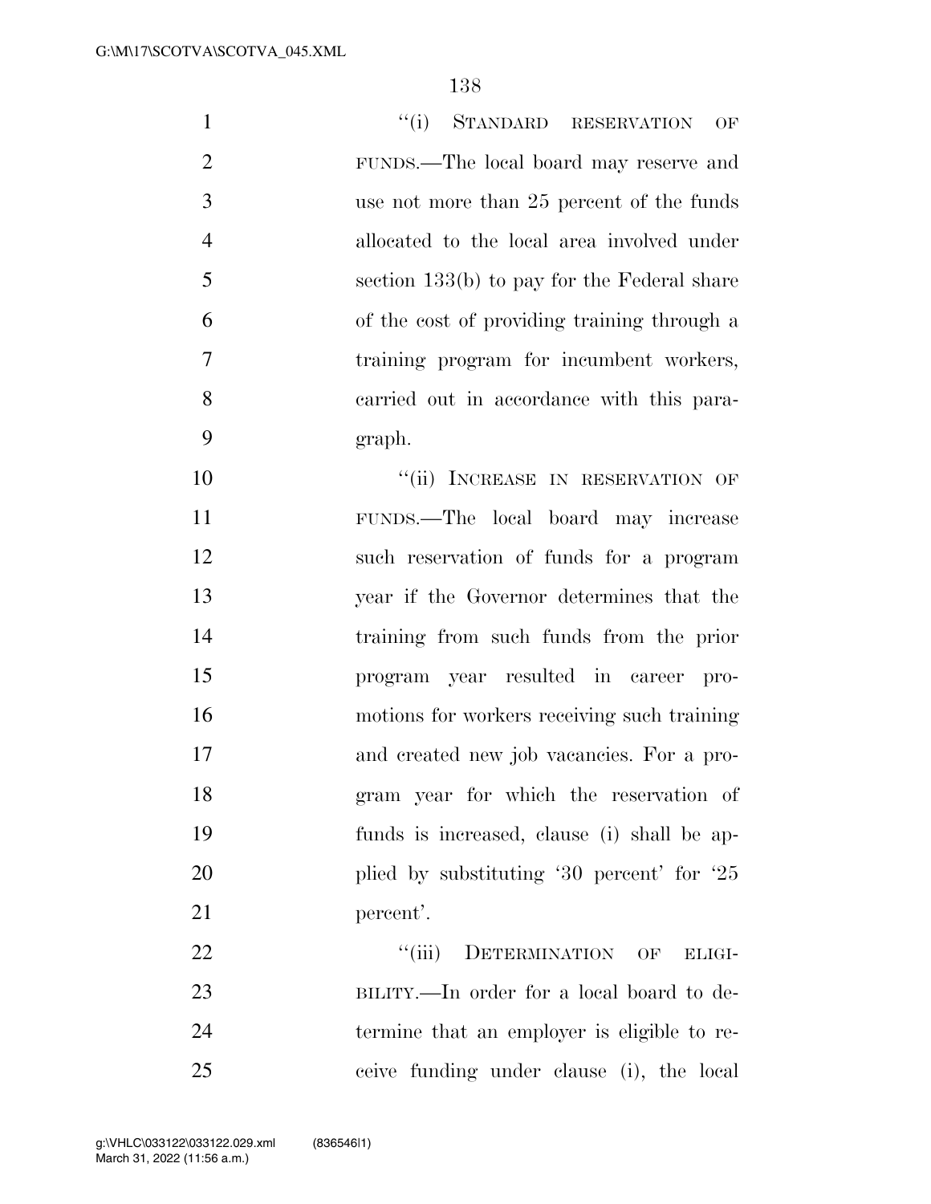"(i) STANDARD RESERVATION OF FUNDS.—The local board may reserve and use not more than 25 percent of the funds allocated to the local area involved under section 133(b) to pay for the Federal share of the cost of providing training through a training program for incumbent workers, carried out in accordance with this paragraph.

"(ii) INCREASE IN RESERVATION OF FUNDS.—The local board may increase such reservation of funds for a program year if the Governor determines that the training from such funds from the prior program year resulted in career promotions for workers receiving such training and created new job vacancies. For a program year for which the reservation of funds is increased, clause (i) shall be applied by substituting '30 percent' for '25 percent'.

"(iii) DETERMINATION OF ELIGIBILITY.—In order for a local board to determine that an employer is eligible to receive funding under clause (i), the local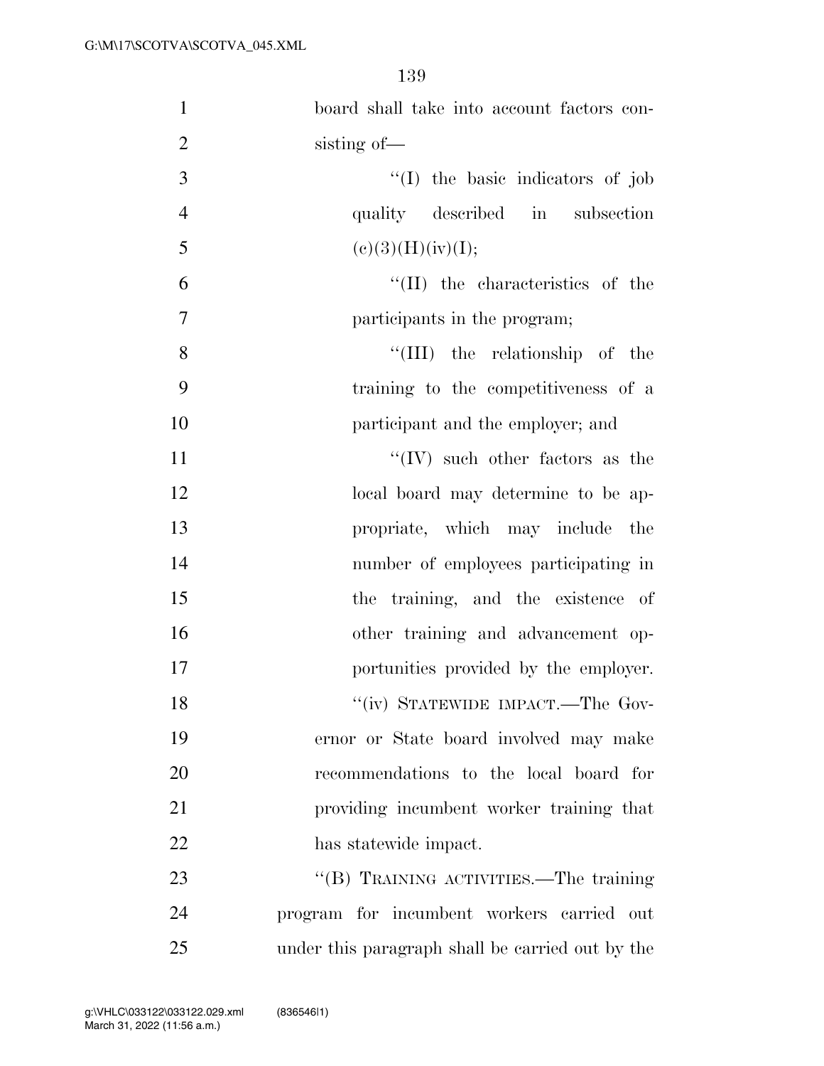board shall take into account factors consisting of—

''(I) the basic indicators of job quality described in subsection (c)(3)(H)(iv)(I);

''(II) the characteristics of the participants in the program;

''(III) the relationship of the training to the competitiveness of a participant and the employer; and

''(IV) such other factors as the local board may determine to be appropriate, which may include the number of employees participating in the training, and the existence of other training and advancement opportunities provided by the employer.

''(iv) STATEWIDE IMPACT.—The Governor or State board involved may make recommendations to the local board for providing incumbent worker training that has statewide impact.

''(B) TRAINING ACTIVITIES.—The training program for incumbent workers carried out under this paragraph shall be carried out by the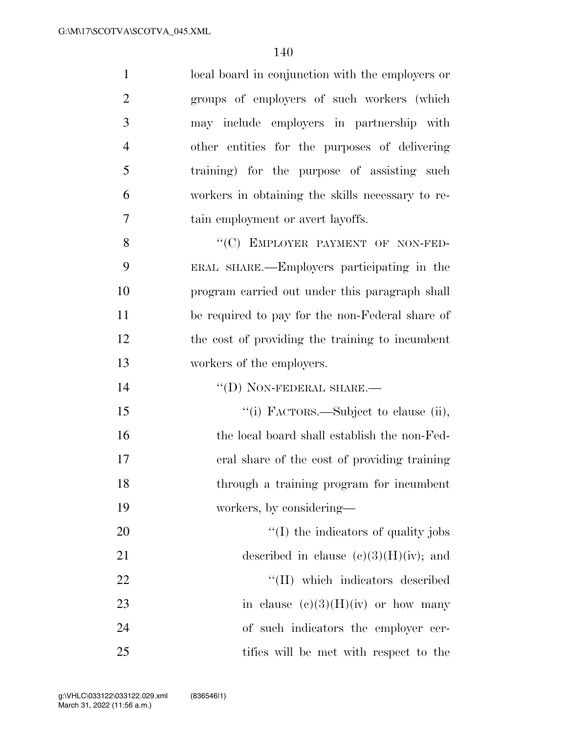local board in conjunction with the employers or groups of employers of such workers (which may include employers in partnership with other entities for the purposes of delivering training) for the purpose of assisting such workers in obtaining the skills necessary to retain employment or avert layoffs.

"(C) EMPLOYER PAYMENT OF NON-FEDERAL SHARE.—Employers participating in the program carried out under this paragraph shall be required to pay for the non-Federal share of the cost of providing the training to incumbent workers of the employers.

"(D) NON-FEDERAL SHARE.—

"(i) FACTORS.—Subject to clause (ii), the local board shall establish the non-Federal share of the cost of providing training through a training program for incumbent workers, by considering—

"(I) the indicators of quality jobs described in clause (c)(3)(H)(iv); and

"(II) which indicators described in clause (c)(3)(H)(iv) or how many of such indicators the employer certifies will be met with respect to the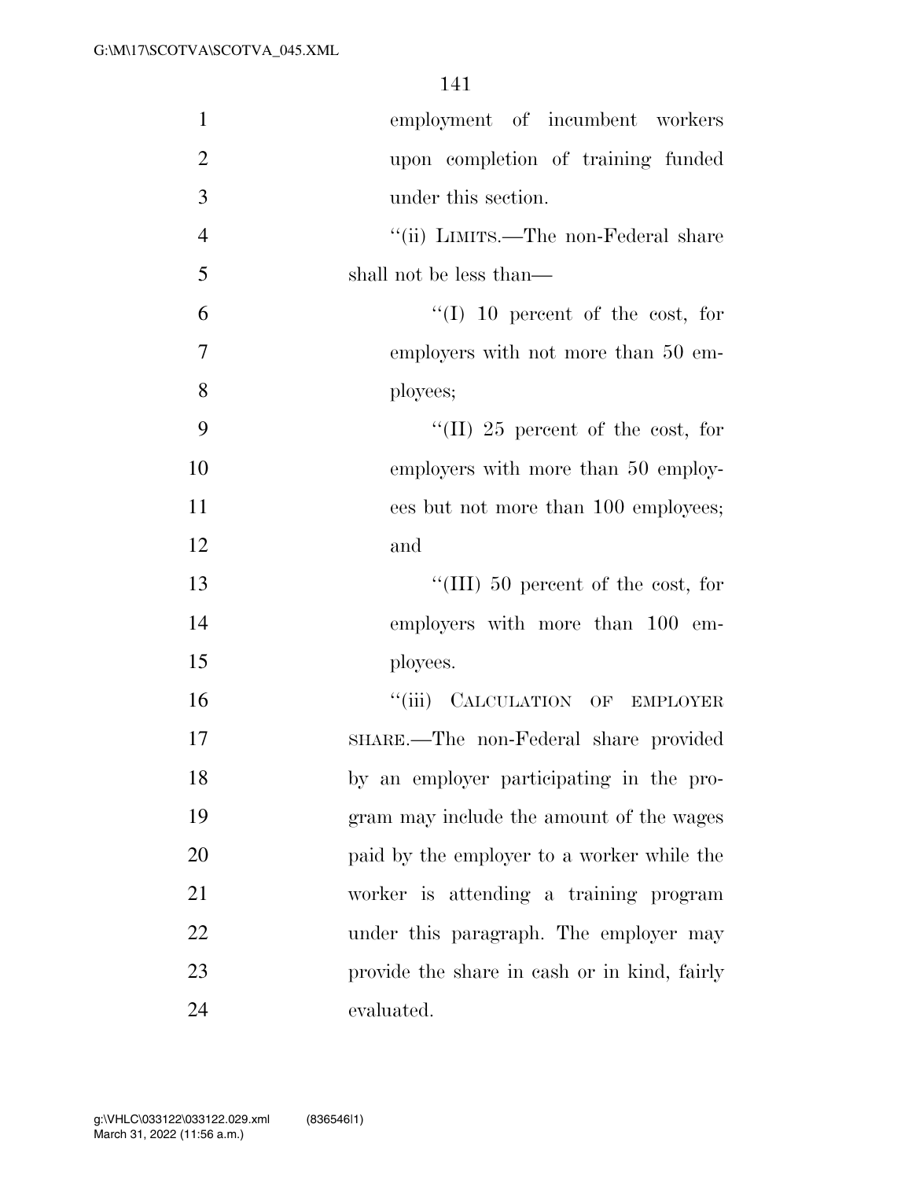employment of incumbent workers upon completion of training funded under this section.

"(ii) LIMITS.—The non-Federal share shall not be less than—

"(I) 10 percent of the cost, for employers with not more than 50 employees;

"(II) 25 percent of the cost, for employers with more than 50 employees but not more than 100 employees; and

"(III) 50 percent of the cost, for employers with more than 100 employees.

"(iii) CALCULATION OF EMPLOYER SHARE.—The non-Federal share provided by an employer participating in the program may include the amount of the wages paid by the employer to a worker while the worker is attending a training program under this paragraph. The employer may provide the share in cash or in kind, fairly evaluated.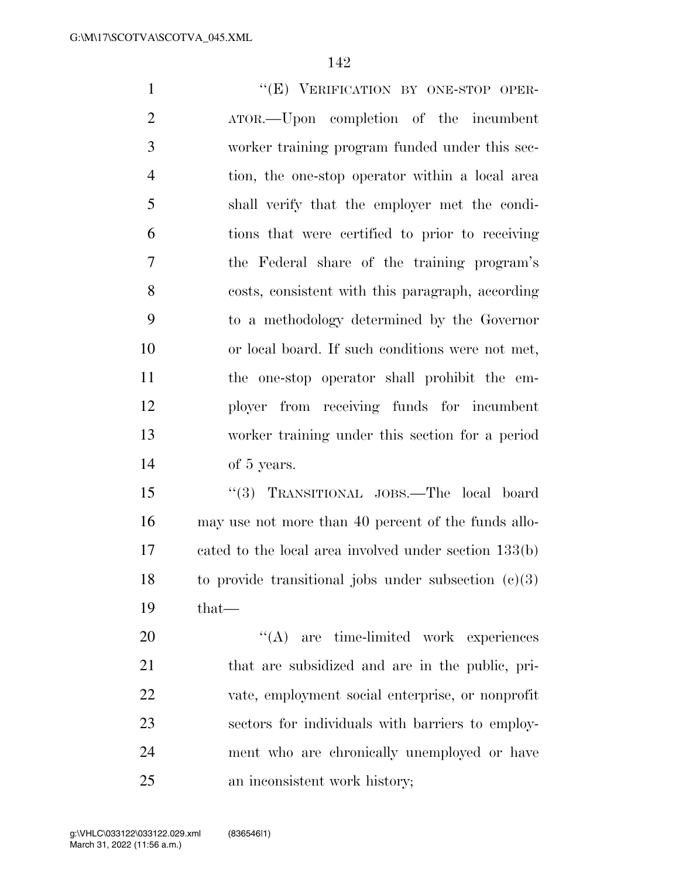"(E) VERIFICATION BY ONE-STOP OPERATOR.—Upon completion of the incumbent worker training program funded under this section, the one-stop operator within a local area shall verify that the employer met the conditions that were certified to prior to receiving the Federal share of the training program's costs, consistent with this paragraph, according to a methodology determined by the Governor or local board. If such conditions were not met, the one-stop operator shall prohibit the employer from receiving funds for incumbent worker training under this section for a period of 5 years.

"(3) TRANSITIONAL JOBS.—The local board may use not more than 40 percent of the funds allocated to the local area involved under section 133(b) to provide transitional jobs under subsection (c)(3) that—

"(A) are time-limited work experiences that are subsidized and are in the public, private, employment social enterprise, or nonprofit sectors for individuals with barriers to employment who are chronically unemployed or have an inconsistent work history;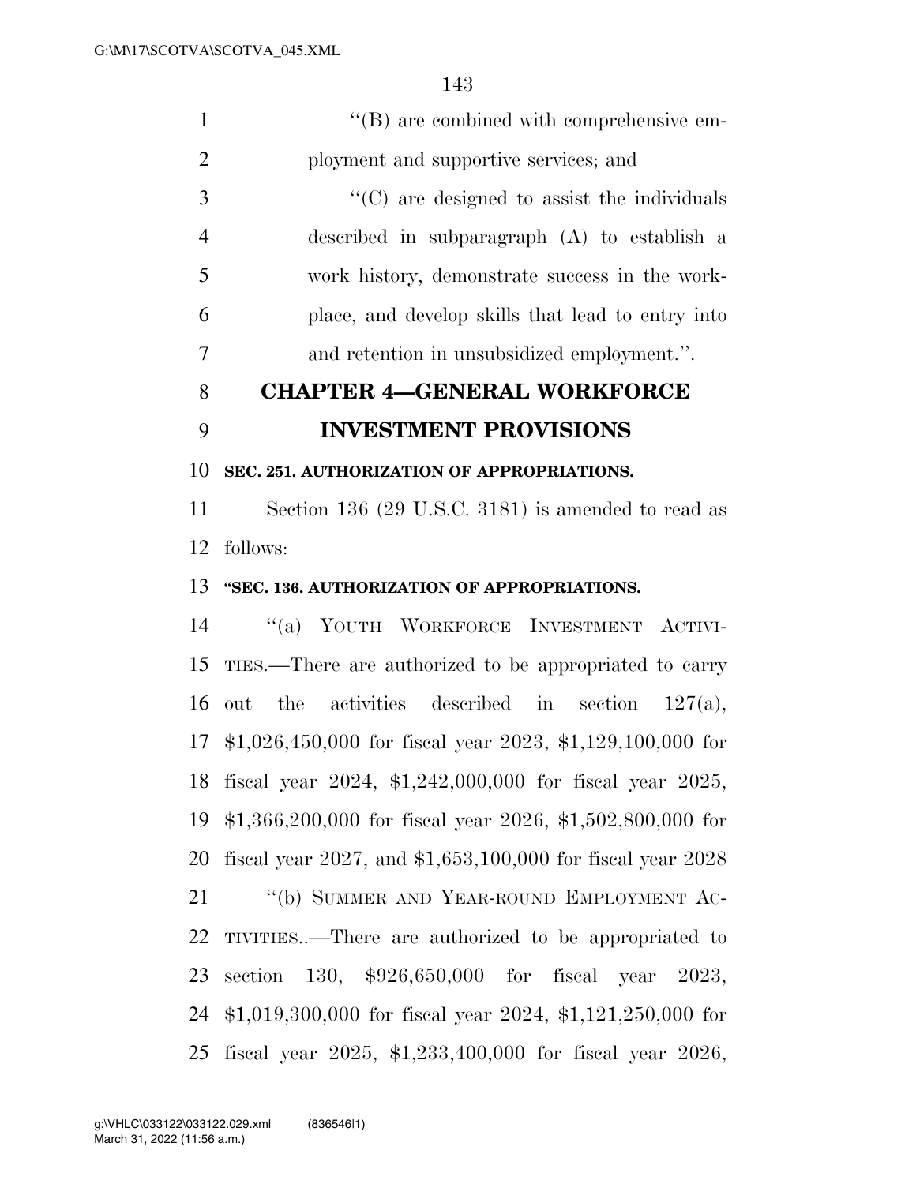''(B) are combined with comprehensive employment and supportive services; and

''(C) are designed to assist the individuals described in subparagraph (A) to establish a work history, demonstrate success in the workplace, and develop skills that lead to entry into and retention in unsubsidized employment.''.

## CHAPTER 4—GENERAL WORKFORCE INVESTMENT PROVISIONS

### SEC. 251. AUTHORIZATION OF APPROPRIATIONS.

Section 136 (29 U.S.C. 3181) is amended to read as follows:

### ''SEC. 136. AUTHORIZATION OF APPROPRIATIONS.

''(a) YOUTH WORKFORCE INVESTMENT ACTIVITIES.—There are authorized to be appropriated to carry out the activities described in section 127(a), $1,026,450,000 for fiscal year 2023, $1,129,100,000 for fiscal year 2024, $1,242,000,000 for fiscal year 2025, $1,366,200,000 for fiscal year 2026, $1,502,800,000 for fiscal year 2027, and $1,653,100,000 for fiscal year 2028

''(b) SUMMER AND YEAR-ROUND EMPLOYMENT ACTIVITIES..—There are authorized to be appropriated to section 130, $926,650,000 for fiscal year 2023, $1,019,300,000 for fiscal year 2024, $1,121,250,000 for fiscal year 2025, $1,233,400,000 for fiscal year 2026,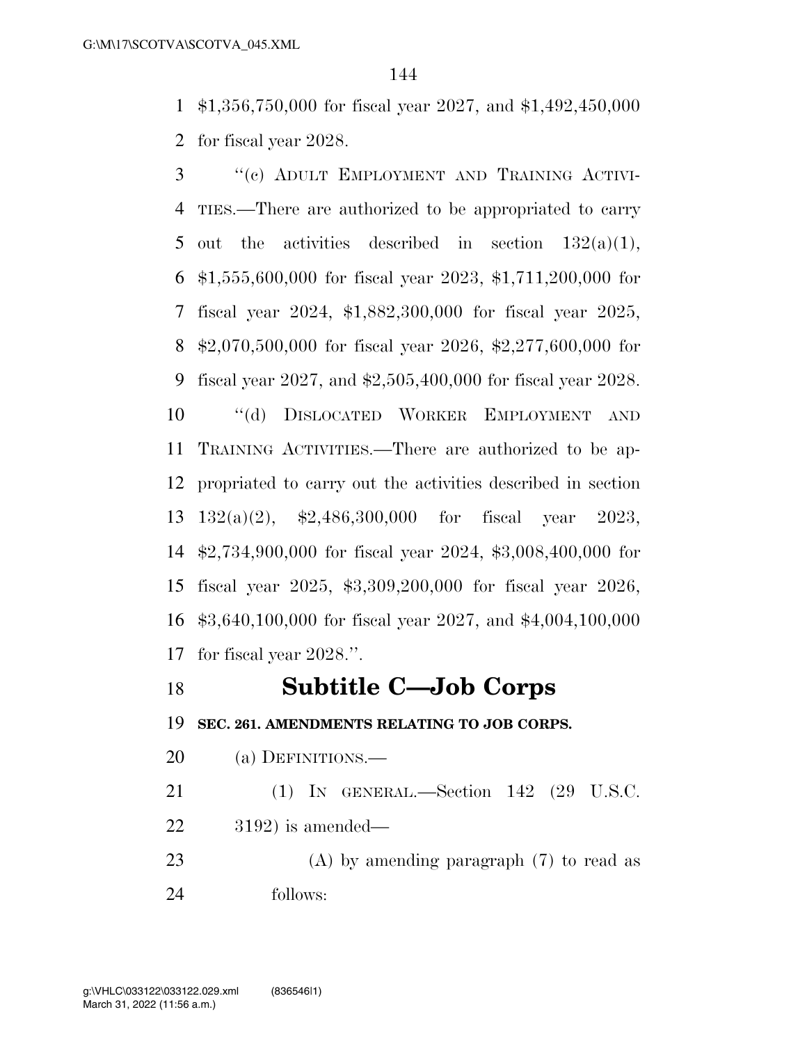$1,356,750,000 for fiscal year 2027, and $1,492,450,000 for fiscal year 2028.

"(c) ADULT EMPLOYMENT AND TRAINING ACTIVITIES.—There are authorized to be appropriated to carry out the activities described in section 132(a)(1), $1,555,600,000 for fiscal year 2023, $1,711,200,000 for fiscal year 2024, $1,882,300,000 for fiscal year 2025, $2,070,500,000 for fiscal year 2026, $2,277,600,000 for fiscal year 2027, and $2,505,400,000 for fiscal year 2028.

"(d) DISLOCATED WORKER EMPLOYMENT AND TRAINING ACTIVITIES.—There are authorized to be appropriated to carry out the activities described in section 132(a)(2), $2,486,300,000 for fiscal year 2023, $2,734,900,000 for fiscal year 2024, $3,008,400,000 for fiscal year 2025, $3,309,200,000 for fiscal year 2026, $3,640,100,000 for fiscal year 2027, and $4,004,100,000 for fiscal year 2028.".

## Subtitle C—Job Corps

**SEC. 261. AMENDMENTS RELATING TO JOB CORPS.**

(a) DEFINITIONS.—

(1) IN GENERAL.—Section 142 (29 U.S.C. 3192) is amended—

(A) by amending paragraph (7) to read as follows: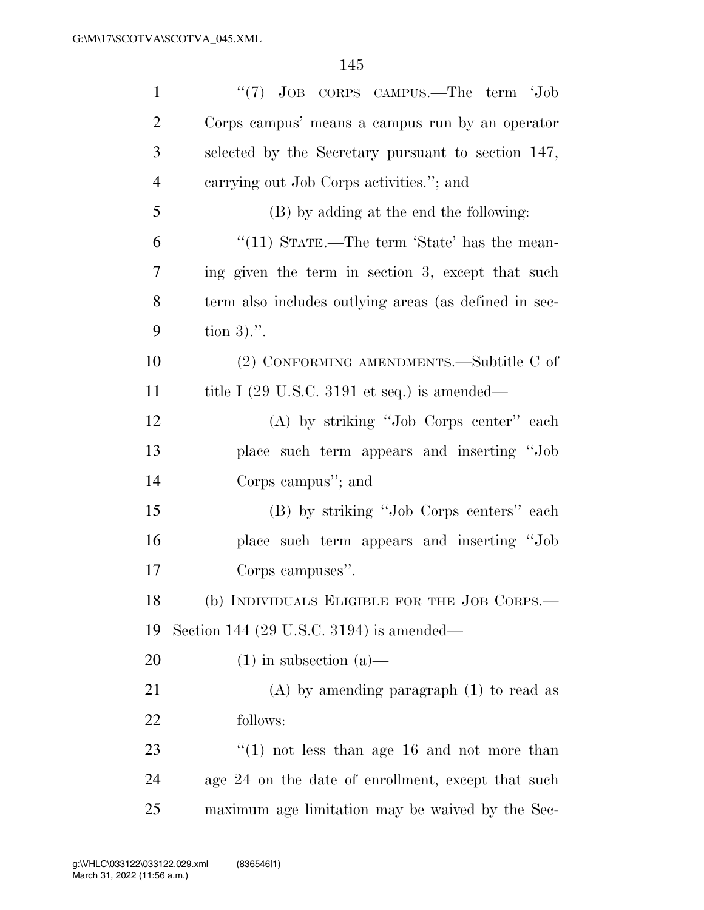"(7) JOB CORPS CAMPUS.—The term 'Job Corps campus' means a campus run by an operator selected by the Secretary pursuant to section 147, carrying out Job Corps activities."; and

(B) by adding at the end the following:

"(11) STATE.—The term 'State' has the meaning given the term in section 3, except that such term also includes outlying areas (as defined in section 3).".

(2) CONFORMING AMENDMENTS.—Subtitle C of title I (29 U.S.C. 3191 et seq.) is amended—

(A) by striking "Job Corps center" each place such term appears and inserting "Job Corps campus"; and

(B) by striking "Job Corps centers" each place such term appears and inserting "Job Corps campuses".

(b) INDIVIDUALS ELIGIBLE FOR THE JOB CORPS.—Section 144 (29 U.S.C. 3194) is amended—

(1) in subsection (a)—

(A) by amending paragraph (1) to read as follows:

"(1) not less than age 16 and not more than age 24 on the date of enrollment, except that such maximum age limitation may be waived by the Sec-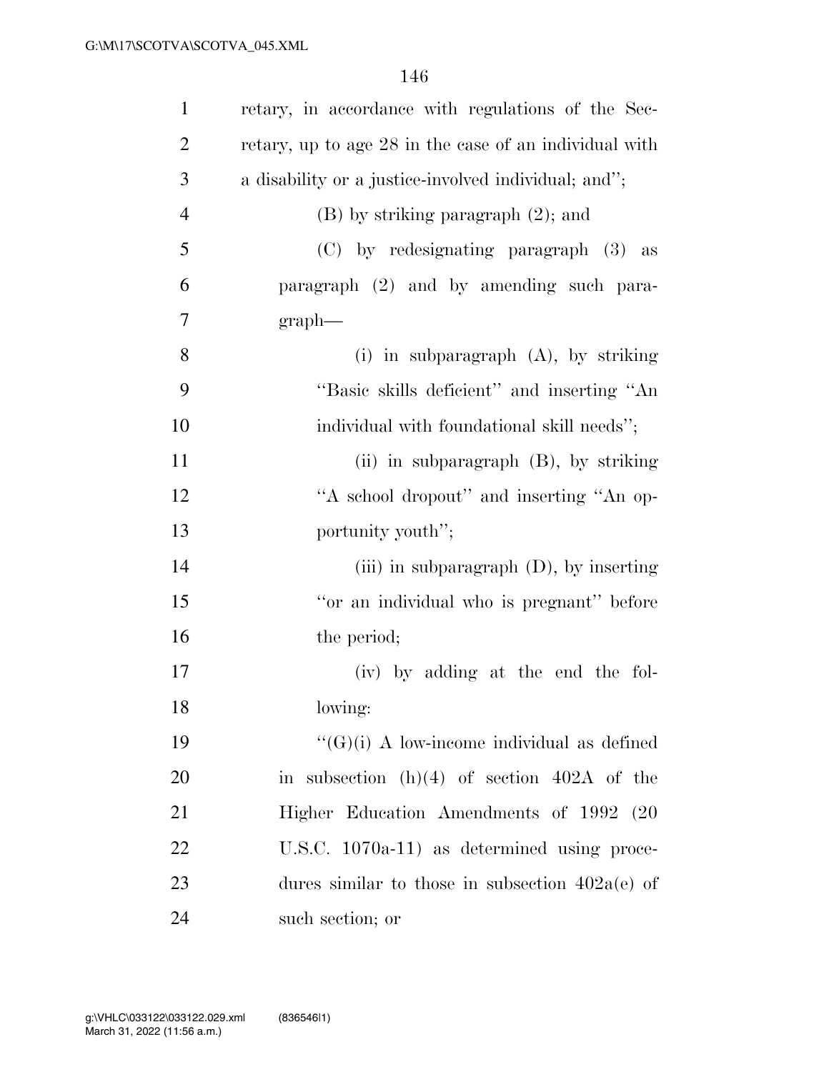retary, in accordance with regulations of the Secretary, up to age 28 in the case of an individual with a disability or a justice-involved individual; and'';

(B) by striking paragraph (2); and

(C) by redesignating paragraph (3) as paragraph (2) and by amending such paragraph—

(i) in subparagraph (A), by striking ''Basic skills deficient'' and inserting ''An individual with foundational skill needs'';

(ii) in subparagraph (B), by striking ''A school dropout'' and inserting ''An opportunity youth'';

(iii) in subparagraph (D), by inserting ''or an individual who is pregnant'' before the period;

(iv) by adding at the end the following:

''(G)(i) A low-income individual as defined in subsection (h)(4) of section 402A of the Higher Education Amendments of 1992 (20 U.S.C. 1070a-11) as determined using procedures similar to those in subsection 402a(e) of such section; or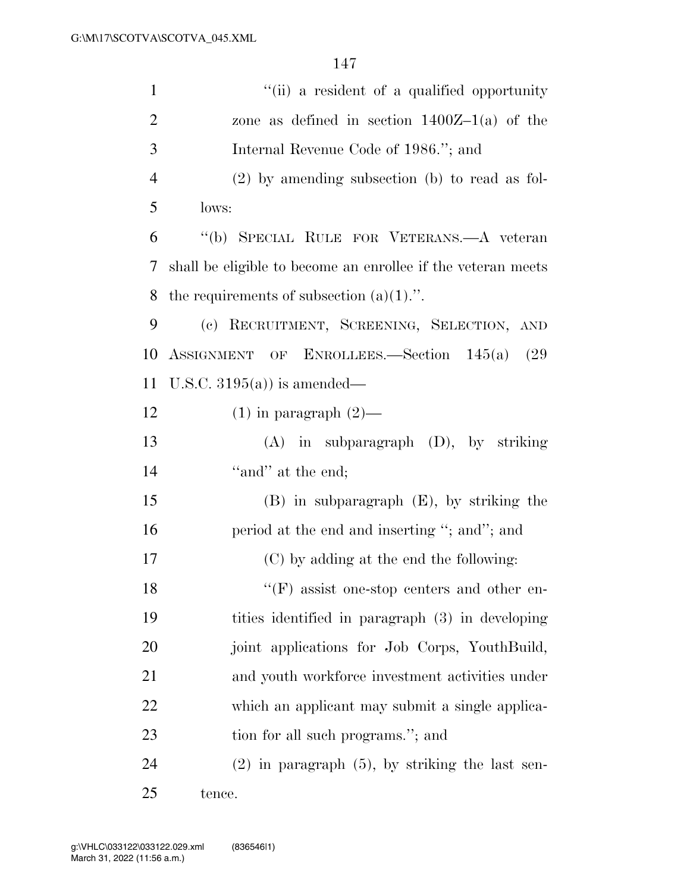"(ii) a resident of a qualified opportunity zone as defined in section 1400Z–1(a) of the Internal Revenue Code of 1986."; and

(2) by amending subsection (b) to read as follows:

"(b) SPECIAL RULE FOR VETERANS.—A veteran shall be eligible to become an enrollee if the veteran meets the requirements of subsection (a)(1).".

(c) RECRUITMENT, SCREENING, SELECTION, AND ASSIGNMENT OF ENROLLEES.—Section 145(a) (29 U.S.C. 3195(a)) is amended—

(1) in paragraph (2)—

(A) in subparagraph (D), by striking "and" at the end;

(B) in subparagraph (E), by striking the period at the end and inserting "; and"; and

(C) by adding at the end the following:

"(F) assist one-stop centers and other entities identified in paragraph (3) in developing joint applications for Job Corps, YouthBuild, and youth workforce investment activities under which an applicant may submit a single application for all such programs."; and

(2) in paragraph (5), by striking the last sentence.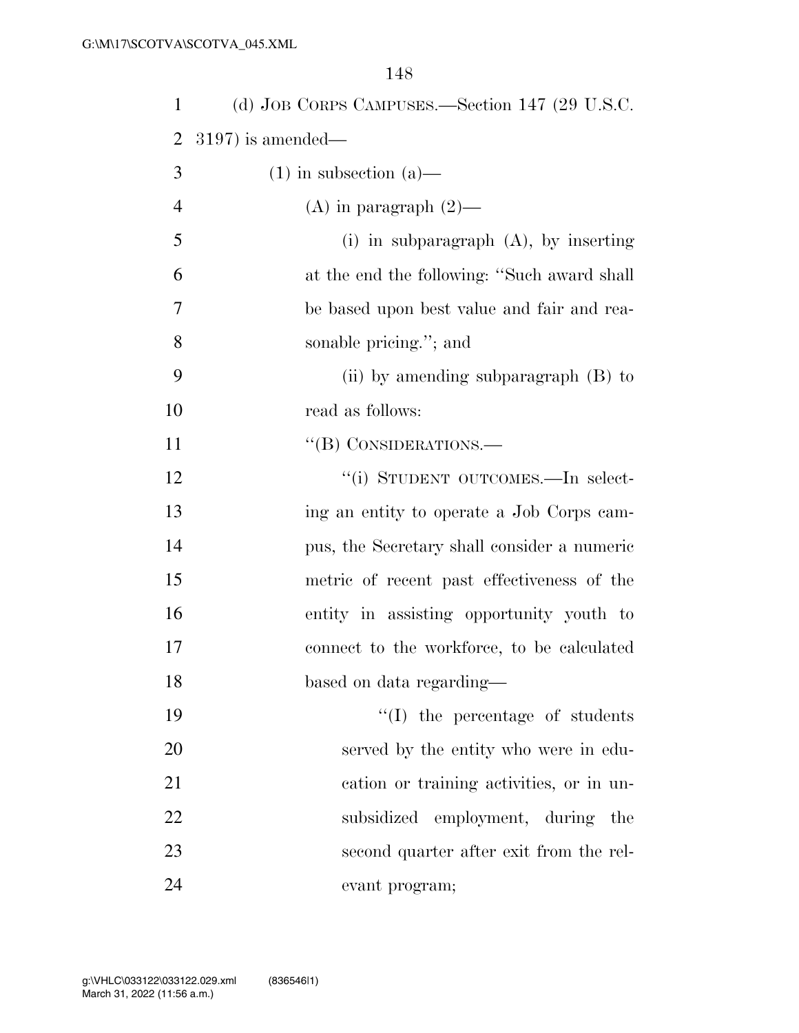(d) JOB CORPS CAMPUSES.—Section 147 (29 U.S.C. 3197) is amended—

(1) in subsection (a)—

(A) in paragraph (2)—

(i) in subparagraph (A), by inserting at the end the following: ''Such award shall be based upon best value and fair and reasonable pricing.''; and

(ii) by amending subparagraph (B) to read as follows:

''(B) CONSIDERATIONS.—

''(i) STUDENT OUTCOMES.—In selecting an entity to operate a Job Corps campus, the Secretary shall consider a numeric metric of recent past effectiveness of the entity in assisting opportunity youth to connect to the workforce, to be calculated based on data regarding—

''(I) the percentage of students served by the entity who were in education or training activities, or in unsubsidized employment, during the second quarter after exit from the relevant program;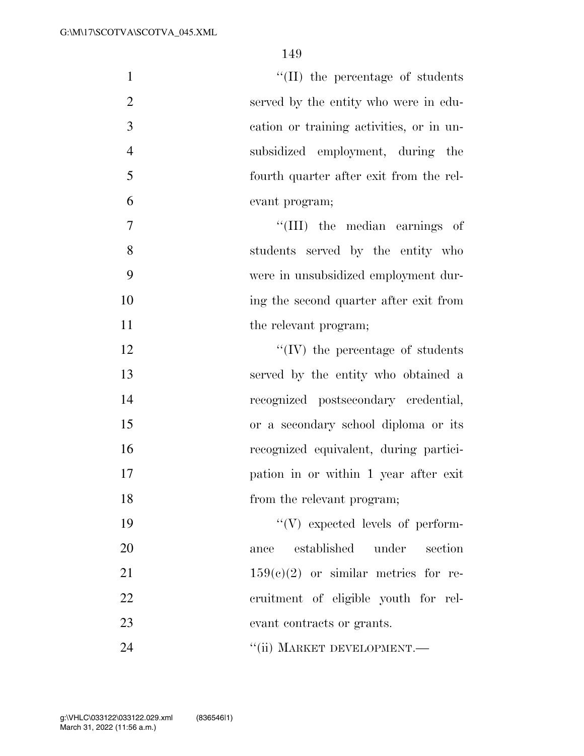"(II) the percentage of students served by the entity who were in education or training activities, or in unsubsidized employment, during the fourth quarter after exit from the relevant program;

"(III) the median earnings of students served by the entity who were in unsubsidized employment during the second quarter after exit from the relevant program;

"(IV) the percentage of students served by the entity who obtained a recognized postsecondary credential, or a secondary school diploma or its recognized equivalent, during participation in or within 1 year after exit from the relevant program;

"(V) expected levels of performance established under section 159(c)(2) or similar metrics for recruitment of eligible youth for relevant contracts or grants.

"(ii) MARKET DEVELOPMENT.—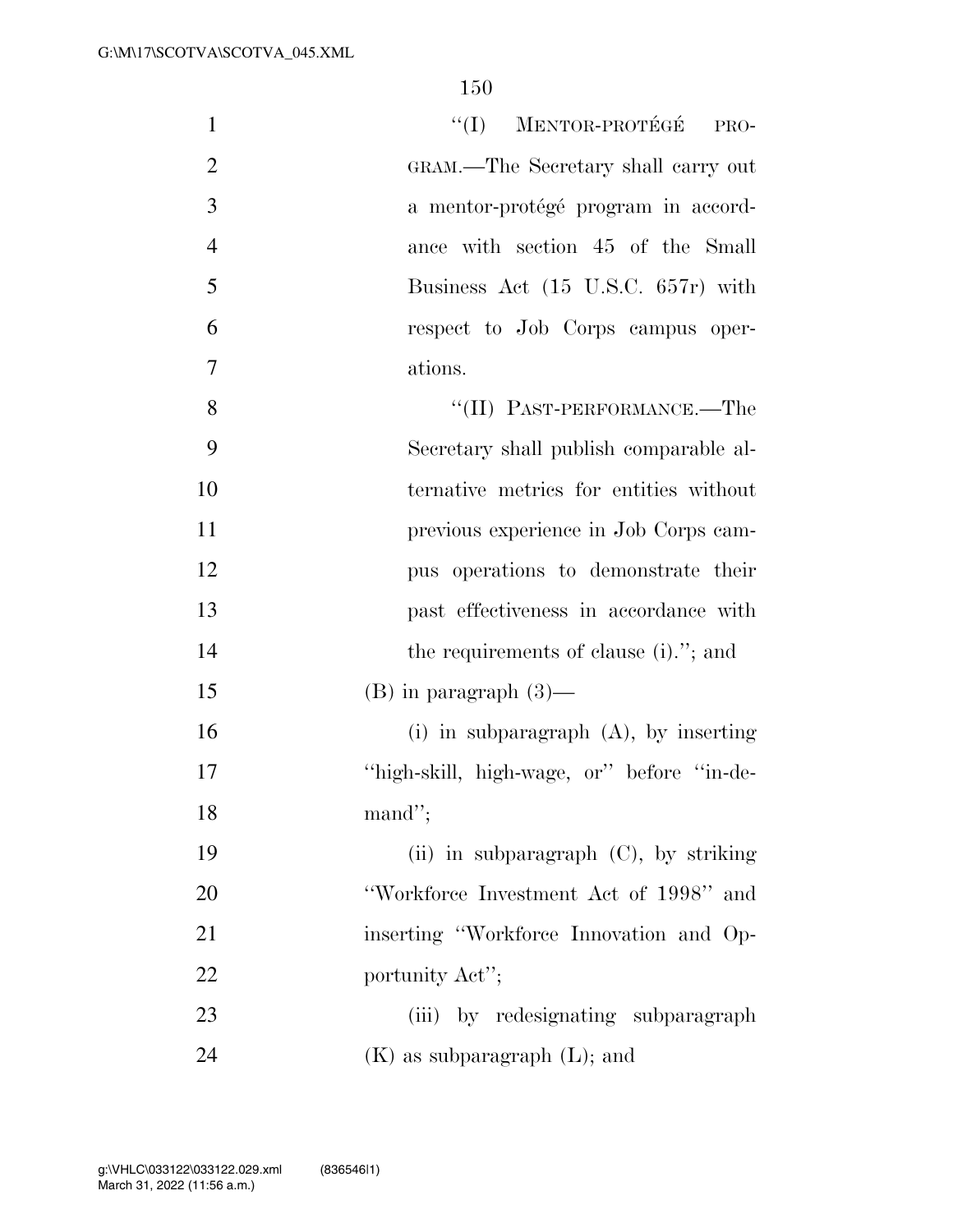"(I) MENTOR-PROTÉGÉ PROGRAM.—The Secretary shall carry out a mentor-protégé program in accordance with section 45 of the Small Business Act (15 U.S.C. 657r) with respect to Job Corps campus operations.

"(II) PAST-PERFORMANCE.—The Secretary shall publish comparable alternative metrics for entities without previous experience in Job Corps campus operations to demonstrate their past effectiveness in accordance with the requirements of clause (i)."; and

(B) in paragraph (3)—

(i) in subparagraph (A), by inserting "high-skill, high-wage, or" before "in-demand";

(ii) in subparagraph (C), by striking "Workforce Investment Act of 1998" and inserting "Workforce Innovation and Opportunity Act";

(iii) by redesignating subparagraph (K) as subparagraph (L); and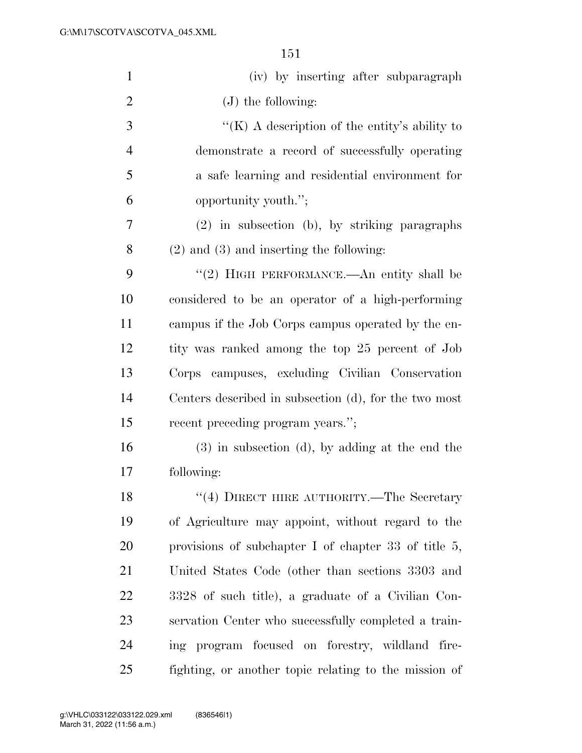(iv) by inserting after subparagraph (J) the following:

"(K) A description of the entity's ability to demonstrate a record of successfully operating a safe learning and residential environment for opportunity youth.";

(2) in subsection (b), by striking paragraphs (2) and (3) and inserting the following:

"(2) HIGH PERFORMANCE.—An entity shall be considered to be an operator of a high-performing campus if the Job Corps campus operated by the entity was ranked among the top 25 percent of Job Corps campuses, excluding Civilian Conservation Centers described in subsection (d), for the two most recent preceding program years.";

(3) in subsection (d), by adding at the end the following:

"(4) DIRECT HIRE AUTHORITY.—The Secretary of Agriculture may appoint, without regard to the provisions of subchapter I of chapter 33 of title 5, United States Code (other than sections 3303 and 3328 of such title), a graduate of a Civilian Conservation Center who successfully completed a training program focused on forestry, wildland firefighting, or another topic relating to the mission of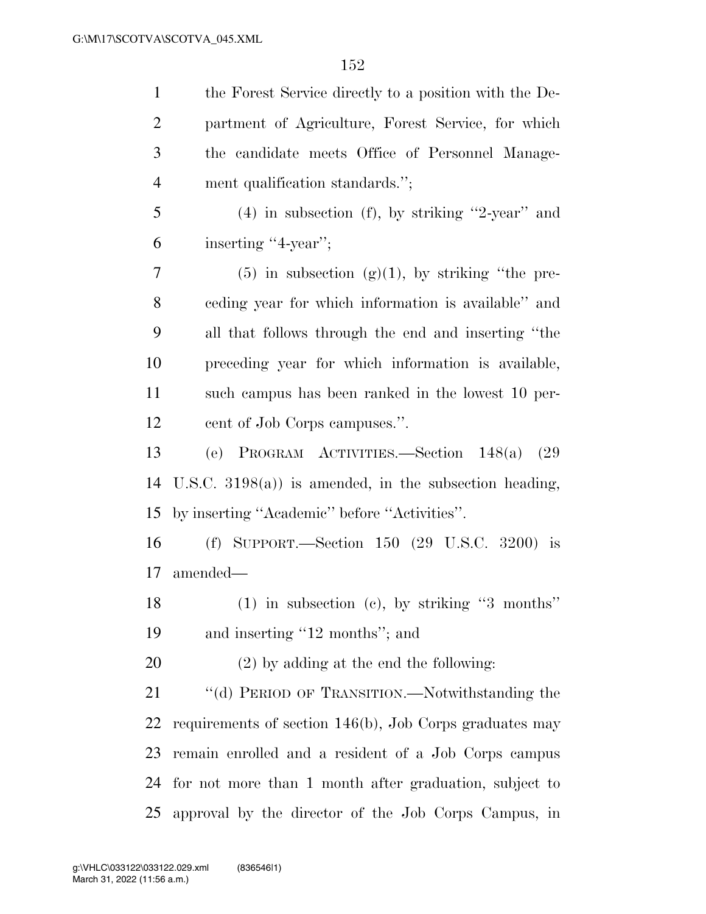the Forest Service directly to a position with the Department of Agriculture, Forest Service, for which the candidate meets Office of Personnel Management qualification standards.'';

(4) in subsection (f), by striking ''2-year'' and inserting ''4-year'';

(5) in subsection (g)(1), by striking ''the preceding year for which information is available'' and all that follows through the end and inserting ''the preceding year for which information is available, such campus has been ranked in the lowest 10 percent of Job Corps campuses.''.

(e) PROGRAM ACTIVITIES.—Section 148(a) (29 U.S.C. 3198(a)) is amended, in the subsection heading, by inserting ''Academic'' before ''Activities''.

(f) SUPPORT.—Section 150 (29 U.S.C. 3200) is amended—

(1) in subsection (c), by striking ''3 months'' and inserting ''12 months''; and

(2) by adding at the end the following:

''(d) PERIOD OF TRANSITION.—Notwithstanding the requirements of section 146(b), Job Corps graduates may remain enrolled and a resident of a Job Corps campus for not more than 1 month after graduation, subject to approval by the director of the Job Corps Campus, in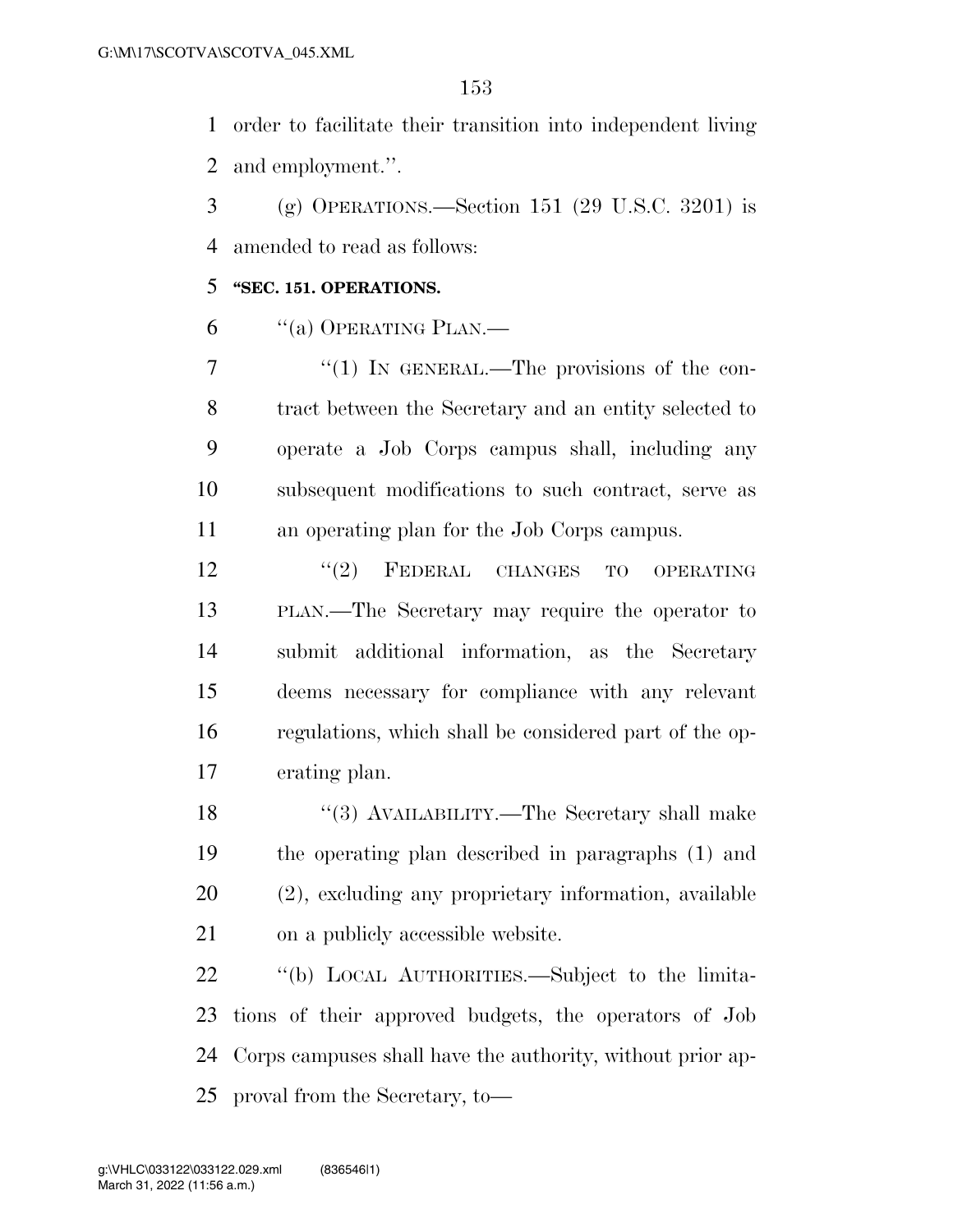order to facilitate their transition into independent living and employment.''.

(g) OPERATIONS.—Section 151 (29 U.S.C. 3201) is amended to read as follows:

**"SEC. 151. OPERATIONS.**

''(a) OPERATING PLAN.—

''(1) IN GENERAL.—The provisions of the contract between the Secretary and an entity selected to operate a Job Corps campus shall, including any subsequent modifications to such contract, serve as an operating plan for the Job Corps campus.

''(2) FEDERAL CHANGES TO OPERATING PLAN.—The Secretary may require the operator to submit additional information, as the Secretary deems necessary for compliance with any relevant regulations, which shall be considered part of the operating plan.

''(3) AVAILABILITY.—The Secretary shall make the operating plan described in paragraphs (1) and (2), excluding any proprietary information, available on a publicly accessible website.

''(b) LOCAL AUTHORITIES.—Subject to the limitations of their approved budgets, the operators of Job Corps campuses shall have the authority, without prior approval from the Secretary, to—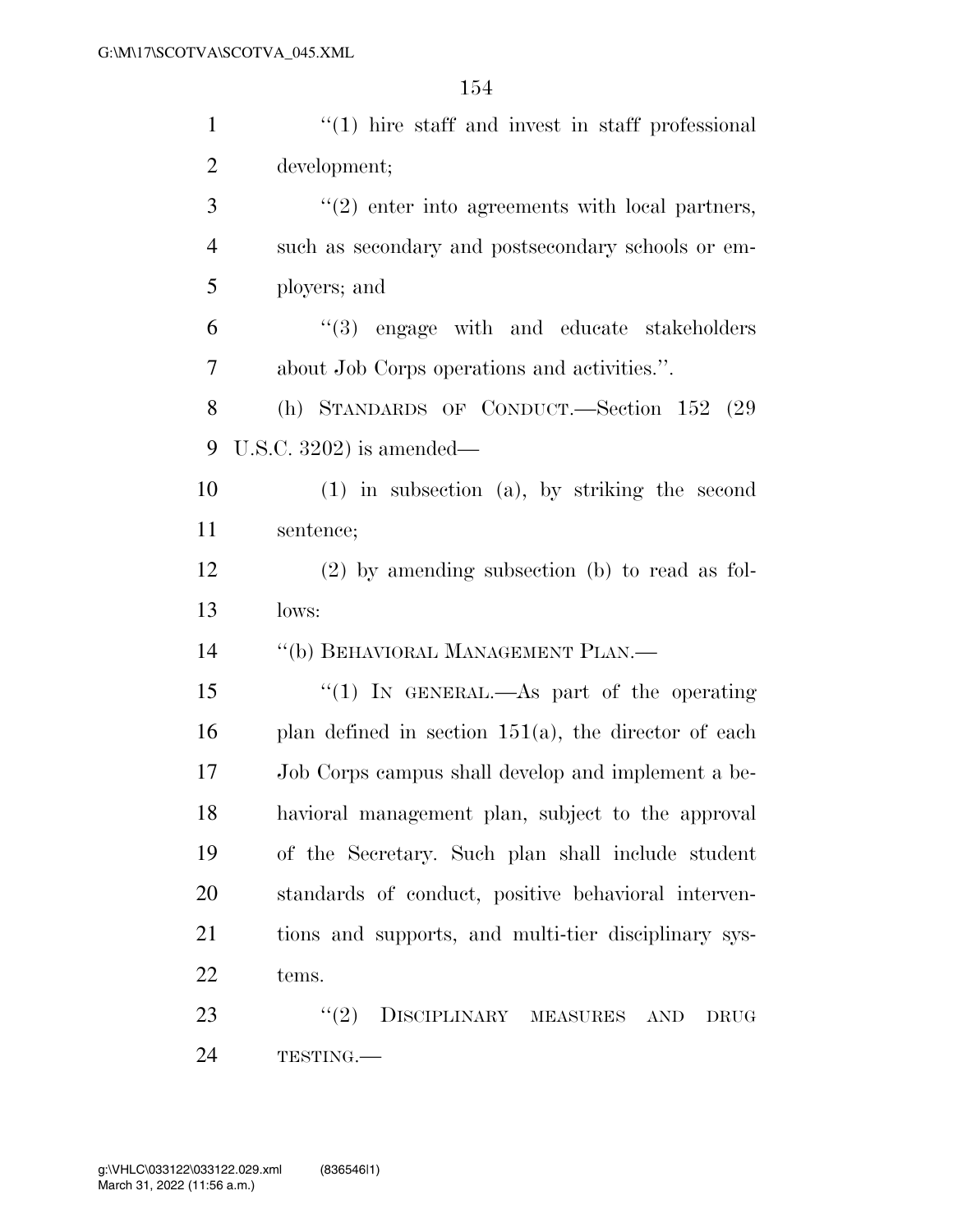''(1) hire staff and invest in staff professional development;

''(2) enter into agreements with local partners, such as secondary and postsecondary schools or employers; and

''(3) engage with and educate stakeholders about Job Corps operations and activities.''.

(h) STANDARDS OF CONDUCT.—Section 152 (29 U.S.C. 3202) is amended—

(1) in subsection (a), by striking the second sentence;

(2) by amending subsection (b) to read as follows:

''(b) BEHAVIORAL MANAGEMENT PLAN.—

''(1) IN GENERAL.—As part of the operating plan defined in section 151(a), the director of each Job Corps campus shall develop and implement a behavioral management plan, subject to the approval of the Secretary. Such plan shall include student standards of conduct, positive behavioral interventions and supports, and multi-tier disciplinary systems.

''(2) DISCIPLINARY MEASURES AND DRUG TESTING.—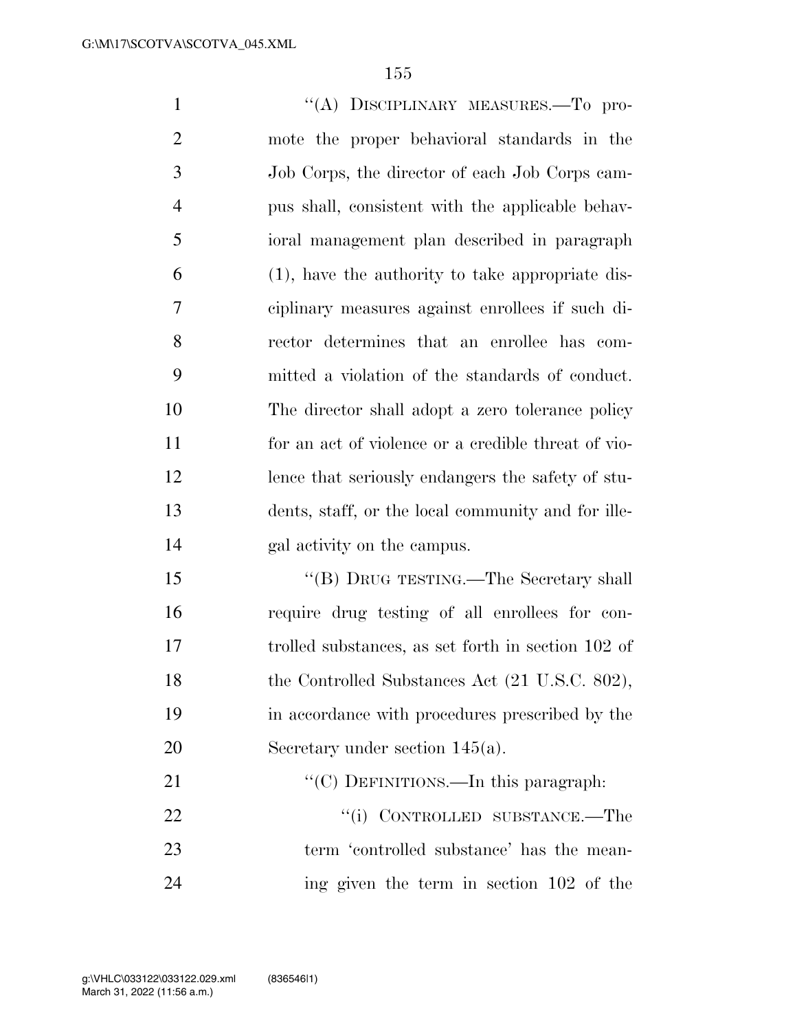"(A) DISCIPLINARY MEASURES.—To promote the proper behavioral standards in the Job Corps, the director of each Job Corps campus shall, consistent with the applicable behavioral management plan described in paragraph (1), have the authority to take appropriate disciplinary measures against enrollees if such director determines that an enrollee has committed a violation of the standards of conduct. The director shall adopt a zero tolerance policy for an act of violence or a credible threat of violence that seriously endangers the safety of students, staff, or the local community and for illegal activity on the campus.

"(B) DRUG TESTING.—The Secretary shall require drug testing of all enrollees for controlled substances, as set forth in section 102 of the Controlled Substances Act (21 U.S.C. 802), in accordance with procedures prescribed by the Secretary under section 145(a).

"(C) DEFINITIONS.—In this paragraph:

"(i) CONTROLLED SUBSTANCE.—The term 'controlled substance' has the meaning given the term in section 102 of the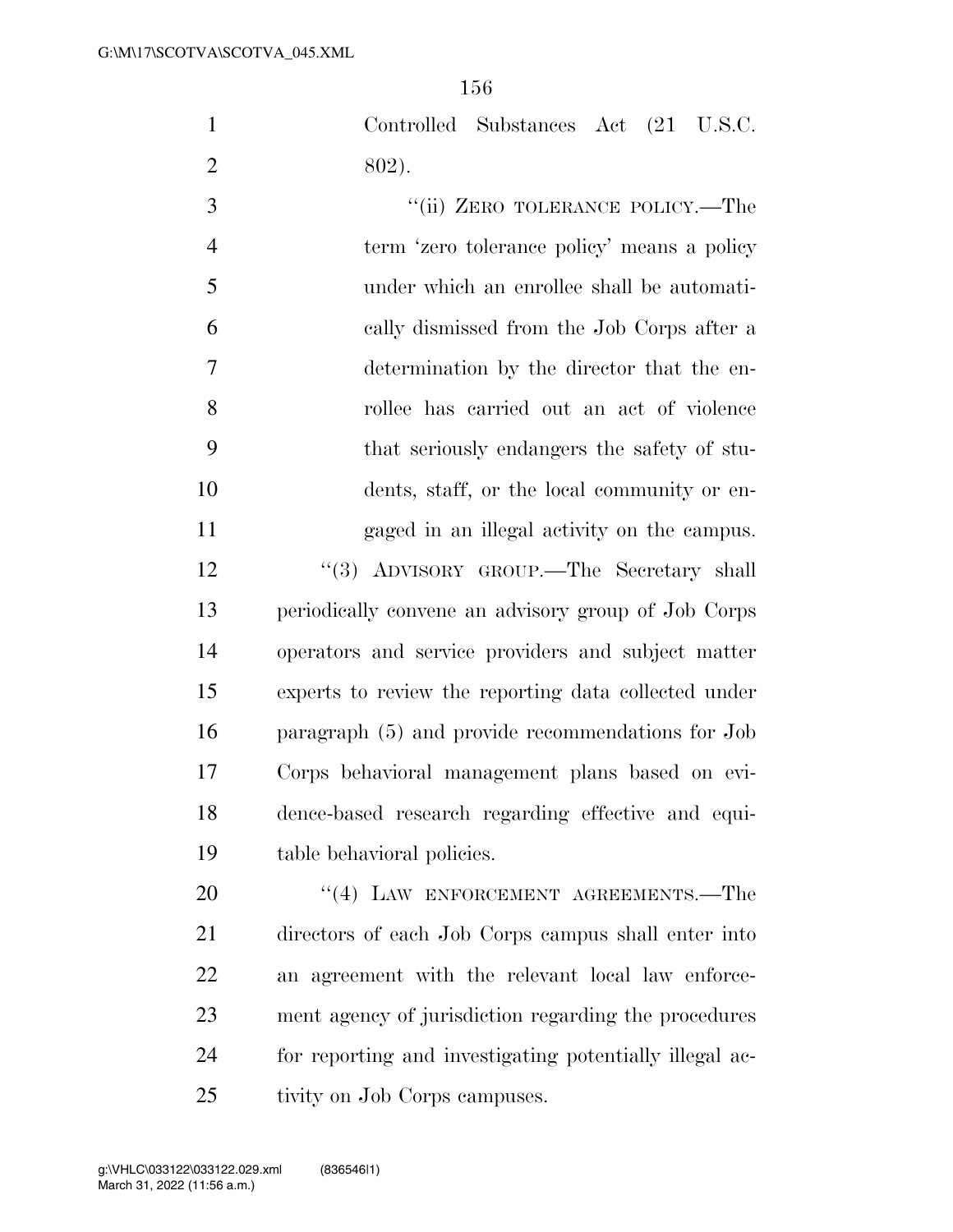Controlled Substances Act (21 U.S.C. 802).

"(ii) ZERO TOLERANCE POLICY.—The term 'zero tolerance policy' means a policy under which an enrollee shall be automatically dismissed from the Job Corps after a determination by the director that the enrollee has carried out an act of violence that seriously endangers the safety of students, staff, or the local community or engaged in an illegal activity on the campus.

"(3) ADVISORY GROUP.—The Secretary shall periodically convene an advisory group of Job Corps operators and service providers and subject matter experts to review the reporting data collected under paragraph (5) and provide recommendations for Job Corps behavioral management plans based on evidence-based research regarding effective and equitable behavioral policies.

"(4) LAW ENFORCEMENT AGREEMENTS.—The directors of each Job Corps campus shall enter into an agreement with the relevant local law enforcement agency of jurisdiction regarding the procedures for reporting and investigating potentially illegal activity on Job Corps campuses.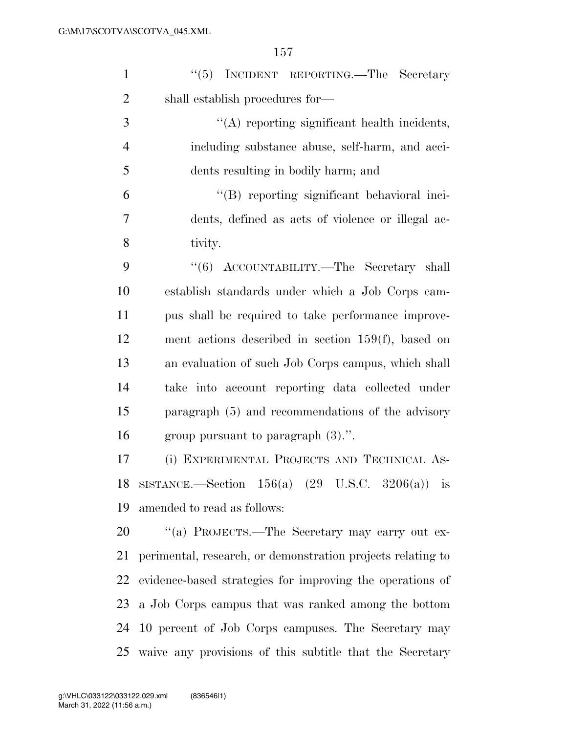''(5) INCIDENT REPORTING.—The Secretary shall establish procedures for—

''(A) reporting significant health incidents, including substance abuse, self-harm, and accidents resulting in bodily harm; and

''(B) reporting significant behavioral incidents, defined as acts of violence or illegal activity.

''(6) ACCOUNTABILITY.—The Secretary shall establish standards under which a Job Corps campus shall be required to take performance improvement actions described in section 159(f), based on an evaluation of such Job Corps campus, which shall take into account reporting data collected under paragraph (5) and recommendations of the advisory group pursuant to paragraph (3).''.

(i) EXPERIMENTAL PROJECTS AND TECHNICAL ASSISTANCE.—Section 156(a) (29 U.S.C. 3206(a)) is amended to read as follows:

''(a) PROJECTS.—The Secretary may carry out experimental, research, or demonstration projects relating to evidence-based strategies for improving the operations of a Job Corps campus that was ranked among the bottom 10 percent of Job Corps campuses. The Secretary may waive any provisions of this subtitle that the Secretary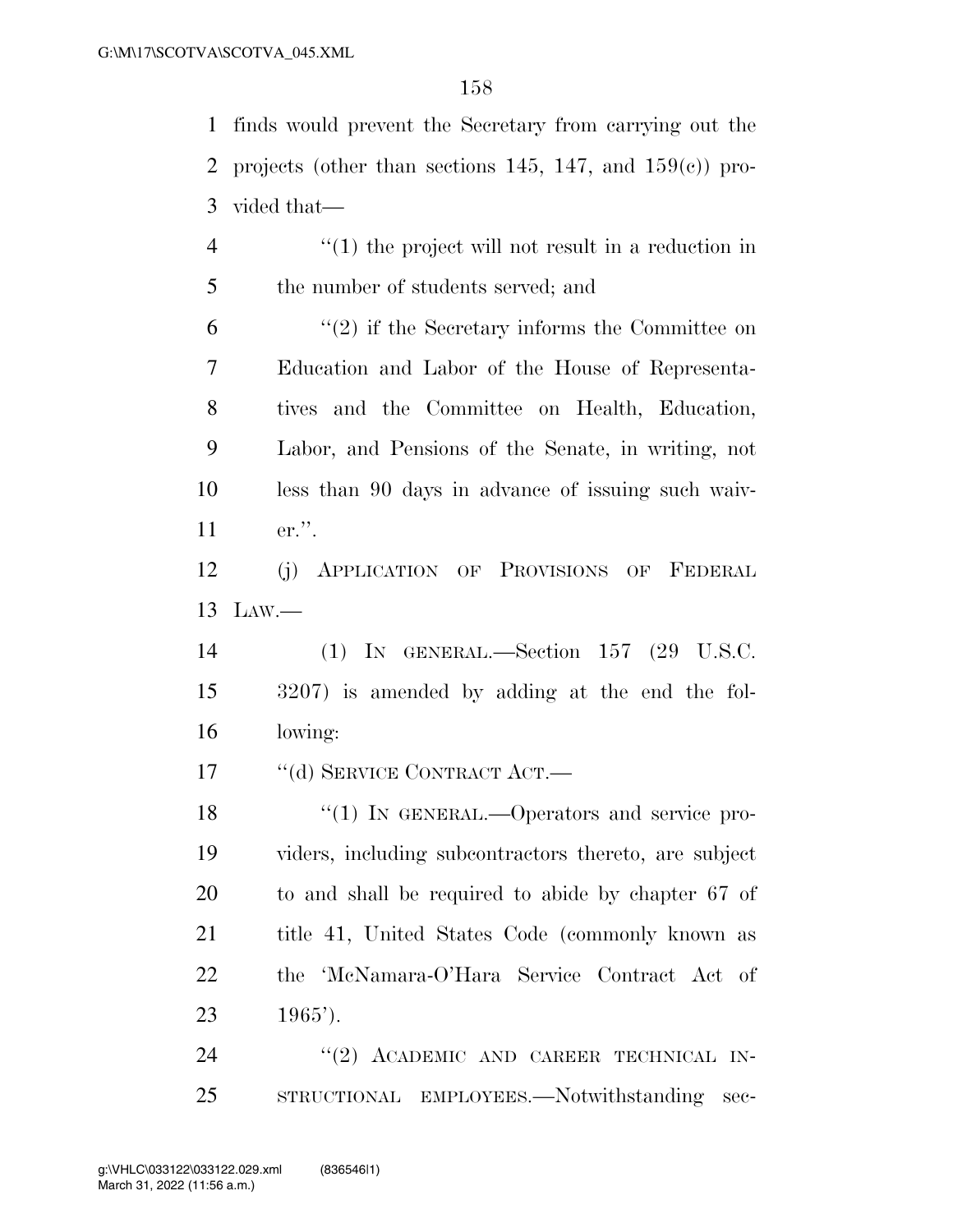finds would prevent the Secretary from carrying out the projects (other than sections 145, 147, and 159(c)) provided that—

"(1) the project will not result in a reduction in the number of students served; and

"(2) if the Secretary informs the Committee on Education and Labor of the House of Representatives and the Committee on Health, Education, Labor, and Pensions of the Senate, in writing, not less than 90 days in advance of issuing such waiver.".

(j) APPLICATION OF PROVISIONS OF FEDERAL LAW.—

(1) IN GENERAL.—Section 157 (29 U.S.C. 3207) is amended by adding at the end the following:

"(d) SERVICE CONTRACT ACT.—

"(1) IN GENERAL.—Operators and service providers, including subcontractors thereto, are subject to and shall be required to abide by chapter 67 of title 41, United States Code (commonly known as the 'McNamara-O'Hara Service Contract Act of 1965').

"(2) ACADEMIC AND CAREER TECHNICAL INSTRUCTIONAL EMPLOYEES.—Notwithstanding sec-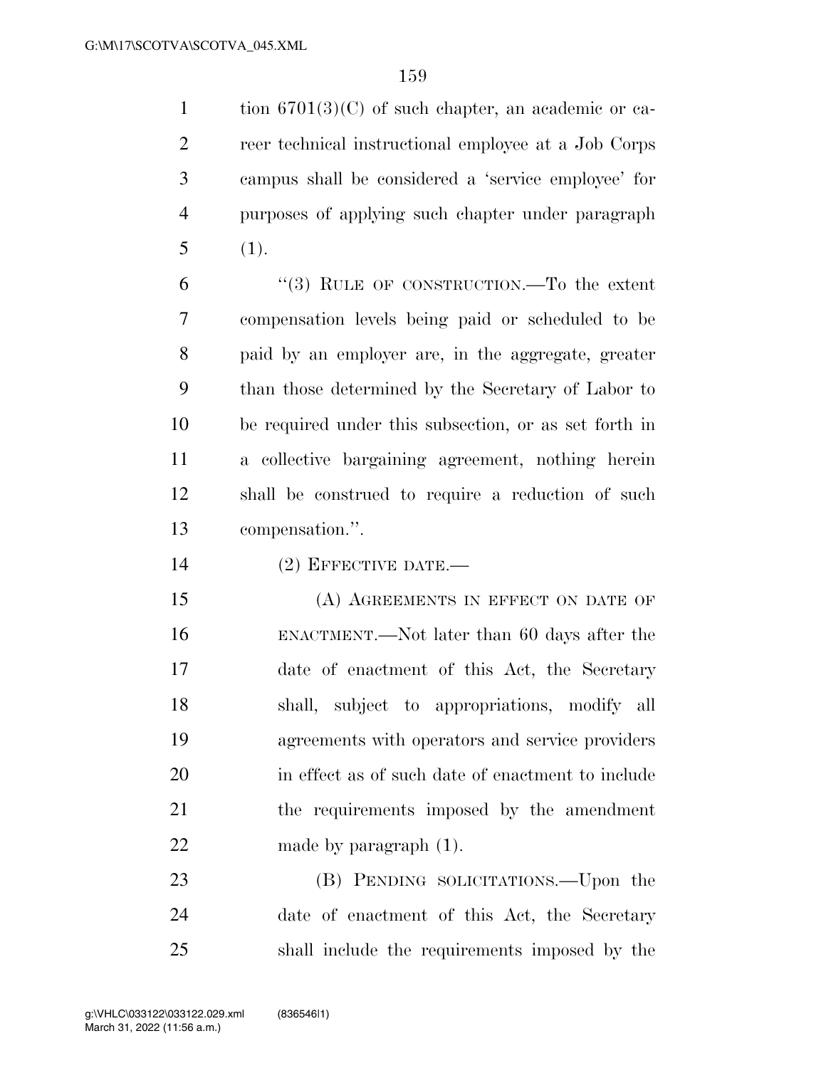tion 6701(3)(C) of such chapter, an academic or career technical instructional employee at a Job Corps campus shall be considered a 'service employee' for purposes of applying such chapter under paragraph (1).

"(3) RULE OF CONSTRUCTION.—To the extent compensation levels being paid or scheduled to be paid by an employer are, in the aggregate, greater than those determined by the Secretary of Labor to be required under this subsection, or as set forth in a collective bargaining agreement, nothing herein shall be construed to require a reduction of such compensation.".

(2) EFFECTIVE DATE.—

(A) AGREEMENTS IN EFFECT ON DATE OF ENACTMENT.—Not later than 60 days after the date of enactment of this Act, the Secretary shall, subject to appropriations, modify all agreements with operators and service providers in effect as of such date of enactment to include the requirements imposed by the amendment made by paragraph (1).

(B) PENDING SOLICITATIONS.—Upon the date of enactment of this Act, the Secretary shall include the requirements imposed by the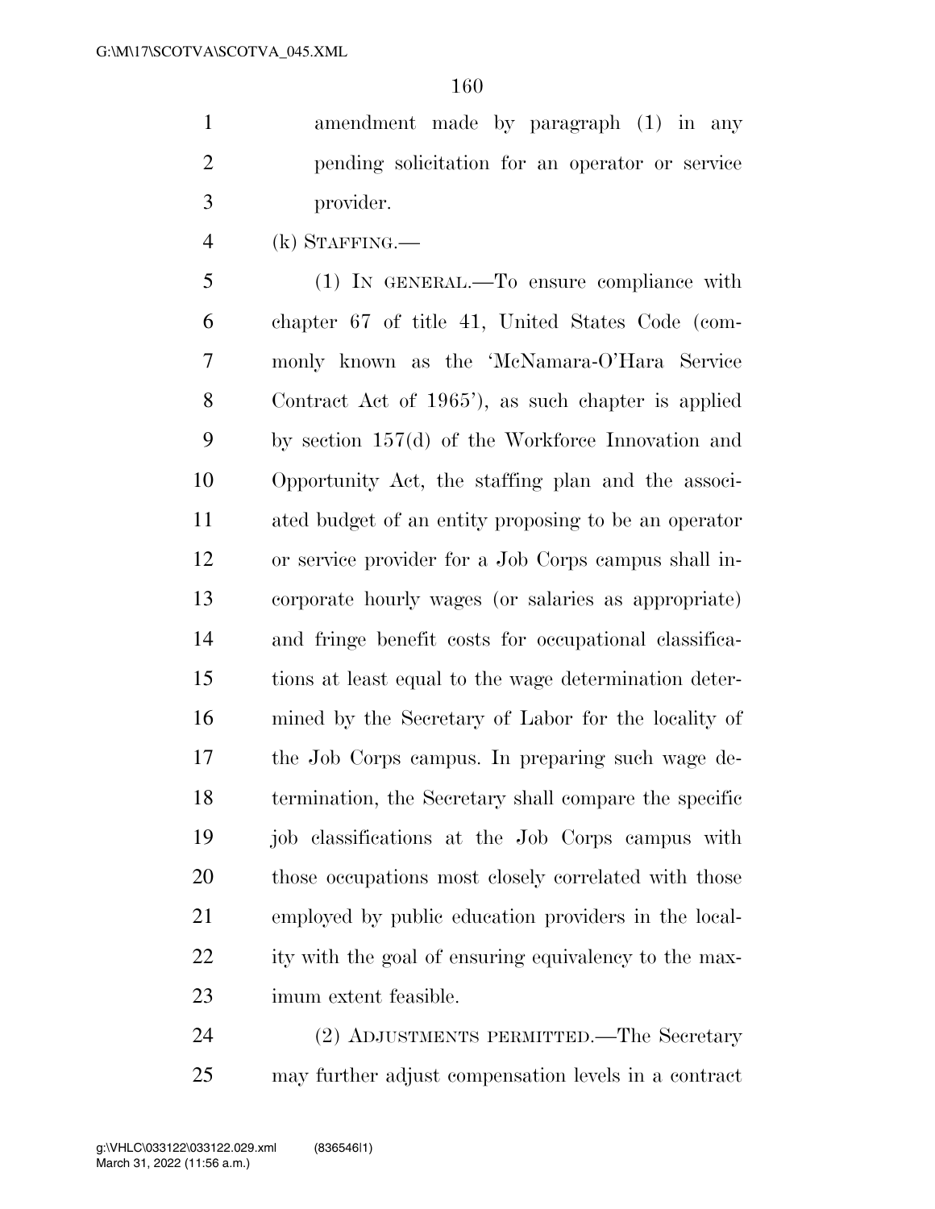amendment made by paragraph (1) in any pending solicitation for an operator or service provider.

(k) STAFFING.—

(1) IN GENERAL.—To ensure compliance with chapter 67 of title 41, United States Code (commonly known as the 'McNamara-O'Hara Service Contract Act of 1965'), as such chapter is applied by section 157(d) of the Workforce Innovation and Opportunity Act, the staffing plan and the associated budget of an entity proposing to be an operator or service provider for a Job Corps campus shall incorporate hourly wages (or salaries as appropriate) and fringe benefit costs for occupational classifications at least equal to the wage determination determined by the Secretary of Labor for the locality of the Job Corps campus. In preparing such wage determination, the Secretary shall compare the specific job classifications at the Job Corps campus with those occupations most closely correlated with those employed by public education providers in the locality with the goal of ensuring equivalency to the maximum extent feasible.

(2) ADJUSTMENTS PERMITTED.—The Secretary may further adjust compensation levels in a contract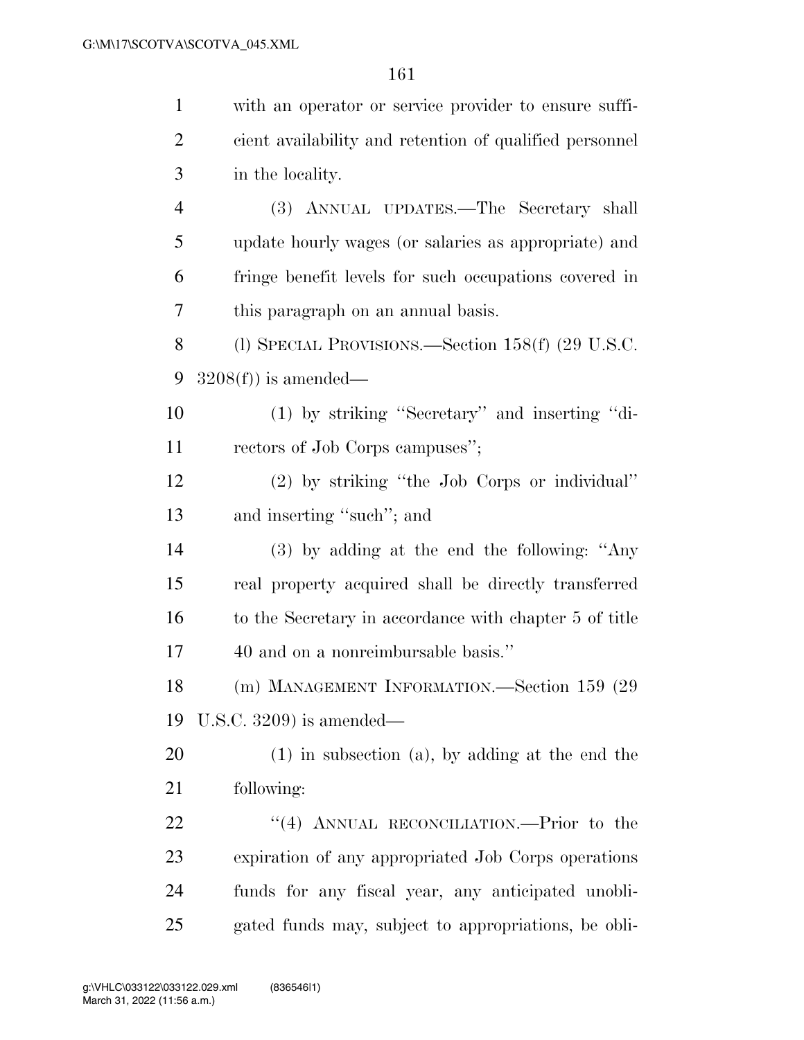with an operator or service provider to ensure sufficient availability and retention of qualified personnel in the locality.

(3) ANNUAL UPDATES.—The Secretary shall update hourly wages (or salaries as appropriate) and fringe benefit levels for such occupations covered in this paragraph on an annual basis.

(l) SPECIAL PROVISIONS.—Section 158(f) (29 U.S.C. 3208(f)) is amended—

(1) by striking ''Secretary'' and inserting ''directors of Job Corps campuses'';

(2) by striking ''the Job Corps or individual'' and inserting ''such''; and

(3) by adding at the end the following: ''Any real property acquired shall be directly transferred to the Secretary in accordance with chapter 5 of title 40 and on a nonreimbursable basis.''

(m) MANAGEMENT INFORMATION.—Section 159 (29 U.S.C. 3209) is amended—

(1) in subsection (a), by adding at the end the following:

''(4) ANNUAL RECONCILIATION.—Prior to the expiration of any appropriated Job Corps operations funds for any fiscal year, any anticipated unobligated funds may, subject to appropriations, be obli-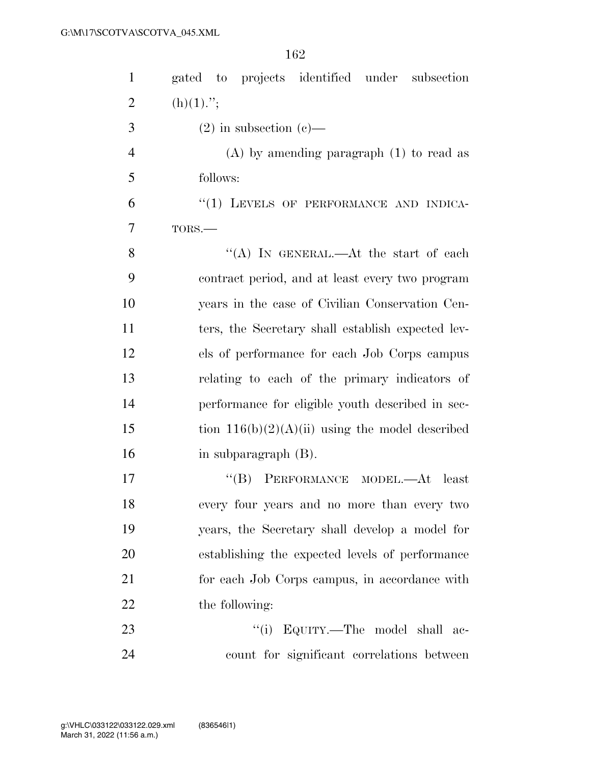gated to projects identified under subsection (h)(1).'';

(2) in subsection (c)—

(A) by amending paragraph (1) to read as follows:

''(1) LEVELS OF PERFORMANCE AND INDICATORS.—

''(A) IN GENERAL.—At the start of each contract period, and at least every two program years in the case of Civilian Conservation Centers, the Secretary shall establish expected levels of performance for each Job Corps campus relating to each of the primary indicators of performance for eligible youth described in section 116(b)(2)(A)(ii) using the model described in subparagraph (B).

''(B) PERFORMANCE MODEL.—At least every four years and no more than every two years, the Secretary shall develop a model for establishing the expected levels of performance for each Job Corps campus, in accordance with the following:

''(i) EQUITY.—The model shall account for significant correlations between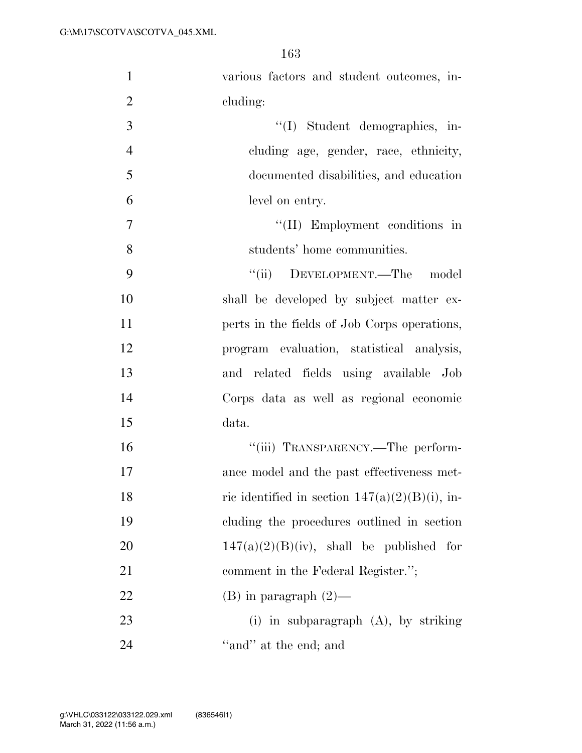various factors and student outcomes, including:

"(I) Student demographics, including age, gender, race, ethnicity, documented disabilities, and education level on entry.

"(II) Employment conditions in students' home communities.

"(ii) DEVELOPMENT.—The model shall be developed by subject matter experts in the fields of Job Corps operations, program evaluation, statistical analysis, and related fields using available Job Corps data as well as regional economic data.

"(iii) TRANSPARENCY.—The performance model and the past effectiveness metric identified in section 147(a)(2)(B)(i), including the procedures outlined in section 147(a)(2)(B)(iv), shall be published for comment in the Federal Register.";

(B) in paragraph (2)—

(i) in subparagraph (A), by striking "and" at the end; and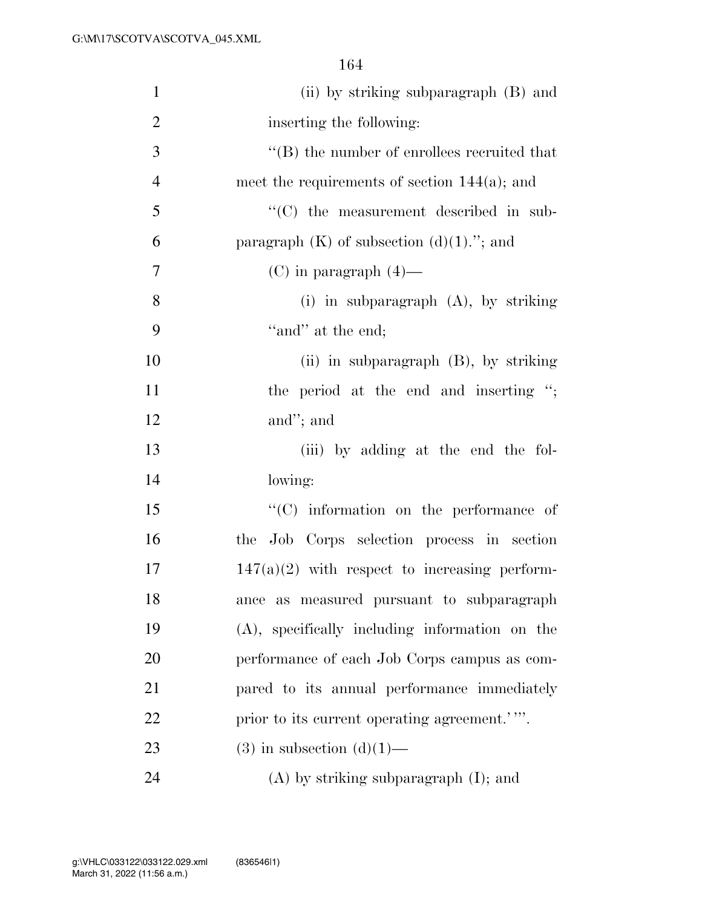(ii) by striking subparagraph (B) and inserting the following:

"(B) the number of enrollees recruited that meet the requirements of section 144(a); and

"(C) the measurement described in subparagraph (K) of subsection (d)(1)."; and

(C) in paragraph (4)—

(i) in subparagraph (A), by striking "and" at the end;

(ii) in subparagraph (B), by striking the period at the end and inserting "; and"; and

(iii) by adding at the end the following:

"(C) information on the performance of the Job Corps selection process in section 147(a)(2) with respect to increasing performance as measured pursuant to subparagraph (A), specifically including information on the performance of each Job Corps campus as compared to its annual performance immediately prior to its current operating agreement.'".

(3) in subsection (d)(1)—

(A) by striking subparagraph (I); and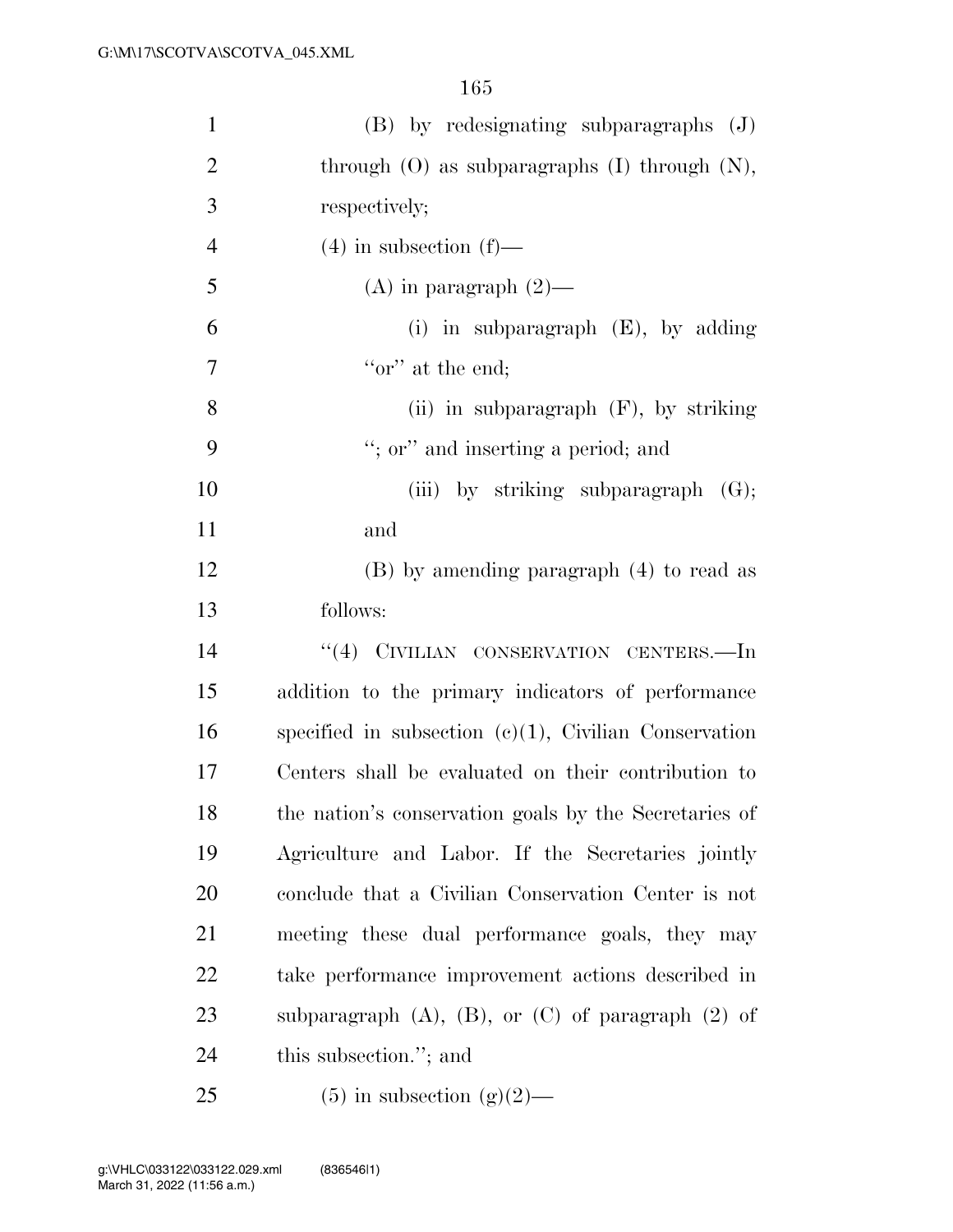(B) by redesignating subparagraphs (J) through (O) as subparagraphs (I) through (N), respectively;

(4) in subsection (f)—

(A) in paragraph (2)—

(i) in subparagraph (E), by adding "or" at the end;

(ii) in subparagraph (F), by striking "; or" and inserting a period; and

(iii) by striking subparagraph (G); and

(B) by amending paragraph (4) to read as follows:

"(4) CIVILIAN CONSERVATION CENTERS.—In addition to the primary indicators of performance specified in subsection (c)(1), Civilian Conservation Centers shall be evaluated on their contribution to the nation's conservation goals by the Secretaries of Agriculture and Labor. If the Secretaries jointly conclude that a Civilian Conservation Center is not meeting these dual performance goals, they may take performance improvement actions described in subparagraph (A), (B), or (C) of paragraph (2) of this subsection."; and

(5) in subsection (g)(2)—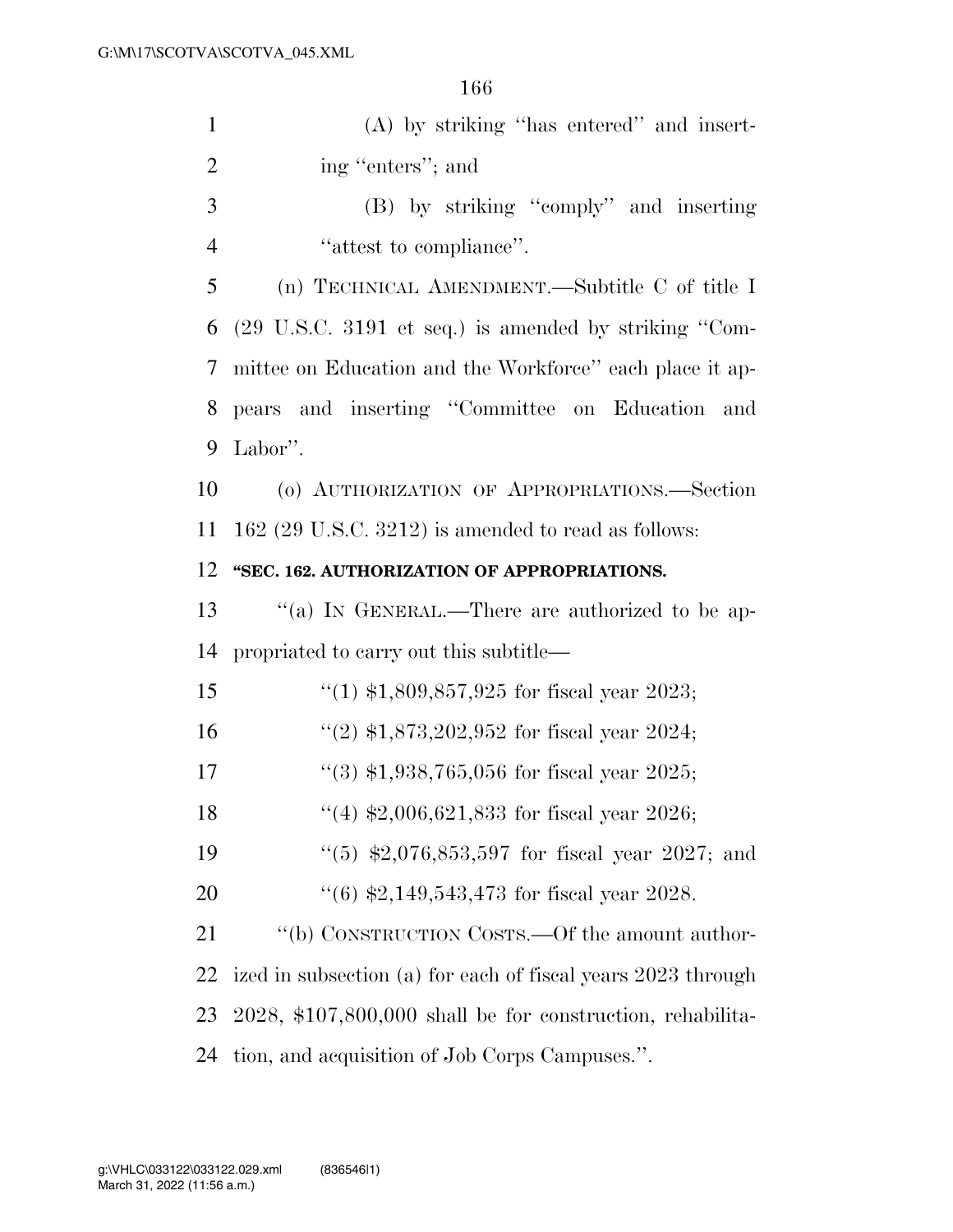(A) by striking ''has entered'' and inserting ''enters''; and

(B) by striking ''comply'' and inserting ''attest to compliance''.

(n) TECHNICAL AMENDMENT.—Subtitle C of title I (29 U.S.C. 3191 et seq.) is amended by striking ''Committee on Education and the Workforce'' each place it appears and inserting ''Committee on Education and Labor''.

(o) AUTHORIZATION OF APPROPRIATIONS.—Section 162 (29 U.S.C. 3212) is amended to read as follows:

**''SEC. 162. AUTHORIZATION OF APPROPRIATIONS.**

''(a) IN GENERAL.—There are authorized to be appropriated to carry out this subtitle—

''(1) $1,809,857,925 for fiscal year 2023;

''(2) $1,873,202,952 for fiscal year 2024;

''(3) $1,938,765,056 for fiscal year 2025;

''(4) $2,006,621,833 for fiscal year 2026;

''(5) $2,076,853,597 for fiscal year 2027; and

''(6) $2,149,543,473 for fiscal year 2028.

''(b) CONSTRUCTION COSTS.—Of the amount authorized in subsection (a) for each of fiscal years 2023 through 2028, $107,800,000 shall be for construction, rehabilitation, and acquisition of Job Corps Campuses.''.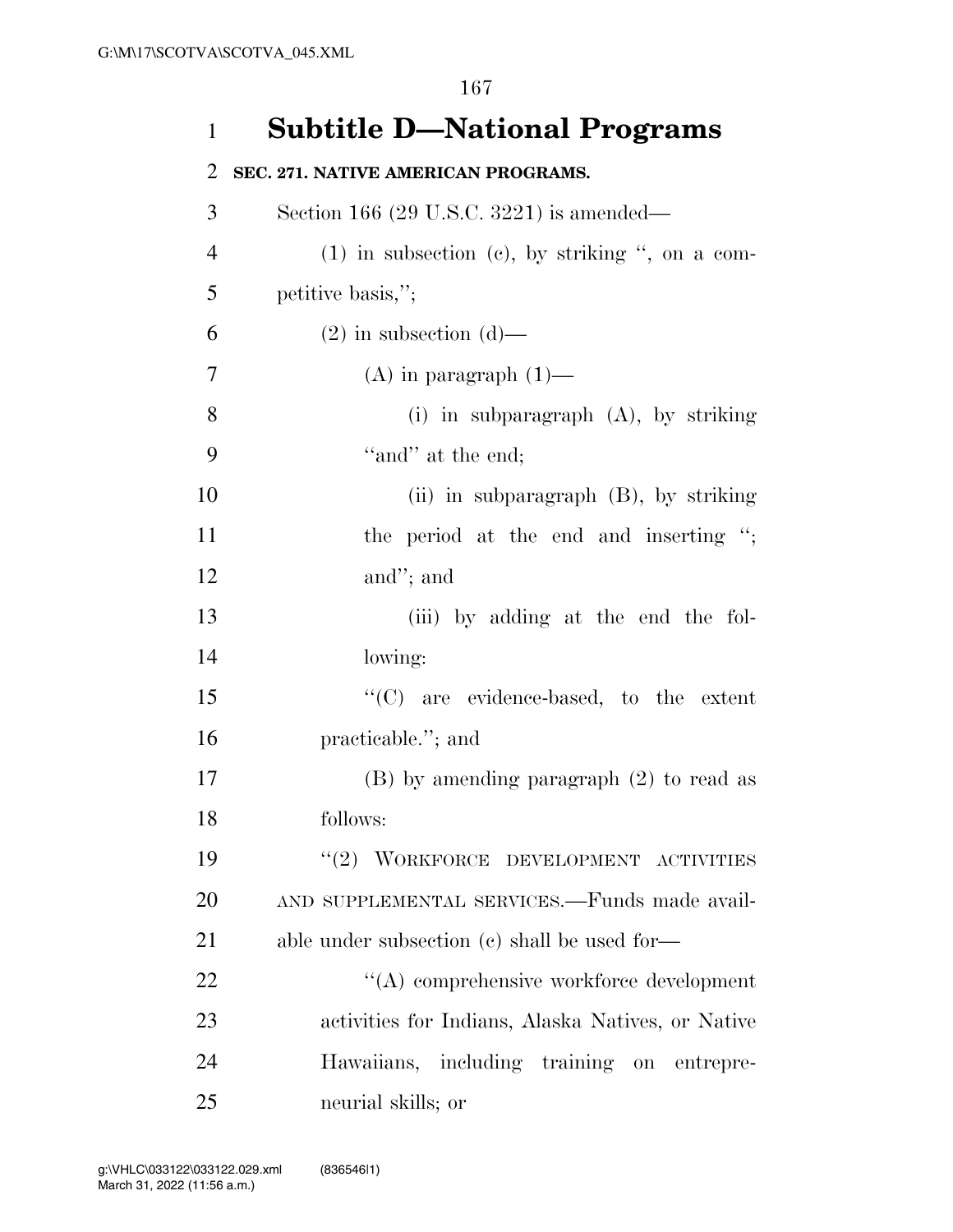# Subtitle D—National Programs

**SEC. 271. NATIVE AMERICAN PROGRAMS.**

Section 166 (29 U.S.C. 3221) is amended—

(1) in subsection (c), by striking ", on a competitive basis,";

(2) in subsection (d)—

(A) in paragraph (1)—

(i) in subparagraph (A), by striking "and" at the end;

(ii) in subparagraph (B), by striking the period at the end and inserting "; and"; and

(iii) by adding at the end the following:

"(C) are evidence-based, to the extent practicable."; and

(B) by amending paragraph (2) to read as follows:

"(2) WORKFORCE DEVELOPMENT ACTIVITIES AND SUPPLEMENTAL SERVICES.—Funds made available under subsection (c) shall be used for—

"(A) comprehensive workforce development activities for Indians, Alaska Natives, or Native Hawaiians, including training on entrepreneurial skills; or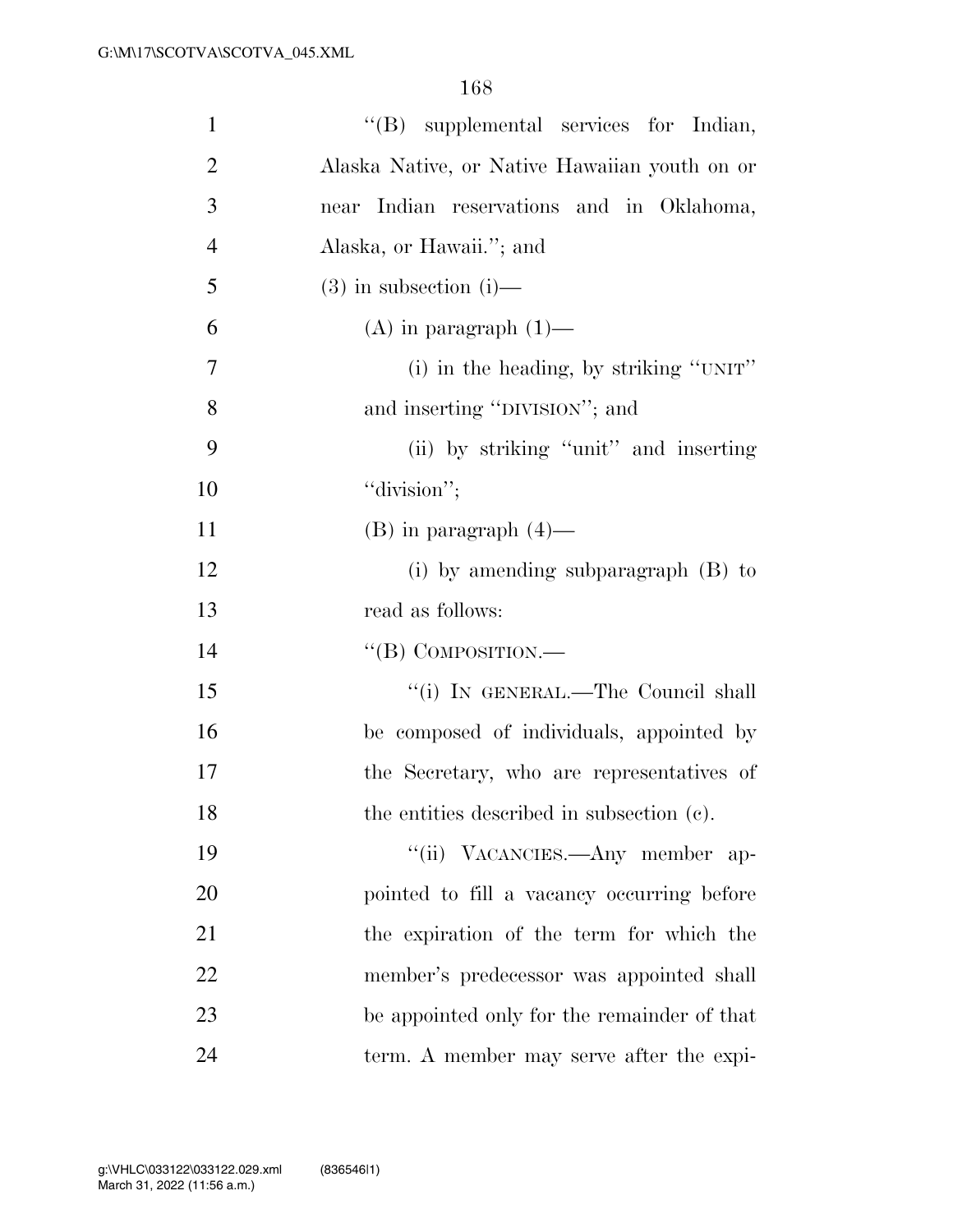"(B) supplemental services for Indian, Alaska Native, or Native Hawaiian youth on or near Indian reservations and in Oklahoma, Alaska, or Hawaii."; and

(3) in subsection (i)—

(A) in paragraph (1)—

(i) in the heading, by striking "UNIT" and inserting "DIVISION"; and

(ii) by striking "unit" and inserting "division";

(B) in paragraph (4)—

(i) by amending subparagraph (B) to read as follows:

"(B) COMPOSITION.—

"(i) IN GENERAL.—The Council shall be composed of individuals, appointed by the Secretary, who are representatives of the entities described in subsection (c).

"(ii) VACANCIES.—Any member appointed to fill a vacancy occurring before the expiration of the term for which the member's predecessor was appointed shall be appointed only for the remainder of that term. A member may serve after the expi-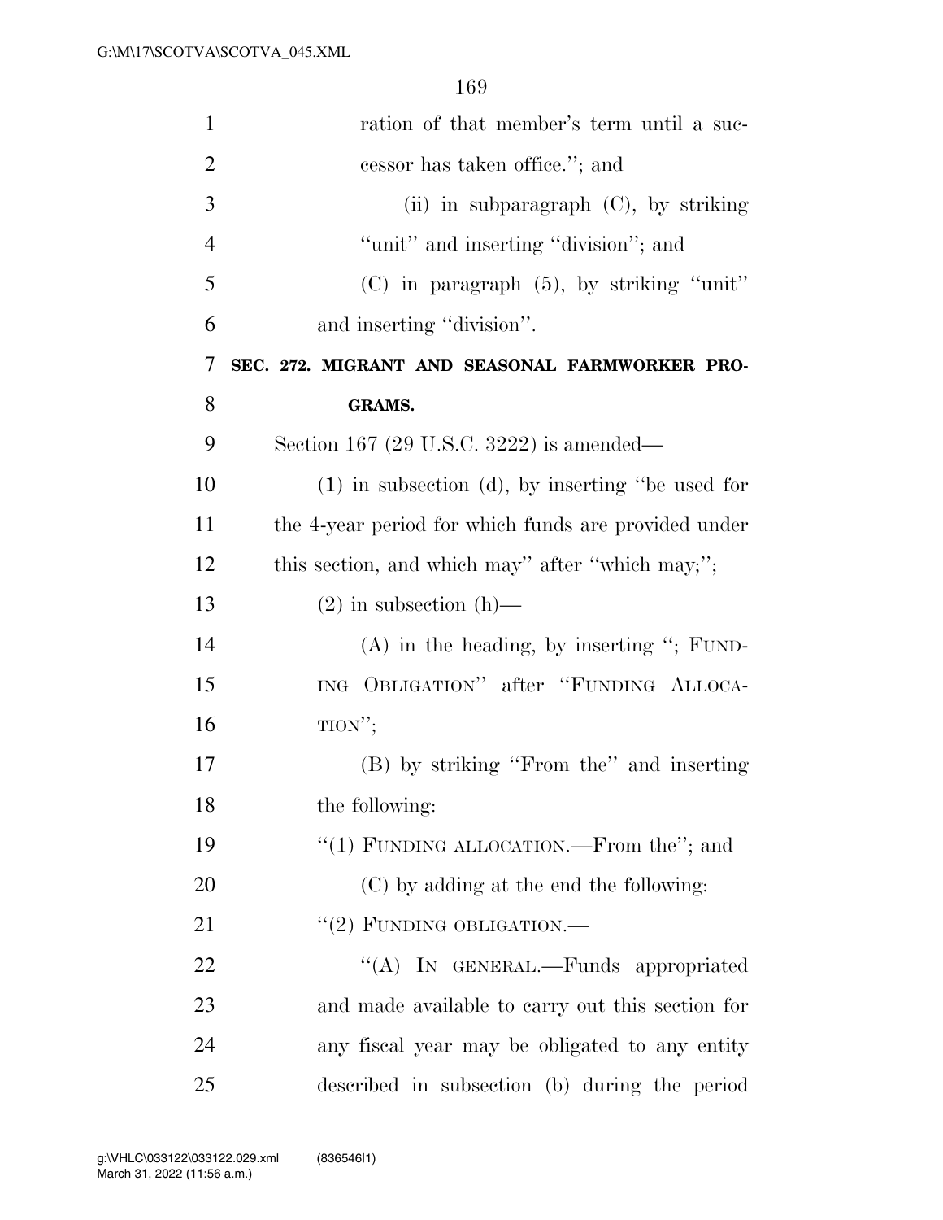ration of that member's term until a successor has taken office.''; and

(ii) in subparagraph (C), by striking ''unit'' and inserting ''division''; and

(C) in paragraph (5), by striking ''unit'' and inserting ''division''.

**SEC. 272. MIGRANT AND SEASONAL FARMWORKER PROGRAMS.**

Section 167 (29 U.S.C. 3222) is amended—

(1) in subsection (d), by inserting ''be used for the 4-year period for which funds are provided under this section, and which may'' after ''which may;'';

(2) in subsection (h)—

(A) in the heading, by inserting ''; FUNDING OBLIGATION'' after ''FUNDING ALLOCATION'';

(B) by striking ''From the'' and inserting the following:

''(1) FUNDING ALLOCATION.—From the''; and

(C) by adding at the end the following:

''(2) FUNDING OBLIGATION.—

''(A) IN GENERAL.—Funds appropriated and made available to carry out this section for any fiscal year may be obligated to any entity described in subsection (b) during the period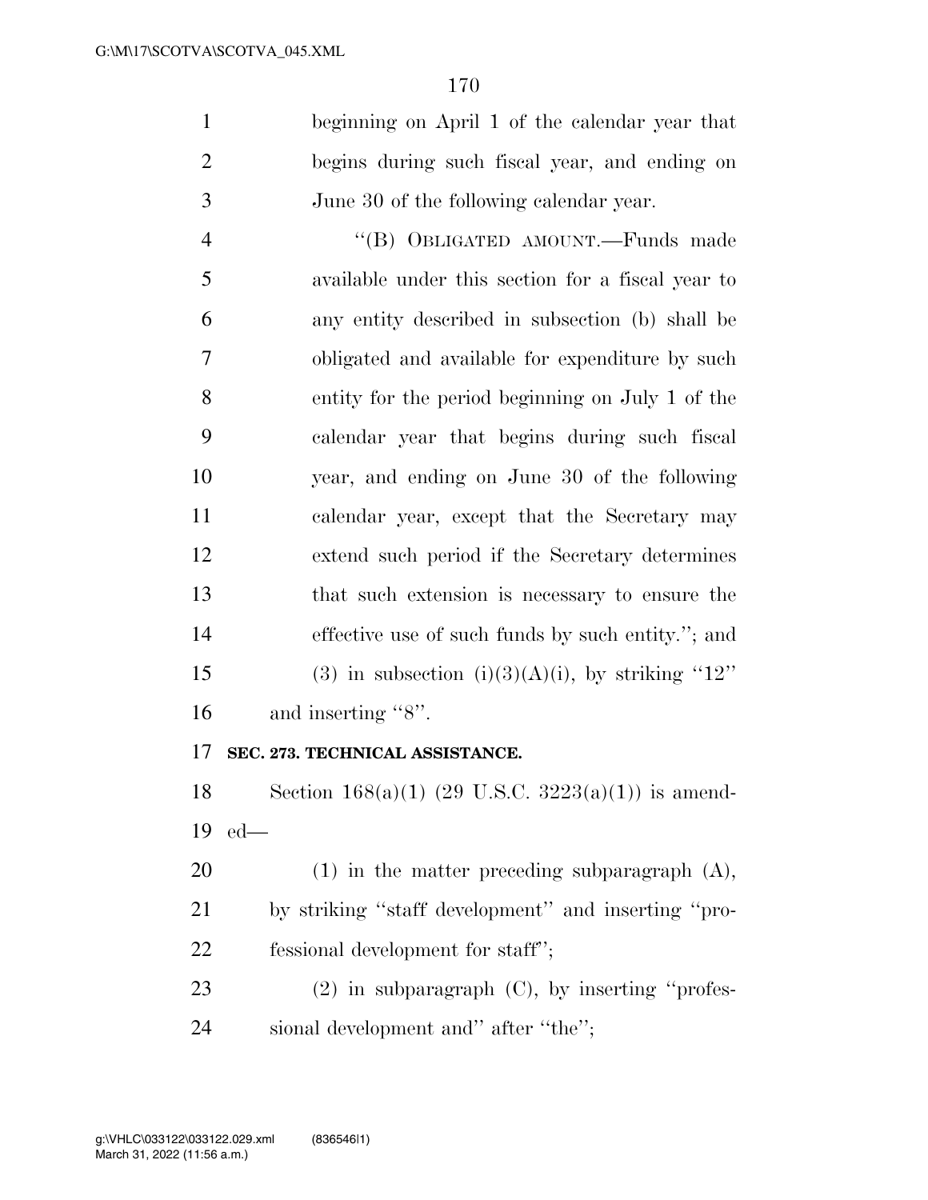beginning on April 1 of the calendar year that begins during such fiscal year, and ending on June 30 of the following calendar year.

"(B) OBLIGATED AMOUNT.—Funds made available under this section for a fiscal year to any entity described in subsection (b) shall be obligated and available for expenditure by such entity for the period beginning on July 1 of the calendar year that begins during such fiscal year, and ending on June 30 of the following calendar year, except that the Secretary may extend such period if the Secretary determines that such extension is necessary to ensure the effective use of such funds by such entity."; and

(3) in subsection (i)(3)(A)(i), by striking "12" and inserting "8".

**SEC. 273. TECHNICAL ASSISTANCE.**

Section 168(a)(1) (29 U.S.C. 3223(a)(1)) is amended—

(1) in the matter preceding subparagraph (A), by striking "staff development" and inserting "professional development for staff";

(2) in subparagraph (C), by inserting "professional development and" after "the";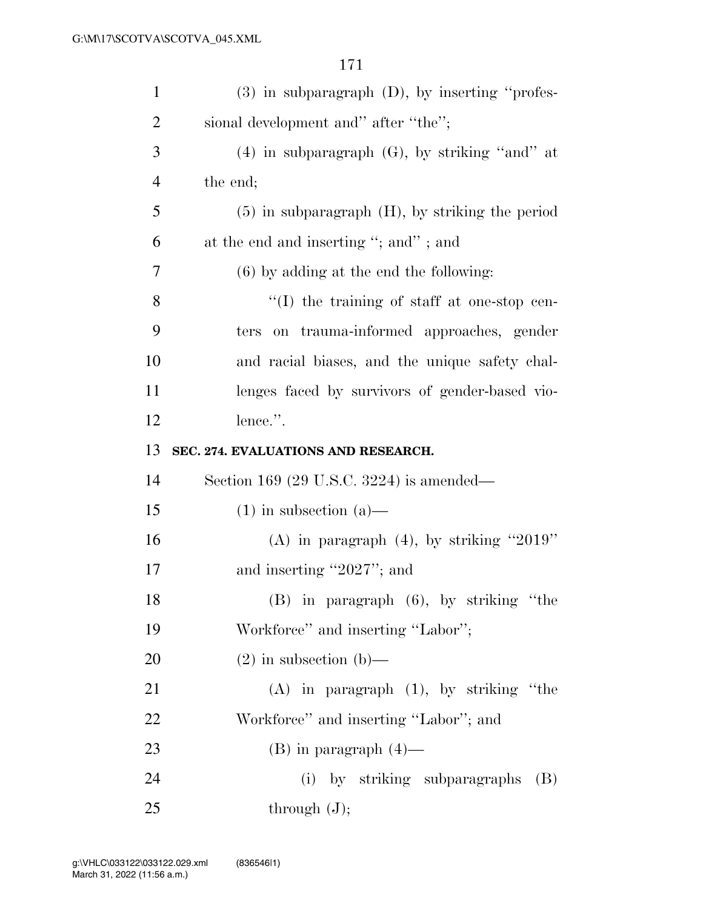(3) in subparagraph (D), by inserting ''professional development and'' after ''the'';

(4) in subparagraph (G), by striking ''and'' at the end;

(5) in subparagraph (H), by striking the period at the end and inserting ''; and'' ; and

(6) by adding at the end the following:

''(I) the training of staff at one-stop centers on trauma-informed approaches, gender and racial biases, and the unique safety challenges faced by survivors of gender-based violence.''.

**SEC. 274. EVALUATIONS AND RESEARCH.**

Section 169 (29 U.S.C. 3224) is amended—

(1) in subsection (a)—

(A) in paragraph (4), by striking ''2019'' and inserting ''2027''; and

(B) in paragraph (6), by striking ''the Workforce'' and inserting ''Labor'';

(2) in subsection (b)—

(A) in paragraph (1), by striking ''the Workforce'' and inserting ''Labor''; and

(B) in paragraph (4)—

(i) by striking subparagraphs (B) through (J);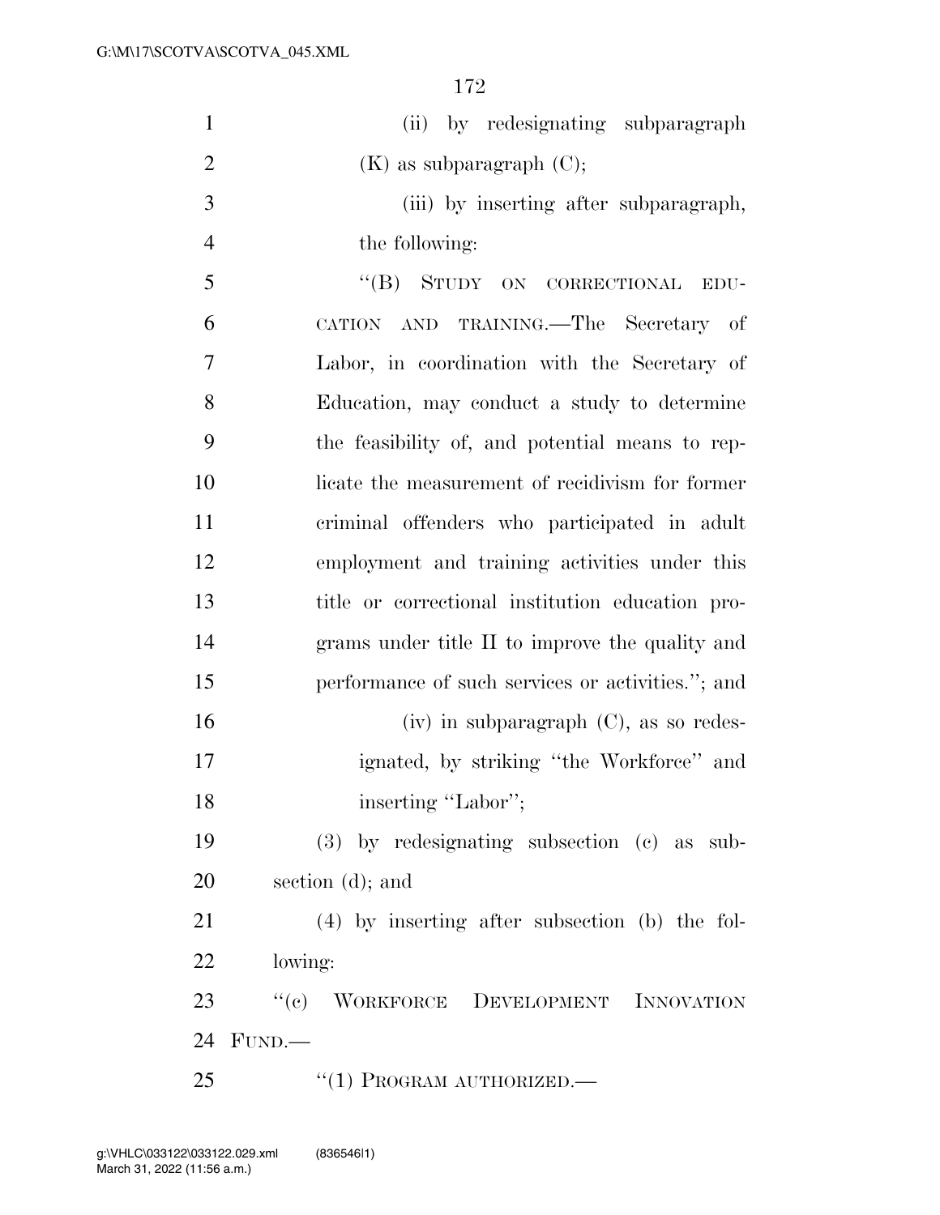(ii) by redesignating subparagraph (K) as subparagraph (C);

(iii) by inserting after subparagraph, the following:

"(B) STUDY ON CORRECTIONAL EDUCATION AND TRAINING.—The Secretary of Labor, in coordination with the Secretary of Education, may conduct a study to determine the feasibility of, and potential means to replicate the measurement of recidivism for former criminal offenders who participated in adult employment and training activities under this title or correctional institution education programs under title II to improve the quality and performance of such services or activities."; and

(iv) in subparagraph (C), as so redesignated, by striking "the Workforce" and inserting "Labor";

(3) by redesignating subsection (c) as subsection (d); and

(4) by inserting after subsection (b) the following:

"(c) WORKFORCE DEVELOPMENT INNOVATION FUND.—

"(1) PROGRAM AUTHORIZED.—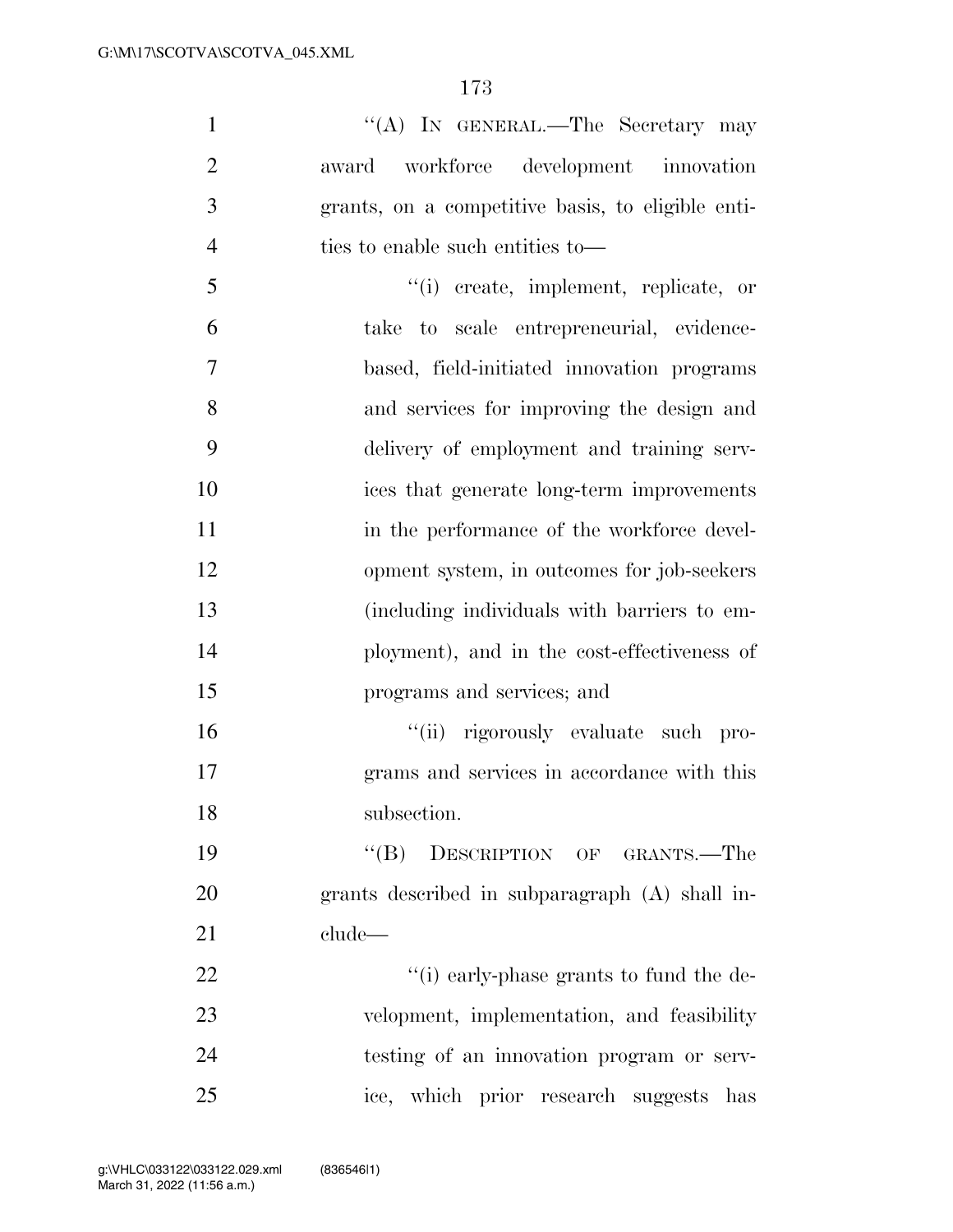''(A) IN GENERAL.—The Secretary may award workforce development innovation grants, on a competitive basis, to eligible entities to enable such entities to—

''(i) create, implement, replicate, or take to scale entrepreneurial, evidence-based, field-initiated innovation programs and services for improving the design and delivery of employment and training services that generate long-term improvements in the performance of the workforce development system, in outcomes for job-seekers (including individuals with barriers to employment), and in the cost-effectiveness of programs and services; and

''(ii) rigorously evaluate such programs and services in accordance with this subsection.

''(B) DESCRIPTION OF GRANTS.—The grants described in subparagraph (A) shall include—

''(i) early-phase grants to fund the development, implementation, and feasibility testing of an innovation program or service, which prior research suggests has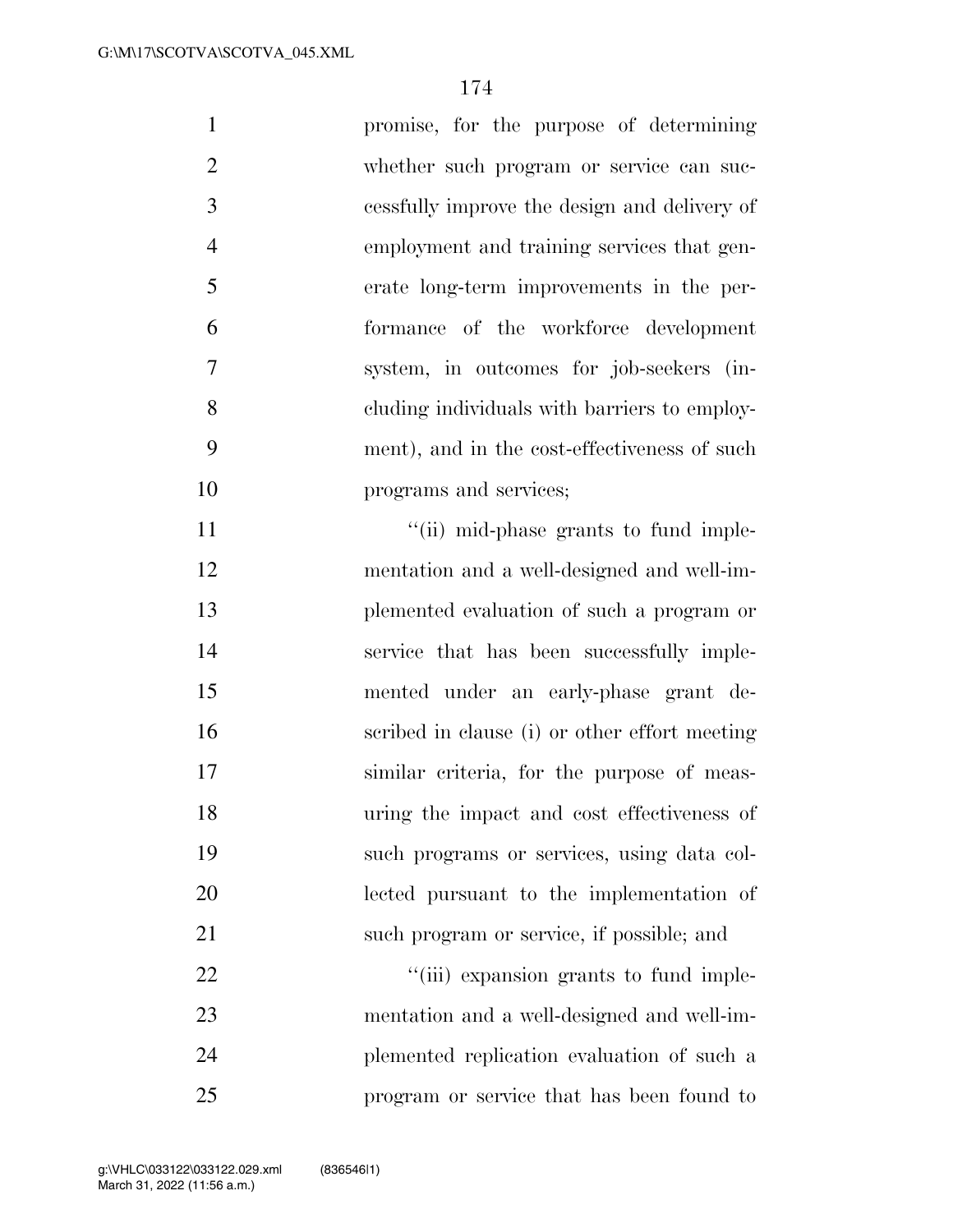promise, for the purpose of determining whether such program or service can successfully improve the design and delivery of employment and training services that generate long-term improvements in the performance of the workforce development system, in outcomes for job-seekers (including individuals with barriers to employment), and in the cost-effectiveness of such programs and services;

"(ii) mid-phase grants to fund implementation and a well-designed and well-implemented evaluation of such a program or service that has been successfully implemented under an early-phase grant described in clause (i) or other effort meeting similar criteria, for the purpose of measuring the impact and cost effectiveness of such programs or services, using data collected pursuant to the implementation of such program or service, if possible; and

"(iii) expansion grants to fund implementation and a well-designed and well-implemented replication evaluation of such a program or service that has been found to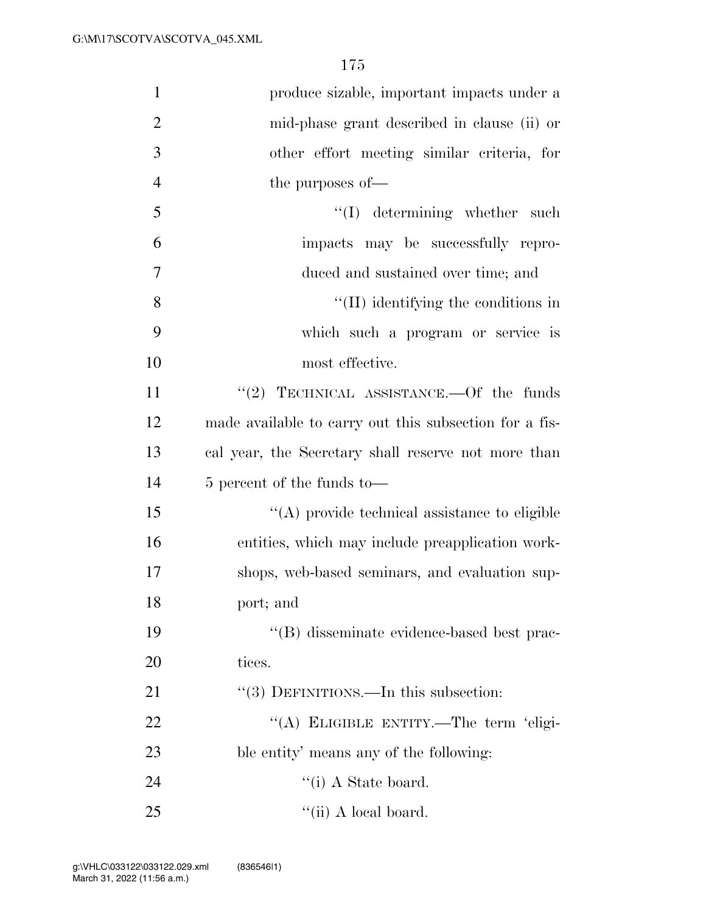produce sizable, important impacts under a mid-phase grant described in clause (ii) or other effort meeting similar criteria, for the purposes of—

''(I) determining whether such impacts may be successfully reproduced and sustained over time; and

''(II) identifying the conditions in which such a program or service is most effective.

''(2) TECHNICAL ASSISTANCE.—Of the funds made available to carry out this subsection for a fiscal year, the Secretary shall reserve not more than 5 percent of the funds to—

''(A) provide technical assistance to eligible entities, which may include preapplication workshops, web-based seminars, and evaluation support; and

''(B) disseminate evidence-based best practices.

''(3) DEFINITIONS.—In this subsection:

''(A) ELIGIBLE ENTITY.—The term 'eligible entity' means any of the following:

''(i) A State board.

''(ii) A local board.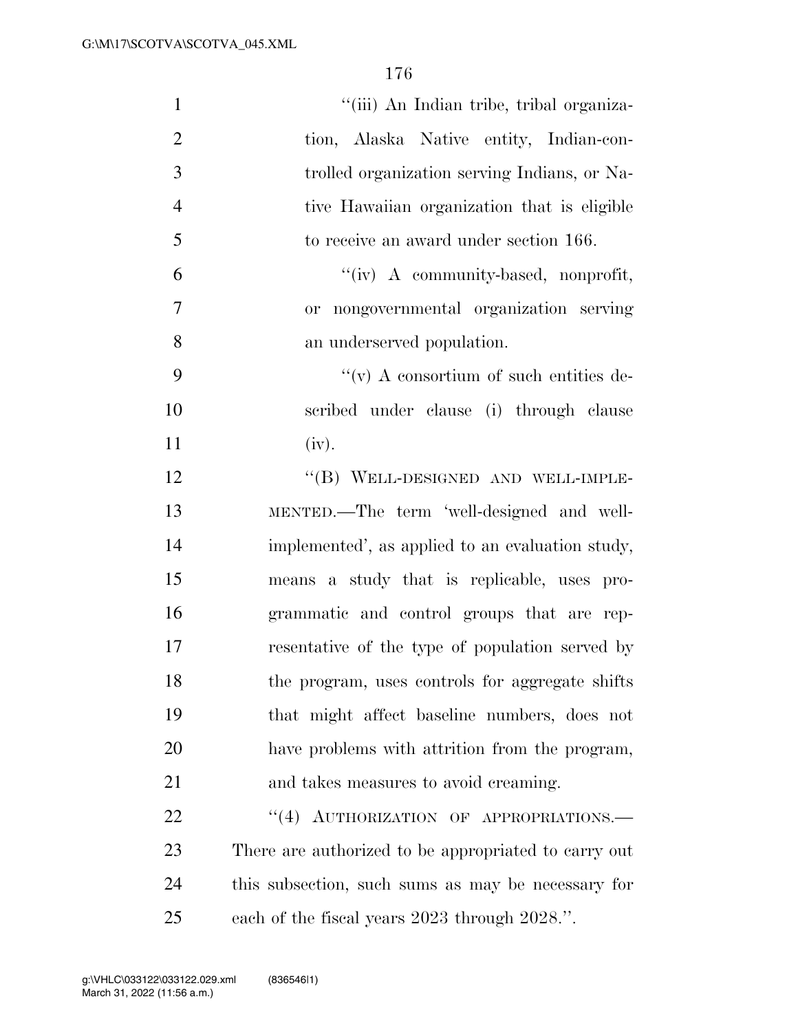"(iii) An Indian tribe, tribal organization, Alaska Native entity, Indian-controlled organization serving Indians, or Native Hawaiian organization that is eligible to receive an award under section 166.

"(iv) A community-based, nonprofit, or nongovernmental organization serving an underserved population.

"(v) A consortium of such entities described under clause (i) through clause (iv).

"(B) WELL-DESIGNED AND WELL-IMPLEMENTED.—The term 'well-designed and well-implemented', as applied to an evaluation study, means a study that is replicable, uses programmatic and control groups that are representative of the type of population served by the program, uses controls for aggregate shifts that might affect baseline numbers, does not have problems with attrition from the program, and takes measures to avoid creaming.

"(4) AUTHORIZATION OF APPROPRIATIONS.—There are authorized to be appropriated to carry out this subsection, such sums as may be necessary for each of the fiscal years 2023 through 2028.".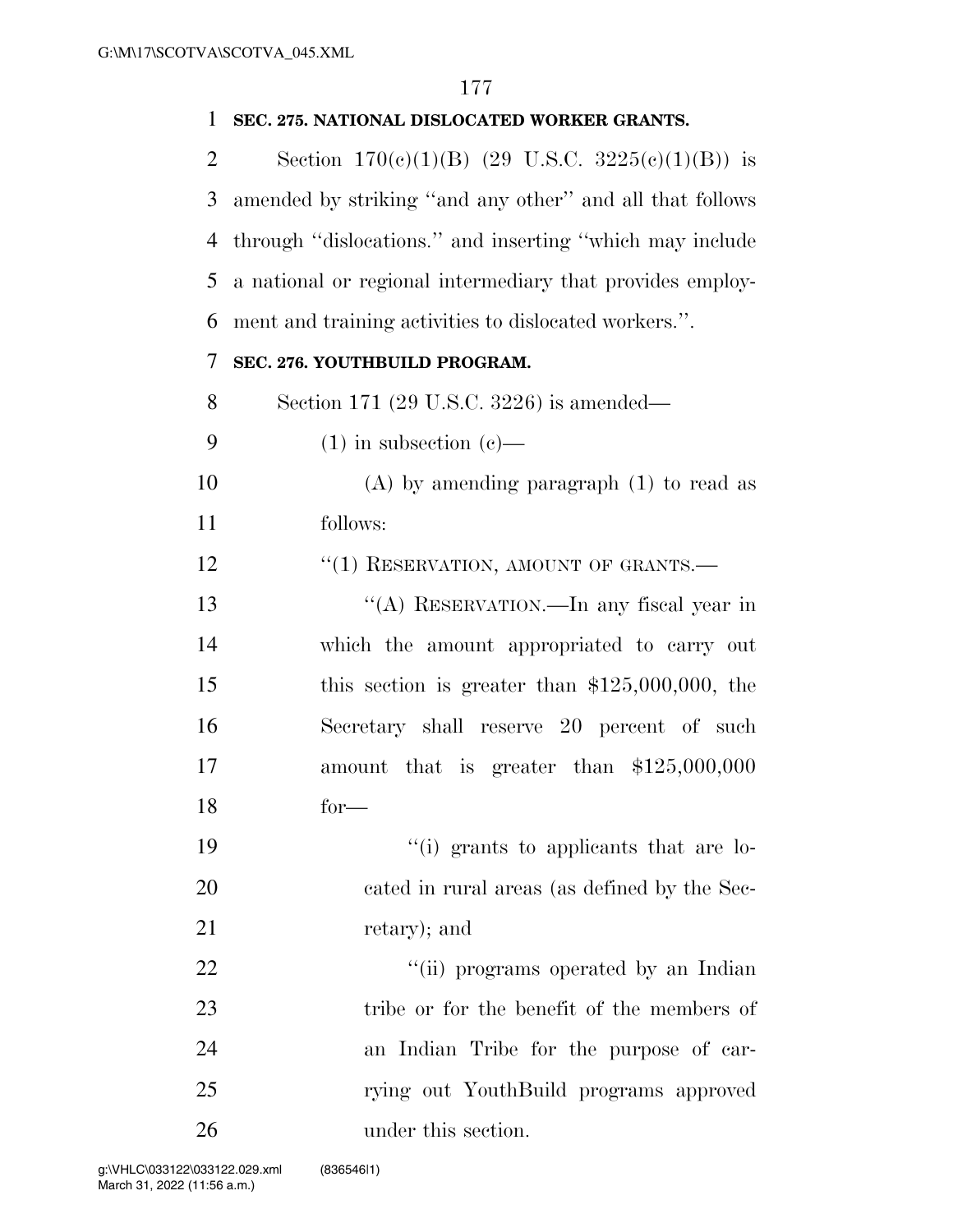**SEC. 275. NATIONAL DISLOCATED WORKER GRANTS.**

Section 170(c)(1)(B) (29 U.S.C. 3225(c)(1)(B)) is amended by striking ''and any other'' and all that follows through ''dislocations.'' and inserting ''which may include a national or regional intermediary that provides employment and training activities to dislocated workers.''.

**SEC. 276. YOUTHBUILD PROGRAM.**

Section 171 (29 U.S.C. 3226) is amended—

(1) in subsection (c)—

(A) by amending paragraph (1) to read as follows:

''(1) RESERVATION, AMOUNT OF GRANTS.—

''(A) RESERVATION.—In any fiscal year in which the amount appropriated to carry out this section is greater than $125,000,000, the Secretary shall reserve 20 percent of such amount that is greater than $125,000,000 for—

''(i) grants to applicants that are located in rural areas (as defined by the Secretary); and

''(ii) programs operated by an Indian tribe or for the benefit of the members of an Indian Tribe for the purpose of carrying out YouthBuild programs approved under this section.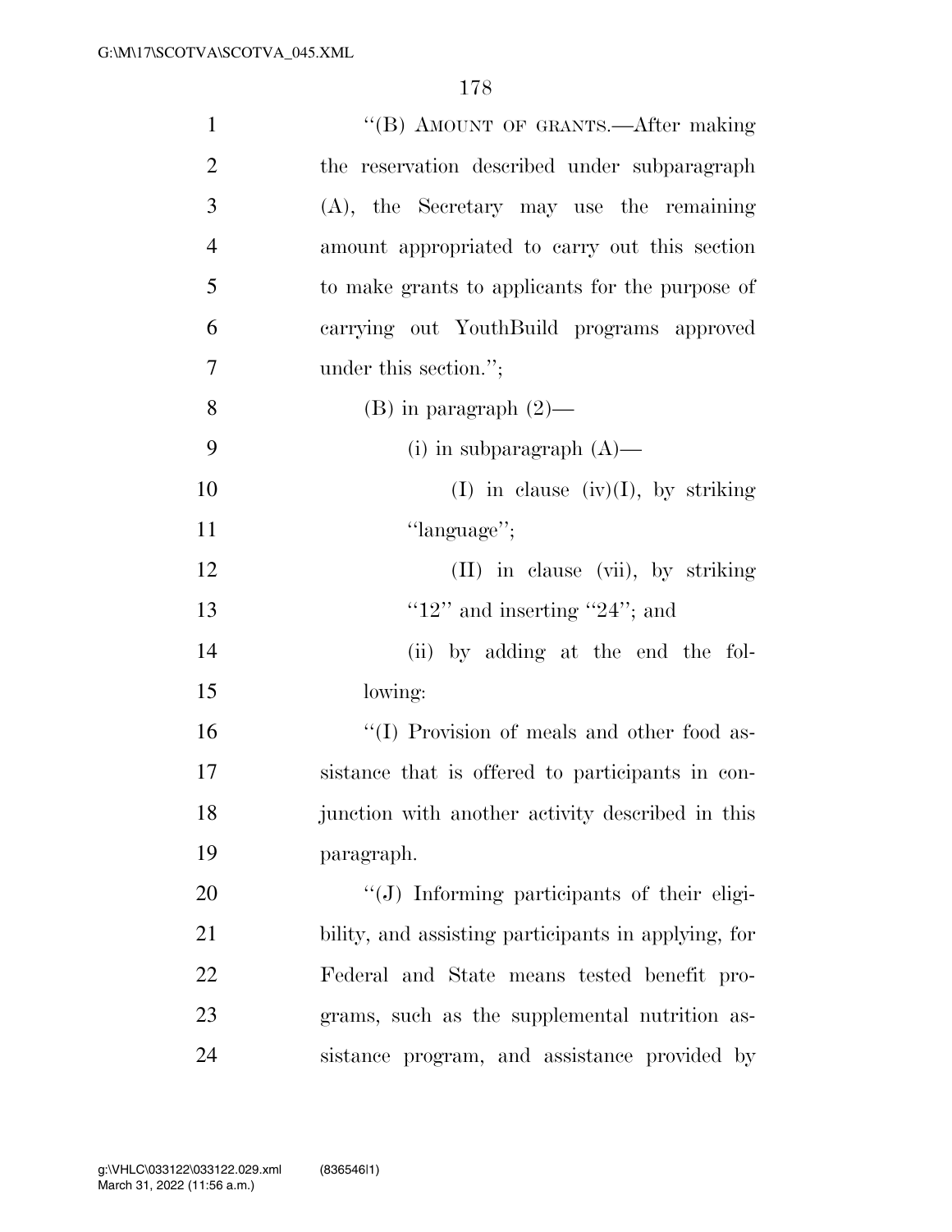"(B) AMOUNT OF GRANTS.—After making the reservation described under subparagraph (A), the Secretary may use the remaining amount appropriated to carry out this section to make grants to applicants for the purpose of carrying out YouthBuild programs approved under this section.";

(B) in paragraph (2)—

(i) in subparagraph (A)—

(I) in clause (iv)(I), by striking "language";

(II) in clause (vii), by striking "12" and inserting "24"; and

(ii) by adding at the end the following:

"(I) Provision of meals and other food assistance that is offered to participants in conjunction with another activity described in this paragraph.

"(J) Informing participants of their eligibility, and assisting participants in applying, for Federal and State means tested benefit programs, such as the supplemental nutrition assistance program, and assistance provided by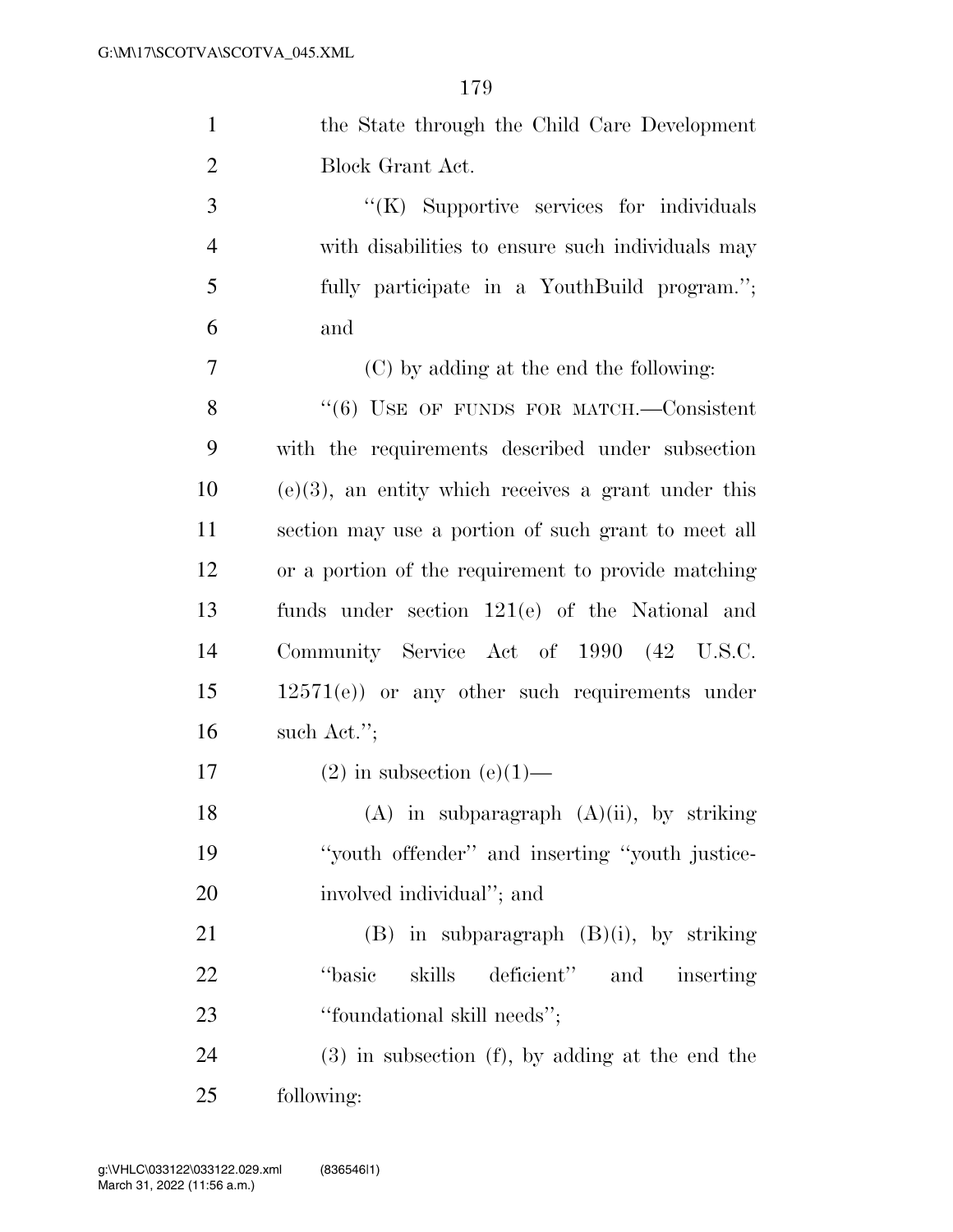the State through the Child Care Development Block Grant Act.

''(K) Supportive services for individuals with disabilities to ensure such individuals may fully participate in a YouthBuild program.''; and

(C) by adding at the end the following:

''(6) USE OF FUNDS FOR MATCH.—Consistent with the requirements described under subsection (e)(3), an entity which receives a grant under this section may use a portion of such grant to meet all or a portion of the requirement to provide matching funds under section 121(e) of the National and Community Service Act of 1990 (42 U.S.C. 12571(e)) or any other such requirements under such Act.'';

(2) in subsection (e)(1)—

(A) in subparagraph (A)(ii), by striking ''youth offender'' and inserting ''youth justice-involved individual''; and

(B) in subparagraph (B)(i), by striking ''basic skills deficient'' and inserting ''foundational skill needs'';

(3) in subsection (f), by adding at the end the following: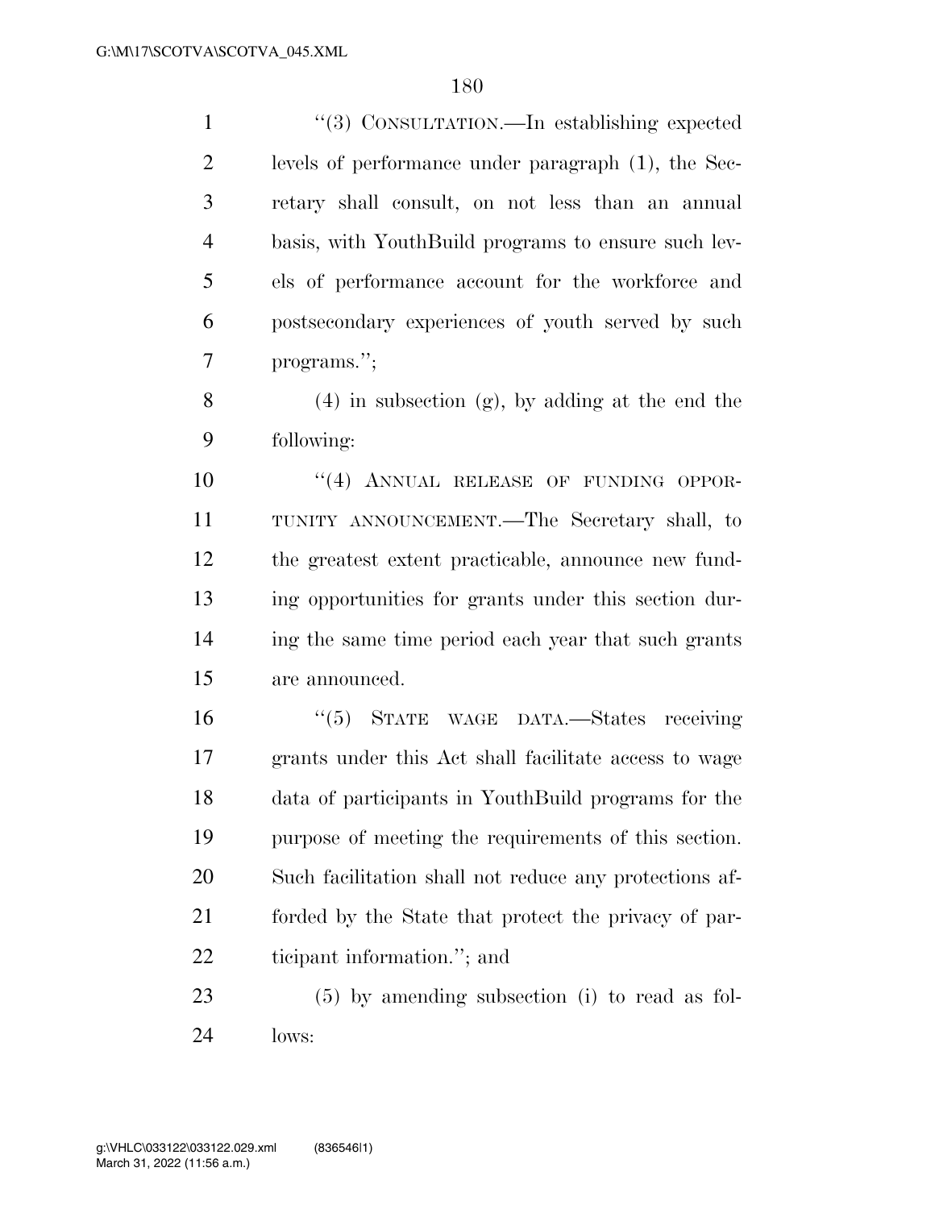"(3) CONSULTATION.—In establishing expected levels of performance under paragraph (1), the Secretary shall consult, on not less than an annual basis, with YouthBuild programs to ensure such levels of performance account for the workforce and postsecondary experiences of youth served by such programs.";

(4) in subsection (g), by adding at the end the following:

"(4) ANNUAL RELEASE OF FUNDING OPPORTUNITY ANNOUNCEMENT.—The Secretary shall, to the greatest extent practicable, announce new funding opportunities for grants under this section during the same time period each year that such grants are announced.

"(5) STATE WAGE DATA.—States receiving grants under this Act shall facilitate access to wage data of participants in YouthBuild programs for the purpose of meeting the requirements of this section. Such facilitation shall not reduce any protections afforded by the State that protect the privacy of participant information."; and

(5) by amending subsection (i) to read as follows: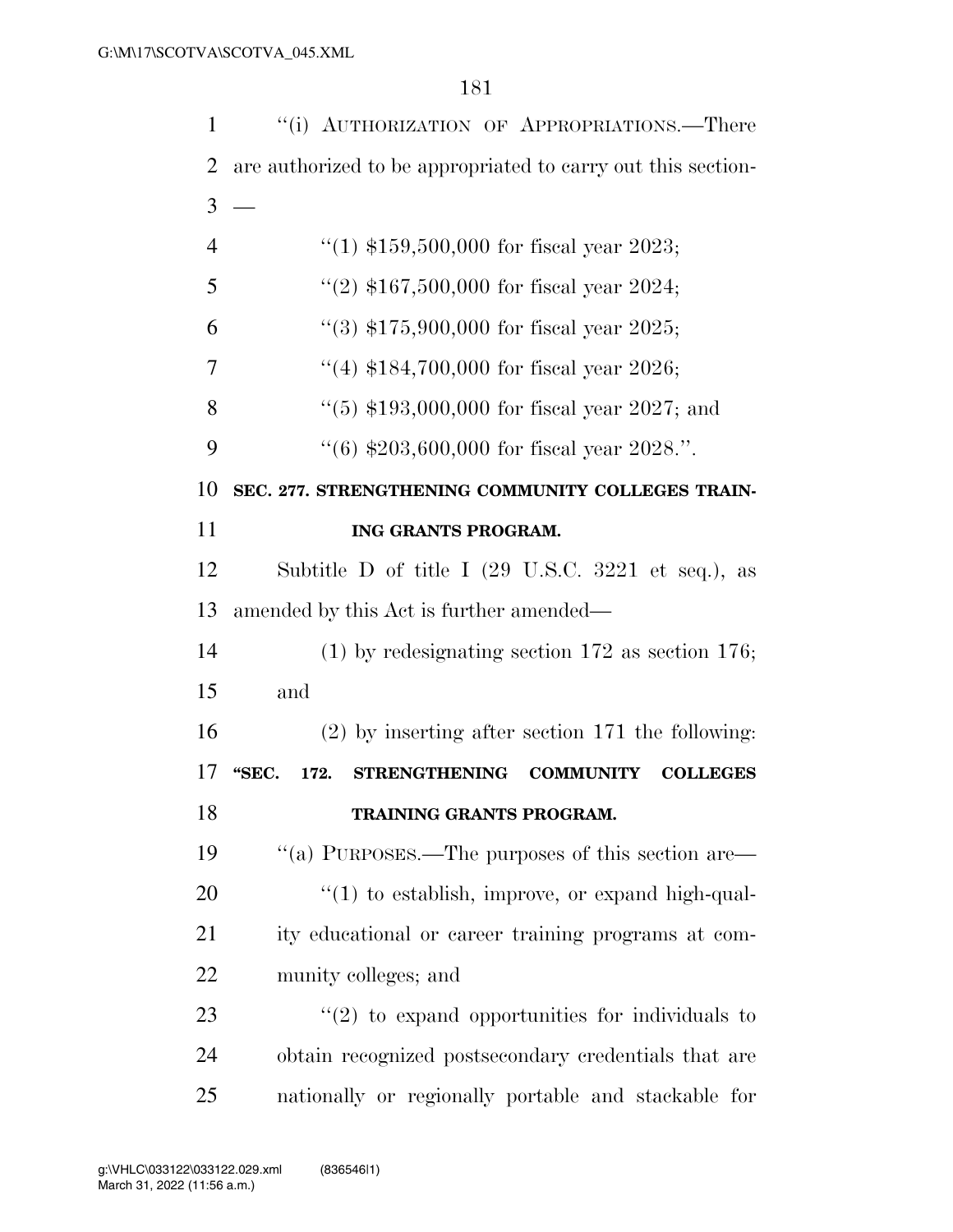"(i) AUTHORIZATION OF APPROPRIATIONS.—There are authorized to be appropriated to carry out this section-—

"(1) $159,500,000 for fiscal year 2023;

"(2) $167,500,000 for fiscal year 2024;

"(3) $175,900,000 for fiscal year 2025;

"(4) $184,700,000 for fiscal year 2026;

"(5) $193,000,000 for fiscal year 2027; and

"(6) $203,600,000 for fiscal year 2028.".

**SEC. 277. STRENGTHENING COMMUNITY COLLEGES TRAINING GRANTS PROGRAM.**

Subtitle D of title I (29 U.S.C. 3221 et seq.), as amended by this Act is further amended—

(1) by redesignating section 172 as section 176; and

(2) by inserting after section 171 the following:

**"SEC. 172. STRENGTHENING COMMUNITY COLLEGES TRAINING GRANTS PROGRAM.**

"(a) PURPOSES.—The purposes of this section are—

"(1) to establish, improve, or expand high-quality educational or career training programs at community colleges; and

"(2) to expand opportunities for individuals to obtain recognized postsecondary credentials that are nationally or regionally portable and stackable for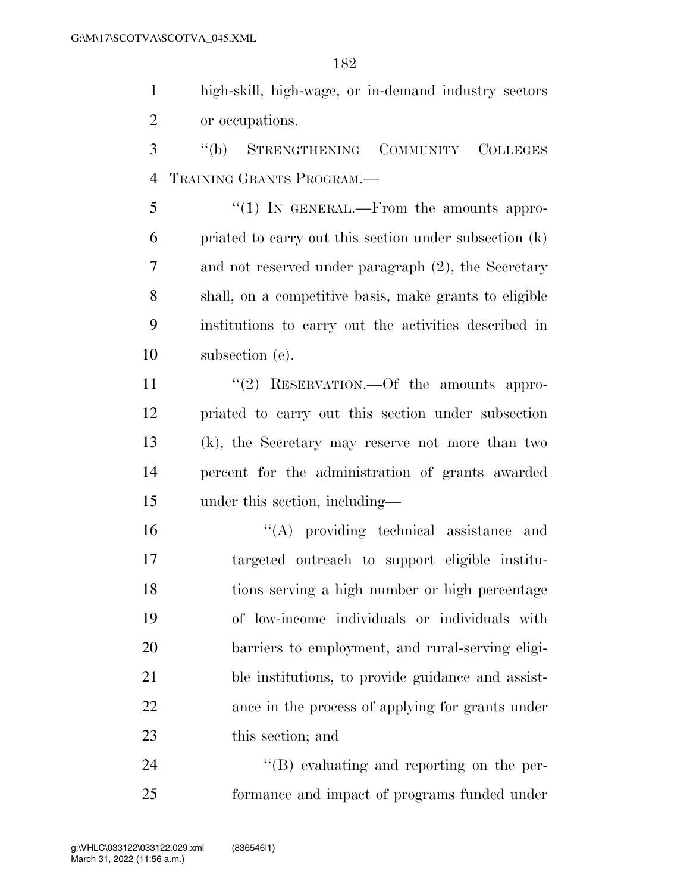high-skill, high-wage, or in-demand industry sectors or occupations.

"(b) STRENGTHENING COMMUNITY COLLEGES TRAINING GRANTS PROGRAM.—

"(1) IN GENERAL.—From the amounts appropriated to carry out this section under subsection (k) and not reserved under paragraph (2), the Secretary shall, on a competitive basis, make grants to eligible institutions to carry out the activities described in subsection (e).

"(2) RESERVATION.—Of the amounts appropriated to carry out this section under subsection (k), the Secretary may reserve not more than two percent for the administration of grants awarded under this section, including—

"(A) providing technical assistance and targeted outreach to support eligible institutions serving a high number or high percentage of low-income individuals or individuals with barriers to employment, and rural-serving eligible institutions, to provide guidance and assistance in the process of applying for grants under this section; and

"(B) evaluating and reporting on the performance and impact of programs funded under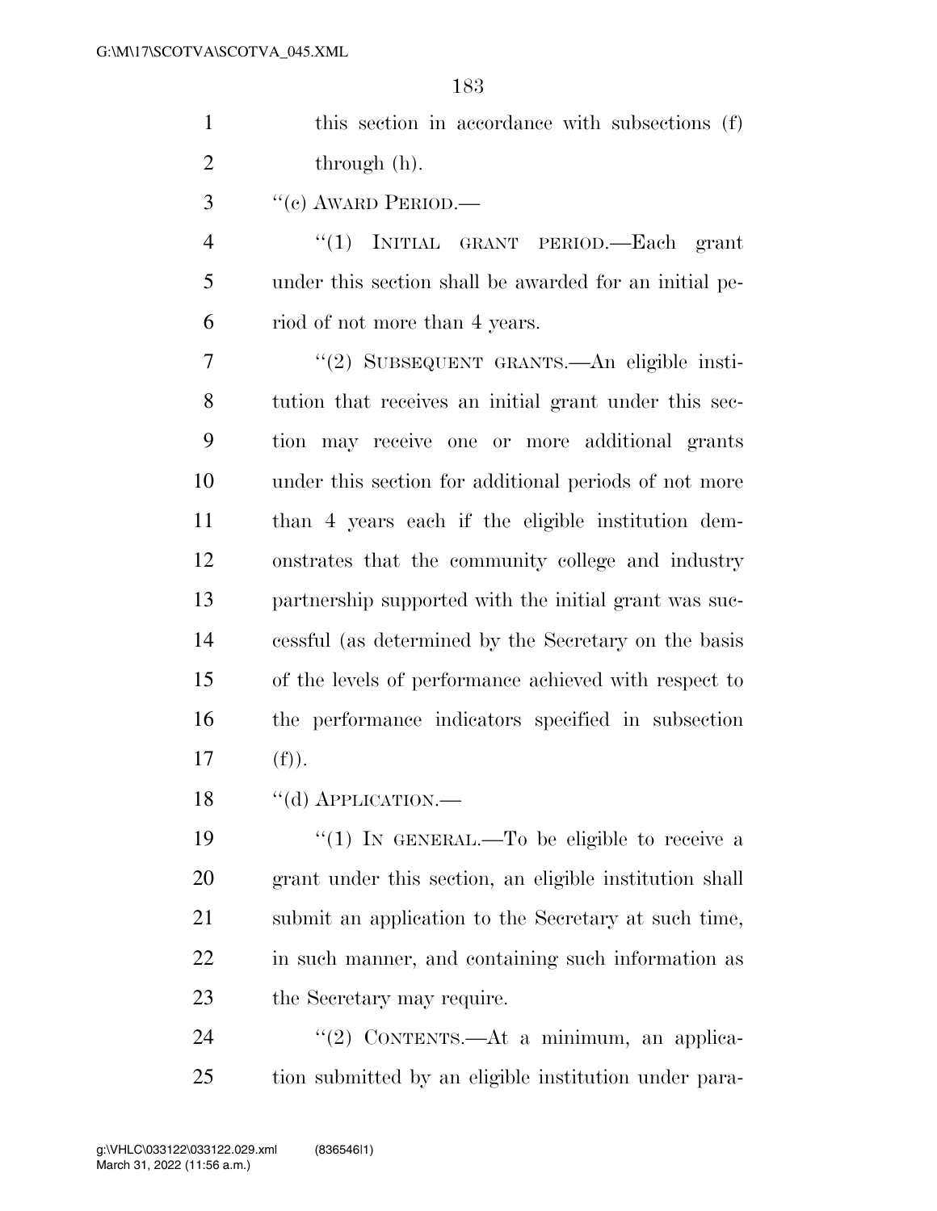this section in accordance with subsections (f) through (h).

''(c) AWARD PERIOD.—

''(1) INITIAL GRANT PERIOD.—Each grant under this section shall be awarded for an initial period of not more than 4 years.

''(2) SUBSEQUENT GRANTS.—An eligible institution that receives an initial grant under this section may receive one or more additional grants under this section for additional periods of not more than 4 years each if the eligible institution demonstrates that the community college and industry partnership supported with the initial grant was successful (as determined by the Secretary on the basis of the levels of performance achieved with respect to the performance indicators specified in subsection (f)).

''(d) APPLICATION.—

''(1) IN GENERAL.—To be eligible to receive a grant under this section, an eligible institution shall submit an application to the Secretary at such time, in such manner, and containing such information as the Secretary may require.

''(2) CONTENTS.—At a minimum, an application submitted by an eligible institution under para-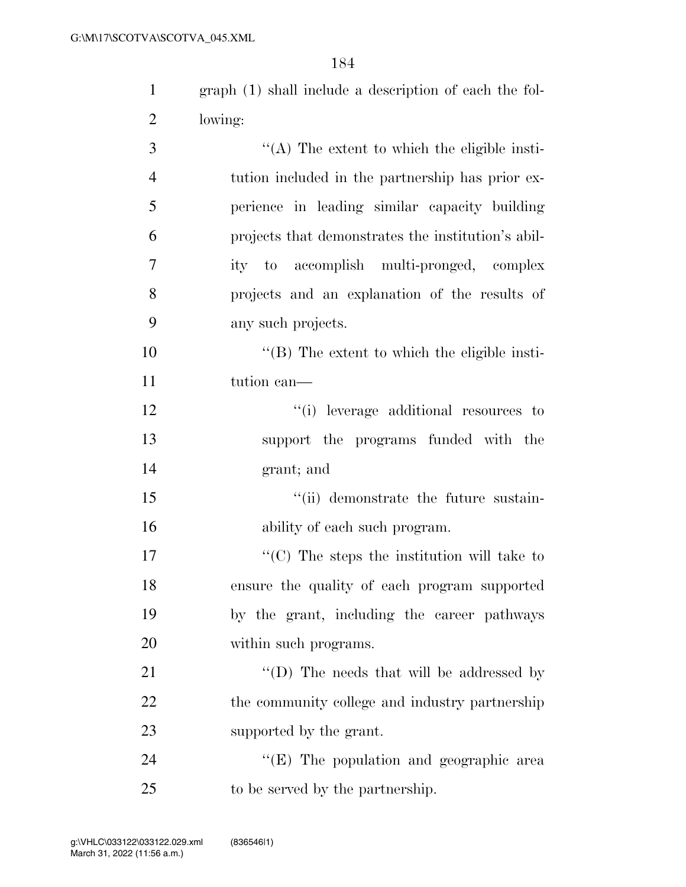graph (1) shall include a description of each the following:

"(A) The extent to which the eligible institution included in the partnership has prior experience in leading similar capacity building projects that demonstrates the institution's ability to accomplish multi-pronged, complex projects and an explanation of the results of any such projects.

"(B) The extent to which the eligible institution can—

"(i) leverage additional resources to support the programs funded with the grant; and

"(ii) demonstrate the future sustainability of each such program.

"(C) The steps the institution will take to ensure the quality of each program supported by the grant, including the career pathways within such programs.

"(D) The needs that will be addressed by the community college and industry partnership supported by the grant.

"(E) The population and geographic area to be served by the partnership.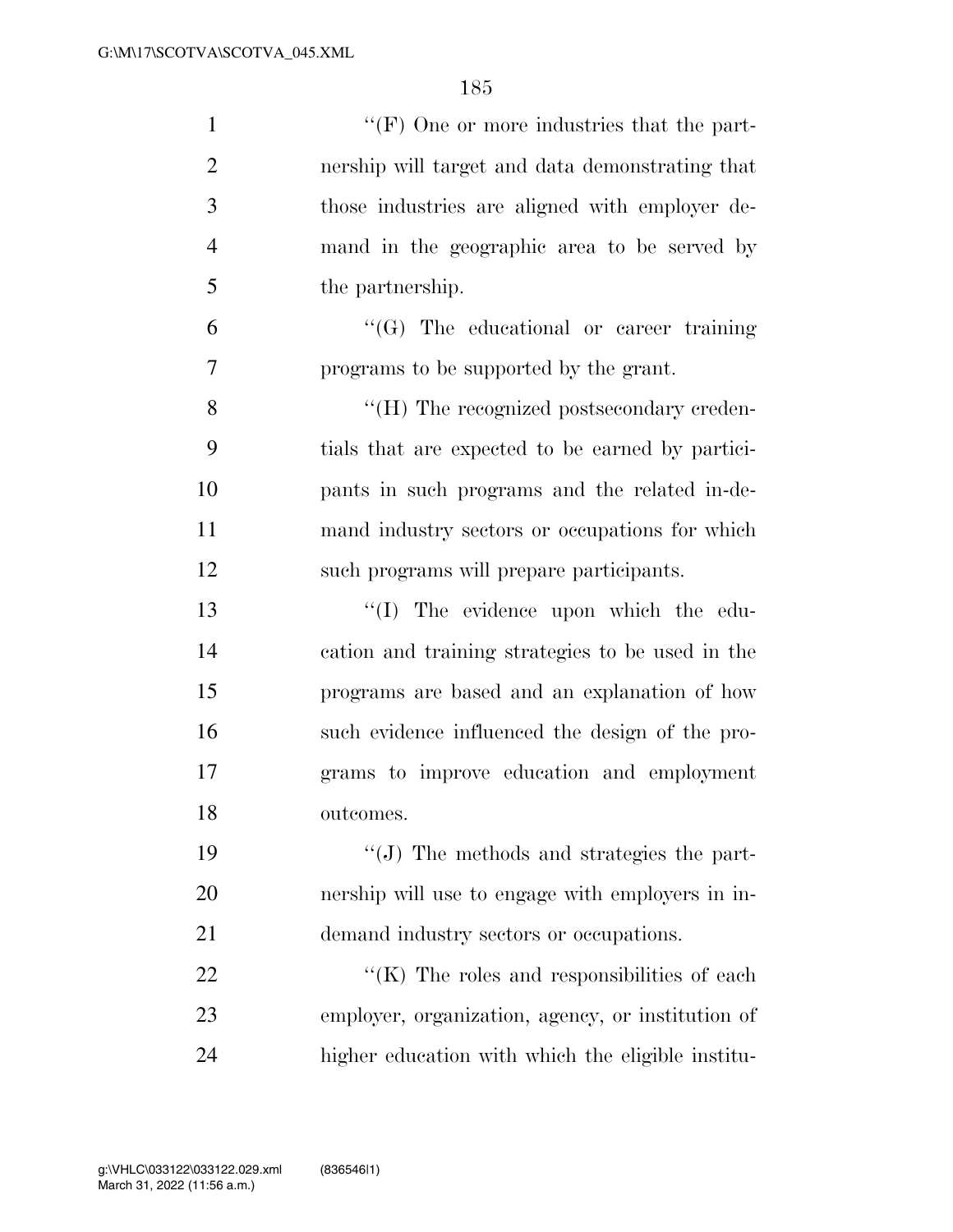''(F) One or more industries that the partnership will target and data demonstrating that those industries are aligned with employer demand in the geographic area to be served by the partnership.

''(G) The educational or career training programs to be supported by the grant.

''(H) The recognized postsecondary credentials that are expected to be earned by participants in such programs and the related in-demand industry sectors or occupations for which such programs will prepare participants.

''(I) The evidence upon which the education and training strategies to be used in the programs are based and an explanation of how such evidence influenced the design of the programs to improve education and employment outcomes.

''(J) The methods and strategies the partnership will use to engage with employers in in-demand industry sectors or occupations.

''(K) The roles and responsibilities of each employer, organization, agency, or institution of higher education with which the eligible institu-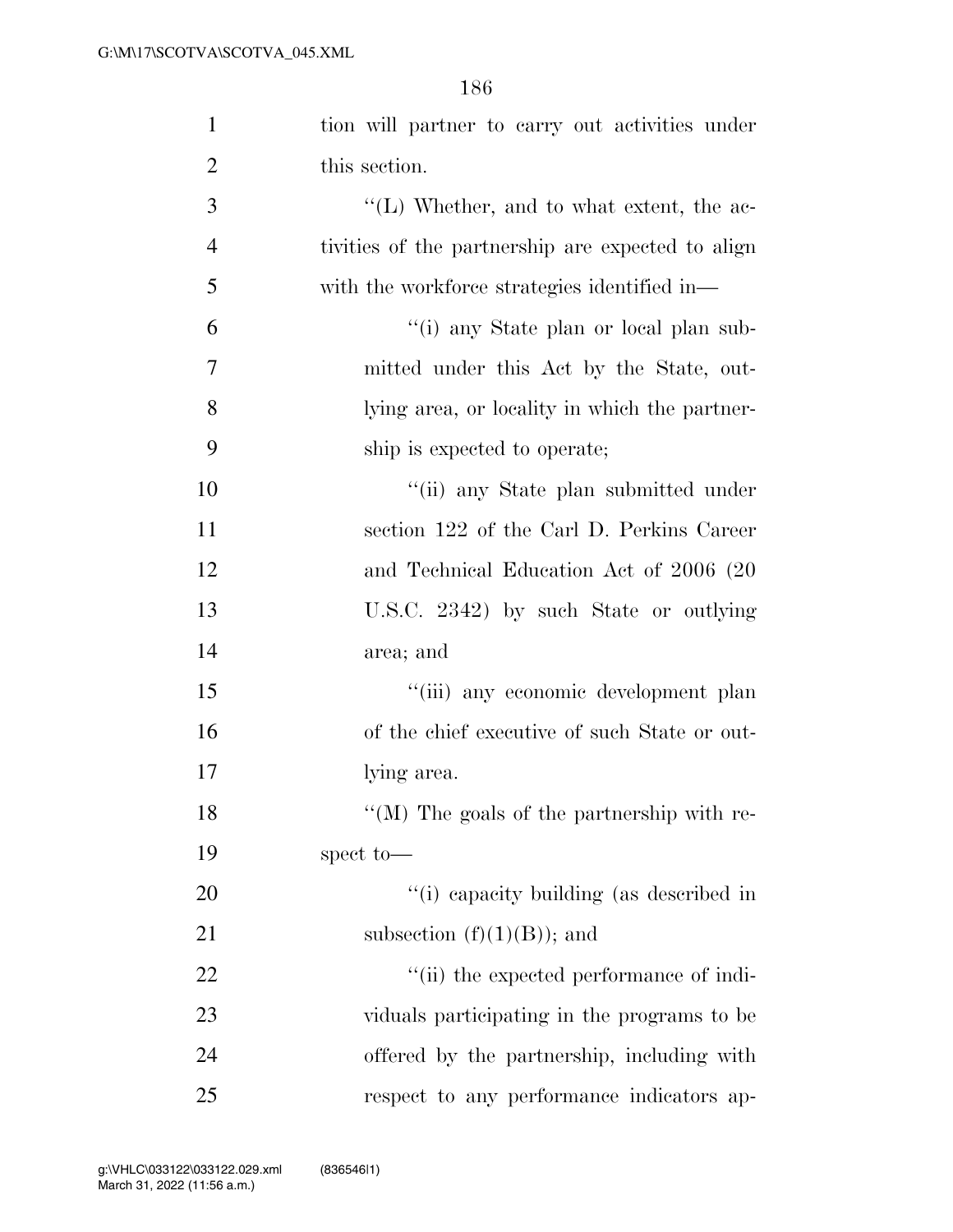tion will partner to carry out activities under this section.

''(L) Whether, and to what extent, the activities of the partnership are expected to align with the workforce strategies identified in—

''(i) any State plan or local plan submitted under this Act by the State, outlying area, or locality in which the partnership is expected to operate;

''(ii) any State plan submitted under section 122 of the Carl D. Perkins Career and Technical Education Act of 2006 (20 U.S.C. 2342) by such State or outlying area; and

''(iii) any economic development plan of the chief executive of such State or outlying area.

''(M) The goals of the partnership with respect to—

''(i) capacity building (as described in subsection (f)(1)(B)); and

''(ii) the expected performance of individuals participating in the programs to be offered by the partnership, including with respect to any performance indicators ap-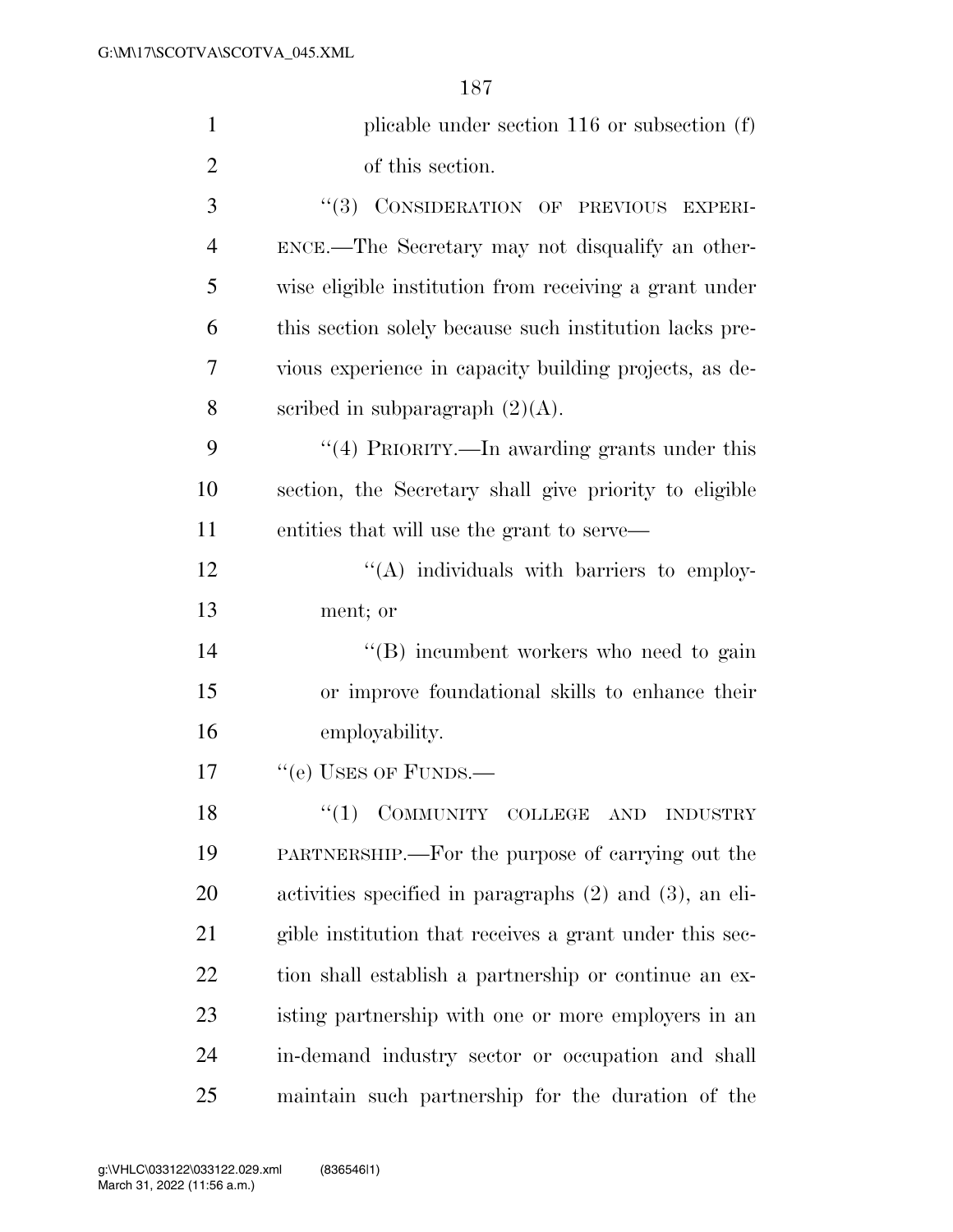plicable under section 116 or subsection (f) of this section.

"(3) CONSIDERATION OF PREVIOUS EXPERIENCE.—The Secretary may not disqualify an otherwise eligible institution from receiving a grant under this section solely because such institution lacks previous experience in capacity building projects, as described in subparagraph (2)(A).

"(4) PRIORITY.—In awarding grants under this section, the Secretary shall give priority to eligible entities that will use the grant to serve—

"(A) individuals with barriers to employment; or

"(B) incumbent workers who need to gain or improve foundational skills to enhance their employability.

"(e) USES OF FUNDS.—

"(1) COMMUNITY COLLEGE AND INDUSTRY PARTNERSHIP.—For the purpose of carrying out the activities specified in paragraphs (2) and (3), an eligible institution that receives a grant under this section shall establish a partnership or continue an existing partnership with one or more employers in an in-demand industry sector or occupation and shall maintain such partnership for the duration of the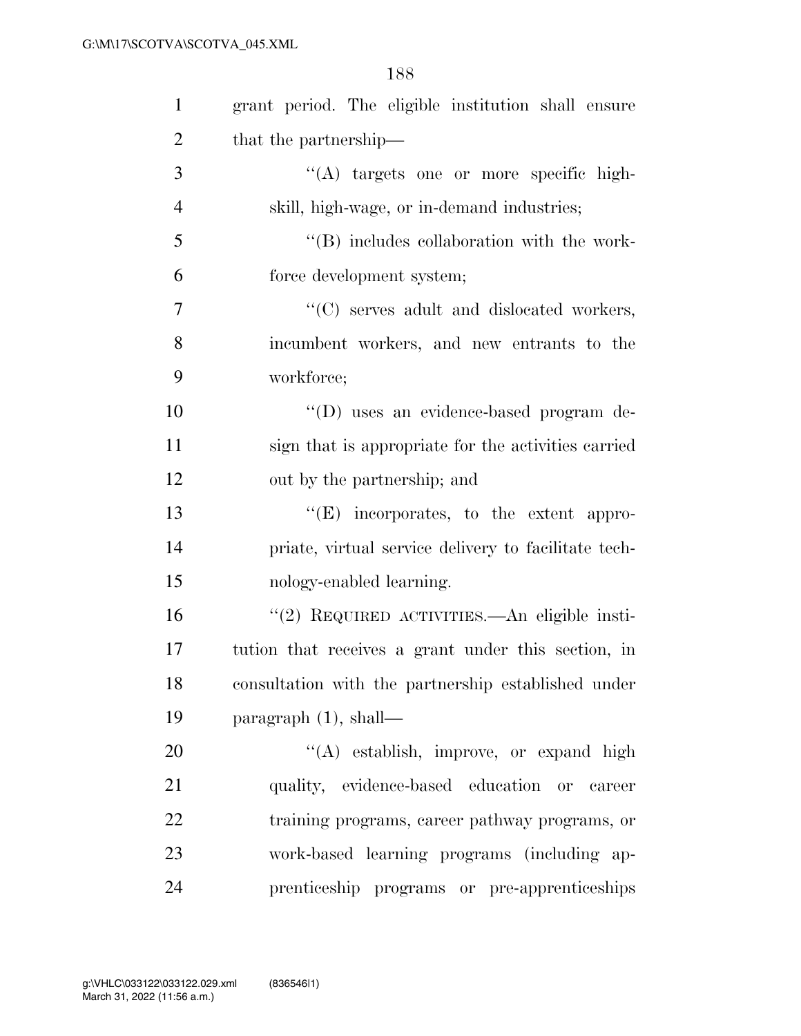grant period. The eligible institution shall ensure that the partnership—

"(A) targets one or more specific high-skill, high-wage, or in-demand industries;

"(B) includes collaboration with the workforce development system;

"(C) serves adult and dislocated workers, incumbent workers, and new entrants to the workforce;

"(D) uses an evidence-based program design that is appropriate for the activities carried out by the partnership; and

"(E) incorporates, to the extent appropriate, virtual service delivery to facilitate technology-enabled learning.

"(2) REQUIRED ACTIVITIES.—An eligible institution that receives a grant under this section, in consultation with the partnership established under paragraph (1), shall—

"(A) establish, improve, or expand high quality, evidence-based education or career training programs, career pathway programs, or work-based learning programs (including apprenticeship programs or pre-apprenticeships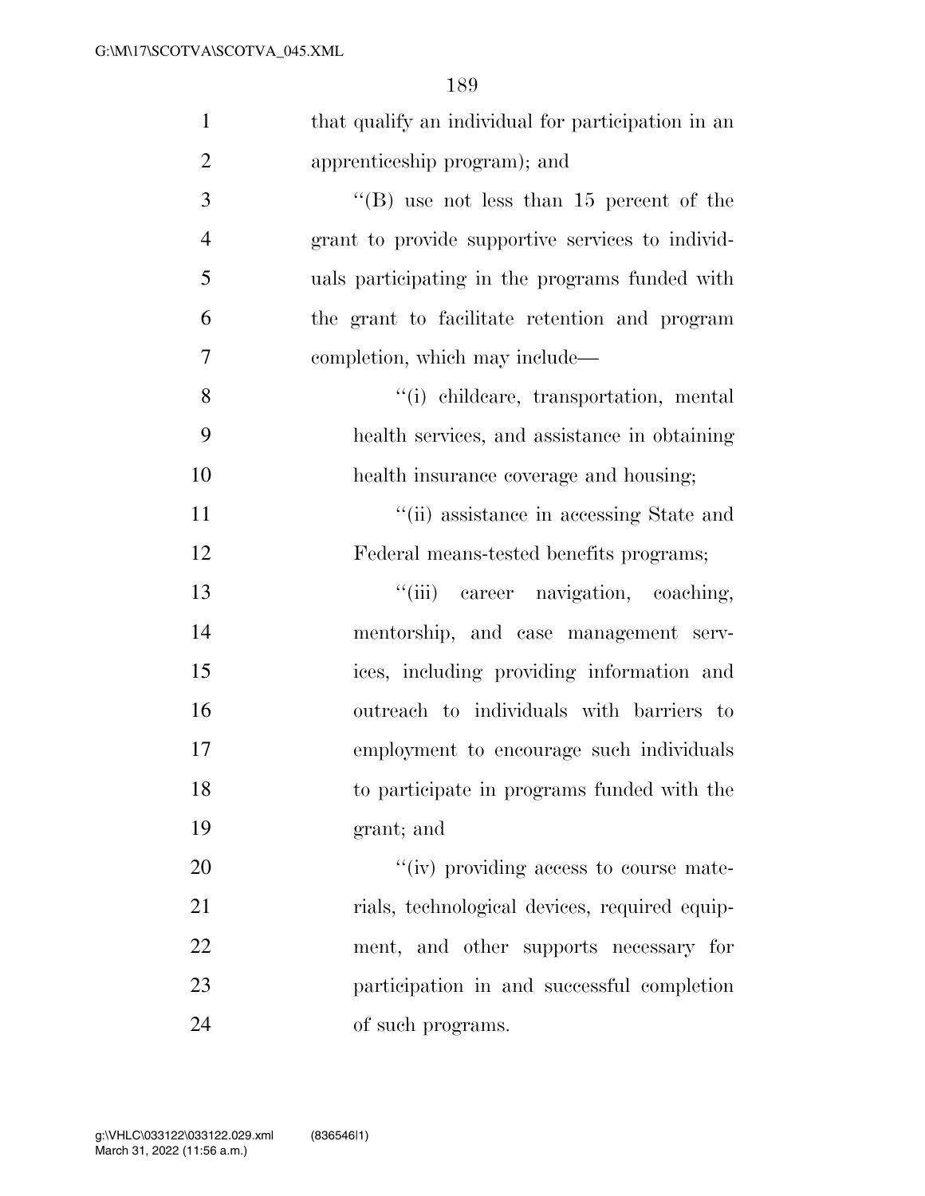that qualify an individual for participation in an apprenticeship program); and

''(B) use not less than 15 percent of the grant to provide supportive services to individuals participating in the programs funded with the grant to facilitate retention and program completion, which may include—

''(i) childcare, transportation, mental health services, and assistance in obtaining health insurance coverage and housing;

''(ii) assistance in accessing State and Federal means-tested benefits programs;

''(iii) career navigation, coaching, mentorship, and case management services, including providing information and outreach to individuals with barriers to employment to encourage such individuals to participate in programs funded with the grant; and

''(iv) providing access to course materials, technological devices, required equipment, and other supports necessary for participation in and successful completion of such programs.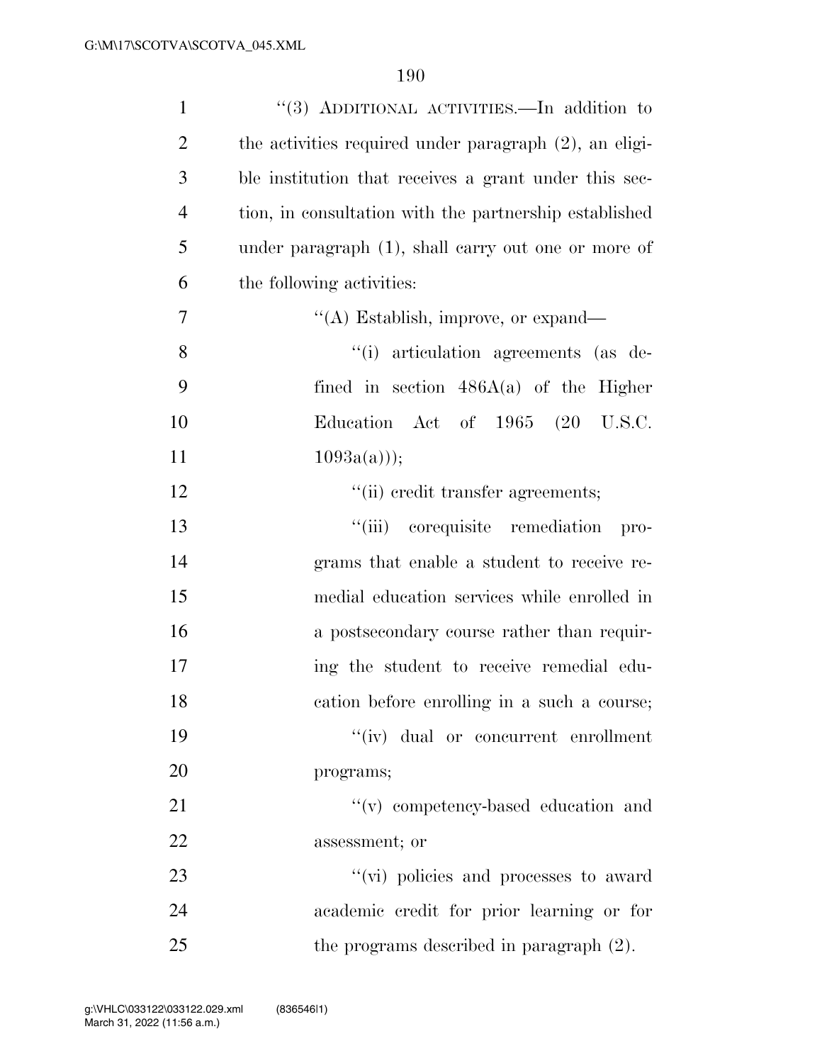"(3) ADDITIONAL ACTIVITIES.—In addition to the activities required under paragraph (2), an eligible institution that receives a grant under this section, in consultation with the partnership established under paragraph (1), shall carry out one or more of the following activities:

"(A) Establish, improve, or expand—

"(i) articulation agreements (as defined in section 486A(a) of the Higher Education Act of 1965 (20 U.S.C. 1093a(a)));

"(ii) credit transfer agreements;

"(iii) corequisite remediation programs that enable a student to receive remedial education services while enrolled in a postsecondary course rather than requiring the student to receive remedial education before enrolling in a such a course;

"(iv) dual or concurrent enrollment programs;

"(v) competency-based education and assessment; or

"(vi) policies and processes to award academic credit for prior learning or for the programs described in paragraph (2).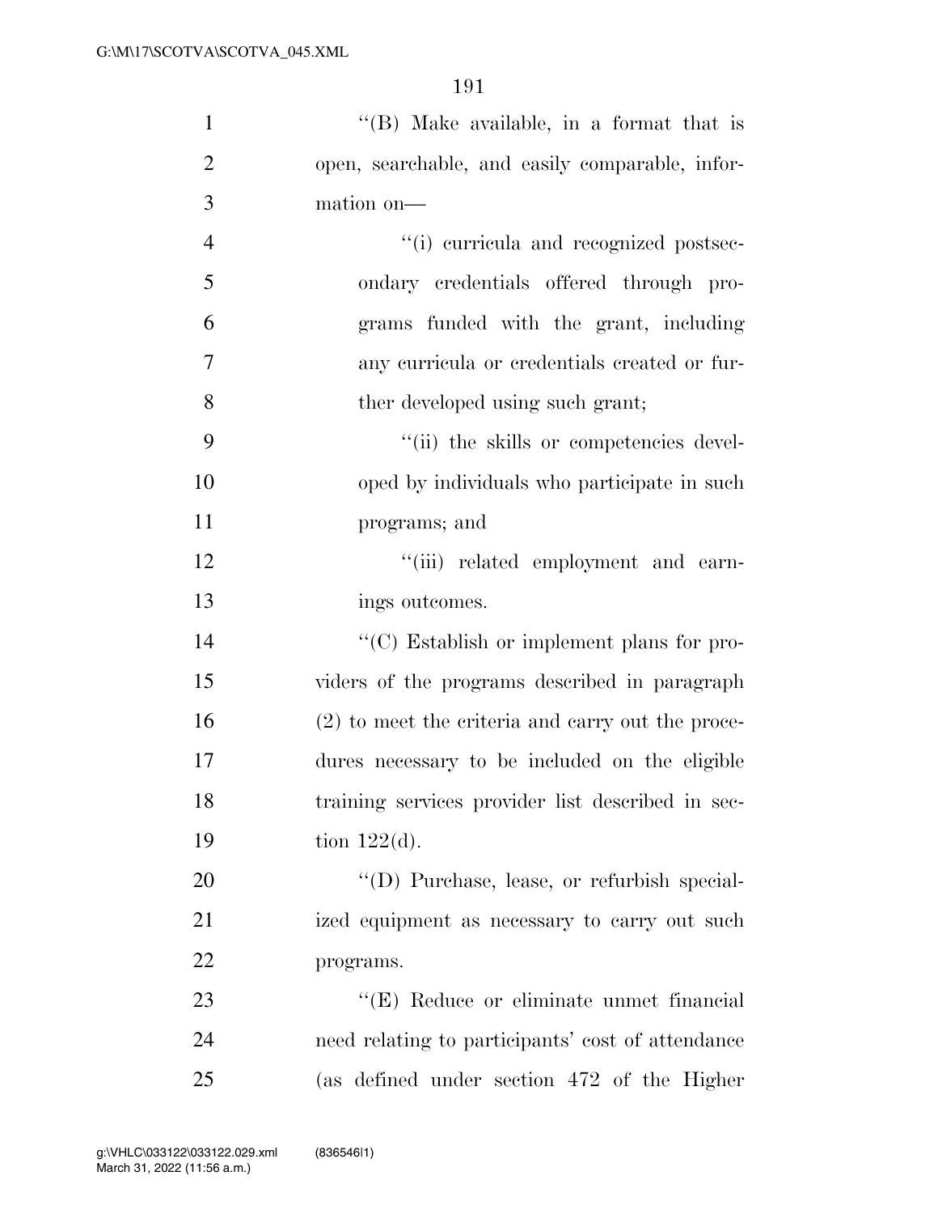''(B) Make available, in a format that is open, searchable, and easily comparable, information on—

''(i) curricula and recognized postsecondary credentials offered through programs funded with the grant, including any curricula or credentials created or further developed using such grant;

''(ii) the skills or competencies developed by individuals who participate in such programs; and

''(iii) related employment and earnings outcomes.

''(C) Establish or implement plans for providers of the programs described in paragraph (2) to meet the criteria and carry out the procedures necessary to be included on the eligible training services provider list described in section 122(d).

''(D) Purchase, lease, or refurbish specialized equipment as necessary to carry out such programs.

''(E) Reduce or eliminate unmet financial need relating to participants' cost of attendance (as defined under section 472 of the Higher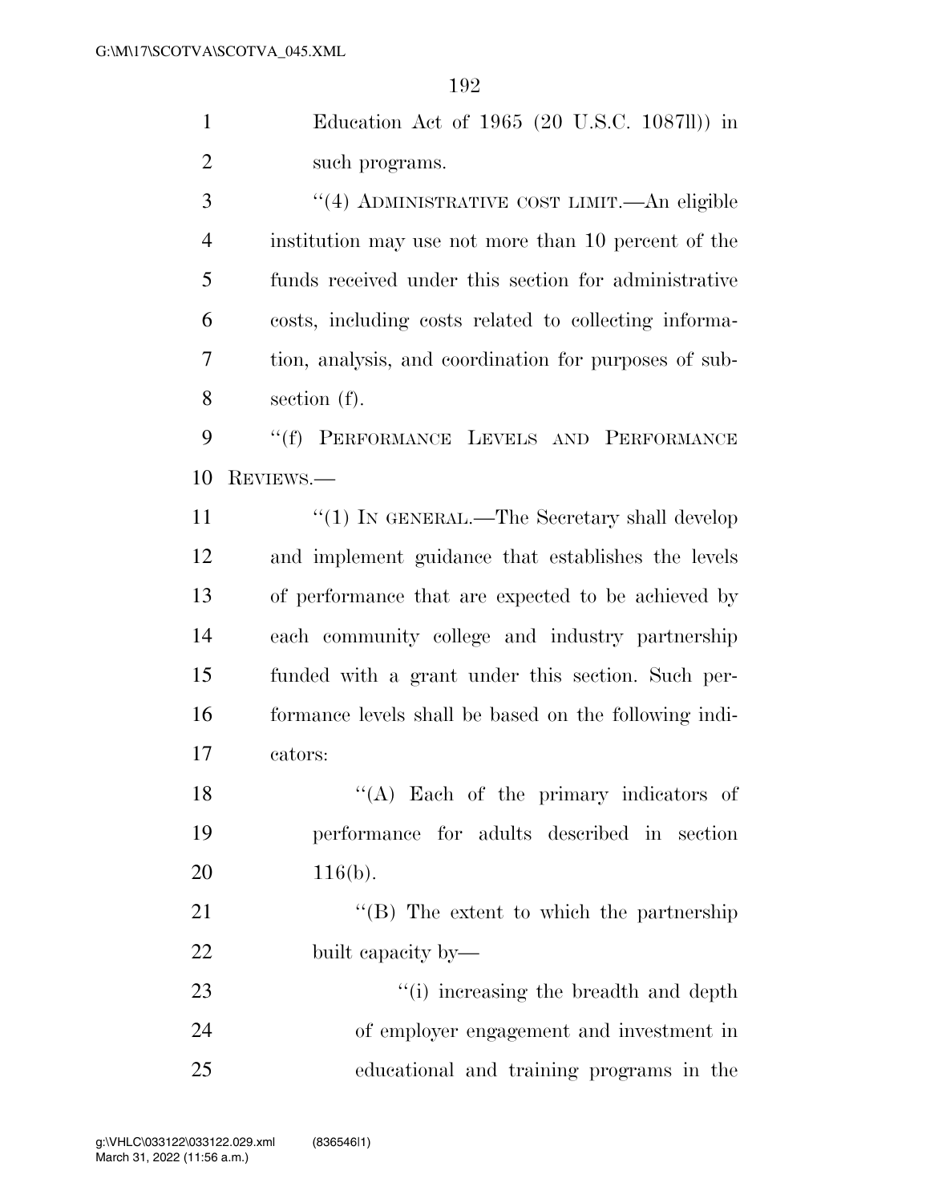Education Act of 1965 (20 U.S.C. 1087ll)) in such programs.

''(4) ADMINISTRATIVE COST LIMIT.—An eligible institution may use not more than 10 percent of the funds received under this section for administrative costs, including costs related to collecting information, analysis, and coordination for purposes of subsection (f).

''(f) PERFORMANCE LEVELS AND PERFORMANCE REVIEWS.—

''(1) IN GENERAL.—The Secretary shall develop and implement guidance that establishes the levels of performance that are expected to be achieved by each community college and industry partnership funded with a grant under this section. Such performance levels shall be based on the following indicators:

''(A) Each of the primary indicators of performance for adults described in section 116(b).

''(B) The extent to which the partnership built capacity by—

''(i) increasing the breadth and depth of employer engagement and investment in educational and training programs in the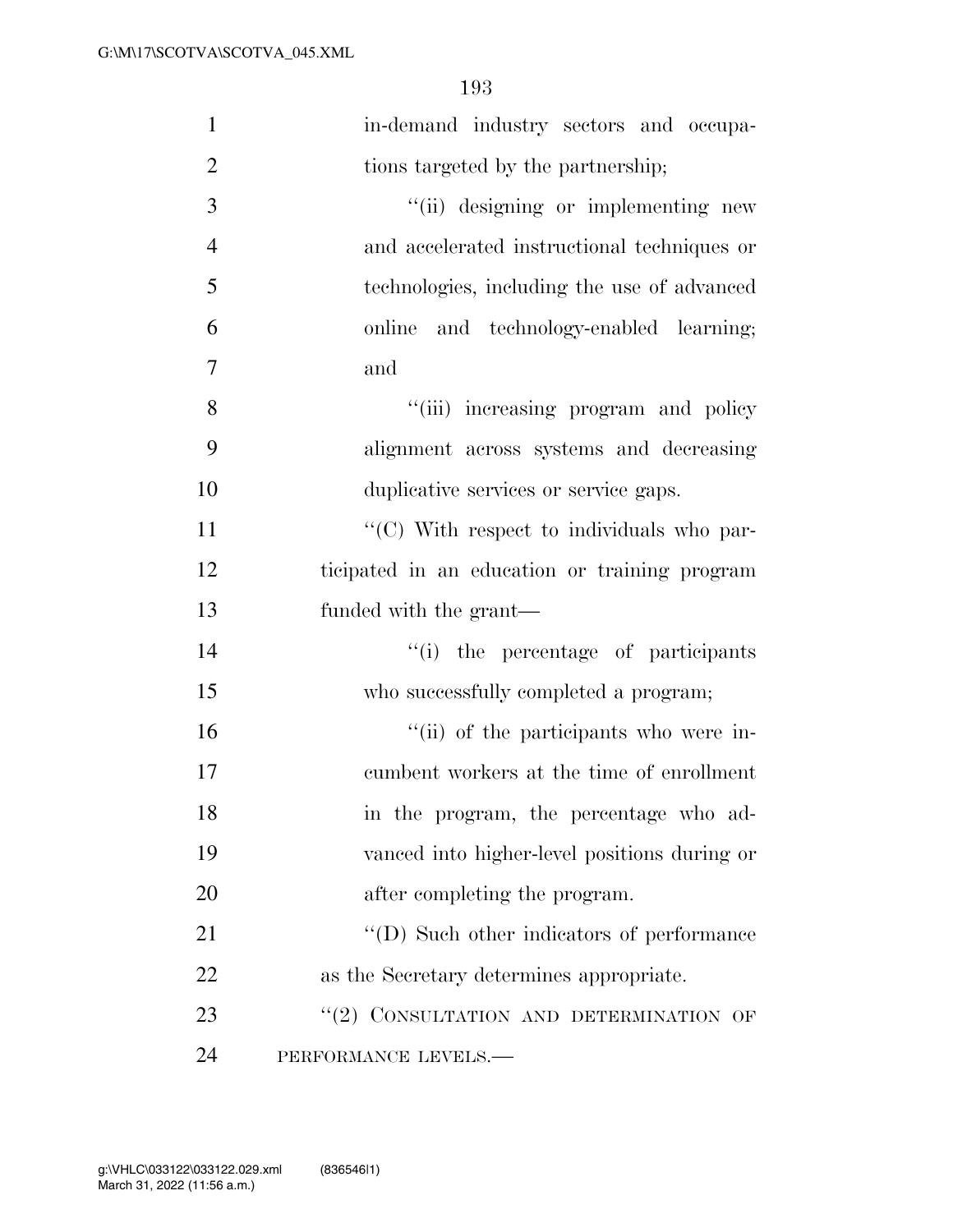in-demand industry sectors and occupations targeted by the partnership;

"(ii) designing or implementing new and accelerated instructional techniques or technologies, including the use of advanced online and technology-enabled learning; and

"(iii) increasing program and policy alignment across systems and decreasing duplicative services or service gaps.

"(C) With respect to individuals who participated in an education or training program funded with the grant—

"(i) the percentage of participants who successfully completed a program;

"(ii) of the participants who were incumbent workers at the time of enrollment in the program, the percentage who advanced into higher-level positions during or after completing the program.

"(D) Such other indicators of performance as the Secretary determines appropriate.

"(2) CONSULTATION AND DETERMINATION OF PERFORMANCE LEVELS.—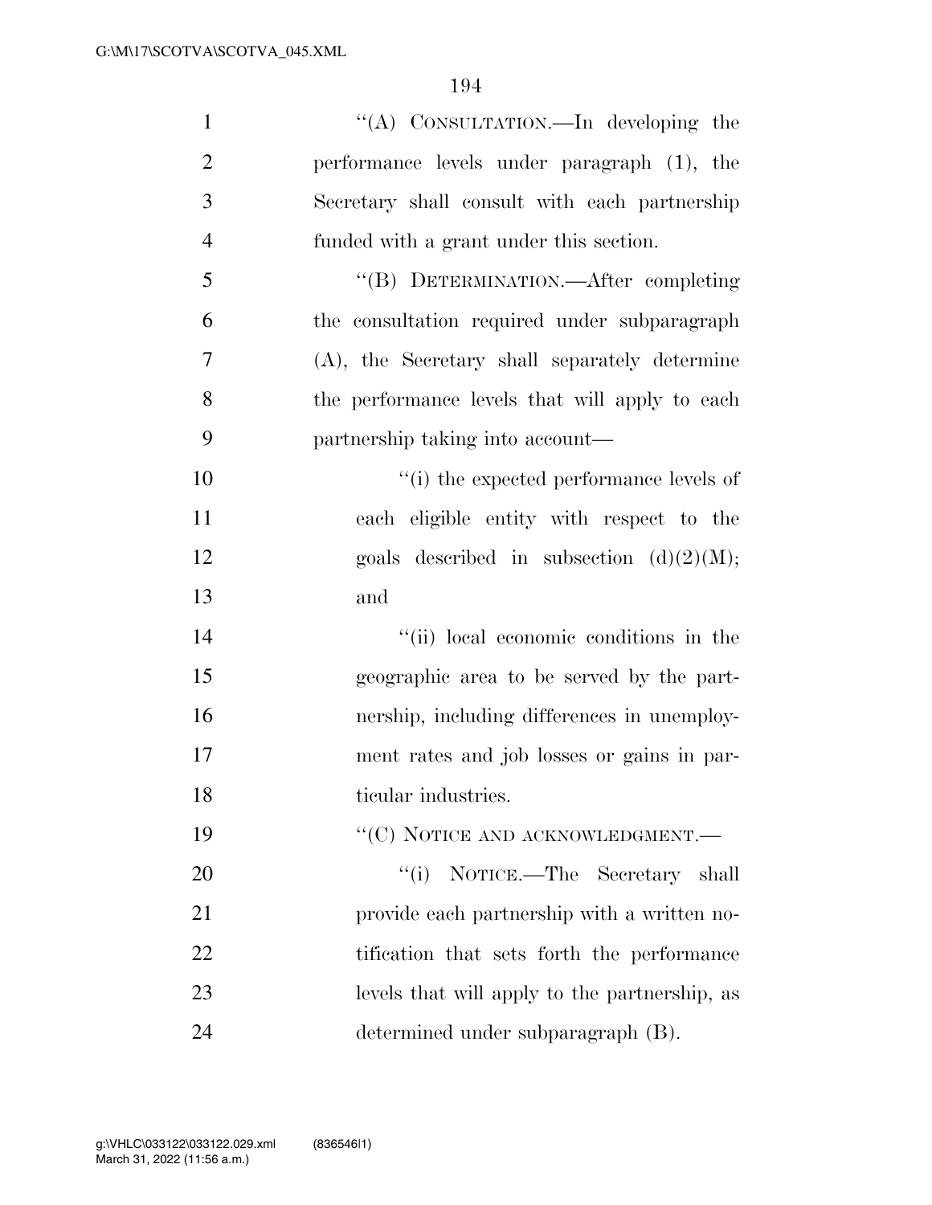"(A) CONSULTATION.—In developing the performance levels under paragraph (1), the Secretary shall consult with each partnership funded with a grant under this section.

"(B) DETERMINATION.—After completing the consultation required under subparagraph (A), the Secretary shall separately determine the performance levels that will apply to each partnership taking into account—

"(i) the expected performance levels of each eligible entity with respect to the goals described in subsection (d)(2)(M); and

"(ii) local economic conditions in the geographic area to be served by the partnership, including differences in unemployment rates and job losses or gains in particular industries.

"(C) NOTICE AND ACKNOWLEDGMENT.—

"(i) NOTICE.—The Secretary shall provide each partnership with a written notification that sets forth the performance levels that will apply to the partnership, as determined under subparagraph (B).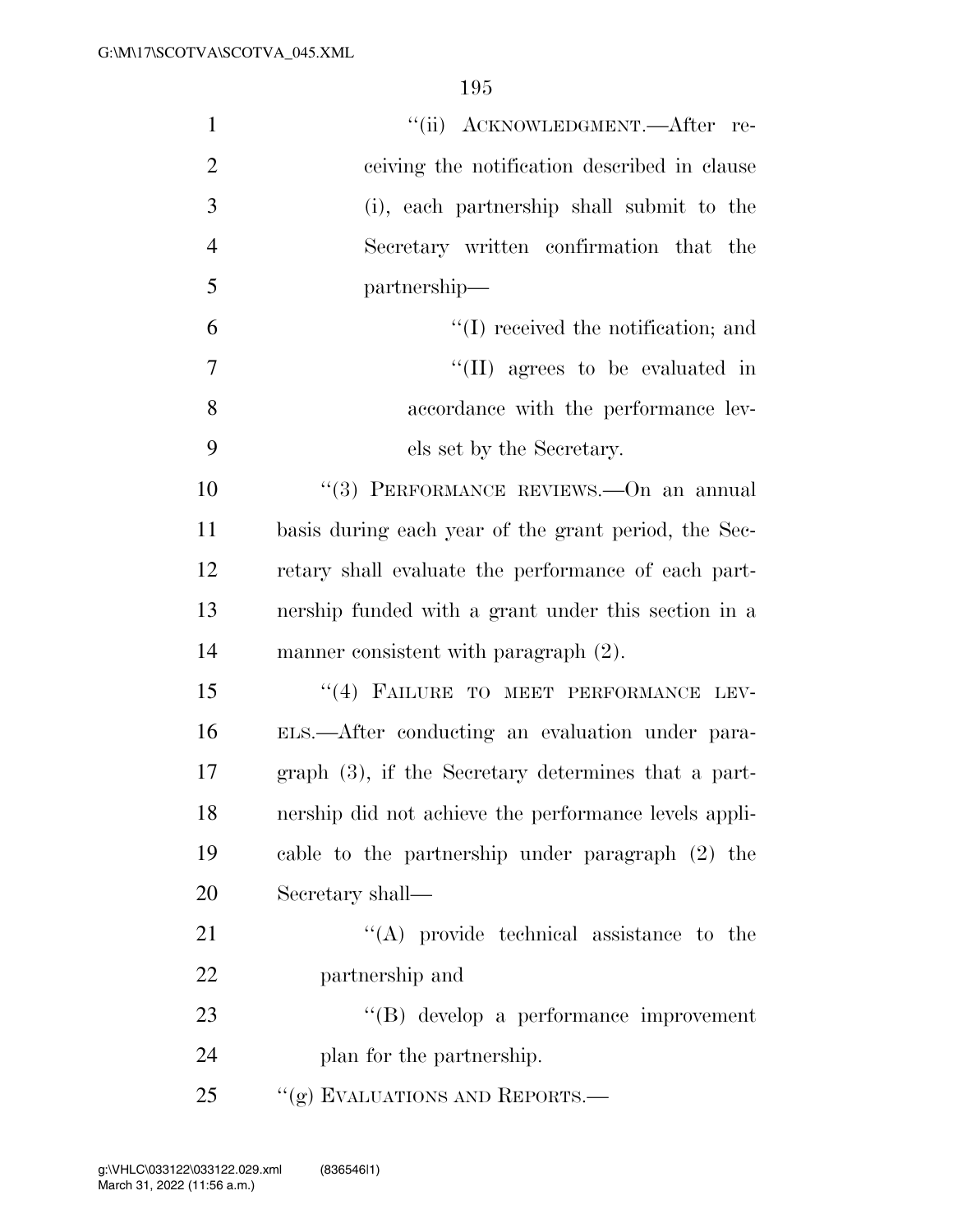"(ii) ACKNOWLEDGMENT.—After receiving the notification described in clause (i), each partnership shall submit to the Secretary written confirmation that the partnership—

"(I) received the notification; and

"(II) agrees to be evaluated in accordance with the performance levels set by the Secretary.

"(3) PERFORMANCE REVIEWS.—On an annual basis during each year of the grant period, the Secretary shall evaluate the performance of each partnership funded with a grant under this section in a manner consistent with paragraph (2).

"(4) FAILURE TO MEET PERFORMANCE LEVELS.—After conducting an evaluation under paragraph (3), if the Secretary determines that a partnership did not achieve the performance levels applicable to the partnership under paragraph (2) the Secretary shall—

"(A) provide technical assistance to the partnership and

"(B) develop a performance improvement plan for the partnership.

"(g) EVALUATIONS AND REPORTS.—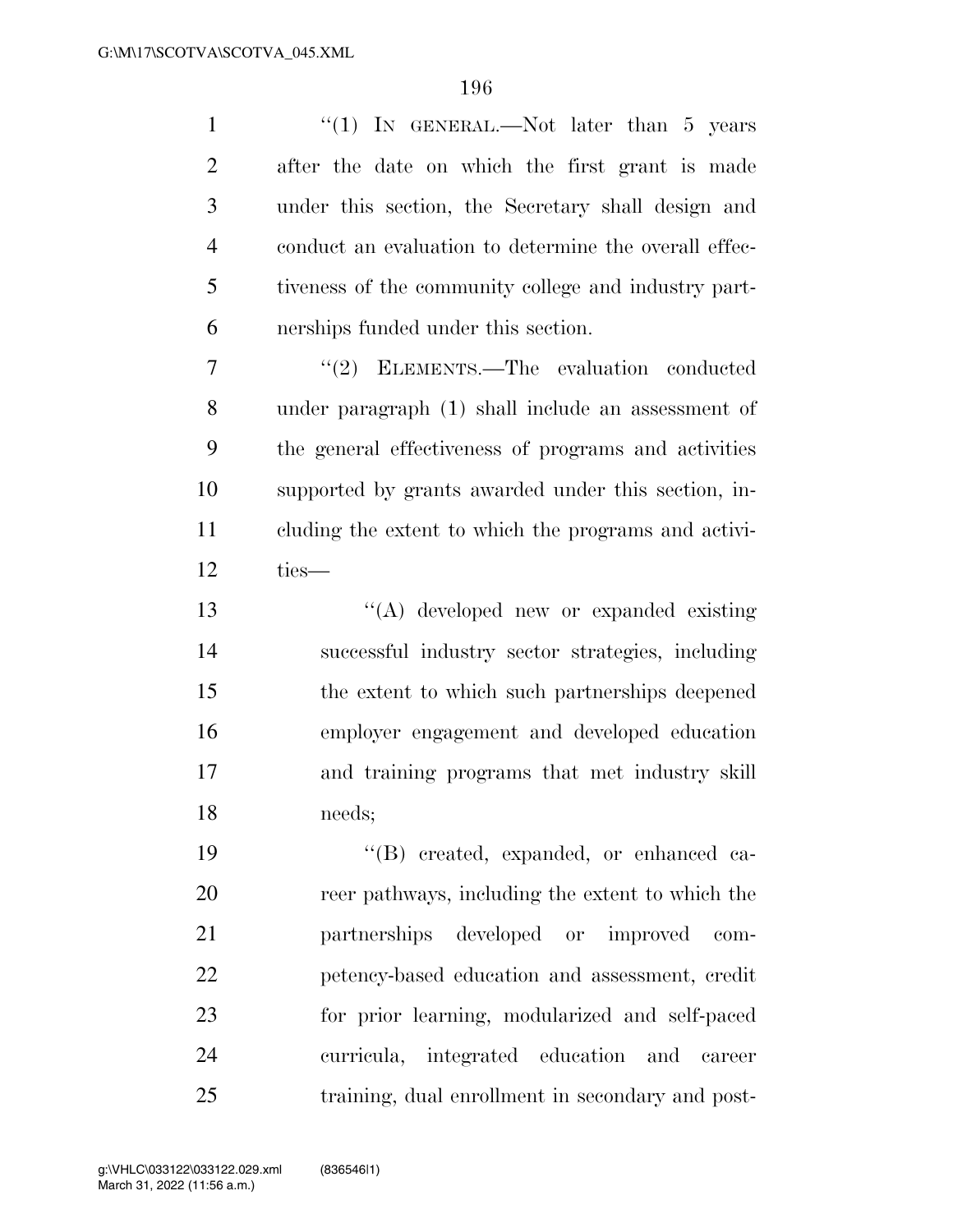''(1) IN GENERAL.—Not later than 5 years after the date on which the first grant is made under this section, the Secretary shall design and conduct an evaluation to determine the overall effectiveness of the community college and industry partnerships funded under this section.

''(2) ELEMENTS.—The evaluation conducted under paragraph (1) shall include an assessment of the general effectiveness of programs and activities supported by grants awarded under this section, including the extent to which the programs and activities—

''(A) developed new or expanded existing successful industry sector strategies, including the extent to which such partnerships deepened employer engagement and developed education and training programs that met industry skill needs;

''(B) created, expanded, or enhanced career pathways, including the extent to which the partnerships developed or improved competency-based education and assessment, credit for prior learning, modularized and self-paced curricula, integrated education and career training, dual enrollment in secondary and post-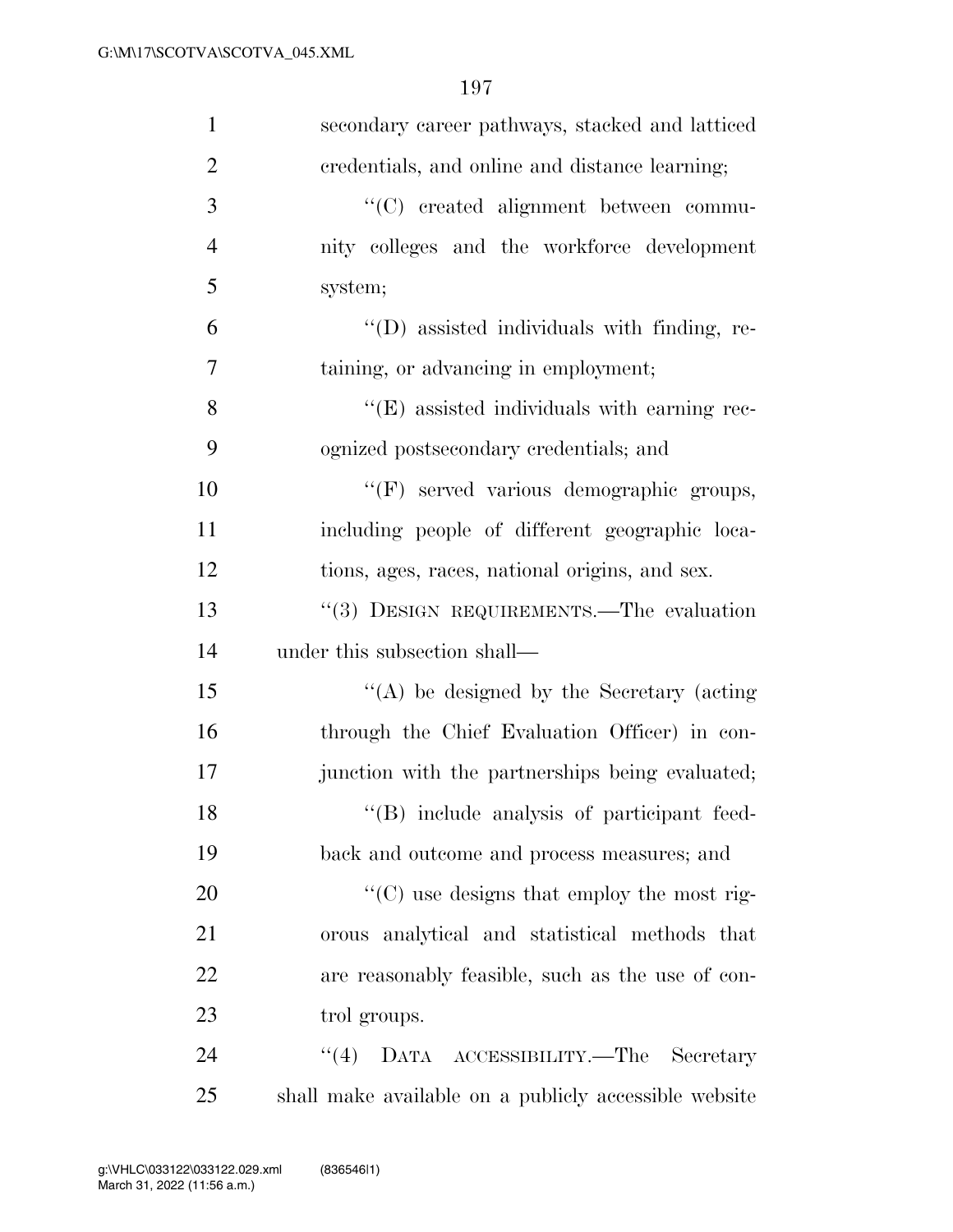secondary career pathways, stacked and latticed credentials, and online and distance learning;

"(C) created alignment between community colleges and the workforce development system;

"(D) assisted individuals with finding, retaining, or advancing in employment;

"(E) assisted individuals with earning recognized postsecondary credentials; and

"(F) served various demographic groups, including people of different geographic locations, ages, races, national origins, and sex.

"(3) DESIGN REQUIREMENTS.—The evaluation under this subsection shall—

"(A) be designed by the Secretary (acting through the Chief Evaluation Officer) in conjunction with the partnerships being evaluated;

"(B) include analysis of participant feedback and outcome and process measures; and

"(C) use designs that employ the most rigorous analytical and statistical methods that are reasonably feasible, such as the use of control groups.

"(4) DATA ACCESSIBILITY.—The Secretary shall make available on a publicly accessible website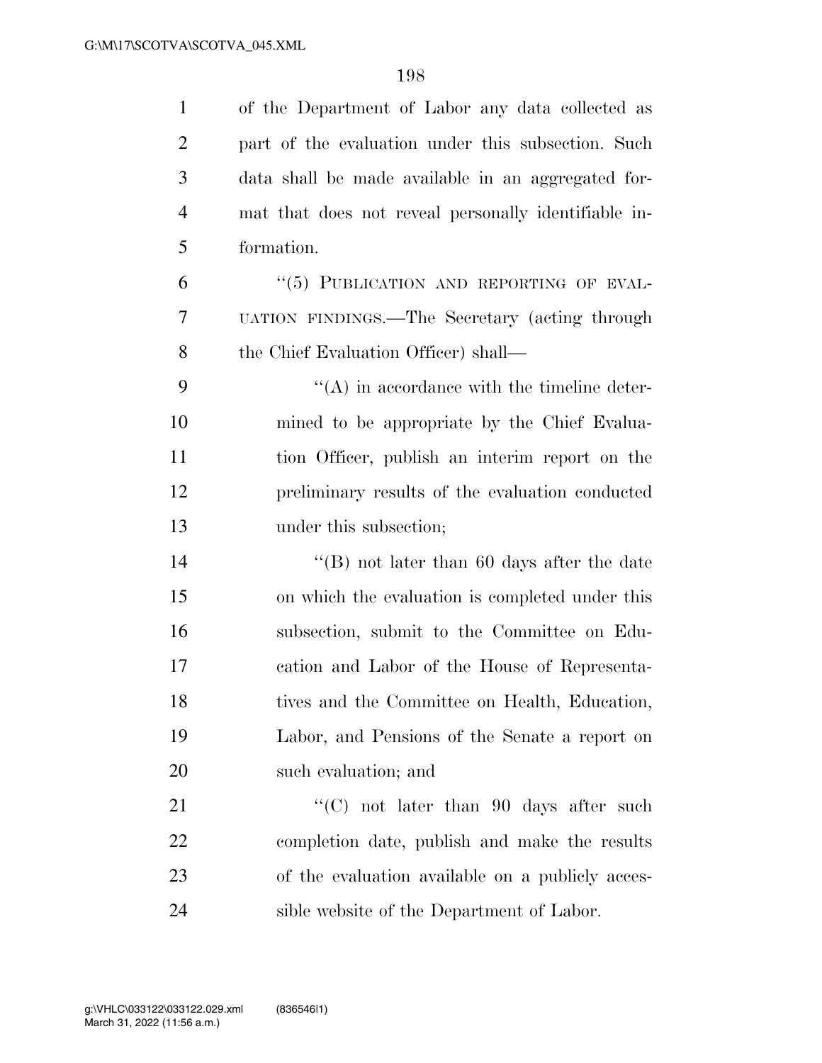of the Department of Labor any data collected as part of the evaluation under this subsection. Such data shall be made available in an aggregated format that does not reveal personally identifiable information.

"(5) PUBLICATION AND REPORTING OF EVALUATION FINDINGS.—The Secretary (acting through the Chief Evaluation Officer) shall—

"(A) in accordance with the timeline determined to be appropriate by the Chief Evaluation Officer, publish an interim report on the preliminary results of the evaluation conducted under this subsection;

"(B) not later than 60 days after the date on which the evaluation is completed under this subsection, submit to the Committee on Education and Labor of the House of Representatives and the Committee on Health, Education, Labor, and Pensions of the Senate a report on such evaluation; and

"(C) not later than 90 days after such completion date, publish and make the results of the evaluation available on a publicly accessible website of the Department of Labor.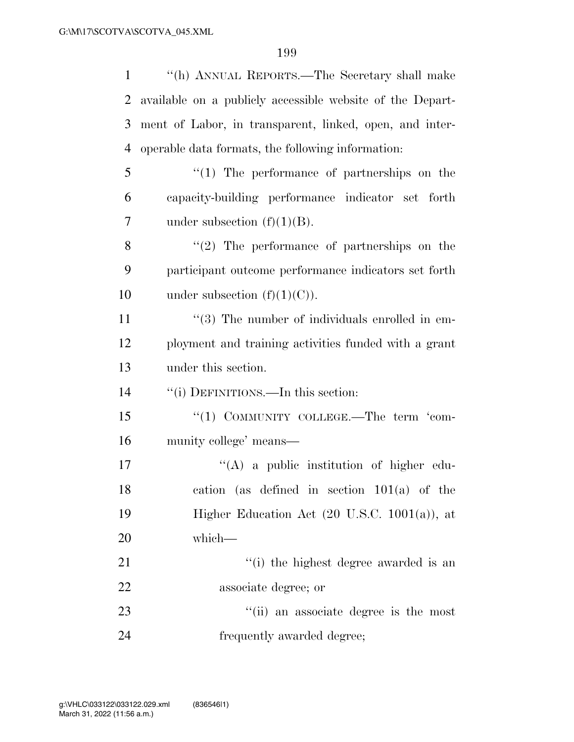''(h) ANNUAL REPORTS.—The Secretary shall make available on a publicly accessible website of the Department of Labor, in transparent, linked, open, and interoperable data formats, the following information:

''(1) The performance of partnerships on the capacity-building performance indicator set forth under subsection (f)(1)(B).

''(2) The performance of partnerships on the participant outcome performance indicators set forth under subsection (f)(1)(C)).

''(3) The number of individuals enrolled in employment and training activities funded with a grant under this section.

''(i) DEFINITIONS.—In this section:

''(1) COMMUNITY COLLEGE.—The term 'community college' means—

''(A) a public institution of higher education (as defined in section 101(a) of the Higher Education Act (20 U.S.C. 1001(a)), at which—

''(i) the highest degree awarded is an associate degree; or

''(ii) an associate degree is the most frequently awarded degree;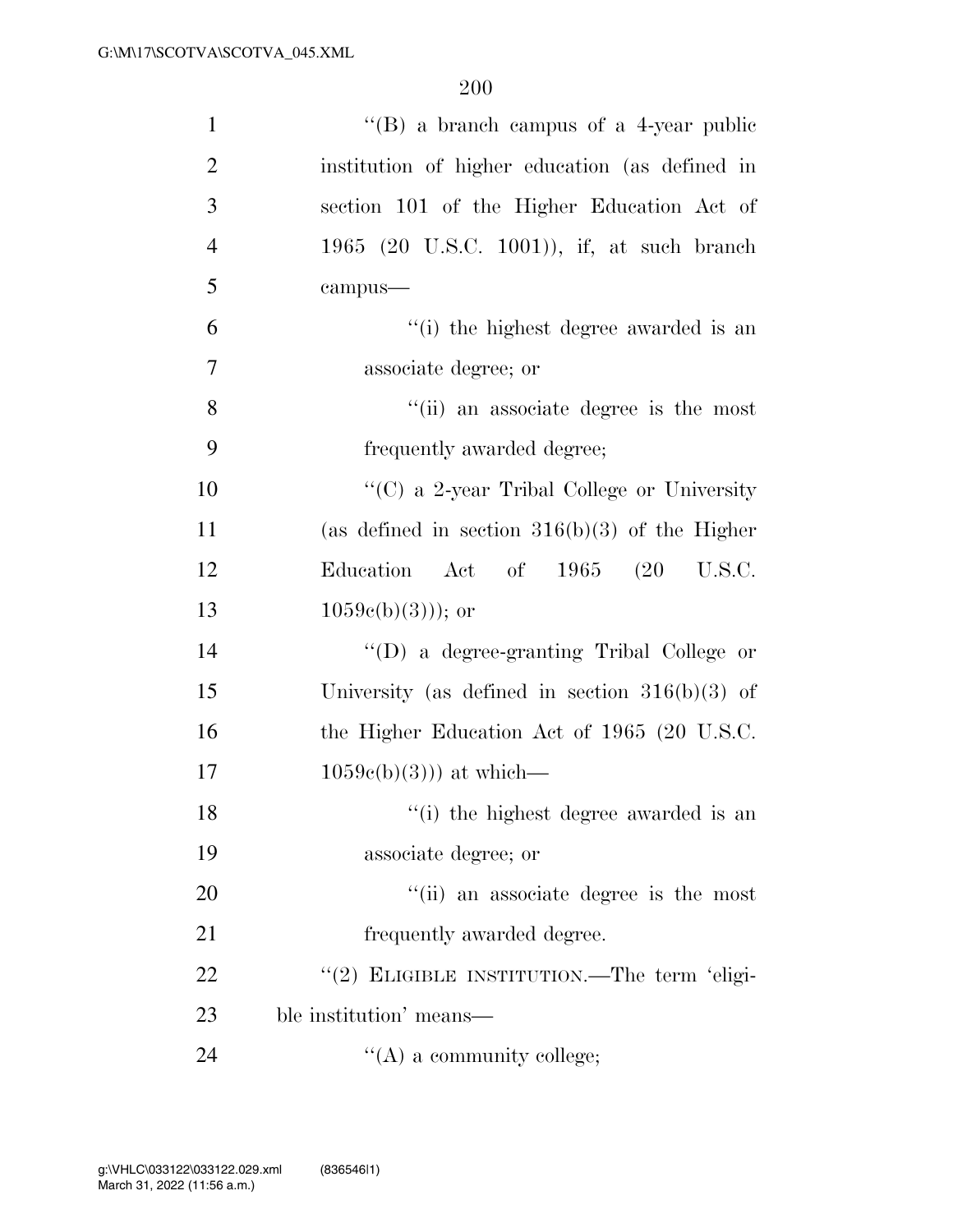''(B) a branch campus of a 4-year public institution of higher education (as defined in section 101 of the Higher Education Act of 1965 (20 U.S.C. 1001)), if, at such branch campus—

''(i) the highest degree awarded is an associate degree; or

''(ii) an associate degree is the most frequently awarded degree;

''(C) a 2-year Tribal College or University (as defined in section 316(b)(3) of the Higher Education Act of 1965 (20 U.S.C. 1059c(b)(3))); or

''(D) a degree-granting Tribal College or University (as defined in section 316(b)(3) of the Higher Education Act of 1965 (20 U.S.C. 1059c(b)(3))) at which—

''(i) the highest degree awarded is an associate degree; or

''(ii) an associate degree is the most frequently awarded degree.

''(2) ELIGIBLE INSTITUTION.—The term 'eligible institution' means—

''(A) a community college;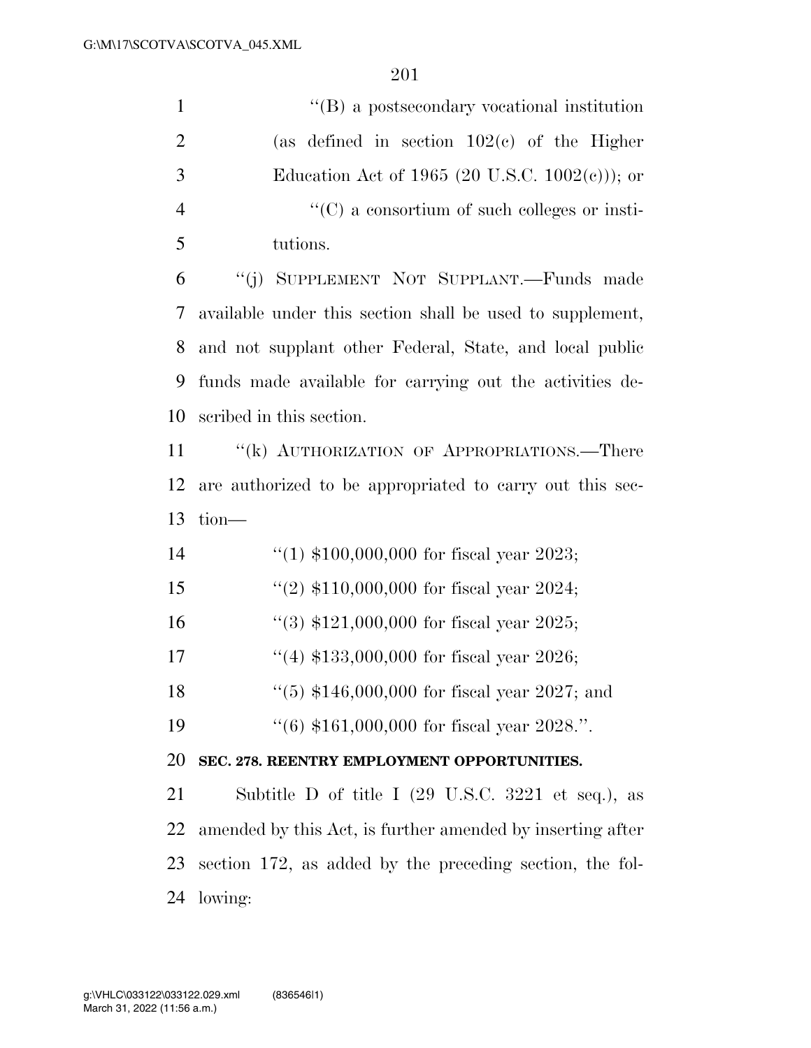"(B) a postsecondary vocational institution (as defined in section 102(c) of the Higher Education Act of 1965 (20 U.S.C. 1002(c))); or

"(C) a consortium of such colleges or institutions.

"(j) SUPPLEMENT NOT SUPPLANT.—Funds made available under this section shall be used to supplement, and not supplant other Federal, State, and local public funds made available for carrying out the activities described in this section.

"(k) AUTHORIZATION OF APPROPRIATIONS.—There are authorized to be appropriated to carry out this section—

"(1) $100,000,000 for fiscal year 2023;

"(2) $110,000,000 for fiscal year 2024;

"(3) $121,000,000 for fiscal year 2025;

"(4) $133,000,000 for fiscal year 2026;

"(5) $146,000,000 for fiscal year 2027; and

"(6) $161,000,000 for fiscal year 2028.".

**SEC. 278. REENTRY EMPLOYMENT OPPORTUNITIES.**

Subtitle D of title I (29 U.S.C. 3221 et seq.), as amended by this Act, is further amended by inserting after section 172, as added by the preceding section, the following: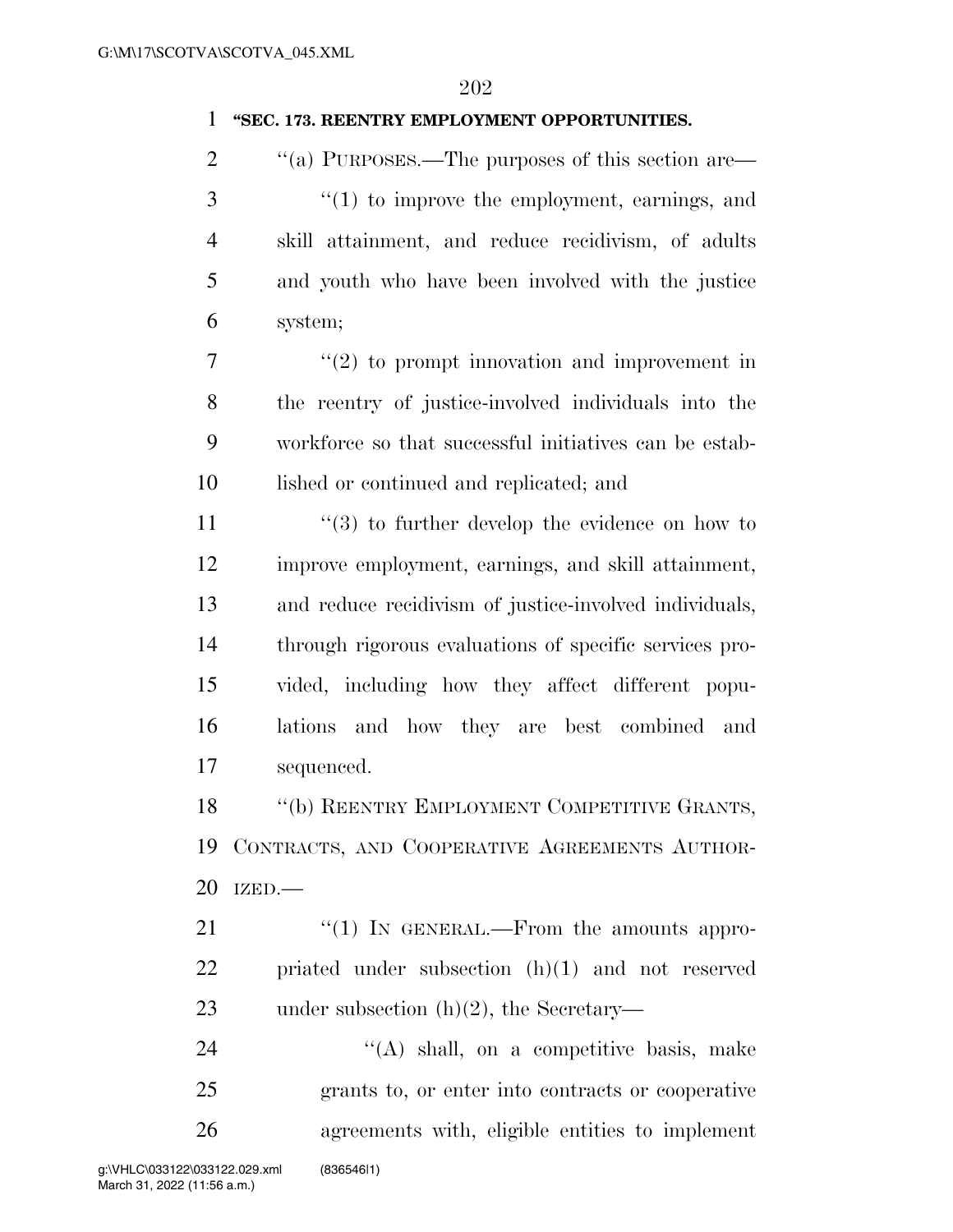**"SEC. 173. REENTRY EMPLOYMENT OPPORTUNITIES.**

''(a) PURPOSES.—The purposes of this section are—

''(1) to improve the employment, earnings, and skill attainment, and reduce recidivism, of adults and youth who have been involved with the justice system;

''(2) to prompt innovation and improvement in the reentry of justice-involved individuals into the workforce so that successful initiatives can be established or continued and replicated; and

''(3) to further develop the evidence on how to improve employment, earnings, and skill attainment, and reduce recidivism of justice-involved individuals, through rigorous evaluations of specific services provided, including how they affect different populations and how they are best combined and sequenced.

''(b) REENTRY EMPLOYMENT COMPETITIVE GRANTS, CONTRACTS, AND COOPERATIVE AGREEMENTS AUTHORIZED.—

''(1) IN GENERAL.—From the amounts appropriated under subsection (h)(1) and not reserved under subsection (h)(2), the Secretary—

''(A) shall, on a competitive basis, make grants to, or enter into contracts or cooperative agreements with, eligible entities to implement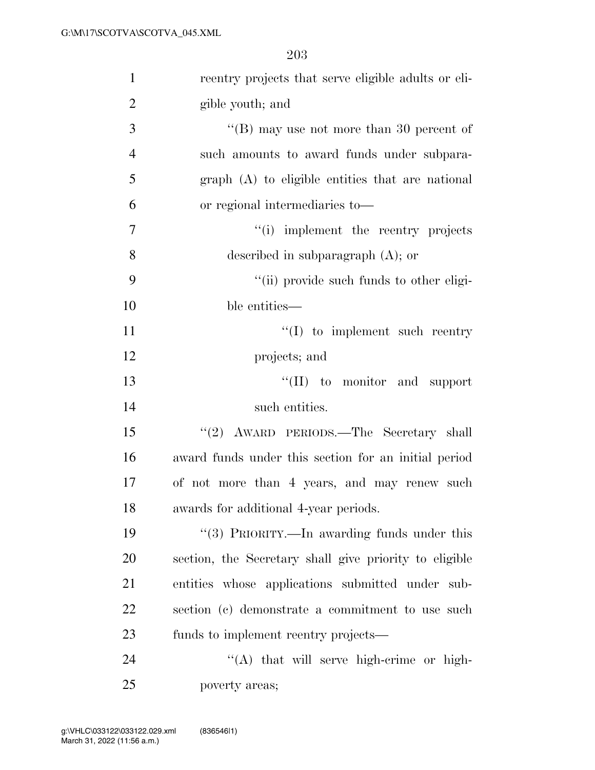reentry projects that serve eligible adults or eligible youth; and

"(B) may use not more than 30 percent of such amounts to award funds under subparagraph (A) to eligible entities that are national or regional intermediaries to—

"(i) implement the reentry projects described in subparagraph (A); or

"(ii) provide such funds to other eligible entities—

"(I) to implement such reentry projects; and

"(II) to monitor and support such entities.

"(2) AWARD PERIODS.—The Secretary shall award funds under this section for an initial period of not more than 4 years, and may renew such awards for additional 4-year periods.

"(3) PRIORITY.—In awarding funds under this section, the Secretary shall give priority to eligible entities whose applications submitted under subsection (c) demonstrate a commitment to use such funds to implement reentry projects—

"(A) that will serve high-crime or high-poverty areas;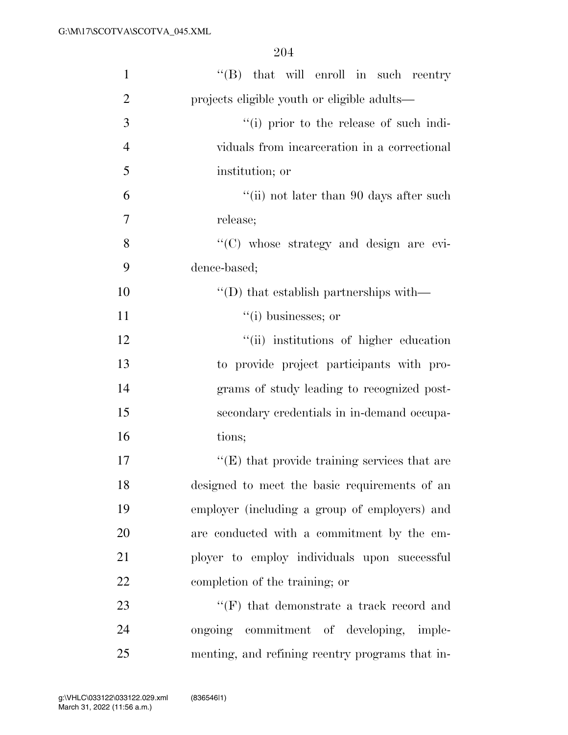''(B) that will enroll in such reentry projects eligible youth or eligible adults—

''(i) prior to the release of such individuals from incarceration in a correctional institution; or

''(ii) not later than 90 days after such release;

''(C) whose strategy and design are evidence-based;

''(D) that establish partnerships with—

''(i) businesses; or

''(ii) institutions of higher education to provide project participants with programs of study leading to recognized postsecondary credentials in in-demand occupations;

''(E) that provide training services that are designed to meet the basic requirements of an employer (including a group of employers) and are conducted with a commitment by the employer to employ individuals upon successful completion of the training; or

''(F) that demonstrate a track record and ongoing commitment of developing, implementing, and refining reentry programs that in-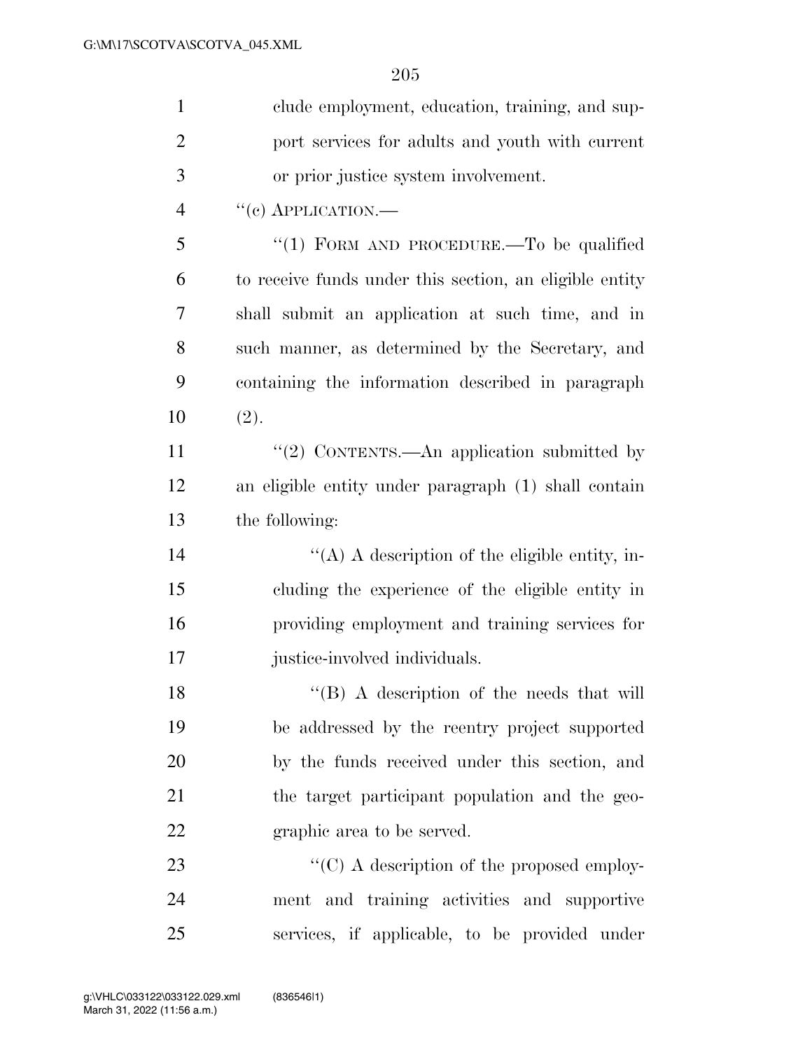clude employment, education, training, and support services for adults and youth with current or prior justice system involvement.

"(c) APPLICATION.—

"(1) FORM AND PROCEDURE.—To be qualified to receive funds under this section, an eligible entity shall submit an application at such time, and in such manner, as determined by the Secretary, and containing the information described in paragraph (2).

"(2) CONTENTS.—An application submitted by an eligible entity under paragraph (1) shall contain the following:

"(A) A description of the eligible entity, including the experience of the eligible entity in providing employment and training services for justice-involved individuals.

"(B) A description of the needs that will be addressed by the reentry project supported by the funds received under this section, and the target participant population and the geographic area to be served.

"(C) A description of the proposed employment and training activities and supportive services, if applicable, to be provided under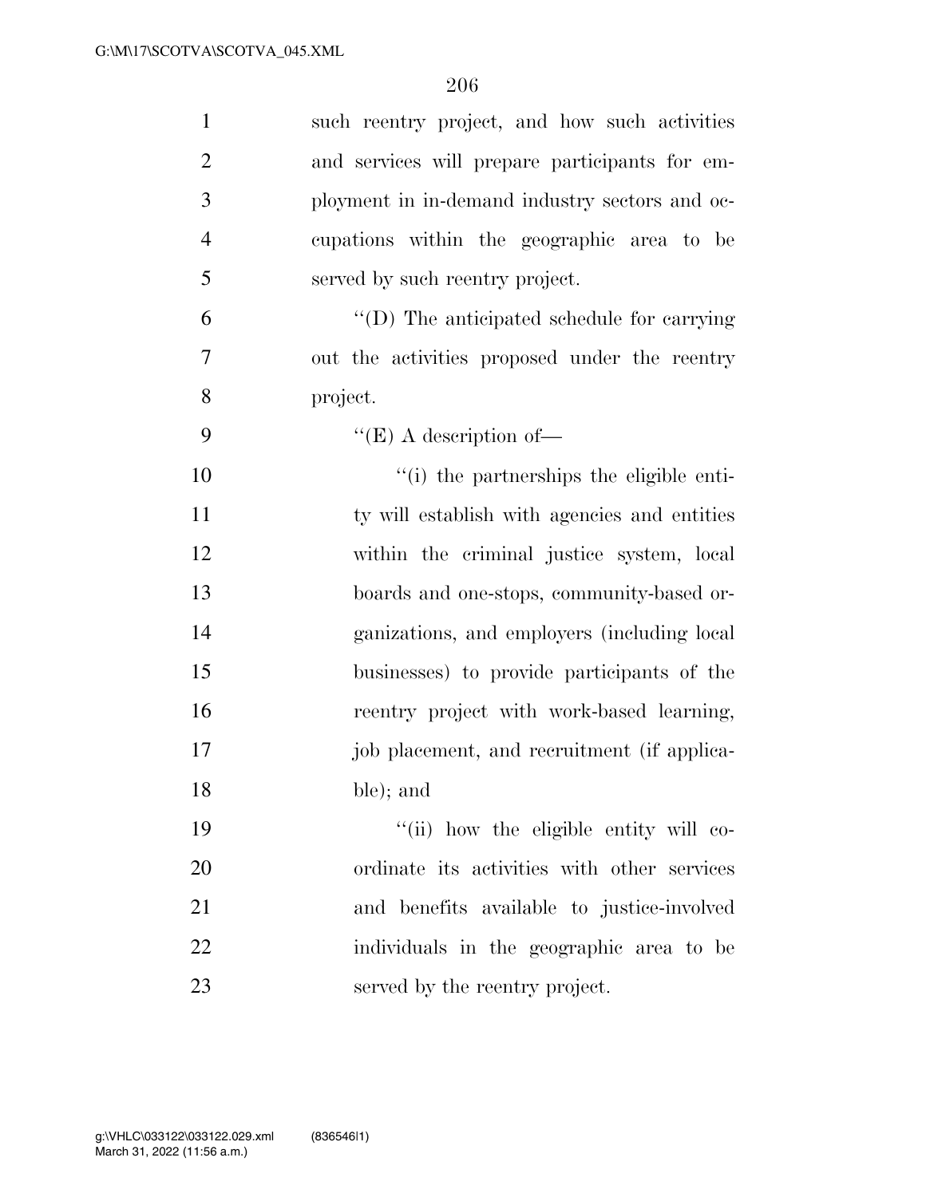such reentry project, and how such activities and services will prepare participants for employment in in-demand industry sectors and occupations within the geographic area to be served by such reentry project.

''(D) The anticipated schedule for carrying out the activities proposed under the reentry project.

''(E) A description of—

''(i) the partnerships the eligible entity will establish with agencies and entities within the criminal justice system, local boards and one-stops, community-based organizations, and employers (including local businesses) to provide participants of the reentry project with work-based learning, job placement, and recruitment (if applicable); and

''(ii) how the eligible entity will coordinate its activities with other services and benefits available to justice-involved individuals in the geographic area to be served by the reentry project.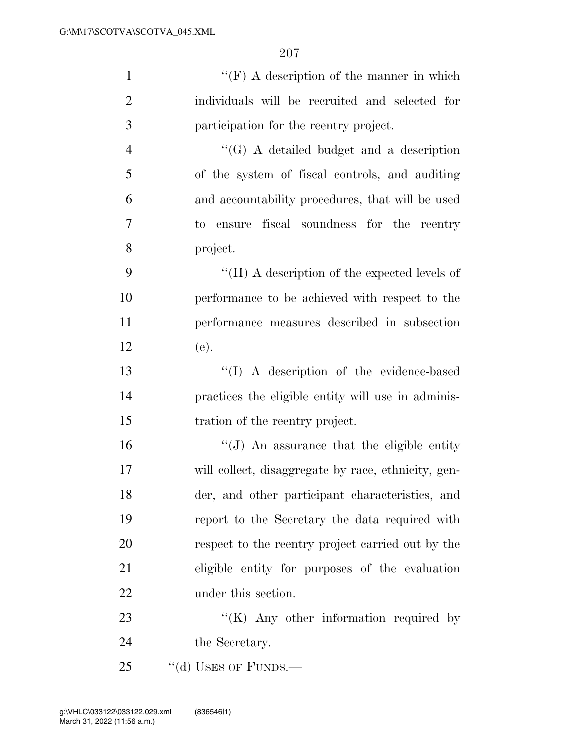''(F) A description of the manner in which individuals will be recruited and selected for participation for the reentry project.

''(G) A detailed budget and a description of the system of fiscal controls, and auditing and accountability procedures, that will be used to ensure fiscal soundness for the reentry project.

''(H) A description of the expected levels of performance to be achieved with respect to the performance measures described in subsection (e).

''(I) A description of the evidence-based practices the eligible entity will use in administration of the reentry project.

''(J) An assurance that the eligible entity will collect, disaggregate by race, ethnicity, gender, and other participant characteristics, and report to the Secretary the data required with respect to the reentry project carried out by the eligible entity for purposes of the evaluation under this section.

''(K) Any other information required by the Secretary.

''(d) USES OF FUNDS.—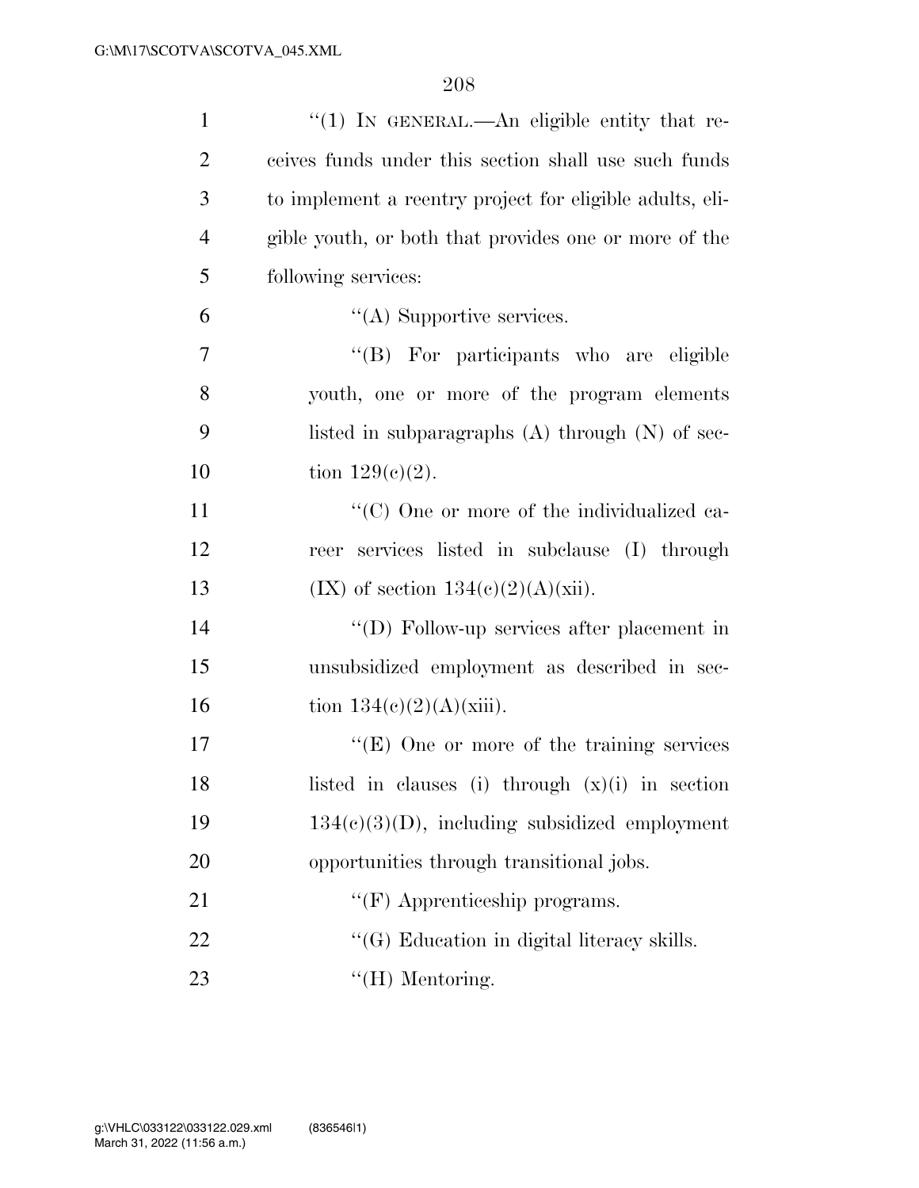"(1) IN GENERAL.—An eligible entity that receives funds under this section shall use such funds to implement a reentry project for eligible adults, eligible youth, or both that provides one or more of the following services:

"(A) Supportive services.

"(B) For participants who are eligible youth, one or more of the program elements listed in subparagraphs (A) through (N) of section 129(c)(2).

"(C) One or more of the individualized career services listed in subclause (I) through (IX) of section 134(c)(2)(A)(xii).

"(D) Follow-up services after placement in unsubsidized employment as described in section 134(c)(2)(A)(xiii).

"(E) One or more of the training services listed in clauses (i) through (x)(i) in section 134(c)(3)(D), including subsidized employment opportunities through transitional jobs.

"(F) Apprenticeship programs.

"(G) Education in digital literacy skills.

"(H) Mentoring.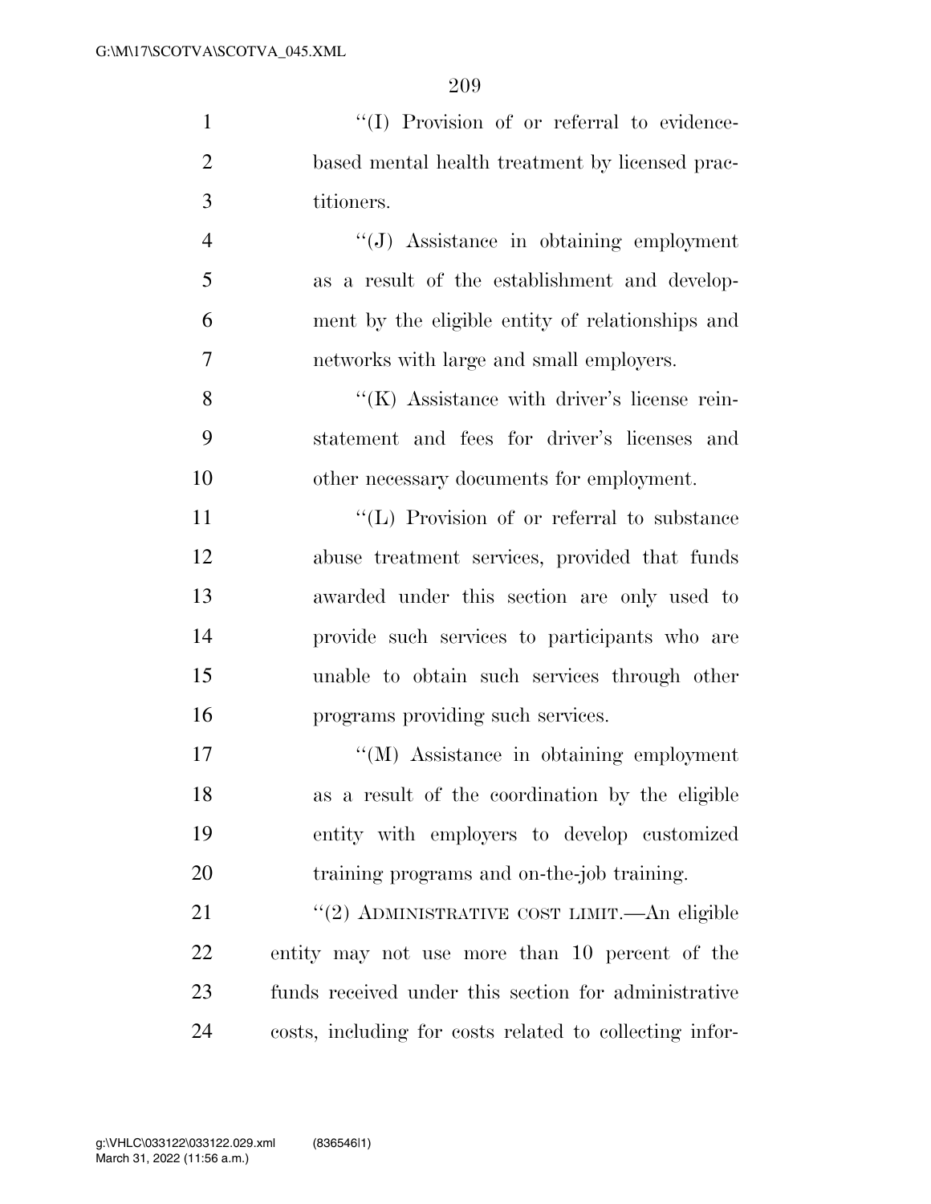"(I) Provision of or referral to evidence-based mental health treatment by licensed practitioners.

"(J) Assistance in obtaining employment as a result of the establishment and development by the eligible entity of relationships and networks with large and small employers.

"(K) Assistance with driver's license reinstatement and fees for driver's licenses and other necessary documents for employment.

"(L) Provision of or referral to substance abuse treatment services, provided that funds awarded under this section are only used to provide such services to participants who are unable to obtain such services through other programs providing such services.

"(M) Assistance in obtaining employment as a result of the coordination by the eligible entity with employers to develop customized training programs and on-the-job training.

"(2) ADMINISTRATIVE COST LIMIT.—An eligible entity may not use more than 10 percent of the funds received under this section for administrative costs, including for costs related to collecting infor-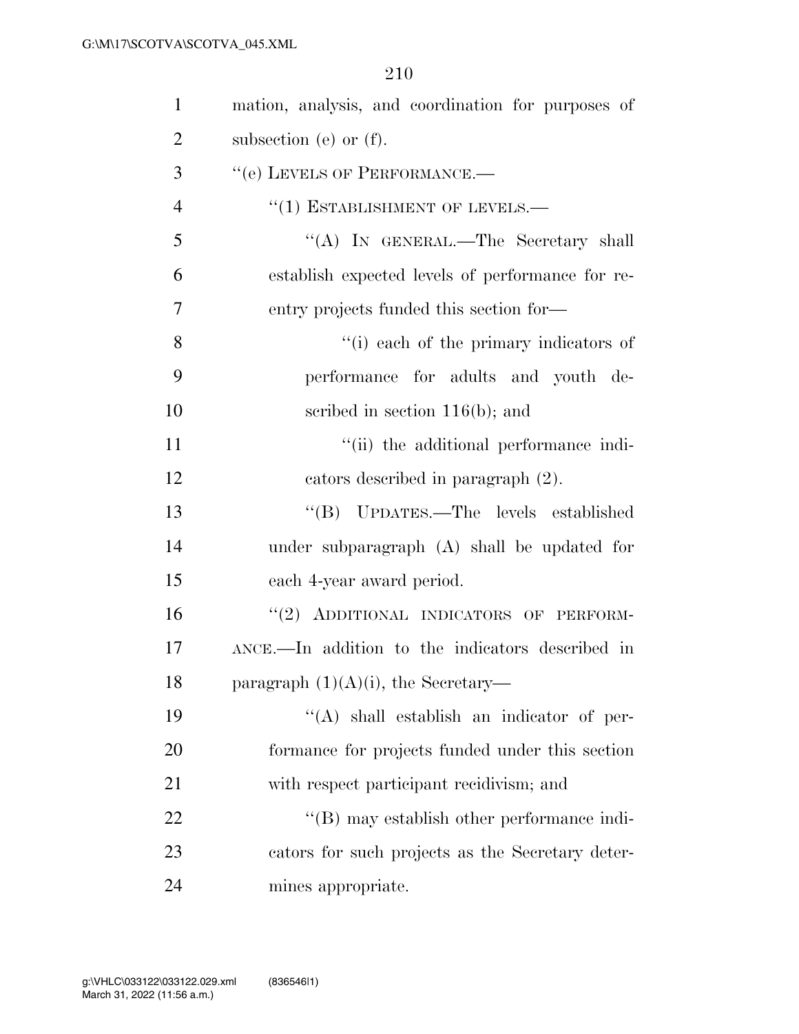mation, analysis, and coordination for purposes of subsection (e) or (f).

"(e) LEVELS OF PERFORMANCE.—

"(1) ESTABLISHMENT OF LEVELS.—

"(A) IN GENERAL.—The Secretary shall establish expected levels of performance for reentry projects funded this section for—

"(i) each of the primary indicators of performance for adults and youth described in section 116(b); and

"(ii) the additional performance indicators described in paragraph (2).

"(B) UPDATES.—The levels established under subparagraph (A) shall be updated for each 4-year award period.

"(2) ADDITIONAL INDICATORS OF PERFORMANCE.—In addition to the indicators described in paragraph (1)(A)(i), the Secretary—

"(A) shall establish an indicator of performance for projects funded under this section with respect participant recidivism; and

"(B) may establish other performance indicators for such projects as the Secretary determines appropriate.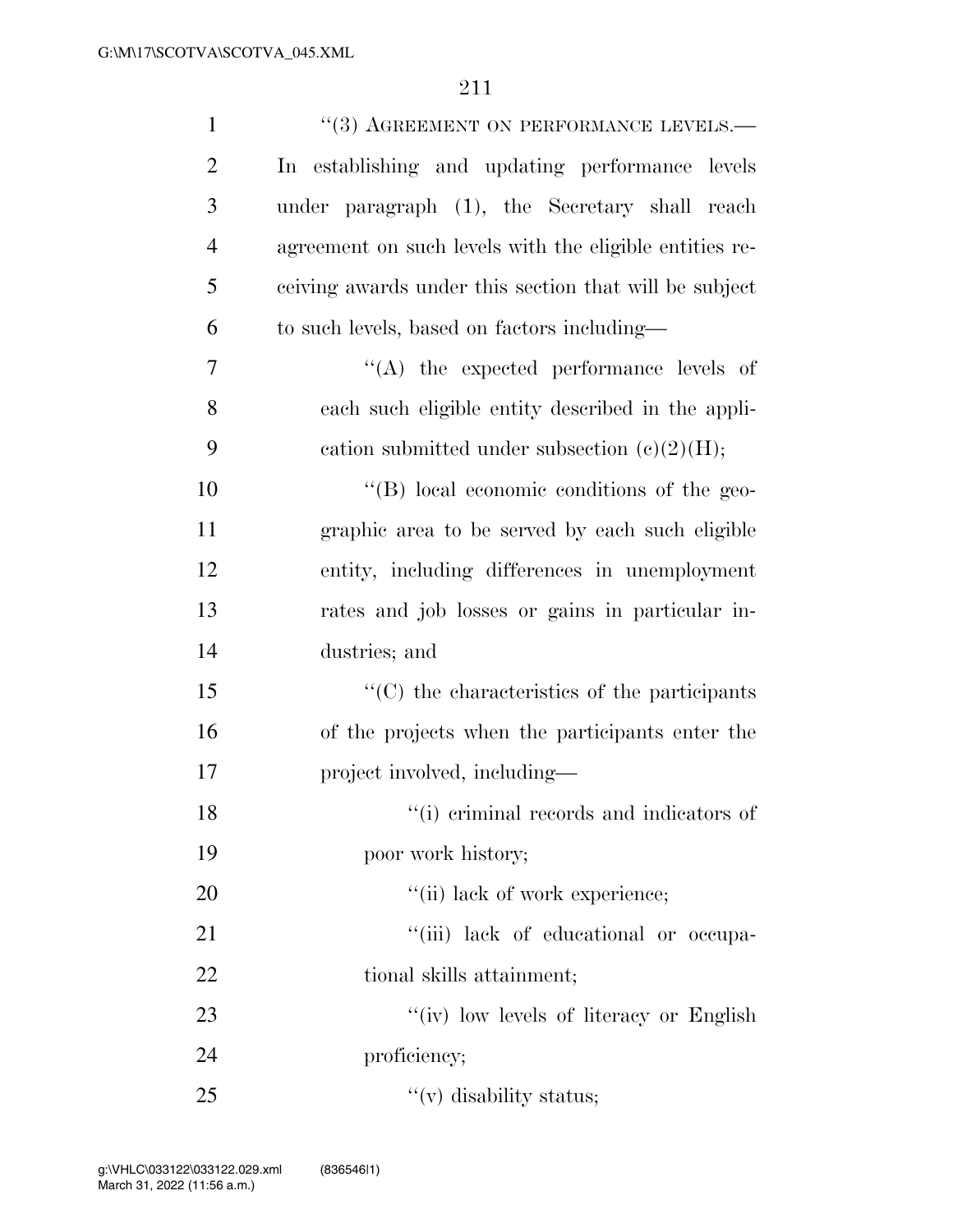''(3) AGREEMENT ON PERFORMANCE LEVELS.— In establishing and updating performance levels under paragraph (1), the Secretary shall reach agreement on such levels with the eligible entities receiving awards under this section that will be subject to such levels, based on factors including—

''(A) the expected performance levels of each such eligible entity described in the application submitted under subsection (c)(2)(H);

''(B) local economic conditions of the geographic area to be served by each such eligible entity, including differences in unemployment rates and job losses or gains in particular industries; and

''(C) the characteristics of the participants of the projects when the participants enter the project involved, including—

''(i) criminal records and indicators of poor work history;

''(ii) lack of work experience;

''(iii) lack of educational or occupational skills attainment;

''(iv) low levels of literacy or English proficiency;

''(v) disability status;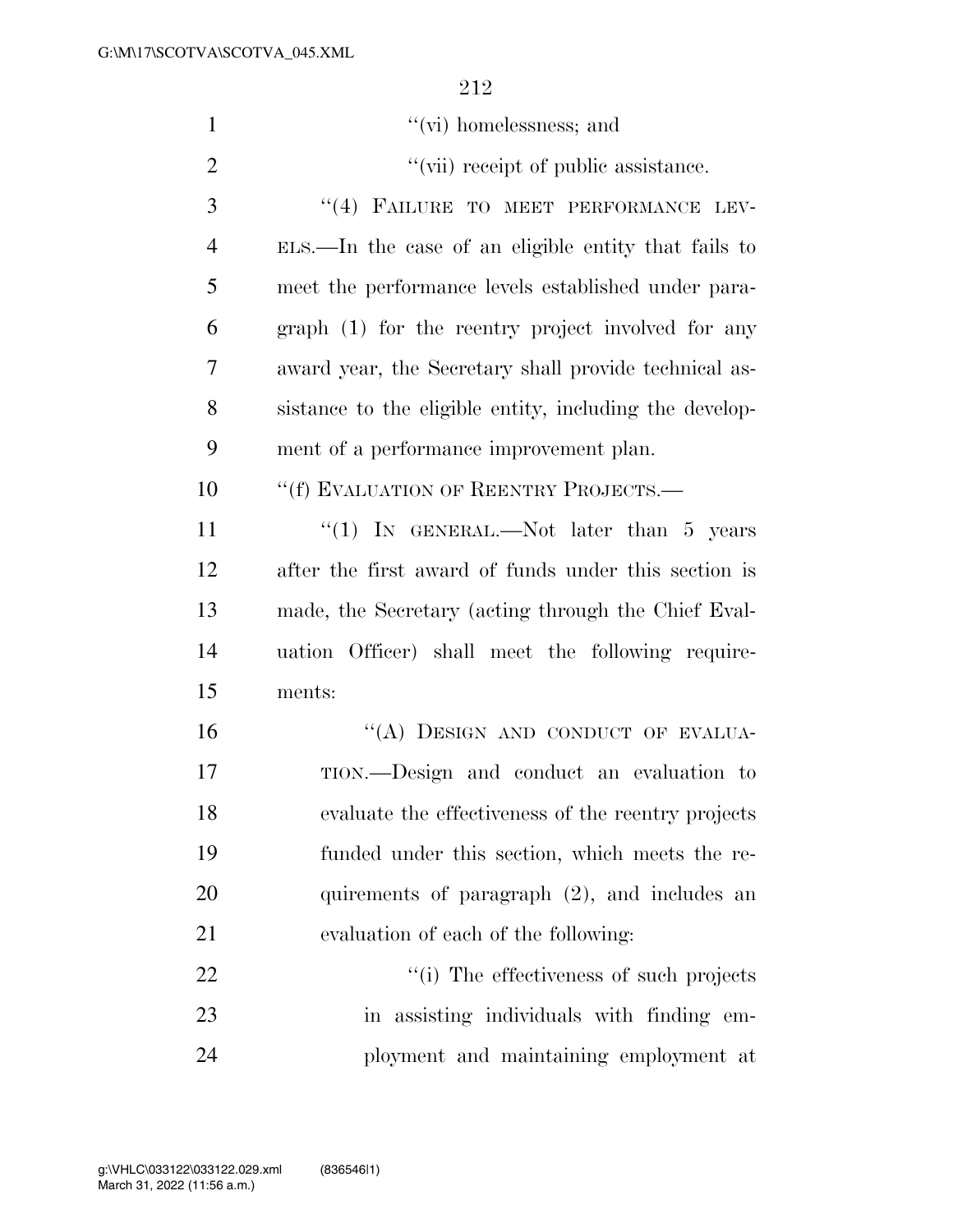''(vi) homelessness; and

''(vii) receipt of public assistance.

''(4) FAILURE TO MEET PERFORMANCE LEVELS.—In the case of an eligible entity that fails to meet the performance levels established under paragraph (1) for the reentry project involved for any award year, the Secretary shall provide technical assistance to the eligible entity, including the development of a performance improvement plan.

''(f) EVALUATION OF REENTRY PROJECTS.—

''(1) IN GENERAL.—Not later than 5 years after the first award of funds under this section is made, the Secretary (acting through the Chief Evaluation Officer) shall meet the following requirements:

''(A) DESIGN AND CONDUCT OF EVALUATION.—Design and conduct an evaluation to evaluate the effectiveness of the reentry projects funded under this section, which meets the requirements of paragraph (2), and includes an evaluation of each of the following:

''(i) The effectiveness of such projects in assisting individuals with finding employment and maintaining employment at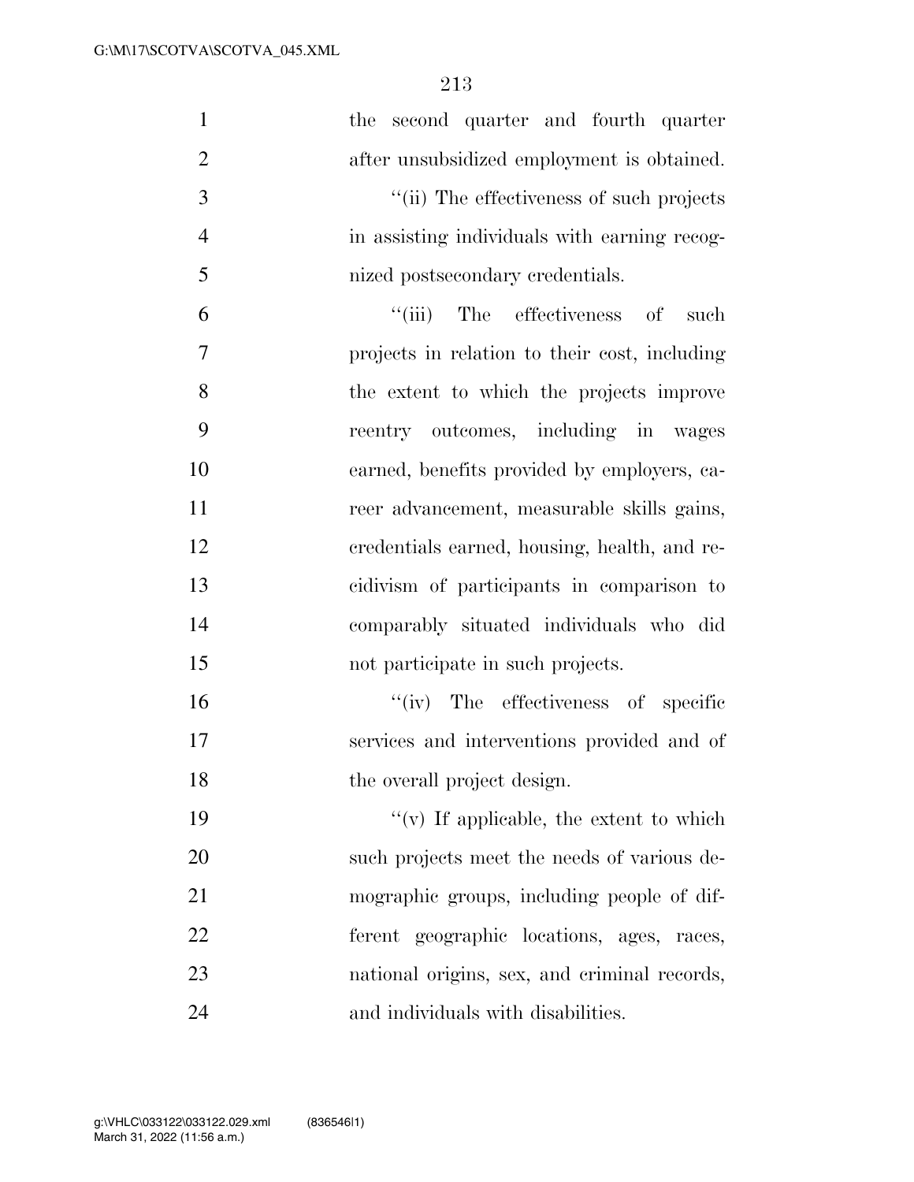the second quarter and fourth quarter after unsubsidized employment is obtained.

''(ii) The effectiveness of such projects in assisting individuals with earning recognized postsecondary credentials.

''(iii) The effectiveness of such projects in relation to their cost, including the extent to which the projects improve reentry outcomes, including in wages earned, benefits provided by employers, career advancement, measurable skills gains, credentials earned, housing, health, and recidivism of participants in comparison to comparably situated individuals who did not participate in such projects.

''(iv) The effectiveness of specific services and interventions provided and of the overall project design.

''(v) If applicable, the extent to which such projects meet the needs of various demographic groups, including people of different geographic locations, ages, races, national origins, sex, and criminal records, and individuals with disabilities.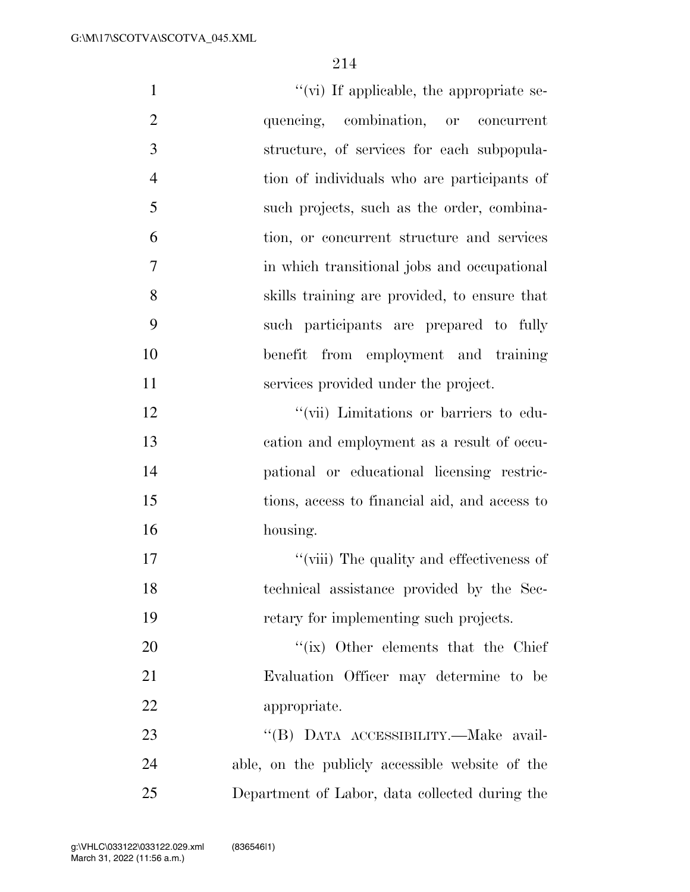"(vi) If applicable, the appropriate sequencing, combination, or concurrent structure, of services for each subpopulation of individuals who are participants of such projects, such as the order, combination, or concurrent structure and services in which transitional jobs and occupational skills training are provided, to ensure that such participants are prepared to fully benefit from employment and training services provided under the project.

"(vii) Limitations or barriers to education and employment as a result of occupational or educational licensing restrictions, access to financial aid, and access to housing.

"(viii) The quality and effectiveness of technical assistance provided by the Secretary for implementing such projects.

"(ix) Other elements that the Chief Evaluation Officer may determine to be appropriate.

"(B) DATA ACCESSIBILITY.—Make available, on the publicly accessible website of the Department of Labor, data collected during the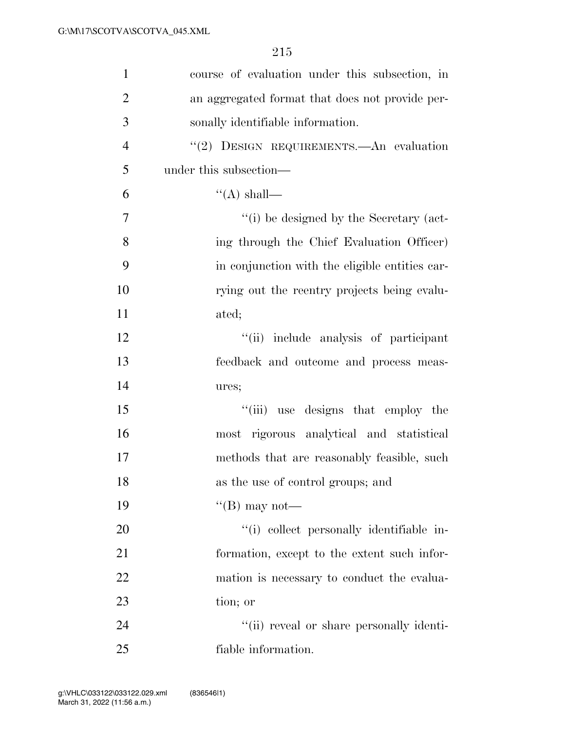course of evaluation under this subsection, in an aggregated format that does not provide personally identifiable information.

''(2) DESIGN REQUIREMENTS.—An evaluation under this subsection—

''(A) shall—

''(i) be designed by the Secretary (acting through the Chief Evaluation Officer) in conjunction with the eligible entities carrying out the reentry projects being evaluated;

''(ii) include analysis of participant feedback and outcome and process measures;

''(iii) use designs that employ the most rigorous analytical and statistical methods that are reasonably feasible, such as the use of control groups; and

''(B) may not—

''(i) collect personally identifiable information, except to the extent such information is necessary to conduct the evaluation; or

''(ii) reveal or share personally identifiable information.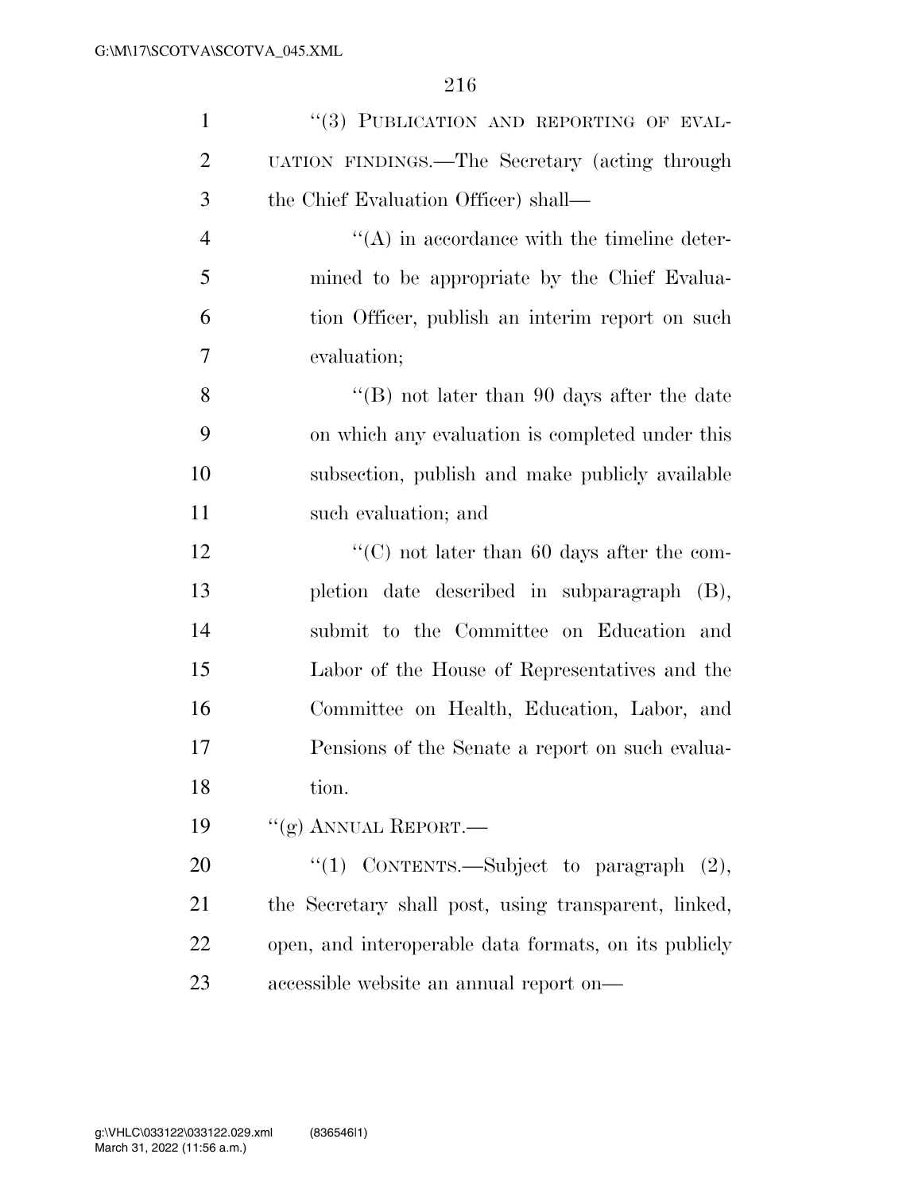"(3) PUBLICATION AND REPORTING OF EVALUATION FINDINGS.—The Secretary (acting through the Chief Evaluation Officer) shall—

"(A) in accordance with the timeline determined to be appropriate by the Chief Evaluation Officer, publish an interim report on such evaluation;

"(B) not later than 90 days after the date on which any evaluation is completed under this subsection, publish and make publicly available such evaluation; and

"(C) not later than 60 days after the completion date described in subparagraph (B), submit to the Committee on Education and Labor of the House of Representatives and the Committee on Health, Education, Labor, and Pensions of the Senate a report on such evaluation.

"(g) ANNUAL REPORT.—

"(1) CONTENTS.—Subject to paragraph (2), the Secretary shall post, using transparent, linked, open, and interoperable data formats, on its publicly accessible website an annual report on—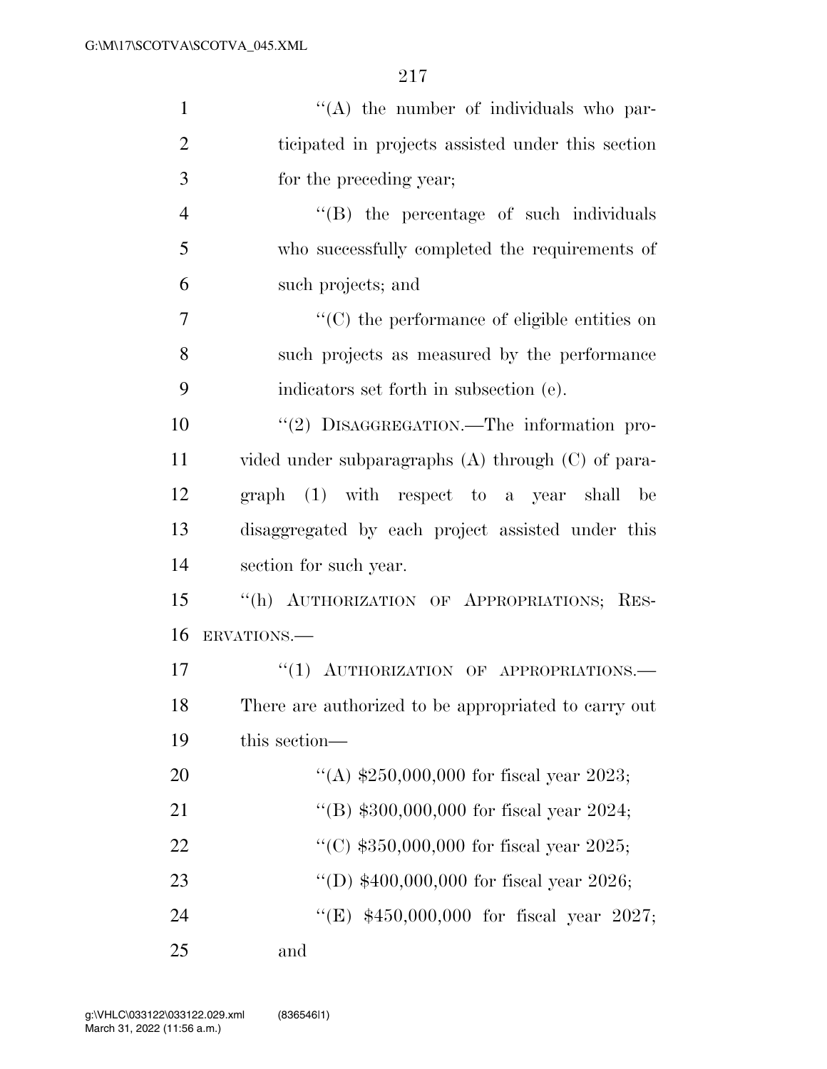''(A) the number of individuals who participated in projects assisted under this section for the preceding year;

''(B) the percentage of such individuals who successfully completed the requirements of such projects; and

''(C) the performance of eligible entities on such projects as measured by the performance indicators set forth in subsection (e).

''(2) DISAGGREGATION.—The information provided under subparagraphs (A) through (C) of paragraph (1) with respect to a year shall be disaggregated by each project assisted under this section for such year.

''(h) AUTHORIZATION OF APPROPRIATIONS; RESERVATIONS.—

''(1) AUTHORIZATION OF APPROPRIATIONS.—There are authorized to be appropriated to carry out this section—

''(A) $250,000,000 for fiscal year 2023;

''(B) $300,000,000 for fiscal year 2024;

''(C) $350,000,000 for fiscal year 2025;

''(D) $400,000,000 for fiscal year 2026;

''(E) $450,000,000 for fiscal year 2027; and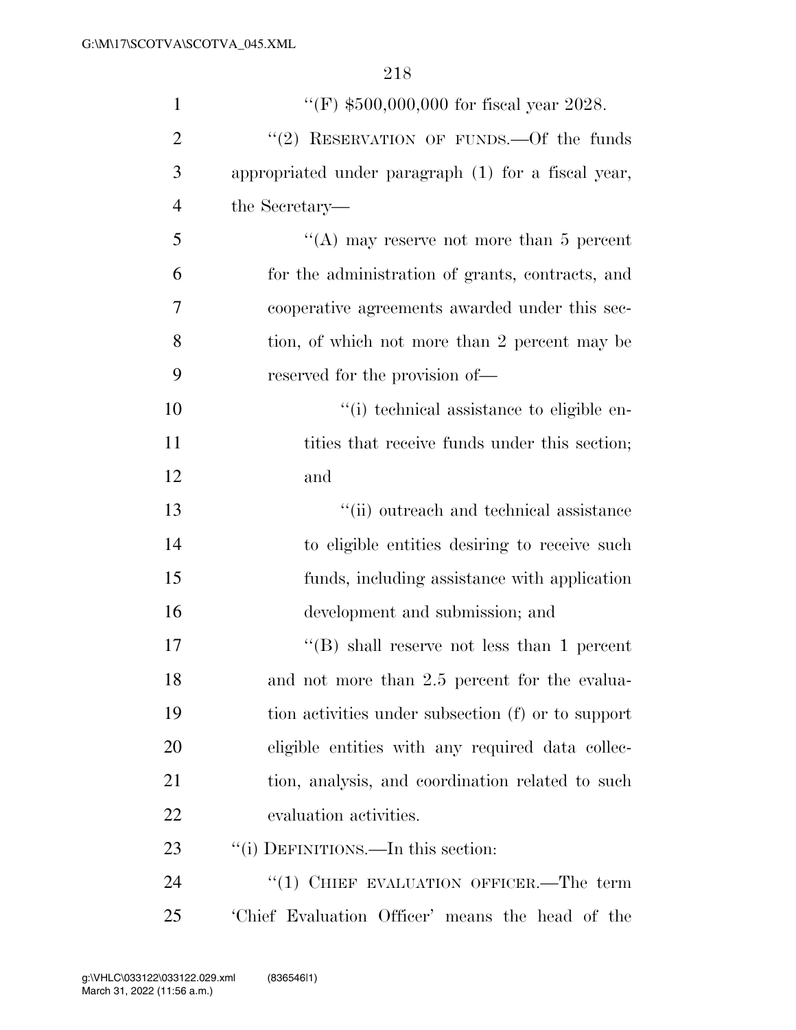''(F) $500,000,000 for fiscal year 2028.

''(2) RESERVATION OF FUNDS.—Of the funds appropriated under paragraph (1) for a fiscal year, the Secretary—

''(A) may reserve not more than 5 percent for the administration of grants, contracts, and cooperative agreements awarded under this section, of which not more than 2 percent may be reserved for the provision of—

''(i) technical assistance to eligible entities that receive funds under this section; and

''(ii) outreach and technical assistance to eligible entities desiring to receive such funds, including assistance with application development and submission; and

''(B) shall reserve not less than 1 percent and not more than 2.5 percent for the evaluation activities under subsection (f) or to support eligible entities with any required data collection, analysis, and coordination related to such evaluation activities.

''(i) DEFINITIONS.—In this section:

''(1) CHIEF EVALUATION OFFICER.—The term 'Chief Evaluation Officer' means the head of the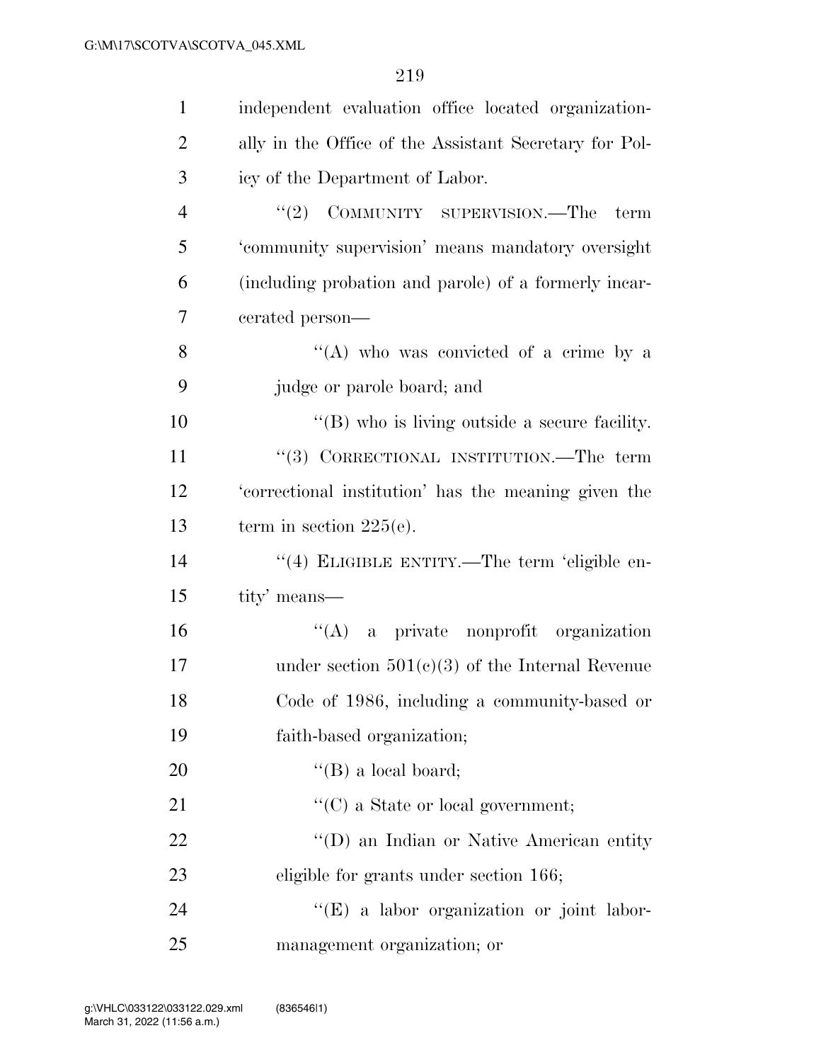independent evaluation office located organizationally in the Office of the Assistant Secretary for Policy of the Department of Labor.

"(2) COMMUNITY SUPERVISION.—The term 'community supervision' means mandatory oversight (including probation and parole) of a formerly incarcerated person—

"(A) who was convicted of a crime by a judge or parole board; and

"(B) who is living outside a secure facility.

"(3) CORRECTIONAL INSTITUTION.—The term 'correctional institution' has the meaning given the term in section 225(e).

"(4) ELIGIBLE ENTITY.—The term 'eligible entity' means—

"(A) a private nonprofit organization under section 501(c)(3) of the Internal Revenue Code of 1986, including a community-based or faith-based organization;

"(B) a local board;

"(C) a State or local government;

"(D) an Indian or Native American entity eligible for grants under section 166;

"(E) a labor organization or joint labor-management organization; or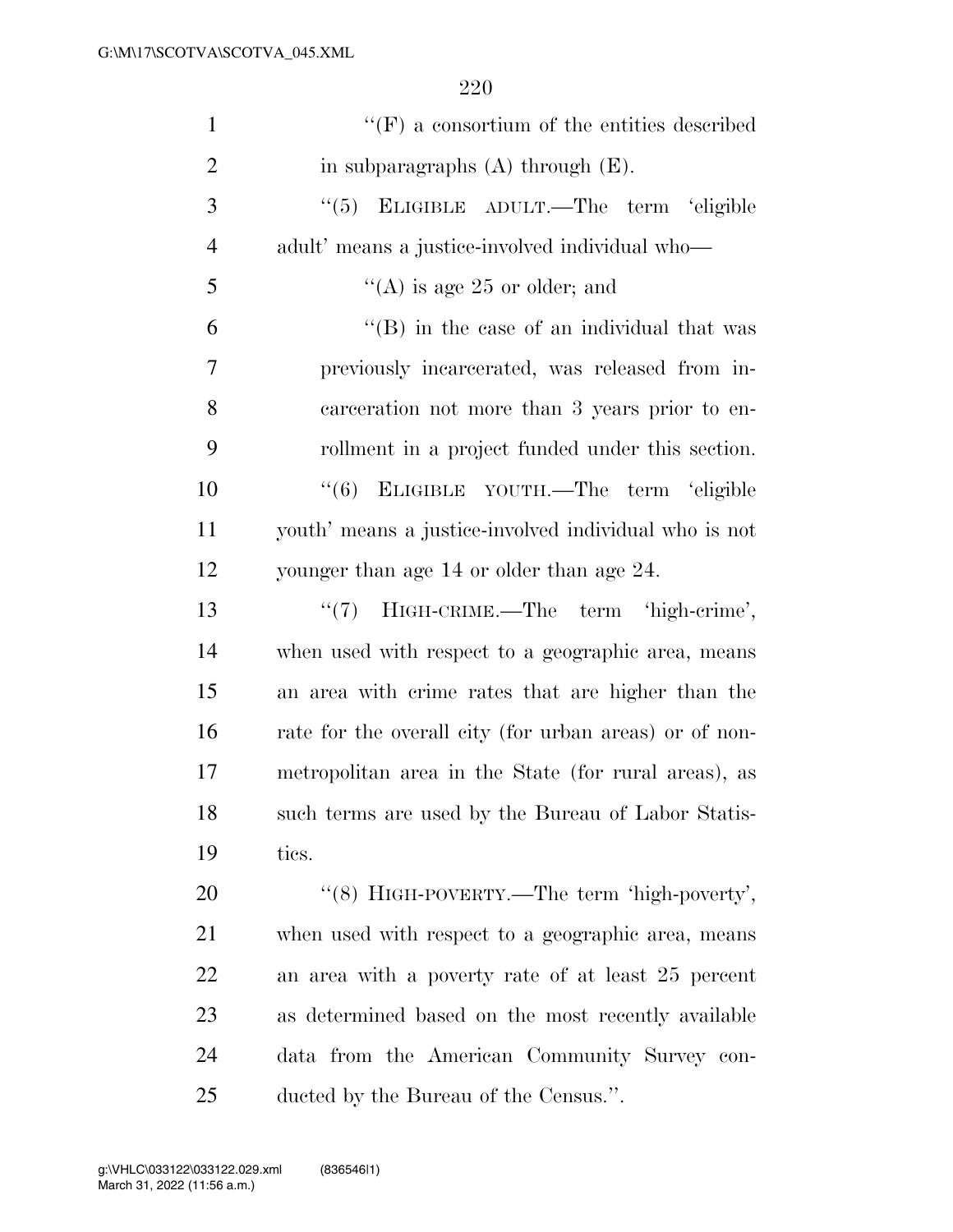''(F) a consortium of the entities described in subparagraphs (A) through (E).

''(5) ELIGIBLE ADULT.—The term 'eligible adult' means a justice-involved individual who—

''(A) is age 25 or older; and

''(B) in the case of an individual that was previously incarcerated, was released from incarceration not more than 3 years prior to enrollment in a project funded under this section.

''(6) ELIGIBLE YOUTH.—The term 'eligible youth' means a justice-involved individual who is not younger than age 14 or older than age 24.

''(7) HIGH-CRIME.—The term 'high-crime', when used with respect to a geographic area, means an area with crime rates that are higher than the rate for the overall city (for urban areas) or of non-metropolitan area in the State (for rural areas), as such terms are used by the Bureau of Labor Statistics.

''(8) HIGH-POVERTY.—The term 'high-poverty', when used with respect to a geographic area, means an area with a poverty rate of at least 25 percent as determined based on the most recently available data from the American Community Survey conducted by the Bureau of the Census.''.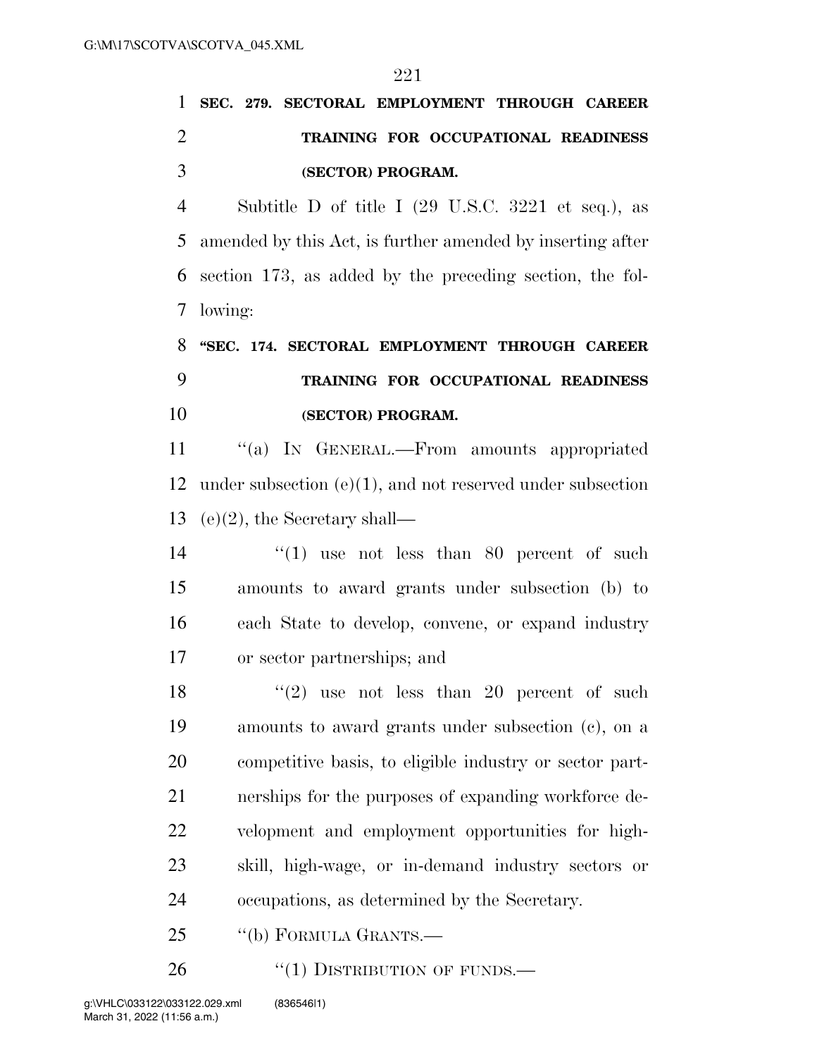**SEC. 279. SECTORAL EMPLOYMENT THROUGH CAREER TRAINING FOR OCCUPATIONAL READINESS (SECTOR) PROGRAM.**

Subtitle D of title I (29 U.S.C. 3221 et seq.), as amended by this Act, is further amended by inserting after section 173, as added by the preceding section, the following:

**"SEC. 174. SECTORAL EMPLOYMENT THROUGH CAREER TRAINING FOR OCCUPATIONAL READINESS (SECTOR) PROGRAM.**

"(a) IN GENERAL.—From amounts appropriated under subsection (e)(1), and not reserved under subsection (e)(2), the Secretary shall—

"(1) use not less than 80 percent of such amounts to award grants under subsection (b) to each State to develop, convene, or expand industry or sector partnerships; and

"(2) use not less than 20 percent of such amounts to award grants under subsection (c), on a competitive basis, to eligible industry or sector partnerships for the purposes of expanding workforce development and employment opportunities for high-skill, high-wage, or in-demand industry sectors or occupations, as determined by the Secretary.

"(b) FORMULA GRANTS.—

"(1) DISTRIBUTION OF FUNDS.—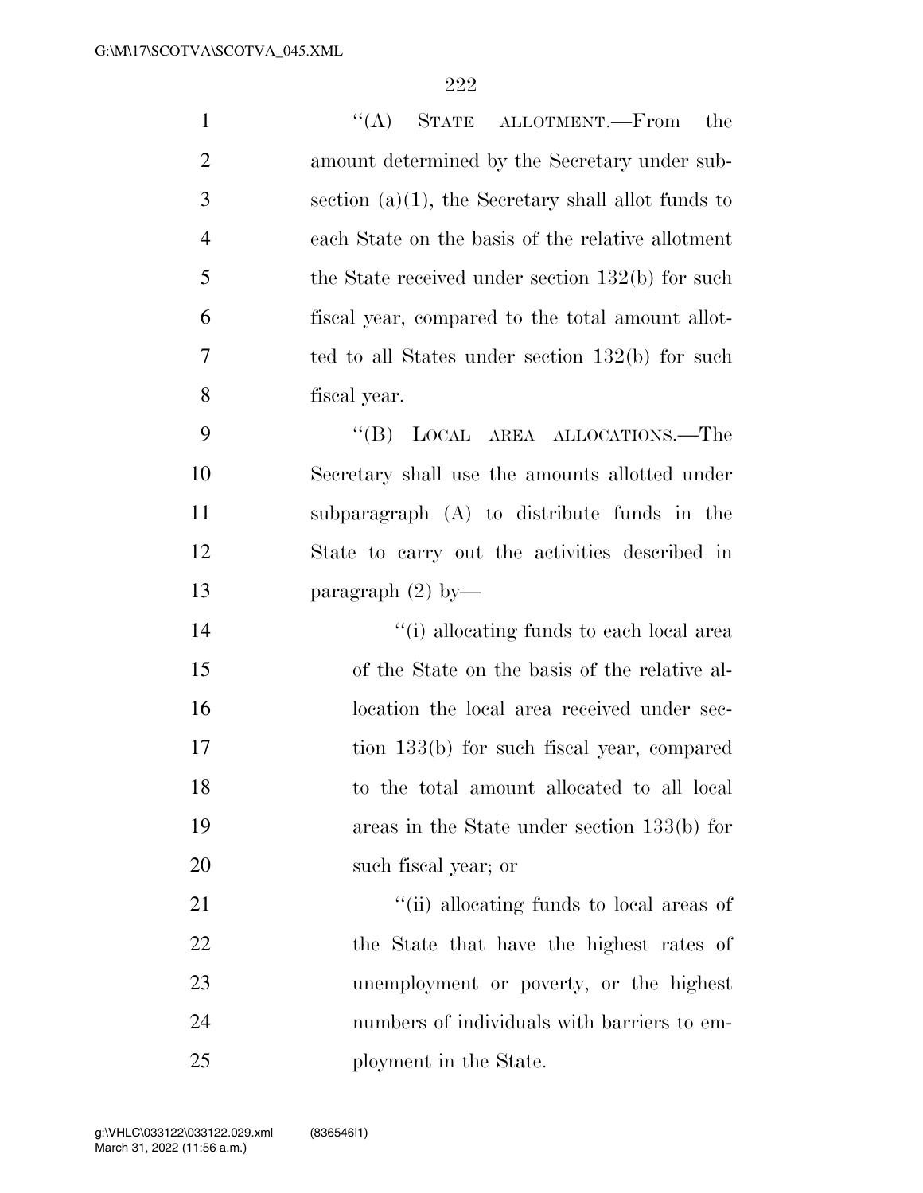''(A) STATE ALLOTMENT.—From the amount determined by the Secretary under subsection (a)(1), the Secretary shall allot funds to each State on the basis of the relative allotment the State received under section 132(b) for such fiscal year, compared to the total amount allotted to all States under section 132(b) for such fiscal year.

''(B) LOCAL AREA ALLOCATIONS.—The Secretary shall use the amounts allotted under subparagraph (A) to distribute funds in the State to carry out the activities described in paragraph (2) by—

''(i) allocating funds to each local area of the State on the basis of the relative allocation the local area received under section 133(b) for such fiscal year, compared to the total amount allocated to all local areas in the State under section 133(b) for such fiscal year; or

''(ii) allocating funds to local areas of the State that have the highest rates of unemployment or poverty, or the highest numbers of individuals with barriers to employment in the State.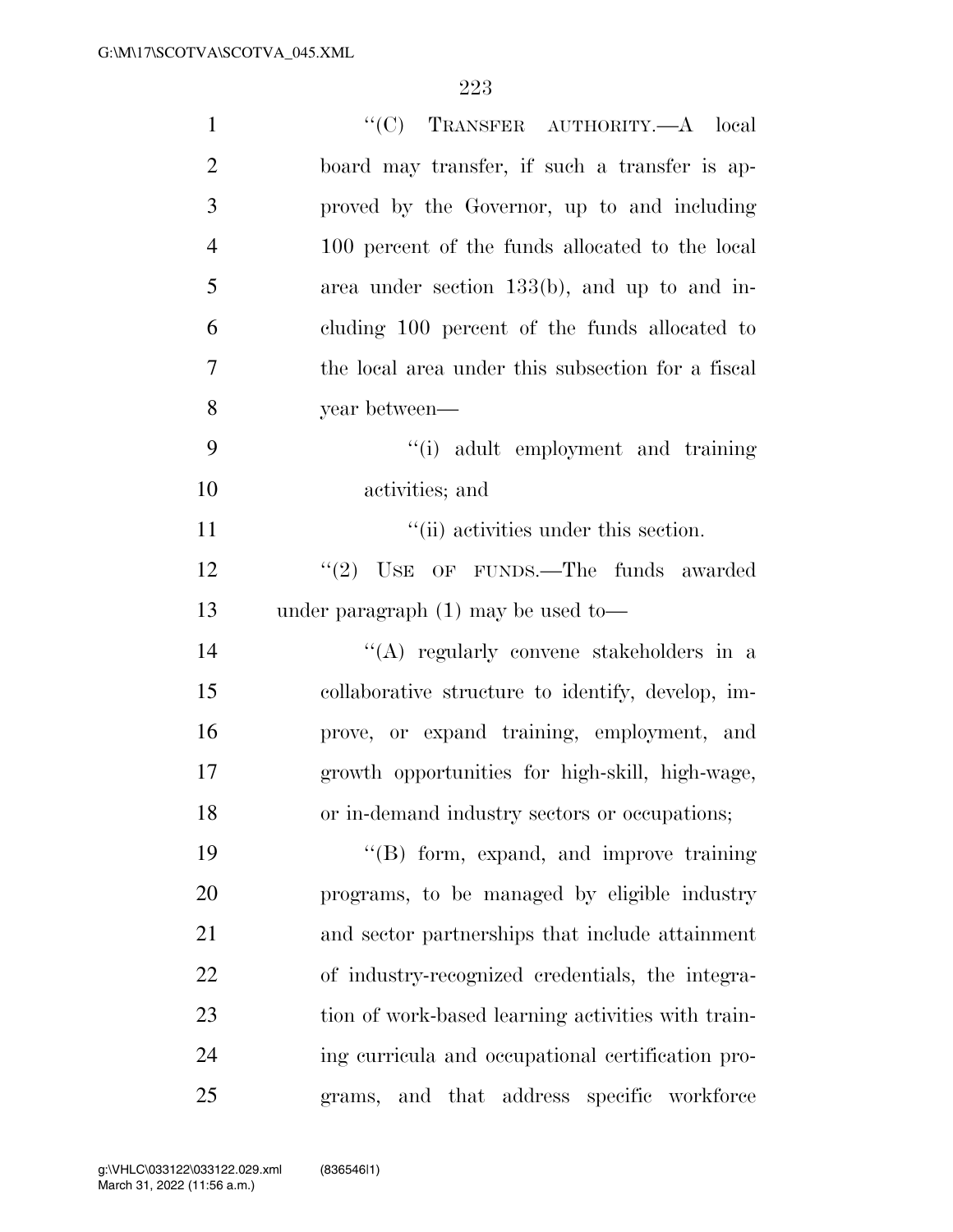"(C) TRANSFER AUTHORITY.—A local board may transfer, if such a transfer is approved by the Governor, up to and including 100 percent of the funds allocated to the local area under section 133(b), and up to and including 100 percent of the funds allocated to the local area under this subsection for a fiscal year between—

"(i) adult employment and training activities; and

"(ii) activities under this section.

"(2) USE OF FUNDS.—The funds awarded under paragraph (1) may be used to—

"(A) regularly convene stakeholders in a collaborative structure to identify, develop, improve, or expand training, employment, and growth opportunities for high-skill, high-wage, or in-demand industry sectors or occupations;

"(B) form, expand, and improve training programs, to be managed by eligible industry and sector partnerships that include attainment of industry-recognized credentials, the integration of work-based learning activities with training curricula and occupational certification programs, and that address specific workforce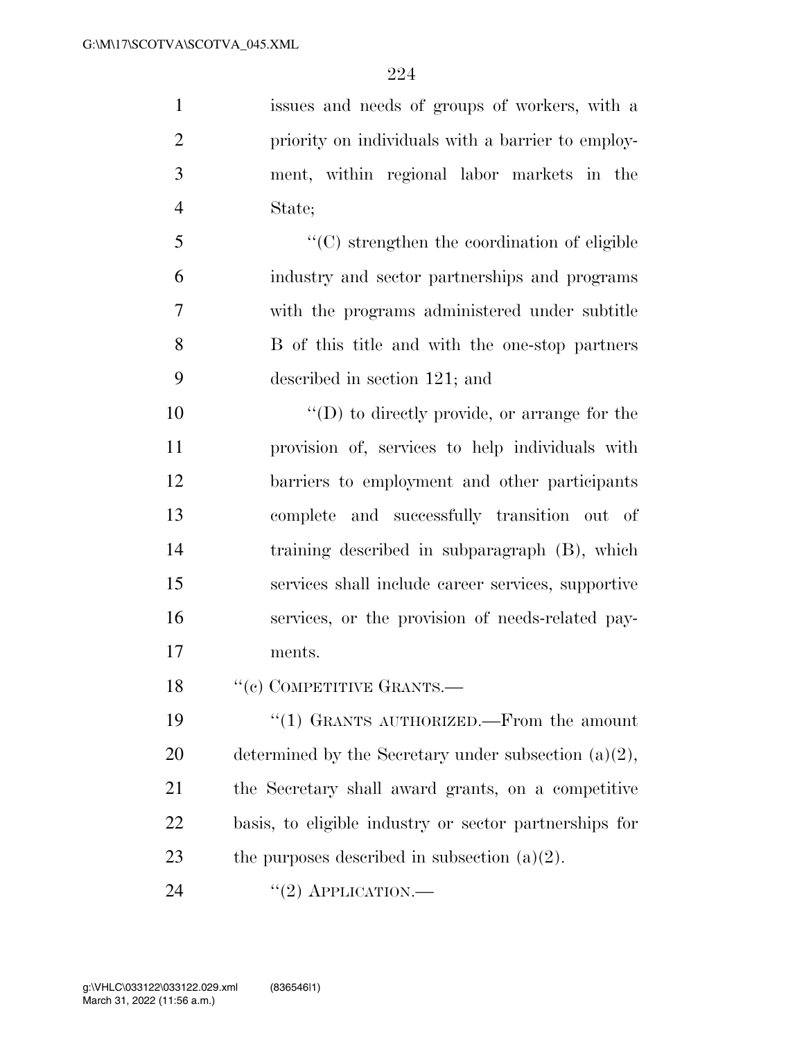issues and needs of groups of workers, with a priority on individuals with a barrier to employment, within regional labor markets in the State;

"(C) strengthen the coordination of eligible industry and sector partnerships and programs with the programs administered under subtitle B of this title and with the one-stop partners described in section 121; and

"(D) to directly provide, or arrange for the provision of, services to help individuals with barriers to employment and other participants complete and successfully transition out of training described in subparagraph (B), which services shall include career services, supportive services, or the provision of needs-related payments.

"(c) COMPETITIVE GRANTS.—

"(1) GRANTS AUTHORIZED.—From the amount determined by the Secretary under subsection (a)(2), the Secretary shall award grants, on a competitive basis, to eligible industry or sector partnerships for the purposes described in subsection (a)(2).

"(2) APPLICATION.—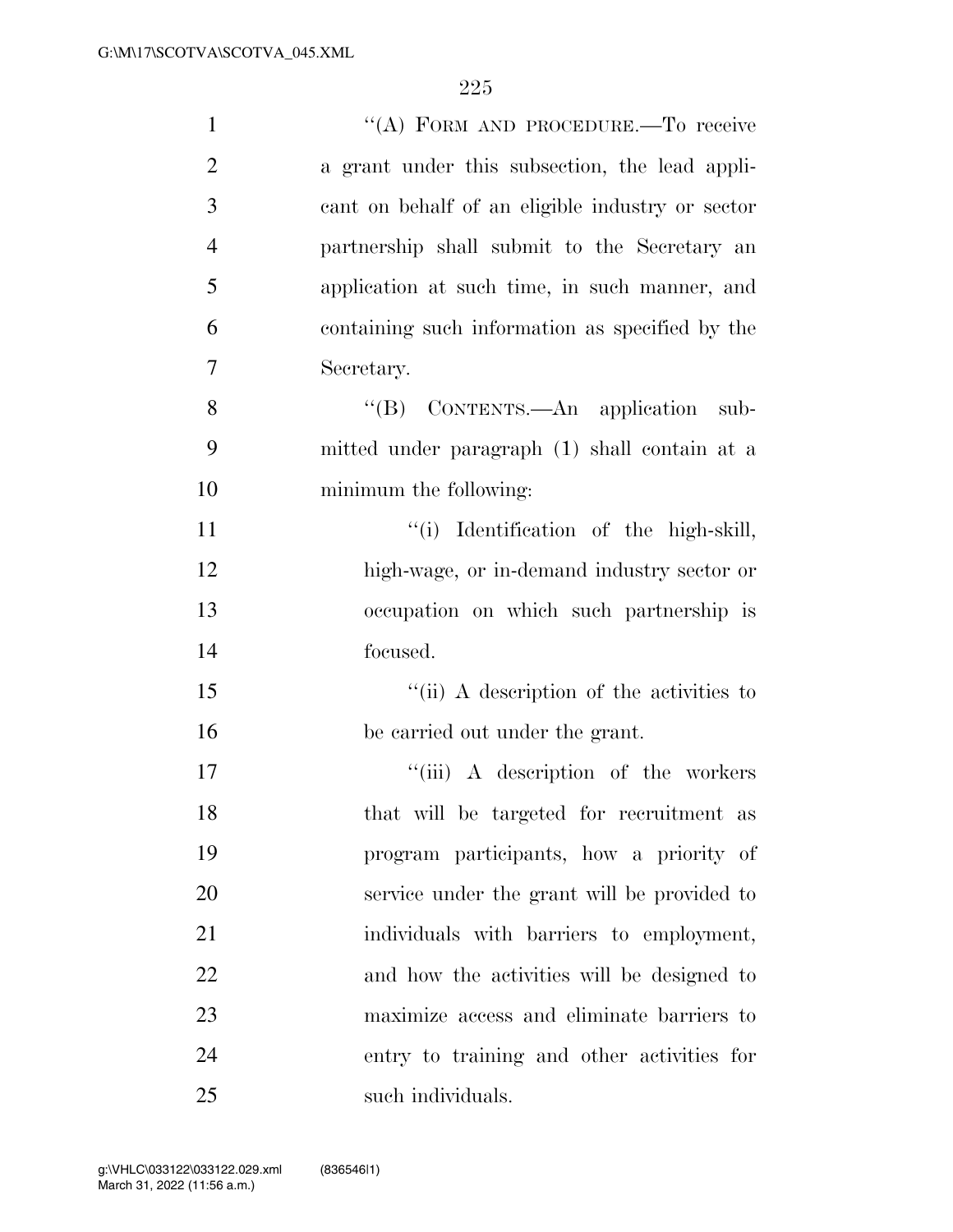"(A) FORM AND PROCEDURE.—To receive a grant under this subsection, the lead applicant on behalf of an eligible industry or sector partnership shall submit to the Secretary an application at such time, in such manner, and containing such information as specified by the Secretary.

"(B) CONTENTS.—An application submitted under paragraph (1) shall contain at a minimum the following:

"(i) Identification of the high-skill, high-wage, or in-demand industry sector or occupation on which such partnership is focused.

"(ii) A description of the activities to be carried out under the grant.

"(iii) A description of the workers that will be targeted for recruitment as program participants, how a priority of service under the grant will be provided to individuals with barriers to employment, and how the activities will be designed to maximize access and eliminate barriers to entry to training and other activities for such individuals.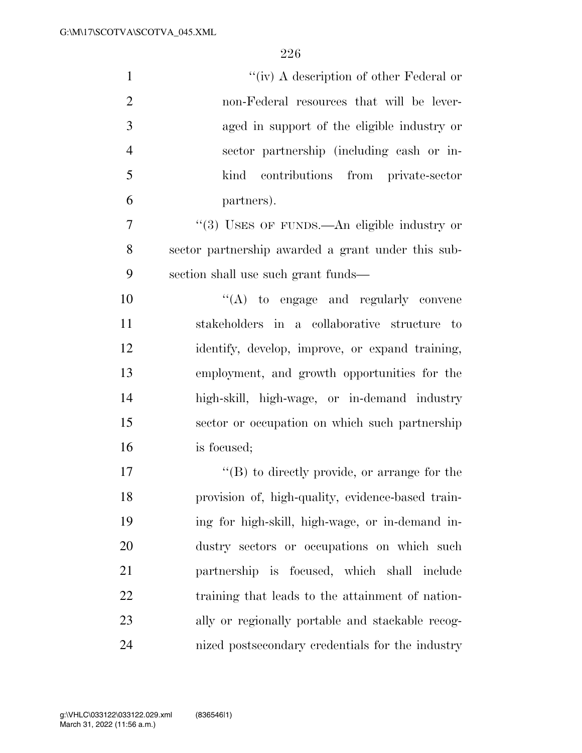"(iv) A description of other Federal or non-Federal resources that will be leveraged in support of the eligible industry or sector partnership (including cash or in-kind contributions from private-sector partners).

"(3) USES OF FUNDS.—An eligible industry or sector partnership awarded a grant under this subsection shall use such grant funds—

"(A) to engage and regularly convene stakeholders in a collaborative structure to identify, develop, improve, or expand training, employment, and growth opportunities for the high-skill, high-wage, or in-demand industry sector or occupation on which such partnership is focused;

"(B) to directly provide, or arrange for the provision of, high-quality, evidence-based training for high-skill, high-wage, or in-demand industry sectors or occupations on which such partnership is focused, which shall include training that leads to the attainment of nationally or regionally portable and stackable recognized postsecondary credentials for the industry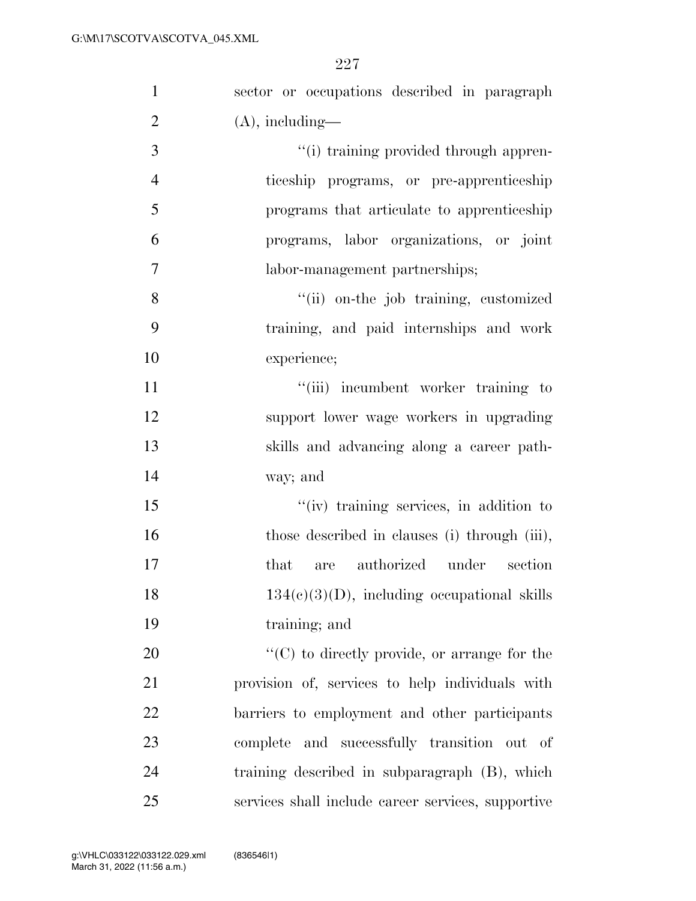sector or occupations described in paragraph (A), including—

''(i) training provided through apprenticeship programs, or pre-apprenticeship programs that articulate to apprenticeship programs, labor organizations, or joint labor-management partnerships;

''(ii) on-the job training, customized training, and paid internships and work experience;

''(iii) incumbent worker training to support lower wage workers in upgrading skills and advancing along a career pathway; and

''(iv) training services, in addition to those described in clauses (i) through (iii), that are authorized under section 134(c)(3)(D), including occupational skills training; and

''(C) to directly provide, or arrange for the provision of, services to help individuals with barriers to employment and other participants complete and successfully transition out of training described in subparagraph (B), which services shall include career services, supportive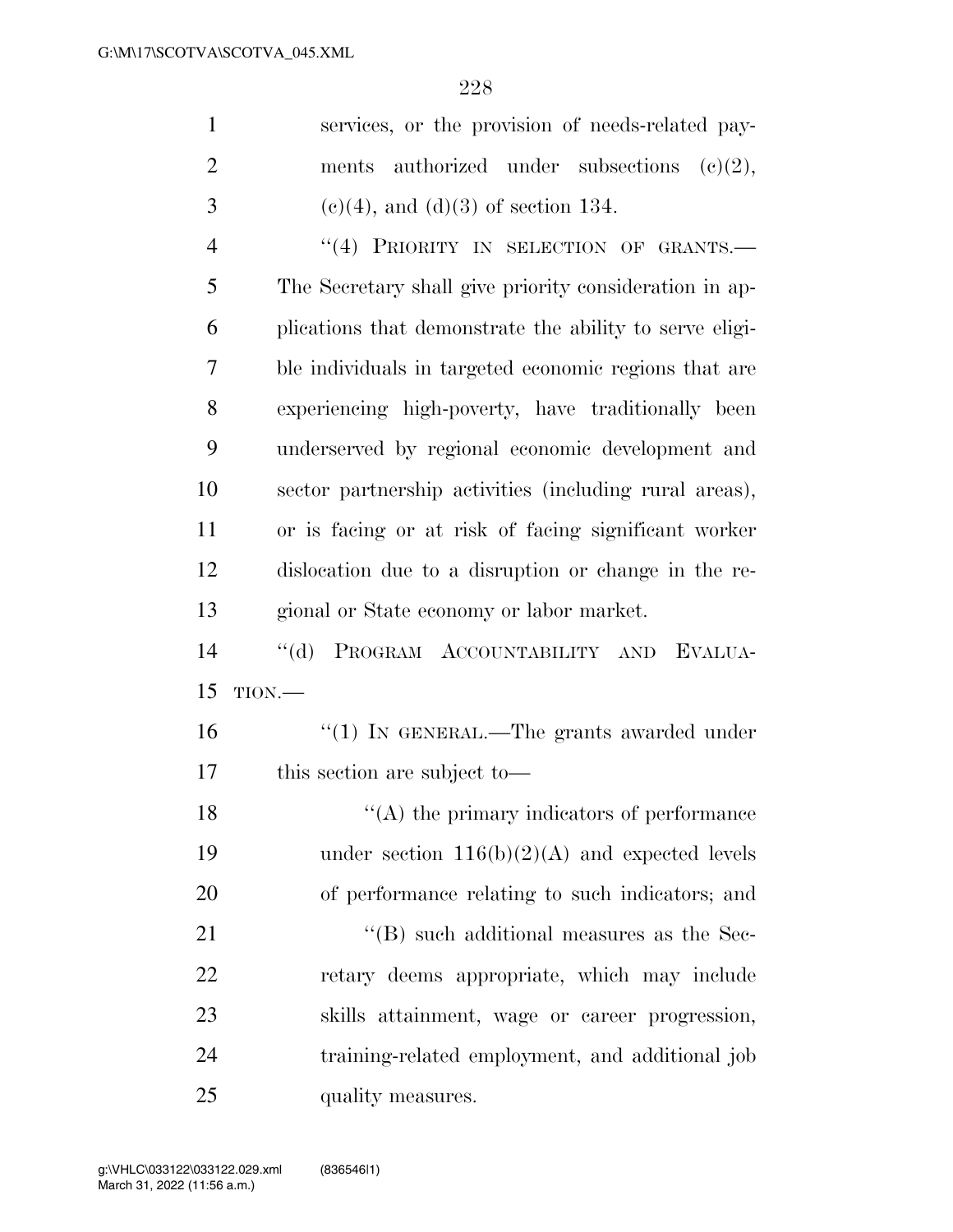services, or the provision of needs-related payments authorized under subsections (c)(2), (c)(4), and (d)(3) of section 134.

''(4) PRIORITY IN SELECTION OF GRANTS.—The Secretary shall give priority consideration in applications that demonstrate the ability to serve eligible individuals in targeted economic regions that are experiencing high-poverty, have traditionally been underserved by regional economic development and sector partnership activities (including rural areas), or is facing or at risk of facing significant worker dislocation due to a disruption or change in the regional or State economy or labor market.

''(d) PROGRAM ACCOUNTABILITY AND EVALUATION.—

''(1) IN GENERAL.—The grants awarded under this section are subject to—

''(A) the primary indicators of performance under section 116(b)(2)(A) and expected levels of performance relating to such indicators; and

''(B) such additional measures as the Secretary deems appropriate, which may include skills attainment, wage or career progression, training-related employment, and additional job quality measures.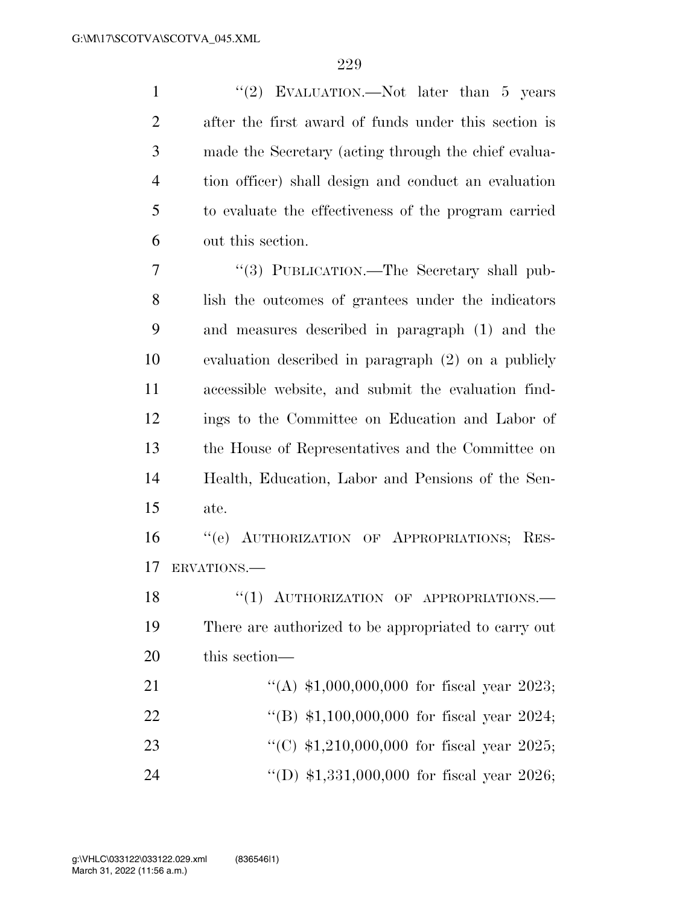"(2) EVALUATION.—Not later than 5 years after the first award of funds under this section is made the Secretary (acting through the chief evaluation officer) shall design and conduct an evaluation to evaluate the effectiveness of the program carried out this section.

"(3) PUBLICATION.—The Secretary shall publish the outcomes of grantees under the indicators and measures described in paragraph (1) and the evaluation described in paragraph (2) on a publicly accessible website, and submit the evaluation findings to the Committee on Education and Labor of the House of Representatives and the Committee on Health, Education, Labor and Pensions of the Senate.

"(e) AUTHORIZATION OF APPROPRIATIONS; RESERVATIONS.—

"(1) AUTHORIZATION OF APPROPRIATIONS.— There are authorized to be appropriated to carry out this section—

"(A) $1,000,000,000 for fiscal year 2023;

"(B) $1,100,000,000 for fiscal year 2024;

"(C) $1,210,000,000 for fiscal year 2025;

"(D) $1,331,000,000 for fiscal year 2026;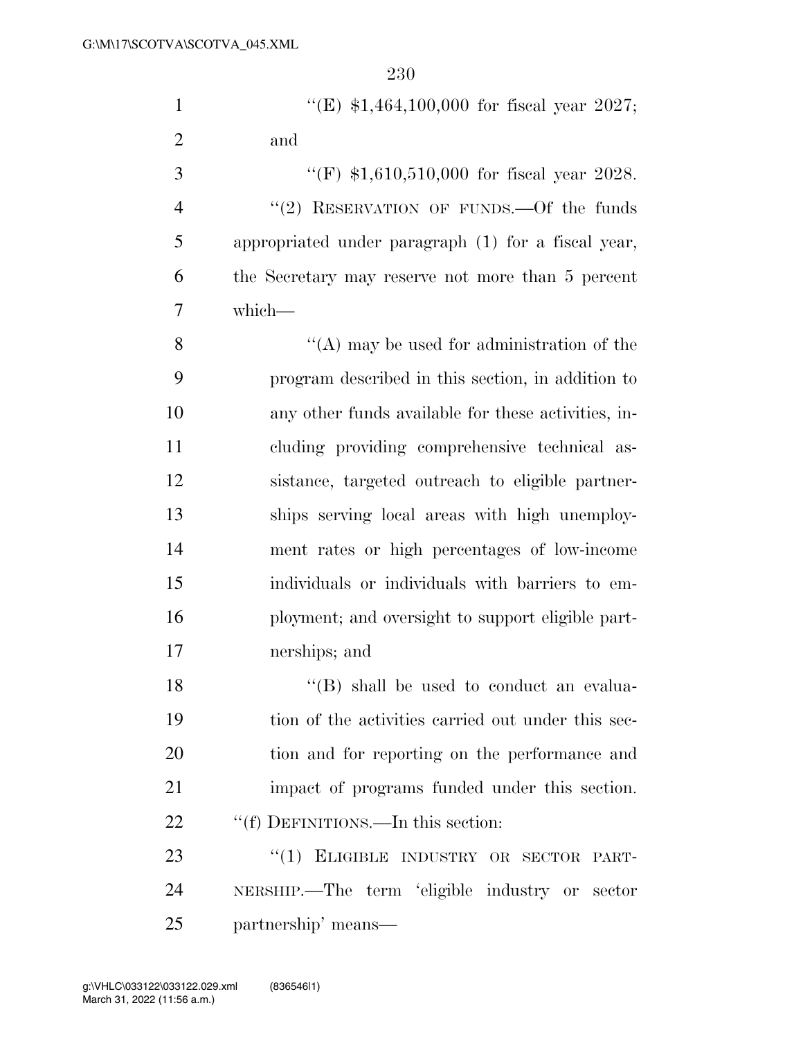"(E) $1,464,100,000 for fiscal year 2027; and

"(F) $1,610,510,000 for fiscal year 2028.

"(2) RESERVATION OF FUNDS.—Of the funds appropriated under paragraph (1) for a fiscal year, the Secretary may reserve not more than 5 percent which—

"(A) may be used for administration of the program described in this section, in addition to any other funds available for these activities, including providing comprehensive technical assistance, targeted outreach to eligible partnerships serving local areas with high unemployment rates or high percentages of low-income individuals or individuals with barriers to employment; and oversight to support eligible partnerships; and

"(B) shall be used to conduct an evaluation of the activities carried out under this section and for reporting on the performance and impact of programs funded under this section.

"(f) DEFINITIONS.—In this section:

"(1) ELIGIBLE INDUSTRY OR SECTOR PARTNERSHIP.—The term 'eligible industry or sector partnership' means—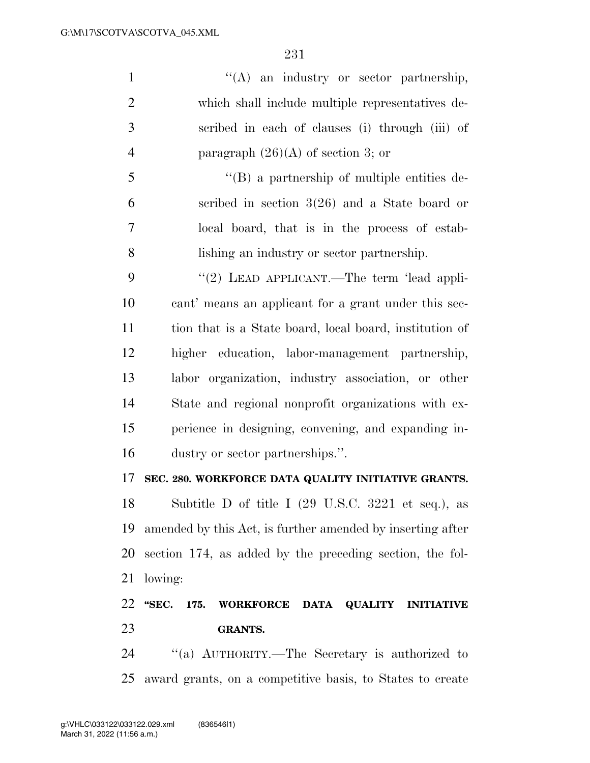''(A) an industry or sector partnership, which shall include multiple representatives described in each of clauses (i) through (iii) of paragraph (26)(A) of section 3; or

''(B) a partnership of multiple entities described in section 3(26) and a State board or local board, that is in the process of establishing an industry or sector partnership.

''(2) LEAD APPLICANT.—The term 'lead applicant' means an applicant for a grant under this section that is a State board, local board, institution of higher education, labor-management partnership, labor organization, industry association, or other State and regional nonprofit organizations with experience in designing, convening, and expanding industry or sector partnerships.''.

**SEC. 280. WORKFORCE DATA QUALITY INITIATIVE GRANTS.**

Subtitle D of title I (29 U.S.C. 3221 et seq.), as amended by this Act, is further amended by inserting after section 174, as added by the preceding section, the following:

**''SEC. 175. WORKFORCE DATA QUALITY INITIATIVE GRANTS.**

''(a) AUTHORITY.—The Secretary is authorized to award grants, on a competitive basis, to States to create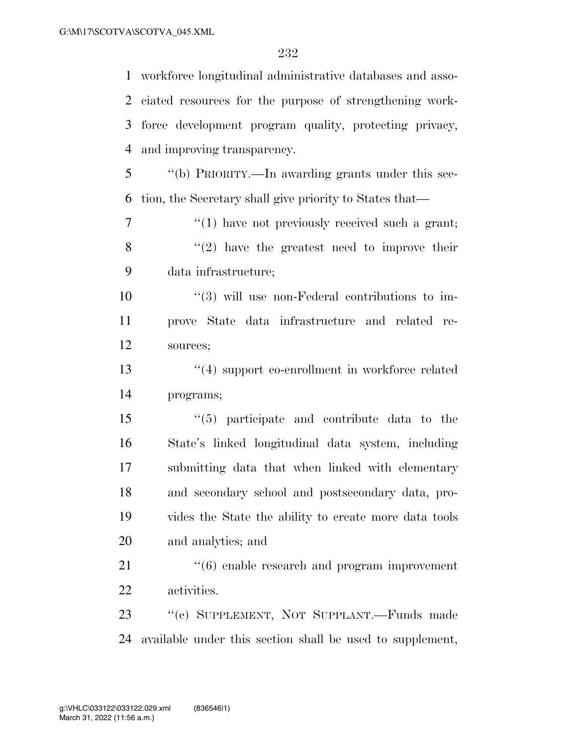workforce longitudinal administrative databases and associated resources for the purpose of strengthening workforce development program quality, protecting privacy, and improving transparency.

''(b) PRIORITY.—In awarding grants under this section, the Secretary shall give priority to States that—

''(1) have not previously received such a grant;

''(2) have the greatest need to improve their data infrastructure;

''(3) will use non-Federal contributions to improve State data infrastructure and related resources;

''(4) support co-enrollment in workforce related programs;

''(5) participate and contribute data to the State's linked longitudinal data system, including submitting data that when linked with elementary and secondary school and postsecondary data, provides the State the ability to create more data tools and analytics; and

''(6) enable research and program improvement activities.

''(c) SUPPLEMENT, NOT SUPPLANT.—Funds made available under this section shall be used to supplement,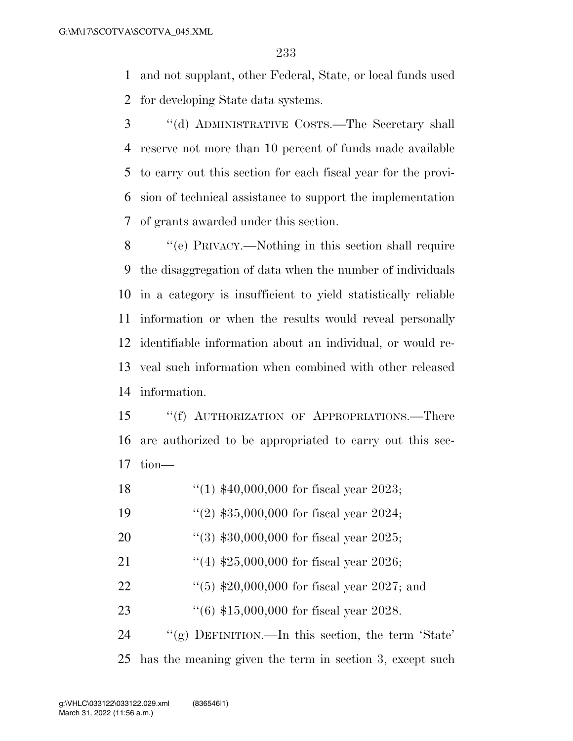and not supplant, other Federal, State, or local funds used for developing State data systems.

''(d) ADMINISTRATIVE COSTS.—The Secretary shall reserve not more than 10 percent of funds made available to carry out this section for each fiscal year for the provision of technical assistance to support the implementation of grants awarded under this section.

''(e) PRIVACY.—Nothing in this section shall require the disaggregation of data when the number of individuals in a category is insufficient to yield statistically reliable information or when the results would reveal personally identifiable information about an individual, or would reveal such information when combined with other released information.

''(f) AUTHORIZATION OF APPROPRIATIONS.—There are authorized to be appropriated to carry out this section—

''(1) $40,000,000 for fiscal year 2023;

''(2) $35,000,000 for fiscal year 2024;

''(3) $30,000,000 for fiscal year 2025;

''(4) $25,000,000 for fiscal year 2026;

''(5) $20,000,000 for fiscal year 2027; and

''(6) $15,000,000 for fiscal year 2028.

''(g) DEFINITION.—In this section, the term 'State' has the meaning given the term in section 3, except such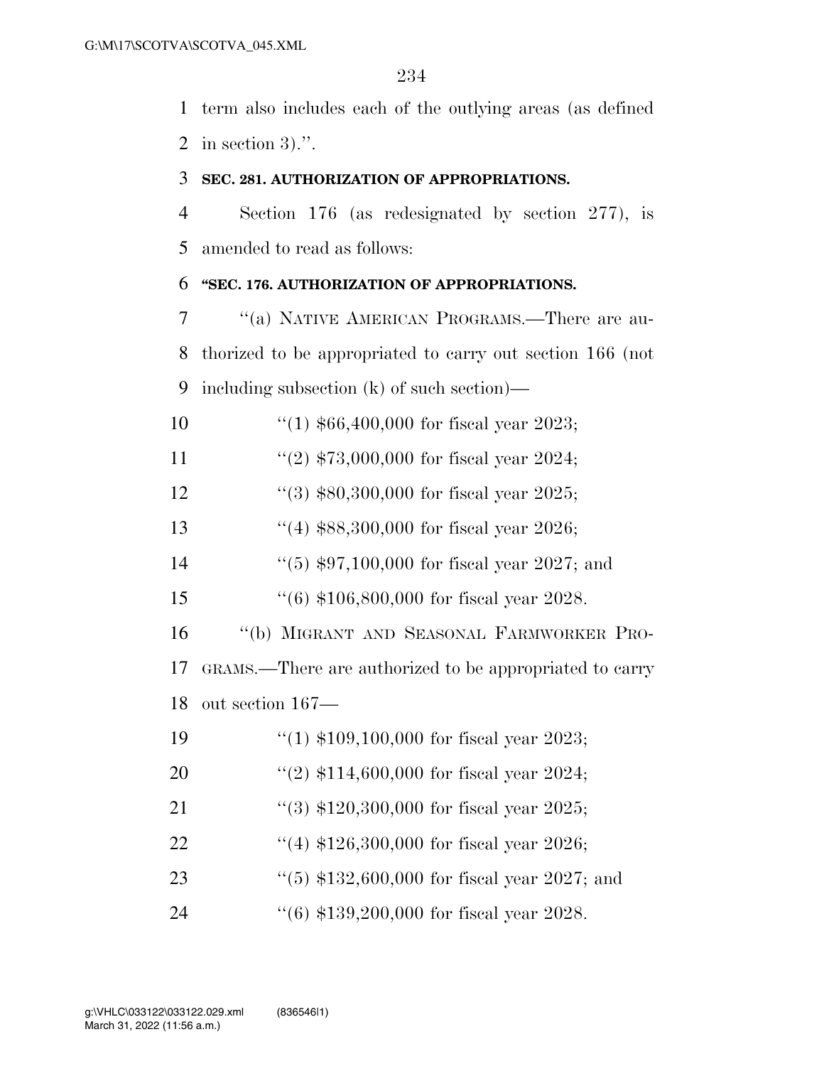term also includes each of the outlying areas (as defined in section 3).''.

**SEC. 281. AUTHORIZATION OF APPROPRIATIONS.**

Section 176 (as redesignated by section 277), is amended to read as follows:

**''SEC. 176. AUTHORIZATION OF APPROPRIATIONS.**

''(a) NATIVE AMERICAN PROGRAMS.—There are authorized to be appropriated to carry out section 166 (not including subsection (k) of such section)—

''(1) $66,400,000 for fiscal year 2023;

''(2) $73,000,000 for fiscal year 2024;

''(3) $80,300,000 for fiscal year 2025;

''(4) $88,300,000 for fiscal year 2026;

''(5) $97,100,000 for fiscal year 2027; and

''(6) $106,800,000 for fiscal year 2028.

''(b) MIGRANT AND SEASONAL FARMWORKER PROGRAMS.—There are authorized to be appropriated to carry out section 167—

''(1) $109,100,000 for fiscal year 2023;

''(2) $114,600,000 for fiscal year 2024;

''(3) $120,300,000 for fiscal year 2025;

''(4) $126,300,000 for fiscal year 2026;

''(5) $132,600,000 for fiscal year 2027; and

''(6) $139,200,000 for fiscal year 2028.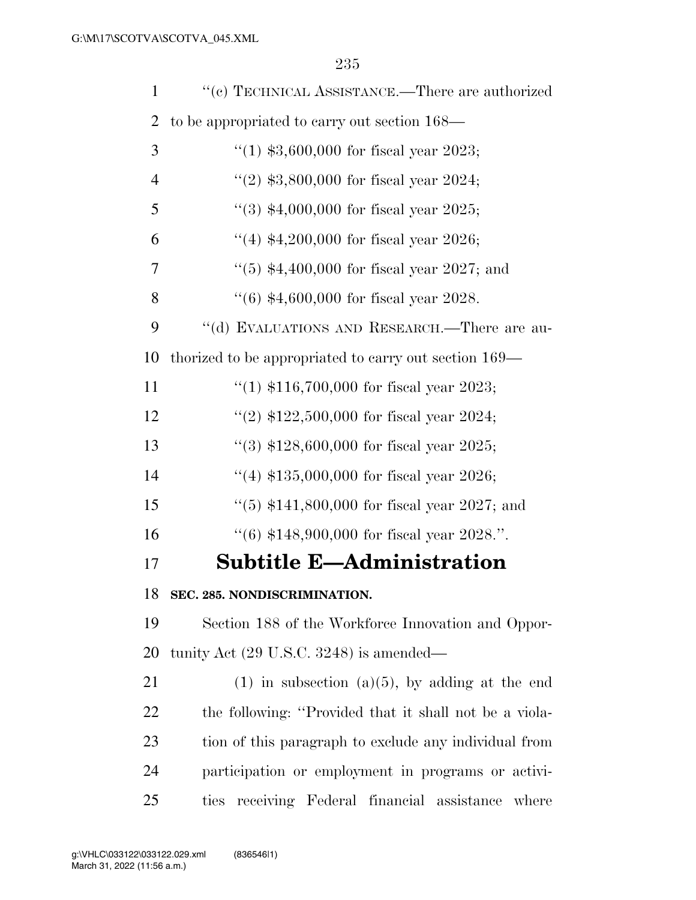''(c) TECHNICAL ASSISTANCE.—There are authorized to be appropriated to carry out section 168—

''(1) $3,600,000 for fiscal year 2023;

''(2) $3,800,000 for fiscal year 2024;

''(3) $4,000,000 for fiscal year 2025;

''(4) $4,200,000 for fiscal year 2026;

''(5) $4,400,000 for fiscal year 2027; and

''(6) $4,600,000 for fiscal year 2028.

''(d) EVALUATIONS AND RESEARCH.—There are authorized to be appropriated to carry out section 169—

''(1) $116,700,000 for fiscal year 2023;

''(2) $122,500,000 for fiscal year 2024;

''(3) $128,600,000 for fiscal year 2025;

''(4) $135,000,000 for fiscal year 2026;

''(5) $141,800,000 for fiscal year 2027; and

''(6) $148,900,000 for fiscal year 2028.''.

# Subtitle E—Administration

**SEC. 285. NONDISCRIMINATION.**

Section 188 of the Workforce Innovation and Opportunity Act (29 U.S.C. 3248) is amended—

(1) in subsection (a)(5), by adding at the end the following: ''Provided that it shall not be a violation of this paragraph to exclude any individual from participation or employment in programs or activities receiving Federal financial assistance where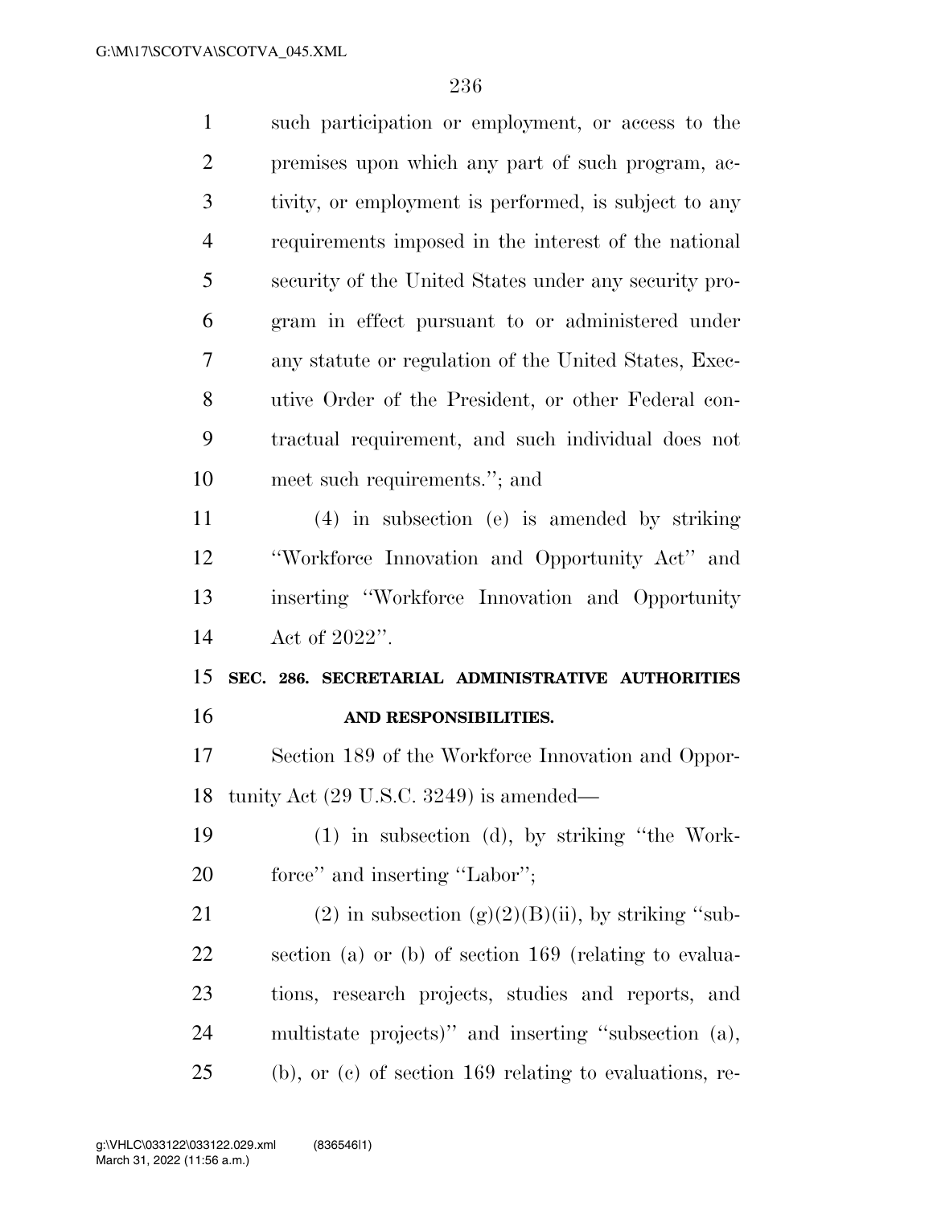such participation or employment, or access to the premises upon which any part of such program, activity, or employment is performed, is subject to any requirements imposed in the interest of the national security of the United States under any security program in effect pursuant to or administered under any statute or regulation of the United States, Executive Order of the President, or other Federal contractual requirement, and such individual does not meet such requirements.''; and

(4) in subsection (e) is amended by striking ''Workforce Innovation and Opportunity Act'' and inserting ''Workforce Innovation and Opportunity Act of 2022''.

**SEC. 286. SECRETARIAL ADMINISTRATIVE AUTHORITIES AND RESPONSIBILITIES.**

Section 189 of the Workforce Innovation and Opportunity Act (29 U.S.C. 3249) is amended—

(1) in subsection (d), by striking ''the Workforce'' and inserting ''Labor'';

(2) in subsection (g)(2)(B)(ii), by striking ''subsection (a) or (b) of section 169 (relating to evaluations, research projects, studies and reports, and multistate projects)'' and inserting ''subsection (a), (b), or (c) of section 169 relating to evaluations, re-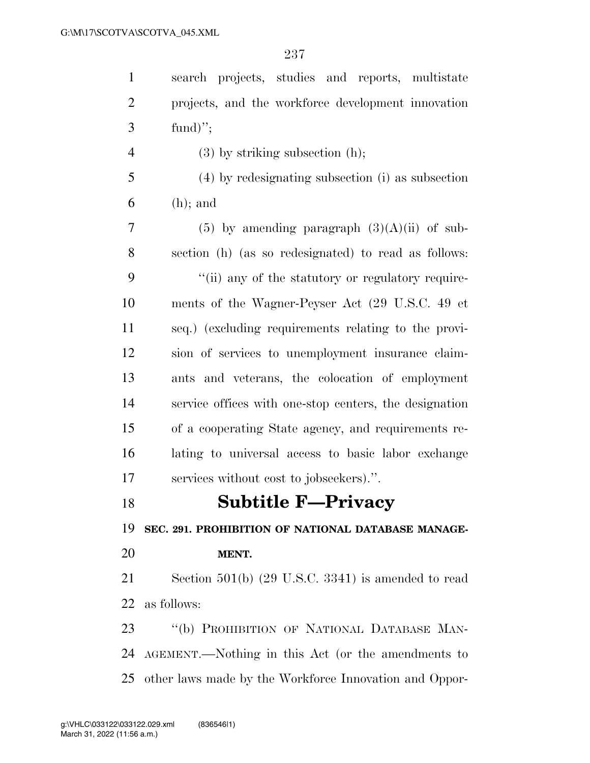search projects, studies and reports, multistate projects, and the workforce development innovation fund)'';

(3) by striking subsection (h);

(4) by redesignating subsection (i) as subsection (h); and

(5) by amending paragraph (3)(A)(ii) of subsection (h) (as so redesignated) to read as follows:

''(ii) any of the statutory or regulatory requirements of the Wagner-Peyser Act (29 U.S.C. 49 et seq.) (excluding requirements relating to the provision of services to unemployment insurance claimants and veterans, the colocation of employment service offices with one-stop centers, the designation of a cooperating State agency, and requirements relating to universal access to basic labor exchange services without cost to jobseekers).''.

## Subtitle F—Privacy

**SEC. 291. PROHIBITION OF NATIONAL DATABASE MANAGEMENT.**

Section 501(b) (29 U.S.C. 3341) is amended to read as follows:

''(b) PROHIBITION OF NATIONAL DATABASE MANAGEMENT.—Nothing in this Act (or the amendments to other laws made by the Workforce Innovation and Oppor-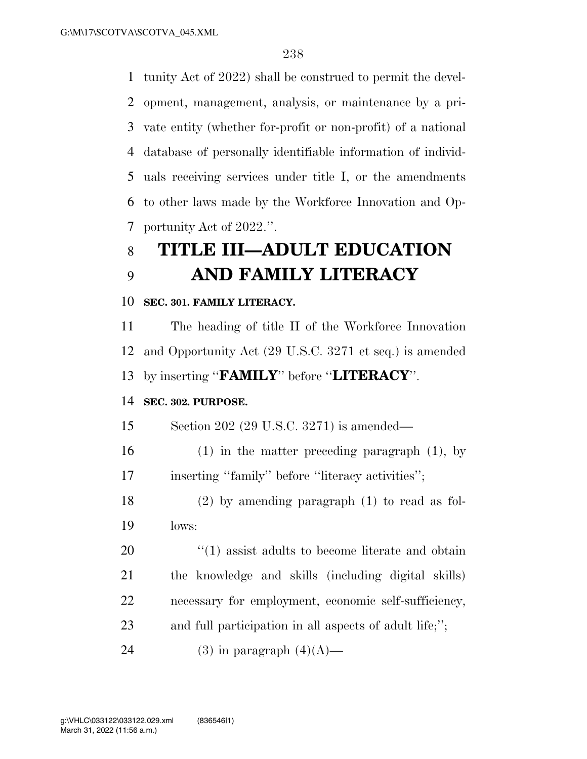tunity Act of 2022) shall be construed to permit the development, management, analysis, or maintenance by a private entity (whether for-profit or non-profit) of a national database of personally identifiable information of individuals receiving services under title I, or the amendments to other laws made by the Workforce Innovation and Opportunity Act of 2022.''.

# TITLE III—ADULT EDUCATION AND FAMILY LITERACY

**SEC. 301. FAMILY LITERACY.**

The heading of title II of the Workforce Innovation and Opportunity Act (29 U.S.C. 3271 et seq.) is amended by inserting ''**FAMILY**'' before ''**LITERACY**''.

**SEC. 302. PURPOSE.**

Section 202 (29 U.S.C. 3271) is amended—

(1) in the matter preceding paragraph (1), by inserting ''family'' before ''literacy activities'';

(2) by amending paragraph (1) to read as follows:

''(1) assist adults to become literate and obtain the knowledge and skills (including digital skills) necessary for employment, economic self-sufficiency, and full participation in all aspects of adult life;'';

(3) in paragraph (4)(A)—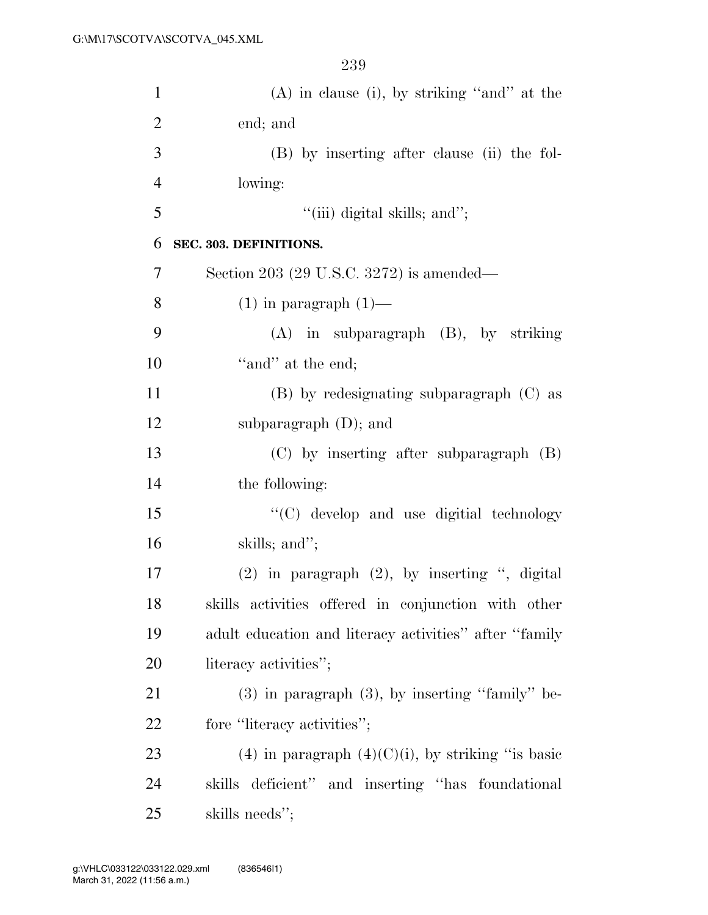(A) in clause (i), by striking "and" at the end; and

(B) by inserting after clause (ii) the following:

"(iii) digital skills; and";

**SEC. 303. DEFINITIONS.**

Section 203 (29 U.S.C. 3272) is amended—

(1) in paragraph (1)—

(A) in subparagraph (B), by striking "and" at the end;

(B) by redesignating subparagraph (C) as subparagraph (D); and

(C) by inserting after subparagraph (B) the following:

"(C) develop and use digitial technology skills; and";

(2) in paragraph (2), by inserting ", digital skills activities offered in conjunction with other adult education and literacy activities" after "family literacy activities";

(3) in paragraph (3), by inserting "family" before "literacy activities";

(4) in paragraph (4)(C)(i), by striking "is basic skills deficient" and inserting "has foundational skills needs";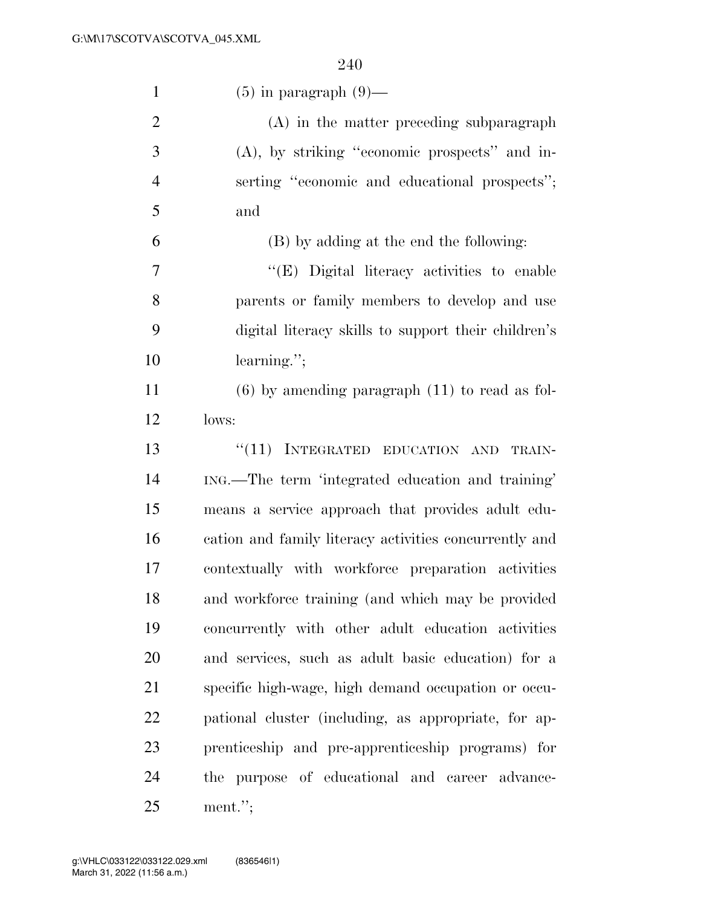(5) in paragraph (9)—

(A) in the matter preceding subparagraph (A), by striking ''economic prospects'' and inserting ''economic and educational prospects''; and

(B) by adding at the end the following:

''(E) Digital literacy activities to enable parents or family members to develop and use digital literacy skills to support their children's learning.'';

(6) by amending paragraph (11) to read as follows:

''(11) INTEGRATED EDUCATION AND TRAINING.—The term 'integrated education and training' means a service approach that provides adult education and family literacy activities concurrently and contextually with workforce preparation activities and workforce training (and which may be provided concurrently with other adult education activities and services, such as adult basic education) for a specific high-wage, high demand occupation or occupational cluster (including, as appropriate, for apprenticeship and pre-apprenticeship programs) for the purpose of educational and career advancement.'';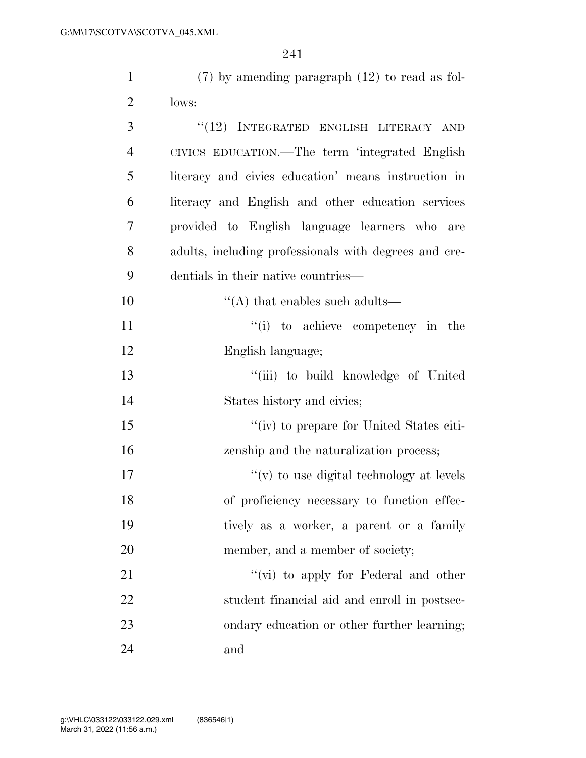(7) by amending paragraph (12) to read as follows:

"(12) INTEGRATED ENGLISH LITERACY AND CIVICS EDUCATION.—The term 'integrated English literacy and civics education' means instruction in literacy and English and other education services provided to English language learners who are adults, including professionals with degrees and credentials in their native countries—

"(A) that enables such adults—

"(i) to achieve competency in the English language;

"(iii) to build knowledge of United States history and civics;

"(iv) to prepare for United States citizenship and the naturalization process;

"(v) to use digital technology at levels of proficiency necessary to function effectively as a worker, a parent or a family member, and a member of society;

"(vi) to apply for Federal and other student financial aid and enroll in postsecondary education or other further learning; and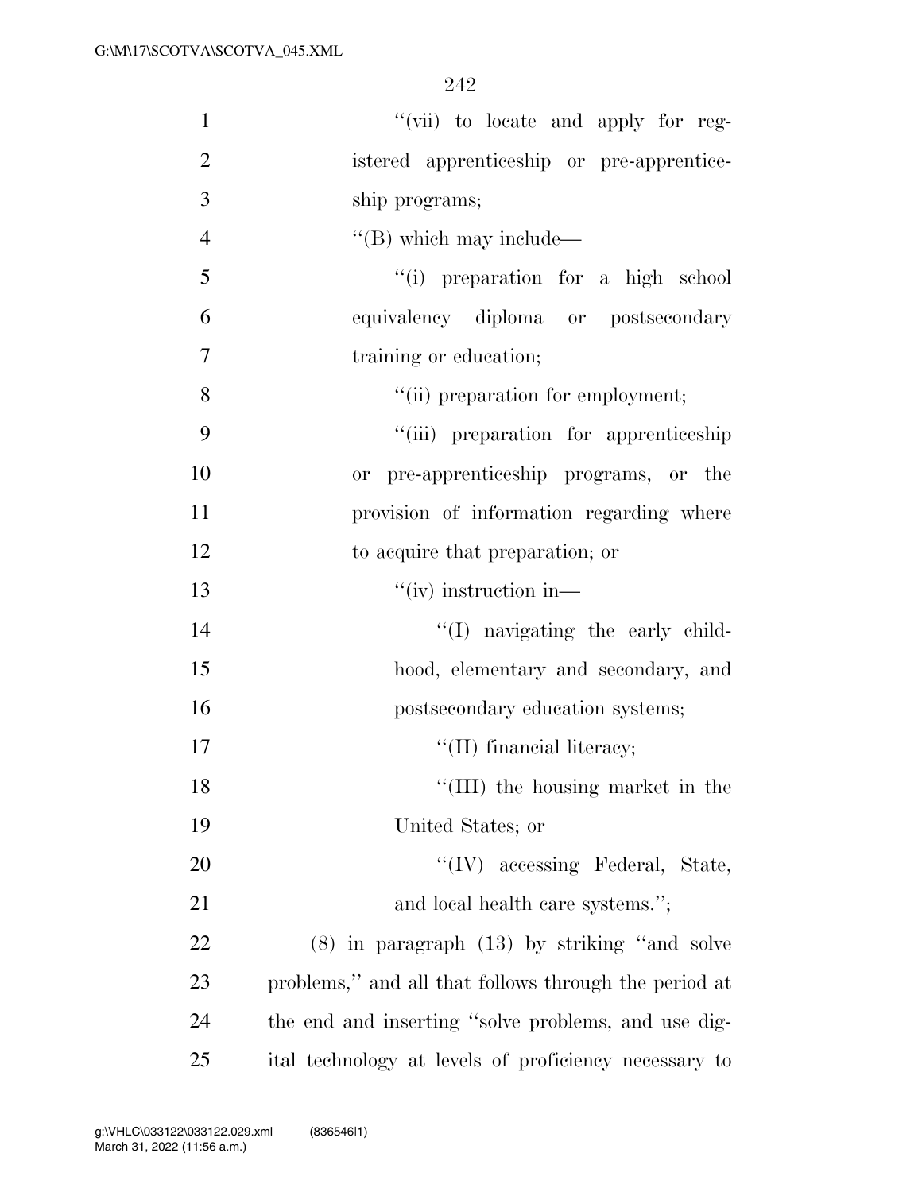''(vii) to locate and apply for registered apprenticeship or pre-apprenticeship programs;

''(B) which may include—

''(i) preparation for a high school equivalency diploma or postsecondary training or education;

''(ii) preparation for employment;

''(iii) preparation for apprenticeship or pre-apprenticeship programs, or the provision of information regarding where to acquire that preparation; or

''(iv) instruction in—

''(I) navigating the early childhood, elementary and secondary, and postsecondary education systems;

''(II) financial literacy;

''(III) the housing market in the United States; or

''(IV) accessing Federal, State, and local health care systems.'';

(8) in paragraph (13) by striking ''and solve problems,'' and all that follows through the period at the end and inserting ''solve problems, and use digital technology at levels of proficiency necessary to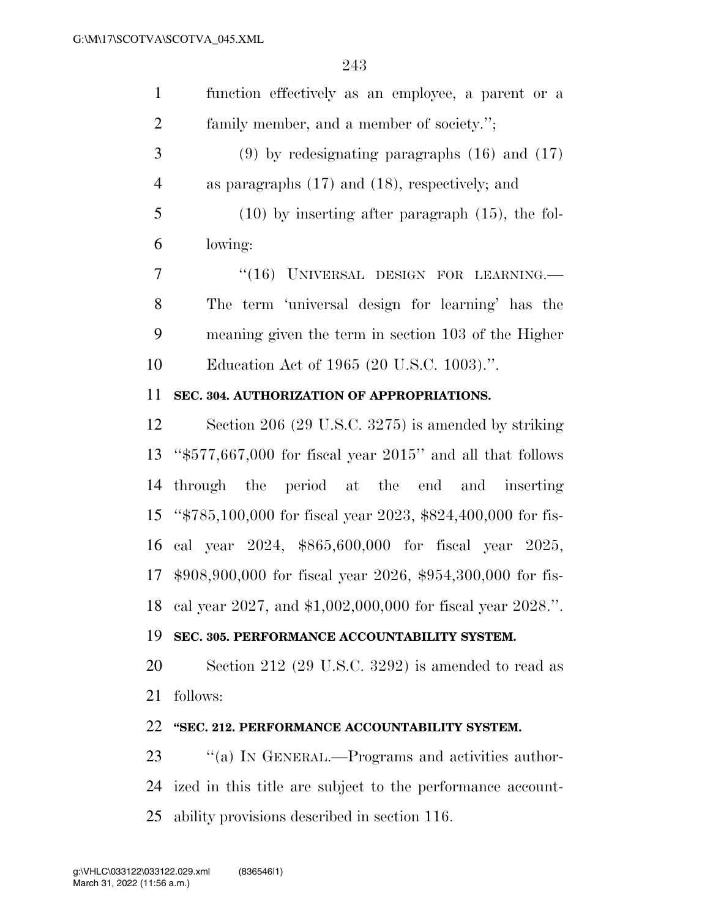function effectively as an employee, a parent or a family member, and a member of society.'';

(9) by redesignating paragraphs (16) and (17) as paragraphs (17) and (18), respectively; and

(10) by inserting after paragraph (15), the following:

''(16) UNIVERSAL DESIGN FOR LEARNING.—The term 'universal design for learning' has the meaning given the term in section 103 of the Higher Education Act of 1965 (20 U.S.C. 1003).''.

**SEC. 304. AUTHORIZATION OF APPROPRIATIONS.**

Section 206 (29 U.S.C. 3275) is amended by striking ''$577,667,000 for fiscal year 2015'' and all that follows through the period at the end and inserting ''$785,100,000 for fiscal year 2023, $824,400,000 for fiscal year 2024, $865,600,000 for fiscal year 2025, $908,900,000 for fiscal year 2026, $954,300,000 for fiscal year 2027, and $1,002,000,000 for fiscal year 2028.''.

**SEC. 305. PERFORMANCE ACCOUNTABILITY SYSTEM.**

Section 212 (29 U.S.C. 3292) is amended to read as follows:

**''SEC. 212. PERFORMANCE ACCOUNTABILITY SYSTEM.**

''(a) IN GENERAL.—Programs and activities authorized in this title are subject to the performance accountability provisions described in section 116.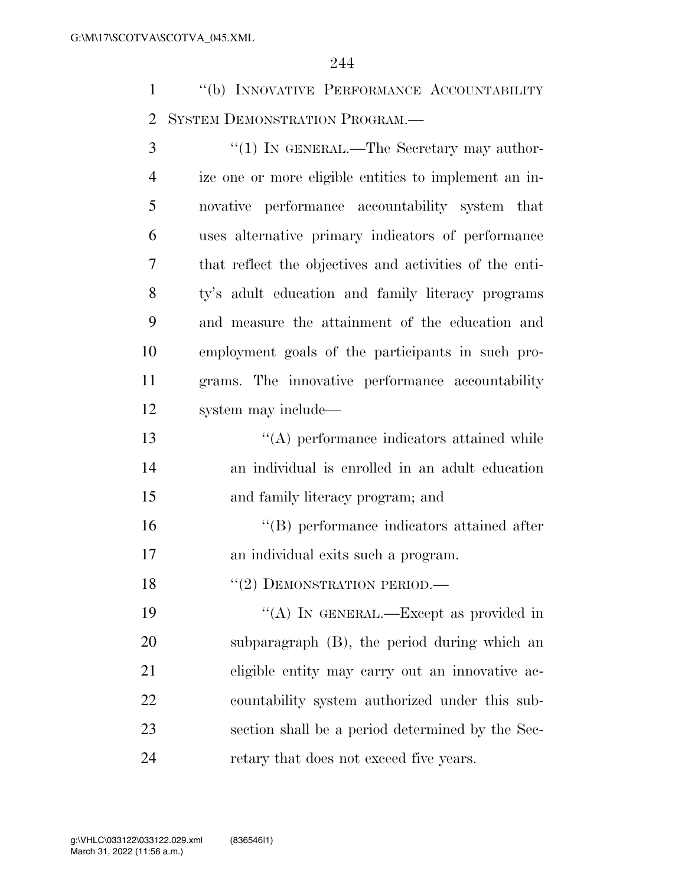"(b) INNOVATIVE PERFORMANCE ACCOUNTABILITY SYSTEM DEMONSTRATION PROGRAM.—

"(1) IN GENERAL.—The Secretary may authorize one or more eligible entities to implement an innovative performance accountability system that uses alternative primary indicators of performance that reflect the objectives and activities of the entity's adult education and family literacy programs and measure the attainment of the education and employment goals of the participants in such programs. The innovative performance accountability system may include—

"(A) performance indicators attained while an individual is enrolled in an adult education and family literacy program; and

"(B) performance indicators attained after an individual exits such a program.

"(2) DEMONSTRATION PERIOD.—

"(A) IN GENERAL.—Except as provided in subparagraph (B), the period during which an eligible entity may carry out an innovative accountability system authorized under this subsection shall be a period determined by the Secretary that does not exceed five years.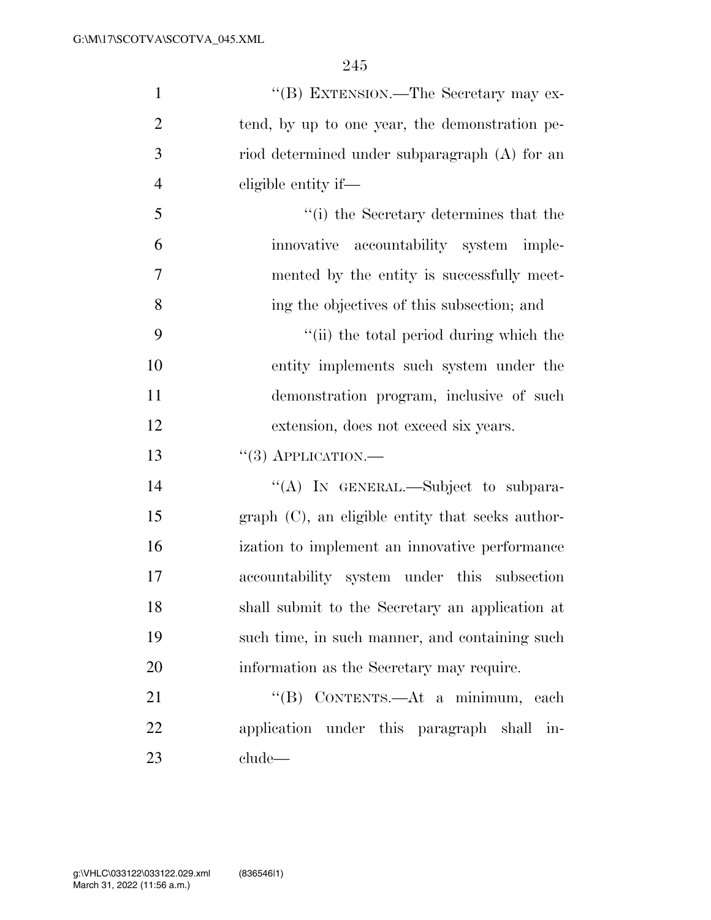''(B) EXTENSION.—The Secretary may extend, by up to one year, the demonstration period determined under subparagraph (A) for an eligible entity if—

''(i) the Secretary determines that the innovative accountability system implemented by the entity is successfully meeting the objectives of this subsection; and

''(ii) the total period during which the entity implements such system under the demonstration program, inclusive of such extension, does not exceed six years.

''(3) APPLICATION.—

''(A) IN GENERAL.—Subject to subparagraph (C), an eligible entity that seeks authorization to implement an innovative performance accountability system under this subsection shall submit to the Secretary an application at such time, in such manner, and containing such information as the Secretary may require.

''(B) CONTENTS.—At a minimum, each application under this paragraph shall include—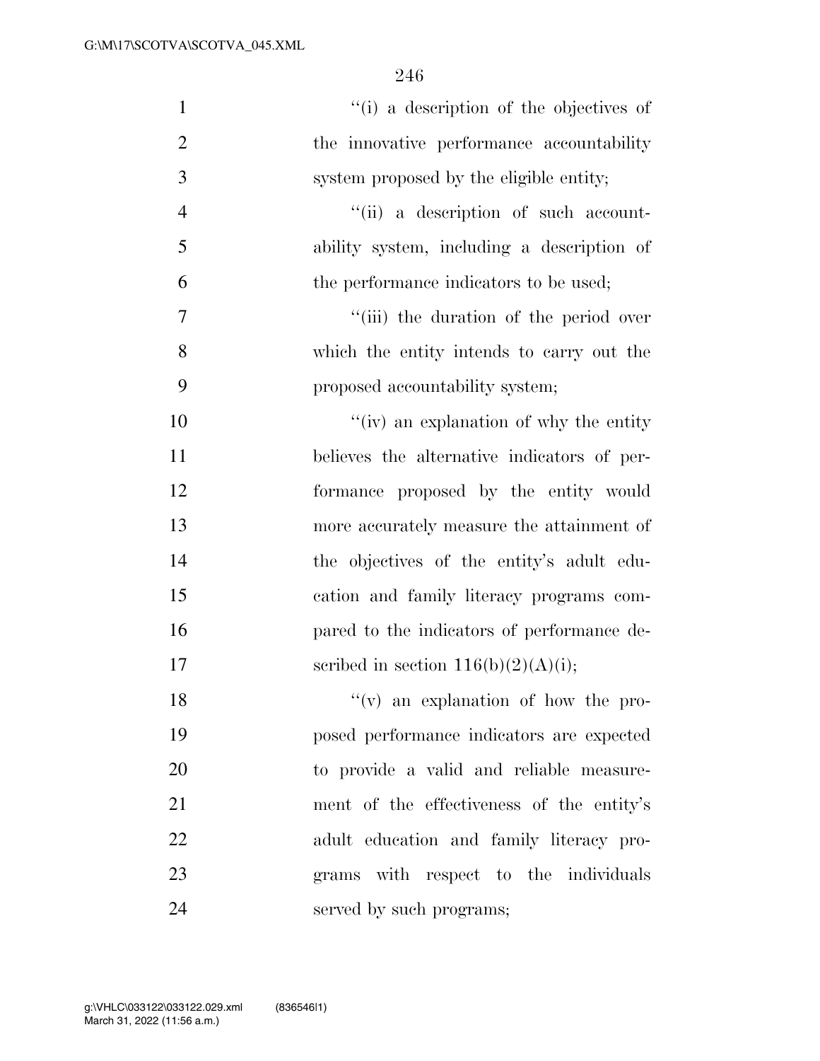''(i) a description of the objectives of the innovative performance accountability system proposed by the eligible entity;

''(ii) a description of such accountability system, including a description of the performance indicators to be used;

''(iii) the duration of the period over which the entity intends to carry out the proposed accountability system;

''(iv) an explanation of why the entity believes the alternative indicators of performance proposed by the entity would more accurately measure the attainment of the objectives of the entity's adult education and family literacy programs compared to the indicators of performance described in section 116(b)(2)(A)(i);

''(v) an explanation of how the proposed performance indicators are expected to provide a valid and reliable measurement of the effectiveness of the entity's adult education and family literacy programs with respect to the individuals served by such programs;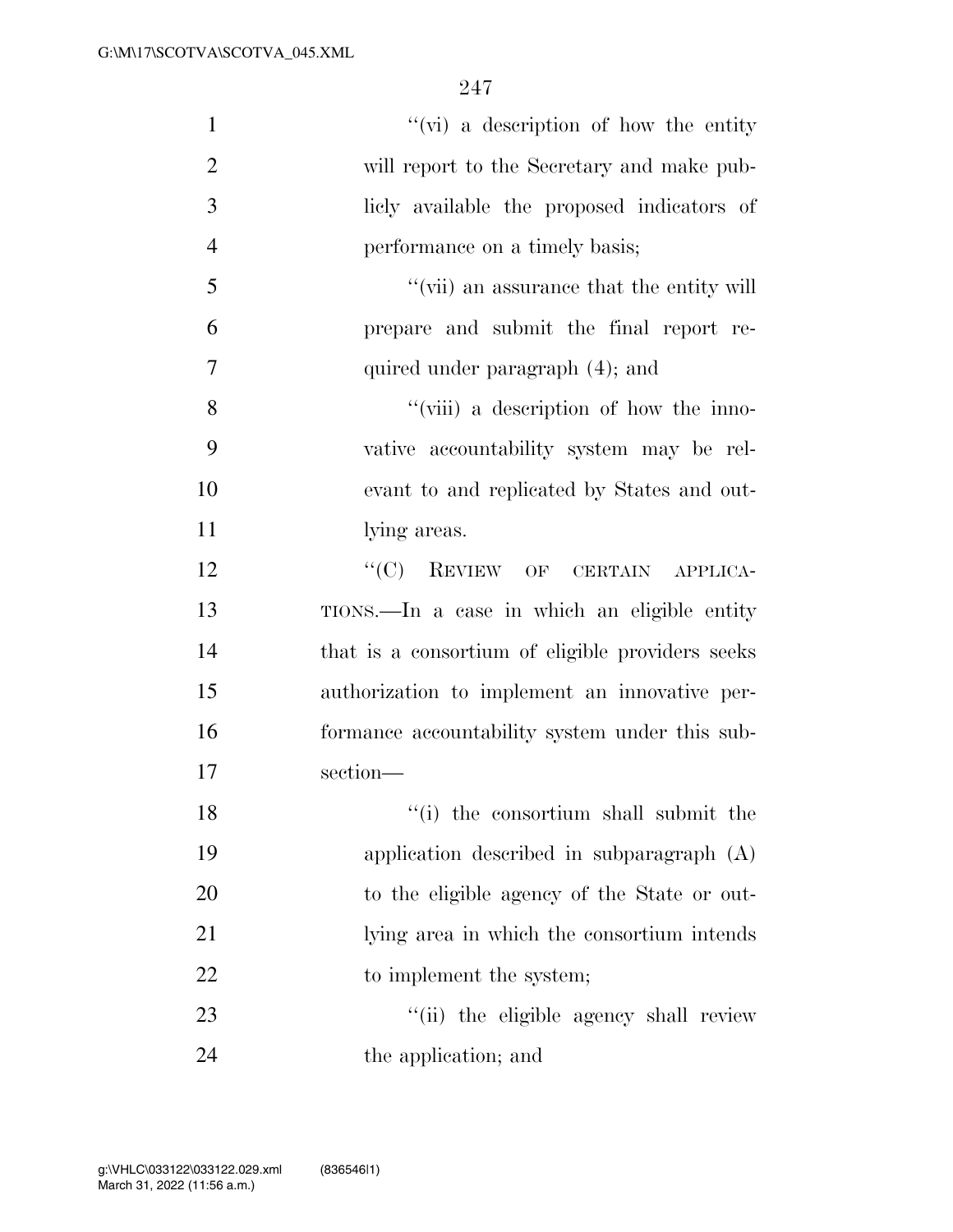''(vi) a description of how the entity will report to the Secretary and make publicly available the proposed indicators of performance on a timely basis;

''(vii) an assurance that the entity will prepare and submit the final report required under paragraph (4); and

''(viii) a description of how the innovative accountability system may be relevant to and replicated by States and outlying areas.

''(C) REVIEW OF CERTAIN APPLICATIONS.—In a case in which an eligible entity that is a consortium of eligible providers seeks authorization to implement an innovative performance accountability system under this subsection—

''(i) the consortium shall submit the application described in subparagraph (A) to the eligible agency of the State or outlying area in which the consortium intends to implement the system;

''(ii) the eligible agency shall review the application; and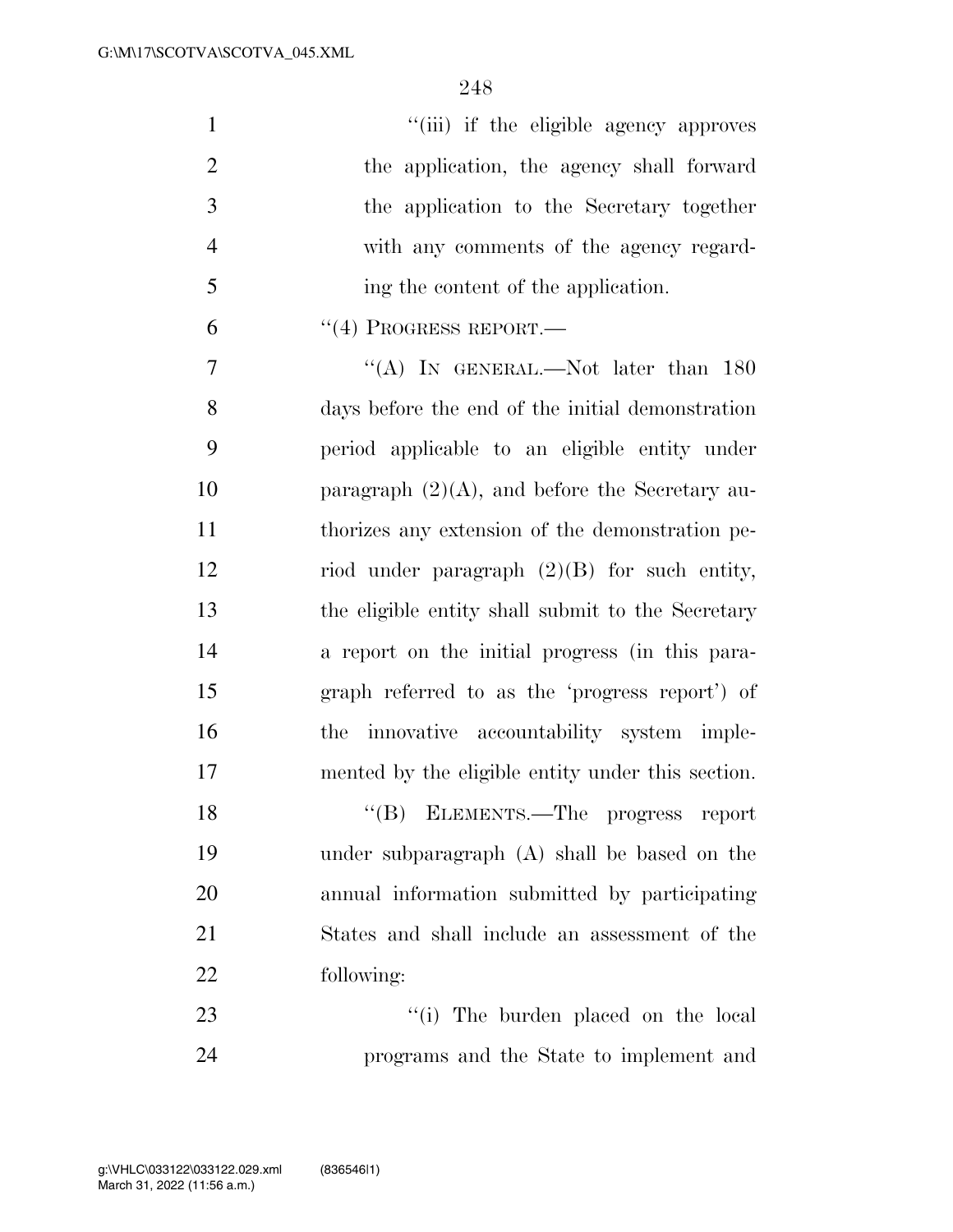"(iii) if the eligible agency approves the application, the agency shall forward the application to the Secretary together with any comments of the agency regarding the content of the application.

"(4) PROGRESS REPORT.—

"(A) IN GENERAL.—Not later than 180 days before the end of the initial demonstration period applicable to an eligible entity under paragraph (2)(A), and before the Secretary authorizes any extension of the demonstration period under paragraph (2)(B) for such entity, the eligible entity shall submit to the Secretary a report on the initial progress (in this paragraph referred to as the 'progress report') of the innovative accountability system implemented by the eligible entity under this section.

"(B) ELEMENTS.—The progress report under subparagraph (A) shall be based on the annual information submitted by participating States and shall include an assessment of the following:

"(i) The burden placed on the local programs and the State to implement and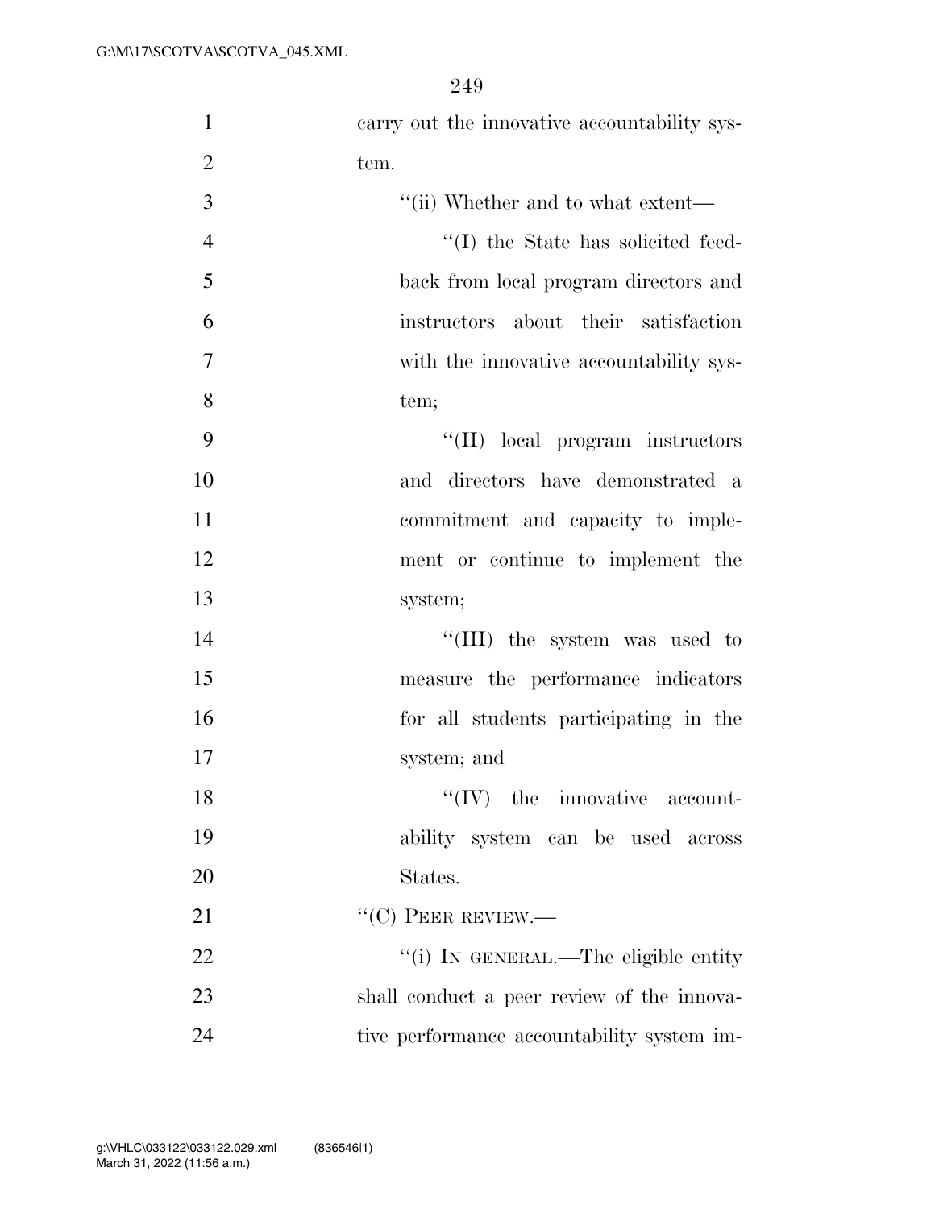carry out the innovative accountability system.

''(ii) Whether and to what extent—

''(I) the State has solicited feedback from local program directors and instructors about their satisfaction with the innovative accountability system;

''(II) local program instructors and directors have demonstrated a commitment and capacity to implement or continue to implement the system;

''(III) the system was used to measure the performance indicators for all students participating in the system; and

''(IV) the innovative accountability system can be used across States.

''(C) PEER REVIEW.—

''(i) IN GENERAL.—The eligible entity shall conduct a peer review of the innovative performance accountability system im-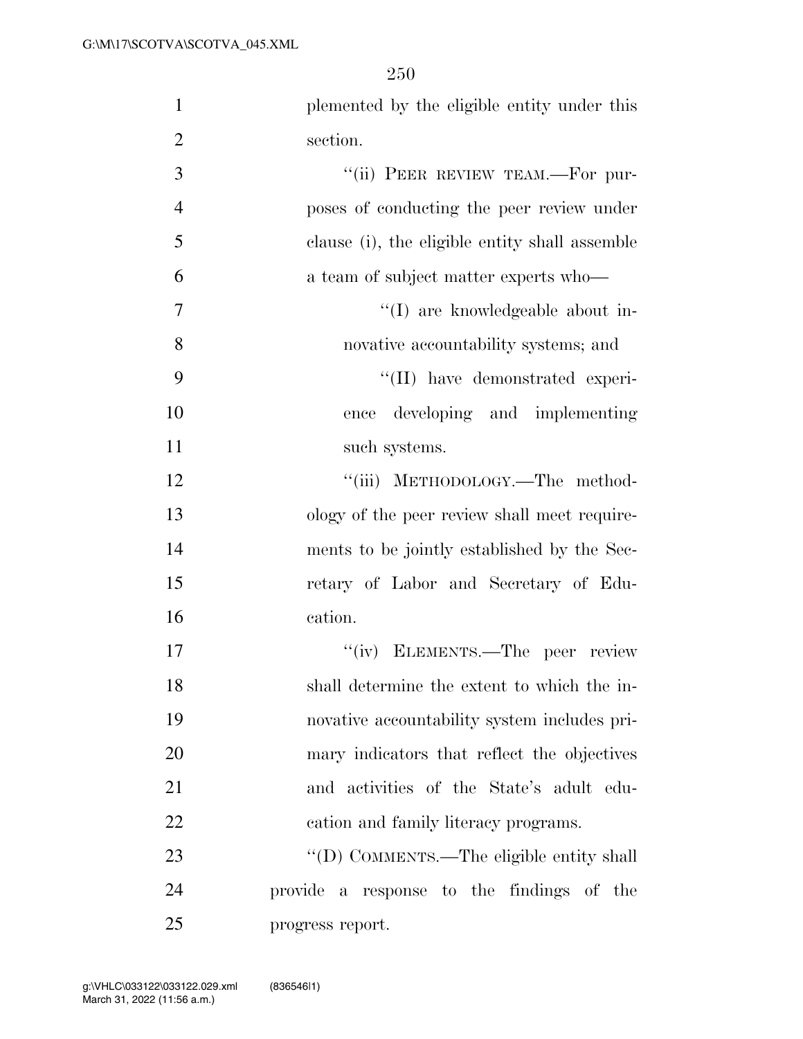plemented by the eligible entity under this section.

''(ii) PEER REVIEW TEAM.—For purposes of conducting the peer review under clause (i), the eligible entity shall assemble a team of subject matter experts who—

''(I) are knowledgeable about innovative accountability systems; and

''(II) have demonstrated experience developing and implementing such systems.

''(iii) METHODOLOGY.—The methodology of the peer review shall meet requirements to be jointly established by the Secretary of Labor and Secretary of Education.

''(iv) ELEMENTS.—The peer review shall determine the extent to which the innovative accountability system includes primary indicators that reflect the objectives and activities of the State's adult education and family literacy programs.

''(D) COMMENTS.—The eligible entity shall provide a response to the findings of the progress report.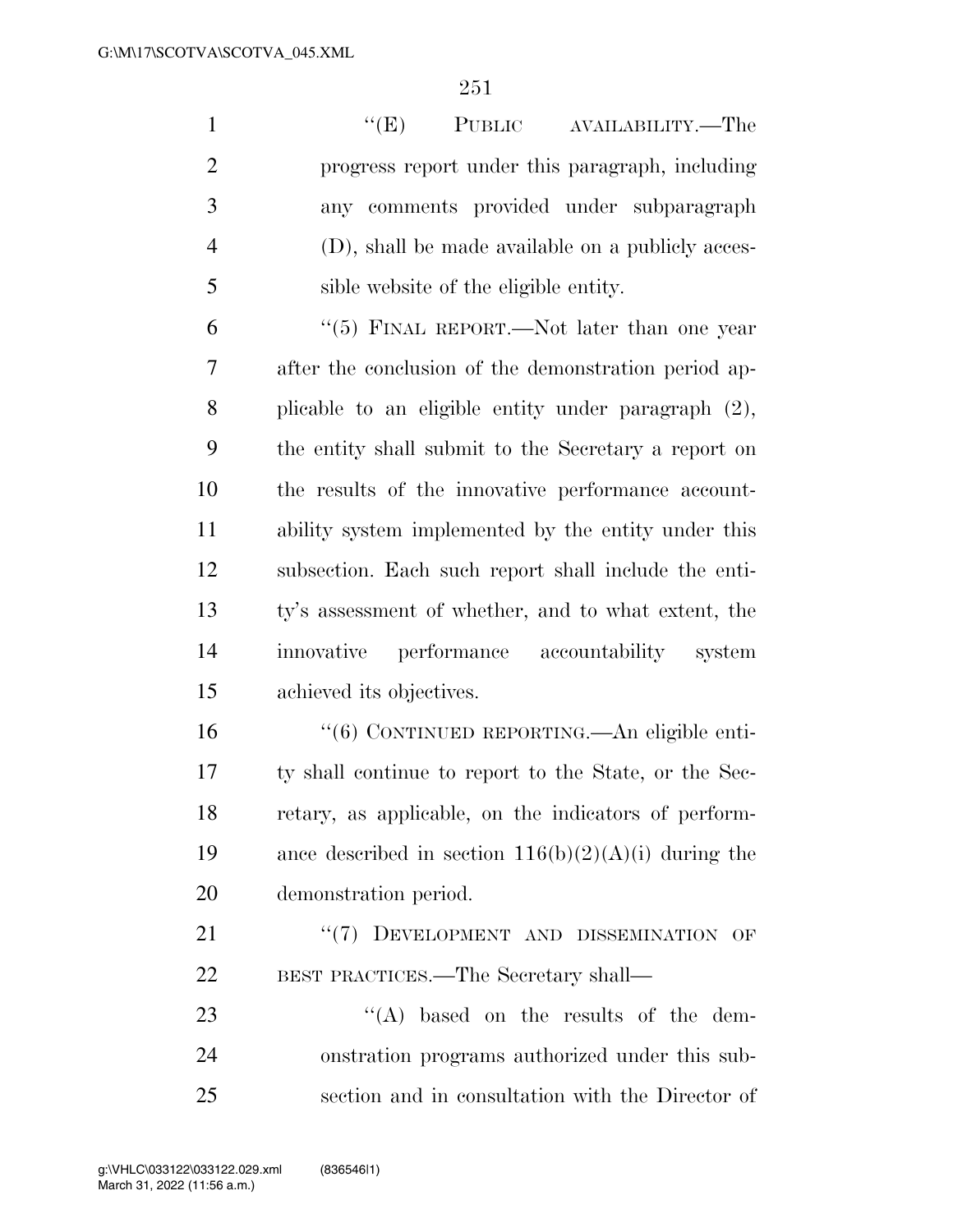"(E) PUBLIC AVAILABILITY.—The progress report under this paragraph, including any comments provided under subparagraph (D), shall be made available on a publicly accessible website of the eligible entity.

"(5) FINAL REPORT.—Not later than one year after the conclusion of the demonstration period applicable to an eligible entity under paragraph (2), the entity shall submit to the Secretary a report on the results of the innovative performance accountability system implemented by the entity under this subsection. Each such report shall include the entity's assessment of whether, and to what extent, the innovative performance accountability system achieved its objectives.

"(6) CONTINUED REPORTING.—An eligible entity shall continue to report to the State, or the Secretary, as applicable, on the indicators of performance described in section 116(b)(2)(A)(i) during the demonstration period.

"(7) DEVELOPMENT AND DISSEMINATION OF BEST PRACTICES.—The Secretary shall—

"(A) based on the results of the demonstration programs authorized under this subsection and in consultation with the Director of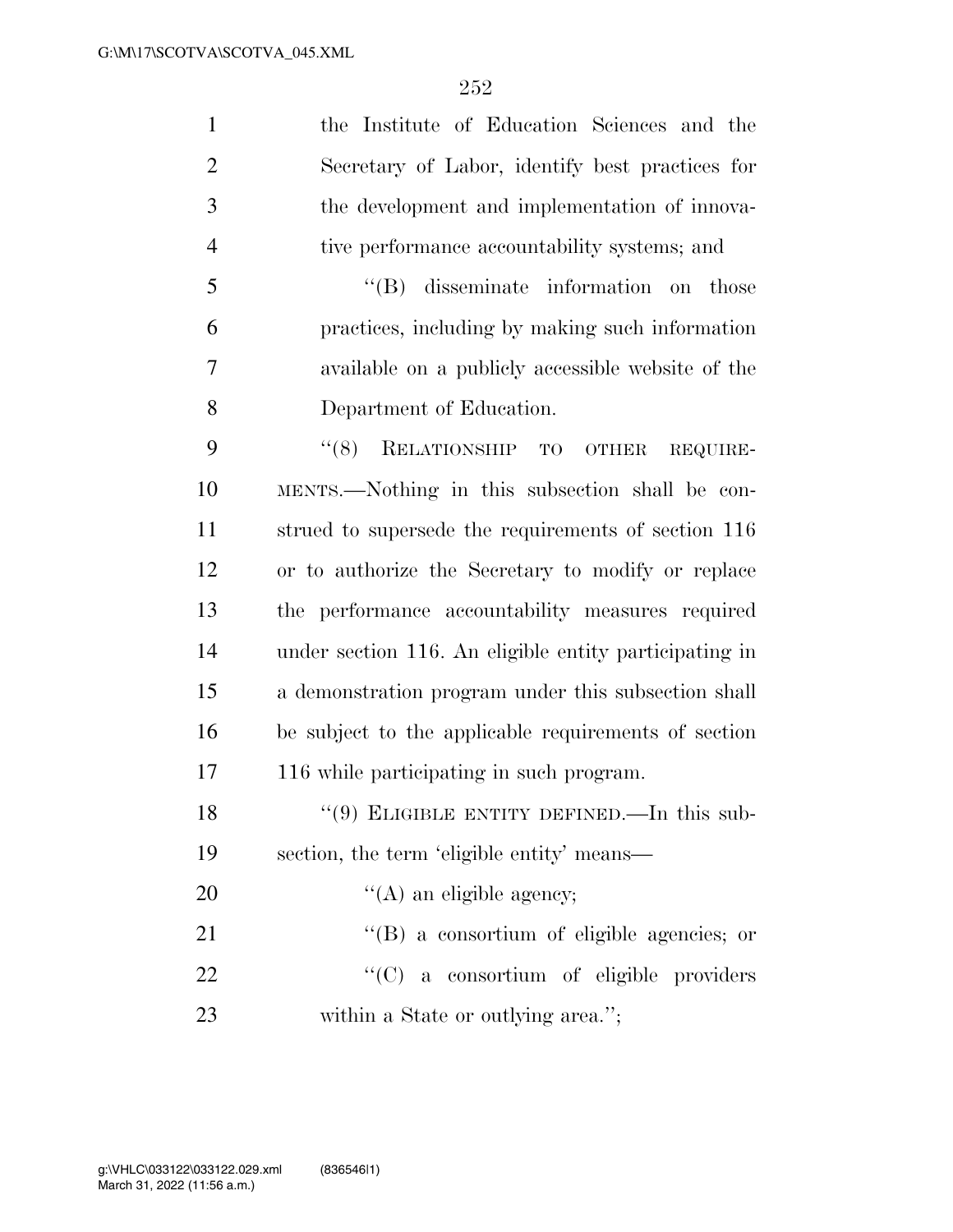the Institute of Education Sciences and the Secretary of Labor, identify best practices for the development and implementation of innovative performance accountability systems; and

''(B) disseminate information on those practices, including by making such information available on a publicly accessible website of the Department of Education.

''(8) RELATIONSHIP TO OTHER REQUIREMENTS.—Nothing in this subsection shall be construed to supersede the requirements of section 116 or to authorize the Secretary to modify or replace the performance accountability measures required under section 116. An eligible entity participating in a demonstration program under this subsection shall be subject to the applicable requirements of section 116 while participating in such program.

''(9) ELIGIBLE ENTITY DEFINED.—In this subsection, the term 'eligible entity' means—

''(A) an eligible agency;

''(B) a consortium of eligible agencies; or

''(C) a consortium of eligible providers within a State or outlying area.'';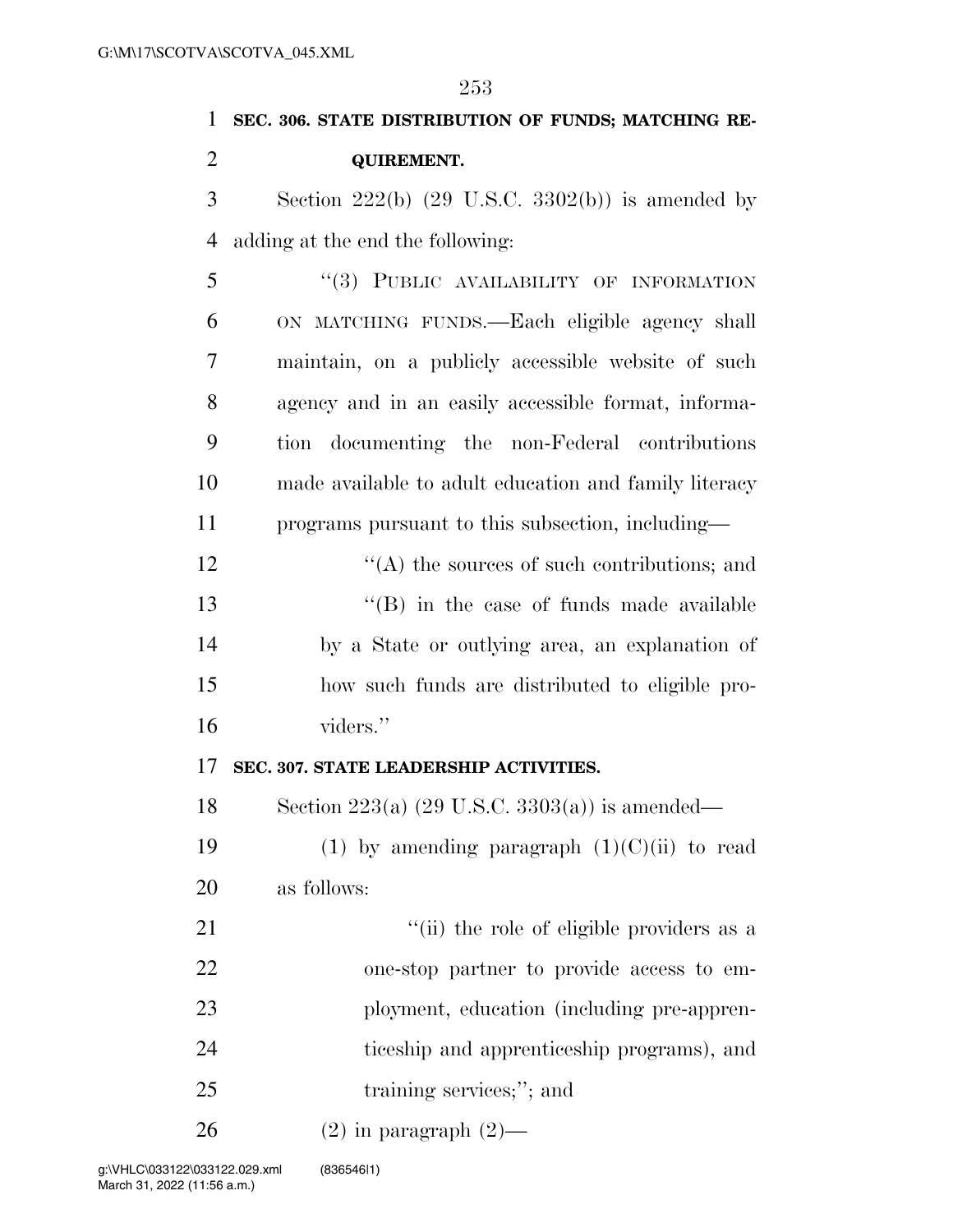**SEC. 306. STATE DISTRIBUTION OF FUNDS; MATCHING REQUIREMENT.**

Section 222(b) (29 U.S.C. 3302(b)) is amended by adding at the end the following:

"(3) PUBLIC AVAILABILITY OF INFORMATION ON MATCHING FUNDS.—Each eligible agency shall maintain, on a publicly accessible website of such agency and in an easily accessible format, information documenting the non-Federal contributions made available to adult education and family literacy programs pursuant to this subsection, including—

"(A) the sources of such contributions; and

"(B) in the case of funds made available by a State or outlying area, an explanation of how such funds are distributed to eligible providers."

**SEC. 307. STATE LEADERSHIP ACTIVITIES.**

Section 223(a) (29 U.S.C. 3303(a)) is amended—

(1) by amending paragraph (1)(C)(ii) to read as follows:

"(ii) the role of eligible providers as a one-stop partner to provide access to employment, education (including pre-apprenticeship and apprenticeship programs), and training services;"; and

(2) in paragraph (2)—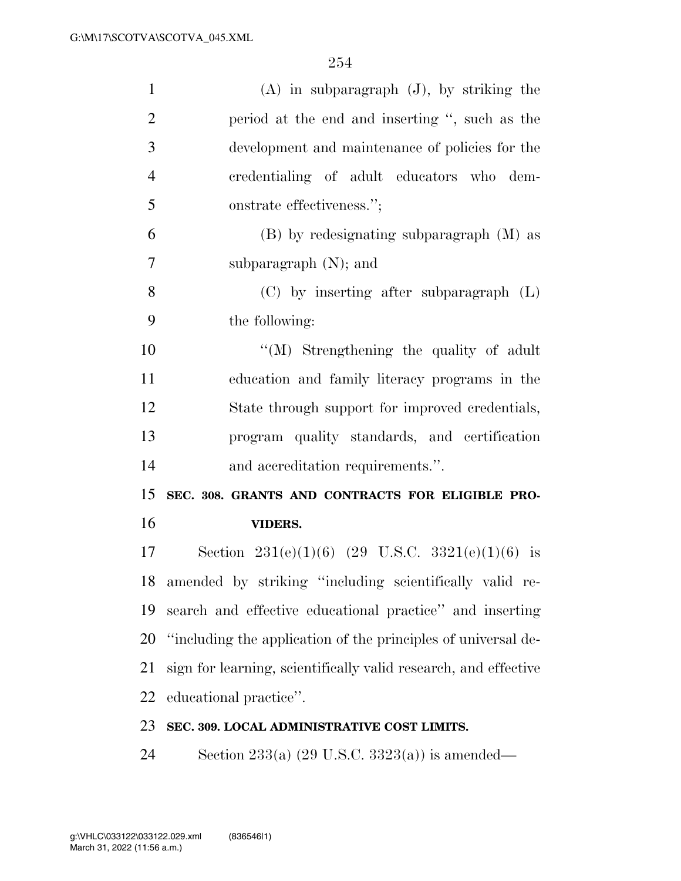(A) in subparagraph (J), by striking the period at the end and inserting ", such as the development and maintenance of policies for the credentialing of adult educators who demonstrate effectiveness.";

(B) by redesignating subparagraph (M) as subparagraph (N); and

(C) by inserting after subparagraph (L) the following:

"(M) Strengthening the quality of adult education and family literacy programs in the State through support for improved credentials, program quality standards, and certification and accreditation requirements.".

**SEC. 308. GRANTS AND CONTRACTS FOR ELIGIBLE PROVIDERS.**

Section 231(e)(1)(6) (29 U.S.C. 3321(e)(1)(6) is amended by striking "including scientifically valid research and effective educational practice" and inserting "including the application of the principles of universal design for learning, scientifically valid research, and effective educational practice".

**SEC. 309. LOCAL ADMINISTRATIVE COST LIMITS.**

Section 233(a) (29 U.S.C. 3323(a)) is amended—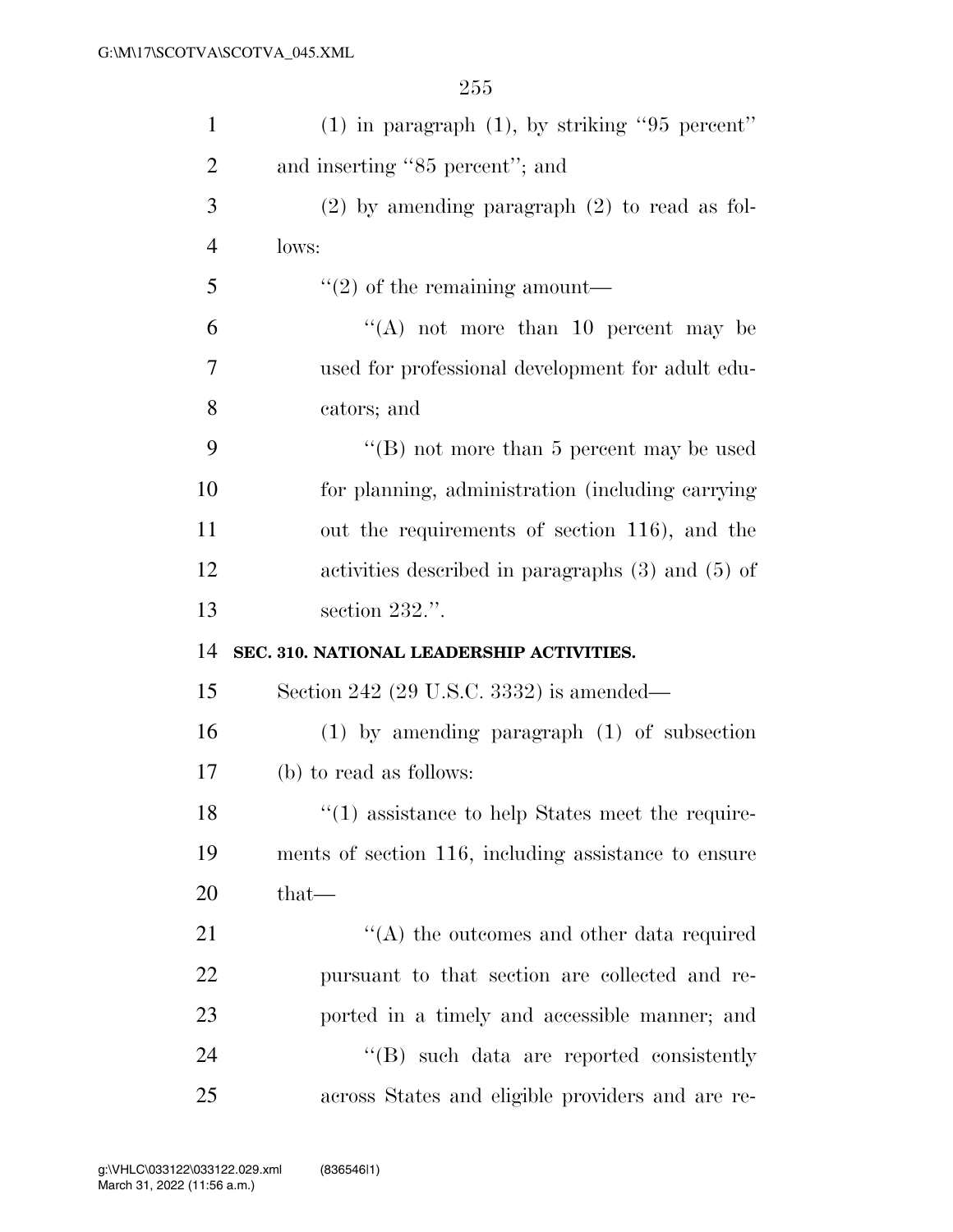(1) in paragraph (1), by striking ''95 percent'' and inserting ''85 percent''; and

(2) by amending paragraph (2) to read as follows:

''(2) of the remaining amount—

''(A) not more than 10 percent may be used for professional development for adult educators; and

''(B) not more than 5 percent may be used for planning, administration (including carrying out the requirements of section 116), and the activities described in paragraphs (3) and (5) of section 232.''.

**SEC. 310. NATIONAL LEADERSHIP ACTIVITIES.**

Section 242 (29 U.S.C. 3332) is amended—

(1) by amending paragraph (1) of subsection (b) to read as follows:

''(1) assistance to help States meet the requirements of section 116, including assistance to ensure that—

''(A) the outcomes and other data required pursuant to that section are collected and reported in a timely and accessible manner; and

''(B) such data are reported consistently across States and eligible providers and are re-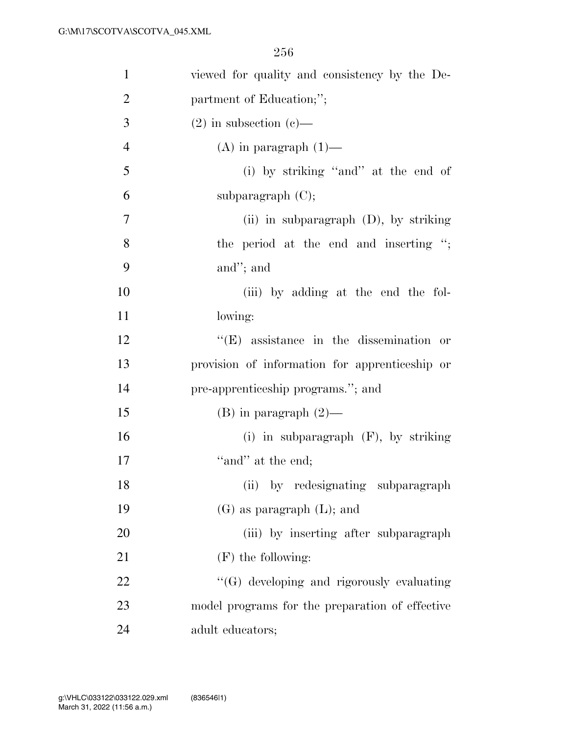viewed for quality and consistency by the Department of Education;'';

(2) in subsection (c)—

(A) in paragraph (1)—

(i) by striking ''and'' at the end of subparagraph (C);

(ii) in subparagraph (D), by striking the period at the end and inserting ''; and''; and

(iii) by adding at the end the following:

''(E) assistance in the dissemination or provision of information for apprenticeship or pre-apprenticeship programs.''; and

(B) in paragraph (2)—

(i) in subparagraph (F), by striking ''and'' at the end;

(ii) by redesignating subparagraph (G) as paragraph (L); and

(iii) by inserting after subparagraph (F) the following:

''(G) developing and rigorously evaluating model programs for the preparation of effective adult educators;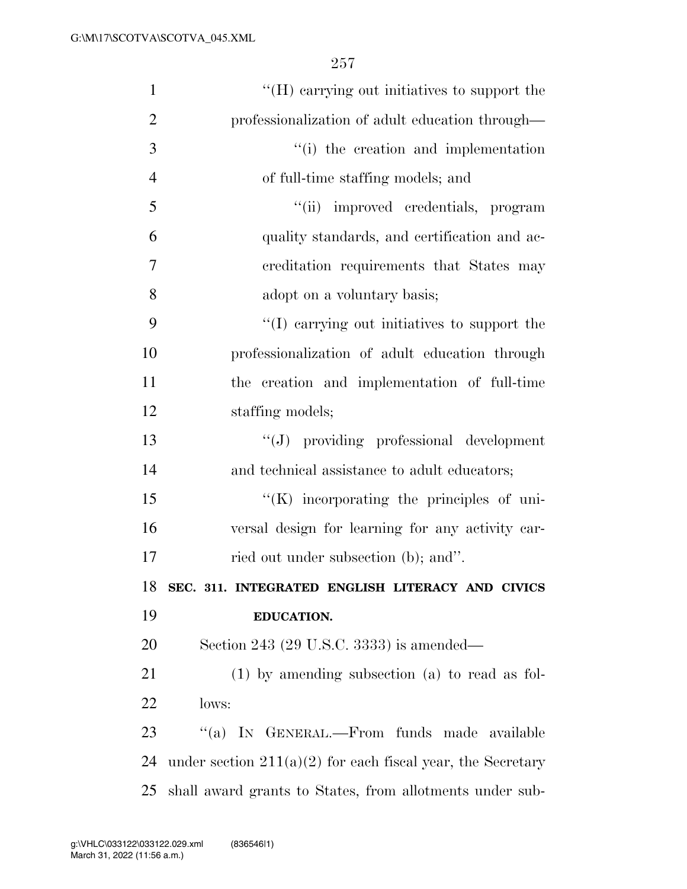''(H) carrying out initiatives to support the professionalization of adult education through—

''(i) the creation and implementation of full-time staffing models; and

''(ii) improved credentials, program quality standards, and certification and accreditation requirements that States may adopt on a voluntary basis;

''(I) carrying out initiatives to support the professionalization of adult education through the creation and implementation of full-time staffing models;

''(J) providing professional development and technical assistance to adult educators;

''(K) incorporating the principles of universal design for learning for any activity carried out under subsection (b); and''.

**SEC. 311. INTEGRATED ENGLISH LITERACY AND CIVICS EDUCATION.**

Section 243 (29 U.S.C. 3333) is amended—

(1) by amending subsection (a) to read as follows:

''(a) IN GENERAL.—From funds made available under section 211(a)(2) for each fiscal year, the Secretary shall award grants to States, from allotments under sub-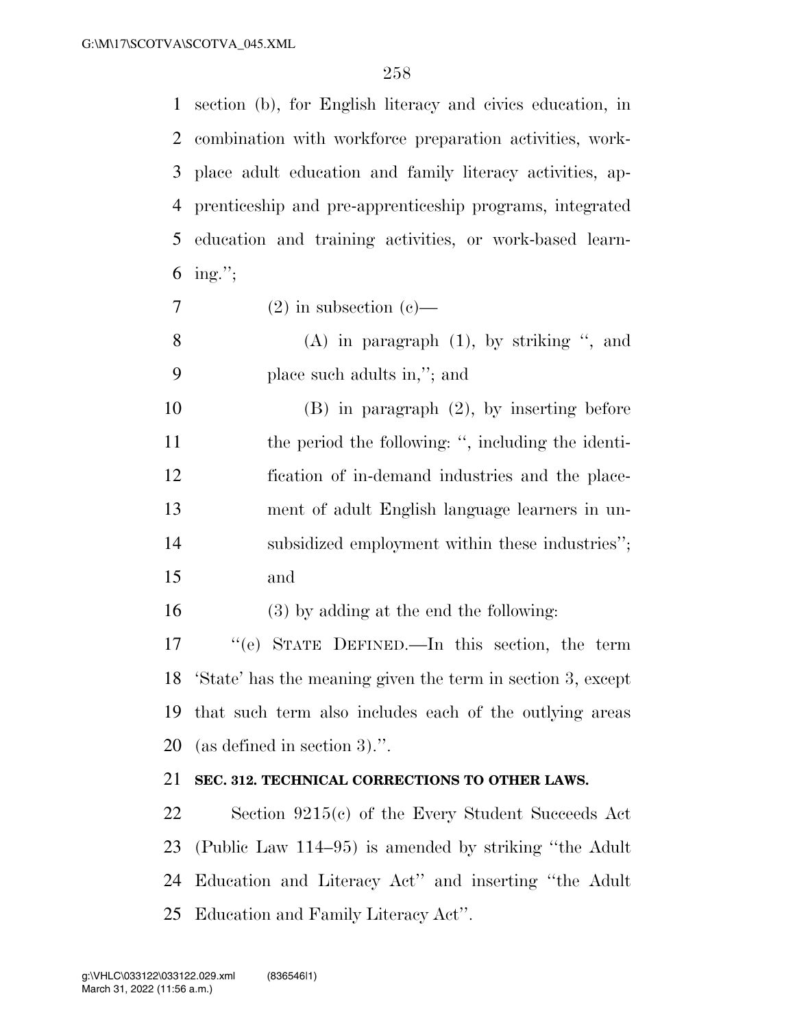section (b), for English literacy and civics education, in combination with workforce preparation activities, workplace adult education and family literacy activities, apprenticeship and pre-apprenticeship programs, integrated education and training activities, or work-based learning.'';

(2) in subsection (c)—

(A) in paragraph (1), by striking '', and place such adults in,''; and

(B) in paragraph (2), by inserting before the period the following: '', including the identification of in-demand industries and the placement of adult English language learners in unsubsidized employment within these industries''; and

(3) by adding at the end the following:

''(e) STATE DEFINED.—In this section, the term 'State' has the meaning given the term in section 3, except that such term also includes each of the outlying areas (as defined in section 3).''.

**SEC. 312. TECHNICAL CORRECTIONS TO OTHER LAWS.**

Section 9215(c) of the Every Student Succeeds Act (Public Law 114–95) is amended by striking ''the Adult Education and Literacy Act'' and inserting ''the Adult Education and Family Literacy Act''.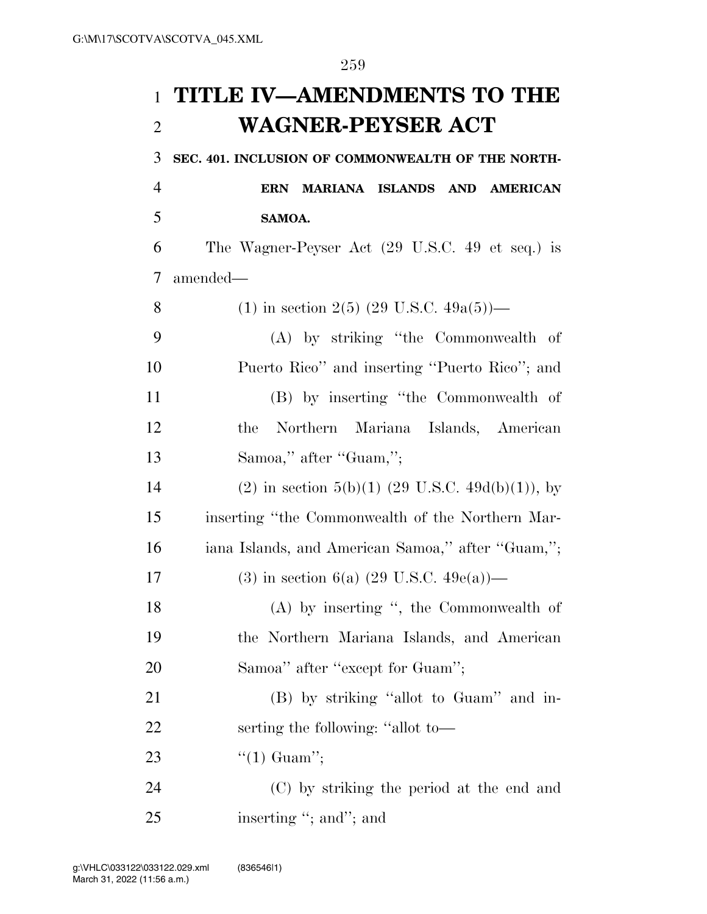# TITLE IV—AMENDMENTS TO THE WAGNER-PEYSER ACT

**SEC. 401. INCLUSION OF COMMONWEALTH OF THE NORTHERN MARIANA ISLANDS AND AMERICAN SAMOA.**

The Wagner-Peyser Act (29 U.S.C. 49 et seq.) is amended—

(1) in section 2(5) (29 U.S.C. 49a(5))—

(A) by striking "the Commonwealth of Puerto Rico" and inserting "Puerto Rico"; and

(B) by inserting "the Commonwealth of the Northern Mariana Islands, American Samoa," after "Guam,";

(2) in section 5(b)(1) (29 U.S.C. 49d(b)(1)), by inserting "the Commonwealth of the Northern Mariana Islands, and American Samoa," after "Guam,";

(3) in section 6(a) (29 U.S.C. 49e(a))—

(A) by inserting ", the Commonwealth of the Northern Mariana Islands, and American Samoa" after "except for Guam";

(B) by striking "allot to Guam" and inserting the following: "allot to—

"(1) Guam";

(C) by striking the period at the end and inserting "; and"; and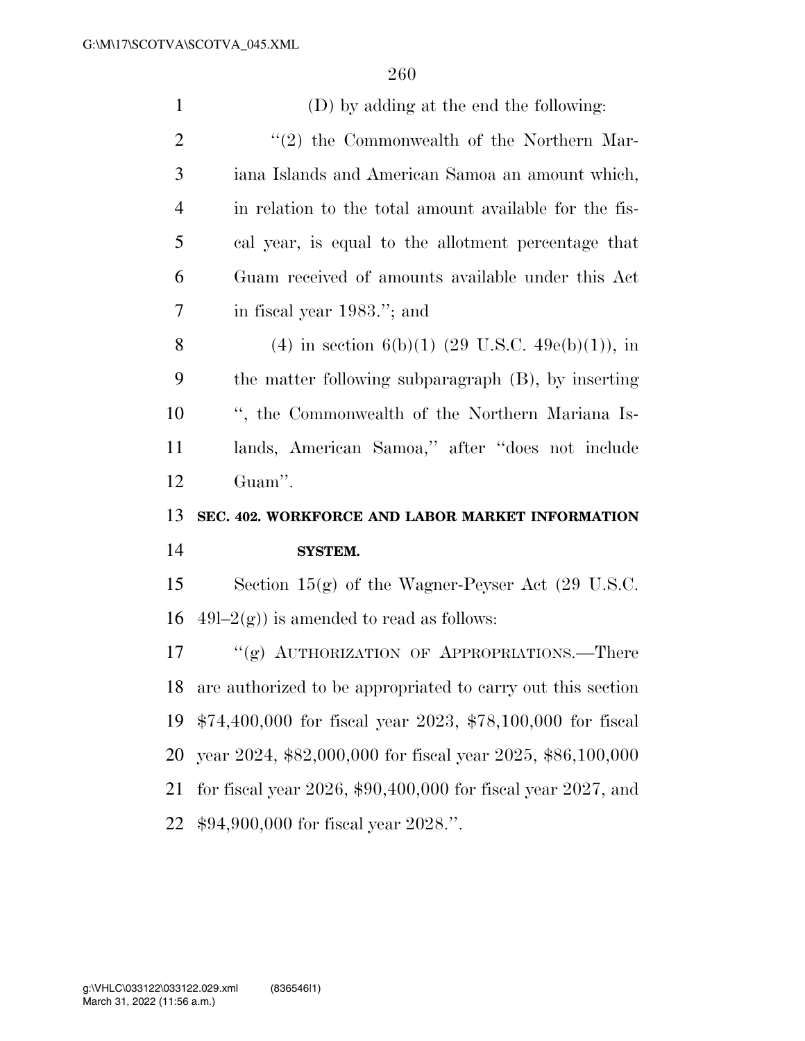(D) by adding at the end the following:

"(2) the Commonwealth of the Northern Mariana Islands and American Samoa an amount which, in relation to the total amount available for the fiscal year, is equal to the allotment percentage that Guam received of amounts available under this Act in fiscal year 1983."; and

(4) in section 6(b)(1) (29 U.S.C. 49e(b)(1)), in the matter following subparagraph (B), by inserting ", the Commonwealth of the Northern Mariana Islands, American Samoa," after "does not include Guam".

**SEC. 402. WORKFORCE AND LABOR MARKET INFORMATION SYSTEM.**

Section 15(g) of the Wagner-Peyser Act (29 U.S.C. 49l–2(g)) is amended to read as follows:

"(g) AUTHORIZATION OF APPROPRIATIONS.—There are authorized to be appropriated to carry out this section $74,400,000 for fiscal year 2023, $78,100,000 for fiscal year 2024, $82,000,000 for fiscal year 2025, $86,100,000 for fiscal year 2026, $90,400,000 for fiscal year 2027, and $94,900,000 for fiscal year 2028.".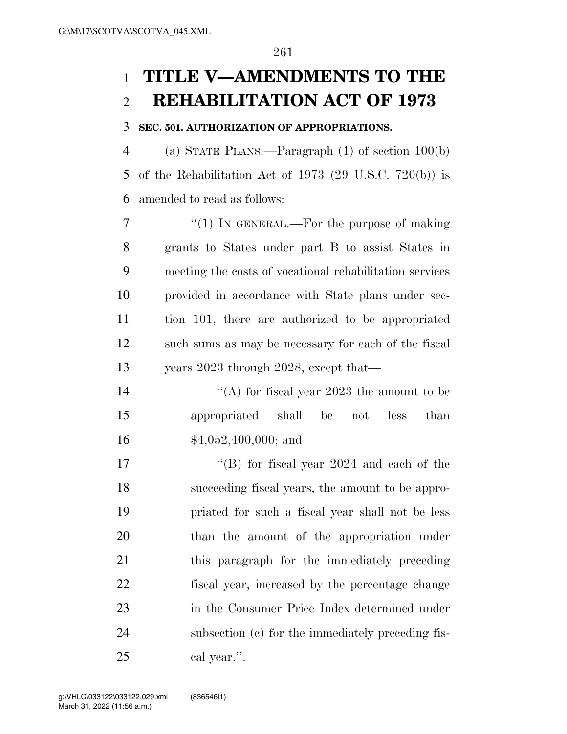# TITLE V—AMENDMENTS TO THE REHABILITATION ACT OF 1973

### SEC. 501. AUTHORIZATION OF APPROPRIATIONS.

(a) STATE PLANS.—Paragraph (1) of section 100(b) of the Rehabilitation Act of 1973 (29 U.S.C. 720(b)) is amended to read as follows:

"(1) IN GENERAL.—For the purpose of making grants to States under part B to assist States in meeting the costs of vocational rehabilitation services provided in accordance with State plans under section 101, there are authorized to be appropriated such sums as may be necessary for each of the fiscal years 2023 through 2028, except that—

"(A) for fiscal year 2023 the amount to be appropriated shall be not less than $4,052,400,000; and

"(B) for fiscal year 2024 and each of the succeeding fiscal years, the amount to be appropriated for such a fiscal year shall not be less than the amount of the appropriation under this paragraph for the immediately preceding fiscal year, increased by the percentage change in the Consumer Price Index determined under subsection (c) for the immediately preceding fiscal year.".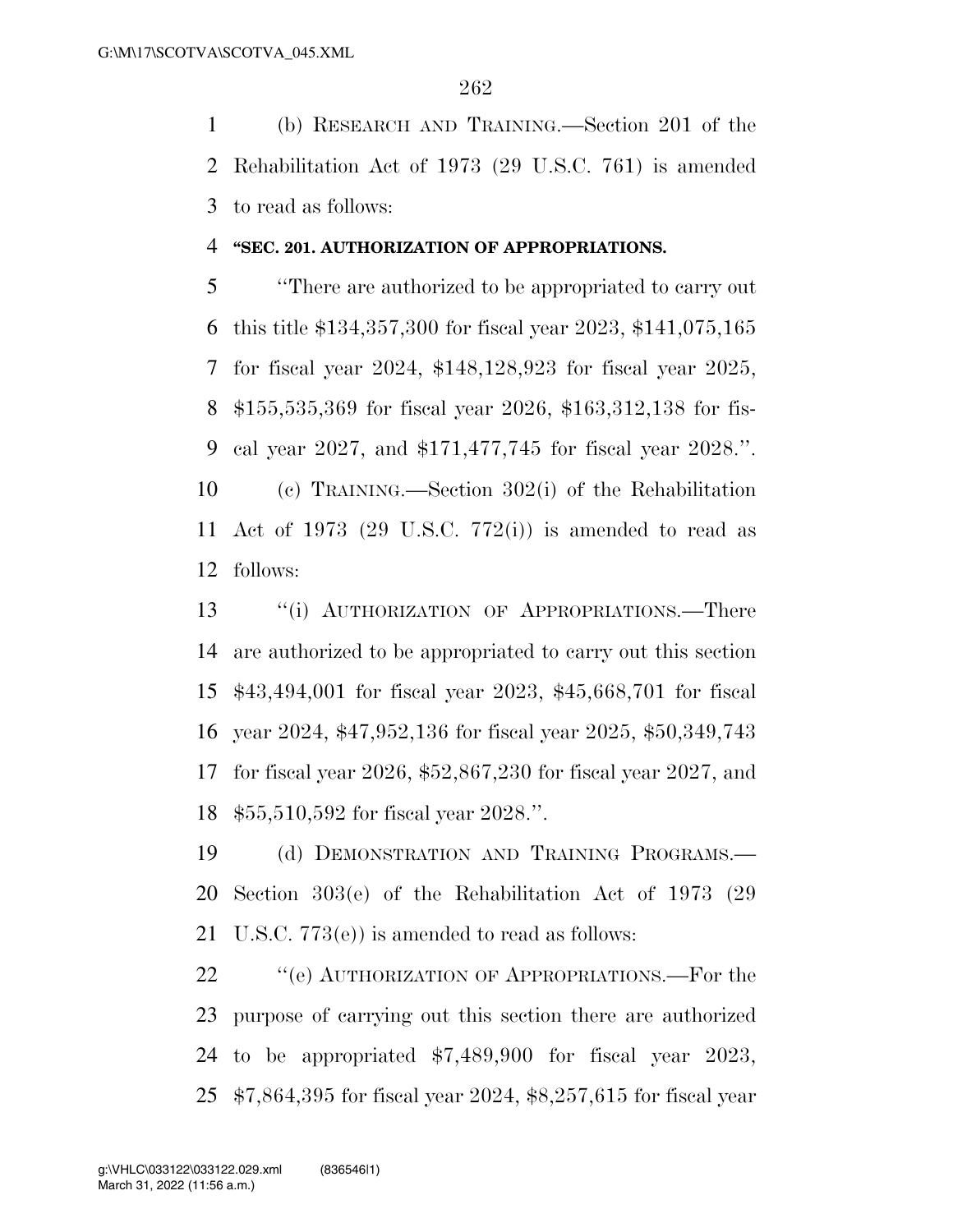(b) RESEARCH AND TRAINING.—Section 201 of the Rehabilitation Act of 1973 (29 U.S.C. 761) is amended to read as follows:

**"SEC. 201. AUTHORIZATION OF APPROPRIATIONS.**

"There are authorized to be appropriated to carry out this title $134,357,300 for fiscal year 2023, $141,075,165 for fiscal year 2024, $148,128,923 for fiscal year 2025, $155,535,369 for fiscal year 2026, $163,312,138 for fiscal year 2027, and $171,477,745 for fiscal year 2028.".

(c) TRAINING.—Section 302(i) of the Rehabilitation Act of 1973 (29 U.S.C. 772(i)) is amended to read as follows:

"(i) AUTHORIZATION OF APPROPRIATIONS.—There are authorized to be appropriated to carry out this section $43,494,001 for fiscal year 2023, $45,668,701 for fiscal year 2024, $47,952,136 for fiscal year 2025, $50,349,743 for fiscal year 2026, $52,867,230 for fiscal year 2027, and $55,510,592 for fiscal year 2028.".

(d) DEMONSTRATION AND TRAINING PROGRAMS.—Section 303(e) of the Rehabilitation Act of 1973 (29 U.S.C. 773(e)) is amended to read as follows:

"(e) AUTHORIZATION OF APPROPRIATIONS.—For the purpose of carrying out this section there are authorized to be appropriated $7,489,900 for fiscal year 2023, $7,864,395 for fiscal year 2024, $8,257,615 for fiscal year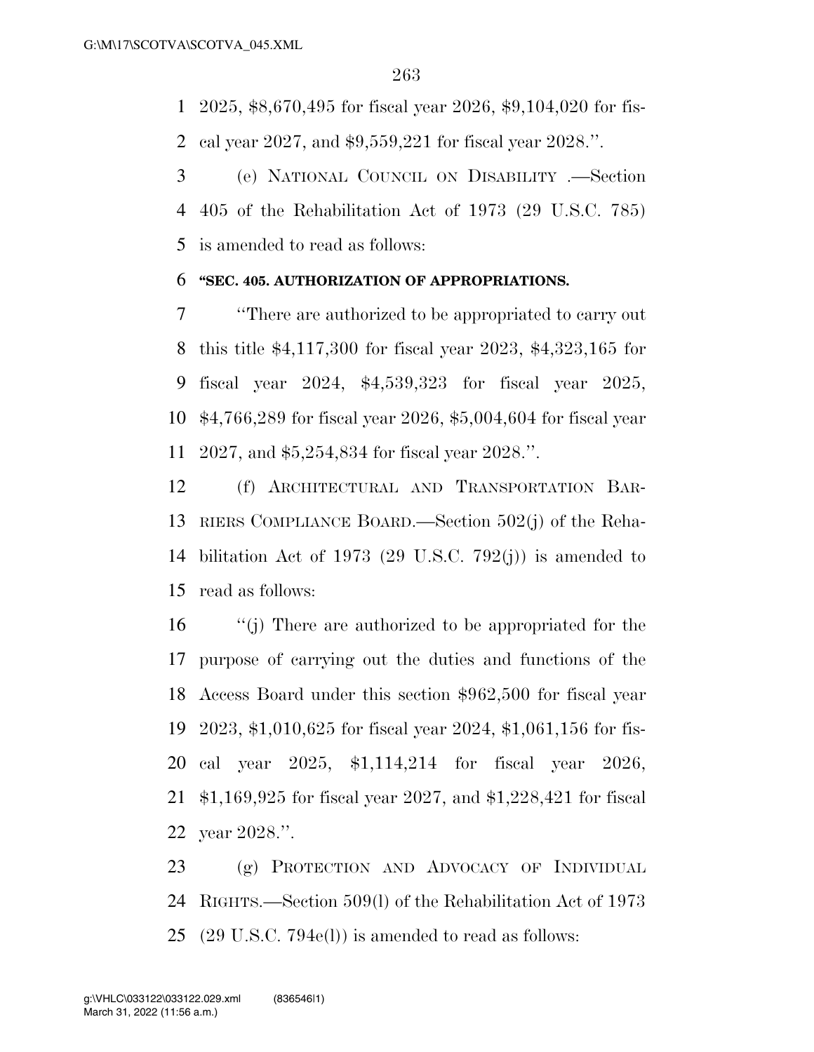2025, $8,670,495 for fiscal year 2026, $9,104,020 for fiscal year 2027, and $9,559,221 for fiscal year 2028.''.

(e) NATIONAL COUNCIL ON DISABILITY .—Section 405 of the Rehabilitation Act of 1973 (29 U.S.C. 785) is amended to read as follows:

**''SEC. 405. AUTHORIZATION OF APPROPRIATIONS.**

''There are authorized to be appropriated to carry out this title $4,117,300 for fiscal year 2023, $4,323,165 for fiscal year 2024, $4,539,323 for fiscal year 2025, $4,766,289 for fiscal year 2026, $5,004,604 for fiscal year 2027, and $5,254,834 for fiscal year 2028.''.

(f) ARCHITECTURAL AND TRANSPORTATION BARRIERS COMPLIANCE BOARD.—Section 502(j) of the Rehabilitation Act of 1973 (29 U.S.C. 792(j)) is amended to read as follows:

''(j) There are authorized to be appropriated for the purpose of carrying out the duties and functions of the Access Board under this section $962,500 for fiscal year 2023, $1,010,625 for fiscal year 2024, $1,061,156 for fiscal year 2025, $1,114,214 for fiscal year 2026, $1,169,925 for fiscal year 2027, and $1,228,421 for fiscal year 2028.''.

(g) PROTECTION AND ADVOCACY OF INDIVIDUAL RIGHTS.—Section 509(l) of the Rehabilitation Act of 1973 (29 U.S.C. 794e(l)) is amended to read as follows: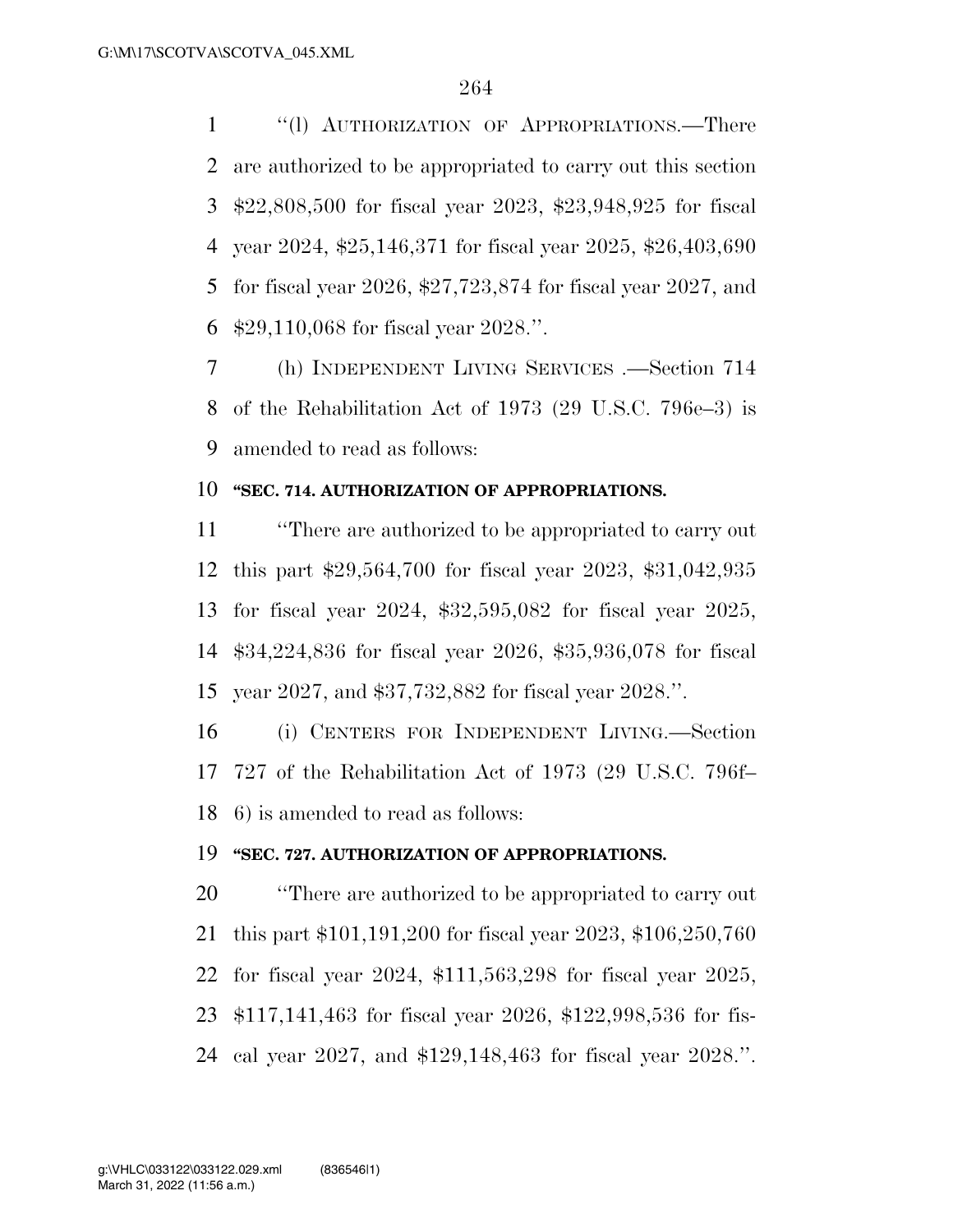"(l) AUTHORIZATION OF APPROPRIATIONS.—There are authorized to be appropriated to carry out this section $22,808,500 for fiscal year 2023, $23,948,925 for fiscal year 2024, $25,146,371 for fiscal year 2025, $26,403,690 for fiscal year 2026, $27,723,874 for fiscal year 2027, and $29,110,068 for fiscal year 2028.".

(h) INDEPENDENT LIVING SERVICES .—Section 714 of the Rehabilitation Act of 1973 (29 U.S.C. 796e–3) is amended to read as follows:

**"SEC. 714. AUTHORIZATION OF APPROPRIATIONS.**

"There are authorized to be appropriated to carry out this part $29,564,700 for fiscal year 2023, $31,042,935 for fiscal year 2024, $32,595,082 for fiscal year 2025, $34,224,836 for fiscal year 2026, $35,936,078 for fiscal year 2027, and $37,732,882 for fiscal year 2028.".

(i) CENTERS FOR INDEPENDENT LIVING.—Section 727 of the Rehabilitation Act of 1973 (29 U.S.C. 796f–6) is amended to read as follows:

**"SEC. 727. AUTHORIZATION OF APPROPRIATIONS.**

"There are authorized to be appropriated to carry out this part $101,191,200 for fiscal year 2023, $106,250,760 for fiscal year 2024, $111,563,298 for fiscal year 2025, $117,141,463 for fiscal year 2026, $122,998,536 for fiscal year 2027, and $129,148,463 for fiscal year 2028.".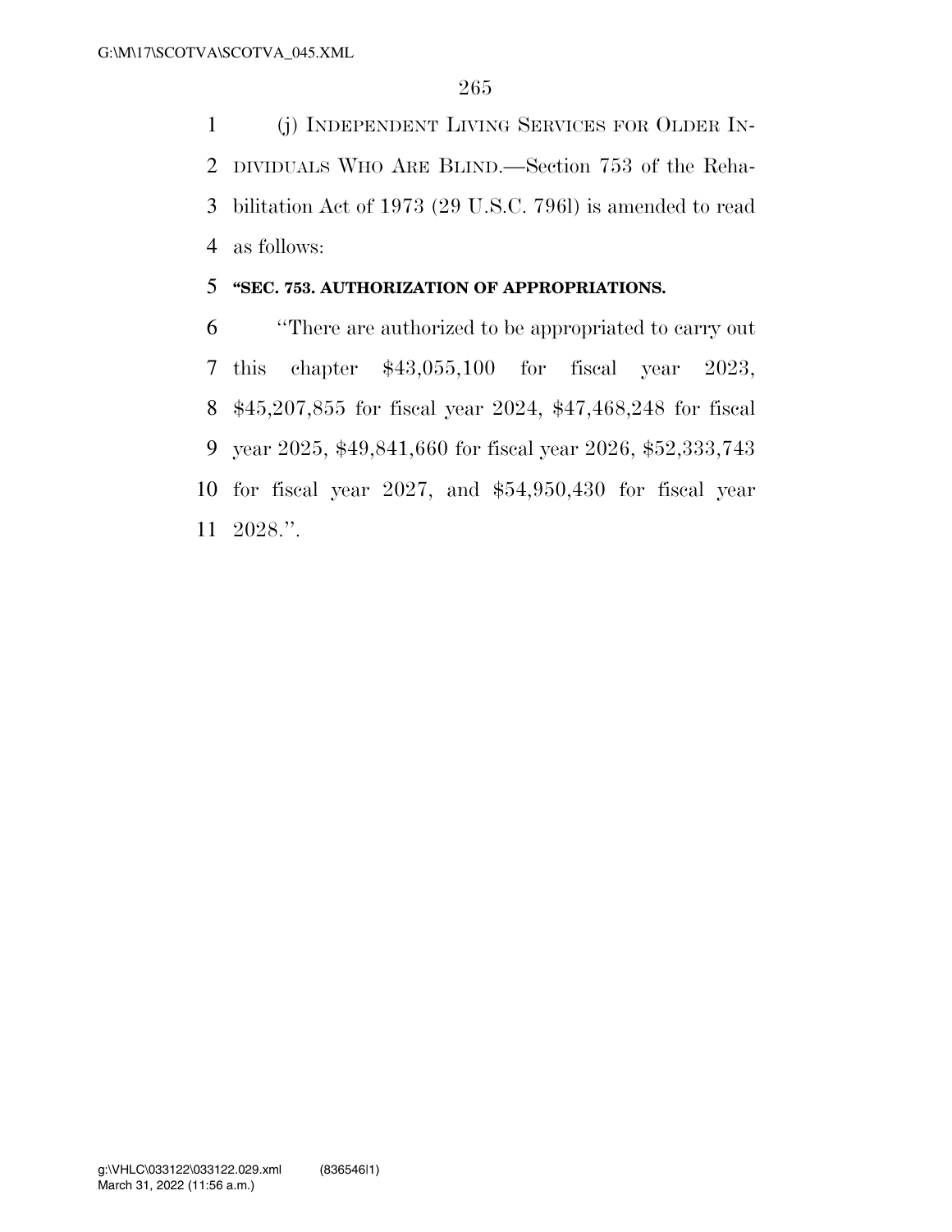(j) INDEPENDENT LIVING SERVICES FOR OLDER INDIVIDUALS WHO ARE BLIND.—Section 753 of the Rehabilitation Act of 1973 (29 U.S.C. 796l) is amended to read as follows:

**"SEC. 753. AUTHORIZATION OF APPROPRIATIONS.**

"There are authorized to be appropriated to carry out this chapter $43,055,100 for fiscal year 2023, $45,207,855 for fiscal year 2024, $47,468,248 for fiscal year 2025, $49,841,660 for fiscal year 2026, $52,333,743 for fiscal year 2027, and $54,950,430 for fiscal year 2028.".